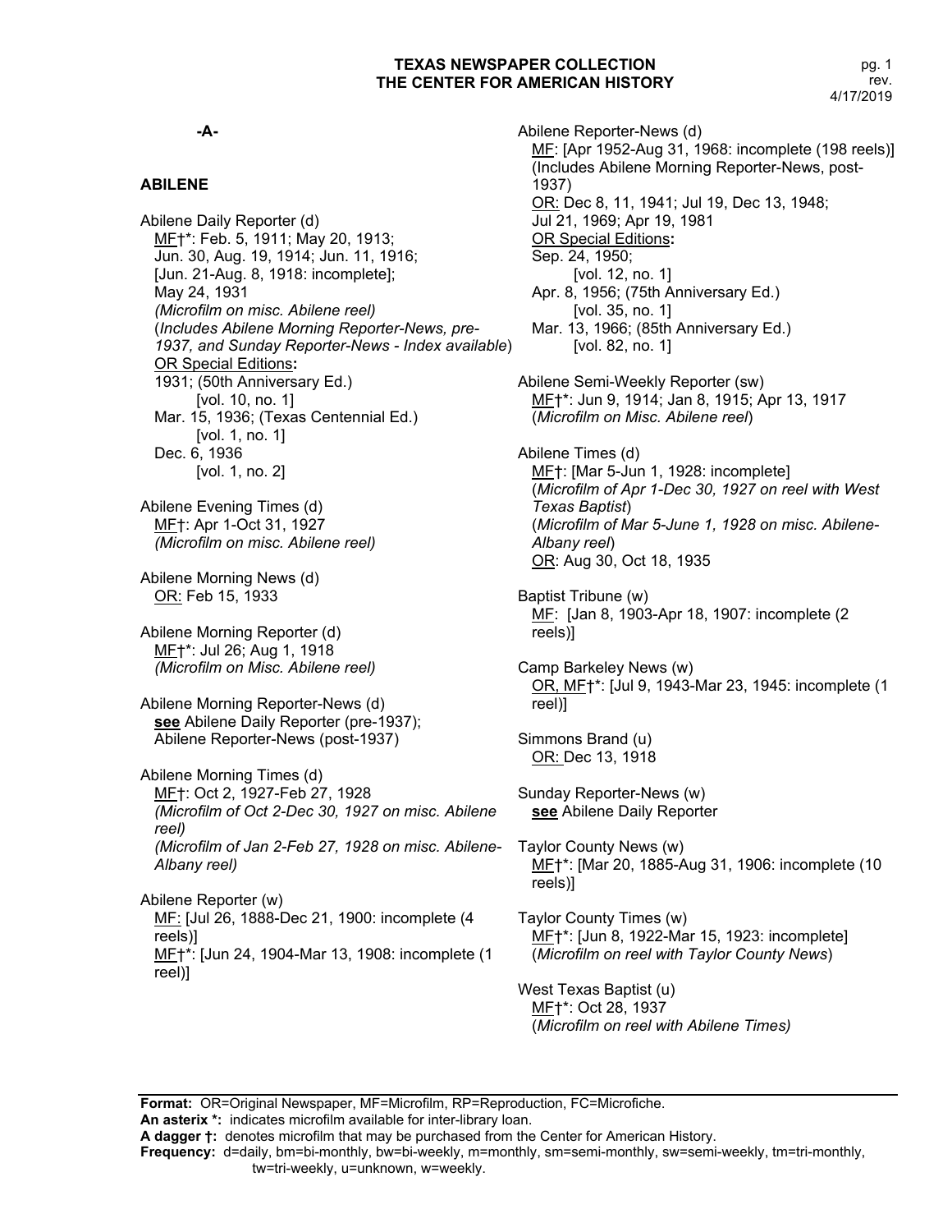# -A-

## ABILENE

Abilene Daily Reporter (d)
<u>MF</u>†*: Feb. 5, 1911; May 20, 1913; Jun. 30, Aug. 19, 1914; Jun. 11, 1916; [Jun. 21-Aug. 8, 1918: incomplete]; May 24, 1931
*(Microfilm on misc. Abilene reel)*
(*Includes Abilene Morning Reporter-News, pre-1937, and Sunday Reporter-News - Index available*)
<u>OR Special Editions</u>**:**
1931; (50th Anniversary Ed.)
[vol. 10, no. 1]
Mar. 15, 1936; (Texas Centennial Ed.)
[vol. 1, no. 1]
Dec. 6, 1936
[vol. 1, no. 2]

Abilene Evening Times (d)
<u>MF</u>†: Apr 1-Oct 31, 1927
*(Microfilm on misc. Abilene reel)*

Abilene Morning News (d)
<u>OR:</u> Feb 15, 1933

Abilene Morning Reporter (d)
<u>MF</u>†*: Jul 26; Aug 1, 1918
*(Microfilm on Misc. Abilene reel)*

Abilene Morning Reporter-News (d)
**<u>see</u>** Abilene Daily Reporter (pre-1937); Abilene Reporter-News (post-1937)

Abilene Morning Times (d)
<u>MF</u>†: Oct 2, 1927-Feb 27, 1928
*(Microfilm of Oct 2-Dec 30, 1927 on misc. Abilene reel)*
*(Microfilm of Jan 2-Feb 27, 1928 on misc. Abilene-Albany reel)*

Abilene Reporter (w)
<u>MF:</u> [Jul 26, 1888-Dec 21, 1900: incomplete (4 reels)]
<u>MF</u>†*: [Jun 24, 1904-Mar 13, 1908: incomplete (1 reel)]

Abilene Reporter-News (d)
<u>MF</u>: [Apr 1952-Aug 31, 1968: incomplete (198 reels)]
(Includes Abilene Morning Reporter-News, post-1937)
<u>OR:</u> Dec 8, 11, 1941; Jul 19, Dec 13, 1948; Jul 21, 1969; Apr 19, 1981
<u>OR Special Editions</u>**:**
Sep. 24, 1950;
[vol. 12, no. 1]
Apr. 8, 1956; (75th Anniversary Ed.)
[vol. 35, no. 1]
Mar. 13, 1966; (85th Anniversary Ed.)
[vol. 82, no. 1]

Abilene Semi-Weekly Reporter (sw)
<u>MF</u>†*: Jun 9, 1914; Jan 8, 1915; Apr 13, 1917
(*Microfilm on Misc. Abilene reel*)

Abilene Times (d)
<u>MF</u>†: [Mar 5-Jun 1, 1928: incomplete]
(*Microfilm of Apr 1-Dec 30, 1927 on reel with West Texas Baptist*)
(*Microfilm of Mar 5-June 1, 1928 on misc. Abilene-Albany reel*)
<u>OR</u>: Aug 30, Oct 18, 1935

Baptist Tribune (w)
<u>MF</u>: [Jan 8, 1903-Apr 18, 1907: incomplete (2 reels)]

Camp Barkeley News (w)
<u>OR, MF</u>†*: [Jul 9, 1943-Mar 23, 1945: incomplete (1 reel)]

Simmons Brand (u)
<u>OR:</u> Dec 13, 1918

Sunday Reporter-News (w)
**<u>see</u>** Abilene Daily Reporter

Taylor County News (w)
<u>MF</u>†*: [Mar 20, 1885-Aug 31, 1906: incomplete (10 reels)]

Taylor County Times (w)
<u>MF</u>†*: [Jun 8, 1922-Mar 15, 1923: incomplete]
(*Microfilm on reel with Taylor County News*)

West Texas Baptist (u)
<u>MF</u>†*: Oct 28, 1937
(*Microfilm on reel with Abilene Times)*

---

**Format:** OR=Original Newspaper, MF=Microfilm, RP=Reproduction, FC=Microfiche.
**An asterix *:** indicates microfilm available for inter-library loan.
**A dagger †:** denotes microfilm that may be purchased from the Center for American History.
**Frequency:** d=daily, bm=bi-monthly, bw=bi-weekly, m=monthly, sm=semi-monthly, sw=semi-weekly, tm=tri-monthly, tw=tri-weekly, u=unknown, w=weekly.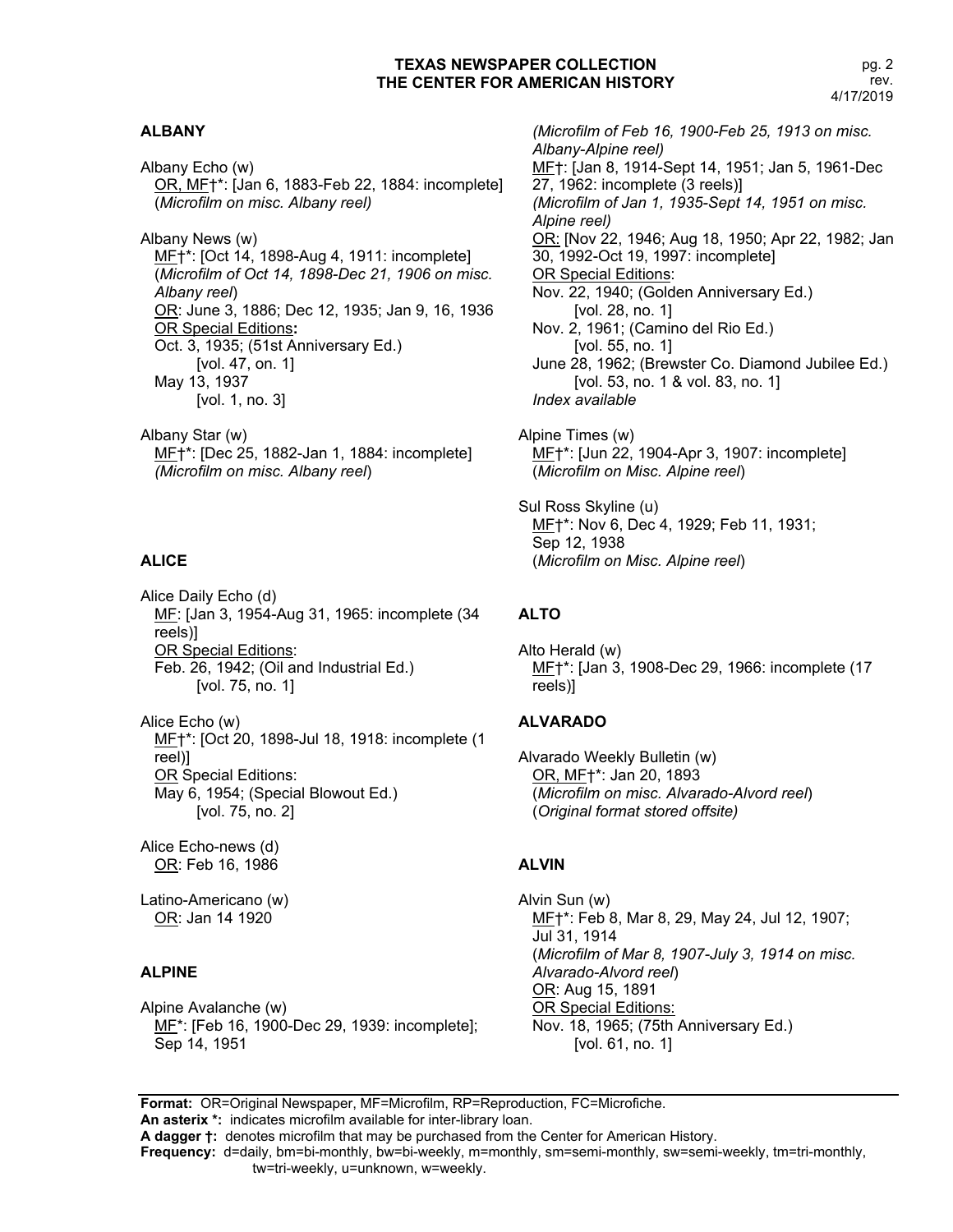## ALBANY

Albany Echo (w)
<u>OR, MF</u>†*: [Jan 6, 1883-Feb 22, 1884: incomplete]
(*Microfilm on misc. Albany reel)*

Albany News (w)
<u>MF</u>†*: [Oct 14, 1898-Aug 4, 1911: incomplete]
(*Microfilm of Oct 14, 1898-Dec 21, 1906 on misc. Albany reel*)
<u>OR</u>: June 3, 1886; Dec 12, 1935; Jan 9, 16, 1936
<u>OR Special Editions</u>**:**
Oct. 3, 1935; (51st Anniversary Ed.)
[vol. 47, on. 1]
May 13, 1937
[vol. 1, no. 3]

Albany Star (w)
<u>MF</u>†*: [Dec 25, 1882-Jan 1, 1884: incomplete]
*(Microfilm on misc. Albany reel*)

## ALICE

Alice Daily Echo (d)
<u>MF</u>: [Jan 3, 1954-Aug 31, 1965: incomplete (34 reels)]
<u>OR Special Editions</u>:
Feb. 26, 1942; (Oil and Industrial Ed.)
[vol. 75, no. 1]

Alice Echo (w)
<u>MF</u>†*: [Oct 20, 1898-Jul 18, 1918: incomplete (1 reel)]
<u>OR</u> Special Editions:
May 6, 1954; (Special Blowout Ed.)
[vol. 75, no. 2]

Alice Echo-news (d)
<u>OR</u>: Feb 16, 1986

Latino-Americano (w)
<u>OR</u>: Jan 14 1920

## ALPINE

Alpine Avalanche (w)
<u>MF</u>*: [Feb 16, 1900-Dec 29, 1939: incomplete]; Sep 14, 1951
*(Microfilm of Feb 16, 1900-Feb 25, 1913 on misc. Albany-Alpine reel)*
<u>MF</u>†: [Jan 8, 1914-Sept 14, 1951; Jan 5, 1961-Dec 27, 1962: incomplete (3 reels)]
*(Microfilm of Jan 1, 1935-Sept 14, 1951 on misc. Alpine reel)*
<u>OR:</u> [Nov 22, 1946; Aug 18, 1950; Apr 22, 1982; Jan 30, 1992-Oct 19, 1997: incomplete]
<u>OR Special Editions</u>:
Nov. 22, 1940; (Golden Anniversary Ed.)
[vol. 28, no. 1]
Nov. 2, 1961; (Camino del Rio Ed.)
[vol. 55, no. 1]
June 28, 1962; (Brewster Co. Diamond Jubilee Ed.)
[vol. 53, no. 1 & vol. 83, no. 1]
*Index available*

Alpine Times (w)
<u>MF</u>†*: [Jun 22, 1904-Apr 3, 1907: incomplete]
(*Microfilm on Misc. Alpine reel*)

Sul Ross Skyline (u)
<u>MF</u>†*: Nov 6, Dec 4, 1929; Feb 11, 1931; Sep 12, 1938
(*Microfilm on Misc. Alpine reel*)

## ALTO

Alto Herald (w)
<u>MF</u>†*: [Jan 3, 1908-Dec 29, 1966: incomplete (17 reels)]

## ALVARADO

Alvarado Weekly Bulletin (w)
<u>OR, MF</u>†*: Jan 20, 1893
(*Microfilm on misc. Alvarado-Alvord reel*)
(*Original format stored offsite)*

## ALVIN

Alvin Sun (w)
<u>MF</u>†*: Feb 8, Mar 8, 29, May 24, Jul 12, 1907; Jul 31, 1914
(*Microfilm of Mar 8, 1907-July 3, 1914 on misc. Alvarado-Alvord reel*)
<u>OR</u>: Aug 15, 1891
<u>OR Special Editions:</u>
Nov. 18, 1965; (75th Anniversary Ed.)
[vol. 61, no. 1]

---

**Format:** OR=Original Newspaper, MF=Microfilm, RP=Reproduction, FC=Microfiche.
**An asterix *:** indicates microfilm available for inter-library loan.
**A dagger †:** denotes microfilm that may be purchased from the Center for American History.
**Frequency:** d=daily, bm=bi-monthly, bw=bi-weekly, m=monthly, sm=semi-monthly, sw=semi-weekly, tm=tri-monthly, tw=tri-weekly, u=unknown, w=weekly.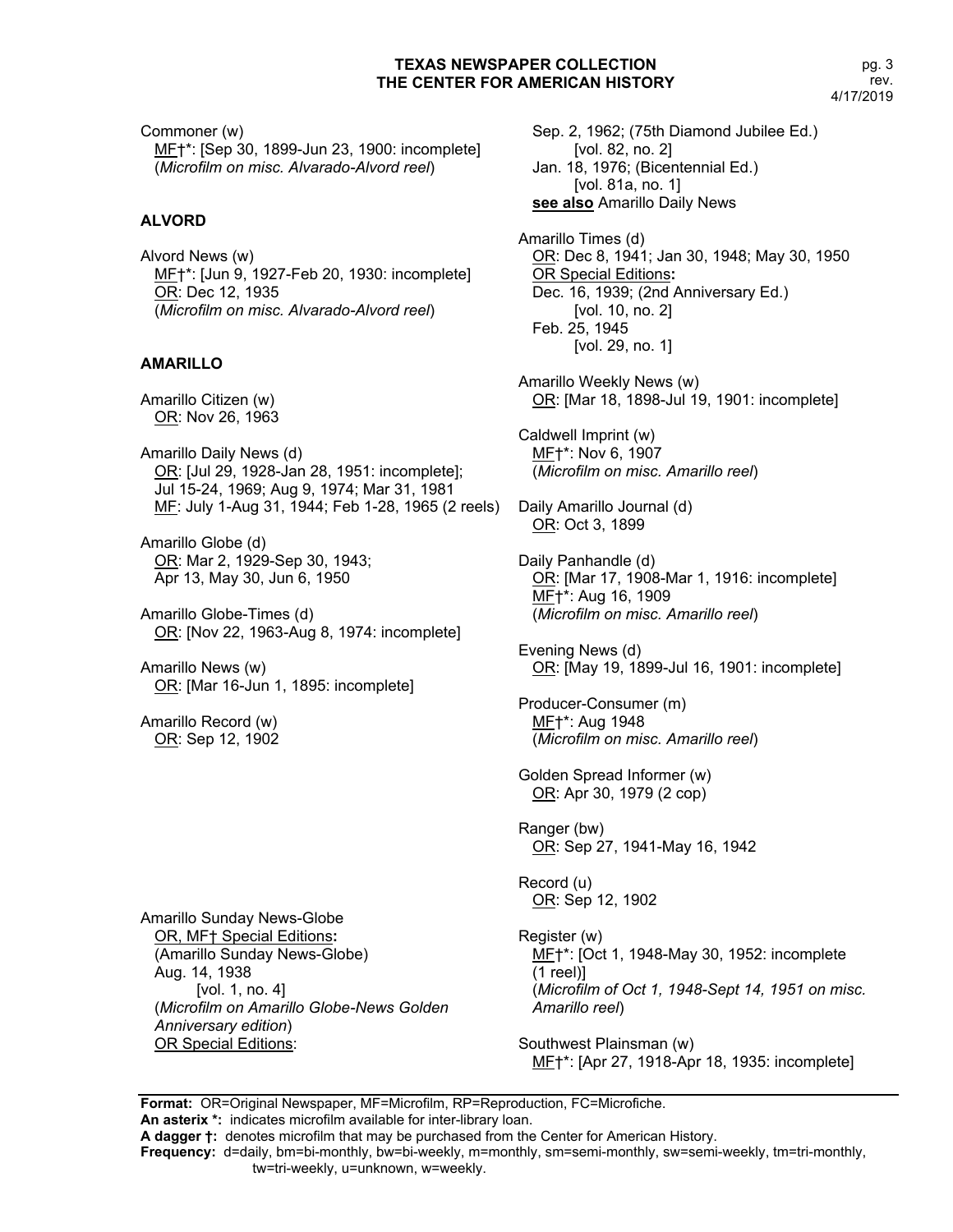Commoner (w)
MF†*: [Sep 30, 1899-Jun 23, 1900: incomplete]
(*Microfilm on misc. Alvarado-Alvord reel*)

## ALVORD

Alvord News (w)
MF†*: [Jun 9, 1927-Feb 20, 1930: incomplete]
OR: Dec 12, 1935
(*Microfilm on misc. Alvarado-Alvord reel*)

## AMARILLO

Amarillo Citizen (w)
OR: Nov 26, 1963

Amarillo Daily News (d)
OR: [Jul 29, 1928-Jan 28, 1951: incomplete];
Jul 15-24, 1969; Aug 9, 1974; Mar 31, 1981
MF: July 1-Aug 31, 1944; Feb 1-28, 1965 (2 reels)

Amarillo Globe (d)
OR: Mar 2, 1929-Sep 30, 1943;
Apr 13, May 30, Jun 6, 1950

Amarillo Globe-Times (d)
OR: [Nov 22, 1963-Aug 8, 1974: incomplete]

Amarillo News (w)
OR: [Mar 16-Jun 1, 1895: incomplete]

Amarillo Record (w)
OR: Sep 12, 1902

Amarillo Sunday News-Globe
OR, MF† Special Editions**:**
(Amarillo Sunday News-Globe)
Aug. 14, 1938
[vol. 1, no. 4]
(*Microfilm on Amarillo Globe-News Golden Anniversary edition*)
OR Special Editions:
Sep. 2, 1962; (75th Diamond Jubilee Ed.)
[vol. 82, no. 2]
Jan. 18, 1976; (Bicentennial Ed.)
[vol. 81a, no. 1]
**see also** Amarillo Daily News

Amarillo Times (d)
OR: Dec 8, 1941; Jan 30, 1948; May 30, 1950
OR Special Editions**:**
Dec. 16, 1939; (2nd Anniversary Ed.)
[vol. 10, no. 2]
Feb. 25, 1945
[vol. 29, no. 1]

Amarillo Weekly News (w)
OR: [Mar 18, 1898-Jul 19, 1901: incomplete]

Caldwell Imprint (w)
MF†*: Nov 6, 1907
(*Microfilm on misc. Amarillo reel*)

Daily Amarillo Journal (d)
OR: Oct 3, 1899

Daily Panhandle (d)
OR: [Mar 17, 1908-Mar 1, 1916: incomplete]
MF†*: Aug 16, 1909
(*Microfilm on misc. Amarillo reel*)

Evening News (d)
OR: [May 19, 1899-Jul 16, 1901: incomplete]

Producer-Consumer (m)
MF†*: Aug 1948
(*Microfilm on misc. Amarillo reel*)

Golden Spread Informer (w)
OR: Apr 30, 1979 (2 cop)

Ranger (bw)
OR: Sep 27, 1941-May 16, 1942

Record (u)
OR: Sep 12, 1902

Register (w)
MF†*: [Oct 1, 1948-May 30, 1952: incomplete (1 reel)]
(*Microfilm of Oct 1, 1948-Sept 14, 1951 on misc. Amarillo reel*)

Southwest Plainsman (w)
MF†*: [Apr 27, 1918-Apr 18, 1935: incomplete]

**Format:** OR=Original Newspaper, MF=Microfilm, RP=Reproduction, FC=Microfiche.
**An asterix *:** indicates microfilm available for inter-library loan.
**A dagger †:** denotes microfilm that may be purchased from the Center for American History.
**Frequency:** d=daily, bm=bi-monthly, bw=bi-weekly, m=monthly, sm=semi-monthly, sw=semi-weekly, tm=tri-monthly, tw=tri-weekly, u=unknown, w=weekly.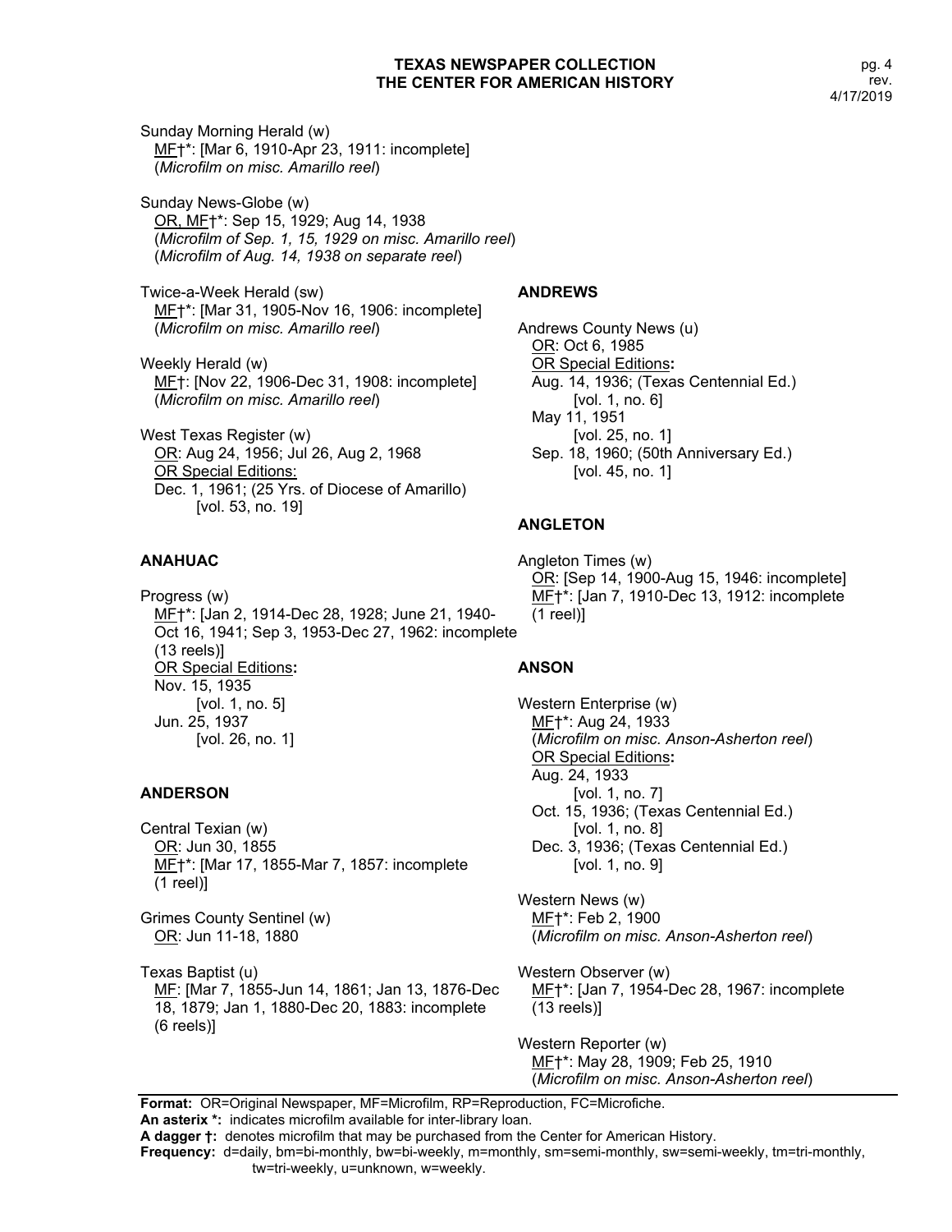Sunday Morning Herald (w)
MF†*: [Mar 6, 1910-Apr 23, 1911: incomplete]
(*Microfilm on misc. Amarillo reel*)

Sunday News-Globe (w)
OR, MF†*: Sep 15, 1929; Aug 14, 1938
(*Microfilm of Sep. 1, 15, 1929 on misc. Amarillo reel*)
(*Microfilm of Aug. 14, 1938 on separate reel*)

Twice-a-Week Herald (sw)
MF†*: [Mar 31, 1905-Nov 16, 1906: incomplete]
(*Microfilm on misc. Amarillo reel*)

Weekly Herald (w)
MF†: [Nov 22, 1906-Dec 31, 1908: incomplete]
(*Microfilm on misc. Amarillo reel*)

West Texas Register (w)
OR: Aug 24, 1956; Jul 26, Aug 2, 1968
OR Special Editions:
Dec. 1, 1961; (25 Yrs. of Diocese of Amarillo) [vol. 53, no. 19]

## ANAHUAC

Progress (w)
MF†*: [Jan 2, 1914-Dec 28, 1928; June 21, 1940-Oct 16, 1941; Sep 3, 1953-Dec 27, 1962: incomplete (13 reels)]
OR Special Editions:
Nov. 15, 1935 [vol. 1, no. 5]
Jun. 25, 1937 [vol. 26, no. 1]

## ANDERSON

Central Texian (w)
OR: Jun 30, 1855
MF†*: [Mar 17, 1855-Mar 7, 1857: incomplete (1 reel)]

Grimes County Sentinel (w)
OR: Jun 11-18, 1880

Texas Baptist (u)
MF: [Mar 7, 1855-Jun 14, 1861; Jan 13, 1876-Dec 18, 1879; Jan 1, 1880-Dec 20, 1883: incomplete (6 reels)]

## ANDREWS

Andrews County News (u)
OR: Oct 6, 1985
OR Special Editions:
Aug. 14, 1936; (Texas Centennial Ed.) [vol. 1, no. 6]
May 11, 1951 [vol. 25, no. 1]
Sep. 18, 1960; (50th Anniversary Ed.) [vol. 45, no. 1]

## ANGLETON

Angleton Times (w)
OR: [Sep 14, 1900-Aug 15, 1946: incomplete]
MF†*: [Jan 7, 1910-Dec 13, 1912: incomplete (1 reel)]

## ANSON

Western Enterprise (w)
MF†*: Aug 24, 1933
(*Microfilm on misc. Anson-Asherton reel*)
OR Special Editions:
Aug. 24, 1933 [vol. 1, no. 7]
Oct. 15, 1936; (Texas Centennial Ed.) [vol. 1, no. 8]
Dec. 3, 1936; (Texas Centennial Ed.) [vol. 1, no. 9]

Western News (w)
MF†*: Feb 2, 1900
(*Microfilm on misc. Anson-Asherton reel*)

Western Observer (w)
MF†*: [Jan 7, 1954-Dec 28, 1967: incomplete (13 reels)]

Western Reporter (w)
MF†*: May 28, 1909; Feb 25, 1910
(*Microfilm on misc. Anson-Asherton reel*)

**Format:** OR=Original Newspaper, MF=Microfilm, RP=Reproduction, FC=Microfiche.
**An asterix *:** indicates microfilm available for inter-library loan.
**A dagger †:** denotes microfilm that may be purchased from the Center for American History.
**Frequency:** d=daily, bm=bi-monthly, bw=bi-weekly, m=monthly, sm=semi-monthly, sw=semi-weekly, tm=tri-monthly, tw=tri-weekly, u=unknown, w=weekly.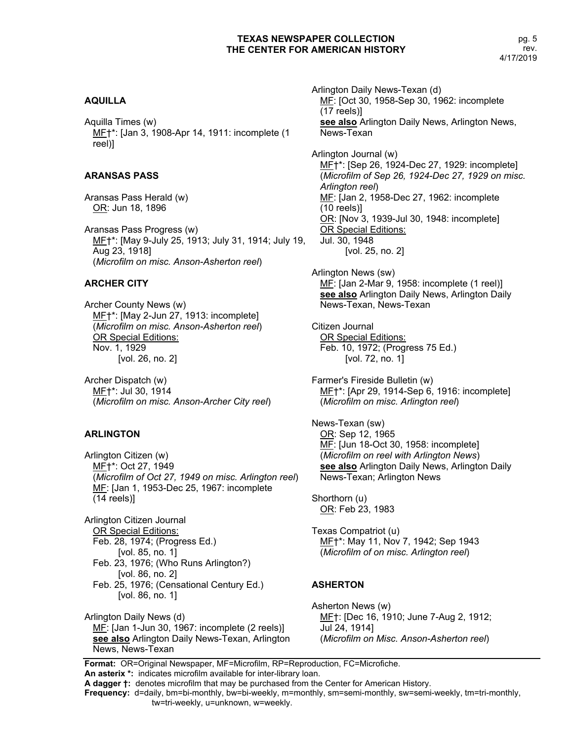## AQUILLA

Aquilla Times (w)
MF†*: [Jan 3, 1908-Apr 14, 1911: incomplete (1 reel)]

## ARANSAS PASS

Aransas Pass Herald (w)
OR: Jun 18, 1896

Aransas Pass Progress (w)
MF†*: [May 9-July 25, 1913; July 31, 1914; July 19, Aug 23, 1918]
(*Microfilm on misc. Anson-Asherton reel*)

## ARCHER CITY

Archer County News (w)
MF†*: [May 2-Jun 27, 1913: incomplete]
(*Microfilm on misc. Anson-Asherton reel*)
OR Special Editions:
Nov. 1, 1929
[vol. 26, no. 2]

Archer Dispatch (w)
MF†*: Jul 30, 1914
(*Microfilm on misc. Anson-Archer City reel*)

## ARLINGTON

Arlington Citizen (w)
MF†*: Oct 27, 1949
(*Microfilm of Oct 27, 1949 on misc. Arlington reel*)
MF: [Jan 1, 1953-Dec 25, 1967: incomplete (14 reels)]

Arlington Citizen Journal
OR Special Editions:
Feb. 28, 1974; (Progress Ed.)
[vol. 85, no. 1]
Feb. 23, 1976; (Who Runs Arlington?)
[vol. 86, no. 2]
Feb. 25, 1976; (Censational Century Ed.)
[vol. 86, no. 1]

Arlington Daily News (d)
MF: [Jan 1-Jun 30, 1967: incomplete (2 reels)]
**see also** Arlington Daily News-Texan, Arlington News, News-Texan

Arlington Daily News-Texan (d)
MF: [Oct 30, 1958-Sep 30, 1962: incomplete (17 reels)]
**see also** Arlington Daily News, Arlington News, News-Texan

Arlington Journal (w)
MF†*: [Sep 26, 1924-Dec 27, 1929: incomplete]
(*Microfilm of Sep 26, 1924-Dec 27, 1929 on misc. Arlington reel*)
MF: [Jan 2, 1958-Dec 27, 1962: incomplete (10 reels)]
OR: [Nov 3, 1939-Jul 30, 1948: incomplete]
OR Special Editions:
Jul. 30, 1948
[vol. 25, no. 2]

Arlington News (sw)
MF: [Jan 2-Mar 9, 1958: incomplete (1 reel)]
**see also** Arlington Daily News, Arlington Daily News-Texan, News-Texan

Citizen Journal
OR Special Editions:
Feb. 10, 1972; (Progress 75 Ed.)
[vol. 72, no. 1]

Farmer's Fireside Bulletin (w)
MF†*: [Apr 29, 1914-Sep 6, 1916: incomplete]
(*Microfilm on misc. Arlington reel*)

News-Texan (sw)
OR: Sep 12, 1965
MF: [Jun 18-Oct 30, 1958: incomplete]
(*Microfilm on reel with Arlington News*)
**see also** Arlington Daily News, Arlington Daily News-Texan; Arlington News

Shorthorn (u)
OR: Feb 23, 1983

Texas Compatriot (u)
MF†*: May 11, Nov 7, 1942; Sep 1943
(*Microfilm of on misc. Arlington reel*)

## ASHERTON

Asherton News (w)
MF†: [Dec 16, 1910; June 7-Aug 2, 1912; Jul 24, 1914]
(*Microfilm on Misc. Anson-Asherton reel*)

---

**Format:** OR=Original Newspaper, MF=Microfilm, RP=Reproduction, FC=Microfiche.
**An asterix *:** indicates microfilm available for inter-library loan.
**A dagger †:** denotes microfilm that may be purchased from the Center for American History.
**Frequency:** d=daily, bm=bi-monthly, bw=bi-weekly, m=monthly, sm=semi-monthly, sw=semi-weekly, tm=tri-monthly, tw=tri-weekly, u=unknown, w=weekly.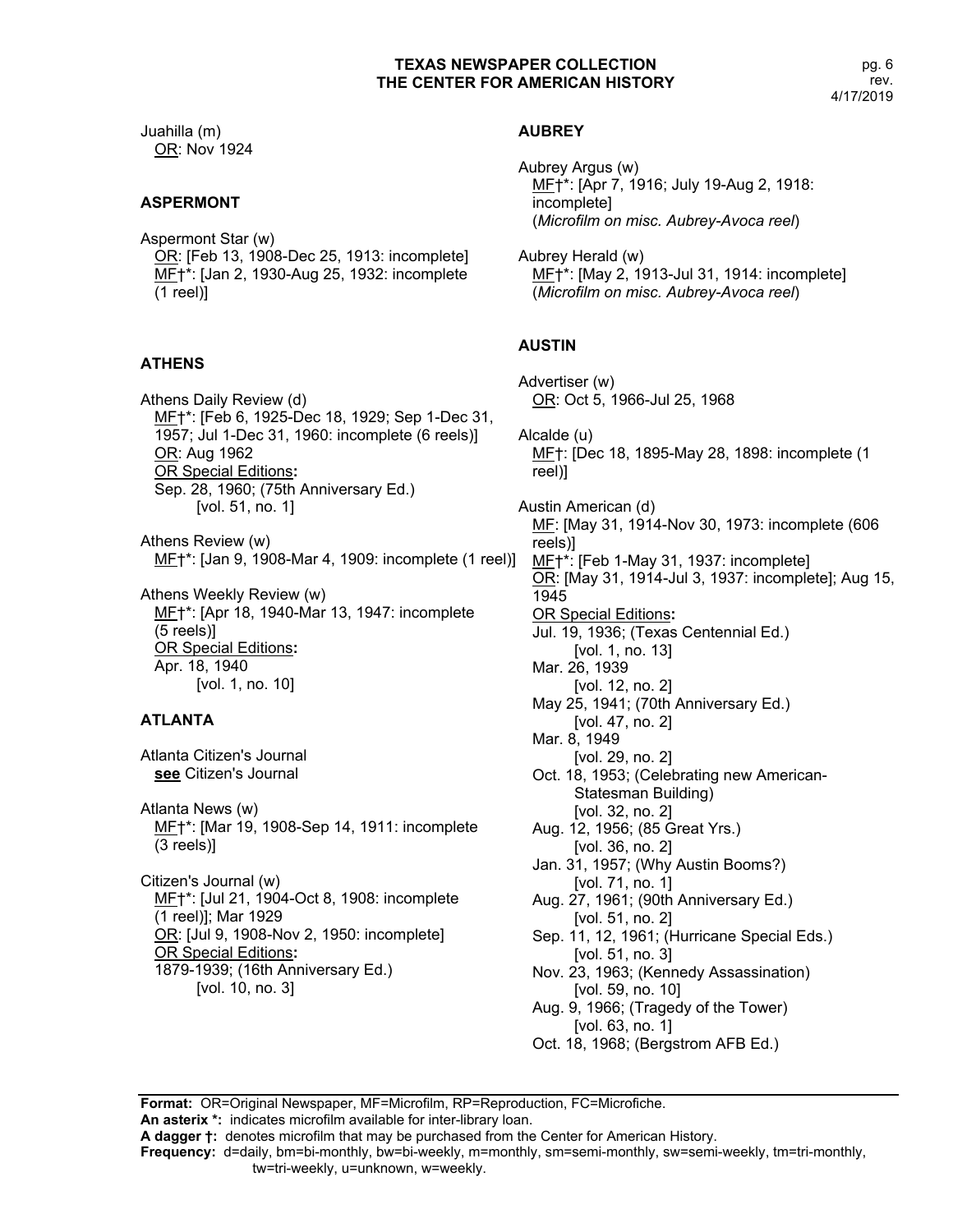Juahilla (m)
OR: Nov 1924

## ASPERMONT

Aspermont Star (w)
OR: [Feb 13, 1908-Dec 25, 1913: incomplete]
MF†*: [Jan 2, 1930-Aug 25, 1932: incomplete (1 reel)]

## ATHENS

Athens Daily Review (d)
MF†*: [Feb 6, 1925-Dec 18, 1929; Sep 1-Dec 31, 1957; Jul 1-Dec 31, 1960: incomplete (6 reels)]
OR: Aug 1962
OR Special Editions**:**
Sep. 28, 1960; (75th Anniversary Ed.)
[vol. 51, no. 1]

Athens Review (w)
MF†*: [Jan 9, 1908-Mar 4, 1909: incomplete (1 reel)]

Athens Weekly Review (w)
MF†*: [Apr 18, 1940-Mar 13, 1947: incomplete (5 reels)]
OR Special Editions**:**
Apr. 18, 1940
[vol. 1, no. 10]

## ATLANTA

Atlanta Citizen's Journal
**see** Citizen's Journal

Atlanta News (w)
MF†*: [Mar 19, 1908-Sep 14, 1911: incomplete (3 reels)]

Citizen's Journal (w)
MF†*: [Jul 21, 1904-Oct 8, 1908: incomplete (1 reel)]; Mar 1929
OR: [Jul 9, 1908-Nov 2, 1950: incomplete]
OR Special Editions**:**
1879-1939; (16th Anniversary Ed.)
[vol. 10, no. 3]

## AUBREY

Aubrey Argus (w)
MF†*: [Apr 7, 1916; July 19-Aug 2, 1918: incomplete]
(*Microfilm on misc. Aubrey-Avoca reel*)

Aubrey Herald (w)
MF†*: [May 2, 1913-Jul 31, 1914: incomplete]
(*Microfilm on misc. Aubrey-Avoca reel*)

## AUSTIN

Advertiser (w)
OR: Oct 5, 1966-Jul 25, 1968

Alcalde (u)
MF†: [Dec 18, 1895-May 28, 1898: incomplete (1 reel)]

Austin American (d)
MF: [May 31, 1914-Nov 30, 1973: incomplete (606 reels)]
MF†*: [Feb 1-May 31, 1937: incomplete]
OR: [May 31, 1914-Jul 3, 1937: incomplete]; Aug 15, 1945
OR Special Editions**:**
Jul. 19, 1936; (Texas Centennial Ed.)
[vol. 1, no. 13]
Mar. 26, 1939
[vol. 12, no. 2]
May 25, 1941; (70th Anniversary Ed.)
[vol. 47, no. 2]
Mar. 8, 1949
[vol. 29, no. 2]
Oct. 18, 1953; (Celebrating new American-Statesman Building)
[vol. 32, no. 2]
Aug. 12, 1956; (85 Great Yrs.)
[vol. 36, no. 2]
Jan. 31, 1957; (Why Austin Booms?)
[vol. 71, no. 1]
Aug. 27, 1961; (90th Anniversary Ed.)
[vol. 51, no. 2]
Sep. 11, 12, 1961; (Hurricane Special Eds.)
[vol. 51, no. 3]
Nov. 23, 1963; (Kennedy Assassination)
[vol. 59, no. 10]
Aug. 9, 1966; (Tragedy of the Tower)
[vol. 63, no. 1]
Oct. 18, 1968; (Bergstrom AFB Ed.)

**Format:** OR=Original Newspaper, MF=Microfilm, RP=Reproduction, FC=Microfiche.
**An asterix *:** indicates microfilm available for inter-library loan.
**A dagger †:** denotes microfilm that may be purchased from the Center for American History.
**Frequency:** d=daily, bm=bi-monthly, bw=bi-weekly, m=monthly, sm=semi-monthly, sw=semi-weekly, tm=tri-monthly, tw=tri-weekly, u=unknown, w=weekly.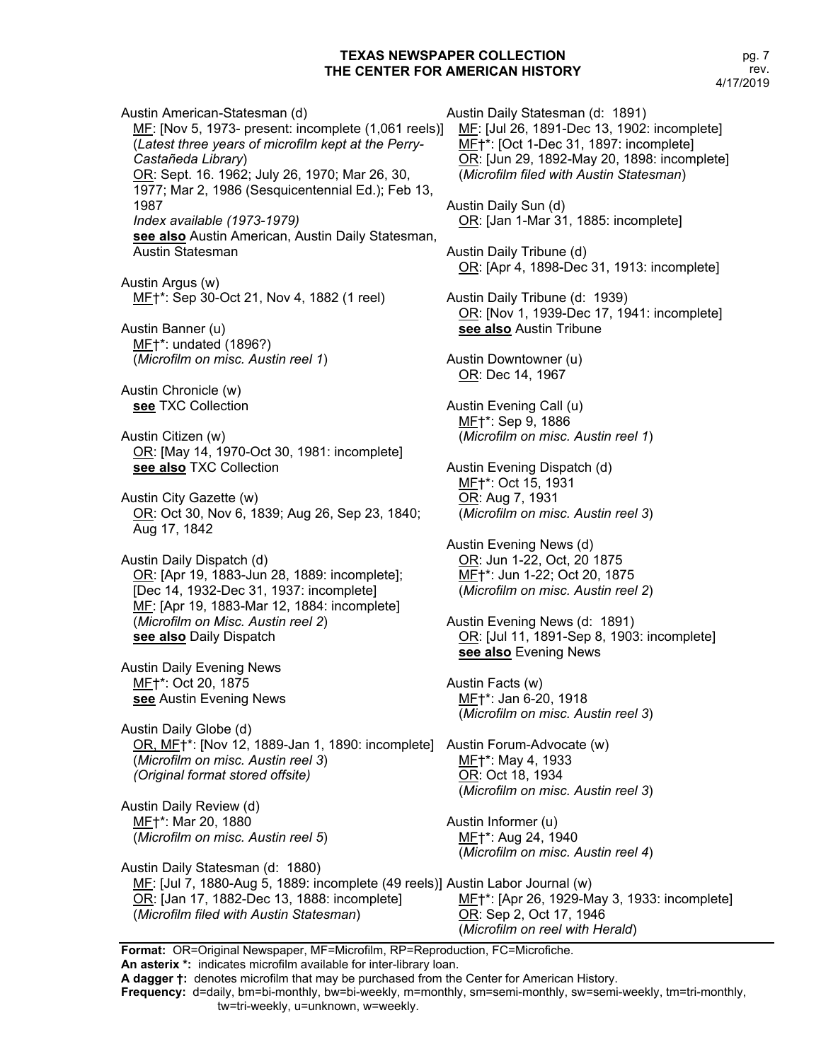Austin American-Statesman (d)
<u>MF</u>: [Nov 5, 1973- present: incomplete (1,061 reels)]
(*Latest three years of microfilm kept at the Perry-Castañeda Library*)
<u>OR</u>: Sept. 16. 1962; July 26, 1970; Mar 26, 30, 1977; Mar 2, 1986 (Sesquicentennial Ed.); Feb 13, 1987
*Index available (1973-1979)*
**<u>see also</u>** Austin American, Austin Daily Statesman, Austin Statesman

Austin Argus (w)
<u>MF</u>†*: Sep 30-Oct 21, Nov 4, 1882 (1 reel)

Austin Banner (u)
<u>MF</u>†*: undated (1896?)
(*Microfilm on misc. Austin reel 1*)

Austin Chronicle (w)
**<u>see</u>** TXC Collection

Austin Citizen (w)
<u>OR</u>: [May 14, 1970-Oct 30, 1981: incomplete]
**<u>see also</u>** TXC Collection

Austin City Gazette (w)
<u>OR</u>: Oct 30, Nov 6, 1839; Aug 26, Sep 23, 1840; Aug 17, 1842

Austin Daily Dispatch (d)
<u>OR</u>: [Apr 19, 1883-Jun 28, 1889: incomplete]; [Dec 14, 1932-Dec 31, 1937: incomplete]
<u>MF</u>: [Apr 19, 1883-Mar 12, 1884: incomplete]
(*Microfilm on Misc. Austin reel 2*)
**<u>see also</u>** Daily Dispatch

Austin Daily Evening News
<u>MF</u>†*: Oct 20, 1875
**<u>see</u>** Austin Evening News

Austin Daily Globe (d)
<u>OR, MF</u>†*: [Nov 12, 1889-Jan 1, 1890: incomplete]
(*Microfilm on misc. Austin reel 3*)
*(Original format stored offsite)*

Austin Daily Review (d)
<u>MF</u>†*: Mar 20, 1880
(*Microfilm on misc. Austin reel 5*)

Austin Daily Statesman (d: 1880)
<u>MF</u>: [Jul 7, 1880-Aug 5, 1889: incomplete (49 reels)]
<u>OR</u>: [Jan 17, 1882-Dec 13, 1888: incomplete]
(*Microfilm filed with Austin Statesman*)

Austin Daily Statesman (d: 1891)
<u>MF</u>: [Jul 26, 1891-Dec 13, 1902: incomplete]
<u>MF</u>†*: [Oct 1-Dec 31, 1897: incomplete]
<u>OR</u>: [Jun 29, 1892-May 20, 1898: incomplete]
(*Microfilm filed with Austin Statesman*)

Austin Daily Sun (d)
<u>OR</u>: [Jan 1-Mar 31, 1885: incomplete]

Austin Daily Tribune (d)
<u>OR</u>: [Apr 4, 1898-Dec 31, 1913: incomplete]

Austin Daily Tribune (d: 1939)
<u>OR</u>: [Nov 1, 1939-Dec 17, 1941: incomplete]
**<u>see also</u>** Austin Tribune

Austin Downtowner (u)
<u>OR</u>: Dec 14, 1967

Austin Evening Call (u)
<u>MF</u>†*: Sep 9, 1886
(*Microfilm on misc. Austin reel 1*)

Austin Evening Dispatch (d)
<u>MF</u>†*: Oct 15, 1931
<u>OR</u>: Aug 7, 1931
(*Microfilm on misc. Austin reel 3*)

Austin Evening News (d)
<u>OR</u>: Jun 1-22, Oct, 20 1875
<u>MF</u>†*: Jun 1-22; Oct 20, 1875
(*Microfilm on misc. Austin reel 2*)

Austin Evening News (d: 1891)
<u>OR</u>: [Jul 11, 1891-Sep 8, 1903: incomplete]
**<u>see also</u>** Evening News

Austin Facts (w)
<u>MF</u>†*: Jan 6-20, 1918
(*Microfilm on misc. Austin reel 3*)

Austin Forum-Advocate (w)
<u>MF</u>†*: May 4, 1933
<u>OR</u>: Oct 18, 1934
(*Microfilm on misc. Austin reel 3*)

Austin Informer (u)
<u>MF</u>†*: Aug 24, 1940
(*Microfilm on misc. Austin reel 4*)

Austin Labor Journal (w)
<u>MF</u>†*: [Apr 26, 1929-May 3, 1933: incomplete]
<u>OR</u>: Sep 2, Oct 17, 1946
(*Microfilm on reel with Herald*)

**Format:** OR=Original Newspaper, MF=Microfilm, RP=Reproduction, FC=Microfiche.
**An asterix *:** indicates microfilm available for inter-library loan.
**A dagger †:** denotes microfilm that may be purchased from the Center for American History.
**Frequency:** d=daily, bm=bi-monthly, bw=bi-weekly, m=monthly, sm=semi-monthly, sw=semi-weekly, tm=tri-monthly, tw=tri-weekly, u=unknown, w=weekly.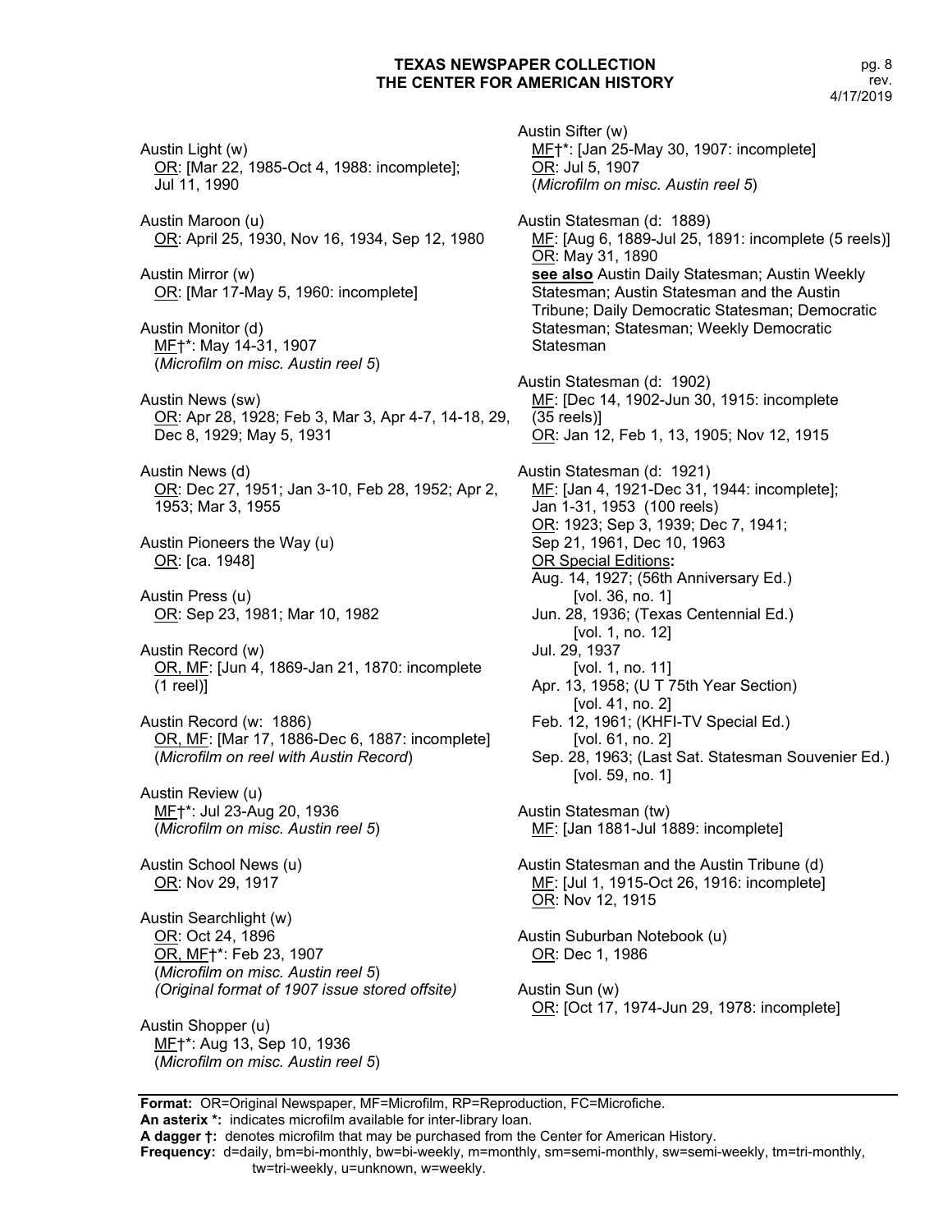Austin Light (w)
OR: [Mar 22, 1985-Oct 4, 1988: incomplete]; Jul 11, 1990

Austin Maroon (u)
OR: April 25, 1930, Nov 16, 1934, Sep 12, 1980

Austin Mirror (w)
OR: [Mar 17-May 5, 1960: incomplete]

Austin Monitor (d)
MF†*: May 14-31, 1907
(*Microfilm on misc. Austin reel 5*)

Austin News (sw)
OR: Apr 28, 1928; Feb 3, Mar 3, Apr 4-7, 14-18, 29, Dec 8, 1929; May 5, 1931

Austin News (d)
OR: Dec 27, 1951; Jan 3-10, Feb 28, 1952; Apr 2, 1953; Mar 3, 1955

Austin Pioneers the Way (u)
OR: [ca. 1948]

Austin Press (u)
OR: Sep 23, 1981; Mar 10, 1982

Austin Record (w)
OR, MF: [Jun 4, 1869-Jan 21, 1870: incomplete (1 reel)]

Austin Record (w: 1886)
OR, MF: [Mar 17, 1886-Dec 6, 1887: incomplete]
(*Microfilm on reel with Austin Record*)

Austin Review (u)
MF†*: Jul 23-Aug 20, 1936
(*Microfilm on misc. Austin reel 5*)

Austin School News (u)
OR: Nov 29, 1917

Austin Searchlight (w)
OR: Oct 24, 1896
OR, MF†*: Feb 23, 1907
(*Microfilm on misc. Austin reel 5*)
*(Original format of 1907 issue stored offsite)*

Austin Shopper (u)
MF†*: Aug 13, Sep 10, 1936
(*Microfilm on misc. Austin reel 5*)

Austin Sifter (w)
MF†*: [Jan 25-May 30, 1907: incomplete]
OR: Jul 5, 1907
(*Microfilm on misc. Austin reel 5*)

Austin Statesman (d: 1889)
MF: [Aug 6, 1889-Jul 25, 1891: incomplete (5 reels)]
OR: May 31, 1890
**see also** Austin Daily Statesman; Austin Weekly Statesman; Austin Statesman and the Austin Tribune; Daily Democratic Statesman; Democratic Statesman; Statesman; Weekly Democratic Statesman

Austin Statesman (d: 1902)
MF: [Dec 14, 1902-Jun 30, 1915: incomplete (35 reels)]
OR: Jan 12, Feb 1, 13, 1905; Nov 12, 1915

Austin Statesman (d: 1921)
MF: [Jan 4, 1921-Dec 31, 1944: incomplete]; Jan 1-31, 1953 (100 reels)
OR: 1923; Sep 3, 1939; Dec 7, 1941; Sep 21, 1961, Dec 10, 1963
OR Special Editions**:**
Aug. 14, 1927; (56th Anniversary Ed.) [vol. 36, no. 1]
Jun. 28, 1936; (Texas Centennial Ed.) [vol. 1, no. 12]
Jul. 29, 1937 [vol. 1, no. 11]
Apr. 13, 1958; (U T 75th Year Section) [vol. 41, no. 2]
Feb. 12, 1961; (KHFI-TV Special Ed.) [vol. 61, no. 2]
Sep. 28, 1963; (Last Sat. Statesman Souvenier Ed.) [vol. 59, no. 1]

Austin Statesman (tw)
MF: [Jan 1881-Jul 1889: incomplete]

Austin Statesman and the Austin Tribune (d)
MF: [Jul 1, 1915-Oct 26, 1916: incomplete]
OR: Nov 12, 1915

Austin Suburban Notebook (u)
OR: Dec 1, 1986

Austin Sun (w)
OR: [Oct 17, 1974-Jun 29, 1978: incomplete]

**Format:** OR=Original Newspaper, MF=Microfilm, RP=Reproduction, FC=Microfiche.
**An asterix \*:** indicates microfilm available for inter-library loan.
**A dagger †:** denotes microfilm that may be purchased from the Center for American History.
**Frequency:** d=daily, bm=bi-monthly, bw=bi-weekly, m=monthly, sm=semi-monthly, sw=semi-weekly, tm=tri-monthly, tw=tri-weekly, u=unknown, w=weekly.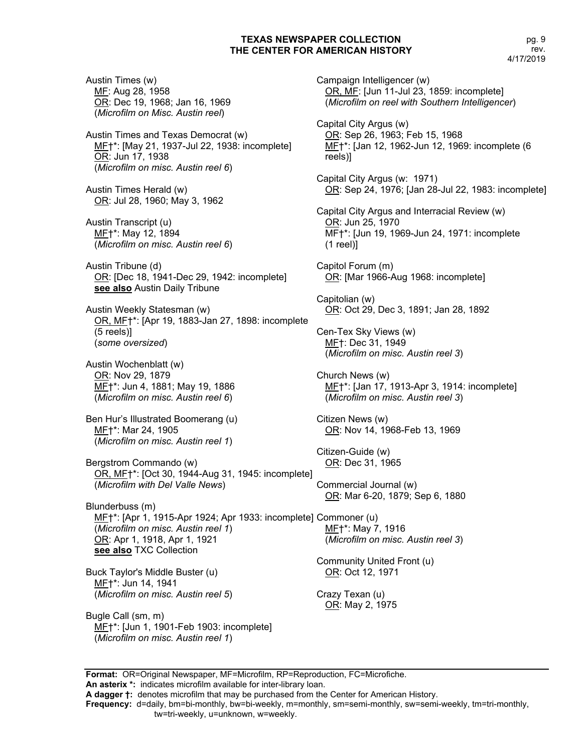Austin Times (w)
MF: Aug 28, 1958
OR: Dec 19, 1968; Jan 16, 1969
(*Microfilm on Misc. Austin reel*)

Austin Times and Texas Democrat (w)
MF†*: [May 21, 1937-Jul 22, 1938: incomplete]
OR: Jun 17, 1938
(*Microfilm on misc. Austin reel 6*)

Austin Times Herald (w)
OR: Jul 28, 1960; May 3, 1962

Austin Transcript (u)
MF†*: May 12, 1894
(*Microfilm on misc. Austin reel 6*)

Austin Tribune (d)
OR: [Dec 18, 1941-Dec 29, 1942: incomplete]
**see also** Austin Daily Tribune

Austin Weekly Statesman (w)
OR, MF†*: [Apr 19, 1883-Jan 27, 1898: incomplete (5 reels)]
(*some oversized*)

Austin Wochenblatt (w)
OR: Nov 29, 1879
MF†*: Jun 4, 1881; May 19, 1886
(*Microfilm on misc. Austin reel 6*)

Ben Hur's Illustrated Boomerang (u)
MF†*: Mar 24, 1905
(*Microfilm on misc. Austin reel 1*)

Bergstrom Commando (w)
OR, MF†*: [Oct 30, 1944-Aug 31, 1945: incomplete]
(*Microfilm with Del Valle News*)

Blunderbuss (m)
MF†*: [Apr 1, 1915-Apr 1924; Apr 1933: incomplete]
(*Microfilm on misc. Austin reel 1*)
OR: Apr 1, 1918, Apr 1, 1921
**see also** TXC Collection

Buck Taylor's Middle Buster (u)
MF†*: Jun 14, 1941
(*Microfilm on misc. Austin reel 5*)

Bugle Call (sm, m)
MF†*: [Jun 1, 1901-Feb 1903: incomplete]
(*Microfilm on misc. Austin reel 1*)

Campaign Intelligencer (w)
OR, MF: [Jun 11-Jul 23, 1859: incomplete]
(*Microfilm on reel with Southern Intelligencer*)

Capital City Argus (w)
OR: Sep 26, 1963; Feb 15, 1968
MF†*: [Jan 12, 1962-Jun 12, 1969: incomplete (6 reels)]

Capital City Argus (w: 1971)
OR: Sep 24, 1976; [Jan 28-Jul 22, 1983: incomplete]

Capital City Argus and Interracial Review (w)
OR: Jun 25, 1970
MF†*: [Jun 19, 1969-Jun 24, 1971: incomplete (1 reel)]

Capitol Forum (m)
OR: [Mar 1966-Aug 1968: incomplete]

Capitolian (w)
OR: Oct 29, Dec 3, 1891; Jan 28, 1892

Cen-Tex Sky Views (w)
MF†: Dec 31, 1949
(*Microfilm on misc. Austin reel 3*)

Church News (w)
MF†*: [Jan 17, 1913-Apr 3, 1914: incomplete]
(*Microfilm on misc. Austin reel 3*)

Citizen News (w)
OR: Nov 14, 1968-Feb 13, 1969

Citizen-Guide (w)
OR: Dec 31, 1965

Commercial Journal (w)
OR: Mar 6-20, 1879; Sep 6, 1880

Commoner (u)
MF†*: May 7, 1916
(*Microfilm on misc. Austin reel 3*)

Community United Front (u)
OR: Oct 12, 1971

Crazy Texan (u)
OR: May 2, 1975

**Format:** OR=Original Newspaper, MF=Microfilm, RP=Reproduction, FC=Microfiche.
**An asterix \*:** indicates microfilm available for inter-library loan.
**A dagger †:** denotes microfilm that may be purchased from the Center for American History.
**Frequency:** d=daily, bm=bi-monthly, bw=bi-weekly, m=monthly, sm=semi-monthly, sw=semi-weekly, tm=tri-monthly, tw=tri-weekly, u=unknown, w=weekly.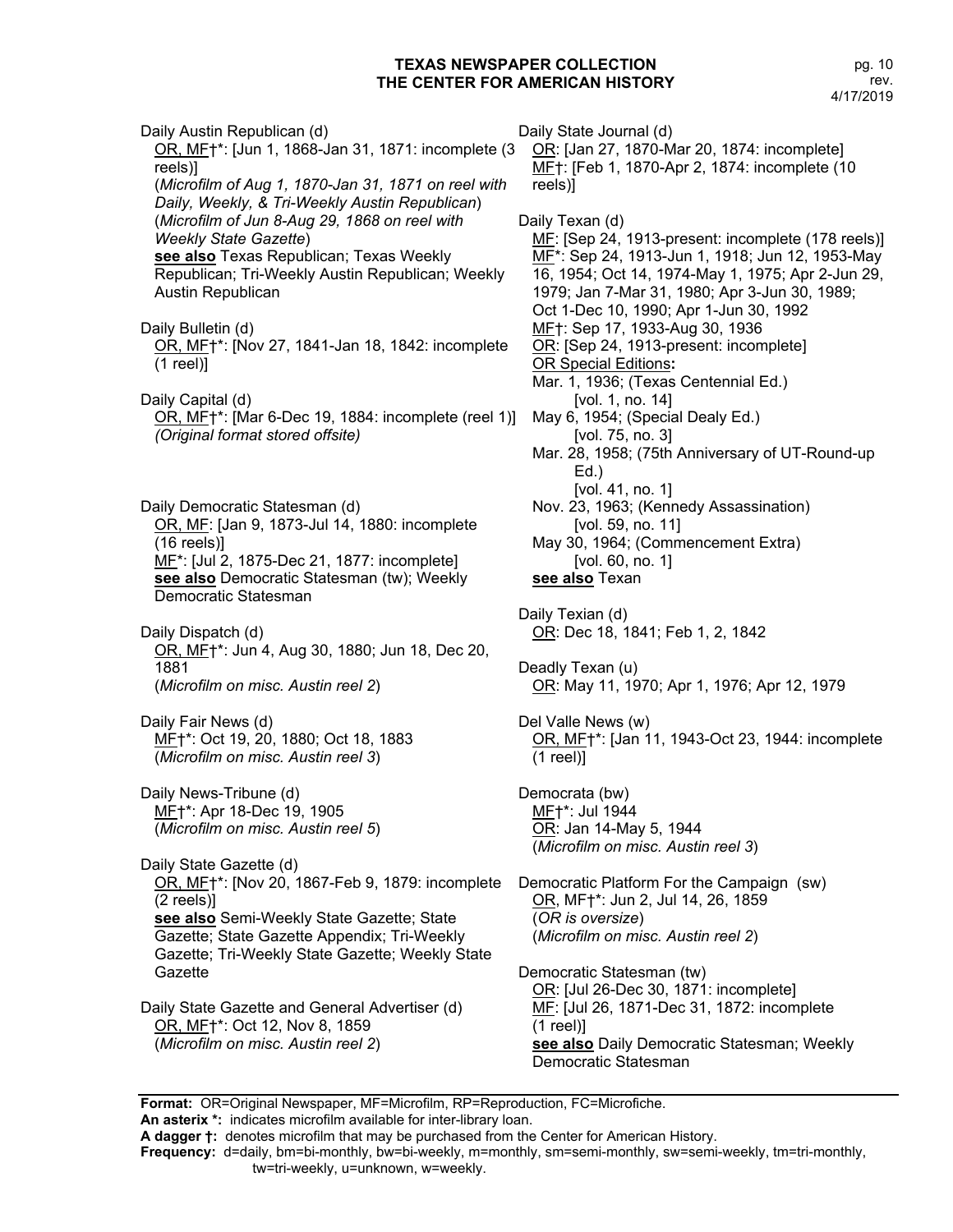Daily Austin Republican (d)
OR, MF†*: [Jun 1, 1868-Jan 31, 1871: incomplete (3 reels)]
(*Microfilm of Aug 1, 1870-Jan 31, 1871 on reel with Daily, Weekly, & Tri-Weekly Austin Republican*)
(*Microfilm of Jun 8-Aug 29, 1868 on reel with Weekly State Gazette*)
**see also** Texas Republican; Texas Weekly Republican; Tri-Weekly Austin Republican; Weekly Austin Republican

Daily Bulletin (d)
OR, MF†*: [Nov 27, 1841-Jan 18, 1842: incomplete (1 reel)]

Daily Capital (d)
OR, MF†*: [Mar 6-Dec 19, 1884: incomplete (reel 1)]
*(Original format stored offsite)*

Daily Democratic Statesman (d)
OR, MF: [Jan 9, 1873-Jul 14, 1880: incomplete (16 reels)]
MF*: [Jul 2, 1875-Dec 21, 1877: incomplete]
**see also** Democratic Statesman (tw); Weekly Democratic Statesman

Daily Dispatch (d)
OR, MF†*: Jun 4, Aug 30, 1880; Jun 18, Dec 20, 1881
(*Microfilm on misc. Austin reel 2*)

Daily Fair News (d)
MF†*: Oct 19, 20, 1880; Oct 18, 1883
(*Microfilm on misc. Austin reel 3*)

Daily News-Tribune (d)
MF†*: Apr 18-Dec 19, 1905
(*Microfilm on misc. Austin reel 5*)

Daily State Gazette (d)
OR, MF†*: [Nov 20, 1867-Feb 9, 1879: incomplete (2 reels)]
**see also** Semi-Weekly State Gazette; State Gazette; State Gazette Appendix; Tri-Weekly Gazette; Tri-Weekly State Gazette; Weekly State Gazette

Daily State Gazette and General Advertiser (d)
OR, MF†*: Oct 12, Nov 8, 1859
(*Microfilm on misc. Austin reel 2*)

Daily State Journal (d)
OR: [Jan 27, 1870-Mar 20, 1874: incomplete]
MF†: [Feb 1, 1870-Apr 2, 1874: incomplete (10 reels)]

Daily Texan (d)
MF: [Sep 24, 1913-present: incomplete (178 reels)]
MF*: Sep 24, 1913-Jun 1, 1918; Jun 12, 1953-May 16, 1954; Oct 14, 1974-May 1, 1975; Apr 2-Jun 29, 1979; Jan 7-Mar 31, 1980; Apr 3-Jun 30, 1989; Oct 1-Dec 10, 1990; Apr 1-Jun 30, 1992
MF†: Sep 17, 1933-Aug 30, 1936
OR: [Sep 24, 1913-present: incomplete]
OR Special Editions**:**
Mar. 1, 1936; (Texas Centennial Ed.)
[vol. 1, no. 14]
May 6, 1954; (Special Dealy Ed.)
[vol. 75, no. 3]
Mar. 28, 1958; (75th Anniversary of UT-Round-up Ed.)
[vol. 41, no. 1]
Nov. 23, 1963; (Kennedy Assassination)
[vol. 59, no. 11]
May 30, 1964; (Commencement Extra)
[vol. 60, no. 1]
**see also** Texan

Daily Texian (d)
OR: Dec 18, 1841; Feb 1, 2, 1842

Deadly Texan (u)
OR: May 11, 1970; Apr 1, 1976; Apr 12, 1979

Del Valle News (w)
OR, MF†*: [Jan 11, 1943-Oct 23, 1944: incomplete (1 reel)]

Democrata (bw)
MF†*: Jul 1944
OR: Jan 14-May 5, 1944
(*Microfilm on misc. Austin reel 3*)

Democratic Platform For the Campaign (sw)
OR, MF†*: Jun 2, Jul 14, 26, 1859
(*OR is oversize*)
(*Microfilm on misc. Austin reel 2*)

Democratic Statesman (tw)
OR: [Jul 26-Dec 30, 1871: incomplete]
MF: [Jul 26, 1871-Dec 31, 1872: incomplete (1 reel)]
**see also** Daily Democratic Statesman; Weekly Democratic Statesman

**Format:** OR=Original Newspaper, MF=Microfilm, RP=Reproduction, FC=Microfiche.
**An asterix *:** indicates microfilm available for inter-library loan.
**A dagger †:** denotes microfilm that may be purchased from the Center for American History.
**Frequency:** d=daily, bm=bi-monthly, bw=bi-weekly, m=monthly, sm=semi-monthly, sw=semi-weekly, tm=tri-monthly, tw=tri-weekly, u=unknown, w=weekly.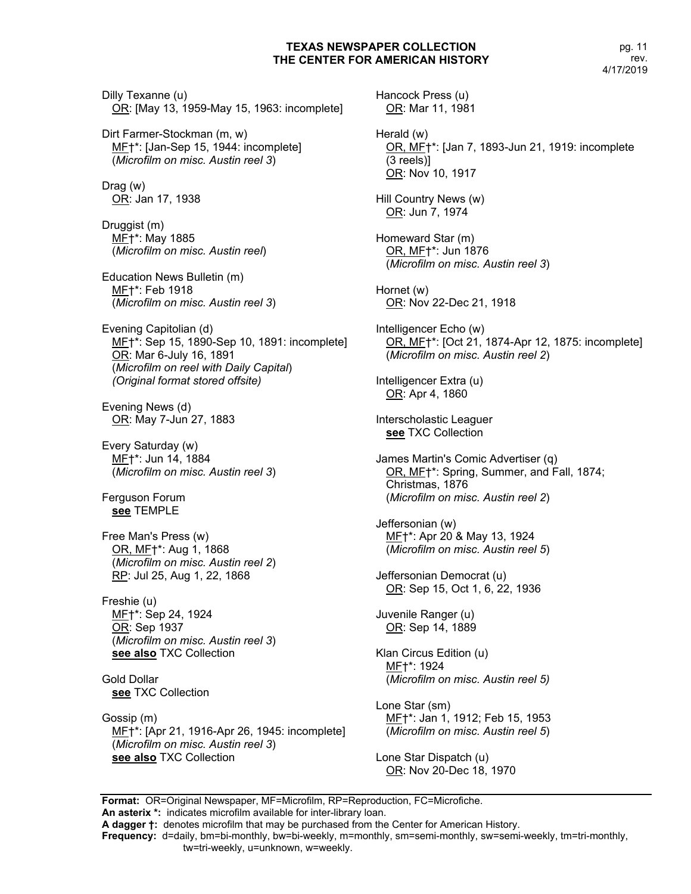Dilly Texanne (u)
OR: [May 13, 1959-May 15, 1963: incomplete]

Dirt Farmer-Stockman (m, w)
MF†*: [Jan-Sep 15, 1944: incomplete]
(*Microfilm on misc. Austin reel 3*)

Drag (w)
OR: Jan 17, 1938

Druggist (m)
MF†*: May 1885
(*Microfilm on misc. Austin reel*)

Education News Bulletin (m)
MF†*: Feb 1918
(*Microfilm on misc. Austin reel 3*)

Evening Capitolian (d)
MF†*: Sep 15, 1890-Sep 10, 1891: incomplete]
OR: Mar 6-July 16, 1891
(*Microfilm on reel with Daily Capital*)
*(Original format stored offsite)*

Evening News (d)
OR: May 7-Jun 27, 1883

Every Saturday (w)
MF†*: Jun 14, 1884
(*Microfilm on misc. Austin reel 3*)

Ferguson Forum
**see** TEMPLE

Free Man's Press (w)
OR, MF†*: Aug 1, 1868
(*Microfilm on misc. Austin reel 2*)
RP: Jul 25, Aug 1, 22, 1868

Freshie (u)
MF†*: Sep 24, 1924
OR: Sep 1937
(*Microfilm on misc. Austin reel 3*)
**see also** TXC Collection

Gold Dollar
**see** TXC Collection

Gossip (m)
MF†*: [Apr 21, 1916-Apr 26, 1945: incomplete]
(*Microfilm on misc. Austin reel 3*)
**see also** TXC Collection

Hancock Press (u)
OR: Mar 11, 1981

Herald (w)
OR, MF†*: [Jan 7, 1893-Jun 21, 1919: incomplete (3 reels)]
OR: Nov 10, 1917

Hill Country News (w)
OR: Jun 7, 1974

Homeward Star (m)
OR, MF†*: Jun 1876
(*Microfilm on misc. Austin reel 3*)

Hornet (w)
OR: Nov 22-Dec 21, 1918

Intelligencer Echo (w)
OR, MF†*: [Oct 21, 1874-Apr 12, 1875: incomplete]
(*Microfilm on misc. Austin reel 2*)

Intelligencer Extra (u)
OR: Apr 4, 1860

Interscholastic Leaguer
**see** TXC Collection

James Martin's Comic Advertiser (q)
OR, MF†*: Spring, Summer, and Fall, 1874; Christmas, 1876
(*Microfilm on misc. Austin reel 2*)

Jeffersonian (w)
MF†*: Apr 20 & May 13, 1924
(*Microfilm on misc. Austin reel 5*)

Jeffersonian Democrat (u)
OR: Sep 15, Oct 1, 6, 22, 1936

Juvenile Ranger (u)
OR: Sep 14, 1889

Klan Circus Edition (u)
MF†*: 1924
(*Microfilm on misc. Austin reel 5)*

Lone Star (sm)
MF†*: Jan 1, 1912; Feb 15, 1953
(*Microfilm on misc. Austin reel 5*)

Lone Star Dispatch (u)
OR: Nov 20-Dec 18, 1970

**Format:** OR=Original Newspaper, MF=Microfilm, RP=Reproduction, FC=Microfiche.
**An asterix *:** indicates microfilm available for inter-library loan.
**A dagger †:** denotes microfilm that may be purchased from the Center for American History.
**Frequency:** d=daily, bm=bi-monthly, bw=bi-weekly, m=monthly, sm=semi-monthly, sw=semi-weekly, tm=tri-monthly, tw=tri-weekly, u=unknown, w=weekly.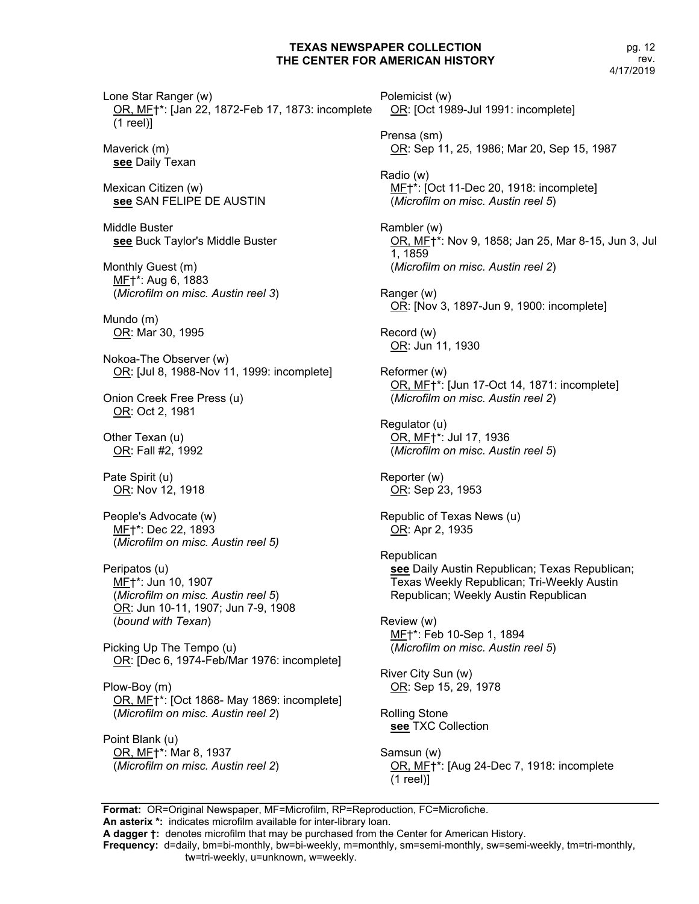Lone Star Ranger (w)
OR, MF†*: [Jan 22, 1872-Feb 17, 1873: incomplete (1 reel)]

Maverick (m)
**see** Daily Texan

Mexican Citizen (w)
**see** SAN FELIPE DE AUSTIN

Middle Buster
**see** Buck Taylor's Middle Buster

Monthly Guest (m)
MF†*: Aug 6, 1883
(*Microfilm on misc. Austin reel 3*)

Mundo (m)
OR: Mar 30, 1995

Nokoa-The Observer (w)
OR: [Jul 8, 1988-Nov 11, 1999: incomplete]

Onion Creek Free Press (u)
OR: Oct 2, 1981

Other Texan (u)
OR: Fall #2, 1992

Pate Spirit (u)
OR: Nov 12, 1918

People's Advocate (w)
MF†*: Dec 22, 1893
(*Microfilm on misc. Austin reel 5)*

Peripatos (u)
MF†*: Jun 10, 1907
(*Microfilm on misc. Austin reel 5*)
OR: Jun 10-11, 1907; Jun 7-9, 1908
(*bound with Texan*)

Picking Up The Tempo (u)
OR: [Dec 6, 1974-Feb/Mar 1976: incomplete]

Plow-Boy (m)
OR, MF†*: [Oct 1868- May 1869: incomplete]
(*Microfilm on misc. Austin reel 2*)

Point Blank (u)
OR, MF†*: Mar 8, 1937
(*Microfilm on misc. Austin reel 2*)

Polemicist (w)
OR: [Oct 1989-Jul 1991: incomplete]

Prensa (sm)
OR: Sep 11, 25, 1986; Mar 20, Sep 15, 1987

Radio (w)
MF†*: [Oct 11-Dec 20, 1918: incomplete]
(*Microfilm on misc. Austin reel 5*)

Rambler (w)
OR, MF†*: Nov 9, 1858; Jan 25, Mar 8-15, Jun 3, Jul 1, 1859
(*Microfilm on misc. Austin reel 2*)

Ranger (w)
OR: [Nov 3, 1897-Jun 9, 1900: incomplete]

Record (w)
OR: Jun 11, 1930

Reformer (w)
OR, MF†*: [Jun 17-Oct 14, 1871: incomplete]
(*Microfilm on misc. Austin reel 2*)

Regulator (u)
OR, MF†*: Jul 17, 1936
(*Microfilm on misc. Austin reel 5*)

Reporter (w)
OR: Sep 23, 1953

Republic of Texas News (u)
OR: Apr 2, 1935

Republican
**see** Daily Austin Republican; Texas Republican; Texas Weekly Republican; Tri-Weekly Austin Republican; Weekly Austin Republican

Review (w)
MF†*: Feb 10-Sep 1, 1894
(*Microfilm on misc. Austin reel 5*)

River City Sun (w)
OR: Sep 15, 29, 1978

Rolling Stone
**see** TXC Collection

Samsun (w)
OR, MF†*: [Aug 24-Dec 7, 1918: incomplete (1 reel)]

---

**Format:** OR=Original Newspaper, MF=Microfilm, RP=Reproduction, FC=Microfiche.
**An asterix *:** indicates microfilm available for inter-library loan.
**A dagger †:** denotes microfilm that may be purchased from the Center for American History.
**Frequency:** d=daily, bm=bi-monthly, bw=bi-weekly, m=monthly, sm=semi-monthly, sw=semi-weekly, tm=tri-monthly, tw=tri-weekly, u=unknown, w=weekly.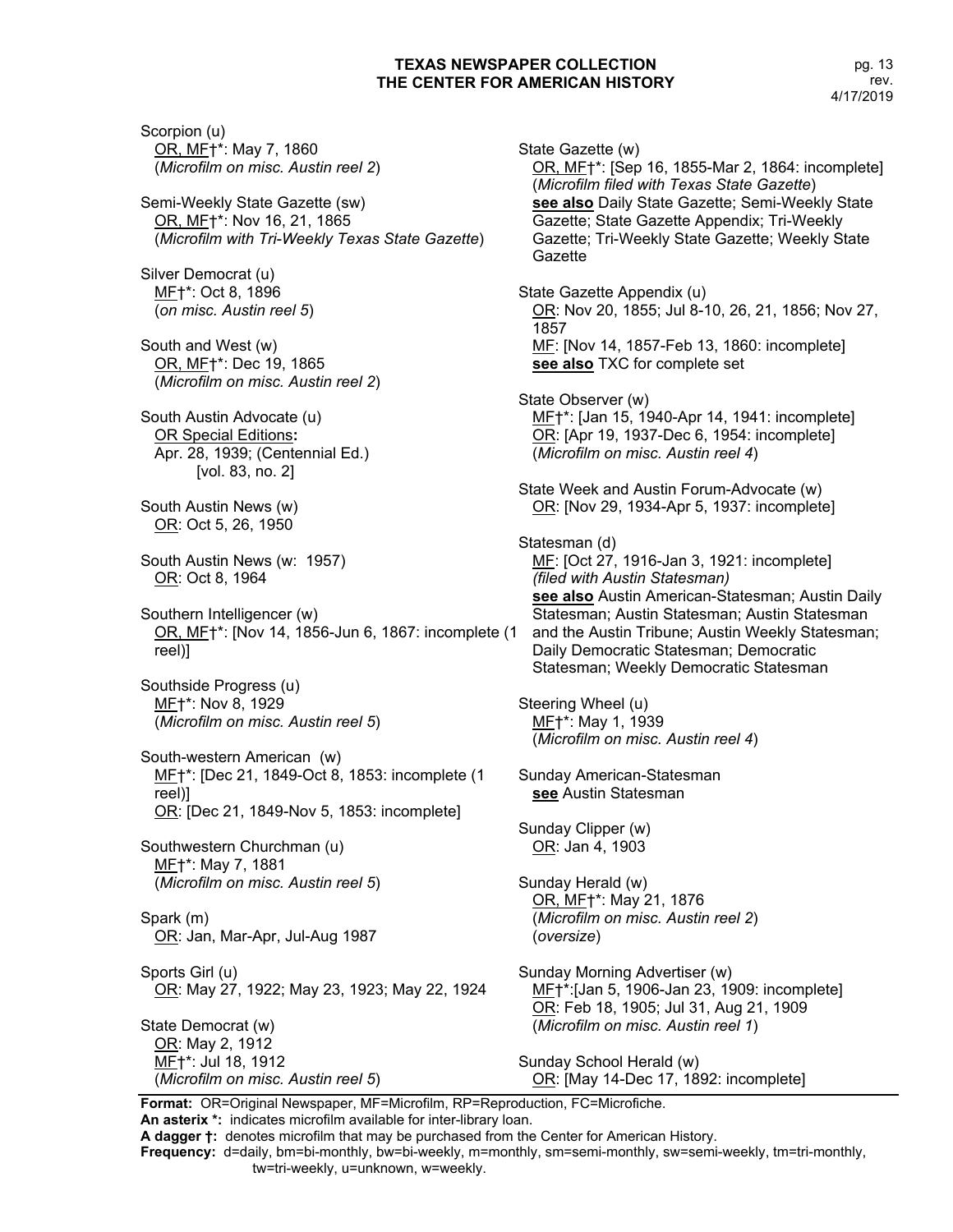Scorpion (u)
OR, MF†*: May 7, 1860
(*Microfilm on misc. Austin reel 2*)

Semi-Weekly State Gazette (sw)
OR, MF†*: Nov 16, 21, 1865
(*Microfilm with Tri-Weekly Texas State Gazette*)

Silver Democrat (u)
MF†*: Oct 8, 1896
(*on misc. Austin reel 5*)

South and West (w)
OR, MF†*: Dec 19, 1865
(*Microfilm on misc. Austin reel 2*)

South Austin Advocate (u)
OR Special Editions**:**
Apr. 28, 1939; (Centennial Ed.)
[vol. 83, no. 2]

South Austin News (w)
OR: Oct 5, 26, 1950

South Austin News (w: 1957)
OR: Oct 8, 1964

Southern Intelligencer (w)
OR, MF†*: [Nov 14, 1856-Jun 6, 1867: incomplete (1 reel)]

Southside Progress (u)
MF†*: Nov 8, 1929
(*Microfilm on misc. Austin reel 5*)

South-western American (w)
MF†*: [Dec 21, 1849-Oct 8, 1853: incomplete (1 reel)]
OR: [Dec 21, 1849-Nov 5, 1853: incomplete]

Southwestern Churchman (u)
MF†*: May 7, 1881
(*Microfilm on misc. Austin reel 5*)

Spark (m)
OR: Jan, Mar-Apr, Jul-Aug 1987

Sports Girl (u)
OR: May 27, 1922; May 23, 1923; May 22, 1924

State Democrat (w)
OR: May 2, 1912
MF†*: Jul 18, 1912
(*Microfilm on misc. Austin reel 5*)

State Gazette (w)
OR, MF†*: [Sep 16, 1855-Mar 2, 1864: incomplete]
(*Microfilm filed with Texas State Gazette*)
**see also** Daily State Gazette; Semi-Weekly State Gazette; State Gazette Appendix; Tri-Weekly Gazette; Tri-Weekly State Gazette; Weekly State Gazette

State Gazette Appendix (u)
OR: Nov 20, 1855; Jul 8-10, 26, 21, 1856; Nov 27, 1857
MF: [Nov 14, 1857-Feb 13, 1860: incomplete]
**see also** TXC for complete set

State Observer (w)
MF†*: [Jan 15, 1940-Apr 14, 1941: incomplete]
OR: [Apr 19, 1937-Dec 6, 1954: incomplete]
(*Microfilm on misc. Austin reel 4*)

State Week and Austin Forum-Advocate (w)
OR: [Nov 29, 1934-Apr 5, 1937: incomplete]

Statesman (d)
MF: [Oct 27, 1916-Jan 3, 1921: incomplete]
*(filed with Austin Statesman)*
**see also** Austin American-Statesman; Austin Daily Statesman; Austin Statesman; Austin Statesman and the Austin Tribune; Austin Weekly Statesman; Daily Democratic Statesman; Democratic Statesman; Weekly Democratic Statesman

Steering Wheel (u)
MF†*: May 1, 1939
(*Microfilm on misc. Austin reel 4*)

Sunday American-Statesman
**see** Austin Statesman

Sunday Clipper (w)
OR: Jan 4, 1903

Sunday Herald (w)
OR, MF†*: May 21, 1876
(*Microfilm on misc. Austin reel 2*)
(*oversize*)

Sunday Morning Advertiser (w)
MF†*:[Jan 5, 1906-Jan 23, 1909: incomplete]
OR: Feb 18, 1905; Jul 31, Aug 21, 1909
(*Microfilm on misc. Austin reel 1*)

Sunday School Herald (w)
OR: [May 14-Dec 17, 1892: incomplete]

**Format:** OR=Original Newspaper, MF=Microfilm, RP=Reproduction, FC=Microfiche.
**An asterix *:** indicates microfilm available for inter-library loan.
**A dagger †:** denotes microfilm that may be purchased from the Center for American History.
**Frequency:** d=daily, bm=bi-monthly, bw=bi-weekly, m=monthly, sm=semi-monthly, sw=semi-weekly, tm=tri-monthly, tw=tri-weekly, u=unknown, w=weekly.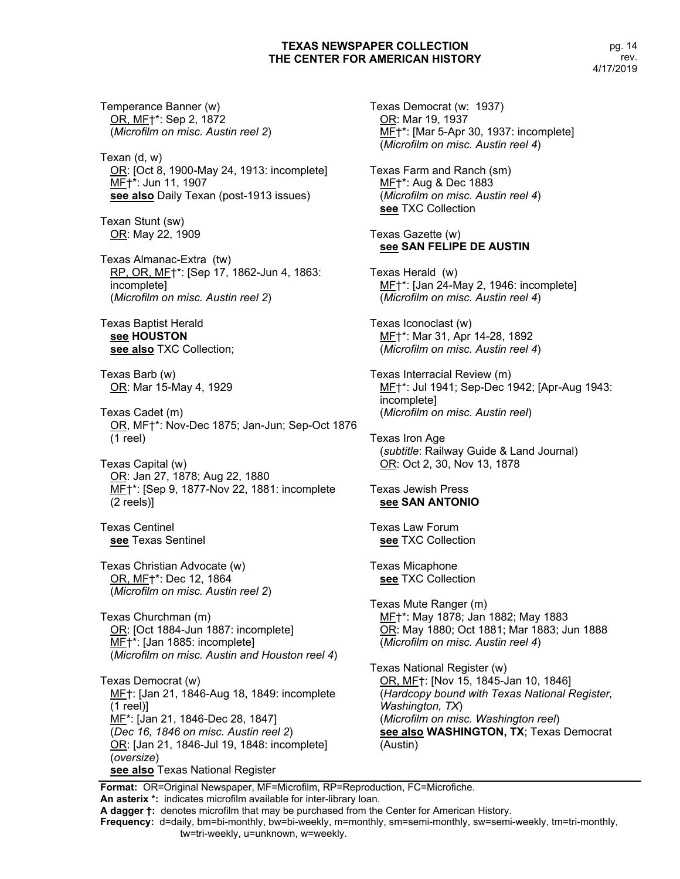Temperance Banner (w)
OR, MF†*: Sep 2, 1872
(*Microfilm on misc. Austin reel 2*)

Texan (d, w)
OR: [Oct 8, 1900-May 24, 1913: incomplete]
MF†*: Jun 11, 1907
**see also** Daily Texan (post-1913 issues)

Texan Stunt (sw)
OR: May 22, 1909

Texas Almanac-Extra (tw)
RP, OR, MF†*: [Sep 17, 1862-Jun 4, 1863: incomplete]
(*Microfilm on misc. Austin reel 2*)

Texas Baptist Herald
**see HOUSTON**
**see also** TXC Collection;

Texas Barb (w)
OR: Mar 15-May 4, 1929

Texas Cadet (m)
OR, MF†*: Nov-Dec 1875; Jan-Jun; Sep-Oct 1876 (1 reel)

Texas Capital (w)
OR: Jan 27, 1878; Aug 22, 1880
MF†*: [Sep 9, 1877-Nov 22, 1881: incomplete (2 reels)]

Texas Centinel
**see** Texas Sentinel

Texas Christian Advocate (w)
OR, MF†*: Dec 12, 1864
(*Microfilm on misc. Austin reel 2*)

Texas Churchman (m)
OR: [Oct 1884-Jun 1887: incomplete]
MF†*: [Jan 1885: incomplete]
(*Microfilm on misc. Austin and Houston reel 4*)

Texas Democrat (w)
MF†: [Jan 21, 1846-Aug 18, 1849: incomplete (1 reel)]
MF*: [Jan 21, 1846-Dec 28, 1847]
(*Dec 16, 1846 on misc. Austin reel 2*)
OR: [Jan 21, 1846-Jul 19, 1848: incomplete]
(*oversize*)
**see also** Texas National Register

Texas Democrat (w: 1937)
OR: Mar 19, 1937
MF†*: [Mar 5-Apr 30, 1937: incomplete]
(*Microfilm on misc. Austin reel 4*)

Texas Farm and Ranch (sm)
MF†*: Aug & Dec 1883
(*Microfilm on misc. Austin reel 4*)
**see** TXC Collection

Texas Gazette (w)
**see SAN FELIPE DE AUSTIN**

Texas Herald (w)
MF†*: [Jan 24-May 2, 1946: incomplete]
(*Microfilm on misc. Austin reel 4*)

Texas Iconoclast (w)
MF†*: Mar 31, Apr 14-28, 1892
(*Microfilm on misc. Austin reel 4*)

Texas Interracial Review (m)
MF†*: Jul 1941; Sep-Dec 1942; [Apr-Aug 1943: incomplete]
(*Microfilm on misc. Austin reel*)

Texas Iron Age
(*subtitle*: Railway Guide & Land Journal)
OR: Oct 2, 30, Nov 13, 1878

Texas Jewish Press
**see SAN ANTONIO**

Texas Law Forum
**see** TXC Collection

Texas Micaphone
**see** TXC Collection

Texas Mute Ranger (m)
MF†*: May 1878; Jan 1882; May 1883
OR: May 1880; Oct 1881; Mar 1883; Jun 1888
(*Microfilm on misc. Austin reel 4*)

Texas National Register (w)
OR, MF†: [Nov 15, 1845-Jan 10, 1846]
(*Hardcopy bound with Texas National Register, Washington, TX*)
(*Microfilm on misc. Washington reel*)
**see also WASHINGTON, TX**; Texas Democrat (Austin)

**Format:** OR=Original Newspaper, MF=Microfilm, RP=Reproduction, FC=Microfiche.
**An asterix *:** indicates microfilm available for inter-library loan.
**A dagger †:** denotes microfilm that may be purchased from the Center for American History.
**Frequency:** d=daily, bm=bi-monthly, bw=bi-weekly, m=monthly, sm=semi-monthly, sw=semi-weekly, tm=tri-monthly, tw=tri-weekly, u=unknown, w=weekly.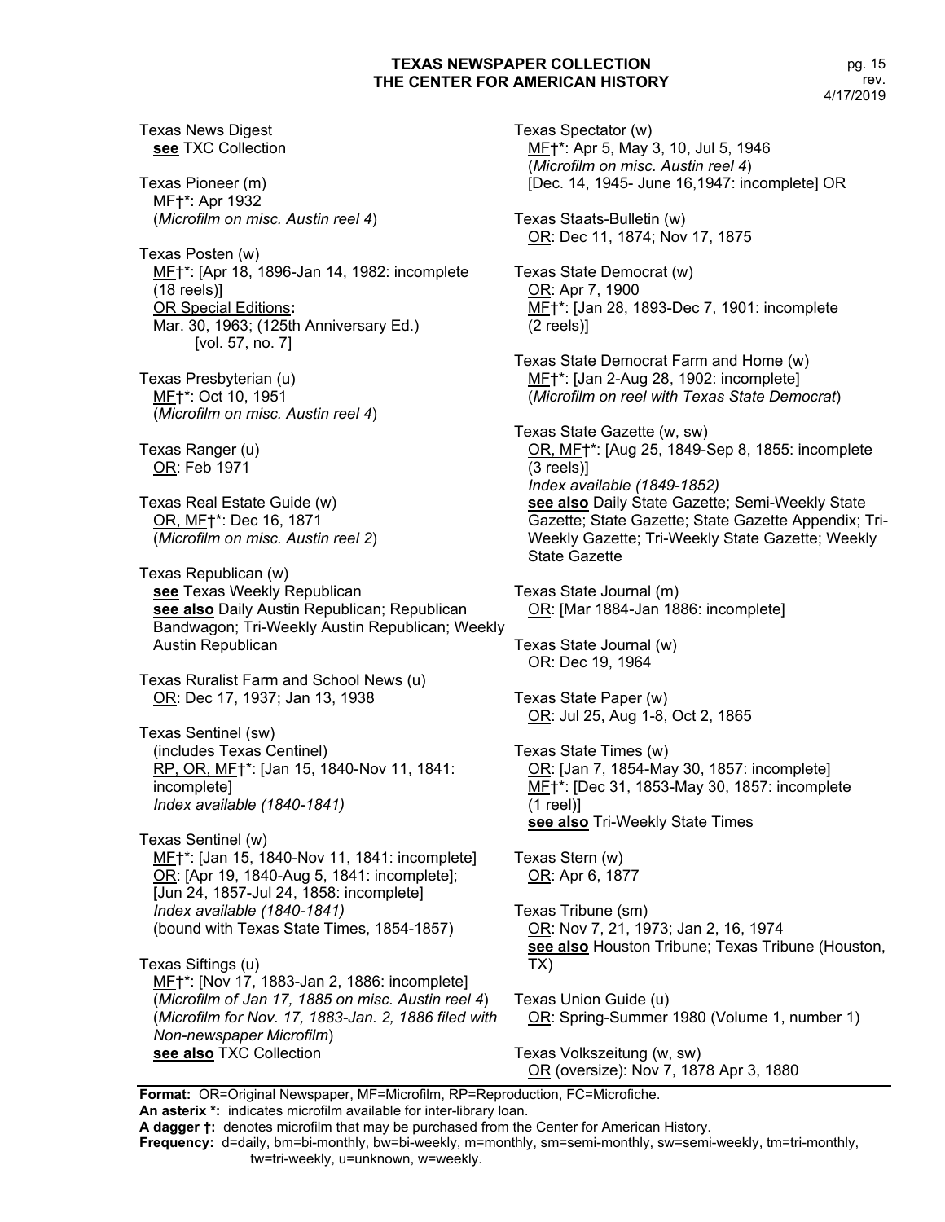Texas News Digest
**see** TXC Collection

Texas Pioneer (m)
MF†*: Apr 1932
(*Microfilm on misc. Austin reel 4*)

Texas Posten (w)
MF†*: [Apr 18, 1896-Jan 14, 1982: incomplete (18 reels)]
OR Special Editions**:**
Mar. 30, 1963; (125th Anniversary Ed.) [vol. 57, no. 7]

Texas Presbyterian (u)
MF†*: Oct 10, 1951
(*Microfilm on misc. Austin reel 4*)

Texas Ranger (u)
OR: Feb 1971

Texas Real Estate Guide (w)
OR, MF†*: Dec 16, 1871
(*Microfilm on misc. Austin reel 2*)

Texas Republican (w)
**see** Texas Weekly Republican
**see also** Daily Austin Republican; Republican Bandwagon; Tri-Weekly Austin Republican; Weekly Austin Republican

Texas Ruralist Farm and School News (u)
OR: Dec 17, 1937; Jan 13, 1938

Texas Sentinel (sw)
(includes Texas Centinel)
RP, OR, MF†*: [Jan 15, 1840-Nov 11, 1841: incomplete]
*Index available (1840-1841)*

Texas Sentinel (w)
MF†*: [Jan 15, 1840-Nov 11, 1841: incomplete]
OR: [Apr 19, 1840-Aug 5, 1841: incomplete]; [Jun 24, 1857-Jul 24, 1858: incomplete]
*Index available (1840-1841)*
(bound with Texas State Times, 1854-1857)

Texas Siftings (u)
MF†*: [Nov 17, 1883-Jan 2, 1886: incomplete]
(*Microfilm of Jan 17, 1885 on misc. Austin reel 4*)
(*Microfilm for Nov. 17, 1883-Jan. 2, 1886 filed with Non-newspaper Microfilm*)
**see also** TXC Collection

Texas Spectator (w)
MF†*: Apr 5, May 3, 10, Jul 5, 1946
(*Microfilm on misc. Austin reel 4*)
[Dec. 14, 1945- June 16,1947: incomplete] OR

Texas Staats-Bulletin (w)
OR: Dec 11, 1874; Nov 17, 1875

Texas State Democrat (w)
OR: Apr 7, 1900
MF†*: [Jan 28, 1893-Dec 7, 1901: incomplete (2 reels)]

Texas State Democrat Farm and Home (w)
MF†*: [Jan 2-Aug 28, 1902: incomplete]
(*Microfilm on reel with Texas State Democrat*)

Texas State Gazette (w, sw)
OR, MF†*: [Aug 25, 1849-Sep 8, 1855: incomplete (3 reels)]
*Index available (1849-1852)*
**see also** Daily State Gazette; Semi-Weekly State Gazette; State Gazette; State Gazette Appendix; Tri-Weekly Gazette; Tri-Weekly State Gazette; Weekly State Gazette

Texas State Journal (m)
OR: [Mar 1884-Jan 1886: incomplete]

Texas State Journal (w)
OR: Dec 19, 1964

Texas State Paper (w)
OR: Jul 25, Aug 1-8, Oct 2, 1865

Texas State Times (w)
OR: [Jan 7, 1854-May 30, 1857: incomplete]
MF†*: [Dec 31, 1853-May 30, 1857: incomplete (1 reel)]
**see also** Tri-Weekly State Times

Texas Stern (w)
OR: Apr 6, 1877

Texas Tribune (sm)
OR: Nov 7, 21, 1973; Jan 2, 16, 1974
**see also** Houston Tribune; Texas Tribune (Houston, TX)

Texas Union Guide (u)
OR: Spring-Summer 1980 (Volume 1, number 1)

Texas Volkszeitung (w, sw)
OR (oversize): Nov 7, 1878 Apr 3, 1880

---

**Format:** OR=Original Newspaper, MF=Microfilm, RP=Reproduction, FC=Microfiche.
**An asterix *:** indicates microfilm available for inter-library loan.
**A dagger †:** denotes microfilm that may be purchased from the Center for American History.
**Frequency:** d=daily, bm=bi-monthly, bw=bi-weekly, m=monthly, sm=semi-monthly, sw=semi-weekly, tm=tri-monthly, tw=tri-weekly, u=unknown, w=weekly.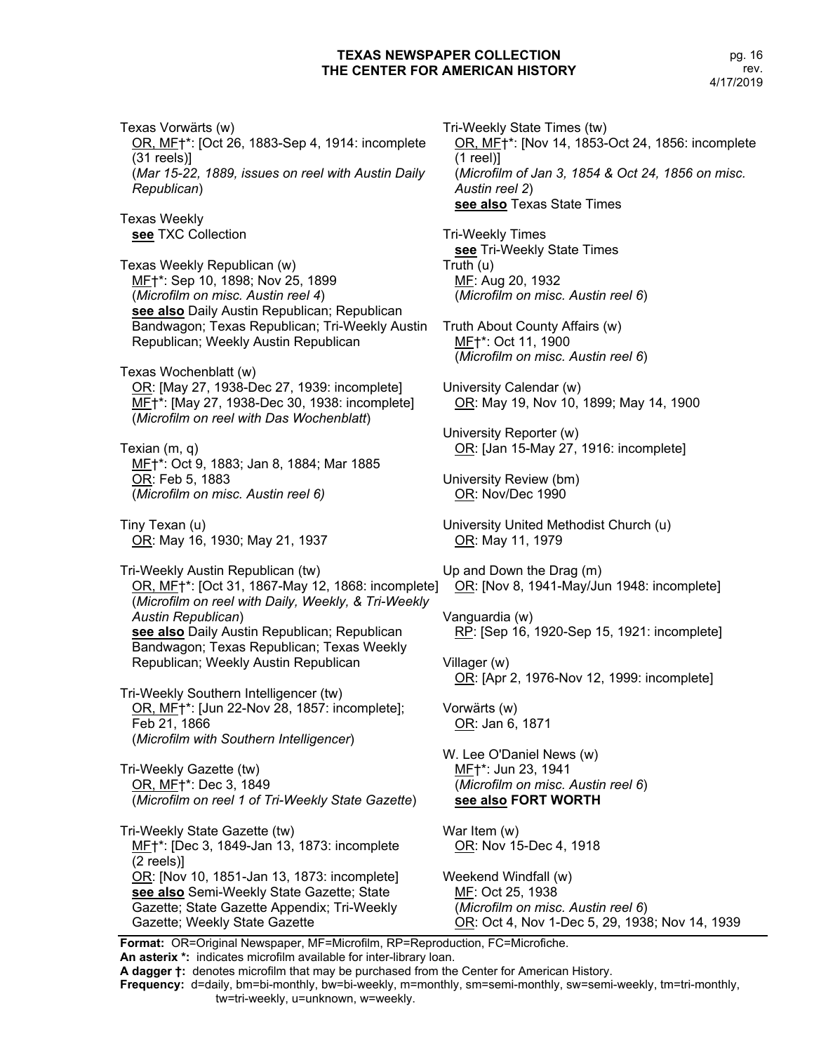Texas Vorwärts (w)
<u>OR, MF</u>†*: [Oct 26, 1883-Sep 4, 1914: incomplete (31 reels)]
(*Mar 15-22, 1889, issues on reel with Austin Daily Republican*)

Texas Weekly
**<u>see</u>** TXC Collection

Texas Weekly Republican (w)
<u>MF</u>†*: Sep 10, 1898; Nov 25, 1899
(*Microfilm on misc. Austin reel 4*)
**<u>see also</u>** Daily Austin Republican; Republican Bandwagon; Texas Republican; Tri-Weekly Austin Republican; Weekly Austin Republican

Texas Wochenblatt (w)
<u>OR</u>: [May 27, 1938-Dec 27, 1939: incomplete]
<u>MF</u>†*: [May 27, 1938-Dec 30, 1938: incomplete]
(*Microfilm on reel with Das Wochenblatt*)

Texian (m, q)
<u>MF</u>†*: Oct 9, 1883; Jan 8, 1884; Mar 1885
<u>OR</u>: Feb 5, 1883
(*Microfilm on misc. Austin reel 6)*

Tiny Texan (u)
<u>OR</u>: May 16, 1930; May 21, 1937

Tri-Weekly Austin Republican (tw)
<u>OR, MF</u>†*: [Oct 31, 1867-May 12, 1868: incomplete]
(*Microfilm on reel with Daily, Weekly, & Tri-Weekly Austin Republican*)
**<u>see also</u>** Daily Austin Republican; Republican Bandwagon; Texas Republican; Texas Weekly Republican; Weekly Austin Republican

Tri-Weekly Southern Intelligencer (tw)
<u>OR, MF</u>†*: [Jun 22-Nov 28, 1857: incomplete]; Feb 21, 1866
(*Microfilm with Southern Intelligencer*)

Tri-Weekly Gazette (tw)
<u>OR, MF</u>†*: Dec 3, 1849
(*Microfilm on reel 1 of Tri-Weekly State Gazette*)

Tri-Weekly State Gazette (tw)
<u>MF</u>†*: [Dec 3, 1849-Jan 13, 1873: incomplete (2 reels)]
<u>OR</u>: [Nov 10, 1851-Jan 13, 1873: incomplete]
**<u>see also</u>** Semi-Weekly State Gazette; State Gazette; State Gazette Appendix; Tri-Weekly Gazette; Weekly State Gazette

Tri-Weekly State Times (tw)
<u>OR, MF</u>†*: [Nov 14, 1853-Oct 24, 1856: incomplete (1 reel)]
(*Microfilm of Jan 3, 1854 & Oct 24, 1856 on misc. Austin reel 2*)
**<u>see also</u>** Texas State Times

Tri-Weekly Times
**<u>see</u>** Tri-Weekly State Times

Truth (u)
<u>MF</u>: Aug 20, 1932
(*Microfilm on misc. Austin reel 6*)

Truth About County Affairs (w)
<u>MF</u>†*: Oct 11, 1900
(*Microfilm on misc. Austin reel 6*)

University Calendar (w)
<u>OR</u>: May 19, Nov 10, 1899; May 14, 1900

University Reporter (w)
<u>OR</u>: [Jan 15-May 27, 1916: incomplete]

University Review (bm)
<u>OR</u>: Nov/Dec 1990

University United Methodist Church (u)
<u>OR</u>: May 11, 1979

Up and Down the Drag (m)
<u>OR</u>: [Nov 8, 1941-May/Jun 1948: incomplete]

Vanguardia (w)
<u>RP</u>: [Sep 16, 1920-Sep 15, 1921: incomplete]

Villager (w)
<u>OR</u>: [Apr 2, 1976-Nov 12, 1999: incomplete]

Vorwärts (w)
<u>OR</u>: Jan 6, 1871

W. Lee O'Daniel News (w)
<u>MF</u>†*: Jun 23, 1941
(*Microfilm on misc. Austin reel 6*)
**<u>see also</u> FORT WORTH**

War Item (w)
<u>OR</u>: Nov 15-Dec 4, 1918

Weekend Windfall (w)
<u>MF</u>: Oct 25, 1938
(*Microfilm on misc. Austin reel 6*)
<u>OR</u>: Oct 4, Nov 1-Dec 5, 29, 1938; Nov 14, 1939

**Format:** OR=Original Newspaper, MF=Microfilm, RP=Reproduction, FC=Microfiche.
**An asterix *:** indicates microfilm available for inter-library loan.
**A dagger †:** denotes microfilm that may be purchased from the Center for American History.
**Frequency:** d=daily, bm=bi-monthly, bw=bi-weekly, m=monthly, sm=semi-monthly, sw=semi-weekly, tm=tri-monthly, tw=tri-weekly, u=unknown, w=weekly.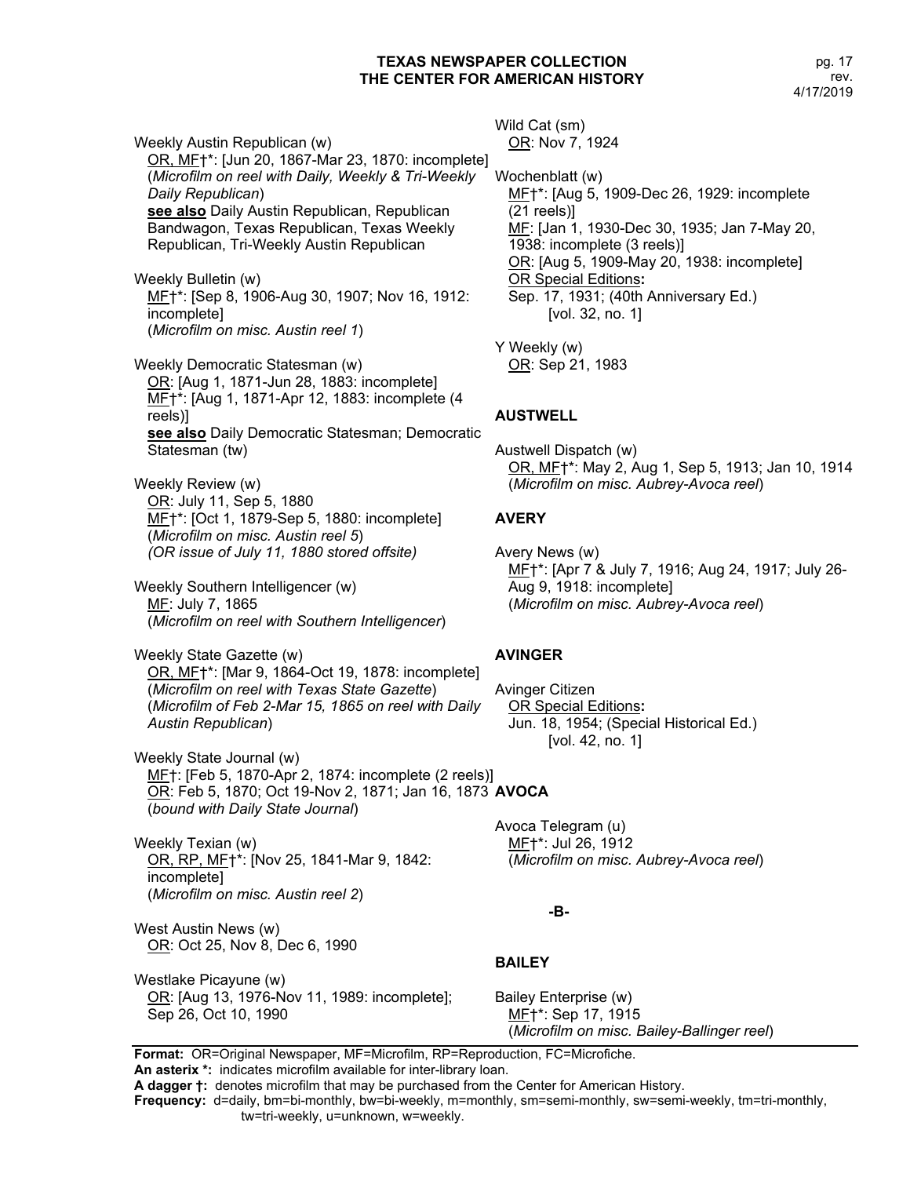Weekly Austin Republican (w)
OR, MF†*: [Jun 20, 1867-Mar 23, 1870: incomplete]
(*Microfilm on reel with Daily, Weekly & Tri-Weekly Daily Republican*)
**see also** Daily Austin Republican, Republican Bandwagon, Texas Republican, Texas Weekly Republican, Tri-Weekly Austin Republican

Weekly Bulletin (w)
MF†*: [Sep 8, 1906-Aug 30, 1907; Nov 16, 1912: incomplete]
(*Microfilm on misc. Austin reel 1*)

Weekly Democratic Statesman (w)
OR: [Aug 1, 1871-Jun 28, 1883: incomplete]
MF†*: [Aug 1, 1871-Apr 12, 1883: incomplete (4 reels)]
**see also** Daily Democratic Statesman; Democratic Statesman (tw)

Weekly Review (w)
OR: July 11, Sep 5, 1880
MF†*: [Oct 1, 1879-Sep 5, 1880: incomplete]
(*Microfilm on misc. Austin reel 5*)
*(OR issue of July 11, 1880 stored offsite)*

Weekly Southern Intelligencer (w)
MF: July 7, 1865
(*Microfilm on reel with Southern Intelligencer*)

Weekly State Gazette (w)
OR, MF†*: [Mar 9, 1864-Oct 19, 1878: incomplete]
(*Microfilm on reel with Texas State Gazette*)
(*Microfilm of Feb 2-Mar 15, 1865 on reel with Daily Austin Republican*)

Weekly State Journal (w)
MF†: [Feb 5, 1870-Apr 2, 1874: incomplete (2 reels)]
OR: Feb 5, 1870; Oct 19-Nov 2, 1871; Jan 16, 1873
(*bound with Daily State Journal*)

Weekly Texian (w)
OR, RP, MF†*: [Nov 25, 1841-Mar 9, 1842: incomplete]
(*Microfilm on misc. Austin reel 2*)

West Austin News (w)
OR: Oct 25, Nov 8, Dec 6, 1990

Westlake Picayune (w)
OR: [Aug 13, 1976-Nov 11, 1989: incomplete]; Sep 26, Oct 10, 1990

Wild Cat (sm)
OR: Nov 7, 1924

Wochenblatt (w)
MF†*: [Aug 5, 1909-Dec 26, 1929: incomplete (21 reels)]
MF: [Jan 1, 1930-Dec 30, 1935; Jan 7-May 20, 1938: incomplete (3 reels)]
OR: [Aug 5, 1909-May 20, 1938: incomplete]
OR Special Editions**:**
Sep. 17, 1931; (40th Anniversary Ed.) [vol. 32, no. 1]

Y Weekly (w)
OR: Sep 21, 1983

## AUSTWELL

Austwell Dispatch (w)
OR, MF†*: May 2, Aug 1, Sep 5, 1913; Jan 10, 1914
(*Microfilm on misc. Aubrey-Avoca reel*)

## AVERY

Avery News (w)
MF†*: [Apr 7 & July 7, 1916; Aug 24, 1917; July 26-Aug 9, 1918: incomplete]
(*Microfilm on misc. Aubrey-Avoca reel*)

## AVINGER

Avinger Citizen
OR Special Editions**:**
Jun. 18, 1954; (Special Historical Ed.) [vol. 42, no. 1]

## AVOCA

Avoca Telegram (u)
MF†*: Jul 26, 1912
(*Microfilm on misc. Aubrey-Avoca reel*)

# -B-

## BAILEY

Bailey Enterprise (w)
MF†*: Sep 17, 1915
(*Microfilm on misc. Bailey-Ballinger reel*)

**Format:** OR=Original Newspaper, MF=Microfilm, RP=Reproduction, FC=Microfiche.
**An asterix *:** indicates microfilm available for inter-library loan.
**A dagger †:** denotes microfilm that may be purchased from the Center for American History.
**Frequency:** d=daily, bm=bi-monthly, bw=bi-weekly, m=monthly, sm=semi-monthly, sw=semi-weekly, tm=tri-monthly, tw=tri-weekly, u=unknown, w=weekly.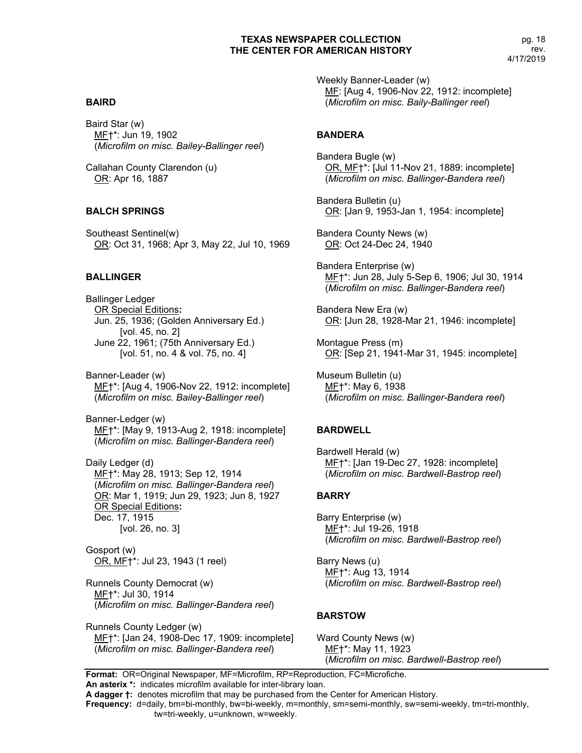**BAIRD**

Baird Star (w)
MF†*: Jun 19, 1902
(*Microfilm on misc. Bailey-Ballinger reel*)

Callahan County Clarendon (u)
OR: Apr 16, 1887

**BALCH SPRINGS**

Southeast Sentinel(w)
OR: Oct 31, 1968; Apr 3, May 22, Jul 10, 1969

**BALLINGER**

Ballinger Ledger
OR Special Editions**:**
Jun. 25, 1936; (Golden Anniversary Ed.)
[vol. 45, no. 2]
June 22, 1961; (75th Anniversary Ed.)
[vol. 51, no. 4 & vol. 75, no. 4]

Banner-Leader (w)
MF†*: [Aug 4, 1906-Nov 22, 1912: incomplete]
(*Microfilm on misc. Bailey-Ballinger reel*)

Banner-Ledger (w)
MF†*: [May 9, 1913-Aug 2, 1918: incomplete]
(*Microfilm on misc. Ballinger-Bandera reel*)

Daily Ledger (d)
MF†*: May 28, 1913; Sep 12, 1914
(*Microfilm on misc. Ballinger-Bandera reel*)
OR: Mar 1, 1919; Jun 29, 1923; Jun 8, 1927
OR Special Editions**:**
Dec. 17, 1915
[vol. 26, no. 3]

Gosport (w)
OR, MF†*: Jul 23, 1943 (1 reel)

Runnels County Democrat (w)
MF†*: Jul 30, 1914
(*Microfilm on misc. Ballinger-Bandera reel*)

Runnels County Ledger (w)
MF†*: [Jan 24, 1908-Dec 17, 1909: incomplete]
(*Microfilm on misc. Ballinger-Bandera reel*)

Weekly Banner-Leader (w)
MF: [Aug 4, 1906-Nov 22, 1912: incomplete]
(*Microfilm on misc. Baily-Ballinger reel*)

**BANDERA**

Bandera Bugle (w)
OR, MF†*: [Jul 11-Nov 21, 1889: incomplete]
(*Microfilm on misc. Ballinger-Bandera reel*)

Bandera Bulletin (u)
OR: [Jan 9, 1953-Jan 1, 1954: incomplete]

Bandera County News (w)
OR: Oct 24-Dec 24, 1940

Bandera Enterprise (w)
MF†*: Jun 28, July 5-Sep 6, 1906; Jul 30, 1914
(*Microfilm on misc. Ballinger-Bandera reel*)

Bandera New Era (w)
OR: [Jun 28, 1928-Mar 21, 1946: incomplete]

Montague Press (m)
OR: [Sep 21, 1941-Mar 31, 1945: incomplete]

Museum Bulletin (u)
MF†*: May 6, 1938
(*Microfilm on misc. Ballinger-Bandera reel*)

**BARDWELL**

Bardwell Herald (w)
MF†*: [Jan 19-Dec 27, 1928: incomplete]
(*Microfilm on misc. Bardwell-Bastrop reel*)

**BARRY**

Barry Enterprise (w)
MF†*: Jul 19-26, 1918
(*Microfilm on misc. Bardwell-Bastrop reel*)

Barry News (u)
MF†*: Aug 13, 1914
(*Microfilm on misc. Bardwell-Bastrop reel*)

**BARSTOW**

Ward County News (w)
MF†*: May 11, 1923
(*Microfilm on misc. Bardwell-Bastrop reel*)

---

**Format:** OR=Original Newspaper, MF=Microfilm, RP=Reproduction, FC=Microfiche.
**An asterix *:** indicates microfilm available for inter-library loan.
**A dagger †:** denotes microfilm that may be purchased from the Center for American History.
**Frequency:** d=daily, bm=bi-monthly, bw=bi-weekly, m=monthly, sm=semi-monthly, sw=semi-weekly, tm=tri-monthly, tw=tri-weekly, u=unknown, w=weekly.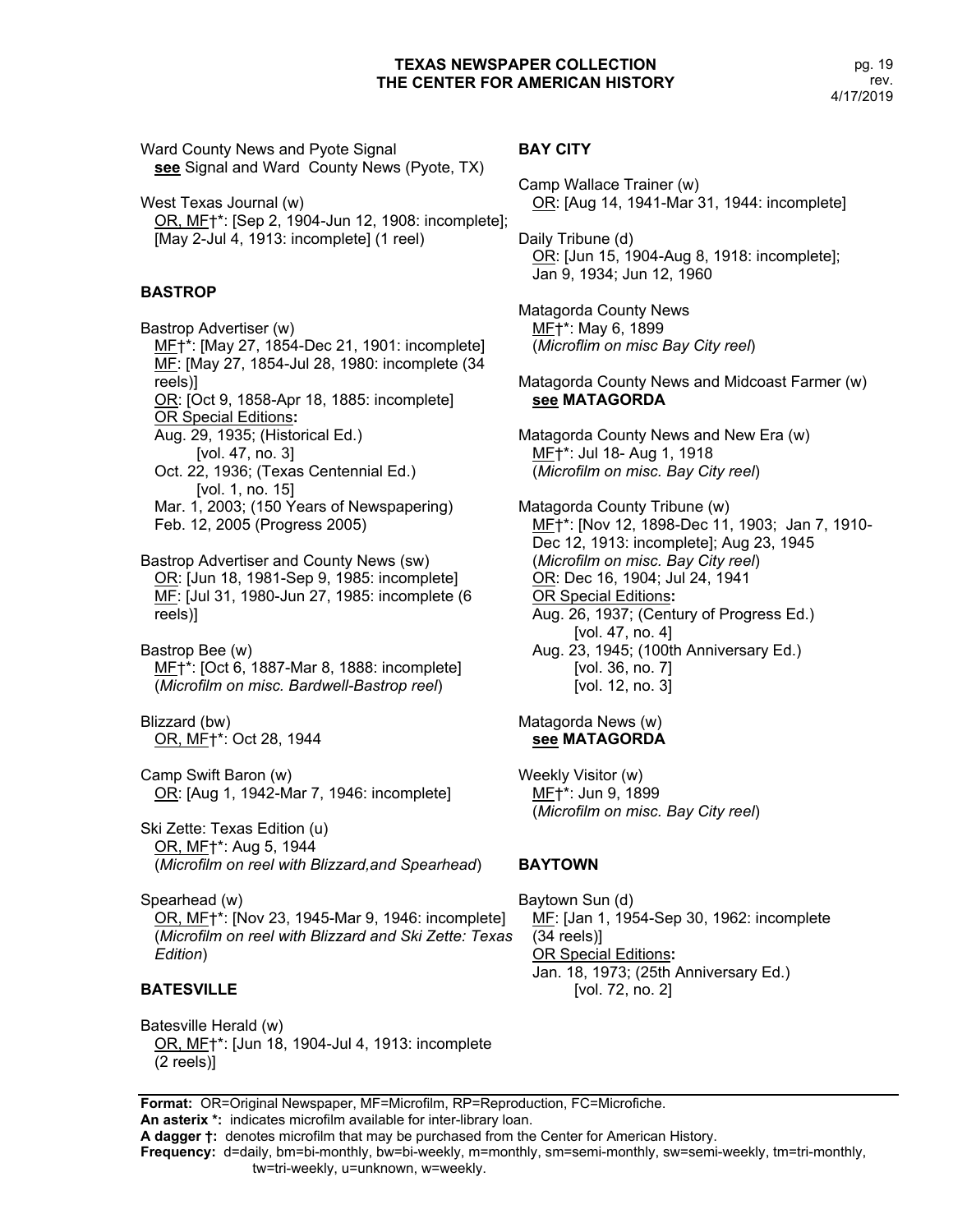Ward County News and Pyote Signal
**see** Signal and Ward County News (Pyote, TX)

West Texas Journal (w)
OR, MF†*: [Sep 2, 1904-Jun 12, 1908: incomplete]; [May 2-Jul 4, 1913: incomplete] (1 reel)

### BASTROP

Bastrop Advertiser (w)
MF†*: [May 27, 1854-Dec 21, 1901: incomplete]
MF: [May 27, 1854-Jul 28, 1980: incomplete (34 reels)]
OR: [Oct 9, 1858-Apr 18, 1885: incomplete]
OR Special Editions**:**
Aug. 29, 1935; (Historical Ed.)
[vol. 47, no. 3]
Oct. 22, 1936; (Texas Centennial Ed.)
[vol. 1, no. 15]
Mar. 1, 2003; (150 Years of Newspapering)
Feb. 12, 2005 (Progress 2005)

Bastrop Advertiser and County News (sw)
OR: [Jun 18, 1981-Sep 9, 1985: incomplete]
MF: [Jul 31, 1980-Jun 27, 1985: incomplete (6 reels)]

Bastrop Bee (w)
MF†*: [Oct 6, 1887-Mar 8, 1888: incomplete]
(*Microfilm on misc. Bardwell-Bastrop reel*)

Blizzard (bw)
OR, MF†*: Oct 28, 1944

Camp Swift Baron (w)
OR: [Aug 1, 1942-Mar 7, 1946: incomplete]

Ski Zette: Texas Edition (u)
OR, MF†*: Aug 5, 1944
(*Microfilm on reel with Blizzard,and Spearhead*)

Spearhead (w)
OR, MF†*: [Nov 23, 1945-Mar 9, 1946: incomplete]
(*Microfilm on reel with Blizzard and Ski Zette: Texas Edition*)

### BATESVILLE

Batesville Herald (w)
OR, MF†*: [Jun 18, 1904-Jul 4, 1913: incomplete (2 reels)]

### BAY CITY

Camp Wallace Trainer (w)
OR: [Aug 14, 1941-Mar 31, 1944: incomplete]

Daily Tribune (d)
OR: [Jun 15, 1904-Aug 8, 1918: incomplete]; Jan 9, 1934; Jun 12, 1960

Matagorda County News
MF†*: May 6, 1899
(*Microflim on misc Bay City reel*)

Matagorda County News and Midcoast Farmer (w)
**see MATAGORDA**

Matagorda County News and New Era (w)
MF†*: Jul 18- Aug 1, 1918
(*Microfilm on misc. Bay City reel*)

Matagorda County Tribune (w)
MF†*: [Nov 12, 1898-Dec 11, 1903; Jan 7, 1910-Dec 12, 1913: incomplete]; Aug 23, 1945
(*Microfilm on misc. Bay City reel*)
OR: Dec 16, 1904; Jul 24, 1941
OR Special Editions**:**
Aug. 26, 1937; (Century of Progress Ed.)
[vol. 47, no. 4]
Aug. 23, 1945; (100th Anniversary Ed.)
[vol. 36, no. 7]
[vol. 12, no. 3]

Matagorda News (w)
**see MATAGORDA**

Weekly Visitor (w)
MF†*: Jun 9, 1899
(*Microfilm on misc. Bay City reel*)

### BAYTOWN

Baytown Sun (d)
MF: [Jan 1, 1954-Sep 30, 1962: incomplete (34 reels)]
OR Special Editions**:**
Jan. 18, 1973; (25th Anniversary Ed.)
[vol. 72, no. 2]

---

**Format:** OR=Original Newspaper, MF=Microfilm, RP=Reproduction, FC=Microfiche.
**An asterix *:** indicates microfilm available for inter-library loan.
**A dagger †:** denotes microfilm that may be purchased from the Center for American History.
**Frequency:** d=daily, bm=bi-monthly, bw=bi-weekly, m=monthly, sm=semi-monthly, sw=semi-weekly, tm=tri-monthly, tw=tri-weekly, u=unknown, w=weekly.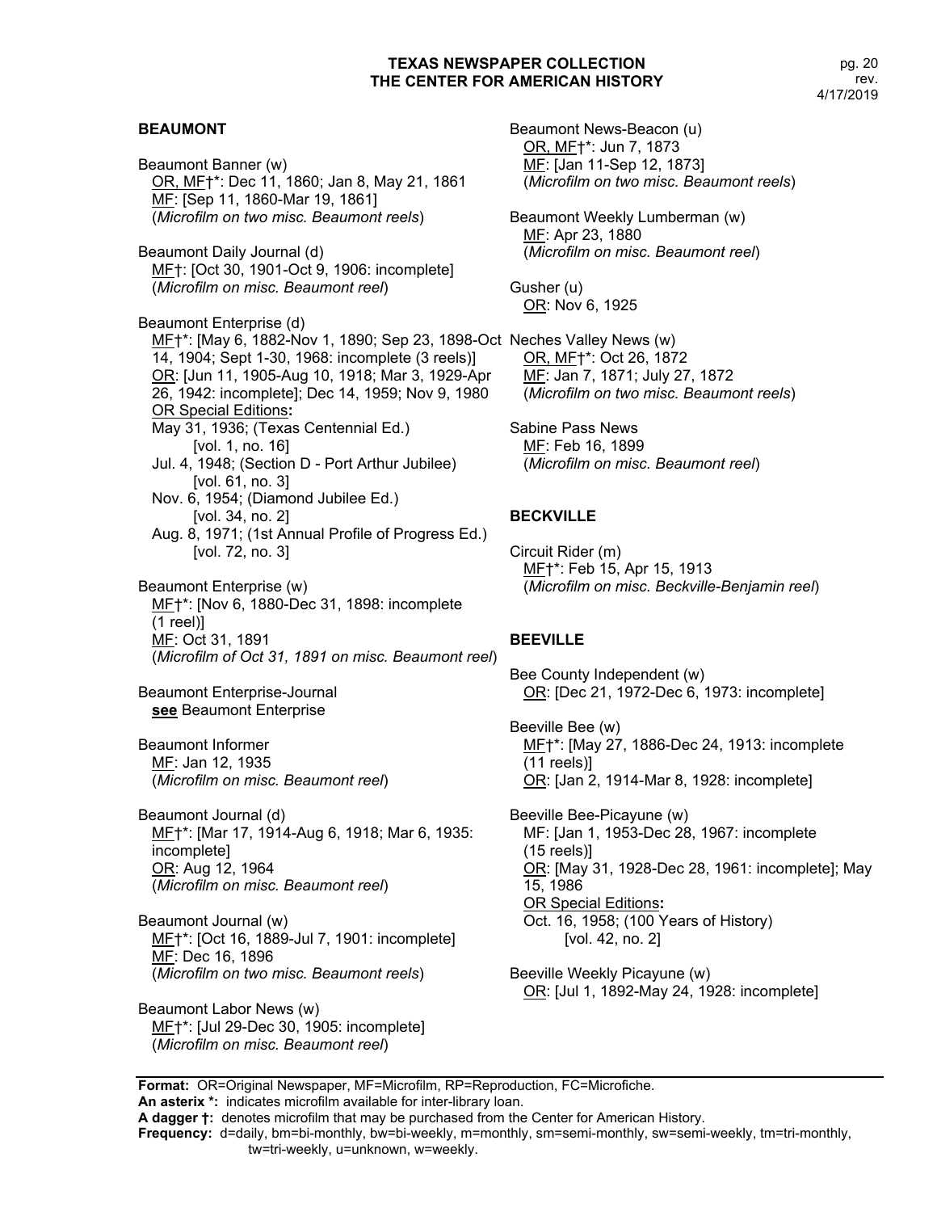## BEAUMONT

Beaumont Banner (w)
OR, MF†*: Dec 11, 1860; Jan 8, May 21, 1861
MF: [Sep 11, 1860-Mar 19, 1861]
(*Microfilm on two misc. Beaumont reels*)

Beaumont Daily Journal (d)
MF†: [Oct 30, 1901-Oct 9, 1906: incomplete]
(*Microfilm on misc. Beaumont reel*)

Beaumont Enterprise (d)
MF†*: [May 6, 1882-Nov 1, 1890; Sep 23, 1898-Oct 14, 1904; Sept 1-30, 1968: incomplete (3 reels)]
OR: [Jun 11, 1905-Aug 10, 1918; Mar 3, 1929-Apr 26, 1942: incomplete]; Dec 14, 1959; Nov 9, 1980
OR Special Editions**:**
May 31, 1936; (Texas Centennial Ed.) [vol. 1, no. 16]
Jul. 4, 1948; (Section D - Port Arthur Jubilee) [vol. 61, no. 3]
Nov. 6, 1954; (Diamond Jubilee Ed.) [vol. 34, no. 2]
Aug. 8, 1971; (1st Annual Profile of Progress Ed.) [vol. 72, no. 3]

Beaumont Enterprise (w)
MF†*: [Nov 6, 1880-Dec 31, 1898: incomplete (1 reel)]
MF: Oct 31, 1891
(*Microfilm of Oct 31, 1891 on misc. Beaumont reel*)

Beaumont Enterprise-Journal
**see** Beaumont Enterprise

Beaumont Informer
MF: Jan 12, 1935
(*Microfilm on misc. Beaumont reel*)

Beaumont Journal (d)
MF†*: [Mar 17, 1914-Aug 6, 1918; Mar 6, 1935: incomplete]
OR: Aug 12, 1964
(*Microfilm on misc. Beaumont reel*)

Beaumont Journal (w)
MF†*: [Oct 16, 1889-Jul 7, 1901: incomplete]
MF: Dec 16, 1896
(*Microfilm on two misc. Beaumont reels*)

Beaumont Labor News (w)
MF†*: [Jul 29-Dec 30, 1905: incomplete]
(*Microfilm on misc. Beaumont reel*)

Beaumont News-Beacon (u)
OR, MF†*: Jun 7, 1873
MF: [Jan 11-Sep 12, 1873]
(*Microfilm on two misc. Beaumont reels*)

Beaumont Weekly Lumberman (w)
MF: Apr 23, 1880
(*Microfilm on misc. Beaumont reel*)

Gusher (u)
OR: Nov 6, 1925

Neches Valley News (w)
OR, MF†*: Oct 26, 1872
MF: Jan 7, 1871; July 27, 1872
(*Microfilm on two misc. Beaumont reels*)

Sabine Pass News
MF: Feb 16, 1899
(*Microfilm on misc. Beaumont reel*)

## BECKVILLE

Circuit Rider (m)
MF†*: Feb 15, Apr 15, 1913
(*Microfilm on misc. Beckville-Benjamin reel*)

## BEEVILLE

Bee County Independent (w)
OR: [Dec 21, 1972-Dec 6, 1973: incomplete]

Beeville Bee (w)
MF†*: [May 27, 1886-Dec 24, 1913: incomplete (11 reels)]
OR: [Jan 2, 1914-Mar 8, 1928: incomplete]

Beeville Bee-Picayune (w)
MF: [Jan 1, 1953-Dec 28, 1967: incomplete (15 reels)]
OR: [May 31, 1928-Dec 28, 1961: incomplete]; May 15, 1986
OR Special Editions**:**
Oct. 16, 1958; (100 Years of History) [vol. 42, no. 2]

Beeville Weekly Picayune (w)
OR: [Jul 1, 1892-May 24, 1928: incomplete]

---

**Format:** OR=Original Newspaper, MF=Microfilm, RP=Reproduction, FC=Microfiche.
**An asterix \*:** indicates microfilm available for inter-library loan.
**A dagger †:** denotes microfilm that may be purchased from the Center for American History.
**Frequency:** d=daily, bm=bi-monthly, bw=bi-weekly, m=monthly, sm=semi-monthly, sw=semi-weekly, tm=tri-monthly, tw=tri-weekly, u=unknown, w=weekly.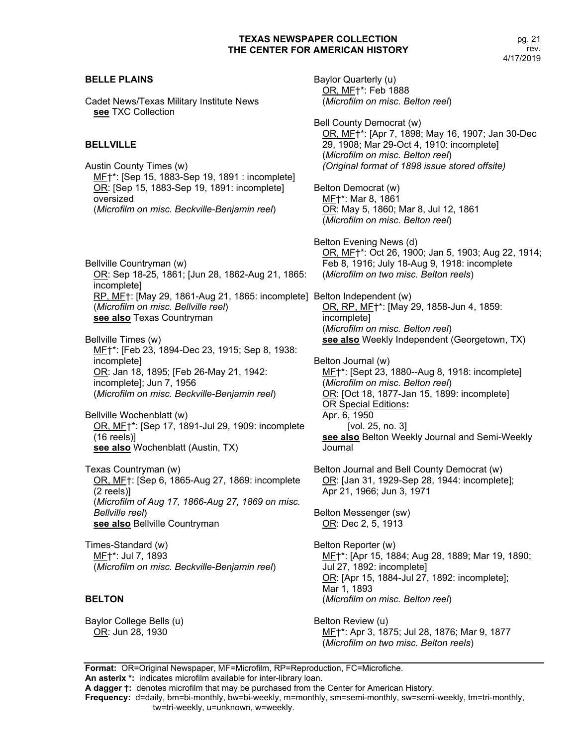## BELLE PLAINS

Cadet News/Texas Military Institute News
**see** TXC Collection

## BELLVILLE

Austin County Times (w)
MF†*: [Sep 15, 1883-Sep 19, 1891 : incomplete]
OR: [Sep 15, 1883-Sep 19, 1891: incomplete] oversized
(*Microfilm on misc. Beckville-Benjamin reel*)

Bellville Countryman (w)
OR: Sep 18-25, 1861; [Jun 28, 1862-Aug 21, 1865: incomplete]
RP, MF†: [May 29, 1861-Aug 21, 1865: incomplete]
(*Microfilm on misc. Bellville reel*)
**see also** Texas Countryman

Bellville Times (w)
MF†*: [Feb 23, 1894-Dec 23, 1915; Sep 8, 1938: incomplete]
OR: Jan 18, 1895; [Feb 26-May 21, 1942: incomplete]; Jun 7, 1956
(*Microfilm on misc. Beckville-Benjamin reel*)

Bellville Wochenblatt (w)
OR, MF†*: [Sep 17, 1891-Jul 29, 1909: incomplete (16 reels)]
**see also** Wochenblatt (Austin, TX)

Texas Countryman (w)
OR, MF†: [Sep 6, 1865-Aug 27, 1869: incomplete (2 reels)]
(*Microfilm of Aug 17, 1866-Aug 27, 1869 on misc. Bellville reel*)
**see also** Bellville Countryman

Times-Standard (w)
MF†*: Jul 7, 1893
(*Microfilm on misc. Beckville-Benjamin reel*)

## BELTON

Baylor College Bells (u)
OR: Jun 28, 1930

Baylor Quarterly (u)
OR, MF†*: Feb 1888
(*Microfilm on misc. Belton reel*)

Bell County Democrat (w)
OR, MF†*: [Apr 7, 1898; May 16, 1907; Jan 30-Dec 29, 1908; Mar 29-Oct 4, 1910: incomplete]
(*Microfilm on misc. Belton reel*)
*(Original format of 1898 issue stored offsite)*

Belton Democrat (w)
MF†*: Mar 8, 1861
OR: May 5, 1860; Mar 8, Jul 12, 1861
(*Microfilm on misc. Belton reel*)

Belton Evening News (d)
OR, MF†*: Oct 26, 1900; Jan 5, 1903; Aug 22, 1914; Feb 8, 1916; July 18-Aug 9, 1918: incomplete
(*Microfilm on two misc. Belton reels*)

Belton Independent (w)
OR, RP, MF†*: [May 29, 1858-Jun 4, 1859: incomplete]
(*Microfilm on misc. Belton reel*)
**see also** Weekly Independent (Georgetown, TX)

Belton Journal (w)
MF†*: [Sept 23, 1880--Aug 8, 1918: incomplete]
(*Microfilm on misc. Belton reel*)
OR: [Oct 18, 1877-Jan 15, 1899: incomplete]
OR Special Editions**:**
Apr. 6, 1950
[vol. 25, no. 3]
**see also** Belton Weekly Journal and Semi-Weekly Journal

Belton Journal and Bell County Democrat (w)
OR: [Jan 31, 1929-Sep 28, 1944: incomplete]; Apr 21, 1966; Jun 3, 1971

Belton Messenger (sw)
OR: Dec 2, 5, 1913

Belton Reporter (w)
MF†*: [Apr 15, 1884; Aug 28, 1889; Mar 19, 1890; Jul 27, 1892: incomplete]
OR: [Apr 15, 1884-Jul 27, 1892: incomplete]; Mar 1, 1893
(*Microfilm on misc. Belton reel*)

Belton Review (u)
MF†*: Apr 3, 1875; Jul 28, 1876; Mar 9, 1877
(*Microfilm on two misc. Belton reels*)

**Format:** OR=Original Newspaper, MF=Microfilm, RP=Reproduction, FC=Microfiche.
**An asterix *:** indicates microfilm available for inter-library loan.
**A dagger †:** denotes microfilm that may be purchased from the Center for American History.
**Frequency:** d=daily, bm=bi-monthly, bw=bi-weekly, m=monthly, sm=semi-monthly, sw=semi-weekly, tm=tri-monthly, tw=tri-weekly, u=unknown, w=weekly.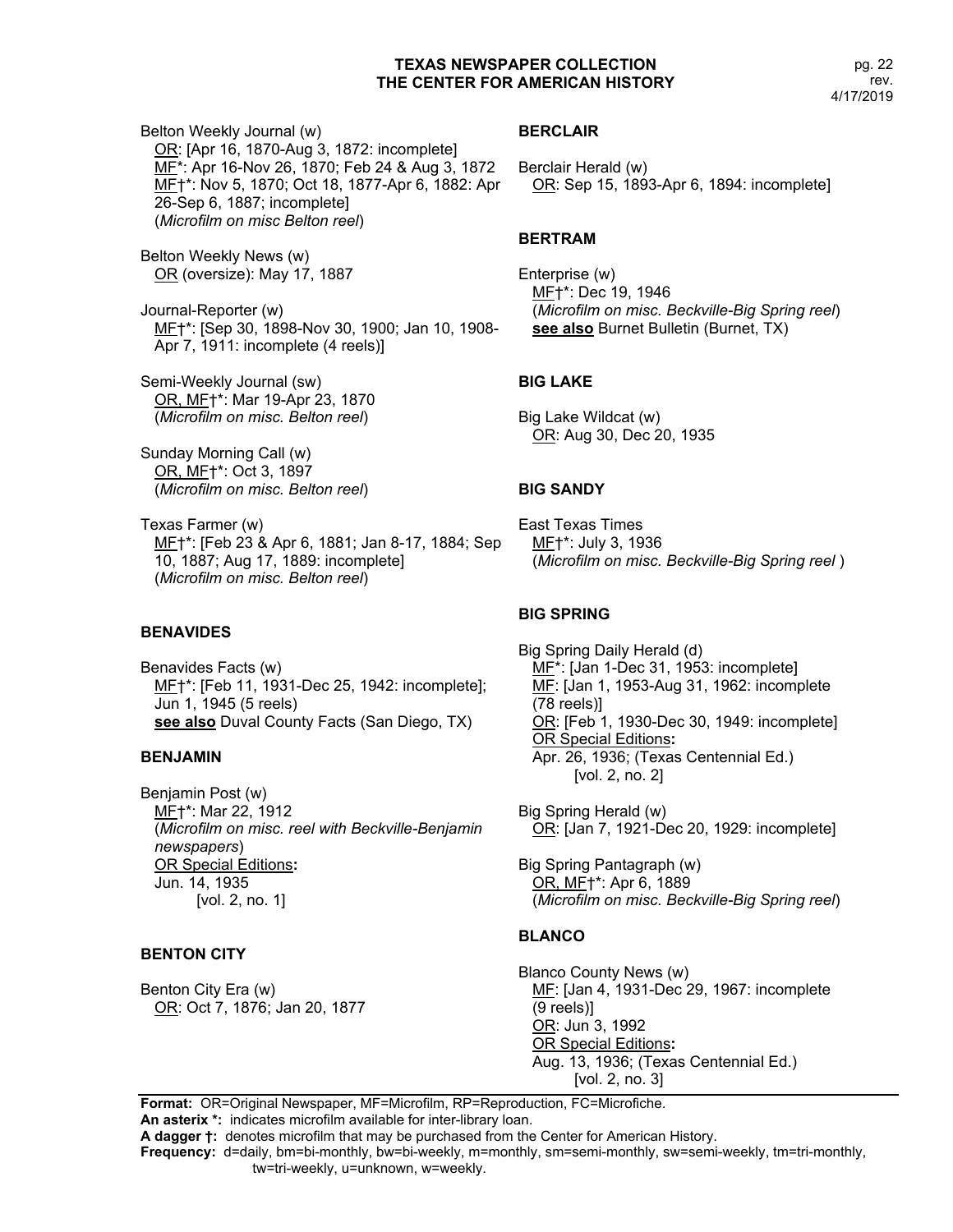Belton Weekly Journal (w)
OR: [Apr 16, 1870-Aug 3, 1872: incomplete]
MF*: Apr 16-Nov 26, 1870; Feb 24 & Aug 3, 1872
MF†*: Nov 5, 1870; Oct 18, 1877-Apr 6, 1882: Apr 26-Sep 6, 1887; incomplete]
(*Microfilm on misc Belton reel*)

Belton Weekly News (w)
OR (oversize): May 17, 1887

Journal-Reporter (w)
MF†*: [Sep 30, 1898-Nov 30, 1900; Jan 10, 1908-Apr 7, 1911: incomplete (4 reels)]

Semi-Weekly Journal (sw)
OR, MF†*: Mar 19-Apr 23, 1870
(*Microfilm on misc. Belton reel*)

Sunday Morning Call (w)
OR, MF†*: Oct 3, 1897
(*Microfilm on misc. Belton reel*)

Texas Farmer (w)
MF†*: [Feb 23 & Apr 6, 1881; Jan 8-17, 1884; Sep 10, 1887; Aug 17, 1889: incomplete]
(*Microfilm on misc. Belton reel*)

### BENAVIDES

Benavides Facts (w)
MF†*: [Feb 11, 1931-Dec 25, 1942: incomplete]; Jun 1, 1945 (5 reels)
**see also** Duval County Facts (San Diego, TX)

### BENJAMIN

Benjamin Post (w)
MF†*: Mar 22, 1912
(*Microfilm on misc. reel with Beckville-Benjamin newspapers*)
OR Special Editions**:**
Jun. 14, 1935
[vol. 2, no. 1]

### BENTON CITY

Benton City Era (w)
OR: Oct 7, 1876; Jan 20, 1877

### BERCLAIR

Berclair Herald (w)
OR: Sep 15, 1893-Apr 6, 1894: incomplete]

### BERTRAM

Enterprise (w)
MF†*: Dec 19, 1946
(*Microfilm on misc. Beckville-Big Spring reel*)
**see also** Burnet Bulletin (Burnet, TX)

### BIG LAKE

Big Lake Wildcat (w)
OR: Aug 30, Dec 20, 1935

### BIG SANDY

East Texas Times
MF†*: July 3, 1936
(*Microfilm on misc. Beckville-Big Spring reel* )

### BIG SPRING

Big Spring Daily Herald (d)
MF*: [Jan 1-Dec 31, 1953: incomplete]
MF: [Jan 1, 1953-Aug 31, 1962: incomplete (78 reels)]
OR: [Feb 1, 1930-Dec 30, 1949: incomplete]
OR Special Editions**:**
Apr. 26, 1936; (Texas Centennial Ed.)
[vol. 2, no. 2]

Big Spring Herald (w)
OR: [Jan 7, 1921-Dec 20, 1929: incomplete]

Big Spring Pantagraph (w)
OR, MF†*: Apr 6, 1889
(*Microfilm on misc. Beckville-Big Spring reel*)

### BLANCO

Blanco County News (w)
MF: [Jan 4, 1931-Dec 29, 1967: incomplete (9 reels)]
OR: Jun 3, 1992
OR Special Editions**:**
Aug. 13, 1936; (Texas Centennial Ed.)
[vol. 2, no. 3]

**Format:** OR=Original Newspaper, MF=Microfilm, RP=Reproduction, FC=Microfiche.
**An asterix *:** indicates microfilm available for inter-library loan.
**A dagger †:** denotes microfilm that may be purchased from the Center for American History.
**Frequency:** d=daily, bm=bi-monthly, bw=bi-weekly, m=monthly, sm=semi-monthly, sw=semi-weekly, tm=tri-monthly, tw=tri-weekly, u=unknown, w=weekly.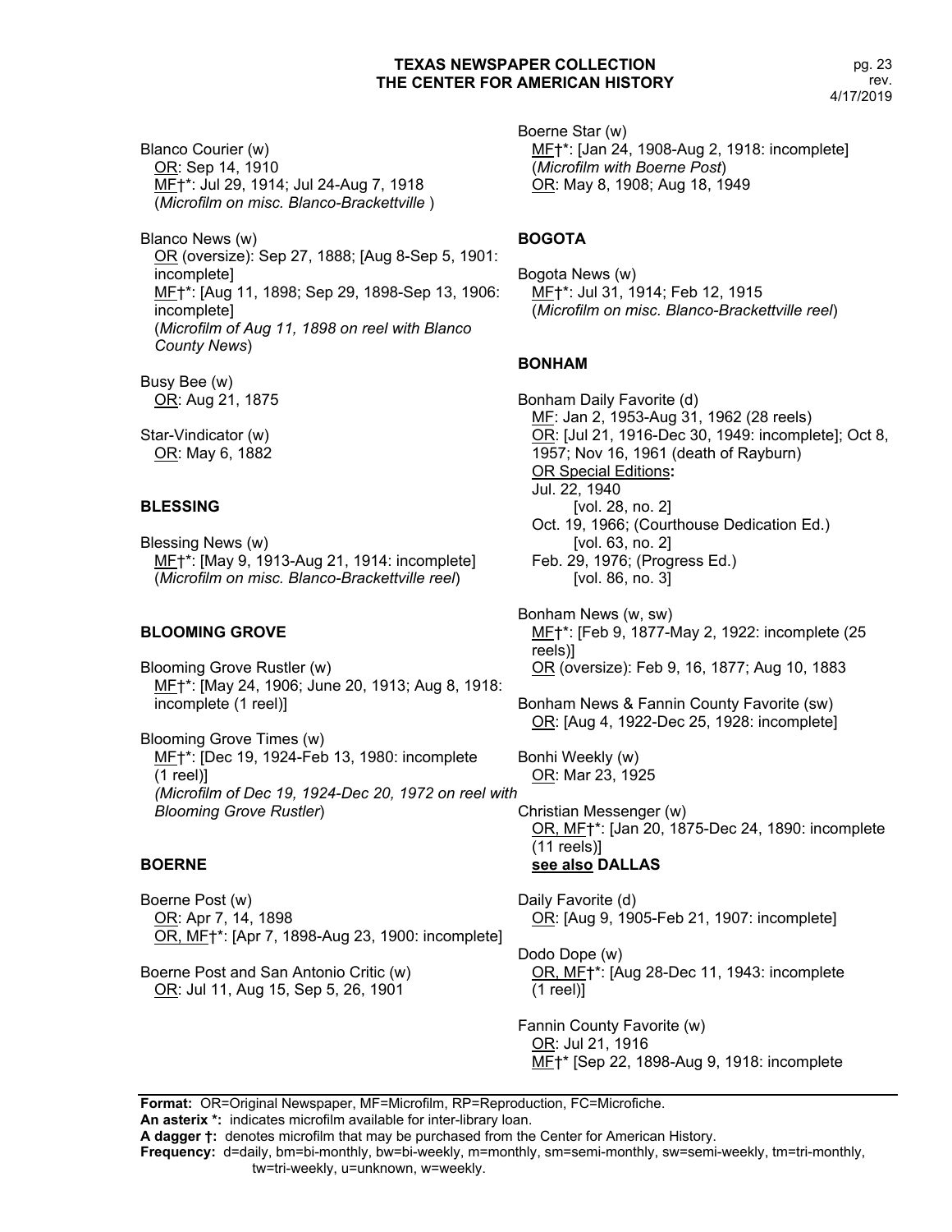Blanco Courier (w)
OR: Sep 14, 1910
MF†*: Jul 29, 1914; Jul 24-Aug 7, 1918
(*Microfilm on misc. Blanco-Brackettville* )

Blanco News (w)
OR (oversize): Sep 27, 1888; [Aug 8-Sep 5, 1901: incomplete]
MF†*: [Aug 11, 1898; Sep 29, 1898-Sep 13, 1906: incomplete]
(*Microfilm of Aug 11, 1898 on reel with Blanco County News*)

Busy Bee (w)
OR: Aug 21, 1875

Star-Vindicator (w)
OR: May 6, 1882

**BLESSING**

Blessing News (w)
MF†*: [May 9, 1913-Aug 21, 1914: incomplete]
(*Microfilm on misc. Blanco-Brackettville reel*)

**BLOOMING GROVE**

Blooming Grove Rustler (w)
MF†*: [May 24, 1906; June 20, 1913; Aug 8, 1918: incomplete (1 reel)]

Blooming Grove Times (w)
MF†*: [Dec 19, 1924-Feb 13, 1980: incomplete (1 reel)]
*(Microfilm of Dec 19, 1924-Dec 20, 1972 on reel with Blooming Grove Rustler*)

**BOERNE**

Boerne Post (w)
OR: Apr 7, 14, 1898
OR, MF†*: [Apr 7, 1898-Aug 23, 1900: incomplete]

Boerne Post and San Antonio Critic (w)
OR: Jul 11, Aug 15, Sep 5, 26, 1901

Boerne Star (w)
MF†*: [Jan 24, 1908-Aug 2, 1918: incomplete]
(*Microfilm with Boerne Post*)
OR: May 8, 1908; Aug 18, 1949

**BOGOTA**

Bogota News (w)
MF†*: Jul 31, 1914; Feb 12, 1915
(*Microfilm on misc. Blanco-Brackettville reel*)

**BONHAM**

Bonham Daily Favorite (d)
MF: Jan 2, 1953-Aug 31, 1962 (28 reels)
OR: [Jul 21, 1916-Dec 30, 1949: incomplete]; Oct 8, 1957; Nov 16, 1961 (death of Rayburn)
OR Special Editions**:**
Jul. 22, 1940
[vol. 28, no. 2]
Oct. 19, 1966; (Courthouse Dedication Ed.)
[vol. 63, no. 2]
Feb. 29, 1976; (Progress Ed.)
[vol. 86, no. 3]

Bonham News (w, sw)
MF†*: [Feb 9, 1877-May 2, 1922: incomplete (25 reels)]
OR (oversize): Feb 9, 16, 1877; Aug 10, 1883

Bonham News & Fannin County Favorite (sw)
OR: [Aug 4, 1922-Dec 25, 1928: incomplete]

Bonhi Weekly (w)
OR: Mar 23, 1925

Christian Messenger (w)
OR, MF†*: [Jan 20, 1875-Dec 24, 1890: incomplete (11 reels)]
**see also DALLAS**

Daily Favorite (d)
OR: [Aug 9, 1905-Feb 21, 1907: incomplete]

Dodo Dope (w)
OR, MF†*: [Aug 28-Dec 11, 1943: incomplete (1 reel)]

Fannin County Favorite (w)
OR: Jul 21, 1916
MF†* [Sep 22, 1898-Aug 9, 1918: incomplete

**Format:** OR=Original Newspaper, MF=Microfilm, RP=Reproduction, FC=Microfiche.
**An asterix *:** indicates microfilm available for inter-library loan.
**A dagger †:** denotes microfilm that may be purchased from the Center for American History.
**Frequency:** d=daily, bm=bi-monthly, bw=bi-weekly, m=monthly, sm=semi-monthly, sw=semi-weekly, tm=tri-monthly, tw=tri-weekly, u=unknown, w=weekly.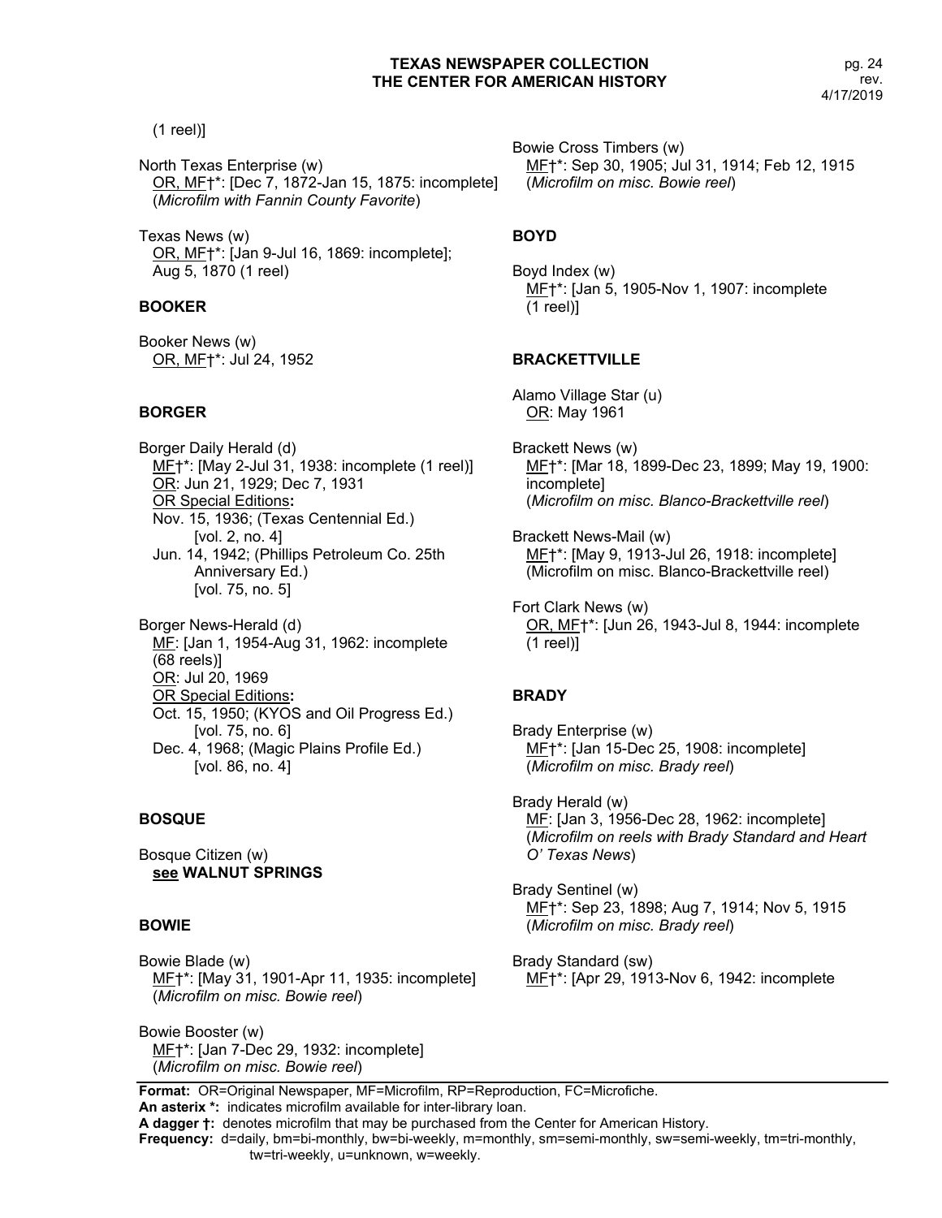(1 reel)]

North Texas Enterprise (w)
OR, MF†*: [Dec 7, 1872-Jan 15, 1875: incomplete]
(*Microfilm with Fannin County Favorite*)

Texas News (w)
OR, MF†*: [Jan 9-Jul 16, 1869: incomplete];
Aug 5, 1870 (1 reel)

### BOOKER

Booker News (w)
OR, MF†*: Jul 24, 1952

### BORGER

Borger Daily Herald (d)
MF†*: [May 2-Jul 31, 1938: incomplete (1 reel)]
OR: Jun 21, 1929; Dec 7, 1931
OR Special Editions**:**
Nov. 15, 1936; (Texas Centennial Ed.)
[vol. 2, no. 4]
Jun. 14, 1942; (Phillips Petroleum Co. 25th Anniversary Ed.)
[vol. 75, no. 5]

Borger News-Herald (d)
MF: [Jan 1, 1954-Aug 31, 1962: incomplete (68 reels)]
OR: Jul 20, 1969
OR Special Editions**:**
Oct. 15, 1950; (KYOS and Oil Progress Ed.)
[vol. 75, no. 6]
Dec. 4, 1968; (Magic Plains Profile Ed.)
[vol. 86, no. 4]

### BOSQUE

Bosque Citizen (w)
**see WALNUT SPRINGS**

### BOWIE

Bowie Blade (w)
MF†*: [May 31, 1901-Apr 11, 1935: incomplete]
(*Microfilm on misc. Bowie reel*)

Bowie Booster (w)
MF†*: [Jan 7-Dec 29, 1932: incomplete]
(*Microfilm on misc. Bowie reel*)

Bowie Cross Timbers (w)
MF†*: Sep 30, 1905; Jul 31, 1914; Feb 12, 1915
(*Microfilm on misc. Bowie reel*)

### BOYD

Boyd Index (w)
MF†*: [Jan 5, 1905-Nov 1, 1907: incomplete (1 reel)]

### BRACKETTVILLE

Alamo Village Star (u)
OR: May 1961

Brackett News (w)
MF†*: [Mar 18, 1899-Dec 23, 1899; May 19, 1900: incomplete]
(*Microfilm on misc. Blanco-Brackettville reel*)

Brackett News-Mail (w)
MF†*: [May 9, 1913-Jul 26, 1918: incomplete]
(Microfilm on misc. Blanco-Brackettville reel)

Fort Clark News (w)
OR, MF†*: [Jun 26, 1943-Jul 8, 1944: incomplete (1 reel)]

### BRADY

Brady Enterprise (w)
MF†*: [Jan 15-Dec 25, 1908: incomplete]
(*Microfilm on misc. Brady reel*)

Brady Herald (w)
MF: [Jan 3, 1956-Dec 28, 1962: incomplete]
(*Microfilm on reels with Brady Standard and Heart O' Texas News*)

Brady Sentinel (w)
MF†*: Sep 23, 1898; Aug 7, 1914; Nov 5, 1915
(*Microfilm on misc. Brady reel*)

Brady Standard (sw)
MF†*: [Apr 29, 1913-Nov 6, 1942: incomplete

**Format:** OR=Original Newspaper, MF=Microfilm, RP=Reproduction, FC=Microfiche.
**An asterix *:** indicates microfilm available for inter-library loan.
**A dagger †:** denotes microfilm that may be purchased from the Center for American History.
**Frequency:** d=daily, bm=bi-monthly, bw=bi-weekly, m=monthly, sm=semi-monthly, sw=semi-weekly, tm=tri-monthly, tw=tri-weekly, u=unknown, w=weekly.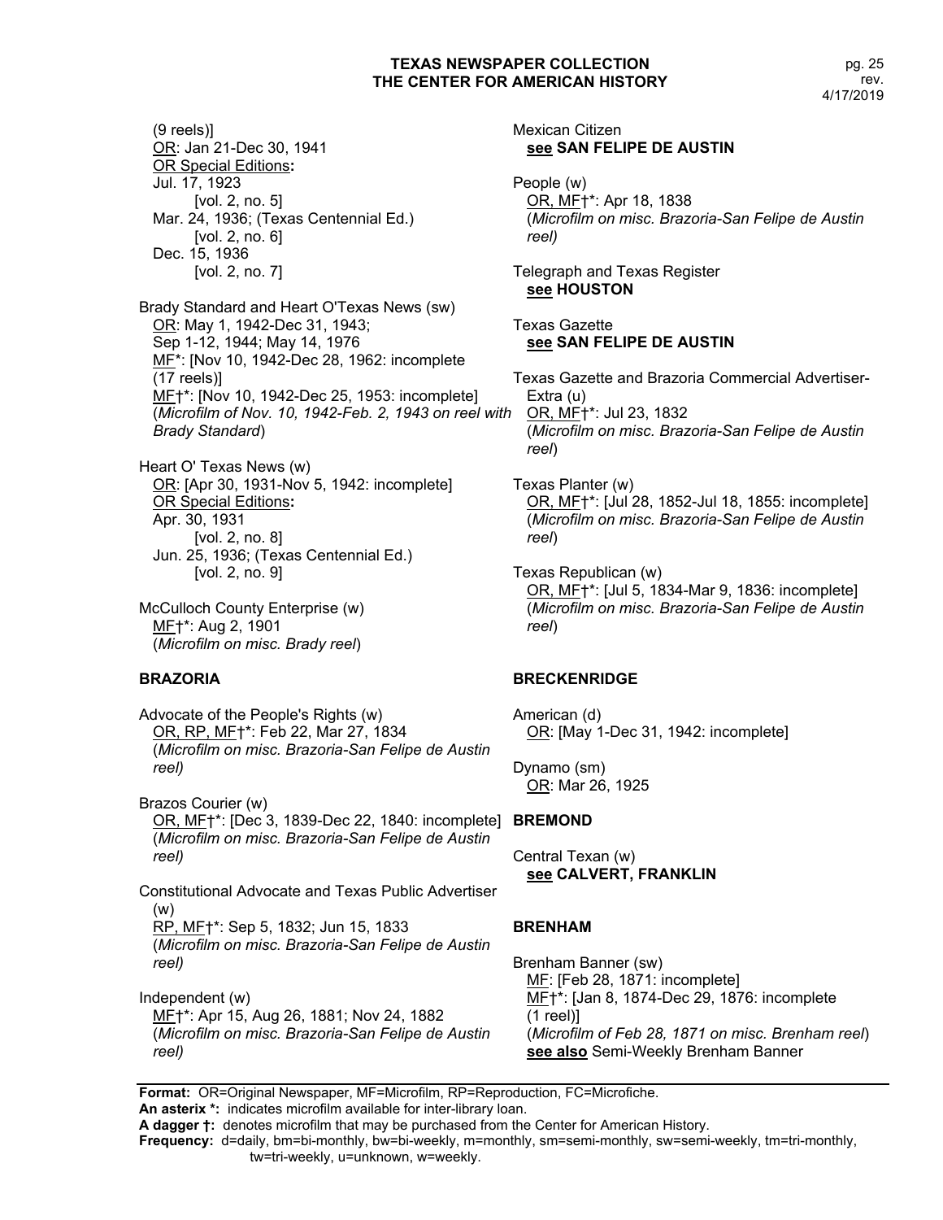(9 reels)]
OR: Jan 21-Dec 30, 1941
OR Special Editions**:**
Jul. 17, 1923
[vol. 2, no. 5]
Mar. 24, 1936; (Texas Centennial Ed.)
[vol. 2, no. 6]
Dec. 15, 1936
[vol. 2, no. 7]

Brady Standard and Heart O'Texas News (sw)
OR: May 1, 1942-Dec 31, 1943;
Sep 1-12, 1944; May 14, 1976
MF*: [Nov 10, 1942-Dec 28, 1962: incomplete (17 reels)]
MF†*: [Nov 10, 1942-Dec 25, 1953: incomplete]
(*Microfilm of Nov. 10, 1942-Feb. 2, 1943 on reel with Brady Standard*)

Heart O' Texas News (w)
OR: [Apr 30, 1931-Nov 5, 1942: incomplete]
OR Special Editions**:**
Apr. 30, 1931
[vol. 2, no. 8]
Jun. 25, 1936; (Texas Centennial Ed.)
[vol. 2, no. 9]

McCulloch County Enterprise (w)
MF†*: Aug 2, 1901
(*Microfilm on misc. Brady reel*)

## BRAZORIA

Advocate of the People's Rights (w)
OR, RP, MF†*: Feb 22, Mar 27, 1834
(*Microfilm on misc. Brazoria-San Felipe de Austin reel)*

Brazos Courier (w)
OR, MF†*: [Dec 3, 1839-Dec 22, 1840: incomplete]
(*Microfilm on misc. Brazoria-San Felipe de Austin reel)*

Constitutional Advocate and Texas Public Advertiser (w)
RP, MF†*: Sep 5, 1832; Jun 15, 1833
(*Microfilm on misc. Brazoria-San Felipe de Austin reel)*

Independent (w)
MF†*: Apr 15, Aug 26, 1881; Nov 24, 1882
(*Microfilm on misc. Brazoria-San Felipe de Austin reel)*

Mexican Citizen
**see SAN FELIPE DE AUSTIN**

People (w)
OR, MF†*: Apr 18, 1838
(*Microfilm on misc. Brazoria-San Felipe de Austin reel)*

Telegraph and Texas Register
**see HOUSTON**

Texas Gazette
**see SAN FELIPE DE AUSTIN**

Texas Gazette and Brazoria Commercial Advertiser-Extra (u)
OR, MF†*: Jul 23, 1832
(*Microfilm on misc. Brazoria-San Felipe de Austin reel*)

Texas Planter (w)
OR, MF†*: [Jul 28, 1852-Jul 18, 1855: incomplete]
(*Microfilm on misc. Brazoria-San Felipe de Austin reel*)

Texas Republican (w)
OR, MF†*: [Jul 5, 1834-Mar 9, 1836: incomplete]
(*Microfilm on misc. Brazoria-San Felipe de Austin reel*)

## BRECKENRIDGE

American (d)
OR: [May 1-Dec 31, 1942: incomplete]

Dynamo (sm)
OR: Mar 26, 1925

## BREMOND

Central Texan (w)
**see CALVERT, FRANKLIN**

## BRENHAM

Brenham Banner (sw)
MF: [Feb 28, 1871: incomplete]
MF†*: [Jan 8, 1874-Dec 29, 1876: incomplete (1 reel)]
(*Microfilm of Feb 28, 1871 on misc. Brenham reel*)
**see also** Semi-Weekly Brenham Banner

**Format:** OR=Original Newspaper, MF=Microfilm, RP=Reproduction, FC=Microfiche.
**An asterix *:** indicates microfilm available for inter-library loan.
**A dagger †:** denotes microfilm that may be purchased from the Center for American History.
**Frequency:** d=daily, bm=bi-monthly, bw=bi-weekly, m=monthly, sm=semi-monthly, sw=semi-weekly, tm=tri-monthly, tw=tri-weekly, u=unknown, w=weekly.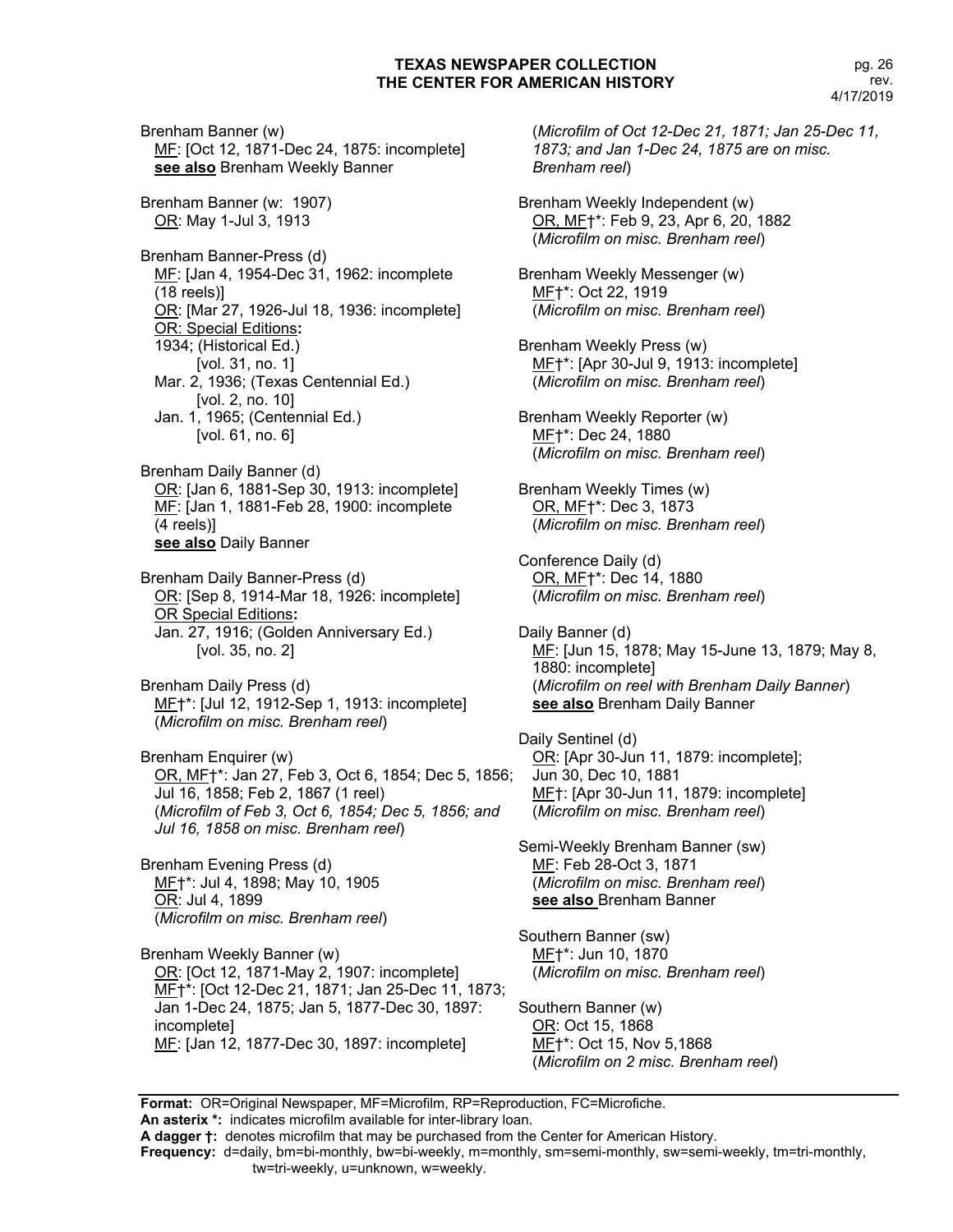Brenham Banner (w)
MF: [Oct 12, 1871-Dec 24, 1875: incomplete]
**see also** Brenham Weekly Banner

Brenham Banner (w: 1907)
OR: May 1-Jul 3, 1913

Brenham Banner-Press (d)
MF: [Jan 4, 1954-Dec 31, 1962: incomplete (18 reels)]
OR: [Mar 27, 1926-Jul 18, 1936: incomplete]
OR: Special Editions**:**
1934; (Historical Ed.)
[vol. 31, no. 1]
Mar. 2, 1936; (Texas Centennial Ed.)
[vol. 2, no. 10]
Jan. 1, 1965; (Centennial Ed.)
[vol. 61, no. 6]

Brenham Daily Banner (d)
OR: [Jan 6, 1881-Sep 30, 1913: incomplete]
MF: [Jan 1, 1881-Feb 28, 1900: incomplete (4 reels)]
**see also** Daily Banner

Brenham Daily Banner-Press (d)
OR: [Sep 8, 1914-Mar 18, 1926: incomplete]
OR Special Editions**:**
Jan. 27, 1916; (Golden Anniversary Ed.)
[vol. 35, no. 2]

Brenham Daily Press (d)
MF†*: [Jul 12, 1912-Sep 1, 1913: incomplete]
(*Microfilm on misc. Brenham reel*)

Brenham Enquirer (w)
OR, MF†*: Jan 27, Feb 3, Oct 6, 1854; Dec 5, 1856; Jul 16, 1858; Feb 2, 1867 (1 reel)
(*Microfilm of Feb 3, Oct 6, 1854; Dec 5, 1856; and Jul 16, 1858 on misc. Brenham reel*)

Brenham Evening Press (d)
MF†*: Jul 4, 1898; May 10, 1905
OR: Jul 4, 1899
(*Microfilm on misc. Brenham reel*)

Brenham Weekly Banner (w)
OR: [Oct 12, 1871-May 2, 1907: incomplete]
MF†*: [Oct 12-Dec 21, 1871; Jan 25-Dec 11, 1873; Jan 1-Dec 24, 1875; Jan 5, 1877-Dec 30, 1897: incomplete]
MF: [Jan 12, 1877-Dec 30, 1897: incomplete]
(*Microfilm of Oct 12-Dec 21, 1871; Jan 25-Dec 11, 1873; and Jan 1-Dec 24, 1875 are on misc. Brenham reel*)

Brenham Weekly Independent (w)
OR, MF†*: Feb 9, 23, Apr 6, 20, 1882
(*Microfilm on misc. Brenham reel*)

Brenham Weekly Messenger (w)
MF†*: Oct 22, 1919
(*Microfilm on misc. Brenham reel*)

Brenham Weekly Press (w)
MF†*: [Apr 30-Jul 9, 1913: incomplete]
(*Microfilm on misc. Brenham reel*)

Brenham Weekly Reporter (w)
MF†*: Dec 24, 1880
(*Microfilm on misc. Brenham reel*)

Brenham Weekly Times (w)
OR, MF†*: Dec 3, 1873
(*Microfilm on misc. Brenham reel*)

Conference Daily (d)
OR, MF†*: Dec 14, 1880
(*Microfilm on misc. Brenham reel*)

Daily Banner (d)
MF: [Jun 15, 1878; May 15-June 13, 1879; May 8, 1880: incomplete]
(*Microfilm on reel with Brenham Daily Banner*)
**see also** Brenham Daily Banner

Daily Sentinel (d)
OR: [Apr 30-Jun 11, 1879: incomplete]; Jun 30, Dec 10, 1881
MF†: [Apr 30-Jun 11, 1879: incomplete]
(*Microfilm on misc. Brenham reel*)

Semi-Weekly Brenham Banner (sw)
MF: Feb 28-Oct 3, 1871
(*Microfilm on misc. Brenham reel*)
**see also** Brenham Banner

Southern Banner (sw)
MF†*: Jun 10, 1870
(*Microfilm on misc. Brenham reel*)

Southern Banner (w)
OR: Oct 15, 1868
MF†*: Oct 15, Nov 5,1868
(*Microfilm on 2 misc. Brenham reel*)

**Format:** OR=Original Newspaper, MF=Microfilm, RP=Reproduction, FC=Microfiche.
**An asterix \*:** indicates microfilm available for inter-library loan.
**A dagger †:** denotes microfilm that may be purchased from the Center for American History.
**Frequency:** d=daily, bm=bi-monthly, bw=bi-weekly, m=monthly, sm=semi-monthly, sw=semi-weekly, tm=tri-monthly, tw=tri-weekly, u=unknown, w=weekly.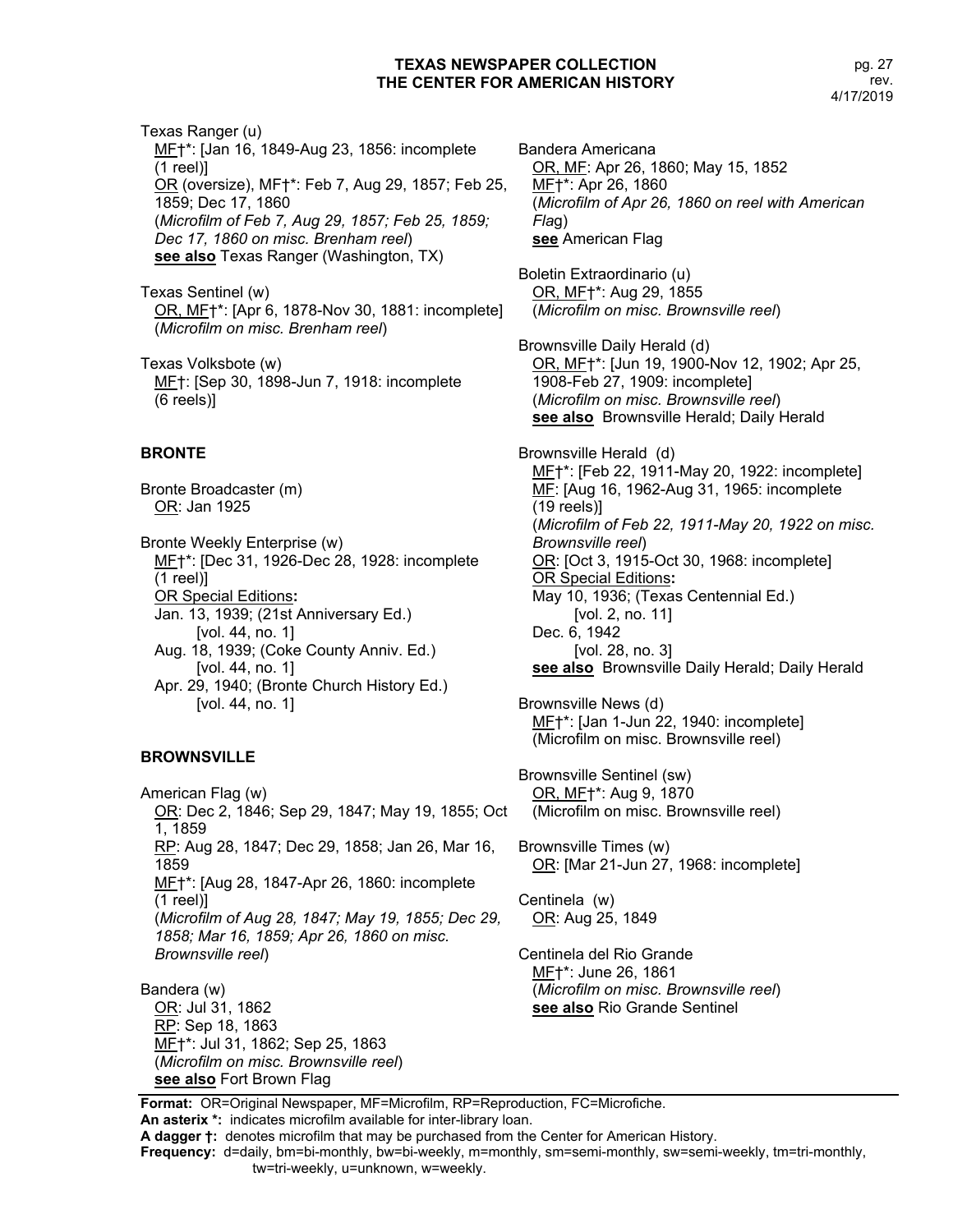Texas Ranger (u)
MF†*: [Jan 16, 1849-Aug 23, 1856: incomplete (1 reel)]
OR (oversize), MF†*: Feb 7, Aug 29, 1857; Feb 25, 1859; Dec 17, 1860
(*Microfilm of Feb 7, Aug 29, 1857; Feb 25, 1859; Dec 17, 1860 on misc. Brenham reel*)
**see also** Texas Ranger (Washington, TX)

Texas Sentinel (w)
OR, MF†*: [Apr 6, 1878-Nov 30, 1881: incomplete]
(*Microfilm on misc. Brenham reel*)

Texas Volksbote (w)
MF†: [Sep 30, 1898-Jun 7, 1918: incomplete (6 reels)]

### BRONTE

Bronte Broadcaster (m)
OR: Jan 1925

Bronte Weekly Enterprise (w)
MF†*: [Dec 31, 1926-Dec 28, 1928: incomplete (1 reel)]
OR Special Editions**:**
Jan. 13, 1939; (21st Anniversary Ed.) [vol. 44, no. 1]
Aug. 18, 1939; (Coke County Anniv. Ed.) [vol. 44, no. 1]
Apr. 29, 1940; (Bronte Church History Ed.) [vol. 44, no. 1]

### BROWNSVILLE

American Flag (w)
OR: Dec 2, 1846; Sep 29, 1847; May 19, 1855; Oct 1, 1859
RP: Aug 28, 1847; Dec 29, 1858; Jan 26, Mar 16, 1859
MF†*: [Aug 28, 1847-Apr 26, 1860: incomplete (1 reel)]
(*Microfilm of Aug 28, 1847; May 19, 1855; Dec 29, 1858; Mar 16, 1859; Apr 26, 1860 on misc. Brownsville reel*)

Bandera (w)
OR: Jul 31, 1862
RP: Sep 18, 1863
MF†*: Jul 31, 1862; Sep 25, 1863
(*Microfilm on misc. Brownsville reel*)
**see also** Fort Brown Flag

Bandera Americana
OR, MF: Apr 26, 1860; May 15, 1852
MF†*: Apr 26, 1860
(*Microfilm of Apr 26, 1860 on reel with American Flag*)
**see** American Flag

Boletin Extraordinario (u)
OR, MF†*: Aug 29, 1855
(*Microfilm on misc. Brownsville reel*)

Brownsville Daily Herald (d)
OR, MF†*: [Jun 19, 1900-Nov 12, 1902; Apr 25, 1908-Feb 27, 1909: incomplete]
(*Microfilm on misc. Brownsville reel*)
**see also** Brownsville Herald; Daily Herald

Brownsville Herald (d)
MF†*: [Feb 22, 1911-May 20, 1922: incomplete]
MF: [Aug 16, 1962-Aug 31, 1965: incomplete (19 reels)]
(*Microfilm of Feb 22, 1911-May 20, 1922 on misc. Brownsville reel*)
OR: [Oct 3, 1915-Oct 30, 1968: incomplete]
OR Special Editions**:**
May 10, 1936; (Texas Centennial Ed.) [vol. 2, no. 11]
Dec. 6, 1942 [vol. 28, no. 3]
**see also** Brownsville Daily Herald; Daily Herald

Brownsville News (d)
MF†*: [Jan 1-Jun 22, 1940: incomplete]
(Microfilm on misc. Brownsville reel)

Brownsville Sentinel (sw)
OR, MF†*: Aug 9, 1870
(Microfilm on misc. Brownsville reel)

Brownsville Times (w)
OR: [Mar 21-Jun 27, 1968: incomplete]

Centinela (w)
OR: Aug 25, 1849

Centinela del Rio Grande
MF†*: June 26, 1861
(*Microfilm on misc. Brownsville reel*)
**see also** Rio Grande Sentinel

**Format:** OR=Original Newspaper, MF=Microfilm, RP=Reproduction, FC=Microfiche.
**An asterix *:** indicates microfilm available for inter-library loan.
**A dagger †:** denotes microfilm that may be purchased from the Center for American History.
**Frequency:** d=daily, bm=bi-monthly, bw=bi-weekly, m=monthly, sm=semi-monthly, sw=semi-weekly, tm=tri-monthly, tw=tri-weekly, u=unknown, w=weekly.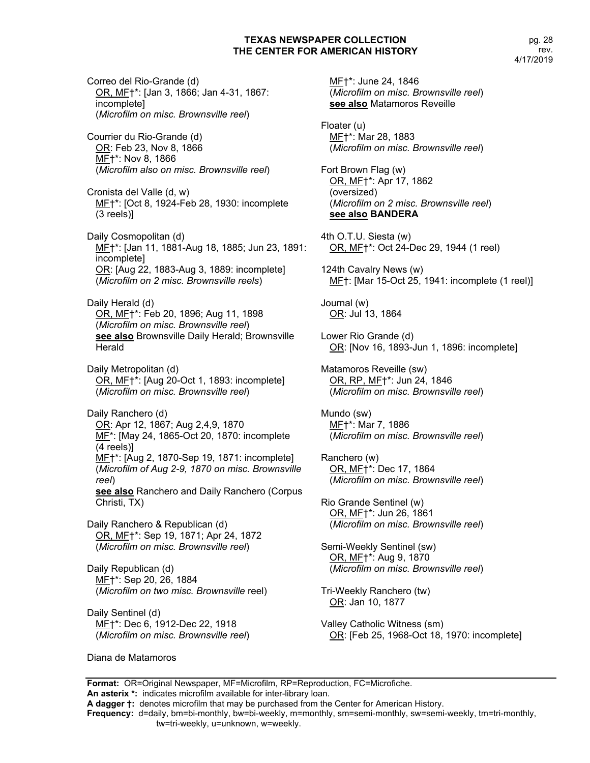Correo del Rio-Grande (d)
OR, MF†*: [Jan 3, 1866; Jan 4-31, 1867: incomplete]
(*Microfilm on misc. Brownsville reel*)

Courrier du Rio-Grande (d)
OR: Feb 23, Nov 8, 1866
MF†*: Nov 8, 1866
(*Microfilm also on misc. Brownsville reel*)

Cronista del Valle (d, w)
MF†*: [Oct 8, 1924-Feb 28, 1930: incomplete (3 reels)]

Daily Cosmopolitan (d)
MF†*: [Jan 11, 1881-Aug 18, 1885; Jun 23, 1891: incomplete]
OR: [Aug 22, 1883-Aug 3, 1889: incomplete]
(*Microfilm on 2 misc. Brownsville reels*)

Daily Herald (d)
OR, MF†*: Feb 20, 1896; Aug 11, 1898
(*Microfilm on misc. Brownsville reel*)
**see also** Brownsville Daily Herald; Brownsville Herald

Daily Metropolitan (d)
OR, MF†*: [Aug 20-Oct 1, 1893: incomplete]
(*Microfilm on misc. Brownsville reel*)

Daily Ranchero (d)
OR: Apr 12, 1867; Aug 2,4,9, 1870
MF*: [May 24, 1865-Oct 20, 1870: incomplete (4 reels)]
MF†*: [Aug 2, 1870-Sep 19, 1871: incomplete]
(*Microfilm of Aug 2-9, 1870 on misc. Brownsville reel*)
**see also** Ranchero and Daily Ranchero (Corpus Christi, TX)

Daily Ranchero & Republican (d)
OR, MF†*: Sep 19, 1871; Apr 24, 1872
(*Microfilm on misc. Brownsville reel*)

Daily Republican (d)
MF†*: Sep 20, 26, 1884
(*Microfilm on two misc. Brownsville* reel)

Daily Sentinel (d)
MF†*: Dec 6, 1912-Dec 22, 1918
(*Microfilm on misc. Brownsville reel*)

Diana de Matamoros
MF†*: June 24, 1846
(*Microfilm on misc. Brownsville reel*)
**see also** Matamoros Reveille

Floater (u)
MF†*: Mar 28, 1883
(*Microfilm on misc. Brownsville reel*)

Fort Brown Flag (w)
OR, MF†*: Apr 17, 1862
(oversized)
(*Microfilm on 2 misc. Brownsville reel*)
**see also BANDERA**

4th O.T.U. Siesta (w)
OR, MF†*: Oct 24-Dec 29, 1944 (1 reel)

124th Cavalry News (w)
MF†: [Mar 15-Oct 25, 1941: incomplete (1 reel)]

Journal (w)
OR: Jul 13, 1864

Lower Rio Grande (d)
OR: [Nov 16, 1893-Jun 1, 1896: incomplete]

Matamoros Reveille (sw)
OR, RP, MF†*: Jun 24, 1846
(*Microfilm on misc. Brownsville reel*)

Mundo (sw)
MF†*: Mar 7, 1886
(*Microfilm on misc. Brownsville reel*)

Ranchero (w)
OR, MF†*: Dec 17, 1864
(*Microfilm on misc. Brownsville reel*)

Rio Grande Sentinel (w)
OR, MF†*: Jun 26, 1861
(*Microfilm on misc. Brownsville reel*)

Semi-Weekly Sentinel (sw)
OR, MF†*: Aug 9, 1870
(*Microfilm on misc. Brownsville reel*)

Tri-Weekly Ranchero (tw)
OR: Jan 10, 1877

Valley Catholic Witness (sm)
OR: [Feb 25, 1968-Oct 18, 1970: incomplete]

---

**Format:** OR=Original Newspaper, MF=Microfilm, RP=Reproduction, FC=Microfiche.
**An asterix *:** indicates microfilm available for inter-library loan.
**A dagger †:** denotes microfilm that may be purchased from the Center for American History.
**Frequency:** d=daily, bm=bi-monthly, bw=bi-weekly, m=monthly, sm=semi-monthly, sw=semi-weekly, tm=tri-monthly, tw=tri-weekly, u=unknown, w=weekly.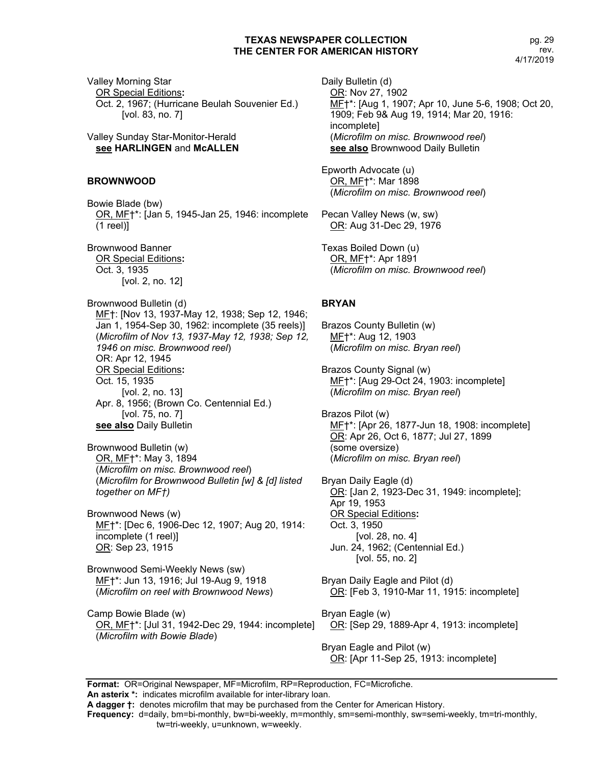Valley Morning Star
OR Special Editions:
Oct. 2, 1967; (Hurricane Beulah Souvenier Ed.)
[vol. 83, no. 7]

Valley Sunday Star-Monitor-Herald
**see HARLINGEN** and **McALLEN**

## BROWNWOOD

Bowie Blade (bw)
OR, MF†*: [Jan 5, 1945-Jan 25, 1946: incomplete (1 reel)]

Brownwood Banner
OR Special Editions:
Oct. 3, 1935
[vol. 2, no. 12]

Brownwood Bulletin (d)
MF†: [Nov 13, 1937-May 12, 1938; Sep 12, 1946; Jan 1, 1954-Sep 30, 1962: incomplete (35 reels)]
(*Microfilm of Nov 13, 1937-May 12, 1938; Sep 12, 1946 on misc. Brownwood reel*)
OR: Apr 12, 1945
OR Special Editions:
Oct. 15, 1935
[vol. 2, no. 13]
Apr. 8, 1956; (Brown Co. Centennial Ed.)
[vol. 75, no. 7]
**see also** Daily Bulletin

Brownwood Bulletin (w)
OR, MF†*: May 3, 1894
(*Microfilm on misc. Brownwood reel*)
(*Microfilm for Brownwood Bulletin [w] & [d] listed together on MF†)*

Brownwood News (w)
MF†*: [Dec 6, 1906-Dec 12, 1907; Aug 20, 1914: incomplete (1 reel)]
OR: Sep 23, 1915

Brownwood Semi-Weekly News (sw)
MF†*: Jun 13, 1916; Jul 19-Aug 9, 1918
(*Microfilm on reel with Brownwood News*)

Camp Bowie Blade (w)
OR, MF†*: [Jul 31, 1942-Dec 29, 1944: incomplete]
(*Microfilm with Bowie Blade*)

Daily Bulletin (d)
OR: Nov 27, 1902
MF†*: [Aug 1, 1907; Apr 10, June 5-6, 1908; Oct 20, 1909; Feb 9& Aug 19, 1914; Mar 20, 1916: incomplete]
(*Microfilm on misc. Brownwood reel*)
**see also** Brownwood Daily Bulletin

Epworth Advocate (u)
OR, MF†*: Mar 1898
(*Microfilm on misc. Brownwood reel*)

Pecan Valley News (w, sw)
OR: Aug 31-Dec 29, 1976

Texas Boiled Down (u)
OR, MF†*: Apr 1891
(*Microfilm on misc. Brownwood reel*)

## BRYAN

Brazos County Bulletin (w)
MF†*: Aug 12, 1903
(*Microfilm on misc. Bryan reel*)

Brazos County Signal (w)
MF†*: [Aug 29-Oct 24, 1903: incomplete]
(*Microfilm on misc. Bryan reel*)

Brazos Pilot (w)
MF†*: [Apr 26, 1877-Jun 18, 1908: incomplete]
OR: Apr 26, Oct 6, 1877; Jul 27, 1899
(some oversize)
(*Microfilm on misc. Bryan reel*)

Bryan Daily Eagle (d)
OR: [Jan 2, 1923-Dec 31, 1949: incomplete]; Apr 19, 1953
OR Special Editions:
Oct. 3, 1950
[vol. 28, no. 4]
Jun. 24, 1962; (Centennial Ed.)
[vol. 55, no. 2]

Bryan Daily Eagle and Pilot (d)
OR: [Feb 3, 1910-Mar 11, 1915: incomplete]

Bryan Eagle (w)
OR: [Sep 29, 1889-Apr 4, 1913: incomplete]

Bryan Eagle and Pilot (w)
OR: [Apr 11-Sep 25, 1913: incomplete]

**Format:** OR=Original Newspaper, MF=Microfilm, RP=Reproduction, FC=Microfiche.
**An asterix *:** indicates microfilm available for inter-library loan.
**A dagger †:** denotes microfilm that may be purchased from the Center for American History.
**Frequency:** d=daily, bm=bi-monthly, bw=bi-weekly, m=monthly, sm=semi-monthly, sw=semi-weekly, tm=tri-monthly, tw=tri-weekly, u=unknown, w=weekly.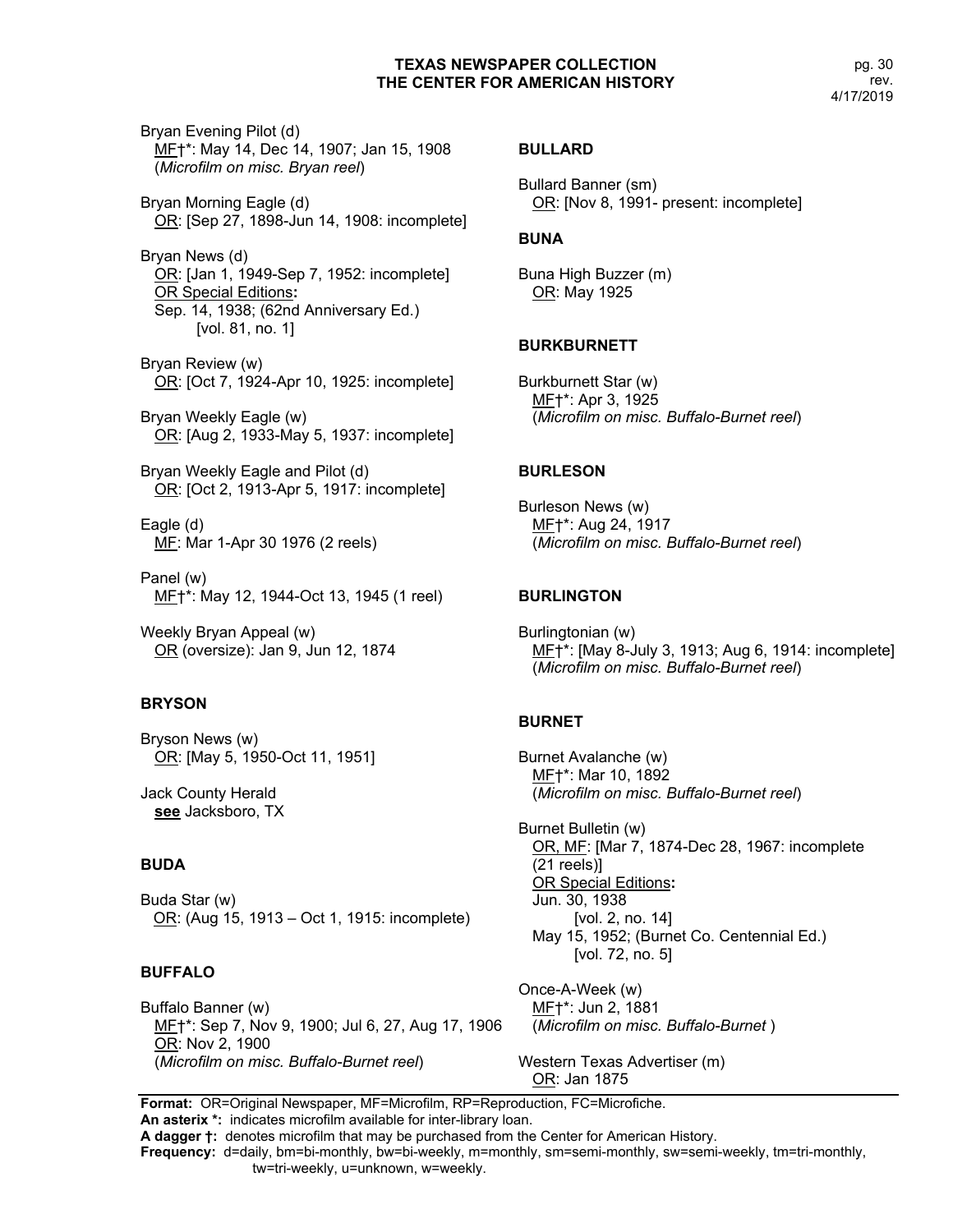Bryan Evening Pilot (d)
<u>MF</u>†*: May 14, Dec 14, 1907; Jan 15, 1908
(*Microfilm on misc. Bryan reel*)

Bryan Morning Eagle (d)
<u>OR</u>: [Sep 27, 1898-Jun 14, 1908: incomplete]

Bryan News (d)
<u>OR</u>: [Jan 1, 1949-Sep 7, 1952: incomplete]
<u>OR Special Editions</u>**:**
Sep. 14, 1938; (62nd Anniversary Ed.)
[vol. 81, no. 1]

Bryan Review (w)
<u>OR</u>: [Oct 7, 1924-Apr 10, 1925: incomplete]

Bryan Weekly Eagle (w)
<u>OR</u>: [Aug 2, 1933-May 5, 1937: incomplete]

Bryan Weekly Eagle and Pilot (d)
<u>OR</u>: [Oct 2, 1913-Apr 5, 1917: incomplete]

Eagle (d)
<u>MF</u>: Mar 1-Apr 30 1976 (2 reels)

Panel (w)
<u>MF</u>†*: May 12, 1944-Oct 13, 1945 (1 reel)

Weekly Bryan Appeal (w)
<u>OR</u> (oversize): Jan 9, Jun 12, 1874

### BRYSON

Bryson News (w)
<u>OR</u>: [May 5, 1950-Oct 11, 1951]

Jack County Herald
**<u>see</u>** Jacksboro, TX

### BUDA

Buda Star (w)
<u>OR</u>: (Aug 15, 1913 – Oct 1, 1915: incomplete)

### BUFFALO

Buffalo Banner (w)
<u>MF</u>†*: Sep 7, Nov 9, 1900; Jul 6, 27, Aug 17, 1906
<u>OR</u>: Nov 2, 1900
(*Microfilm on misc. Buffalo-Burnet reel*)

### BULLARD

Bullard Banner (sm)
<u>OR</u>: [Nov 8, 1991- present: incomplete]

### BUNA

Buna High Buzzer (m)
<u>OR</u>: May 1925

### BURKBURNETT

Burkburnett Star (w)
<u>MF</u>†*: Apr 3, 1925
(*Microfilm on misc. Buffalo-Burnet reel*)

### BURLESON

Burleson News (w)
<u>MF</u>†*: Aug 24, 1917
(*Microfilm on misc. Buffalo-Burnet reel*)

### BURLINGTON

Burlingtonian (w)
<u>MF</u>†*: [May 8-July 3, 1913; Aug 6, 1914: incomplete]
(*Microfilm on misc. Buffalo-Burnet reel*)

### BURNET

Burnet Avalanche (w)
<u>MF</u>†*: Mar 10, 1892
(*Microfilm on misc. Buffalo-Burnet reel*)

Burnet Bulletin (w)
<u>OR, MF</u>: [Mar 7, 1874-Dec 28, 1967: incomplete (21 reels)]
<u>OR Special Editions</u>**:**
Jun. 30, 1938
[vol. 2, no. 14]
May 15, 1952; (Burnet Co. Centennial Ed.)
[vol. 72, no. 5]

Once-A-Week (w)
<u>MF</u>†*: Jun 2, 1881
(*Microfilm on misc. Buffalo-Burnet* )

Western Texas Advertiser (m)
<u>OR</u>: Jan 1875

**Format:** OR=Original Newspaper, MF=Microfilm, RP=Reproduction, FC=Microfiche.
**An asterix *:** indicates microfilm available for inter-library loan.
**A dagger †:** denotes microfilm that may be purchased from the Center for American History.
**Frequency:** d=daily, bm=bi-monthly, bw=bi-weekly, m=monthly, sm=semi-monthly, sw=semi-weekly, tm=tri-monthly, tw=tri-weekly, u=unknown, w=weekly.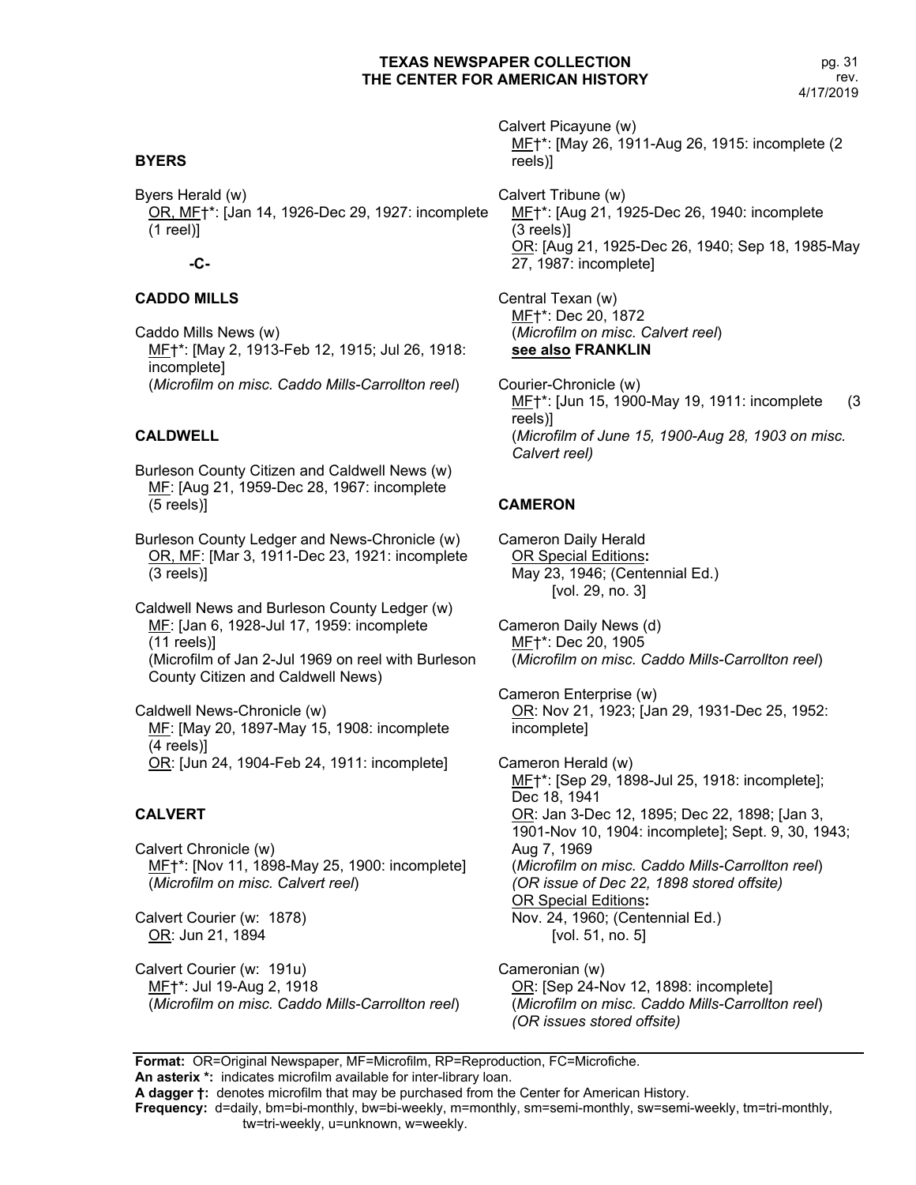## BYERS

Byers Herald (w)
OR, MF†*: [Jan 14, 1926-Dec 29, 1927: incomplete (1 reel)]

**-C-**

## CADDO MILLS

Caddo Mills News (w)
MF†*: [May 2, 1913-Feb 12, 1915; Jul 26, 1918: incomplete]
(*Microfilm on misc. Caddo Mills-Carrollton reel*)

## CALDWELL

Burleson County Citizen and Caldwell News (w)
MF: [Aug 21, 1959-Dec 28, 1967: incomplete (5 reels)]

Burleson County Ledger and News-Chronicle (w)
OR, MF: [Mar 3, 1911-Dec 23, 1921: incomplete (3 reels)]

Caldwell News and Burleson County Ledger (w)
MF: [Jan 6, 1928-Jul 17, 1959: incomplete (11 reels)]
(Microfilm of Jan 2-Jul 1969 on reel with Burleson County Citizen and Caldwell News)

Caldwell News-Chronicle (w)
MF: [May 20, 1897-May 15, 1908: incomplete (4 reels)]
OR: [Jun 24, 1904-Feb 24, 1911: incomplete]

## CALVERT

Calvert Chronicle (w)
MF†*: [Nov 11, 1898-May 25, 1900: incomplete]
(*Microfilm on misc. Calvert reel*)

Calvert Courier (w: 1878)
OR: Jun 21, 1894

Calvert Courier (w: 191u)
MF†*: Jul 19-Aug 2, 1918
(*Microfilm on misc. Caddo Mills-Carrollton reel*)

Calvert Picayune (w)
MF†*: [May 26, 1911-Aug 26, 1915: incomplete (2 reels)]

Calvert Tribune (w)
MF†*: [Aug 21, 1925-Dec 26, 1940: incomplete (3 reels)]
OR: [Aug 21, 1925-Dec 26, 1940; Sep 18, 1985-May 27, 1987: incomplete]

Central Texan (w)
MF†*: Dec 20, 1872
(*Microfilm on misc. Calvert reel*)
**see also FRANKLIN**

Courier-Chronicle (w)
MF†*: [Jun 15, 1900-May 19, 1911: incomplete (3 reels)]
(*Microfilm of June 15, 1900-Aug 28, 1903 on misc. Calvert reel)*

## CAMERON

Cameron Daily Herald
OR Special Editions**:**
May 23, 1946; (Centennial Ed.)
[vol. 29, no. 3]

Cameron Daily News (d)
MF†*: Dec 20, 1905
(*Microfilm on misc. Caddo Mills-Carrollton reel*)

Cameron Enterprise (w)
OR: Nov 21, 1923; [Jan 29, 1931-Dec 25, 1952: incomplete]

Cameron Herald (w)
MF†*: [Sep 29, 1898-Jul 25, 1918: incomplete]; Dec 18, 1941
OR: Jan 3-Dec 12, 1895; Dec 22, 1898; [Jan 3, 1901-Nov 10, 1904: incomplete]; Sept. 9, 30, 1943; Aug 7, 1969
(*Microfilm on misc. Caddo Mills-Carrollton reel*)
*(OR issue of Dec 22, 1898 stored offsite)*
OR Special Editions**:**
Nov. 24, 1960; (Centennial Ed.)
[vol. 51, no. 5]

Cameronian (w)
OR: [Sep 24-Nov 12, 1898: incomplete]
(*Microfilm on misc. Caddo Mills-Carrollton reel*)
*(OR issues stored offsite)*

---

**Format:** OR=Original Newspaper, MF=Microfilm, RP=Reproduction, FC=Microfiche.
**An asterix *:** indicates microfilm available for inter-library loan.
**A dagger †:** denotes microfilm that may be purchased from the Center for American History.
**Frequency:** d=daily, bm=bi-monthly, bw=bi-weekly, m=monthly, sm=semi-monthly, sw=semi-weekly, tm=tri-monthly, tw=tri-weekly, u=unknown, w=weekly.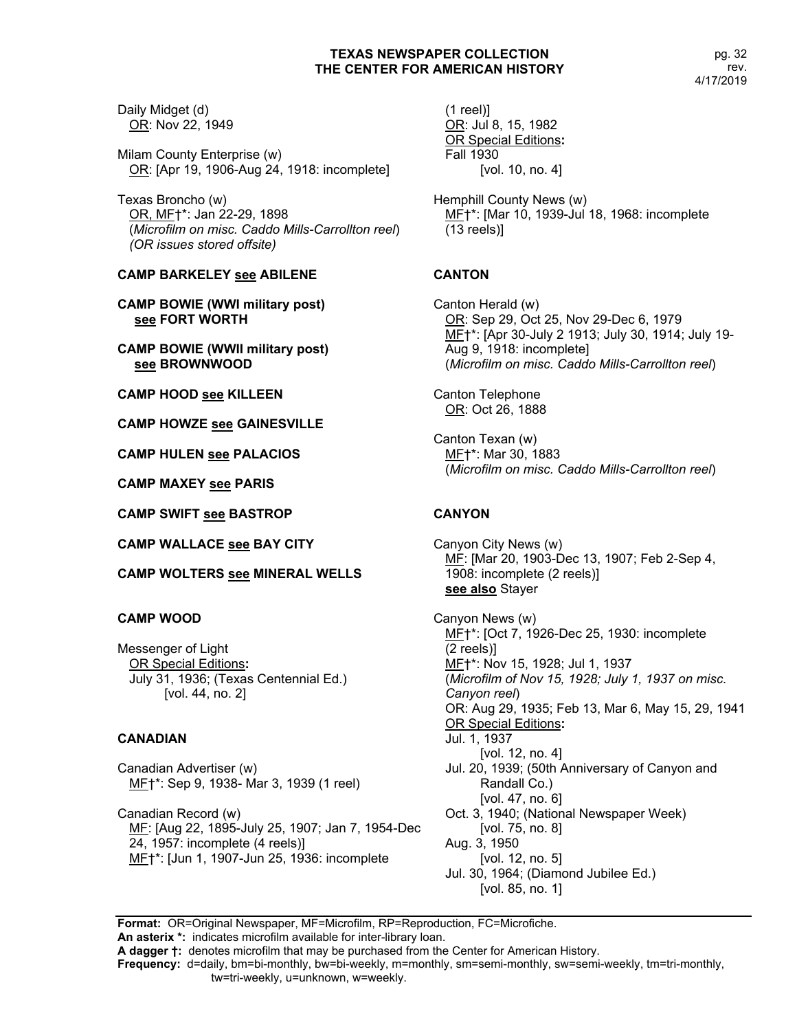Daily Midget (d)
OR: Nov 22, 1949

Milam County Enterprise (w)
OR: [Apr 19, 1906-Aug 24, 1918: incomplete]

Texas Broncho (w)
OR, MF†*: Jan 22-29, 1898
(*Microfilm on misc. Caddo Mills-Carrollton reel*)
*(OR issues stored offsite)*

**CAMP BARKELEY see ABILENE**

**CAMP BOWIE (WWI military post) see FORT WORTH**

**CAMP BOWIE (WWII military post) see BROWNWOOD**

**CAMP HOOD see KILLEEN**

**CAMP HOWZE see GAINESVILLE**

**CAMP HULEN see PALACIOS**

**CAMP MAXEY see PARIS**

**CAMP SWIFT see BASTROP**

**CAMP WALLACE see BAY CITY**

**CAMP WOLTERS see MINERAL WELLS**

**CAMP WOOD**

Messenger of Light
OR Special Editions:
July 31, 1936; (Texas Centennial Ed.)
[vol. 44, no. 2]

**CANADIAN**

Canadian Advertiser (w)
MF†*: Sep 9, 1938- Mar 3, 1939 (1 reel)

Canadian Record (w)
MF: [Aug 22, 1895-July 25, 1907; Jan 7, 1954-Dec 24, 1957: incomplete (4 reels)]
MF†*: [Jun 1, 1907-Jun 25, 1936: incomplete (1 reel)]
OR: Jul 8, 15, 1982
OR Special Editions:
Fall 1930
[vol. 10, no. 4]

Hemphill County News (w)
MF†*: [Mar 10, 1939-Jul 18, 1968: incomplete (13 reels)]

**CANTON**

Canton Herald (w)
OR: Sep 29, Oct 25, Nov 29-Dec 6, 1979
MF†*: [Apr 30-July 2 1913; July 30, 1914; July 19-Aug 9, 1918: incomplete]
(*Microfilm on misc. Caddo Mills-Carrollton reel*)

Canton Telephone
OR: Oct 26, 1888

Canton Texan (w)
MF†*: Mar 30, 1883
(*Microfilm on misc. Caddo Mills-Carrollton reel*)

**CANYON**

Canyon City News (w)
MF: [Mar 20, 1903-Dec 13, 1907; Feb 2-Sep 4, 1908: incomplete (2 reels)]
**see also** Stayer

Canyon News (w)
MF†*: [Oct 7, 1926-Dec 25, 1930: incomplete (2 reels)]
MF†*: Nov 15, 1928; Jul 1, 1937
(*Microfilm of Nov 15, 1928; July 1, 1937 on misc. Canyon reel*)
OR: Aug 29, 1935; Feb 13, Mar 6, May 15, 29, 1941
OR Special Editions:
Jul. 1, 1937
[vol. 12, no. 4]
Jul. 20, 1939; (50th Anniversary of Canyon and Randall Co.)
[vol. 47, no. 6]
Oct. 3, 1940; (National Newspaper Week)
[vol. 75, no. 8]
Aug. 3, 1950
[vol. 12, no. 5]
Jul. 30, 1964; (Diamond Jubilee Ed.)
[vol. 85, no. 1]

**Format:** OR=Original Newspaper, MF=Microfilm, RP=Reproduction, FC=Microfiche.
**An asterix \*:** indicates microfilm available for inter-library loan.
**A dagger †:** denotes microfilm that may be purchased from the Center for American History.
**Frequency:** d=daily, bm=bi-monthly, bw=bi-weekly, m=monthly, sm=semi-monthly, sw=semi-weekly, tm=tri-monthly, tw=tri-weekly, u=unknown, w=weekly.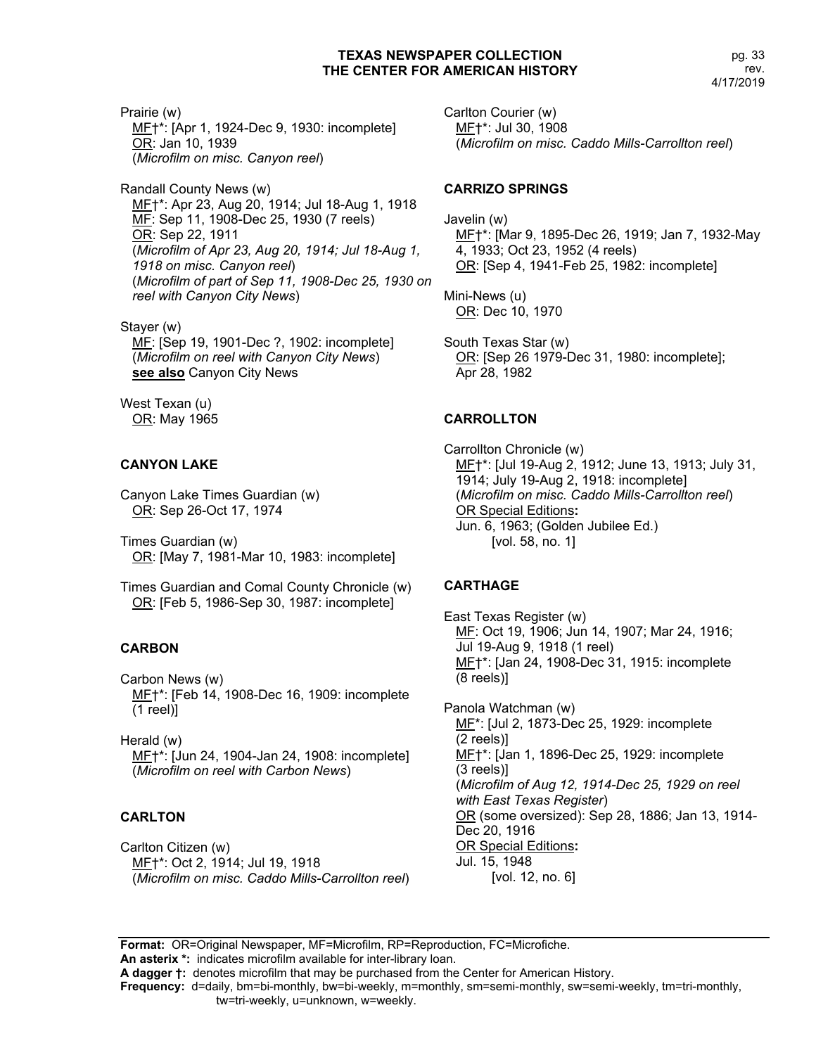Prairie (w)
MF†*: [Apr 1, 1924-Dec 9, 1930: incomplete]
OR: Jan 10, 1939
(*Microfilm on misc. Canyon reel*)

Randall County News (w)
MF†*: Apr 23, Aug 20, 1914; Jul 18-Aug 1, 1918
MF: Sep 11, 1908-Dec 25, 1930 (7 reels)
OR: Sep 22, 1911
(*Microfilm of Apr 23, Aug 20, 1914; Jul 18-Aug 1, 1918 on misc. Canyon reel*)
(*Microfilm of part of Sep 11, 1908-Dec 25, 1930 on reel with Canyon City News*)

Stayer (w)
MF: [Sep 19, 1901-Dec ?, 1902: incomplete]
(*Microfilm on reel with Canyon City News*)
**see also** Canyon City News

West Texan (u)
OR: May 1965

### CANYON LAKE

Canyon Lake Times Guardian (w)
OR: Sep 26-Oct 17, 1974

Times Guardian (w)
OR: [May 7, 1981-Mar 10, 1983: incomplete]

Times Guardian and Comal County Chronicle (w)
OR: [Feb 5, 1986-Sep 30, 1987: incomplete]

### CARBON

Carbon News (w)
MF†*: [Feb 14, 1908-Dec 16, 1909: incomplete (1 reel)]

Herald (w)
MF†*: [Jun 24, 1904-Jan 24, 1908: incomplete]
(*Microfilm on reel with Carbon News*)

### CARLTON

Carlton Citizen (w)
MF†*: Oct 2, 1914; Jul 19, 1918
(*Microfilm on misc. Caddo Mills-Carrollton reel*)

Carlton Courier (w)
MF†*: Jul 30, 1908
(*Microfilm on misc. Caddo Mills-Carrollton reel*)

### CARRIZO SPRINGS

Javelin (w)
MF†*: [Mar 9, 1895-Dec 26, 1919; Jan 7, 1932-May 4, 1933; Oct 23, 1952 (4 reels)
OR: [Sep 4, 1941-Feb 25, 1982: incomplete]

Mini-News (u)
OR: Dec 10, 1970

South Texas Star (w)
OR: [Sep 26 1979-Dec 31, 1980: incomplete]; Apr 28, 1982

### CARROLLTON

Carrollton Chronicle (w)
MF†*: [Jul 19-Aug 2, 1912; June 13, 1913; July 31, 1914; July 19-Aug 2, 1918: incomplete]
(*Microfilm on misc. Caddo Mills-Carrollton reel*)
OR Special Editions**:**
Jun. 6, 1963; (Golden Jubilee Ed.)
[vol. 58, no. 1]

### CARTHAGE

East Texas Register (w)
MF: Oct 19, 1906; Jun 14, 1907; Mar 24, 1916; Jul 19-Aug 9, 1918 (1 reel)
MF†*: [Jan 24, 1908-Dec 31, 1915: incomplete (8 reels)]

Panola Watchman (w)
MF*: [Jul 2, 1873-Dec 25, 1929: incomplete (2 reels)]
MF†*: [Jan 1, 1896-Dec 25, 1929: incomplete (3 reels)]
(*Microfilm of Aug 12, 1914-Dec 25, 1929 on reel with East Texas Register*)
OR (some oversized): Sep 28, 1886; Jan 13, 1914-Dec 20, 1916
OR Special Editions**:**
Jul. 15, 1948
[vol. 12, no. 6]

**Format:** OR=Original Newspaper, MF=Microfilm, RP=Reproduction, FC=Microfiche.
**An asterix *:** indicates microfilm available for inter-library loan.
**A dagger †:** denotes microfilm that may be purchased from the Center for American History.
**Frequency:** d=daily, bm=bi-monthly, bw=bi-weekly, m=monthly, sm=semi-monthly, sw=semi-weekly, tm=tri-monthly, tw=tri-weekly, u=unknown, w=weekly.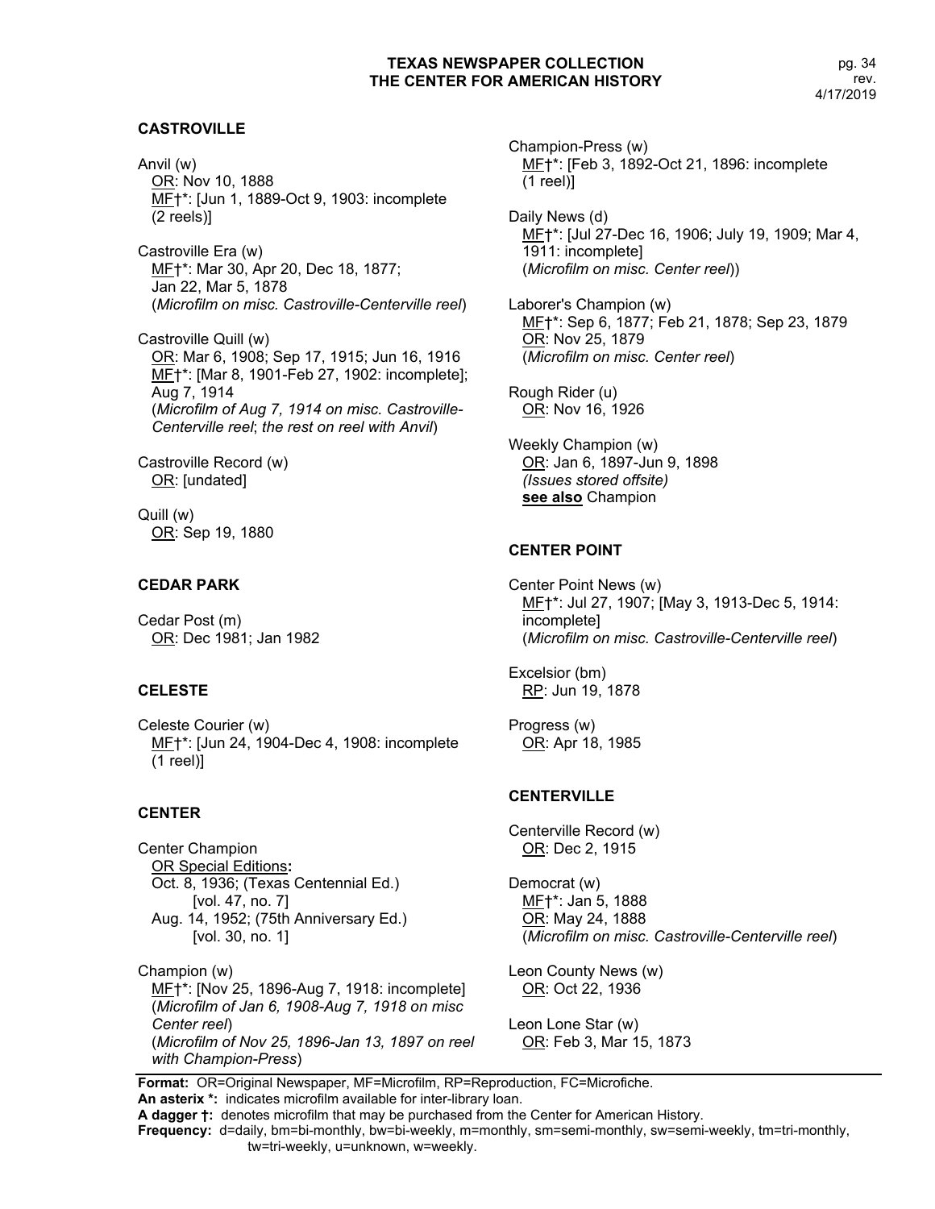## CASTROVILLE

Anvil (w)
OR: Nov 10, 1888
MF†*: [Jun 1, 1889-Oct 9, 1903: incomplete (2 reels)]

Castroville Era (w)
MF†*: Mar 30, Apr 20, Dec 18, 1877; Jan 22, Mar 5, 1878
(*Microfilm on misc. Castroville-Centerville reel*)

Castroville Quill (w)
OR: Mar 6, 1908; Sep 17, 1915; Jun 16, 1916
MF†*: [Mar 8, 1901-Feb 27, 1902: incomplete]; Aug 7, 1914
(*Microfilm of Aug 7, 1914 on misc. Castroville-Centerville reel*; *the rest on reel with Anvil*)

Castroville Record (w)
OR: [undated]

Quill (w)
OR: Sep 19, 1880

## CEDAR PARK

Cedar Post (m)
OR: Dec 1981; Jan 1982

## CELESTE

Celeste Courier (w)
MF†*: [Jun 24, 1904-Dec 4, 1908: incomplete (1 reel)]

## CENTER

Center Champion
OR Special Editions**:**
Oct. 8, 1936; (Texas Centennial Ed.) [vol. 47, no. 7]
Aug. 14, 1952; (75th Anniversary Ed.) [vol. 30, no. 1]

Champion (w)
MF†*: [Nov 25, 1896-Aug 7, 1918: incomplete]
(*Microfilm of Jan 6, 1908-Aug 7, 1918 on misc Center reel*)
(*Microfilm of Nov 25, 1896-Jan 13, 1897 on reel with Champion-Press*)

Champion-Press (w)
MF†*: [Feb 3, 1892-Oct 21, 1896: incomplete (1 reel)]

Daily News (d)
MF†*: [Jul 27-Dec 16, 1906; July 19, 1909; Mar 4, 1911: incomplete]
(*Microfilm on misc. Center reel*))

Laborer's Champion (w)
MF†*: Sep 6, 1877; Feb 21, 1878; Sep 23, 1879
OR: Nov 25, 1879
(*Microfilm on misc. Center reel*)

Rough Rider (u)
OR: Nov 16, 1926

Weekly Champion (w)
OR: Jan 6, 1897-Jun 9, 1898
*(Issues stored offsite)*
**see also** Champion

## CENTER POINT

Center Point News (w)
MF†*: Jul 27, 1907; [May 3, 1913-Dec 5, 1914: incomplete]
(*Microfilm on misc. Castroville-Centerville reel*)

Excelsior (bm)
RP: Jun 19, 1878

Progress (w)
OR: Apr 18, 1985

## CENTERVILLE

Centerville Record (w)
OR: Dec 2, 1915

Democrat (w)
MF†*: Jan 5, 1888
OR: May 24, 1888
(*Microfilm on misc. Castroville-Centerville reel*)

Leon County News (w)
OR: Oct 22, 1936

Leon Lone Star (w)
OR: Feb 3, Mar 15, 1873

**Format:** OR=Original Newspaper, MF=Microfilm, RP=Reproduction, FC=Microfiche.
**An asterix *:** indicates microfilm available for inter-library loan.
**A dagger †:** denotes microfilm that may be purchased from the Center for American History.
**Frequency:** d=daily, bm=bi-monthly, bw=bi-weekly, m=monthly, sm=semi-monthly, sw=semi-weekly, tm=tri-monthly, tw=tri-weekly, u=unknown, w=weekly.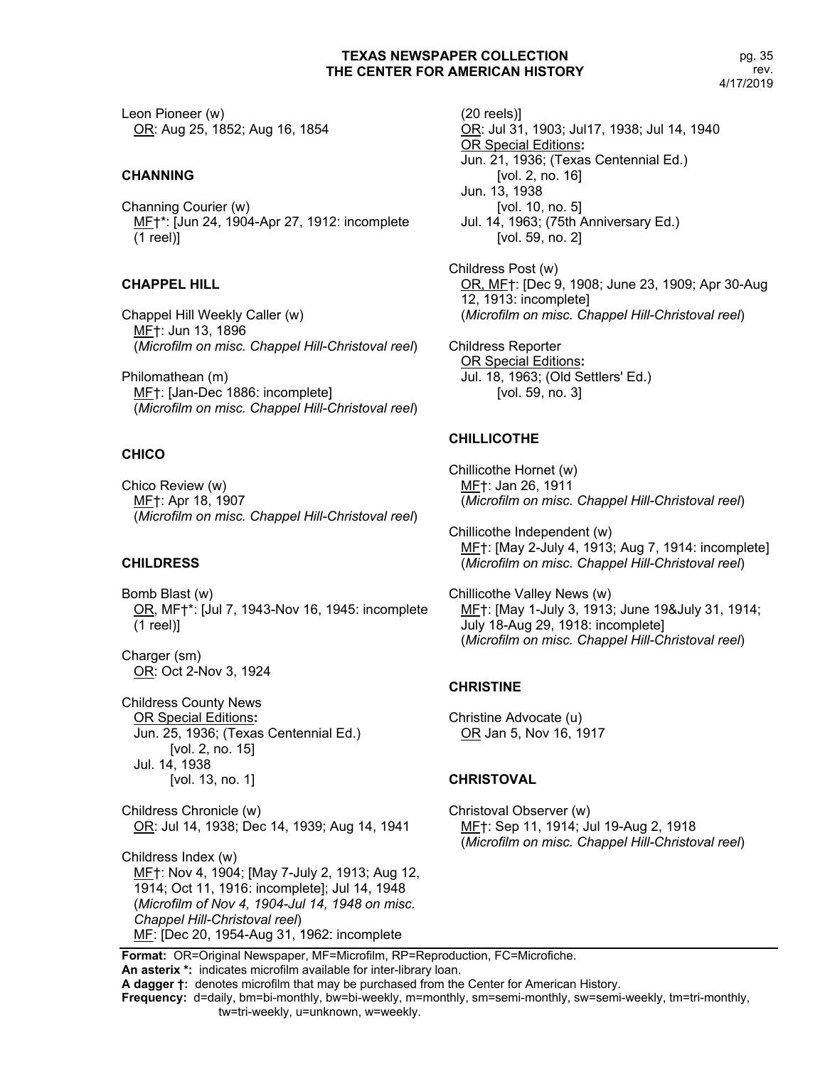Leon Pioneer (w)
OR: Aug 25, 1852; Aug 16, 1854

## CHANNING

Channing Courier (w)
MF†*: [Jun 24, 1904-Apr 27, 1912: incomplete (1 reel)]

## CHAPPEL HILL

Chappel Hill Weekly Caller (w)
MF†: Jun 13, 1896
(*Microfilm on misc. Chappel Hill-Christoval reel*)

Philomathean (m)
MF†: [Jan-Dec 1886: incomplete]
(*Microfilm on misc. Chappel Hill-Christoval reel*)

## CHICO

Chico Review (w)
MF†: Apr 18, 1907
(*Microfilm on misc. Chappel Hill-Christoval reel*)

## CHILDRESS

Bomb Blast (w)
OR, MF†*: [Jul 7, 1943-Nov 16, 1945: incomplete (1 reel)]

Charger (sm)
OR: Oct 2-Nov 3, 1924

Childress County News
OR Special Editions**:**
Jun. 25, 1936; (Texas Centennial Ed.)
[vol. 2, no. 15]
Jul. 14, 1938
[vol. 13, no. 1]

Childress Chronicle (w)
OR: Jul 14, 1938; Dec 14, 1939; Aug 14, 1941

Childress Index (w)
MF†: Nov 4, 1904; [May 7-July 2, 1913; Aug 12, 1914; Oct 11, 1916: incomplete]; Jul 14, 1948
(*Microfilm of Nov 4, 1904-Jul 14, 1948 on misc. Chappel Hill-Christoval reel*)
MF: [Dec 20, 1954-Aug 31, 1962: incomplete (20 reels)]
OR: Jul 31, 1903; Jul17, 1938; Jul 14, 1940
OR Special Editions**:**
Jun. 21, 1936; (Texas Centennial Ed.)
[vol. 2, no. 16]
Jun. 13, 1938
[vol. 10, no. 5]
Jul. 14, 1963; (75th Anniversary Ed.)
[vol. 59, no. 2]

Childress Post (w)
OR, MF†: [Dec 9, 1908; June 23, 1909; Apr 30-Aug 12, 1913: incomplete]
(*Microfilm on misc. Chappel Hill-Christoval reel*)

Childress Reporter
OR Special Editions**:**
Jul. 18, 1963; (Old Settlers' Ed.)
[vol. 59, no. 3]

## CHILLICOTHE

Chillicothe Hornet (w)
MF†: Jan 26, 1911
(*Microfilm on misc. Chappel Hill-Christoval reel*)

Chillicothe Independent (w)
MF†: [May 2-July 4, 1913; Aug 7, 1914: incomplete]
(*Microfilm on misc. Chappel Hill-Christoval reel*)

Chillicothe Valley News (w)
MF†: [May 1-July 3, 1913; June 19&July 31, 1914; July 18-Aug 29, 1918: incomplete]
(*Microfilm on misc. Chappel Hill-Christoval reel*)

## CHRISTINE

Christine Advocate (u)
OR Jan 5, Nov 16, 1917

## CHRISTOVAL

Christoval Observer (w)
MF†: Sep 11, 1914; Jul 19-Aug 2, 1918
(*Microfilm on misc. Chappel Hill-Christoval reel*)

**Format:** OR=Original Newspaper, MF=Microfilm, RP=Reproduction, FC=Microfiche.
**An asterix \*:** indicates microfilm available for inter-library loan.
**A dagger †:** denotes microfilm that may be purchased from the Center for American History.
**Frequency:** d=daily, bm=bi-monthly, bw=bi-weekly, m=monthly, sm=semi-monthly, sw=semi-weekly, tm=tri-monthly, tw=tri-weekly, u=unknown, w=weekly.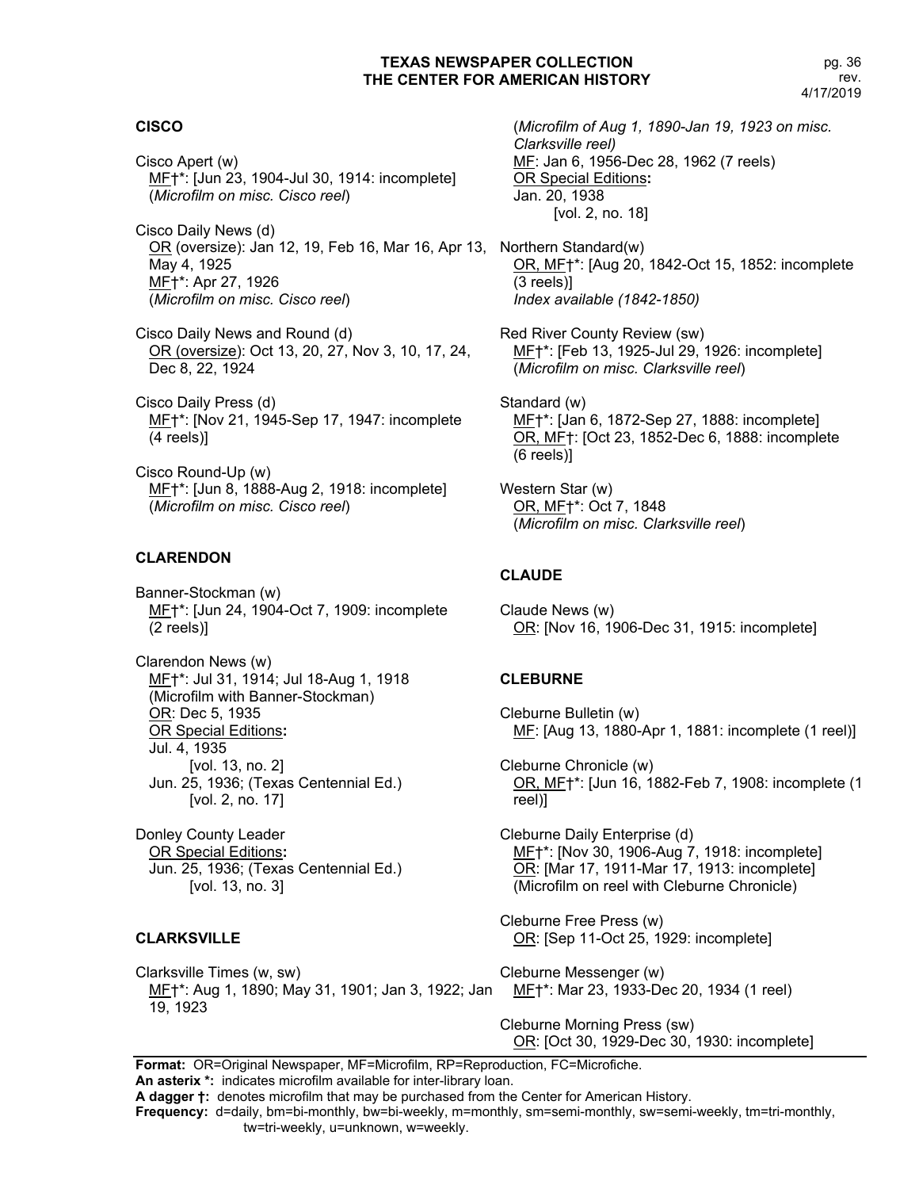## CISCO

Cisco Apert (w)
MF†*: [Jun 23, 1904-Jul 30, 1914: incomplete]
(*Microfilm on misc. Cisco reel*)

Cisco Daily News (d)
OR (oversize): Jan 12, 19, Feb 16, Mar 16, Apr 13, May 4, 1925
MF†*: Apr 27, 1926
(*Microfilm on misc. Cisco reel*)

Cisco Daily News and Round (d)
OR (oversize): Oct 13, 20, 27, Nov 3, 10, 17, 24, Dec 8, 22, 1924

Cisco Daily Press (d)
MF†*: [Nov 21, 1945-Sep 17, 1947: incomplete (4 reels)]

Cisco Round-Up (w)
MF†*: [Jun 8, 1888-Aug 2, 1918: incomplete]
(*Microfilm on misc. Cisco reel*)

## CLARENDON

Banner-Stockman (w)
MF†*: [Jun 24, 1904-Oct 7, 1909: incomplete (2 reels)]

Clarendon News (w)
MF†*: Jul 31, 1914; Jul 18-Aug 1, 1918
(Microfilm with Banner-Stockman)
OR: Dec 5, 1935
OR Special Editions:
Jul. 4, 1935
[vol. 13, no. 2]
Jun. 25, 1936; (Texas Centennial Ed.)
[vol. 2, no. 17]

Donley County Leader
OR Special Editions:
Jun. 25, 1936; (Texas Centennial Ed.)
[vol. 13, no. 3]

## CLARKSVILLE

Clarksville Times (w, sw)
MF†*: Aug 1, 1890; May 31, 1901; Jan 3, 1922; Jan 19, 1923
(*Microfilm of Aug 1, 1890-Jan 19, 1923 on misc. Clarksville reel)*
MF: Jan 6, 1956-Dec 28, 1962 (7 reels)
OR Special Editions:
Jan. 20, 1938
[vol. 2, no. 18]

Northern Standard(w)
OR, MF†*: [Aug 20, 1842-Oct 15, 1852: incomplete (3 reels)]
*Index available (1842-1850)*

Red River County Review (sw)
MF†*: [Feb 13, 1925-Jul 29, 1926: incomplete]
(*Microfilm on misc. Clarksville reel*)

Standard (w)
MF†*: [Jan 6, 1872-Sep 27, 1888: incomplete]
OR, MF†: [Oct 23, 1852-Dec 6, 1888: incomplete (6 reels)]

Western Star (w)
OR, MF†*: Oct 7, 1848
(*Microfilm on misc. Clarksville reel*)

## CLAUDE

Claude News (w)
OR: [Nov 16, 1906-Dec 31, 1915: incomplete]

## CLEBURNE

Cleburne Bulletin (w)
MF: [Aug 13, 1880-Apr 1, 1881: incomplete (1 reel)]

Cleburne Chronicle (w)
OR, MF†*: [Jun 16, 1882-Feb 7, 1908: incomplete (1 reel)]

Cleburne Daily Enterprise (d)
MF†*: [Nov 30, 1906-Aug 7, 1918: incomplete]
OR: [Mar 17, 1911-Mar 17, 1913: incomplete]
(Microfilm on reel with Cleburne Chronicle)

Cleburne Free Press (w)
OR: [Sep 11-Oct 25, 1929: incomplete]

Cleburne Messenger (w)
MF†*: Mar 23, 1933-Dec 20, 1934 (1 reel)

Cleburne Morning Press (sw)
OR: [Oct 30, 1929-Dec 30, 1930: incomplete]

**Format:** OR=Original Newspaper, MF=Microfilm, RP=Reproduction, FC=Microfiche.
**An asterix *:** indicates microfilm available for inter-library loan.
**A dagger †:** denotes microfilm that may be purchased from the Center for American History.
**Frequency:** d=daily, bm=bi-monthly, bw=bi-weekly, m=monthly, sm=semi-monthly, sw=semi-weekly, tm=tri-monthly, tw=tri-weekly, u=unknown, w=weekly.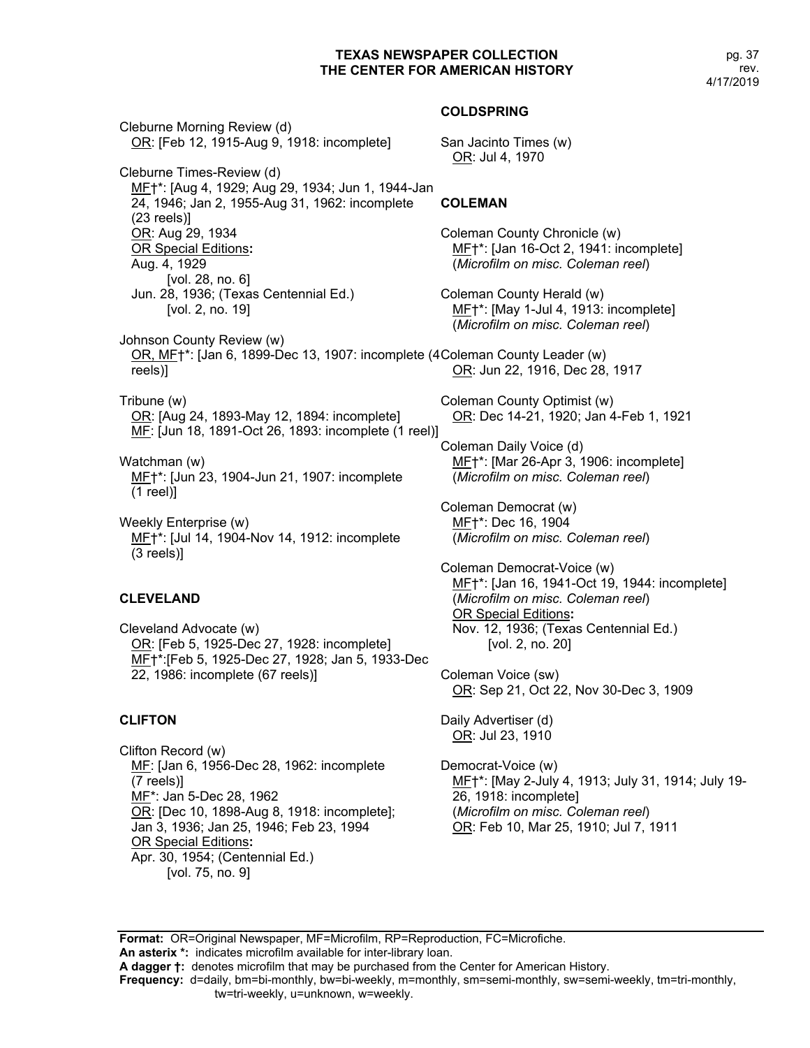Cleburne Morning Review (d)
OR: [Feb 12, 1915-Aug 9, 1918: incomplete]

Cleburne Times-Review (d)
MF†*: [Aug 4, 1929; Aug 29, 1934; Jun 1, 1944-Jan 24, 1946; Jan 2, 1955-Aug 31, 1962: incomplete (23 reels)]
OR: Aug 29, 1934
OR Special Editions**:**
Aug. 4, 1929
[vol. 28, no. 6]
Jun. 28, 1936; (Texas Centennial Ed.)
[vol. 2, no. 19]

Johnson County Review (w)
OR, MF†*: [Jan 6, 1899-Dec 13, 1907: incomplete (4 reels)]

Tribune (w)
OR: [Aug 24, 1893-May 12, 1894: incomplete]
MF: [Jun 18, 1891-Oct 26, 1893: incomplete (1 reel)]

Watchman (w)
MF†*: [Jun 23, 1904-Jun 21, 1907: incomplete (1 reel)]

Weekly Enterprise (w)
MF†*: [Jul 14, 1904-Nov 14, 1912: incomplete (3 reels)]

## CLEVELAND

Cleveland Advocate (w)
OR: [Feb 5, 1925-Dec 27, 1928: incomplete]
MF†*:[Feb 5, 1925-Dec 27, 1928; Jan 5, 1933-Dec 22, 1986: incomplete (67 reels)]

## CLIFTON

Clifton Record (w)
MF: [Jan 6, 1956-Dec 28, 1962: incomplete (7 reels)]
MF*: Jan 5-Dec 28, 1962
OR: [Dec 10, 1898-Aug 8, 1918: incomplete]; Jan 3, 1936; Jan 25, 1946; Feb 23, 1994
OR Special Editions**:**
Apr. 30, 1954; (Centennial Ed.)
[vol. 75, no. 9]

## COLDSPRING

San Jacinto Times (w)
OR: Jul 4, 1970

## COLEMAN

Coleman County Chronicle (w)
MF†*: [Jan 16-Oct 2, 1941: incomplete]
(*Microfilm on misc. Coleman reel*)

Coleman County Herald (w)
MF†*: [May 1-Jul 4, 1913: incomplete]
(*Microfilm on misc. Coleman reel*)

Coleman County Leader (w)
OR: Jun 22, 1916, Dec 28, 1917

Coleman County Optimist (w)
OR: Dec 14-21, 1920; Jan 4-Feb 1, 1921

Coleman Daily Voice (d)
MF†*: [Mar 26-Apr 3, 1906: incomplete]
(*Microfilm on misc. Coleman reel*)

Coleman Democrat (w)
MF†*: Dec 16, 1904
(*Microfilm on misc. Coleman reel*)

Coleman Democrat-Voice (w)
MF†*: [Jan 16, 1941-Oct 19, 1944: incomplete]
(*Microfilm on misc. Coleman reel*)
OR Special Editions**:**
Nov. 12, 1936; (Texas Centennial Ed.)
[vol. 2, no. 20]

Coleman Voice (sw)
OR: Sep 21, Oct 22, Nov 30-Dec 3, 1909

Daily Advertiser (d)
OR: Jul 23, 1910

Democrat-Voice (w)
MF†*: [May 2-July 4, 1913; July 31, 1914; July 19-26, 1918: incomplete]
(*Microfilm on misc. Coleman reel*)
OR: Feb 10, Mar 25, 1910; Jul 7, 1911

**Format:** OR=Original Newspaper, MF=Microfilm, RP=Reproduction, FC=Microfiche.
**An asterix *:** indicates microfilm available for inter-library loan.
**A dagger †:** denotes microfilm that may be purchased from the Center for American History.
**Frequency:** d=daily, bm=bi-monthly, bw=bi-weekly, m=monthly, sm=semi-monthly, sw=semi-weekly, tm=tri-monthly, tw=tri-weekly, u=unknown, w=weekly.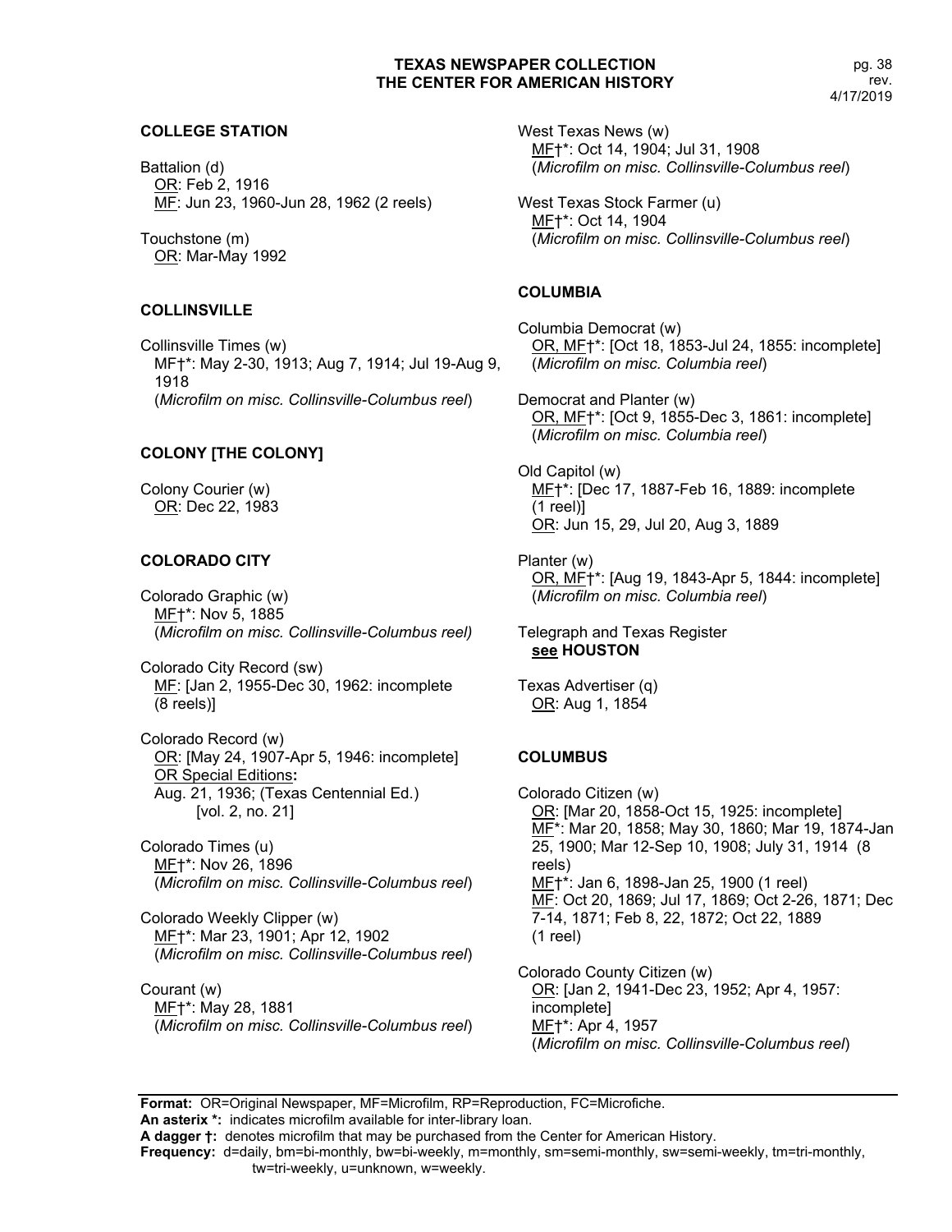## COLLEGE STATION

Battalion (d)
OR: Feb 2, 1916
MF: Jun 23, 1960-Jun 28, 1962 (2 reels)

Touchstone (m)
OR: Mar-May 1992

## COLLINSVILLE

Collinsville Times (w)
MF†*: May 2-30, 1913; Aug 7, 1914; Jul 19-Aug 9, 1918
(*Microfilm on misc. Collinsville-Columbus reel*)

## COLONY [THE COLONY]

Colony Courier (w)
OR: Dec 22, 1983

## COLORADO CITY

Colorado Graphic (w)
MF†*: Nov 5, 1885
(*Microfilm on misc. Collinsville-Columbus reel)*

Colorado City Record (sw)
MF: [Jan 2, 1955-Dec 30, 1962: incomplete (8 reels)]

Colorado Record (w)
OR: [May 24, 1907-Apr 5, 1946: incomplete]
OR Special Editions**:**
Aug. 21, 1936; (Texas Centennial Ed.) [vol. 2, no. 21]

Colorado Times (u)
MF†*: Nov 26, 1896
(*Microfilm on misc. Collinsville-Columbus reel*)

Colorado Weekly Clipper (w)
MF†*: Mar 23, 1901; Apr 12, 1902
(*Microfilm on misc. Collinsville-Columbus reel*)

Courant (w)
MF†*: May 28, 1881
(*Microfilm on misc. Collinsville-Columbus reel*)

West Texas News (w)
MF†*: Oct 14, 1904; Jul 31, 1908
(*Microfilm on misc. Collinsville-Columbus reel*)

West Texas Stock Farmer (u)
MF†*: Oct 14, 1904
(*Microfilm on misc. Collinsville-Columbus reel*)

## COLUMBIA

Columbia Democrat (w)
OR, MF†*: [Oct 18, 1853-Jul 24, 1855: incomplete]
(*Microfilm on misc. Columbia reel*)

Democrat and Planter (w)
OR, MF†*: [Oct 9, 1855-Dec 3, 1861: incomplete]
(*Microfilm on misc. Columbia reel*)

Old Capitol (w)
MF†*: [Dec 17, 1887-Feb 16, 1889: incomplete (1 reel)]
OR: Jun 15, 29, Jul 20, Aug 3, 1889

Planter (w)
OR, MF†*: [Aug 19, 1843-Apr 5, 1844: incomplete]
(*Microfilm on misc. Columbia reel*)

Telegraph and Texas Register
**see HOUSTON**

Texas Advertiser (q)
OR: Aug 1, 1854

## COLUMBUS

Colorado Citizen (w)
OR: [Mar 20, 1858-Oct 15, 1925: incomplete]
MF*: Mar 20, 1858; May 30, 1860; Mar 19, 1874-Jan 25, 1900; Mar 12-Sep 10, 1908; July 31, 1914 (8 reels)
MF†*: Jan 6, 1898-Jan 25, 1900 (1 reel)
MF: Oct 20, 1869; Jul 17, 1869; Oct 2-26, 1871; Dec 7-14, 1871; Feb 8, 22, 1872; Oct 22, 1889 (1 reel)

Colorado County Citizen (w)
OR: [Jan 2, 1941-Dec 23, 1952; Apr 4, 1957: incomplete]
MF†*: Apr 4, 1957
(*Microfilm on misc. Collinsville-Columbus reel*)

**Format:** OR=Original Newspaper, MF=Microfilm, RP=Reproduction, FC=Microfiche.
**An asterix *:** indicates microfilm available for inter-library loan.
**A dagger †:** denotes microfilm that may be purchased from the Center for American History.
**Frequency:** d=daily, bm=bi-monthly, bw=bi-weekly, m=monthly, sm=semi-monthly, sw=semi-weekly, tm=tri-monthly, tw=tri-weekly, u=unknown, w=weekly.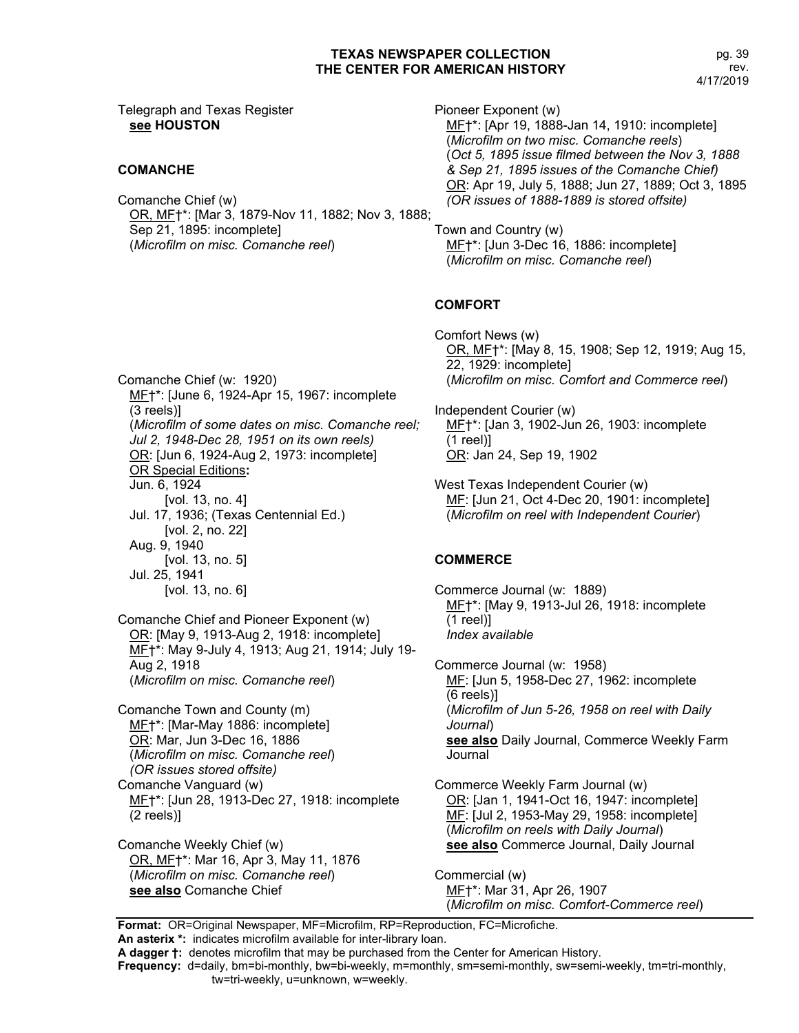Telegraph and Texas Register
**see HOUSTON**

### COMANCHE

Comanche Chief (w)
OR, MF†*: [Mar 3, 1879-Nov 11, 1882; Nov 3, 1888; Sep 21, 1895: incomplete]
(*Microfilm on misc. Comanche reel*)

Comanche Chief (w: 1920)
MF†*: [June 6, 1924-Apr 15, 1967: incomplete (3 reels)]
(*Microfilm of some dates on misc. Comanche reel; Jul 2, 1948-Dec 28, 1951 on its own reels)*
OR: [Jun 6, 1924-Aug 2, 1973: incomplete]
OR Special Editions**:**
Jun. 6, 1924
[vol. 13, no. 4]
Jul. 17, 1936; (Texas Centennial Ed.)
[vol. 2, no. 22]
Aug. 9, 1940
[vol. 13, no. 5]
Jul. 25, 1941
[vol. 13, no. 6]

Comanche Chief and Pioneer Exponent (w)
OR: [May 9, 1913-Aug 2, 1918: incomplete]
MF†*: May 9-July 4, 1913; Aug 21, 1914; July 19-Aug 2, 1918
(*Microfilm on misc. Comanche reel*)

Comanche Town and County (m)
MF†*: [Mar-May 1886: incomplete]
OR: Mar, Jun 3-Dec 16, 1886
(*Microfilm on misc. Comanche reel*)
*(OR issues stored offsite)*

Comanche Vanguard (w)
MF†*: [Jun 28, 1913-Dec 27, 1918: incomplete (2 reels)]

Comanche Weekly Chief (w)
OR, MF†*: Mar 16, Apr 3, May 11, 1876
(*Microfilm on misc. Comanche reel*)
**see also** Comanche Chief

Pioneer Exponent (w)
MF†*: [Apr 19, 1888-Jan 14, 1910: incomplete]
(*Microfilm on two misc. Comanche reels*)
(*Oct 5, 1895 issue filmed between the Nov 3, 1888 & Sep 21, 1895 issues of the Comanche Chief)*
OR: Apr 19, July 5, 1888; Jun 27, 1889; Oct 3, 1895
*(OR issues of 1888-1889 is stored offsite)*

Town and Country (w)
MF†*: [Jun 3-Dec 16, 1886: incomplete]
(*Microfilm on misc. Comanche reel*)

### COMFORT

Comfort News (w)
OR, MF†*: [May 8, 15, 1908; Sep 12, 1919; Aug 15, 22, 1929: incomplete]
(*Microfilm on misc. Comfort and Commerce reel*)

Independent Courier (w)
MF†*: [Jan 3, 1902-Jun 26, 1903: incomplete (1 reel)]
OR: Jan 24, Sep 19, 1902

West Texas Independent Courier (w)
MF: [Jun 21, Oct 4-Dec 20, 1901: incomplete]
(*Microfilm on reel with Independent Courier*)

### COMMERCE

Commerce Journal (w: 1889)
MF†*: [May 9, 1913-Jul 26, 1918: incomplete (1 reel)]
*Index available*

Commerce Journal (w: 1958)
MF: [Jun 5, 1958-Dec 27, 1962: incomplete (6 reels)]
(*Microfilm of Jun 5-26, 1958 on reel with Daily Journal*)
**see also** Daily Journal, Commerce Weekly Farm Journal

Commerce Weekly Farm Journal (w)
OR: [Jan 1, 1941-Oct 16, 1947: incomplete]
MF: [Jul 2, 1953-May 29, 1958: incomplete]
(*Microfilm on reels with Daily Journal*)
**see also** Commerce Journal, Daily Journal

Commercial (w)
MF†*: Mar 31, Apr 26, 1907
(*Microfilm on misc. Comfort-Commerce reel*)

---

**Format:** OR=Original Newspaper, MF=Microfilm, RP=Reproduction, FC=Microfiche.
**An asterix *:** indicates microfilm available for inter-library loan.
**A dagger †:** denotes microfilm that may be purchased from the Center for American History.
**Frequency:** d=daily, bm=bi-monthly, bw=bi-weekly, m=monthly, sm=semi-monthly, sw=semi-weekly, tm=tri-monthly, tw=tri-weekly, u=unknown, w=weekly.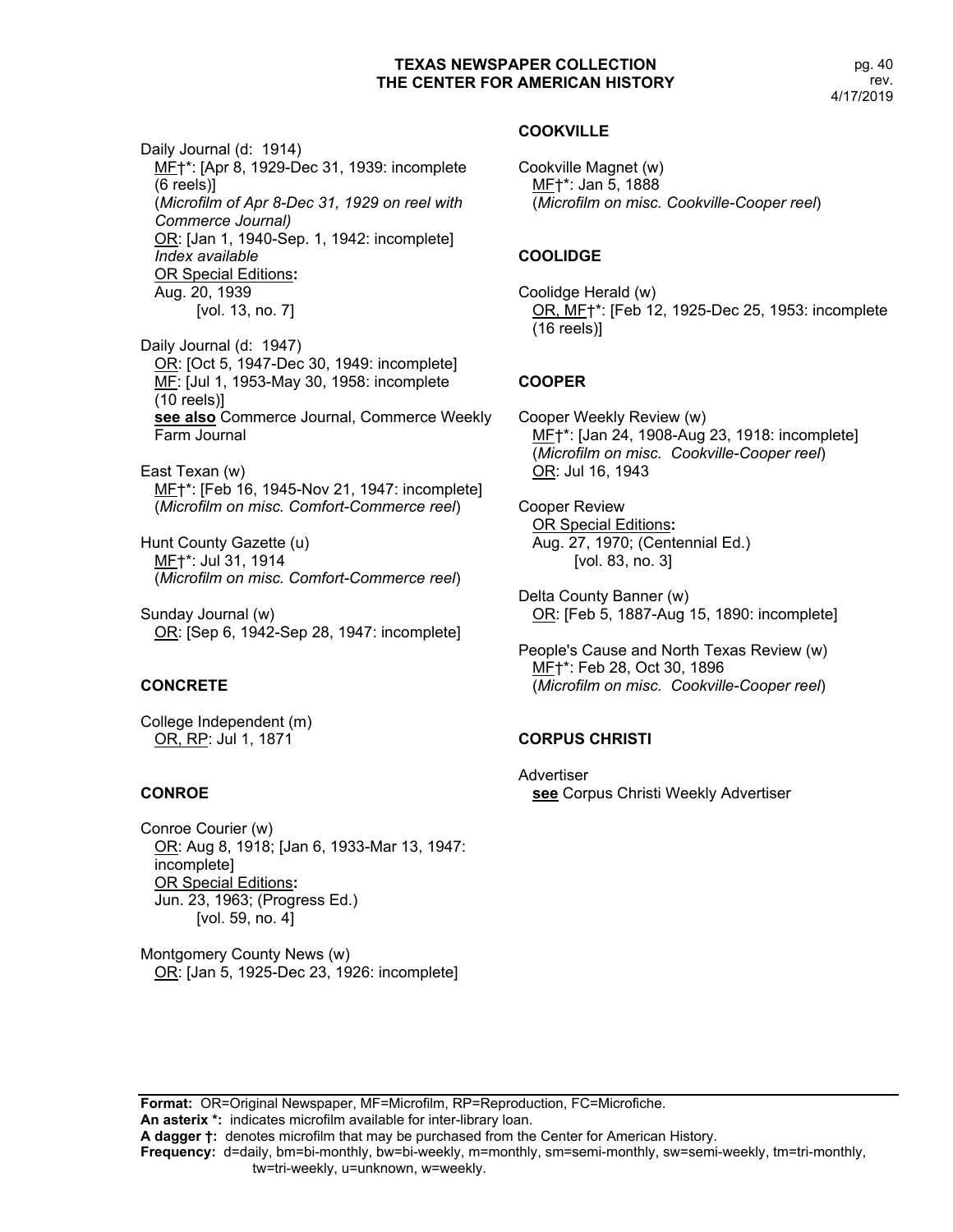Daily Journal (d: 1914)
MF†*: [Apr 8, 1929-Dec 31, 1939: incomplete (6 reels)]
(*Microfilm of Apr 8-Dec 31, 1929 on reel with Commerce Journal)*
OR: [Jan 1, 1940-Sep. 1, 1942: incomplete]
*Index available*
OR Special Editions**:**
Aug. 20, 1939
[vol. 13, no. 7]

Daily Journal (d: 1947)
OR: [Oct 5, 1947-Dec 30, 1949: incomplete]
MF: [Jul 1, 1953-May 30, 1958: incomplete (10 reels)]
**see also** Commerce Journal, Commerce Weekly Farm Journal

East Texan (w)
MF†*: [Feb 16, 1945-Nov 21, 1947: incomplete]
(*Microfilm on misc. Comfort-Commerce reel*)

Hunt County Gazette (u)
MF†*: Jul 31, 1914
(*Microfilm on misc. Comfort-Commerce reel*)

Sunday Journal (w)
OR: [Sep 6, 1942-Sep 28, 1947: incomplete]

## CONCRETE

College Independent (m)
OR, RP: Jul 1, 1871

## CONROE

Conroe Courier (w)
OR: Aug 8, 1918; [Jan 6, 1933-Mar 13, 1947: incomplete]
OR Special Editions**:**
Jun. 23, 1963; (Progress Ed.)
[vol. 59, no. 4]

Montgomery County News (w)
OR: [Jan 5, 1925-Dec 23, 1926: incomplete]

## COOKVILLE

Cookville Magnet (w)
MF†*: Jan 5, 1888
(*Microfilm on misc. Cookville-Cooper reel*)

## COOLIDGE

Coolidge Herald (w)
OR, MF†*: [Feb 12, 1925-Dec 25, 1953: incomplete (16 reels)]

## COOPER

Cooper Weekly Review (w)
MF†*: [Jan 24, 1908-Aug 23, 1918: incomplete]
(*Microfilm on misc. Cookville-Cooper reel*)
OR: Jul 16, 1943

Cooper Review
OR Special Editions**:**
Aug. 27, 1970; (Centennial Ed.)
[vol. 83, no. 3]

Delta County Banner (w)
OR: [Feb 5, 1887-Aug 15, 1890: incomplete]

People's Cause and North Texas Review (w)
MF†*: Feb 28, Oct 30, 1896
(*Microfilm on misc. Cookville-Cooper reel*)

## CORPUS CHRISTI

Advertiser
**see** Corpus Christi Weekly Advertiser

**Format:** OR=Original Newspaper, MF=Microfilm, RP=Reproduction, FC=Microfiche.
**An asterix *:** indicates microfilm available for inter-library loan.
**A dagger †:** denotes microfilm that may be purchased from the Center for American History.
**Frequency:** d=daily, bm=bi-monthly, bw=bi-weekly, m=monthly, sm=semi-monthly, sw=semi-weekly, tm=tri-monthly, tw=tri-weekly, u=unknown, w=weekly.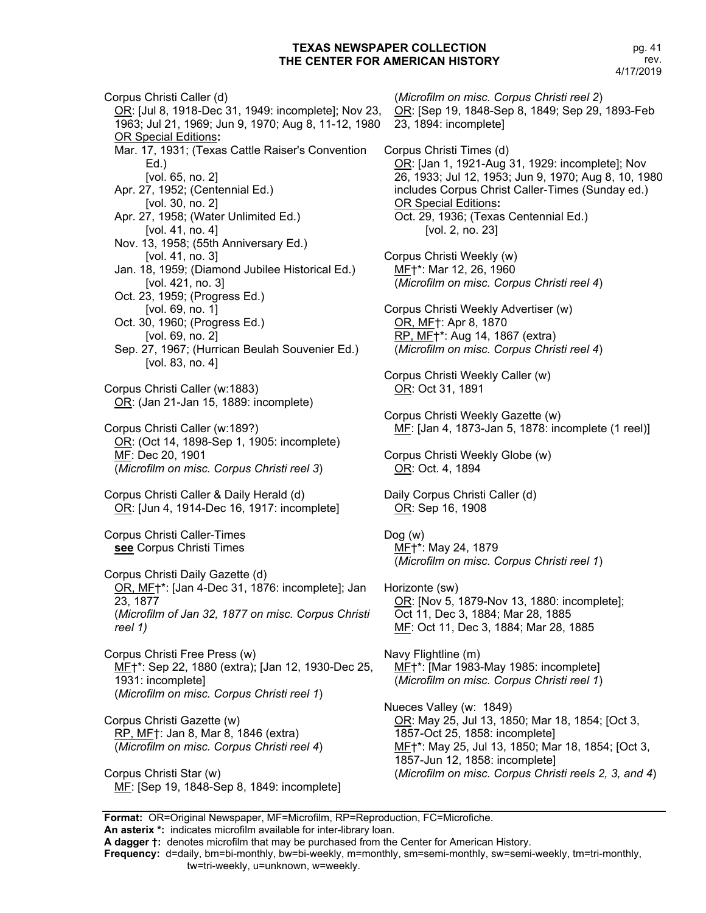**TEXAS NEWSPAPER COLLECTION**
**THE CENTER FOR AMERICAN HISTORY**

pg. 41
rev.
4/17/2019

Corpus Christi Caller (d)
OR: [Jul 8, 1918-Dec 31, 1949: incomplete]; Nov 23, 1963; Jul 21, 1969; Jun 9, 1970; Aug 8, 11-12, 1980
OR Special Editions**:**
Mar. 17, 1931; (Texas Cattle Raiser's Convention Ed.)
[vol. 65, no. 2]
Apr. 27, 1952; (Centennial Ed.)
[vol. 30, no. 2]
Apr. 27, 1958; (Water Unlimited Ed.)
[vol. 41, no. 4]
Nov. 13, 1958; (55th Anniversary Ed.)
[vol. 41, no. 3]
Jan. 18, 1959; (Diamond Jubilee Historical Ed.)
[vol. 421, no. 3]
Oct. 23, 1959; (Progress Ed.)
[vol. 69, no. 1]
Oct. 30, 1960; (Progress Ed.)
[vol. 69, no. 2]
Sep. 27, 1967; (Hurrican Beulah Souvenier Ed.)
[vol. 83, no. 4]

Corpus Christi Caller (w:1883)
OR: (Jan 21-Jan 15, 1889: incomplete)

Corpus Christi Caller (w:189?)
OR: (Oct 14, 1898-Sep 1, 1905: incomplete)
MF: Dec 20, 1901
(*Microfilm on misc. Corpus Christi reel 3*)

Corpus Christi Caller & Daily Herald (d)
OR: [Jun 4, 1914-Dec 16, 1917: incomplete]

Corpus Christi Caller-Times
**see** Corpus Christi Times

Corpus Christi Daily Gazette (d)
OR, MF†*: [Jan 4-Dec 31, 1876: incomplete]; Jan 23, 1877
(*Microfilm of Jan 32, 1877 on misc. Corpus Christi reel 1)*

Corpus Christi Free Press (w)
MF†*: Sep 22, 1880 (extra); [Jan 12, 1930-Dec 25, 1931: incomplete]
(*Microfilm on misc. Corpus Christi reel 1*)

Corpus Christi Gazette (w)
RP, MF†: Jan 8, Mar 8, 1846 (extra)
(*Microfilm on misc. Corpus Christi reel 4*)

Corpus Christi Star (w)
MF: [Sep 19, 1848-Sep 8, 1849: incomplete]
(*Microfilm on misc. Corpus Christi reel 2*)
OR: [Sep 19, 1848-Sep 8, 1849; Sep 29, 1893-Feb 23, 1894: incomplete]

Corpus Christi Times (d)
OR: [Jan 1, 1921-Aug 31, 1929: incomplete]; Nov 26, 1933; Jul 12, 1953; Jun 9, 1970; Aug 8, 10, 1980 includes Corpus Christ Caller-Times (Sunday ed.)
OR Special Editions**:**
Oct. 29, 1936; (Texas Centennial Ed.)
[vol. 2, no. 23]

Corpus Christi Weekly (w)
MF†*: Mar 12, 26, 1960
(*Microfilm on misc. Corpus Christi reel 4*)

Corpus Christi Weekly Advertiser (w)
OR, MF†: Apr 8, 1870
RP, MF†*: Aug 14, 1867 (extra)
(*Microfilm on misc. Corpus Christi reel 4*)

Corpus Christi Weekly Caller (w)
OR: Oct 31, 1891

Corpus Christi Weekly Gazette (w)
MF: [Jan 4, 1873-Jan 5, 1878: incomplete (1 reel)]

Corpus Christi Weekly Globe (w)
OR: Oct. 4, 1894

Daily Corpus Christi Caller (d)
OR: Sep 16, 1908

Dog (w)
MF†*: May 24, 1879
(*Microfilm on misc. Corpus Christi reel 1*)

Horizonte (sw)
OR: [Nov 5, 1879-Nov 13, 1880: incomplete]; Oct 11, Dec 3, 1884; Mar 28, 1885
MF: Oct 11, Dec 3, 1884; Mar 28, 1885

Navy Flightline (m)
MF†*: [Mar 1983-May 1985: incomplete]
(*Microfilm on misc. Corpus Christi reel 1*)

Nueces Valley (w: 1849)
OR: May 25, Jul 13, 1850; Mar 18, 1854; [Oct 3, 1857-Oct 25, 1858: incomplete]
MF†*: May 25, Jul 13, 1850; Mar 18, 1854; [Oct 3, 1857-Jun 12, 1858: incomplete]
(*Microfilm on misc. Corpus Christi reels 2, 3, and 4*)

**Format:** OR=Original Newspaper, MF=Microfilm, RP=Reproduction, FC=Microfiche.
**An asterix *:** indicates microfilm available for inter-library loan.
**A dagger †:** denotes microfilm that may be purchased from the Center for American History.
**Frequency:** d=daily, bm=bi-monthly, bw=bi-weekly, m=monthly, sm=semi-monthly, sw=semi-weekly, tm=tri-monthly, tw=tri-weekly, u=unknown, w=weekly.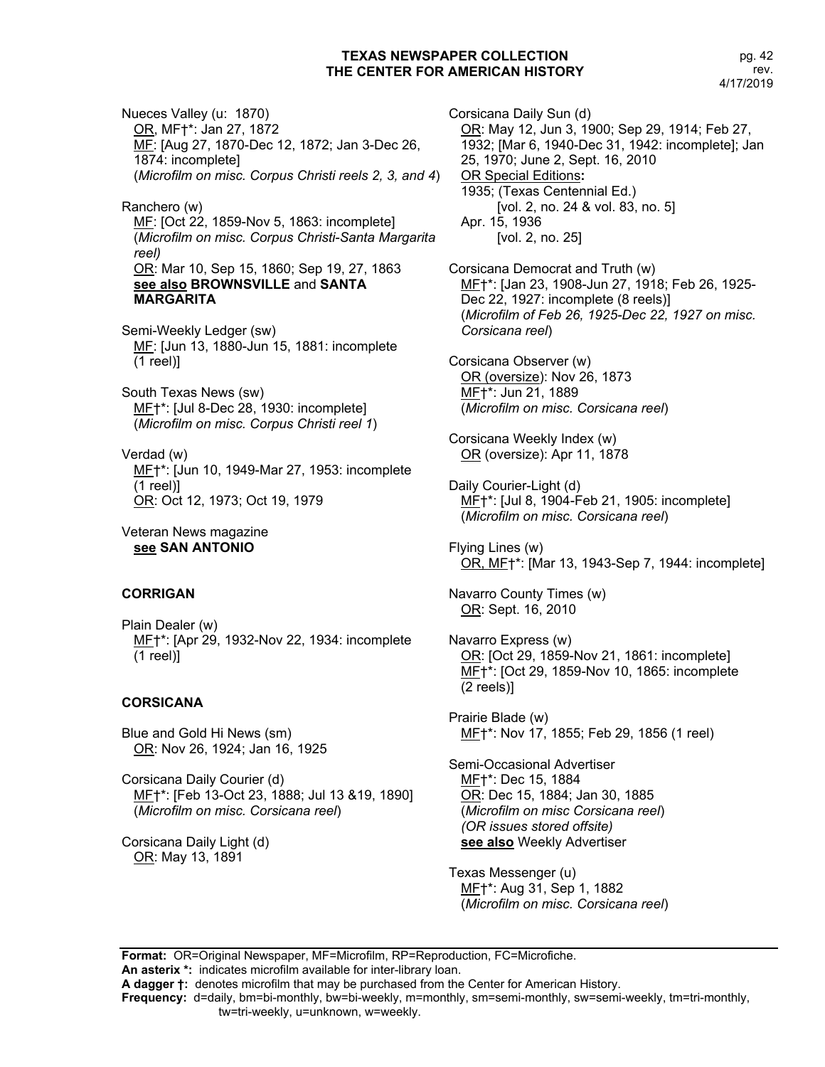Nueces Valley (u: 1870)
OR, MF†*: Jan 27, 1872
MF: [Aug 27, 1870-Dec 12, 1872; Jan 3-Dec 26, 1874: incomplete]
(*Microfilm on misc. Corpus Christi reels 2, 3, and 4*)

Ranchero (w)
MF: [Oct 22, 1859-Nov 5, 1863: incomplete]
(*Microfilm on misc. Corpus Christi-Santa Margarita reel)*
OR: Mar 10, Sep 15, 1860; Sep 19, 27, 1863
**see also BROWNSVILLE** and **SANTA MARGARITA**

Semi-Weekly Ledger (sw)
MF: [Jun 13, 1880-Jun 15, 1881: incomplete (1 reel)]

South Texas News (sw)
MF†*: [Jul 8-Dec 28, 1930: incomplete]
(*Microfilm on misc. Corpus Christi reel 1*)

Verdad (w)
MF†*: [Jun 10, 1949-Mar 27, 1953: incomplete (1 reel)]
OR: Oct 12, 1973; Oct 19, 1979

Veteran News magazine
**see SAN ANTONIO**

## CORRIGAN

Plain Dealer (w)
MF†*: [Apr 29, 1932-Nov 22, 1934: incomplete (1 reel)]

## CORSICANA

Blue and Gold Hi News (sm)
OR: Nov 26, 1924; Jan 16, 1925

Corsicana Daily Courier (d)
MF†*: [Feb 13-Oct 23, 1888; Jul 13 &19, 1890]
(*Microfilm on misc. Corsicana reel*)

Corsicana Daily Light (d)
OR: May 13, 1891

Corsicana Daily Sun (d)
OR: May 12, Jun 3, 1900; Sep 29, 1914; Feb 27, 1932; [Mar 6, 1940-Dec 31, 1942: incomplete]; Jan 25, 1970; June 2, Sept. 16, 2010
OR Special Editions**:**
1935; (Texas Centennial Ed.)
[vol. 2, no. 24 & vol. 83, no. 5]
Apr. 15, 1936
[vol. 2, no. 25]

Corsicana Democrat and Truth (w)
MF†*: [Jan 23, 1908-Jun 27, 1918; Feb 26, 1925-Dec 22, 1927: incomplete (8 reels)]
(*Microfilm of Feb 26, 1925-Dec 22, 1927 on misc. Corsicana reel*)

Corsicana Observer (w)
OR (oversize): Nov 26, 1873
MF†*: Jun 21, 1889
(*Microfilm on misc. Corsicana reel*)

Corsicana Weekly Index (w)
OR (oversize): Apr 11, 1878

Daily Courier-Light (d)
MF†*: [Jul 8, 1904-Feb 21, 1905: incomplete]
(*Microfilm on misc. Corsicana reel*)

Flying Lines (w)
OR, MF†*: [Mar 13, 1943-Sep 7, 1944: incomplete]

Navarro County Times (w)
OR: Sept. 16, 2010

Navarro Express (w)
OR: [Oct 29, 1859-Nov 21, 1861: incomplete]
MF†*: [Oct 29, 1859-Nov 10, 1865: incomplete (2 reels)]

Prairie Blade (w)
MF†*: Nov 17, 1855; Feb 29, 1856 (1 reel)

Semi-Occasional Advertiser
MF†*: Dec 15, 1884
OR: Dec 15, 1884; Jan 30, 1885
(*Microfilm on misc Corsicana reel*)
*(OR issues stored offsite)*
**see also** Weekly Advertiser

Texas Messenger (u)
MF†*: Aug 31, Sep 1, 1882
(*Microfilm on misc. Corsicana reel*)

**Format:** OR=Original Newspaper, MF=Microfilm, RP=Reproduction, FC=Microfiche.
**An asterix *:** indicates microfilm available for inter-library loan.
**A dagger †:** denotes microfilm that may be purchased from the Center for American History.
**Frequency:** d=daily, bm=bi-monthly, bw=bi-weekly, m=monthly, sm=semi-monthly, sw=semi-weekly, tm=tri-monthly, tw=tri-weekly, u=unknown, w=weekly.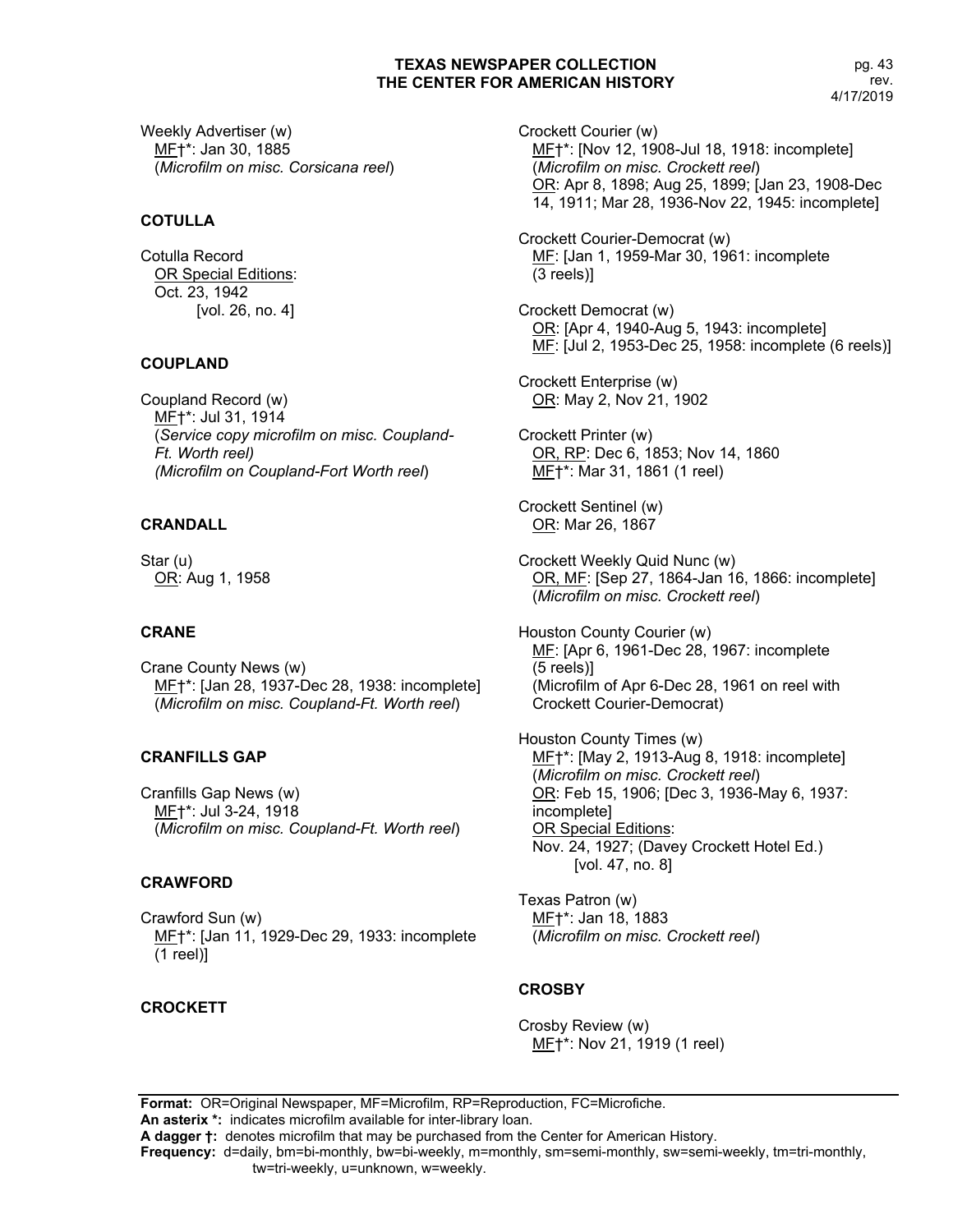Weekly Advertiser (w)
MF†*: Jan 30, 1885
(*Microfilm on misc. Corsicana reel*)

### COTULLA

Cotulla Record
OR Special Editions:
Oct. 23, 1942
[vol. 26, no. 4]

### COUPLAND

Coupland Record (w)
MF†*: Jul 31, 1914
(*Service copy microfilm on misc. Coupland-Ft. Worth reel)*
*(Microfilm on Coupland-Fort Worth reel*)

### CRANDALL

Star (u)
OR: Aug 1, 1958

### CRANE

Crane County News (w)
MF†*: [Jan 28, 1937-Dec 28, 1938: incomplete]
(*Microfilm on misc. Coupland-Ft. Worth reel*)

### CRANFILLS GAP

Cranfills Gap News (w)
MF†*: Jul 3-24, 1918
(*Microfilm on misc. Coupland-Ft. Worth reel*)

### CRAWFORD

Crawford Sun (w)
MF†*: [Jan 11, 1929-Dec 29, 1933: incomplete (1 reel)]

### CROCKETT

Crockett Courier (w)
MF†*: [Nov 12, 1908-Jul 18, 1918: incomplete]
(*Microfilm on misc. Crockett reel*)
OR: Apr 8, 1898; Aug 25, 1899; [Jan 23, 1908-Dec 14, 1911; Mar 28, 1936-Nov 22, 1945: incomplete]

Crockett Courier-Democrat (w)
MF: [Jan 1, 1959-Mar 30, 1961: incomplete (3 reels)]

Crockett Democrat (w)
OR: [Apr 4, 1940-Aug 5, 1943: incomplete]
MF: [Jul 2, 1953-Dec 25, 1958: incomplete (6 reels)]

Crockett Enterprise (w)
OR: May 2, Nov 21, 1902

Crockett Printer (w)
OR, RP: Dec 6, 1853; Nov 14, 1860
MF†*: Mar 31, 1861 (1 reel)

Crockett Sentinel (w)
OR: Mar 26, 1867

Crockett Weekly Quid Nunc (w)
OR, MF: [Sep 27, 1864-Jan 16, 1866: incomplete]
(*Microfilm on misc. Crockett reel*)

Houston County Courier (w)
MF: [Apr 6, 1961-Dec 28, 1967: incomplete (5 reels)]
(Microfilm of Apr 6-Dec 28, 1961 on reel with Crockett Courier-Democrat)

Houston County Times (w)
MF†*: [May 2, 1913-Aug 8, 1918: incomplete]
(*Microfilm on misc. Crockett reel*)
OR: Feb 15, 1906; [Dec 3, 1936-May 6, 1937: incomplete]
OR Special Editions:
Nov. 24, 1927; (Davey Crockett Hotel Ed.)
[vol. 47, no. 8]

Texas Patron (w)
MF†*: Jan 18, 1883
(*Microfilm on misc. Crockett reel*)

### CROSBY

Crosby Review (w)
MF†*: Nov 21, 1919 (1 reel)

**Format:** OR=Original Newspaper, MF=Microfilm, RP=Reproduction, FC=Microfiche.
**An asterix *:** indicates microfilm available for inter-library loan.
**A dagger †:** denotes microfilm that may be purchased from the Center for American History.
**Frequency:** d=daily, bm=bi-monthly, bw=bi-weekly, m=monthly, sm=semi-monthly, sw=semi-weekly, tm=tri-monthly, tw=tri-weekly, u=unknown, w=weekly.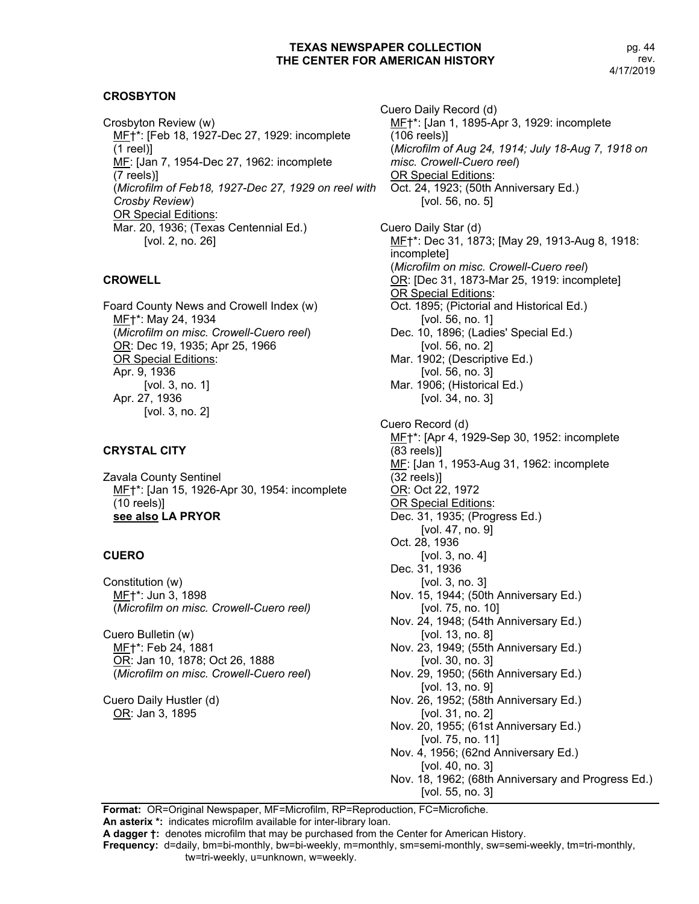### CROSBYTON

Crosbyton Review (w)
MF†*: [Feb 18, 1927-Dec 27, 1929: incomplete (1 reel)]
MF: [Jan 7, 1954-Dec 27, 1962: incomplete (7 reels)]
(*Microfilm of Feb18, 1927-Dec 27, 1929 on reel with Crosby Review*)
OR Special Editions:
Mar. 20, 1936; (Texas Centennial Ed.)
[vol. 2, no. 26]

### CROWELL

Foard County News and Crowell Index (w)
MF†*: May 24, 1934
(*Microfilm on misc. Crowell-Cuero reel*)
OR: Dec 19, 1935; Apr 25, 1966
OR Special Editions:
Apr. 9, 1936
[vol. 3, no. 1]
Apr. 27, 1936
[vol. 3, no. 2]

### CRYSTAL CITY

Zavala County Sentinel
MF†*: [Jan 15, 1926-Apr 30, 1954: incomplete (10 reels)]
**see also LA PRYOR**

### CUERO

Constitution (w)
MF†*: Jun 3, 1898
(*Microfilm on misc. Crowell-Cuero reel)*

Cuero Bulletin (w)
MF†*: Feb 24, 1881
OR: Jan 10, 1878; Oct 26, 1888
(*Microfilm on misc. Crowell-Cuero reel*)

Cuero Daily Hustler (d)
OR: Jan 3, 1895

Cuero Daily Record (d)
MF†*: [Jan 1, 1895-Apr 3, 1929: incomplete (106 reels)]
(*Microfilm of Aug 24, 1914; July 18-Aug 7, 1918 on misc. Crowell-Cuero reel*)
OR Special Editions:
Oct. 24, 1923; (50th Anniversary Ed.)
[vol. 56, no. 5]

Cuero Daily Star (d)
MF†*: Dec 31, 1873; [May 29, 1913-Aug 8, 1918: incomplete]
(*Microfilm on misc. Crowell-Cuero reel*)
OR: [Dec 31, 1873-Mar 25, 1919: incomplete]
OR Special Editions:
Oct. 1895; (Pictorial and Historical Ed.)
[vol. 56, no. 1]
Dec. 10, 1896; (Ladies' Special Ed.)
[vol. 56, no. 2]
Mar. 1902; (Descriptive Ed.)
[vol. 56, no. 3]
Mar. 1906; (Historical Ed.)
[vol. 34, no. 3]

Cuero Record (d)
MF†*: [Apr 4, 1929-Sep 30, 1952: incomplete (83 reels)]
MF: [Jan 1, 1953-Aug 31, 1962: incomplete (32 reels)]
OR: Oct 22, 1972
OR Special Editions:
Dec. 31, 1935; (Progress Ed.)
[vol. 47, no. 9]
Oct. 28, 1936
[vol. 3, no. 4]
Dec. 31, 1936
[vol. 3, no. 3]
Nov. 15, 1944; (50th Anniversary Ed.)
[vol. 75, no. 10]
Nov. 24, 1948; (54th Anniversary Ed.)
[vol. 13, no. 8]
Nov. 23, 1949; (55th Anniversary Ed.)
[vol. 30, no. 3]
Nov. 29, 1950; (56th Anniversary Ed.)
[vol. 13, no. 9]
Nov. 26, 1952; (58th Anniversary Ed.)
[vol. 31, no. 2]
Nov. 20, 1955; (61st Anniversary Ed.)
[vol. 75, no. 11]
Nov. 4, 1956; (62nd Anniversary Ed.)
[vol. 40, no. 3]
Nov. 18, 1962; (68th Anniversary and Progress Ed.)
[vol. 55, no. 3]

**Format:** OR=Original Newspaper, MF=Microfilm, RP=Reproduction, FC=Microfiche.
**An asterix *:** indicates microfilm available for inter-library loan.
**A dagger †:** denotes microfilm that may be purchased from the Center for American History.
**Frequency:** d=daily, bm=bi-monthly, bw=bi-weekly, m=monthly, sm=semi-monthly, sw=semi-weekly, tm=tri-monthly, tw=tri-weekly, u=unknown, w=weekly.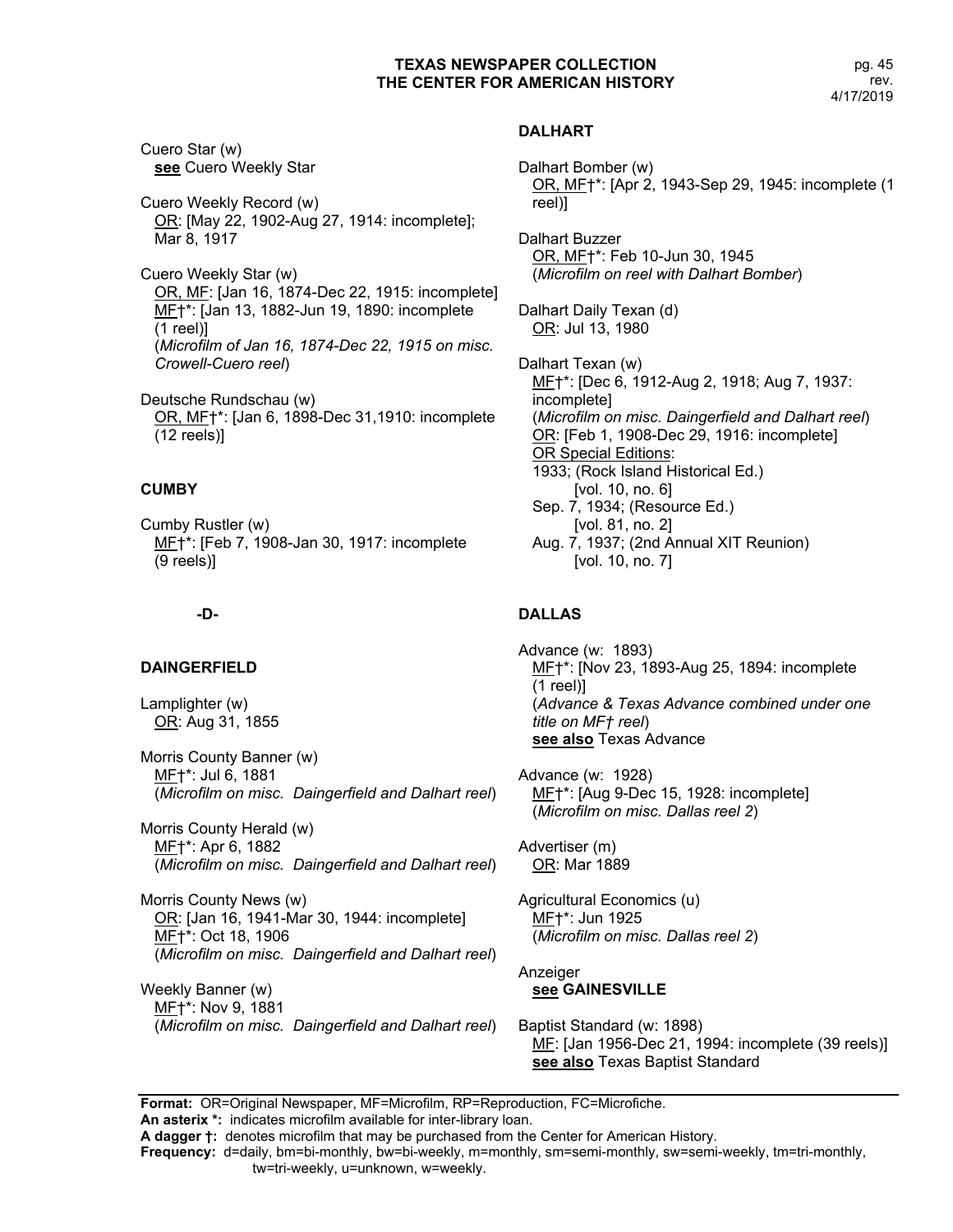Cuero Star (w)
**see** Cuero Weekly Star

Cuero Weekly Record (w)
OR: [May 22, 1902-Aug 27, 1914: incomplete]; Mar 8, 1917

Cuero Weekly Star (w)
OR, MF: [Jan 16, 1874-Dec 22, 1915: incomplete]
MF†*: [Jan 13, 1882-Jun 19, 1890: incomplete (1 reel)]
(*Microfilm of Jan 16, 1874-Dec 22, 1915 on misc. Crowell-Cuero reel*)

Deutsche Rundschau (w)
OR, MF†*: [Jan 6, 1898-Dec 31,1910: incomplete (12 reels)]

### CUMBY

Cumby Rustler (w)
MF†*: [Feb 7, 1908-Jan 30, 1917: incomplete (9 reels)]

## -D-

### DAINGERFIELD

Lamplighter (w)
OR: Aug 31, 1855

Morris County Banner (w)
MF†*: Jul 6, 1881
(*Microfilm on misc. Daingerfield and Dalhart reel*)

Morris County Herald (w)
MF†*: Apr 6, 1882
(*Microfilm on misc. Daingerfield and Dalhart reel*)

Morris County News (w)
OR: [Jan 16, 1941-Mar 30, 1944: incomplete]
MF†*: Oct 18, 1906
(*Microfilm on misc. Daingerfield and Dalhart reel*)

Weekly Banner (w)
MF†*: Nov 9, 1881
(*Microfilm on misc. Daingerfield and Dalhart reel*)

### DALHART

Dalhart Bomber (w)
OR, MF†*: [Apr 2, 1943-Sep 29, 1945: incomplete (1 reel)]

Dalhart Buzzer
OR, MF†*: Feb 10-Jun 30, 1945
(*Microfilm on reel with Dalhart Bomber*)

Dalhart Daily Texan (d)
OR: Jul 13, 1980

Dalhart Texan (w)
MF†*: [Dec 6, 1912-Aug 2, 1918; Aug 7, 1937: incomplete]
(*Microfilm on misc. Daingerfield and Dalhart reel*)
OR: [Feb 1, 1908-Dec 29, 1916: incomplete]
OR Special Editions:
1933; (Rock Island Historical Ed.) [vol. 10, no. 6]
Sep. 7, 1934; (Resource Ed.) [vol. 81, no. 2]
Aug. 7, 1937; (2nd Annual XIT Reunion) [vol. 10, no. 7]

### DALLAS

Advance (w: 1893)
MF†*: [Nov 23, 1893-Aug 25, 1894: incomplete (1 reel)]
(*Advance & Texas Advance combined under one title on MF† reel*)
**see also** Texas Advance

Advance (w: 1928)
MF†*: [Aug 9-Dec 15, 1928: incomplete]
(*Microfilm on misc. Dallas reel 2*)

Advertiser (m)
OR: Mar 1889

Agricultural Economics (u)
MF†*: Jun 1925
(*Microfilm on misc. Dallas reel 2*)

Anzeiger
**see GAINESVILLE**

Baptist Standard (w: 1898)
MF: [Jan 1956-Dec 21, 1994: incomplete (39 reels)]
**see also** Texas Baptist Standard

**Format:** OR=Original Newspaper, MF=Microfilm, RP=Reproduction, FC=Microfiche.
**An asterix *:** indicates microfilm available for inter-library loan.
**A dagger †:** denotes microfilm that may be purchased from the Center for American History.
**Frequency:** d=daily, bm=bi-monthly, bw=bi-weekly, m=monthly, sm=semi-monthly, sw=semi-weekly, tm=tri-monthly, tw=tri-weekly, u=unknown, w=weekly.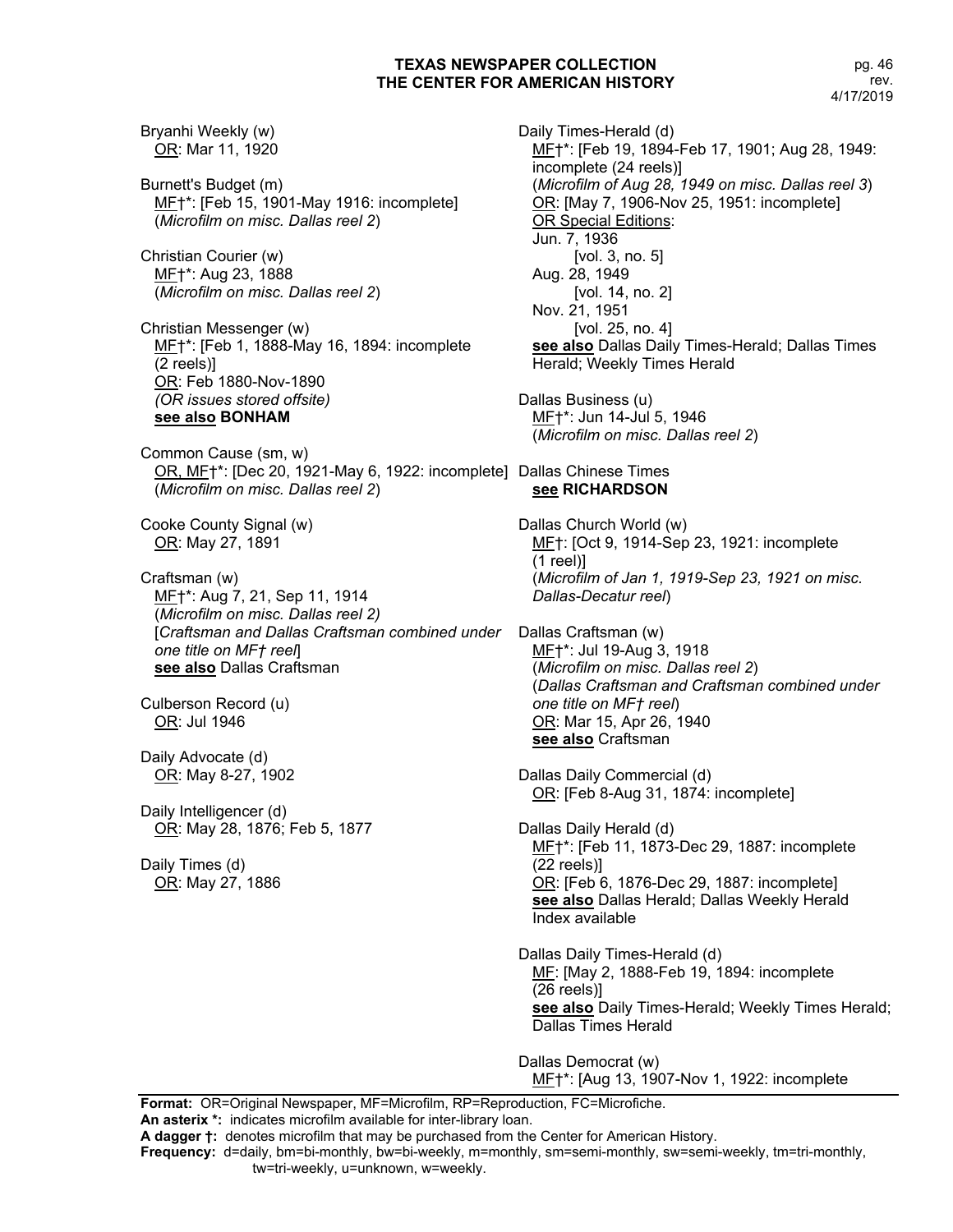Bryanhi Weekly (w)
OR: Mar 11, 1920

Burnett's Budget (m)
MF†*: [Feb 15, 1901-May 1916: incomplete]
(*Microfilm on misc. Dallas reel 2*)

Christian Courier (w)
MF†*: Aug 23, 1888
(*Microfilm on misc. Dallas reel 2*)

Christian Messenger (w)
MF†*: [Feb 1, 1888-May 16, 1894: incomplete (2 reels)]
OR: Feb 1880-Nov-1890
*(OR issues stored offsite)*
**see also BONHAM**

Common Cause (sm, w)
OR, MF†*: [Dec 20, 1921-May 6, 1922: incomplete]
(*Microfilm on misc. Dallas reel 2*)

Cooke County Signal (w)
OR: May 27, 1891

Craftsman (w)
MF†*: Aug 7, 21, Sep 11, 1914
(*Microfilm on misc. Dallas reel 2)*
[*Craftsman and Dallas Craftsman combined under one title on MF† reel*]
**see also** Dallas Craftsman

Culberson Record (u)
OR: Jul 1946

Daily Advocate (d)
OR: May 8-27, 1902

Daily Intelligencer (d)
OR: May 28, 1876; Feb 5, 1877

Daily Times (d)
OR: May 27, 1886

Daily Times-Herald (d)
MF†*: [Feb 19, 1894-Feb 17, 1901; Aug 28, 1949: incomplete (24 reels)]
(*Microfilm of Aug 28, 1949 on misc. Dallas reel 3*)
OR: [May 7, 1906-Nov 25, 1951: incomplete]
OR Special Editions:
Jun. 7, 1936
[vol. 3, no. 5]
Aug. 28, 1949
[vol. 14, no. 2]
Nov. 21, 1951
[vol. 25, no. 4]
**see also** Dallas Daily Times-Herald; Dallas Times Herald; Weekly Times Herald

Dallas Business (u)
MF†*: Jun 14-Jul 5, 1946
(*Microfilm on misc. Dallas reel 2*)

Dallas Chinese Times
**see RICHARDSON**

Dallas Church World (w)
MF†: [Oct 9, 1914-Sep 23, 1921: incomplete (1 reel)]
(*Microfilm of Jan 1, 1919-Sep 23, 1921 on misc. Dallas-Decatur reel*)

Dallas Craftsman (w)
MF†*: Jul 19-Aug 3, 1918
(*Microfilm on misc. Dallas reel 2*)
(*Dallas Craftsman and Craftsman combined under one title on MF† reel*)
OR: Mar 15, Apr 26, 1940
**see also** Craftsman

Dallas Daily Commercial (d)
OR: [Feb 8-Aug 31, 1874: incomplete]

Dallas Daily Herald (d)
MF†*: [Feb 11, 1873-Dec 29, 1887: incomplete (22 reels)]
OR: [Feb 6, 1876-Dec 29, 1887: incomplete]
**see also** Dallas Herald; Dallas Weekly Herald
Index available

Dallas Daily Times-Herald (d)
MF: [May 2, 1888-Feb 19, 1894: incomplete (26 reels)]
**see also** Daily Times-Herald; Weekly Times Herald; Dallas Times Herald

Dallas Democrat (w)
MF†*: [Aug 13, 1907-Nov 1, 1922: incomplete

**Format:** OR=Original Newspaper, MF=Microfilm, RP=Reproduction, FC=Microfiche.
**An asterix *:** indicates microfilm available for inter-library loan.
**A dagger †:** denotes microfilm that may be purchased from the Center for American History.
**Frequency:** d=daily, bm=bi-monthly, bw=bi-weekly, m=monthly, sm=semi-monthly, sw=semi-weekly, tm=tri-monthly, tw=tri-weekly, u=unknown, w=weekly.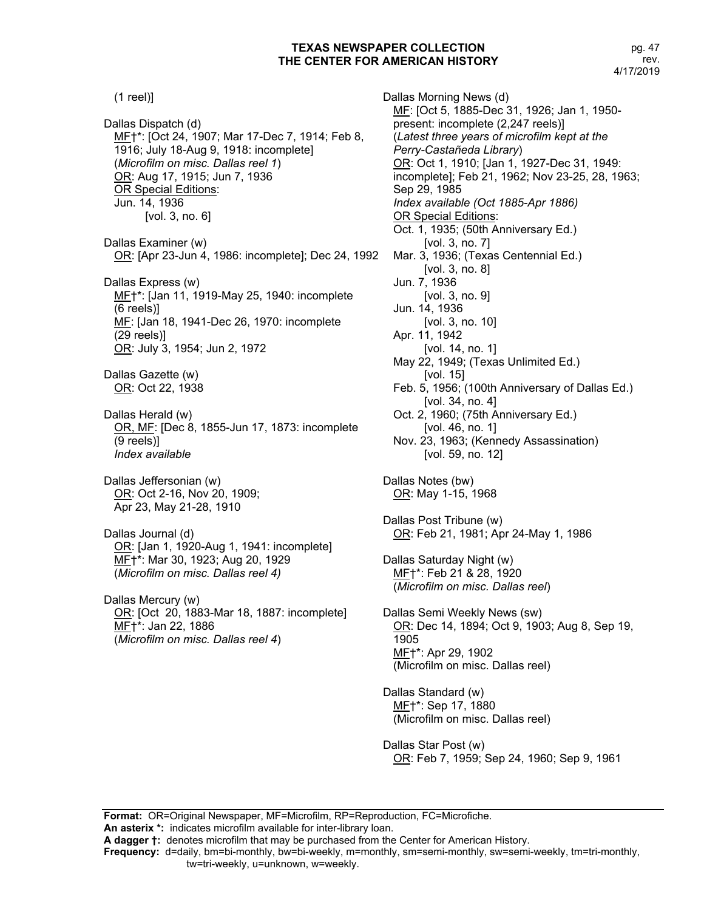(1 reel)]

Dallas Dispatch (d)
MF†*: [Oct 24, 1907; Mar 17-Dec 7, 1914; Feb 8, 1916; July 18-Aug 9, 1918: incomplete]
(*Microfilm on misc. Dallas reel 1*)
OR: Aug 17, 1915; Jun 7, 1936
OR Special Editions:
Jun. 14, 1936
[vol. 3, no. 6]

Dallas Examiner (w)
OR: [Apr 23-Jun 4, 1986: incomplete]; Dec 24, 1992

Dallas Express (w)
MF†*: [Jan 11, 1919-May 25, 1940: incomplete (6 reels)]
MF: [Jan 18, 1941-Dec 26, 1970: incomplete (29 reels)]
OR: July 3, 1954; Jun 2, 1972

Dallas Gazette (w)
OR: Oct 22, 1938

Dallas Herald (w)
OR, MF: [Dec 8, 1855-Jun 17, 1873: incomplete (9 reels)]
*Index available*

Dallas Jeffersonian (w)
OR: Oct 2-16, Nov 20, 1909;
Apr 23, May 21-28, 1910

Dallas Journal (d)
OR: [Jan 1, 1920-Aug 1, 1941: incomplete]
MF†*: Mar 30, 1923; Aug 20, 1929
(*Microfilm on misc. Dallas reel 4)*

Dallas Mercury (w)
OR: [Oct 20, 1883-Mar 18, 1887: incomplete]
MF†*: Jan 22, 1886
(*Microfilm on misc. Dallas reel 4*)

Dallas Morning News (d)
MF: [Oct 5, 1885-Dec 31, 1926; Jan 1, 1950-present: incomplete (2,247 reels)]
(*Latest three years of microfilm kept at the Perry-Castañeda Library*)
OR: Oct 1, 1910; [Jan 1, 1927-Dec 31, 1949: incomplete]; Feb 21, 1962; Nov 23-25, 28, 1963; Sep 29, 1985
*Index available (Oct 1885-Apr 1886)*
OR Special Editions:
Oct. 1, 1935; (50th Anniversary Ed.)
[vol. 3, no. 7]
Mar. 3, 1936; (Texas Centennial Ed.)
[vol. 3, no. 8]
Jun. 7, 1936
[vol. 3, no. 9]
Jun. 14, 1936
[vol. 3, no. 10]
Apr. 11, 1942
[vol. 14, no. 1]
May 22, 1949; (Texas Unlimited Ed.)
[vol. 15]
Feb. 5, 1956; (100th Anniversary of Dallas Ed.)
[vol. 34, no. 4]
Oct. 2, 1960; (75th Anniversary Ed.)
[vol. 46, no. 1]
Nov. 23, 1963; (Kennedy Assassination)
[vol. 59, no. 12]

Dallas Notes (bw)
OR: May 1-15, 1968

Dallas Post Tribune (w)
OR: Feb 21, 1981; Apr 24-May 1, 1986

Dallas Saturday Night (w)
MF†*: Feb 21 & 28, 1920
(*Microfilm on misc. Dallas reel*)

Dallas Semi Weekly News (sw)
OR: Dec 14, 1894; Oct 9, 1903; Aug 8, Sep 19, 1905
MF†*: Apr 29, 1902
(Microfilm on misc. Dallas reel)

Dallas Standard (w)
MF†*: Sep 17, 1880
(Microfilm on misc. Dallas reel)

Dallas Star Post (w)
OR: Feb 7, 1959; Sep 24, 1960; Sep 9, 1961

**Format:** OR=Original Newspaper, MF=Microfilm, RP=Reproduction, FC=Microfiche.
**An asterix *:** indicates microfilm available for inter-library loan.
**A dagger †:** denotes microfilm that may be purchased from the Center for American History.
**Frequency:** d=daily, bm=bi-monthly, bw=bi-weekly, m=monthly, sm=semi-monthly, sw=semi-weekly, tm=tri-monthly, tw=tri-weekly, u=unknown, w=weekly.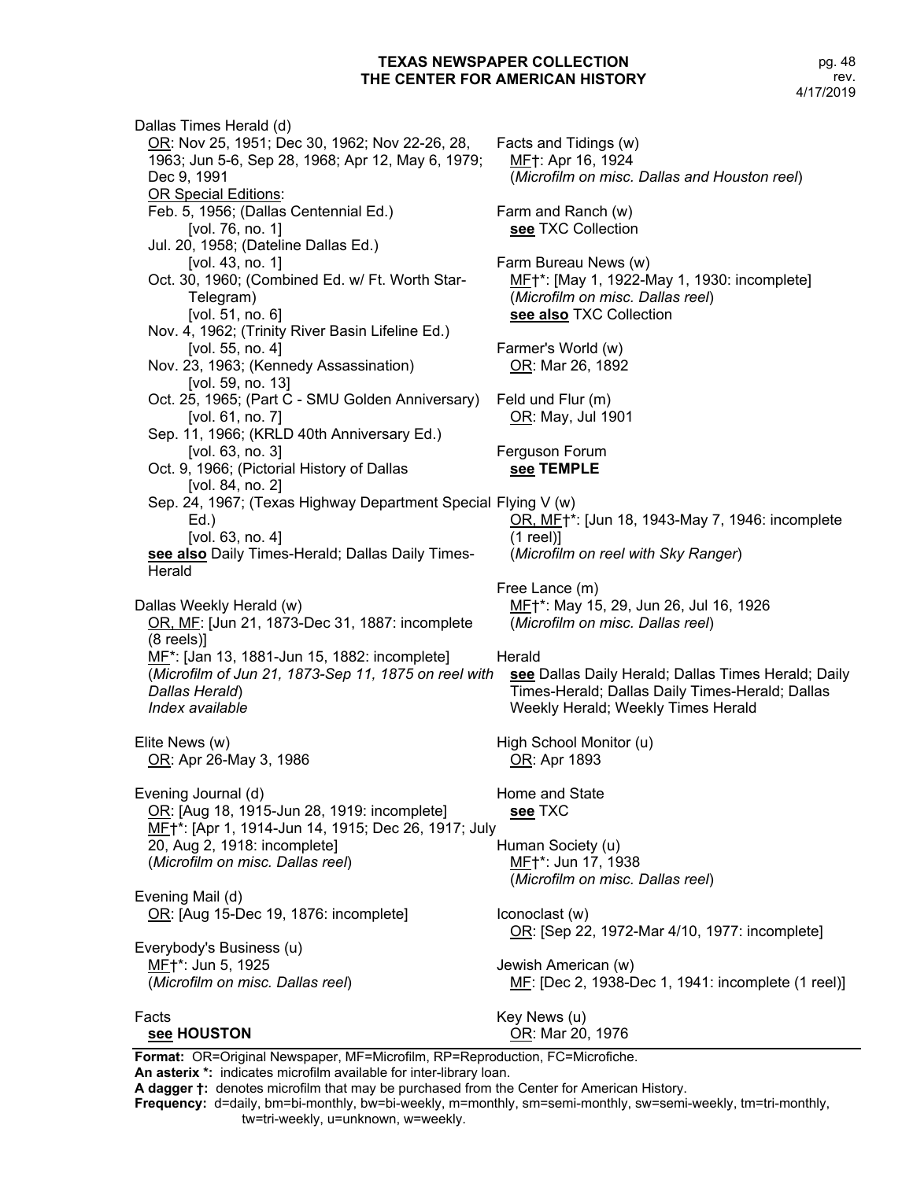Dallas Times Herald (d)
<u>OR</u>: Nov 25, 1951; Dec 30, 1962; Nov 22-26, 28, 1963; Jun 5-6, Sep 28, 1968; Apr 12, May 6, 1979; Dec 9, 1991
<u>OR Special Editions</u>:
Feb. 5, 1956; (Dallas Centennial Ed.)
[vol. 76, no. 1]
Jul. 20, 1958; (Dateline Dallas Ed.)
[vol. 43, no. 1]
Oct. 30, 1960; (Combined Ed. w/ Ft. Worth Star-Telegram)
[vol. 51, no. 6]
Nov. 4, 1962; (Trinity River Basin Lifeline Ed.)
[vol. 55, no. 4]
Nov. 23, 1963; (Kennedy Assassination)
[vol. 59, no. 13]
Oct. 25, 1965; (Part C - SMU Golden Anniversary)
[vol. 61, no. 7]
Sep. 11, 1966; (KRLD 40th Anniversary Ed.)
[vol. 63, no. 3]
Oct. 9, 1966; (Pictorial History of Dallas
[vol. 84, no. 2]
Sep. 24, 1967; (Texas Highway Department Special Ed.)
[vol. 63, no. 4]
**<u>see also</u>** Daily Times-Herald; Dallas Daily Times-Herald

Dallas Weekly Herald (w)
<u>OR, MF</u>: [Jun 21, 1873-Dec 31, 1887: incomplete (8 reels)]
<u>MF</u>*: [Jan 13, 1881-Jun 15, 1882: incomplete]
(*Microfilm of Jun 21, 1873-Sep 11, 1875 on reel with Dallas Herald*)
*Index available*

Elite News (w)
<u>OR</u>: Apr 26-May 3, 1986

Evening Journal (d)
<u>OR</u>: [Aug 18, 1915-Jun 28, 1919: incomplete]
<u>MF</u>†*: [Apr 1, 1914-Jun 14, 1915; Dec 26, 1917; July 20, Aug 2, 1918: incomplete]
(*Microfilm on misc. Dallas reel*)

Evening Mail (d)
<u>OR</u>: [Aug 15-Dec 19, 1876: incomplete]

Everybody's Business (u)
<u>MF</u>†*: Jun 5, 1925
(*Microfilm on misc. Dallas reel*)

Facts
**<u>see</u> HOUSTON**

Facts and Tidings (w)
<u>MF</u>†: Apr 16, 1924
(*Microfilm on misc. Dallas and Houston reel*)

Farm and Ranch (w)
**<u>see</u>** TXC Collection

Farm Bureau News (w)
<u>MF</u>†*: [May 1, 1922-May 1, 1930: incomplete]
(*Microfilm on misc. Dallas reel*)
**<u>see also</u>** TXC Collection

Farmer's World (w)
<u>OR</u>: Mar 26, 1892

Feld und Flur (m)
<u>OR</u>: May, Jul 1901

Ferguson Forum
**<u>see</u> TEMPLE**

Flying V (w)
<u>OR, MF</u>†*: [Jun 18, 1943-May 7, 1946: incomplete (1 reel)]
(*Microfilm on reel with Sky Ranger*)

Free Lance (m)
<u>MF</u>†*: May 15, 29, Jun 26, Jul 16, 1926
(*Microfilm on misc. Dallas reel*)

Herald
**<u>see</u>** Dallas Daily Herald; Dallas Times Herald; Daily Times-Herald; Dallas Daily Times-Herald; Dallas Weekly Herald; Weekly Times Herald

High School Monitor (u)
<u>OR</u>: Apr 1893

Home and State
**<u>see</u>** TXC

Human Society (u)
<u>MF</u>†*: Jun 17, 1938
(*Microfilm on misc. Dallas reel*)

Iconoclast (w)
<u>OR</u>: [Sep 22, 1972-Mar 4/10, 1977: incomplete]

Jewish American (w)
<u>MF</u>: [Dec 2, 1938-Dec 1, 1941: incomplete (1 reel)]

Key News (u)
<u>OR</u>: Mar 20, 1976

**Format:** OR=Original Newspaper, MF=Microfilm, RP=Reproduction, FC=Microfiche.
**An asterix *:** indicates microfilm available for inter-library loan.
**A dagger †:** denotes microfilm that may be purchased from the Center for American History.
**Frequency:** d=daily, bm=bi-monthly, bw=bi-weekly, m=monthly, sm=semi-monthly, sw=semi-weekly, tm=tri-monthly, tw=tri-weekly, u=unknown, w=weekly.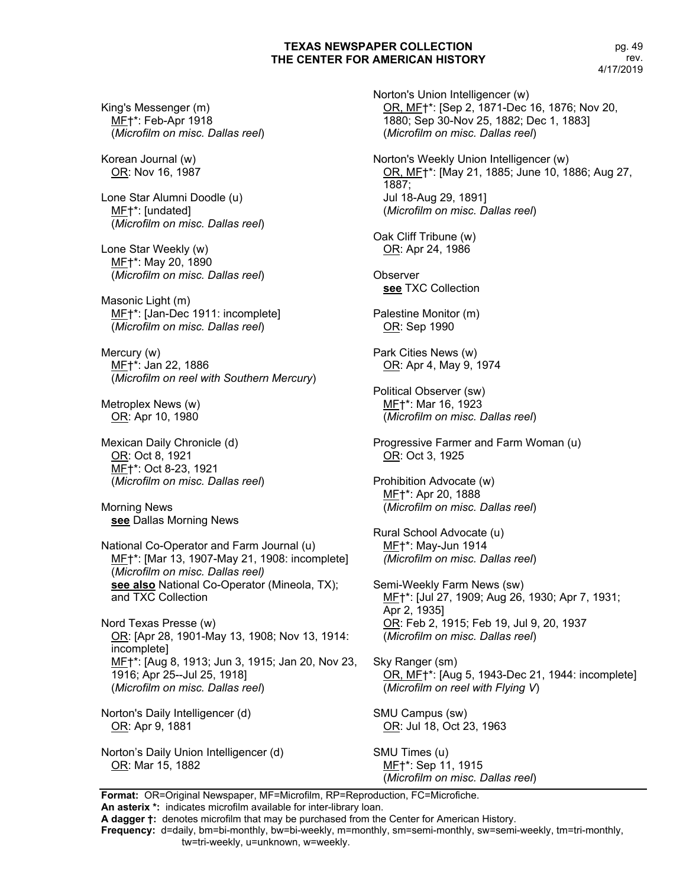King's Messenger (m)
MF†*: Feb-Apr 1918
(*Microfilm on misc. Dallas reel*)

Korean Journal (w)
OR: Nov 16, 1987

Lone Star Alumni Doodle (u)
MF†*: [undated]
(*Microfilm on misc. Dallas reel*)

Lone Star Weekly (w)
MF†*: May 20, 1890
(*Microfilm on misc. Dallas reel*)

Masonic Light (m)
MF†*: [Jan-Dec 1911: incomplete]
(*Microfilm on misc. Dallas reel*)

Mercury (w)
MF†*: Jan 22, 1886
(*Microfilm on reel with Southern Mercury*)

Metroplex News (w)
OR: Apr 10, 1980

Mexican Daily Chronicle (d)
OR: Oct 8, 1921
MF†*: Oct 8-23, 1921
(*Microfilm on misc. Dallas reel*)

Morning News
**see** Dallas Morning News

National Co-Operator and Farm Journal (u)
MF†*: [Mar 13, 1907-May 21, 1908: incomplete]
(*Microfilm on misc. Dallas reel)*
**see also** National Co-Operator (Mineola, TX); and TXC Collection

Nord Texas Presse (w)
OR: [Apr 28, 1901-May 13, 1908; Nov 13, 1914: incomplete]
MF†*: [Aug 8, 1913; Jun 3, 1915; Jan 20, Nov 23, 1916; Apr 25--Jul 25, 1918]
(*Microfilm on misc. Dallas reel*)

Norton's Daily Intelligencer (d)
OR: Apr 9, 1881

Norton's Daily Union Intelligencer (d)
OR: Mar 15, 1882

Norton's Union Intelligencer (w)
OR, MF†*: [Sep 2, 1871-Dec 16, 1876; Nov 20, 1880; Sep 30-Nov 25, 1882; Dec 1, 1883]
(*Microfilm on misc. Dallas reel*)

Norton's Weekly Union Intelligencer (w)
OR, MF†*: [May 21, 1885; June 10, 1886; Aug 27, 1887;
Jul 18-Aug 29, 1891]
(*Microfilm on misc. Dallas reel*)

Oak Cliff Tribune (w)
OR: Apr 24, 1986

Observer
**see** TXC Collection

Palestine Monitor (m)
OR: Sep 1990

Park Cities News (w)
OR: Apr 4, May 9, 1974

Political Observer (sw)
MF†*: Mar 16, 1923
(*Microfilm on misc. Dallas reel*)

Progressive Farmer and Farm Woman (u)
OR: Oct 3, 1925

Prohibition Advocate (w)
MF†*: Apr 20, 1888
(*Microfilm on misc. Dallas reel*)

Rural School Advocate (u)
MF†*: May-Jun 1914
*(Microfilm on misc. Dallas reel*)

Semi-Weekly Farm News (sw)
MF†*: [Jul 27, 1909; Aug 26, 1930; Apr 7, 1931; Apr 2, 1935]
OR: Feb 2, 1915; Feb 19, Jul 9, 20, 1937
(*Microfilm on misc. Dallas reel*)

Sky Ranger (sm)
OR, MF†*: [Aug 5, 1943-Dec 21, 1944: incomplete]
(*Microfilm on reel with Flying V*)

SMU Campus (sw)
OR: Jul 18, Oct 23, 1963

SMU Times (u)
MF†*: Sep 11, 1915
(*Microfilm on misc. Dallas reel*)

**Format:** OR=Original Newspaper, MF=Microfilm, RP=Reproduction, FC=Microfiche.
**An asterix *:** indicates microfilm available for inter-library loan.
**A dagger †:** denotes microfilm that may be purchased from the Center for American History.
**Frequency:** d=daily, bm=bi-monthly, bw=bi-weekly, m=monthly, sm=semi-monthly, sw=semi-weekly, tm=tri-monthly, tw=tri-weekly, u=unknown, w=weekly.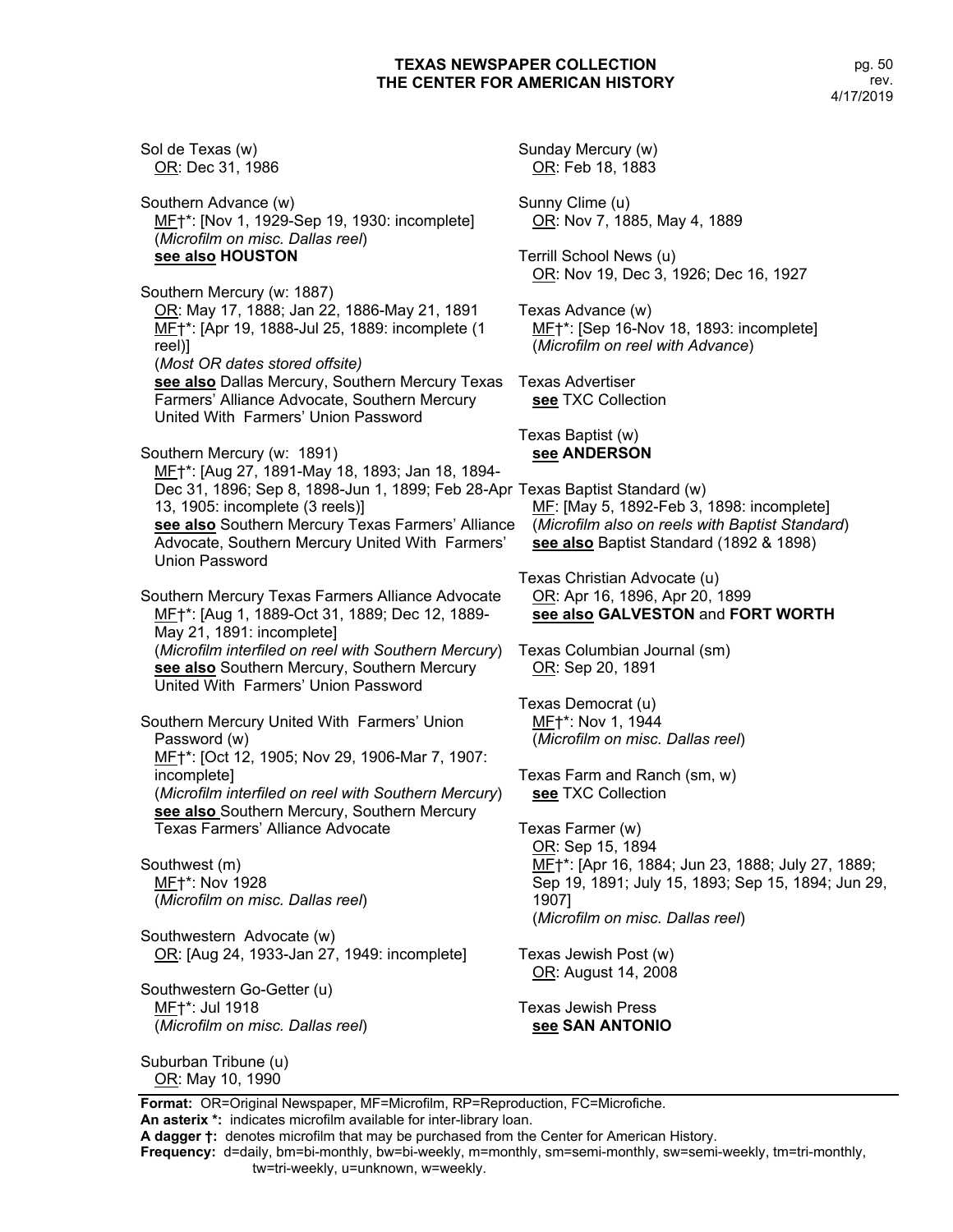Sol de Texas (w)
<u>OR</u>: Dec 31, 1986

Southern Advance (w)
<u>MF</u>†*: [Nov 1, 1929-Sep 19, 1930: incomplete]
(*Microfilm on misc. Dallas reel*)
**<u>see also</u> HOUSTON**

Southern Mercury (w: 1887)
<u>OR</u>: May 17, 1888; Jan 22, 1886-May 21, 1891
<u>MF</u>†*: [Apr 19, 1888-Jul 25, 1889: incomplete (1 reel)]
(*Most OR dates stored offsite)*
**<u>see also</u>** Dallas Mercury, Southern Mercury Texas Farmers' Alliance Advocate, Southern Mercury United With Farmers' Union Password

Southern Mercury (w: 1891)
<u>MF</u>†*: [Aug 27, 1891-May 18, 1893; Jan 18, 1894-Dec 31, 1896; Sep 8, 1898-Jun 1, 1899; Feb 28-Apr 13, 1905: incomplete (3 reels)]
**<u>see also</u>** Southern Mercury Texas Farmers' Alliance Advocate, Southern Mercury United With Farmers' Union Password

Southern Mercury Texas Farmers Alliance Advocate
<u>MF</u>†*: [Aug 1, 1889-Oct 31, 1889; Dec 12, 1889-May 21, 1891: incomplete]
(*Microfilm interfiled on reel with Southern Mercury*)
**<u>see also</u>** Southern Mercury, Southern Mercury United With Farmers' Union Password

Southern Mercury United With Farmers' Union Password (w)
<u>MF</u>†*: [Oct 12, 1905; Nov 29, 1906-Mar 7, 1907: incomplete]
(*Microfilm interfiled on reel with Southern Mercury*)
**<u>see also</u>** Southern Mercury, Southern Mercury Texas Farmers' Alliance Advocate

Southwest (m)
<u>MF</u>†*: Nov 1928
(*Microfilm on misc. Dallas reel*)

Southwestern Advocate (w)
<u>OR</u>: [Aug 24, 1933-Jan 27, 1949: incomplete]

Southwestern Go-Getter (u)
<u>MF</u>†*: Jul 1918
(*Microfilm on misc. Dallas reel*)

Suburban Tribune (u)
<u>OR</u>: May 10, 1990

Sunday Mercury (w)
<u>OR</u>: Feb 18, 1883

Sunny Clime (u)
<u>OR</u>: Nov 7, 1885, May 4, 1889

Terrill School News (u)
<u>OR</u>: Nov 19, Dec 3, 1926; Dec 16, 1927

Texas Advance (w)
<u>MF</u>†*: [Sep 16-Nov 18, 1893: incomplete]
(*Microfilm on reel with Advance*)

Texas Advertiser
**<u>see</u>** TXC Collection

Texas Baptist (w)
**<u>see</u> ANDERSON**

Texas Baptist Standard (w)
<u>MF</u>: [May 5, 1892-Feb 3, 1898: incomplete]
(*Microfilm also on reels with Baptist Standard*)
**<u>see also</u>** Baptist Standard (1892 & 1898)

Texas Christian Advocate (u)
<u>OR</u>: Apr 16, 1896, Apr 20, 1899
**<u>see also</u> GALVESTON** and **FORT WORTH**

Texas Columbian Journal (sm)
<u>OR</u>: Sep 20, 1891

Texas Democrat (u)
<u>MF</u>†*: Nov 1, 1944
(*Microfilm on misc. Dallas reel*)

Texas Farm and Ranch (sm, w)
**<u>see</u>** TXC Collection

Texas Farmer (w)
<u>OR</u>: Sep 15, 1894
<u>MF</u>†*: [Apr 16, 1884; Jun 23, 1888; July 27, 1889; Sep 19, 1891; July 15, 1893; Sep 15, 1894; Jun 29, 1907]
(*Microfilm on misc. Dallas reel*)

Texas Jewish Post (w)
<u>OR</u>: August 14, 2008

Texas Jewish Press
**<u>see</u> SAN ANTONIO**

---

**Format:** OR=Original Newspaper, MF=Microfilm, RP=Reproduction, FC=Microfiche.
**An asterix \*:** indicates microfilm available for inter-library loan.
**A dagger †:** denotes microfilm that may be purchased from the Center for American History.
**Frequency:** d=daily, bm=bi-monthly, bw=bi-weekly, m=monthly, sm=semi-monthly, sw=semi-weekly, tm=tri-monthly, tw=tri-weekly, u=unknown, w=weekly.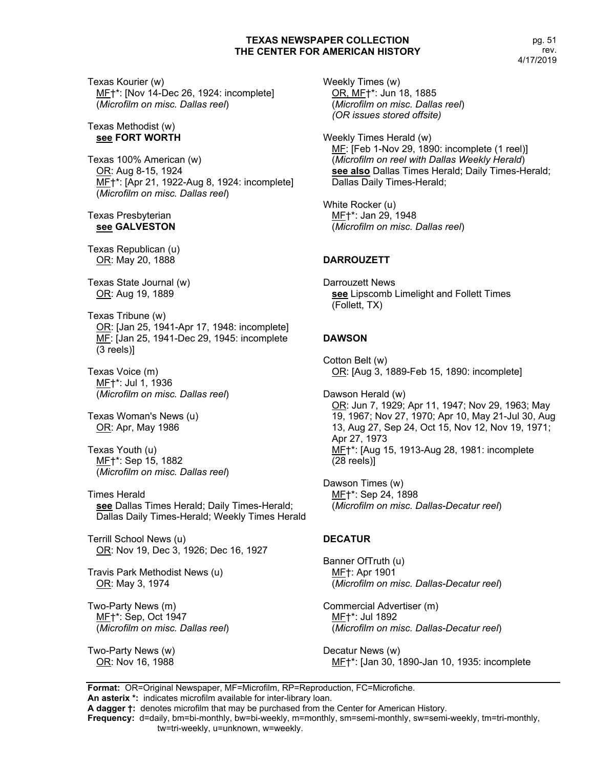Texas Kourier (w)
MF†*: [Nov 14-Dec 26, 1924: incomplete]
(*Microfilm on misc. Dallas reel*)

Texas Methodist (w)
**see FORT WORTH**

Texas 100% American (w)
OR: Aug 8-15, 1924
MF†*: [Apr 21, 1922-Aug 8, 1924: incomplete]
(*Microfilm on misc. Dallas reel*)

Texas Presbyterian
**see GALVESTON**

Texas Republican (u)
OR: May 20, 1888

Texas State Journal (w)
OR: Aug 19, 1889

Texas Tribune (w)
OR: [Jan 25, 1941-Apr 17, 1948: incomplete]
MF: [Jan 25, 1941-Dec 29, 1945: incomplete (3 reels)]

Texas Voice (m)
MF†*: Jul 1, 1936
(*Microfilm on misc. Dallas reel*)

Texas Woman's News (u)
OR: Apr, May 1986

Texas Youth (u)
MF†*: Sep 15, 1882
(*Microfilm on misc. Dallas reel*)

Times Herald
**see** Dallas Times Herald; Daily Times-Herald; Dallas Daily Times-Herald; Weekly Times Herald

Terrill School News (u)
OR: Nov 19, Dec 3, 1926; Dec 16, 1927

Travis Park Methodist News (u)
OR: May 3, 1974

Two-Party News (m)
MF†*: Sep, Oct 1947
(*Microfilm on misc. Dallas reel*)

Two-Party News (w)
OR: Nov 16, 1988

Weekly Times (w)
OR, MF†*: Jun 18, 1885
(*Microfilm on misc. Dallas reel*)
*(OR issues stored offsite)*

Weekly Times Herald (w)
MF: [Feb 1-Nov 29, 1890: incomplete (1 reel)]
(*Microfilm on reel with Dallas Weekly Herald*)
**see also** Dallas Times Herald; Daily Times-Herald; Dallas Daily Times-Herald;

White Rocker (u)
MF†*: Jan 29, 1948
(*Microfilm on misc. Dallas reel*)

## DARROUZETT

Darrouzett News
**see** Lipscomb Limelight and Follett Times (Follett, TX)

## DAWSON

Cotton Belt (w)
OR: [Aug 3, 1889-Feb 15, 1890: incomplete]

Dawson Herald (w)
OR: Jun 7, 1929; Apr 11, 1947; Nov 29, 1963; May 19, 1967; Nov 27, 1970; Apr 10, May 21-Jul 30, Aug 13, Aug 27, Sep 24, Oct 15, Nov 12, Nov 19, 1971; Apr 27, 1973
MF†*: [Aug 15, 1913-Aug 28, 1981: incomplete (28 reels)]

Dawson Times (w)
MF†*: Sep 24, 1898
(*Microfilm on misc. Dallas-Decatur reel*)

## DECATUR

Banner OfTruth (u)
MF†: Apr 1901
(*Microfilm on misc. Dallas-Decatur reel*)

Commercial Advertiser (m)
MF†*: Jul 1892
(*Microfilm on misc. Dallas-Decatur reel*)

Decatur News (w)
MF†*: [Jan 30, 1890-Jan 10, 1935: incomplete

**Format:** OR=Original Newspaper, MF=Microfilm, RP=Reproduction, FC=Microfiche.
**An asterix *:** indicates microfilm available for inter-library loan.
**A dagger †:** denotes microfilm that may be purchased from the Center for American History.
**Frequency:** d=daily, bm=bi-monthly, bw=bi-weekly, m=monthly, sm=semi-monthly, sw=semi-weekly, tm=tri-monthly, tw=tri-weekly, u=unknown, w=weekly.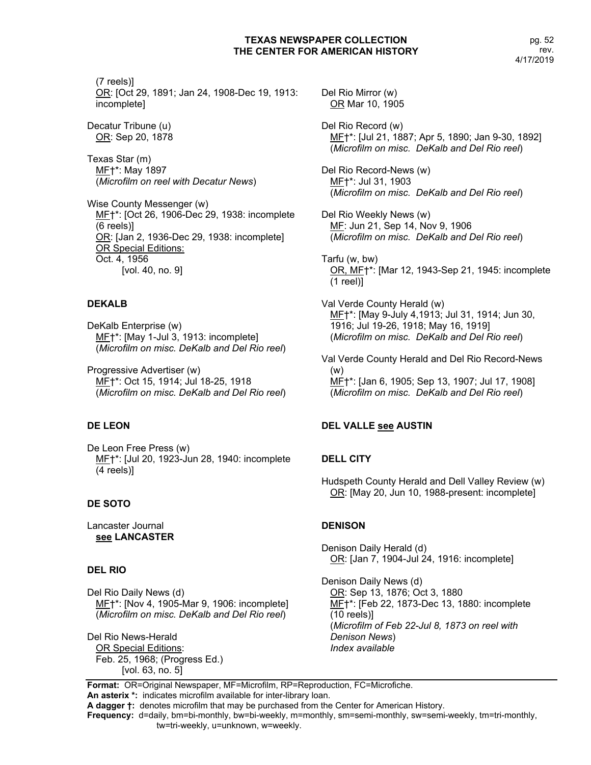(7 reels)]
OR: [Oct 29, 1891; Jan 24, 1908-Dec 19, 1913: incomplete]

Decatur Tribune (u)
OR: Sep 20, 1878

Texas Star (m)
MF†*: May 1897
(*Microfilm on reel with Decatur News*)

Wise County Messenger (w)
MF†*: [Oct 26, 1906-Dec 29, 1938: incomplete (6 reels)]
OR: [Jan 2, 1936-Dec 29, 1938: incomplete]
OR Special Editions:
Oct. 4, 1956
[vol. 40, no. 9]

### DEKALB

DeKalb Enterprise (w)
MF†*: [May 1-Jul 3, 1913: incomplete]
(*Microfilm on misc. DeKalb and Del Rio reel*)

Progressive Advertiser (w)
MF†*: Oct 15, 1914; Jul 18-25, 1918
(*Microfilm on misc. DeKalb and Del Rio reel*)

### DE LEON

De Leon Free Press (w)
MF†*: [Jul 20, 1923-Jun 28, 1940: incomplete (4 reels)]

### DE SOTO

Lancaster Journal
**see LANCASTER**

### DEL RIO

Del Rio Daily News (d)
MF†*: [Nov 4, 1905-Mar 9, 1906: incomplete]
(*Microfilm on misc. DeKalb and Del Rio reel*)

Del Rio News-Herald
OR Special Editions:
Feb. 25, 1968; (Progress Ed.)
[vol. 63, no. 5]

Del Rio Mirror (w)
OR Mar 10, 1905

Del Rio Record (w)
MF†*: [Jul 21, 1887; Apr 5, 1890; Jan 9-30, 1892]
(*Microfilm on misc. DeKalb and Del Rio reel*)

Del Rio Record-News (w)
MF†*: Jul 31, 1903
(*Microfilm on misc. DeKalb and Del Rio reel*)

Del Rio Weekly News (w)
MF: Jun 21, Sep 14, Nov 9, 1906
(*Microfilm on misc. DeKalb and Del Rio reel*)

Tarfu (w, bw)
OR, MF†*: [Mar 12, 1943-Sep 21, 1945: incomplete (1 reel)]

Val Verde County Herald (w)
MF†*: [May 9-July 4,1913; Jul 31, 1914; Jun 30, 1916; Jul 19-26, 1918; May 16, 1919]
(*Microfilm on misc. DeKalb and Del Rio reel*)

Val Verde County Herald and Del Rio Record-News (w)
MF†*: [Jan 6, 1905; Sep 13, 1907; Jul 17, 1908]
(*Microfilm on misc. DeKalb and Del Rio reel*)

### DEL VALLE see AUSTIN

### DELL CITY

Hudspeth County Herald and Dell Valley Review (w)
OR: [May 20, Jun 10, 1988-present: incomplete]

### DENISON

Denison Daily Herald (d)
OR: [Jan 7, 1904-Jul 24, 1916: incomplete]

Denison Daily News (d)
OR: Sep 13, 1876; Oct 3, 1880
MF†*: [Feb 22, 1873-Dec 13, 1880: incomplete (10 reels)]
(*Microfilm of Feb 22-Jul 8, 1873 on reel with Denison News*)
*Index available*

**Format:** OR=Original Newspaper, MF=Microfilm, RP=Reproduction, FC=Microfiche.
**An asterix \*:** indicates microfilm available for inter-library loan.
**A dagger †:** denotes microfilm that may be purchased from the Center for American History.
**Frequency:** d=daily, bm=bi-monthly, bw=bi-weekly, m=monthly, sm=semi-monthly, sw=semi-weekly, tm=tri-monthly, tw=tri-weekly, u=unknown, w=weekly.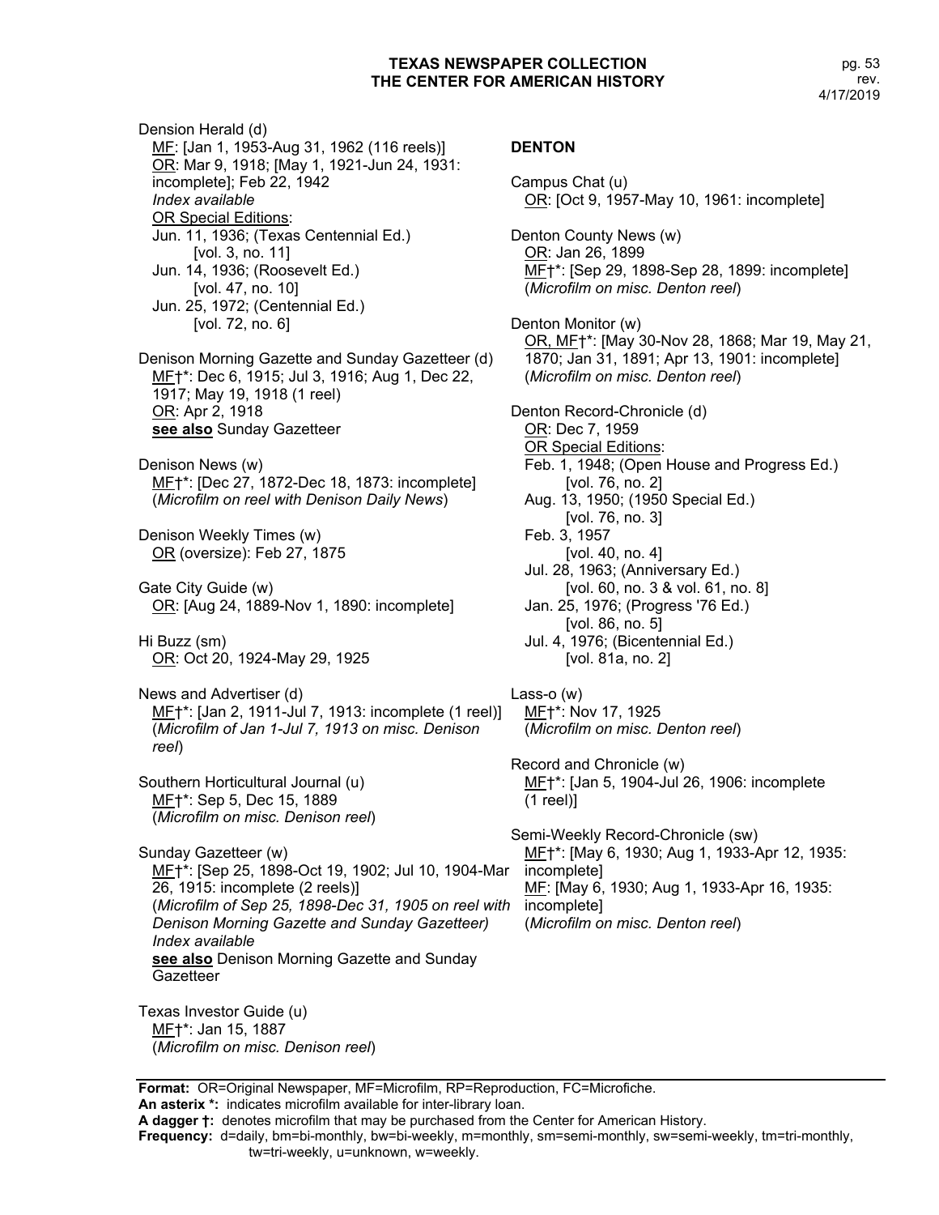Dension Herald (d)
<u>MF</u>: [Jan 1, 1953-Aug 31, 1962 (116 reels)]
<u>OR</u>: Mar 9, 1918; [May 1, 1921-Jun 24, 1931: incomplete]; Feb 22, 1942
*Index available*
<u>OR Special Editions</u>:
Jun. 11, 1936; (Texas Centennial Ed.) [vol. 3, no. 11]
Jun. 14, 1936; (Roosevelt Ed.) [vol. 47, no. 10]
Jun. 25, 1972; (Centennial Ed.) [vol. 72, no. 6]

Denison Morning Gazette and Sunday Gazetteer (d)
<u>MF</u>†*: Dec 6, 1915; Jul 3, 1916; Aug 1, Dec 22, 1917; May 19, 1918 (1 reel)
<u>OR</u>: Apr 2, 1918
**see also** Sunday Gazetteer

Denison News (w)
<u>MF</u>†*: [Dec 27, 1872-Dec 18, 1873: incomplete]
(*Microfilm on reel with Denison Daily News*)

Denison Weekly Times (w)
<u>OR</u> (oversize): Feb 27, 1875

Gate City Guide (w)
<u>OR</u>: [Aug 24, 1889-Nov 1, 1890: incomplete]

Hi Buzz (sm)
<u>OR</u>: Oct 20, 1924-May 29, 1925

News and Advertiser (d)
<u>MF</u>†*: [Jan 2, 1911-Jul 7, 1913: incomplete (1 reel)]
(*Microfilm of Jan 1-Jul 7, 1913 on misc. Denison reel*)

Southern Horticultural Journal (u)
<u>MF</u>†*: Sep 5, Dec 15, 1889
(*Microfilm on misc. Denison reel*)

Sunday Gazetteer (w)
<u>MF</u>†*: [Sep 25, 1898-Oct 19, 1902; Jul 10, 1904-Mar 26, 1915: incomplete (2 reels)]
(*Microfilm of Sep 25, 1898-Dec 31, 1905 on reel with Denison Morning Gazette and Sunday Gazetteer)*
*Index available*
**see also** Denison Morning Gazette and Sunday Gazetteer

Texas Investor Guide (u)
<u>MF</u>†*: Jan 15, 1887
(*Microfilm on misc. Denison reel*)

## DENTON

Campus Chat (u)
<u>OR</u>: [Oct 9, 1957-May 10, 1961: incomplete]

Denton County News (w)
<u>OR</u>: Jan 26, 1899
<u>MF</u>†*: [Sep 29, 1898-Sep 28, 1899: incomplete]
(*Microfilm on misc. Denton reel*)

Denton Monitor (w)
<u>OR, MF</u>†*: [May 30-Nov 28, 1868; Mar 19, May 21, 1870; Jan 31, 1891; Apr 13, 1901: incomplete]
(*Microfilm on misc. Denton reel*)

Denton Record-Chronicle (d)
<u>OR</u>: Dec 7, 1959
<u>OR Special Editions</u>:
Feb. 1, 1948; (Open House and Progress Ed.) [vol. 76, no. 2]
Aug. 13, 1950; (1950 Special Ed.) [vol. 76, no. 3]
Feb. 3, 1957 [vol. 40, no. 4]
Jul. 28, 1963; (Anniversary Ed.) [vol. 60, no. 3 & vol. 61, no. 8]
Jan. 25, 1976; (Progress '76 Ed.) [vol. 86, no. 5]
Jul. 4, 1976; (Bicentennial Ed.) [vol. 81a, no. 2]

Lass-o (w)
<u>MF</u>†*: Nov 17, 1925
(*Microfilm on misc. Denton reel*)

Record and Chronicle (w)
<u>MF</u>†*: [Jan 5, 1904-Jul 26, 1906: incomplete (1 reel)]

Semi-Weekly Record-Chronicle (sw)
<u>MF</u>†*: [May 6, 1930; Aug 1, 1933-Apr 12, 1935: incomplete]
<u>MF</u>: [May 6, 1930; Aug 1, 1933-Apr 16, 1935: incomplete]
(*Microfilm on misc. Denton reel*)

**Format:** OR=Original Newspaper, MF=Microfilm, RP=Reproduction, FC=Microfiche.
**An asterix *:** indicates microfilm available for inter-library loan.
**A dagger †:** denotes microfilm that may be purchased from the Center for American History.
**Frequency:** d=daily, bm=bi-monthly, bw=bi-weekly, m=monthly, sm=semi-monthly, sw=semi-weekly, tm=tri-monthly, tw=tri-weekly, u=unknown, w=weekly.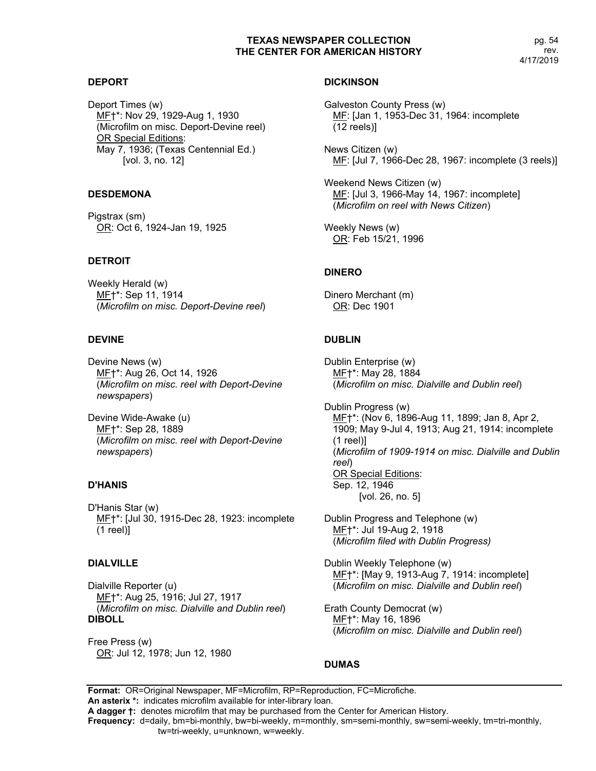## DEPORT

Deport Times (w)
<u>MF</u>†*: Nov 29, 1929-Aug 1, 1930
(Microfilm on misc. Deport-Devine reel)
<u>OR Special Editions</u>:
May 7, 1936; (Texas Centennial Ed.)
[vol. 3, no. 12]

## DESDEMONA

Pigstrax (sm)
<u>OR</u>: Oct 6, 1924-Jan 19, 1925

## DETROIT

Weekly Herald (w)
<u>MF</u>†*: Sep 11, 1914
(*Microfilm on misc. Deport-Devine reel*)

## DEVINE

Devine News (w)
<u>MF</u>†*: Aug 26, Oct 14, 1926
(*Microfilm on misc. reel with Deport-Devine newspapers*)

Devine Wide-Awake (u)
<u>MF</u>†*: Sep 28, 1889
(*Microfilm on misc. reel with Deport-Devine newspapers*)

## D'HANIS

D'Hanis Star (w)
<u>MF</u>†*: [Jul 30, 1915-Dec 28, 1923: incomplete (1 reel)]

## DIALVILLE

Dialville Reporter (u)
<u>MF</u>†*: Aug 25, 1916; Jul 27, 1917
(*Microfilm on misc. Dialville and Dublin reel*)

## DIBOLL

Free Press (w)
<u>OR</u>: Jul 12, 1978; Jun 12, 1980

## DICKINSON

Galveston County Press (w)
<u>MF</u>: [Jan 1, 1953-Dec 31, 1964: incomplete (12 reels)]

News Citizen (w)
<u>MF</u>: [Jul 7, 1966-Dec 28, 1967: incomplete (3 reels)]

Weekend News Citizen (w)
<u>MF</u>: [Jul 3, 1966-May 14, 1967: incomplete]
(*Microfilm on reel with News Citizen*)

Weekly News (w)
<u>OR</u>: Feb 15/21, 1996

## DINERO

Dinero Merchant (m)
<u>OR</u>: Dec 1901

## DUBLIN

Dublin Enterprise (w)
<u>MF</u>†*: May 28, 1884
(*Microfilm on misc. Dialville and Dublin reel*)

Dublin Progress (w)
<u>MF</u>†*: (Nov 6, 1896-Aug 11, 1899; Jan 8, Apr 2, 1909; May 9-Jul 4, 1913; Aug 21, 1914: incomplete (1 reel)]
(*Microfilm of 1909-1914 on misc. Dialville and Dublin reel*)
<u>OR Special Editions</u>:
Sep. 12, 1946
[vol. 26, no. 5]

Dublin Progress and Telephone (w)
<u>MF</u>†*: Jul 19-Aug 2, 1918
(*Microfilm filed with Dublin Progress)*

Dublin Weekly Telephone (w)
<u>MF</u>†*: [May 9, 1913-Aug 7, 1914: incomplete]
(*Microfilm on misc. Dialville and Dublin reel*)

Erath County Democrat (w)
<u>MF</u>†*: May 16, 1896
(*Microfilm on misc. Dialville and Dublin reel*)

## DUMAS

**Format:** OR=Original Newspaper, MF=Microfilm, RP=Reproduction, FC=Microfiche.
**An asterix *:** indicates microfilm available for inter-library loan.
**A dagger †:** denotes microfilm that may be purchased from the Center for American History.
**Frequency:** d=daily, bm=bi-monthly, bw=bi-weekly, m=monthly, sm=semi-monthly, sw=semi-weekly, tm=tri-monthly, tw=tri-weekly, u=unknown, w=weekly.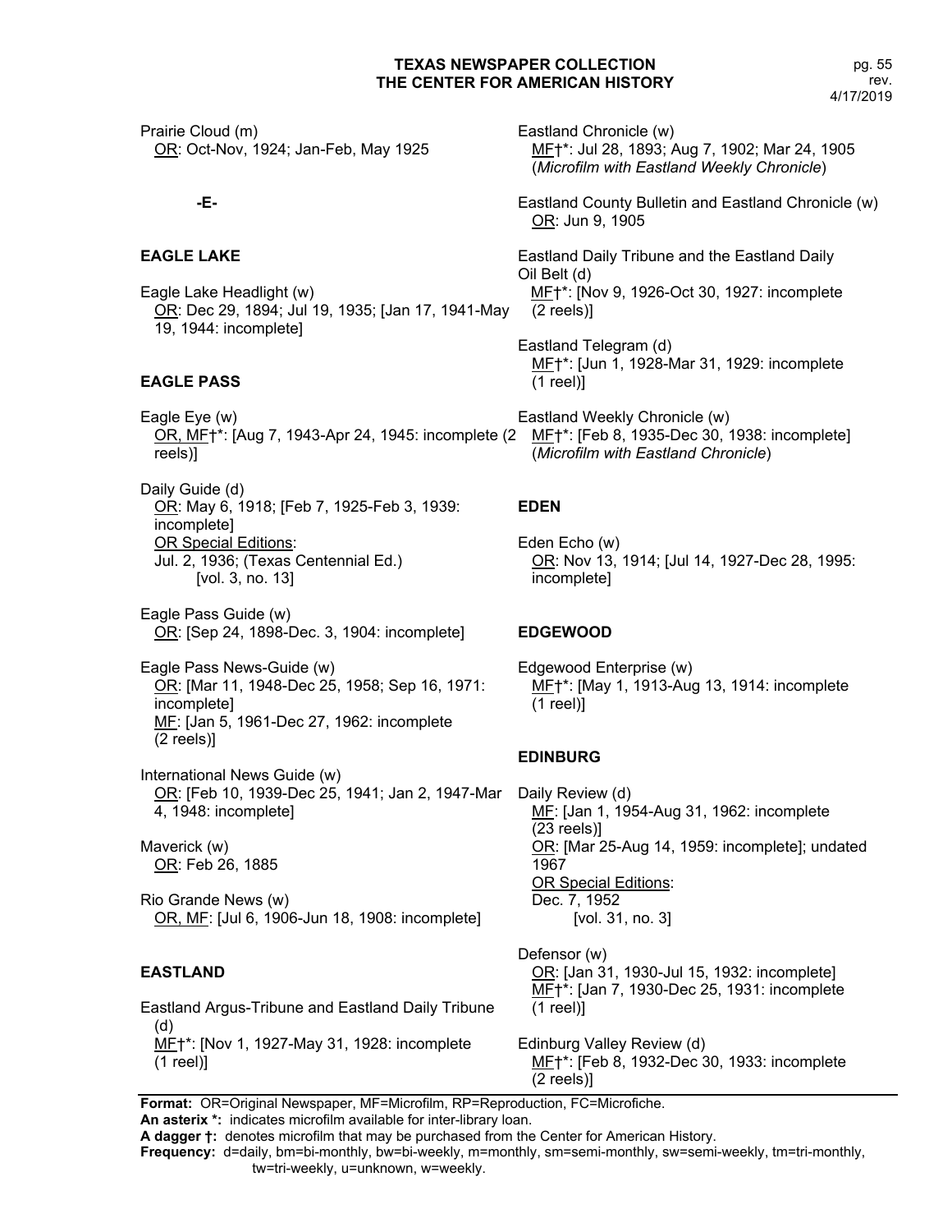Prairie Cloud (m)
<u>OR</u>: Oct-Nov, 1924; Jan-Feb, May 1925

## -E-

### EAGLE LAKE

Eagle Lake Headlight (w)
<u>OR</u>: Dec 29, 1894; Jul 19, 1935; [Jan 17, 1941-May 19, 1944: incomplete]

### EAGLE PASS

Eagle Eye (w)
<u>OR, MF</u>†*: [Aug 7, 1943-Apr 24, 1945: incomplete (2 reels)]

Daily Guide (d)
<u>OR</u>: May 6, 1918; [Feb 7, 1925-Feb 3, 1939: incomplete]
<u>OR Special Editions</u>:
Jul. 2, 1936; (Texas Centennial Ed.)
[vol. 3, no. 13]

Eagle Pass Guide (w)
<u>OR</u>: [Sep 24, 1898-Dec. 3, 1904: incomplete]

Eagle Pass News-Guide (w)
<u>OR</u>: [Mar 11, 1948-Dec 25, 1958; Sep 16, 1971: incomplete]
<u>MF</u>: [Jan 5, 1961-Dec 27, 1962: incomplete (2 reels)]

International News Guide (w)
<u>OR</u>: [Feb 10, 1939-Dec 25, 1941; Jan 2, 1947-Mar 4, 1948: incomplete]

Maverick (w)
<u>OR</u>: Feb 26, 1885

Rio Grande News (w)
<u>OR, MF</u>: [Jul 6, 1906-Jun 18, 1908: incomplete]

### EASTLAND

Eastland Argus-Tribune and Eastland Daily Tribune (d)
<u>MF</u>†*: [Nov 1, 1927-May 31, 1928: incomplete (1 reel)]

Eastland Chronicle (w)
<u>MF</u>†*: Jul 28, 1893; Aug 7, 1902; Mar 24, 1905
(*Microfilm with Eastland Weekly Chronicle*)

Eastland County Bulletin and Eastland Chronicle (w)
<u>OR</u>: Jun 9, 1905

Eastland Daily Tribune and the Eastland Daily Oil Belt (d)
<u>MF</u>†*: [Nov 9, 1926-Oct 30, 1927: incomplete (2 reels)]

Eastland Telegram (d)
<u>MF</u>†*: [Jun 1, 1928-Mar 31, 1929: incomplete (1 reel)]

Eastland Weekly Chronicle (w)
<u>MF</u>†*: [Feb 8, 1935-Dec 30, 1938: incomplete]
(*Microfilm with Eastland Chronicle*)

### EDEN

Eden Echo (w)
<u>OR</u>: Nov 13, 1914; [Jul 14, 1927-Dec 28, 1995: incomplete]

### EDGEWOOD

Edgewood Enterprise (w)
<u>MF</u>†*: [May 1, 1913-Aug 13, 1914: incomplete (1 reel)]

### EDINBURG

Daily Review (d)
<u>MF</u>: [Jan 1, 1954-Aug 31, 1962: incomplete (23 reels)]
<u>OR</u>: [Mar 25-Aug 14, 1959: incomplete]; undated 1967
<u>OR Special Editions</u>:
Dec. 7, 1952
[vol. 31, no. 3]

Defensor (w)
<u>OR</u>: [Jan 31, 1930-Jul 15, 1932: incomplete]
<u>MF</u>†*: [Jan 7, 1930-Dec 25, 1931: incomplete (1 reel)]

Edinburg Valley Review (d)
<u>MF</u>†*: [Feb 8, 1932-Dec 30, 1933: incomplete (2 reels)]

**Format:** OR=Original Newspaper, MF=Microfilm, RP=Reproduction, FC=Microfiche.
**An asterix *:** indicates microfilm available for inter-library loan.
**A dagger †:** denotes microfilm that may be purchased from the Center for American History.
**Frequency:** d=daily, bm=bi-monthly, bw=bi-weekly, m=monthly, sm=semi-monthly, sw=semi-weekly, tm=tri-monthly, tw=tri-weekly, u=unknown, w=weekly.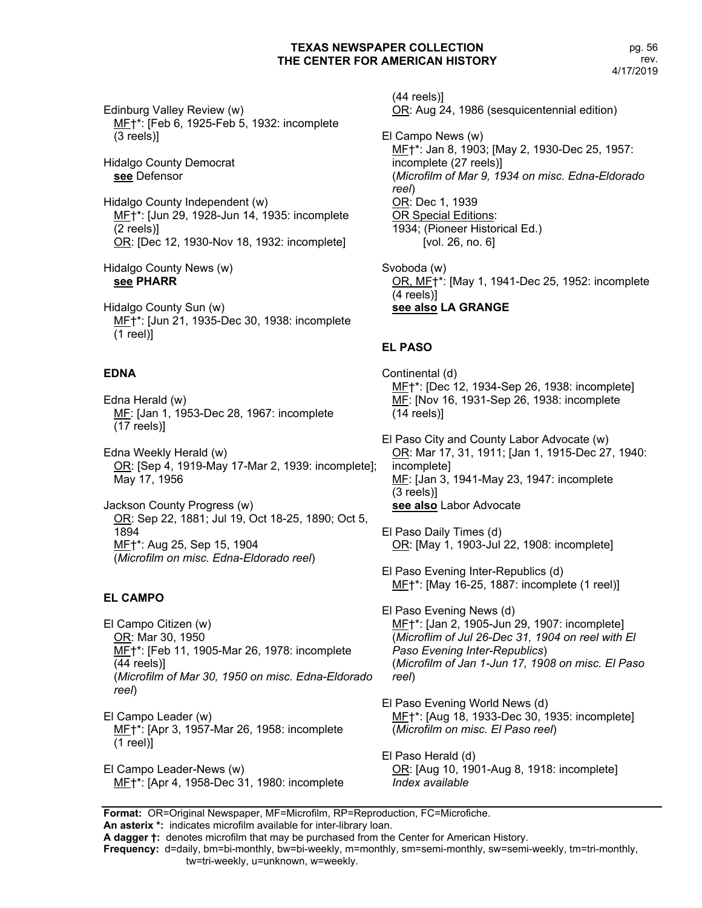Edinburg Valley Review (w)
MF†*: [Feb 6, 1925-Feb 5, 1932: incomplete (3 reels)]

Hidalgo County Democrat
**see** Defensor

Hidalgo County Independent (w)
MF†*: [Jun 29, 1928-Jun 14, 1935: incomplete (2 reels)]
OR: [Dec 12, 1930-Nov 18, 1932: incomplete]

Hidalgo County News (w)
**see PHARR**

Hidalgo County Sun (w)
MF†*: [Jun 21, 1935-Dec 30, 1938: incomplete (1 reel)]

### EDNA

Edna Herald (w)
MF: [Jan 1, 1953-Dec 28, 1967: incomplete (17 reels)]

Edna Weekly Herald (w)
OR: [Sep 4, 1919-May 17-Mar 2, 1939: incomplete]; May 17, 1956

Jackson County Progress (w)
OR: Sep 22, 1881; Jul 19, Oct 18-25, 1890; Oct 5, 1894
MF†*: Aug 25, Sep 15, 1904
(*Microfilm on misc. Edna-Eldorado reel*)

### EL CAMPO

El Campo Citizen (w)
OR: Mar 30, 1950
MF†*: [Feb 11, 1905-Mar 26, 1978: incomplete (44 reels)]
(*Microfilm of Mar 30, 1950 on misc. Edna-Eldorado reel*)

El Campo Leader (w)
MF†*: [Apr 3, 1957-Mar 26, 1958: incomplete (1 reel)]

El Campo Leader-News (w)
MF†*: [Apr 4, 1958-Dec 31, 1980: incomplete (44 reels)]
OR: Aug 24, 1986 (sesquicentennial edition)

El Campo News (w)
MF†*: Jan 8, 1903; [May 2, 1930-Dec 25, 1957: incomplete (27 reels)]
(*Microfilm of Mar 9, 1934 on misc. Edna-Eldorado reel*)
OR: Dec 1, 1939
OR Special Editions:
1934; (Pioneer Historical Ed.)
[vol. 26, no. 6]

Svoboda (w)
OR, MF†*: [May 1, 1941-Dec 25, 1952: incomplete (4 reels)]
**see also LA GRANGE**

### EL PASO

Continental (d)
MF†*: [Dec 12, 1934-Sep 26, 1938: incomplete]
MF: [Nov 16, 1931-Sep 26, 1938: incomplete (14 reels)]

El Paso City and County Labor Advocate (w)
OR: Mar 17, 31, 1911; [Jan 1, 1915-Dec 27, 1940: incomplete]
MF: [Jan 3, 1941-May 23, 1947: incomplete (3 reels)]
**see also** Labor Advocate

El Paso Daily Times (d)
OR: [May 1, 1903-Jul 22, 1908: incomplete]

El Paso Evening Inter-Republics (d)
MF†*: [May 16-25, 1887: incomplete (1 reel)]

El Paso Evening News (d)
MF†*: [Jan 2, 1905-Jun 29, 1907: incomplete]
(*Microflim of Jul 26-Dec 31, 1904 on reel with El Paso Evening Inter-Republics*)
(*Microfilm of Jan 1-Jun 17, 1908 on misc. El Paso reel*)

El Paso Evening World News (d)
MF†*: [Aug 18, 1933-Dec 30, 1935: incomplete]
(*Microfilm on misc. El Paso reel*)

El Paso Herald (d)
OR: [Aug 10, 1901-Aug 8, 1918: incomplete]
*Index available*

**Format:** OR=Original Newspaper, MF=Microfilm, RP=Reproduction, FC=Microfiche.
**An asterix \*:** indicates microfilm available for inter-library loan.
**A dagger †:** denotes microfilm that may be purchased from the Center for American History.
**Frequency:** d=daily, bm=bi-monthly, bw=bi-weekly, m=monthly, sm=semi-monthly, sw=semi-weekly, tm=tri-monthly, tw=tri-weekly, u=unknown, w=weekly.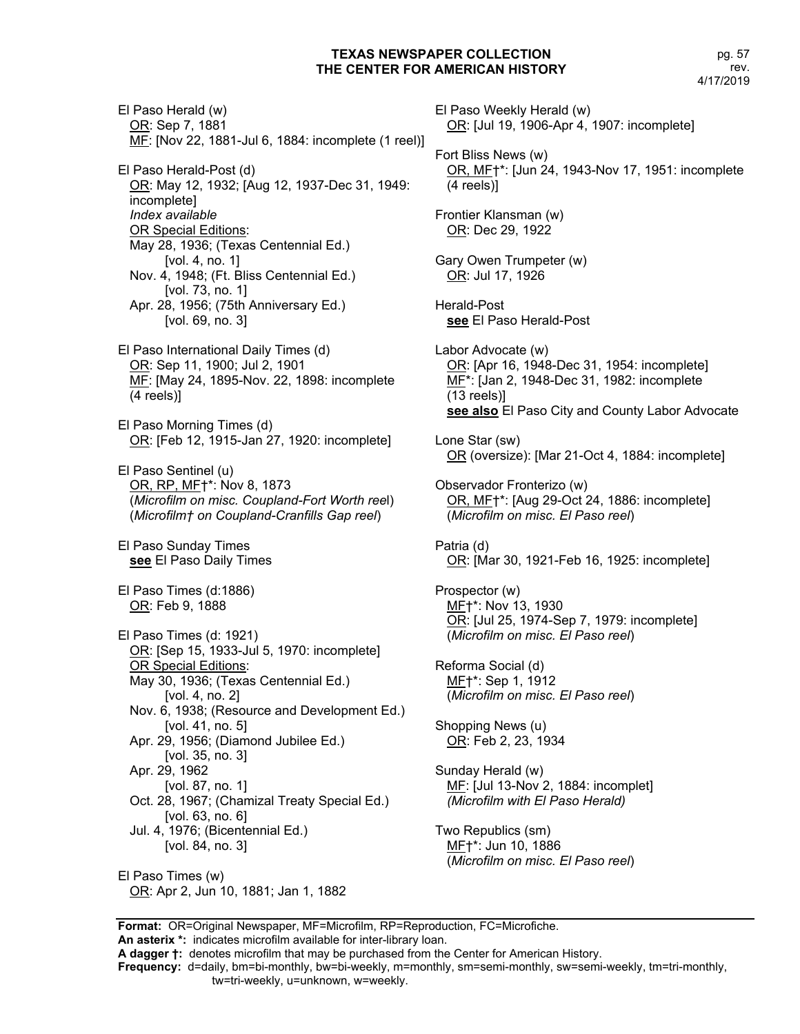El Paso Herald (w)
OR: Sep 7, 1881
MF: [Nov 22, 1881-Jul 6, 1884: incomplete (1 reel)]

El Paso Herald-Post (d)
OR: May 12, 1932; [Aug 12, 1937-Dec 31, 1949: incomplete]
*Index available*
OR Special Editions:
May 28, 1936; (Texas Centennial Ed.) [vol. 4, no. 1]
Nov. 4, 1948; (Ft. Bliss Centennial Ed.) [vol. 73, no. 1]
Apr. 28, 1956; (75th Anniversary Ed.) [vol. 69, no. 3]

El Paso International Daily Times (d)
OR: Sep 11, 1900; Jul 2, 1901
MF: [May 24, 1895-Nov. 22, 1898: incomplete (4 reels)]

El Paso Morning Times (d)
OR: [Feb 12, 1915-Jan 27, 1920: incomplete]

El Paso Sentinel (u)
OR, RP, MF†*: Nov 8, 1873
(*Microfilm on misc. Coupland-Fort Worth reel*)
(*Microfilm† on Coupland-Cranfills Gap reel*)

El Paso Sunday Times
**see** El Paso Daily Times

El Paso Times (d:1886)
OR: Feb 9, 1888

El Paso Times (d: 1921)
OR: [Sep 15, 1933-Jul 5, 1970: incomplete]
OR Special Editions:
May 30, 1936; (Texas Centennial Ed.) [vol. 4, no. 2]
Nov. 6, 1938; (Resource and Development Ed.) [vol. 41, no. 5]
Apr. 29, 1956; (Diamond Jubilee Ed.) [vol. 35, no. 3]
Apr. 29, 1962 [vol. 87, no. 1]
Oct. 28, 1967; (Chamizal Treaty Special Ed.) [vol. 63, no. 6]
Jul. 4, 1976; (Bicentennial Ed.) [vol. 84, no. 3]

El Paso Times (w)
OR: Apr 2, Jun 10, 1881; Jan 1, 1882

El Paso Weekly Herald (w)
OR: [Jul 19, 1906-Apr 4, 1907: incomplete]

Fort Bliss News (w)
OR, MF†*: [Jun 24, 1943-Nov 17, 1951: incomplete (4 reels)]

Frontier Klansman (w)
OR: Dec 29, 1922

Gary Owen Trumpeter (w)
OR: Jul 17, 1926

Herald-Post
**see** El Paso Herald-Post

Labor Advocate (w)
OR: [Apr 16, 1948-Dec 31, 1954: incomplete]
MF*: [Jan 2, 1948-Dec 31, 1982: incomplete (13 reels)]
**see also** El Paso City and County Labor Advocate

Lone Star (sw)
OR (oversize): [Mar 21-Oct 4, 1884: incomplete]

Observador Fronterizo (w)
OR, MF†*: [Aug 29-Oct 24, 1886: incomplete]
(*Microfilm on misc. El Paso reel*)

Patria (d)
OR: [Mar 30, 1921-Feb 16, 1925: incomplete]

Prospector (w)
MF†*: Nov 13, 1930
OR: [Jul 25, 1974-Sep 7, 1979: incomplete]
(*Microfilm on misc. El Paso reel*)

Reforma Social (d)
MF†*: Sep 1, 1912
(*Microfilm on misc. El Paso reel*)

Shopping News (u)
OR: Feb 2, 23, 1934

Sunday Herald (w)
MF: [Jul 13-Nov 2, 1884: incomplet]
*(Microfilm with El Paso Herald)*

Two Republics (sm)
MF†*: Jun 10, 1886
(*Microfilm on misc. El Paso reel*)

**Format:** OR=Original Newspaper, MF=Microfilm, RP=Reproduction, FC=Microfiche.
**An asterix \*:** indicates microfilm available for inter-library loan.
**A dagger †:** denotes microfilm that may be purchased from the Center for American History.
**Frequency:** d=daily, bm=bi-monthly, bw=bi-weekly, m=monthly, sm=semi-monthly, sw=semi-weekly, tm=tri-monthly, tw=tri-weekly, u=unknown, w=weekly.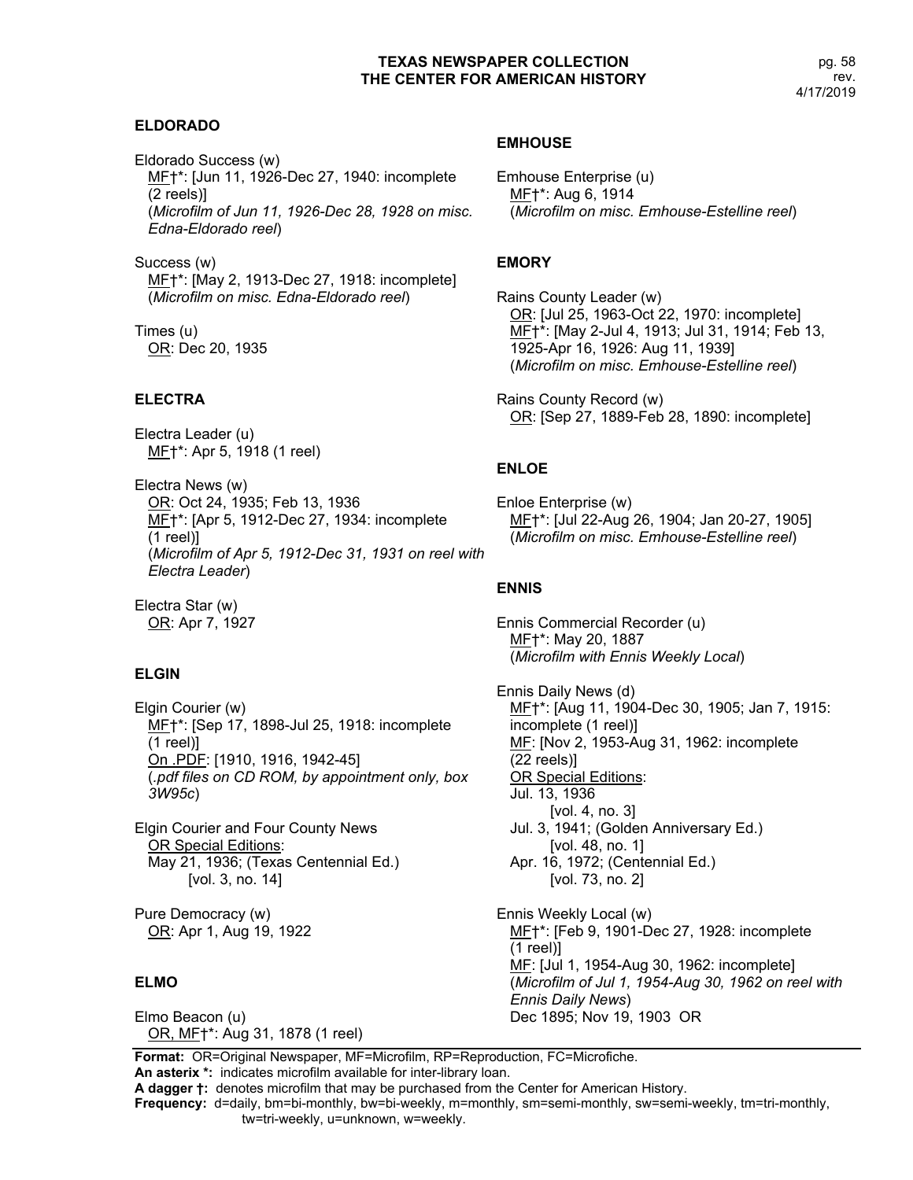## ELDORADO

Eldorado Success (w)
MF†*: [Jun 11, 1926-Dec 27, 1940: incomplete (2 reels)]
(*Microfilm of Jun 11, 1926-Dec 28, 1928 on misc. Edna-Eldorado reel*)

Success (w)
MF†*: [May 2, 1913-Dec 27, 1918: incomplete]
(*Microfilm on misc. Edna-Eldorado reel*)

Times (u)
OR: Dec 20, 1935

## ELECTRA

Electra Leader (u)
MF†*: Apr 5, 1918 (1 reel)

Electra News (w)
OR: Oct 24, 1935; Feb 13, 1936
MF†*: [Apr 5, 1912-Dec 27, 1934: incomplete (1 reel)]
(*Microfilm of Apr 5, 1912-Dec 31, 1931 on reel with Electra Leader*)

Electra Star (w)
OR: Apr 7, 1927

## ELGIN

Elgin Courier (w)
MF†*: [Sep 17, 1898-Jul 25, 1918: incomplete (1 reel)]
On .PDF: [1910, 1916, 1942-45]
(*.pdf files on CD ROM, by appointment only, box 3W95c*)

Elgin Courier and Four County News
OR Special Editions:
May 21, 1936; (Texas Centennial Ed.)
[vol. 3, no. 14]

Pure Democracy (w)
OR: Apr 1, Aug 19, 1922

## ELMO

Elmo Beacon (u)
OR, MF†*: Aug 31, 1878 (1 reel)

## EMHOUSE

Emhouse Enterprise (u)
MF†*: Aug 6, 1914
(*Microfilm on misc. Emhouse-Estelline reel*)

## EMORY

Rains County Leader (w)
OR: [Jul 25, 1963-Oct 22, 1970: incomplete]
MF†*: [May 2-Jul 4, 1913; Jul 31, 1914; Feb 13, 1925-Apr 16, 1926: Aug 11, 1939]
(*Microfilm on misc. Emhouse-Estelline reel*)

Rains County Record (w)
OR: [Sep 27, 1889-Feb 28, 1890: incomplete]

## ENLOE

Enloe Enterprise (w)
MF†*: [Jul 22-Aug 26, 1904; Jan 20-27, 1905]
(*Microfilm on misc. Emhouse-Estelline reel*)

## ENNIS

Ennis Commercial Recorder (u)
MF†*: May 20, 1887
(*Microfilm with Ennis Weekly Local*)

Ennis Daily News (d)
MF†*: [Aug 11, 1904-Dec 30, 1905; Jan 7, 1915: incomplete (1 reel)]
MF: [Nov 2, 1953-Aug 31, 1962: incomplete (22 reels)]
OR Special Editions:
Jul. 13, 1936
[vol. 4, no. 3]
Jul. 3, 1941; (Golden Anniversary Ed.)
[vol. 48, no. 1]
Apr. 16, 1972; (Centennial Ed.)
[vol. 73, no. 2]

Ennis Weekly Local (w)
MF†*: [Feb 9, 1901-Dec 27, 1928: incomplete (1 reel)]
MF: [Jul 1, 1954-Aug 30, 1962: incomplete]
(*Microfilm of Jul 1, 1954-Aug 30, 1962 on reel with Ennis Daily News*)
Dec 1895; Nov 19, 1903 OR

---

**Format:** OR=Original Newspaper, MF=Microfilm, RP=Reproduction, FC=Microfiche.
**An asterix *:** indicates microfilm available for inter-library loan.
**A dagger †:** denotes microfilm that may be purchased from the Center for American History.
**Frequency:** d=daily, bm=bi-monthly, bw=bi-weekly, m=monthly, sm=semi-monthly, sw=semi-weekly, tm=tri-monthly, tw=tri-weekly, u=unknown, w=weekly.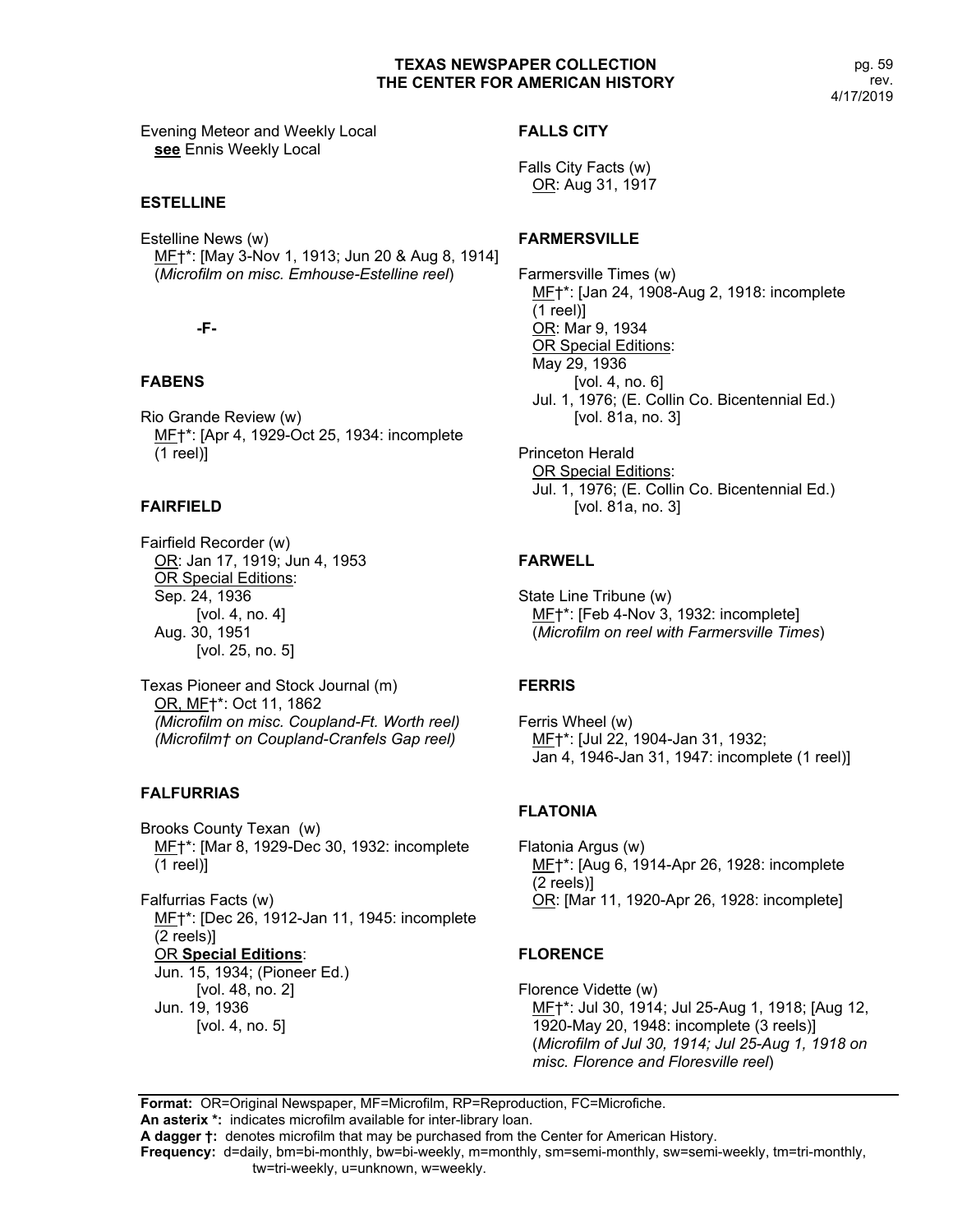Evening Meteor and Weekly Local
**see** Ennis Weekly Local

**ESTELLINE**

Estelline News (w)
MF†*: [May 3-Nov 1, 1913; Jun 20 & Aug 8, 1914]
(*Microfilm on misc. Emhouse-Estelline reel*)

**-F-**

**FABENS**

Rio Grande Review (w)
MF†*: [Apr 4, 1929-Oct 25, 1934: incomplete (1 reel)]

**FAIRFIELD**

Fairfield Recorder (w)
OR: Jan 17, 1919; Jun 4, 1953
OR Special Editions:
Sep. 24, 1936
[vol. 4, no. 4]
Aug. 30, 1951
[vol. 25, no. 5]

Texas Pioneer and Stock Journal (m)
OR, MF†*: Oct 11, 1862
*(Microfilm on misc. Coupland-Ft. Worth reel)*
*(Microfilm† on Coupland-Cranfels Gap reel)*

**FALFURRIAS**

Brooks County Texan (w)
MF†*: [Mar 8, 1929-Dec 30, 1932: incomplete (1 reel)]

Falfurrias Facts (w)
MF†*: [Dec 26, 1912-Jan 11, 1945: incomplete (2 reels)]
OR **Special Editions**:
Jun. 15, 1934; (Pioneer Ed.)
[vol. 48, no. 2]
Jun. 19, 1936
[vol. 4, no. 5]

**FALLS CITY**

Falls City Facts (w)
OR: Aug 31, 1917

**FARMERSVILLE**

Farmersville Times (w)
MF†*: [Jan 24, 1908-Aug 2, 1918: incomplete (1 reel)]
OR: Mar 9, 1934
OR Special Editions:
May 29, 1936
[vol. 4, no. 6]
Jul. 1, 1976; (E. Collin Co. Bicentennial Ed.)
[vol. 81a, no. 3]

Princeton Herald
OR Special Editions:
Jul. 1, 1976; (E. Collin Co. Bicentennial Ed.)
[vol. 81a, no. 3]

**FARWELL**

State Line Tribune (w)
MF†*: [Feb 4-Nov 3, 1932: incomplete]
(*Microfilm on reel with Farmersville Times*)

**FERRIS**

Ferris Wheel (w)
MF†*: [Jul 22, 1904-Jan 31, 1932;
Jan 4, 1946-Jan 31, 1947: incomplete (1 reel)]

**FLATONIA**

Flatonia Argus (w)
MF†*: [Aug 6, 1914-Apr 26, 1928: incomplete (2 reels)]
OR: [Mar 11, 1920-Apr 26, 1928: incomplete]

**FLORENCE**

Florence Vidette (w)
MF†*: Jul 30, 1914; Jul 25-Aug 1, 1918; [Aug 12, 1920-May 20, 1948: incomplete (3 reels)]
(*Microfilm of Jul 30, 1914; Jul 25-Aug 1, 1918 on misc. Florence and Floresville reel*)

**Format:** OR=Original Newspaper, MF=Microfilm, RP=Reproduction, FC=Microfiche.
**An asterix *:** indicates microfilm available for inter-library loan.
**A dagger †:** denotes microfilm that may be purchased from the Center for American History.
**Frequency:** d=daily, bm=bi-monthly, bw=bi-weekly, m=monthly, sm=semi-monthly, sw=semi-weekly, tm=tri-monthly, tw=tri-weekly, u=unknown, w=weekly.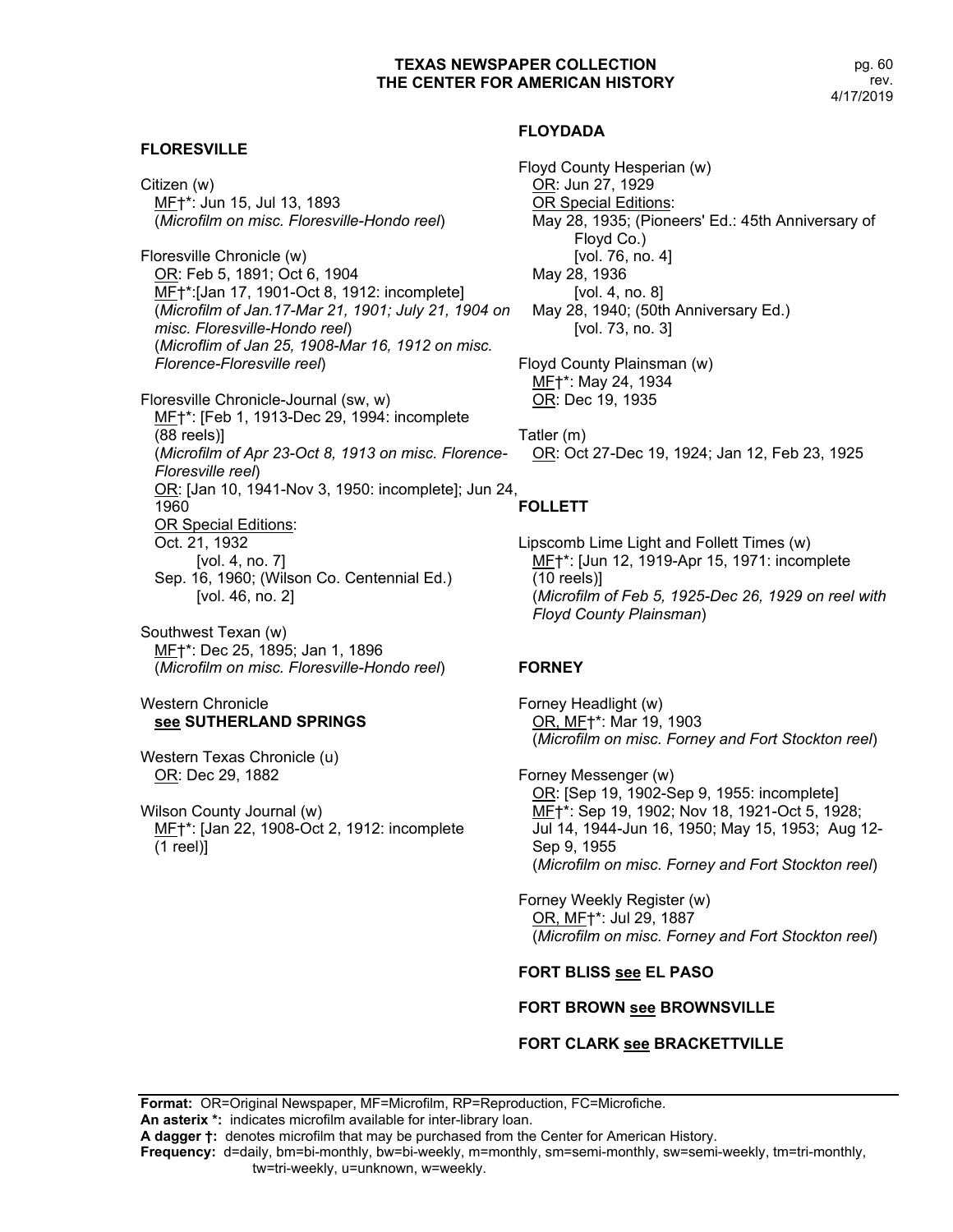## FLORESVILLE

Citizen (w)
MF†*: Jun 15, Jul 13, 1893
(*Microfilm on misc. Floresville-Hondo reel*)

Floresville Chronicle (w)
OR: Feb 5, 1891; Oct 6, 1904
MF†*:[Jan 17, 1901-Oct 8, 1912: incomplete]
(*Microfilm of Jan.17-Mar 21, 1901; July 21, 1904 on misc. Floresville-Hondo reel*)
(*Microflim of Jan 25, 1908-Mar 16, 1912 on misc. Florence-Floresville reel*)

Floresville Chronicle-Journal (sw, w)
MF†*: [Feb 1, 1913-Dec 29, 1994: incomplete (88 reels)]
(*Microfilm of Apr 23-Oct 8, 1913 on misc. Florence-Floresville reel*)
OR: [Jan 10, 1941-Nov 3, 1950: incomplete]; Jun 24, 1960
OR Special Editions:
Oct. 21, 1932
[vol. 4, no. 7]
Sep. 16, 1960; (Wilson Co. Centennial Ed.)
[vol. 46, no. 2]

Southwest Texan (w)
MF†*: Dec 25, 1895; Jan 1, 1896
(*Microfilm on misc. Floresville-Hondo reel*)

Western Chronicle
**see SUTHERLAND SPRINGS**

Western Texas Chronicle (u)
OR: Dec 29, 1882

Wilson County Journal (w)
MF†*: [Jan 22, 1908-Oct 2, 1912: incomplete (1 reel)]

## FLOYDADA

Floyd County Hesperian (w)
OR: Jun 27, 1929
OR Special Editions:
May 28, 1935; (Pioneers' Ed.: 45th Anniversary of Floyd Co.)
[vol. 76, no. 4]
May 28, 1936
[vol. 4, no. 8]
May 28, 1940; (50th Anniversary Ed.)
[vol. 73, no. 3]

Floyd County Plainsman (w)
MF†*: May 24, 1934
OR: Dec 19, 1935

Tatler (m)
OR: Oct 27-Dec 19, 1924; Jan 12, Feb 23, 1925

## FOLLETT

Lipscomb Lime Light and Follett Times (w)
MF†*: [Jun 12, 1919-Apr 15, 1971: incomplete (10 reels)]
(*Microfilm of Feb 5, 1925-Dec 26, 1929 on reel with Floyd County Plainsman*)

## FORNEY

Forney Headlight (w)
OR, MF†*: Mar 19, 1903
(*Microfilm on misc. Forney and Fort Stockton reel*)

Forney Messenger (w)
OR: [Sep 19, 1902-Sep 9, 1955: incomplete]
MF†*: Sep 19, 1902; Nov 18, 1921-Oct 5, 1928; Jul 14, 1944-Jun 16, 1950; May 15, 1953; Aug 12-Sep 9, 1955
(*Microfilm on misc. Forney and Fort Stockton reel*)

Forney Weekly Register (w)
OR, MF†*: Jul 29, 1887
(*Microfilm on misc. Forney and Fort Stockton reel*)

**FORT BLISS see EL PASO**

**FORT BROWN see BROWNSVILLE**

**FORT CLARK see BRACKETTVILLE**

**Format:** OR=Original Newspaper, MF=Microfilm, RP=Reproduction, FC=Microfiche.
**An asterix *:** indicates microfilm available for inter-library loan.
**A dagger †:** denotes microfilm that may be purchased from the Center for American History.
**Frequency:** d=daily, bm=bi-monthly, bw=bi-weekly, m=monthly, sm=semi-monthly, sw=semi-weekly, tm=tri-monthly, tw=tri-weekly, u=unknown, w=weekly.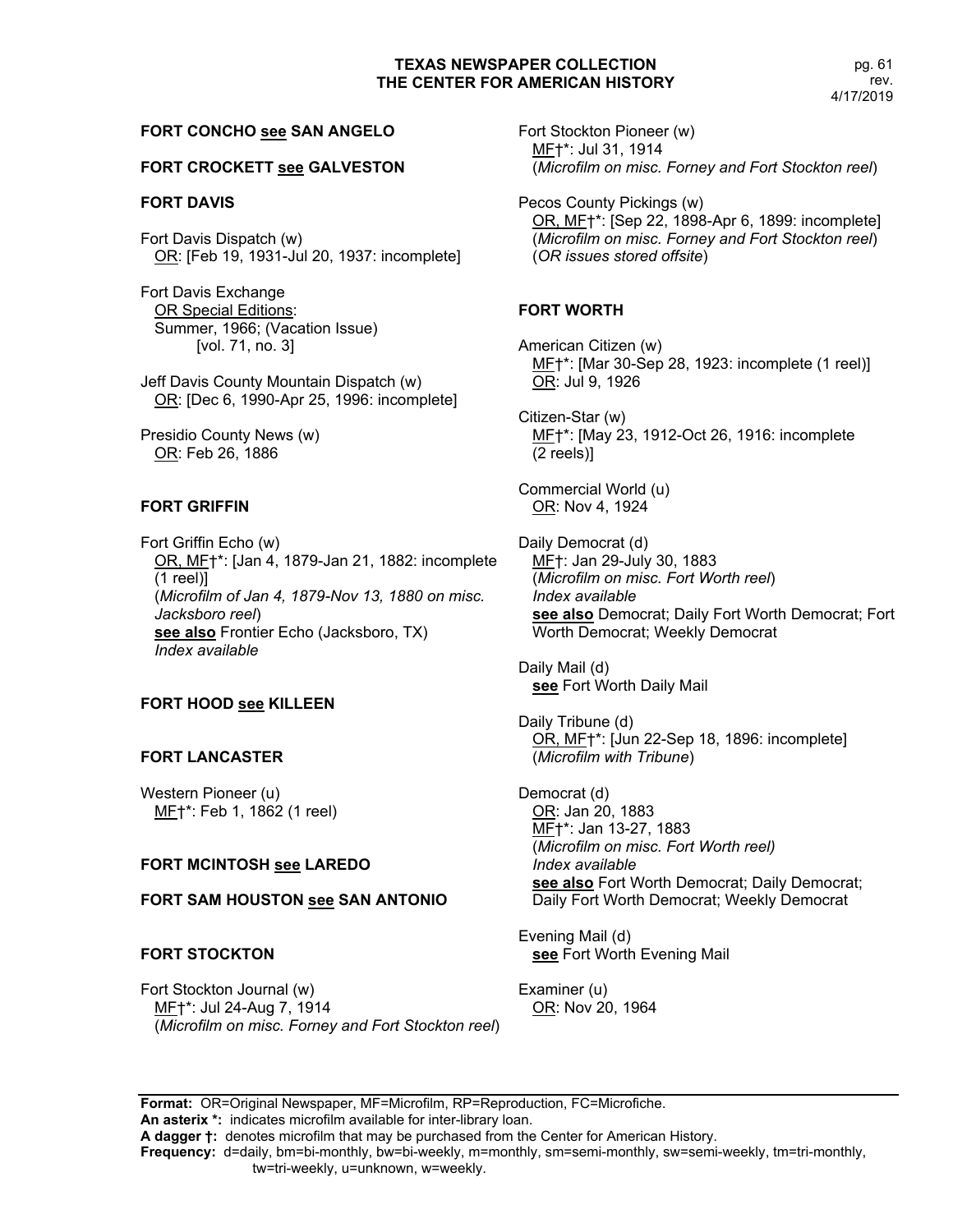### FORT CONCHO <u>see</u> SAN ANGELO

### FORT CROCKETT <u>see</u> GALVESTON

### FORT DAVIS

Fort Davis Dispatch (w)
<u>OR</u>: [Feb 19, 1931-Jul 20, 1937: incomplete]

Fort Davis Exchange
<u>OR Special Editions</u>:
Summer, 1966; (Vacation Issue)
[vol. 71, no. 3]

Jeff Davis County Mountain Dispatch (w)
<u>OR</u>: [Dec 6, 1990-Apr 25, 1996: incomplete]

Presidio County News (w)
<u>OR</u>: Feb 26, 1886

### FORT GRIFFIN

Fort Griffin Echo (w)
<u>OR, MF</u>†*: [Jan 4, 1879-Jan 21, 1882: incomplete (1 reel)]
(*Microfilm of Jan 4, 1879-Nov 13, 1880 on misc. Jacksboro reel*)
**<u>see also</u>** Frontier Echo (Jacksboro, TX)
*Index available*

### FORT HOOD <u>see</u> KILLEEN

### FORT LANCASTER

Western Pioneer (u)
<u>MF</u>†*: Feb 1, 1862 (1 reel)

### FORT MCINTOSH <u>see</u> LAREDO

### FORT SAM HOUSTON <u>see</u> SAN ANTONIO

### FORT STOCKTON

Fort Stockton Journal (w)
<u>MF</u>†*: Jul 24-Aug 7, 1914
(*Microfilm on misc. Forney and Fort Stockton reel*)

Fort Stockton Pioneer (w)
<u>MF</u>†*: Jul 31, 1914
(*Microfilm on misc. Forney and Fort Stockton reel*)

Pecos County Pickings (w)
<u>OR, MF</u>†*: [Sep 22, 1898-Apr 6, 1899: incomplete]
(*Microfilm on misc. Forney and Fort Stockton reel*)
(*OR issues stored offsite*)

### FORT WORTH

American Citizen (w)
<u>MF</u>†*: [Mar 30-Sep 28, 1923: incomplete (1 reel)]
<u>OR</u>: Jul 9, 1926

Citizen-Star (w)
<u>MF</u>†*: [May 23, 1912-Oct 26, 1916: incomplete (2 reels)]

Commercial World (u)
<u>OR</u>: Nov 4, 1924

Daily Democrat (d)
<u>MF</u>†: Jan 29-July 30, 1883
(*Microfilm on misc. Fort Worth reel*)
*Index available*
**<u>see also</u>** Democrat; Daily Fort Worth Democrat; Fort Worth Democrat; Weekly Democrat

Daily Mail (d)
**<u>see</u>** Fort Worth Daily Mail

Daily Tribune (d)
<u>OR, MF</u>†*: [Jun 22-Sep 18, 1896: incomplete]
(*Microfilm with Tribune*)

Democrat (d)
<u>OR</u>: Jan 20, 1883
<u>MF</u>†*: Jan 13-27, 1883
(*Microfilm on misc. Fort Worth reel)*
*Index available*
**<u>see also</u>** Fort Worth Democrat; Daily Democrat; Daily Fort Worth Democrat; Weekly Democrat

Evening Mail (d)
**<u>see</u>** Fort Worth Evening Mail

Examiner (u)
<u>OR</u>: Nov 20, 1964

**Format:** OR=Original Newspaper, MF=Microfilm, RP=Reproduction, FC=Microfiche.
**An asterix *:** indicates microfilm available for inter-library loan.
**A dagger †:** denotes microfilm that may be purchased from the Center for American History.
**Frequency:** d=daily, bm=bi-monthly, bw=bi-weekly, m=monthly, sm=semi-monthly, sw=semi-weekly, tm=tri-monthly, tw=tri-weekly, u=unknown, w=weekly.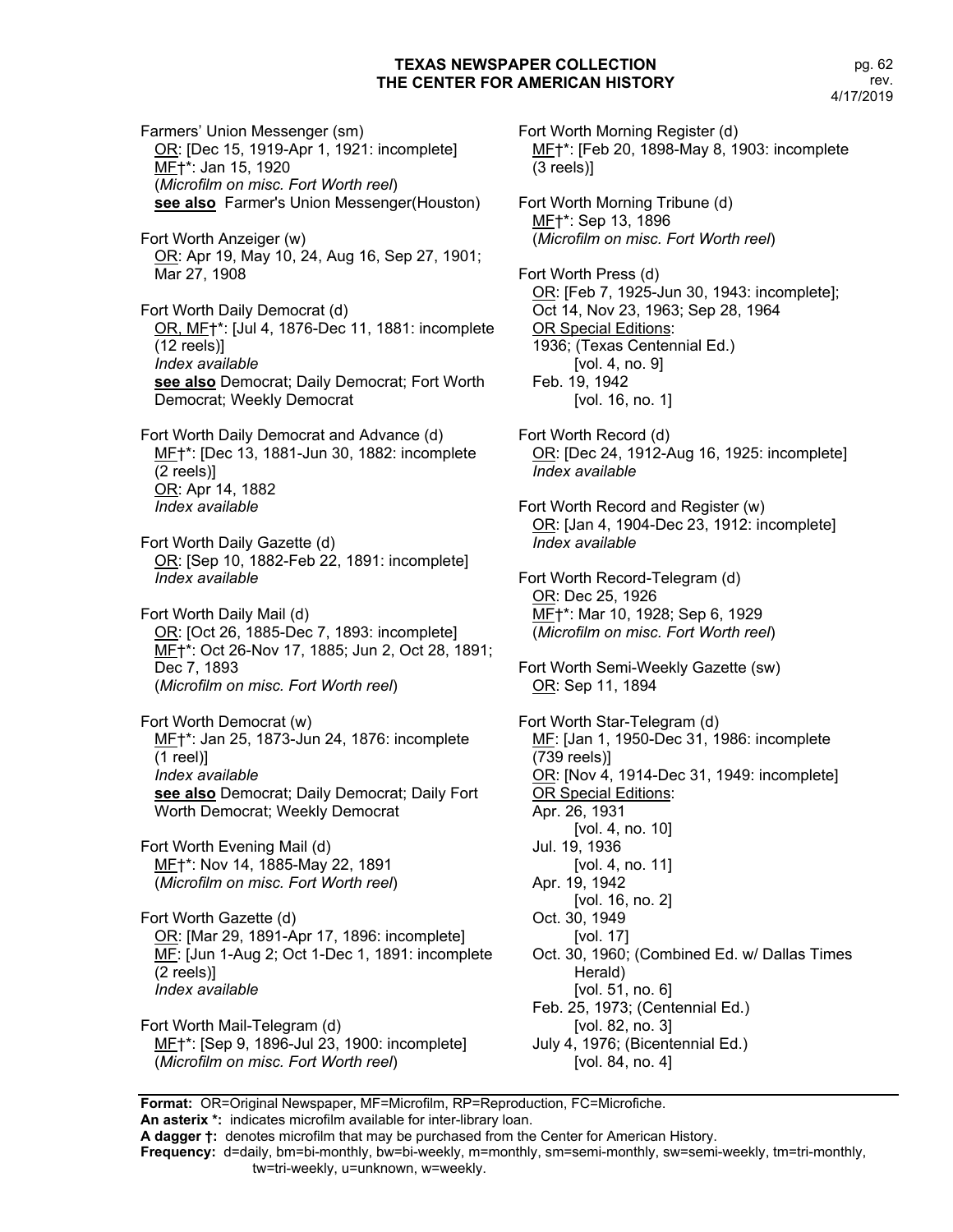Farmers' Union Messenger (sm)
OR: [Dec 15, 1919-Apr 1, 1921: incomplete]
MF†*: Jan 15, 1920
(*Microfilm on misc. Fort Worth reel*)
**see also** Farmer's Union Messenger(Houston)

Fort Worth Anzeiger (w)
OR: Apr 19, May 10, 24, Aug 16, Sep 27, 1901; Mar 27, 1908

Fort Worth Daily Democrat (d)
OR, MF†*: [Jul 4, 1876-Dec 11, 1881: incomplete (12 reels)]
*Index available*
**see also** Democrat; Daily Democrat; Fort Worth Democrat; Weekly Democrat

Fort Worth Daily Democrat and Advance (d)
MF†*: [Dec 13, 1881-Jun 30, 1882: incomplete (2 reels)]
OR: Apr 14, 1882
*Index available*

Fort Worth Daily Gazette (d)
OR: [Sep 10, 1882-Feb 22, 1891: incomplete]
*Index available*

Fort Worth Daily Mail (d)
OR: [Oct 26, 1885-Dec 7, 1893: incomplete]
MF†*: Oct 26-Nov 17, 1885; Jun 2, Oct 28, 1891; Dec 7, 1893
(*Microfilm on misc. Fort Worth reel*)

Fort Worth Democrat (w)
MF†*: Jan 25, 1873-Jun 24, 1876: incomplete (1 reel)]
*Index available*
**see also** Democrat; Daily Democrat; Daily Fort Worth Democrat; Weekly Democrat

Fort Worth Evening Mail (d)
MF†*: Nov 14, 1885-May 22, 1891
(*Microfilm on misc. Fort Worth reel*)

Fort Worth Gazette (d)
OR: [Mar 29, 1891-Apr 17, 1896: incomplete]
MF: [Jun 1-Aug 2; Oct 1-Dec 1, 1891: incomplete (2 reels)]
*Index available*

Fort Worth Mail-Telegram (d)
MF†*: [Sep 9, 1896-Jul 23, 1900: incomplete]
(*Microfilm on misc. Fort Worth reel*)

Fort Worth Morning Register (d)
MF†*: [Feb 20, 1898-May 8, 1903: incomplete (3 reels)]

Fort Worth Morning Tribune (d)
MF†*: Sep 13, 1896
(*Microfilm on misc. Fort Worth reel*)

Fort Worth Press (d)
OR: [Feb 7, 1925-Jun 30, 1943: incomplete]; Oct 14, Nov 23, 1963; Sep 28, 1964
OR Special Editions:
1936; (Texas Centennial Ed.)
[vol. 4, no. 9]
Feb. 19, 1942
[vol. 16, no. 1]

Fort Worth Record (d)
OR: [Dec 24, 1912-Aug 16, 1925: incomplete]
*Index available*

Fort Worth Record and Register (w)
OR: [Jan 4, 1904-Dec 23, 1912: incomplete]
*Index available*

Fort Worth Record-Telegram (d)
OR: Dec 25, 1926
MF†*: Mar 10, 1928; Sep 6, 1929
(*Microfilm on misc. Fort Worth reel*)

Fort Worth Semi-Weekly Gazette (sw)
OR: Sep 11, 1894

Fort Worth Star-Telegram (d)
MF: [Jan 1, 1950-Dec 31, 1986: incomplete (739 reels)]
OR: [Nov 4, 1914-Dec 31, 1949: incomplete]
OR Special Editions:
Apr. 26, 1931
[vol. 4, no. 10]
Jul. 19, 1936
[vol. 4, no. 11]
Apr. 19, 1942
[vol. 16, no. 2]
Oct. 30, 1949
[vol. 17]
Oct. 30, 1960; (Combined Ed. w/ Dallas Times Herald)
[vol. 51, no. 6]
Feb. 25, 1973; (Centennial Ed.)
[vol. 82, no. 3]
July 4, 1976; (Bicentennial Ed.)
[vol. 84, no. 4]

**Format:** OR=Original Newspaper, MF=Microfilm, RP=Reproduction, FC=Microfiche.
**An asterix *:** indicates microfilm available for inter-library loan.
**A dagger †:** denotes microfilm that may be purchased from the Center for American History.
**Frequency:** d=daily, bm=bi-monthly, bw=bi-weekly, m=monthly, sm=semi-monthly, sw=semi-weekly, tm=tri-monthly, tw=tri-weekly, u=unknown, w=weekly.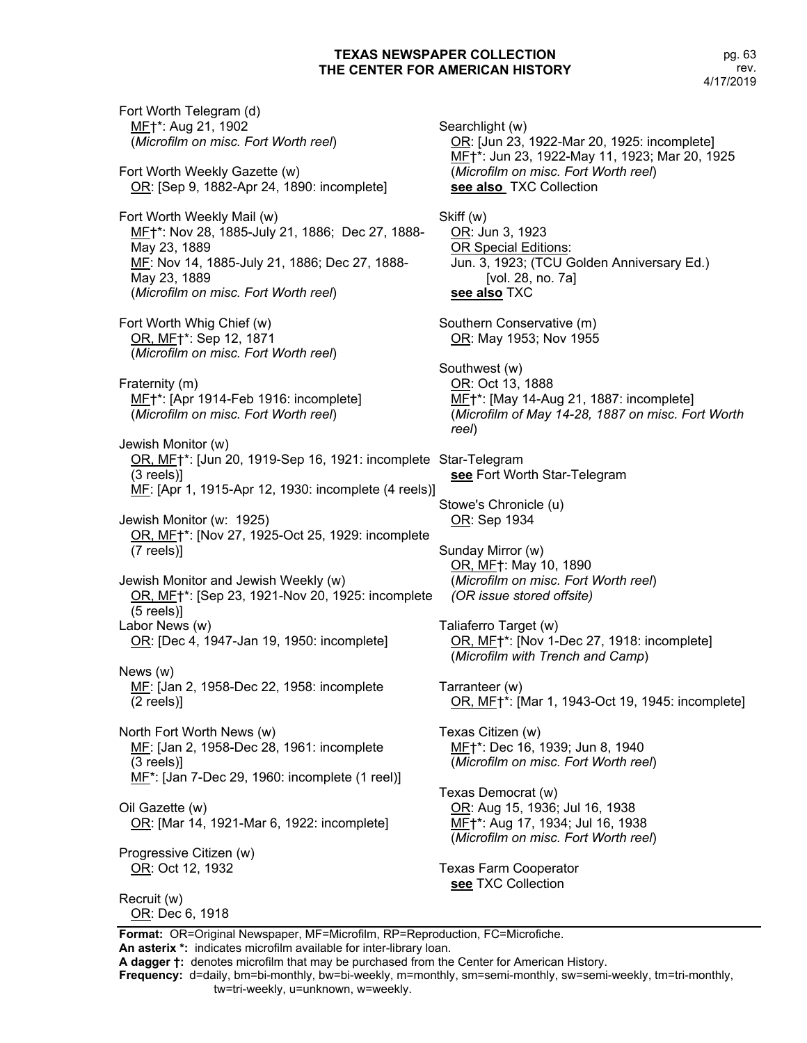Fort Worth Telegram (d)
MF†*: Aug 21, 1902
(*Microfilm on misc. Fort Worth reel*)

Fort Worth Weekly Gazette (w)
OR: [Sep 9, 1882-Apr 24, 1890: incomplete]

Fort Worth Weekly Mail (w)
MF†*: Nov 28, 1885-July 21, 1886; Dec 27, 1888-May 23, 1889
MF: Nov 14, 1885-July 21, 1886; Dec 27, 1888-May 23, 1889
(*Microfilm on misc. Fort Worth reel*)

Fort Worth Whig Chief (w)
OR, MF†*: Sep 12, 1871
(*Microfilm on misc. Fort Worth reel*)

Fraternity (m)
MF†*: [Apr 1914-Feb 1916: incomplete]
(*Microfilm on misc. Fort Worth reel*)

Jewish Monitor (w)
OR, MF†*: [Jun 20, 1919-Sep 16, 1921: incomplete (3 reels)]
MF: [Apr 1, 1915-Apr 12, 1930: incomplete (4 reels)]

Jewish Monitor (w: 1925)
OR, MF†*: [Nov 27, 1925-Oct 25, 1929: incomplete (7 reels)]

Jewish Monitor and Jewish Weekly (w)
OR, MF†*: [Sep 23, 1921-Nov 20, 1925: incomplete (5 reels)]

Labor News (w)
OR: [Dec 4, 1947-Jan 19, 1950: incomplete]

News (w)
MF: [Jan 2, 1958-Dec 22, 1958: incomplete (2 reels)]

North Fort Worth News (w)
MF: [Jan 2, 1958-Dec 28, 1961: incomplete (3 reels)]
MF*: [Jan 7-Dec 29, 1960: incomplete (1 reel)]

Oil Gazette (w)
OR: [Mar 14, 1921-Mar 6, 1922: incomplete]

Progressive Citizen (w)
OR: Oct 12, 1932

Recruit (w)
OR: Dec 6, 1918

Searchlight (w)
OR: [Jun 23, 1922-Mar 20, 1925: incomplete]
MF†*: Jun 23, 1922-May 11, 1923; Mar 20, 1925
(*Microfilm on misc. Fort Worth reel*)
**see also** TXC Collection

Skiff (w)
OR: Jun 3, 1923
OR Special Editions:
Jun. 3, 1923; (TCU Golden Anniversary Ed.) [vol. 28, no. 7a]
**see also** TXC

Southern Conservative (m)
OR: May 1953; Nov 1955

Southwest (w)
OR: Oct 13, 1888
MF†*: [May 14-Aug 21, 1887: incomplete]
(*Microfilm of May 14-28, 1887 on misc. Fort Worth reel*)

Star-Telegram
**see** Fort Worth Star-Telegram

Stowe's Chronicle (u)
OR: Sep 1934

Sunday Mirror (w)
OR, MF†: May 10, 1890
(*Microfilm on misc. Fort Worth reel*)
*(OR issue stored offsite)*

Taliaferro Target (w)
OR, MF†*: [Nov 1-Dec 27, 1918: incomplete]
(*Microfilm with Trench and Camp*)

Tarranteer (w)
OR, MF†*: [Mar 1, 1943-Oct 19, 1945: incomplete]

Texas Citizen (w)
MF†*: Dec 16, 1939; Jun 8, 1940
(*Microfilm on misc. Fort Worth reel*)

Texas Democrat (w)
OR: Aug 15, 1936; Jul 16, 1938
MF†*: Aug 17, 1934; Jul 16, 1938
(*Microfilm on misc. Fort Worth reel*)

Texas Farm Cooperator
**see** TXC Collection

**Format:** OR=Original Newspaper, MF=Microfilm, RP=Reproduction, FC=Microfiche.
**An asterix \*:** indicates microfilm available for inter-library loan.
**A dagger †:** denotes microfilm that may be purchased from the Center for American History.
**Frequency:** d=daily, bm=bi-monthly, bw=bi-weekly, m=monthly, sm=semi-monthly, sw=semi-weekly, tm=tri-monthly, tw=tri-weekly, u=unknown, w=weekly.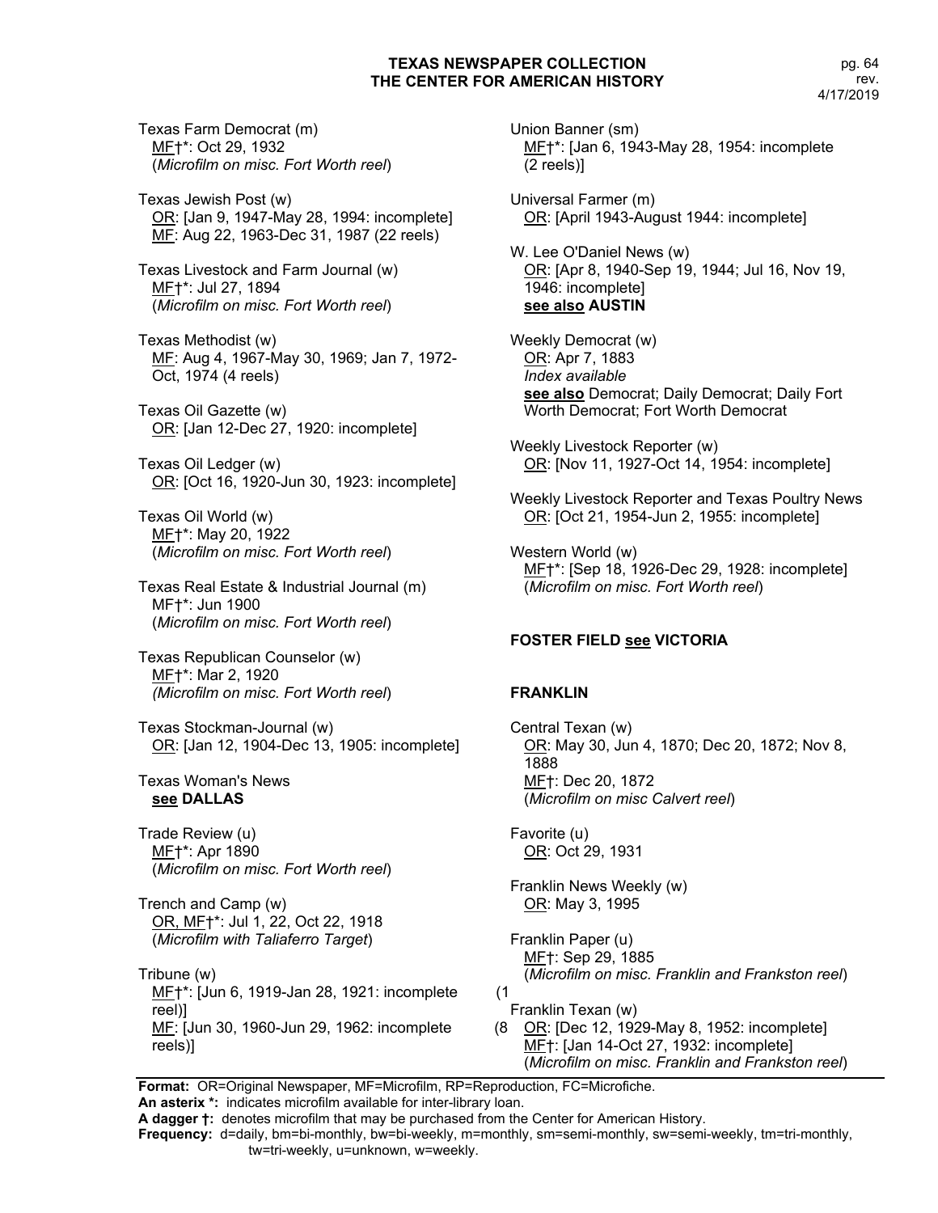Texas Farm Democrat (m)
MF†*: Oct 29, 1932
(*Microfilm on misc. Fort Worth reel*)

Texas Jewish Post (w)
OR: [Jan 9, 1947-May 28, 1994: incomplete]
MF: Aug 22, 1963-Dec 31, 1987 (22 reels)

Texas Livestock and Farm Journal (w)
MF†*: Jul 27, 1894
(*Microfilm on misc. Fort Worth reel*)

Texas Methodist (w)
MF: Aug 4, 1967-May 30, 1969; Jan 7, 1972-Oct, 1974 (4 reels)

Texas Oil Gazette (w)
OR: [Jan 12-Dec 27, 1920: incomplete]

Texas Oil Ledger (w)
OR: [Oct 16, 1920-Jun 30, 1923: incomplete]

Texas Oil World (w)
MF†*: May 20, 1922
(*Microfilm on misc. Fort Worth reel*)

Texas Real Estate & Industrial Journal (m)
MF†*: Jun 1900
(*Microfilm on misc. Fort Worth reel*)

Texas Republican Counselor (w)
MF†*: Mar 2, 1920
(*Microfilm on misc. Fort Worth reel*)

Texas Stockman-Journal (w)
OR: [Jan 12, 1904-Dec 13, 1905: incomplete]

Texas Woman's News
**see DALLAS**

Trade Review (u)
MF†*: Apr 1890
(*Microfilm on misc. Fort Worth reel*)

Trench and Camp (w)
OR, MF†*: Jul 1, 22, Oct 22, 1918
(*Microfilm with Taliaferro Target*)

Tribune (w)
MF†*: [Jun 6, 1919-Jan 28, 1921: incomplete reel)]
MF: [Jun 30, 1960-Jun 29, 1962: incomplete reels)]

Union Banner (sm)
MF†*: [Jan 6, 1943-May 28, 1954: incomplete (2 reels)]

Universal Farmer (m)
OR: [April 1943-August 1944: incomplete]

W. Lee O'Daniel News (w)
OR: [Apr 8, 1940-Sep 19, 1944; Jul 16, Nov 19, 1946: incomplete]
**see also AUSTIN**

Weekly Democrat (w)
OR: Apr 7, 1883
*Index available*
**see also** Democrat; Daily Democrat; Daily Fort Worth Democrat; Fort Worth Democrat

Weekly Livestock Reporter (w)
OR: [Nov 11, 1927-Oct 14, 1954: incomplete]

Weekly Livestock Reporter and Texas Poultry News
OR: [Oct 21, 1954-Jun 2, 1955: incomplete]

Western World (w)
MF†*: [Sep 18, 1926-Dec 29, 1928: incomplete]
(*Microfilm on misc. Fort Worth reel*)

## FOSTER FIELD see VICTORIA

## FRANKLIN

Central Texan (w)
OR: May 30, Jun 4, 1870; Dec 20, 1872; Nov 8, 1888
MF†: Dec 20, 1872
(*Microfilm on misc Calvert reel*)

Favorite (u)
OR: Oct 29, 1931

Franklin News Weekly (w)
OR: May 3, 1995

Franklin Paper (u)
MF†: Sep 29, 1885
(*Microfilm on misc. Franklin and Frankston reel*)

Franklin Texan (w)
OR: [Dec 12, 1929-May 8, 1952: incomplete]
MF†: [Jan 14-Oct 27, 1932: incomplete]
(*Microfilm on misc. Franklin and Frankston reel*)

**Format:** OR=Original Newspaper, MF=Microfilm, RP=Reproduction, FC=Microfiche.
**An asterix \*:** indicates microfilm available for inter-library loan.
**A dagger †:** denotes microfilm that may be purchased from the Center for American History.
**Frequency:** d=daily, bm=bi-monthly, bw=bi-weekly, m=monthly, sm=semi-monthly, sw=semi-weekly, tm=tri-monthly, tw=tri-weekly, u=unknown, w=weekly.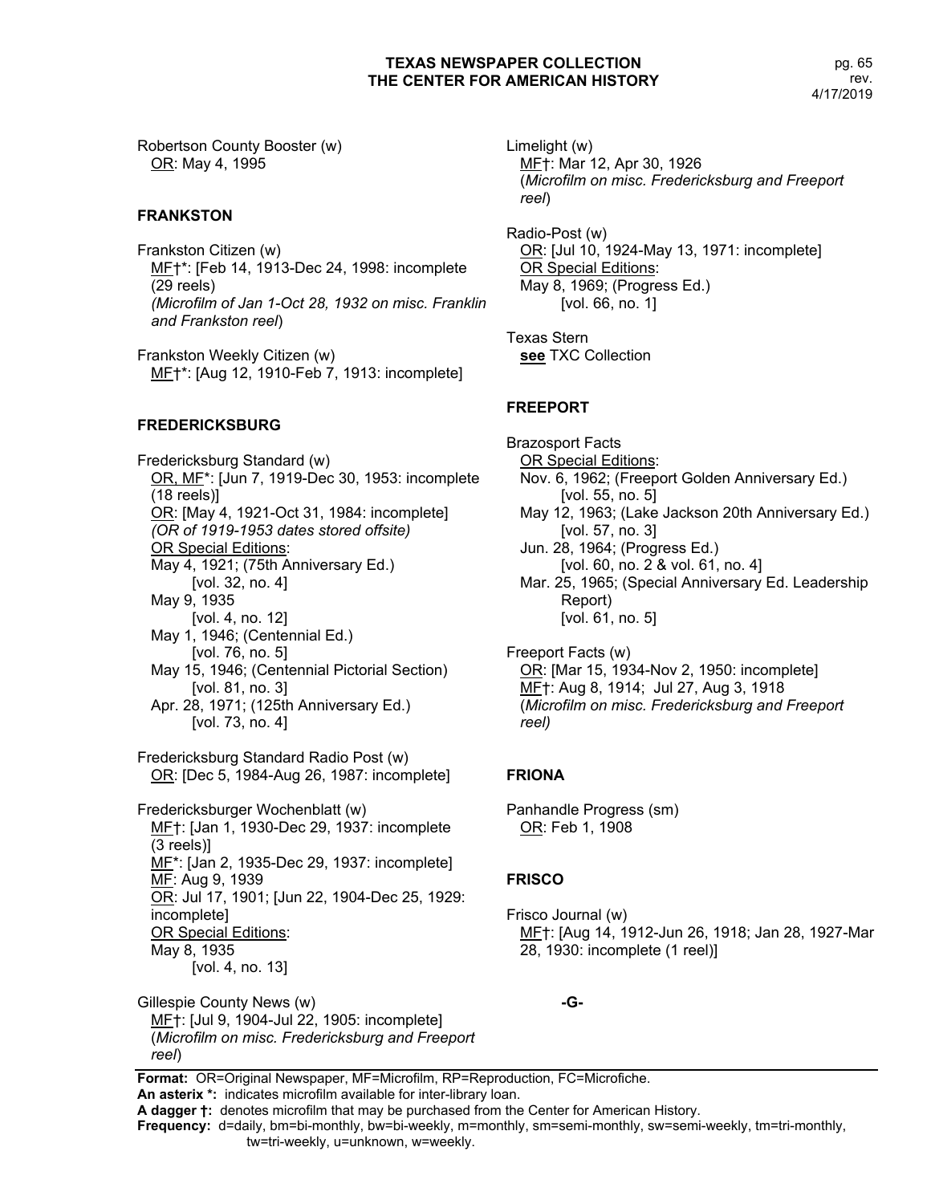Robertson County Booster (w)
OR: May 4, 1995

### FRANKSTON

Frankston Citizen (w)
MF†*: [Feb 14, 1913-Dec 24, 1998: incomplete (29 reels)
*(Microfilm of Jan 1-Oct 28, 1932 on misc. Franklin and Frankston reel*)

Frankston Weekly Citizen (w)
MF†*: [Aug 12, 1910-Feb 7, 1913: incomplete]

### FREDERICKSBURG

Fredericksburg Standard (w)
OR, MF*: [Jun 7, 1919-Dec 30, 1953: incomplete (18 reels)]
OR: [May 4, 1921-Oct 31, 1984: incomplete]
*(OR of 1919-1953 dates stored offsite)*
OR Special Editions:
May 4, 1921; (75th Anniversary Ed.)
[vol. 32, no. 4]
May 9, 1935
[vol. 4, no. 12]
May 1, 1946; (Centennial Ed.)
[vol. 76, no. 5]
May 15, 1946; (Centennial Pictorial Section)
[vol. 81, no. 3]
Apr. 28, 1971; (125th Anniversary Ed.)
[vol. 73, no. 4]

Fredericksburg Standard Radio Post (w)
OR: [Dec 5, 1984-Aug 26, 1987: incomplete]

Fredericksburger Wochenblatt (w)
MF†: [Jan 1, 1930-Dec 29, 1937: incomplete (3 reels)]
MF*: [Jan 2, 1935-Dec 29, 1937: incomplete]
MF: Aug 9, 1939
OR: Jul 17, 1901; [Jun 22, 1904-Dec 25, 1929: incomplete]
OR Special Editions:
May 8, 1935
[vol. 4, no. 13]

Gillespie County News (w)
MF†: [Jul 9, 1904-Jul 22, 1905: incomplete]
(*Microfilm on misc. Fredericksburg and Freeport reel*)

Limelight (w)
MF†: Mar 12, Apr 30, 1926
(*Microfilm on misc. Fredericksburg and Freeport reel*)

Radio-Post (w)
OR: [Jul 10, 1924-May 13, 1971: incomplete]
OR Special Editions:
May 8, 1969; (Progress Ed.)
[vol. 66, no. 1]

Texas Stern
**see** TXC Collection

### FREEPORT

Brazosport Facts
OR Special Editions:
Nov. 6, 1962; (Freeport Golden Anniversary Ed.)
[vol. 55, no. 5]
May 12, 1963; (Lake Jackson 20th Anniversary Ed.)
[vol. 57, no. 3]
Jun. 28, 1964; (Progress Ed.)
[vol. 60, no. 2 & vol. 61, no. 4]
Mar. 25, 1965; (Special Anniversary Ed. Leadership Report)
[vol. 61, no. 5]

Freeport Facts (w)
OR: [Mar 15, 1934-Nov 2, 1950: incomplete]
MF†: Aug 8, 1914; Jul 27, Aug 3, 1918
(*Microfilm on misc. Fredericksburg and Freeport reel)*

### FRIONA

Panhandle Progress (sm)
OR: Feb 1, 1908

### FRISCO

Frisco Journal (w)
MF†: [Aug 14, 1912-Jun 26, 1918; Jan 28, 1927-Mar 28, 1930: incomplete (1 reel)]

## -G-

**Format:** OR=Original Newspaper, MF=Microfilm, RP=Reproduction, FC=Microfiche.
**An asterix *:** indicates microfilm available for inter-library loan.
**A dagger †:** denotes microfilm that may be purchased from the Center for American History.
**Frequency:** d=daily, bm=bi-monthly, bw=bi-weekly, m=monthly, sm=semi-monthly, sw=semi-weekly, tm=tri-monthly, tw=tri-weekly, u=unknown, w=weekly.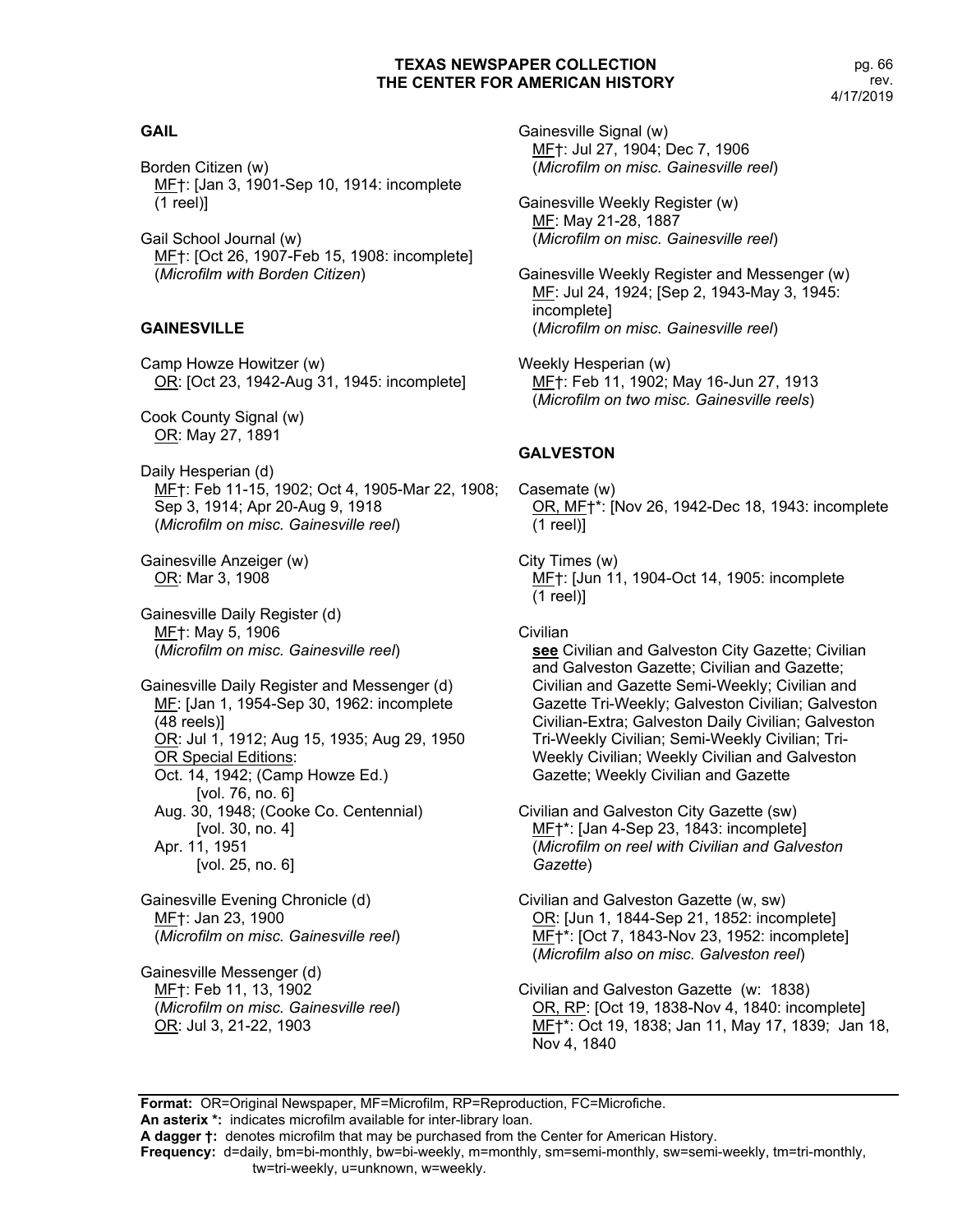## GAIL

Borden Citizen (w)
MF†: [Jan 3, 1901-Sep 10, 1914: incomplete (1 reel)]

Gail School Journal (w)
MF†: [Oct 26, 1907-Feb 15, 1908: incomplete]
(*Microfilm with Borden Citizen*)

## GAINESVILLE

Camp Howze Howitzer (w)
OR: [Oct 23, 1942-Aug 31, 1945: incomplete]

Cook County Signal (w)
OR: May 27, 1891

Daily Hesperian (d)
MF†: Feb 11-15, 1902; Oct 4, 1905-Mar 22, 1908; Sep 3, 1914; Apr 20-Aug 9, 1918
(*Microfilm on misc. Gainesville reel*)

Gainesville Anzeiger (w)
OR: Mar 3, 1908

Gainesville Daily Register (d)
MF†: May 5, 1906
(*Microfilm on misc. Gainesville reel*)

Gainesville Daily Register and Messenger (d)
MF: [Jan 1, 1954-Sep 30, 1962: incomplete (48 reels)]
OR: Jul 1, 1912; Aug 15, 1935; Aug 29, 1950
OR Special Editions:
Oct. 14, 1942; (Camp Howze Ed.) [vol. 76, no. 6]
Aug. 30, 1948; (Cooke Co. Centennial) [vol. 30, no. 4]
Apr. 11, 1951 [vol. 25, no. 6]

Gainesville Evening Chronicle (d)
MF†: Jan 23, 1900
(*Microfilm on misc. Gainesville reel*)

Gainesville Messenger (d)
MF†: Feb 11, 13, 1902
(*Microfilm on misc. Gainesville reel*)
OR: Jul 3, 21-22, 1903

Gainesville Signal (w)
MF†: Jul 27, 1904; Dec 7, 1906
(*Microfilm on misc. Gainesville reel*)

Gainesville Weekly Register (w)
MF: May 21-28, 1887
(*Microfilm on misc. Gainesville reel*)

Gainesville Weekly Register and Messenger (w)
MF: Jul 24, 1924; [Sep 2, 1943-May 3, 1945: incomplete]
(*Microfilm on misc. Gainesville reel*)

Weekly Hesperian (w)
MF†: Feb 11, 1902; May 16-Jun 27, 1913
(*Microfilm on two misc. Gainesville reels*)

## GALVESTON

Casemate (w)
OR, MF†*: [Nov 26, 1942-Dec 18, 1943: incomplete (1 reel)]

City Times (w)
MF†: [Jun 11, 1904-Oct 14, 1905: incomplete (1 reel)]

Civilian
**see** Civilian and Galveston City Gazette; Civilian and Galveston Gazette; Civilian and Gazette; Civilian and Gazette Semi-Weekly; Civilian and Gazette Tri-Weekly; Galveston Civilian; Galveston Civilian-Extra; Galveston Daily Civilian; Galveston Tri-Weekly Civilian; Semi-Weekly Civilian; Tri-Weekly Civilian; Weekly Civilian and Galveston Gazette; Weekly Civilian and Gazette

Civilian and Galveston City Gazette (sw)
MF†*: [Jan 4-Sep 23, 1843: incomplete]
(*Microfilm on reel with Civilian and Galveston Gazette*)

Civilian and Galveston Gazette (w, sw)
OR: [Jun 1, 1844-Sep 21, 1852: incomplete]
MF†*: [Oct 7, 1843-Nov 23, 1952: incomplete]
(*Microfilm also on misc. Galveston reel*)

Civilian and Galveston Gazette (w: 1838)
OR, RP: [Oct 19, 1838-Nov 4, 1840: incomplete]
MF†*: Oct 19, 1838; Jan 11, May 17, 1839; Jan 18, Nov 4, 1840

**Format:** OR=Original Newspaper, MF=Microfilm, RP=Reproduction, FC=Microfiche.
**An asterix \*:** indicates microfilm available for inter-library loan.
**A dagger †:** denotes microfilm that may be purchased from the Center for American History.
**Frequency:** d=daily, bm=bi-monthly, bw=bi-weekly, m=monthly, sm=semi-monthly, sw=semi-weekly, tm=tri-monthly, tw=tri-weekly, u=unknown, w=weekly.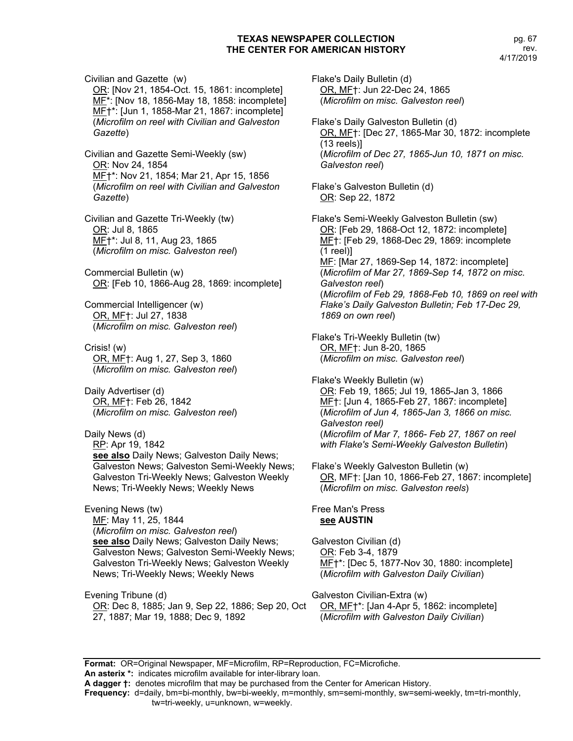Civilian and Gazette (w)
OR: [Nov 21, 1854-Oct. 15, 1861: incomplete]
MF*: [Nov 18, 1856-May 18, 1858: incomplete]
MF†*: [Jun 1, 1858-Mar 21, 1867: incomplete]
(*Microfilm on reel with Civilian and Galveston Gazette*)

Civilian and Gazette Semi-Weekly (sw)
OR: Nov 24, 1854
MF†*: Nov 21, 1854; Mar 21, Apr 15, 1856
(*Microfilm on reel with Civilian and Galveston Gazette*)

Civilian and Gazette Tri-Weekly (tw)
OR: Jul 8, 1865
MF†*: Jul 8, 11, Aug 23, 1865
(*Microfilm on misc. Galveston reel*)

Commercial Bulletin (w)
OR: [Feb 10, 1866-Aug 28, 1869: incomplete]

Commercial Intelligencer (w)
OR, MF†: Jul 27, 1838
(*Microfilm on misc. Galveston reel*)

Crisis! (w)
OR, MF†: Aug 1, 27, Sep 3, 1860
(*Microfilm on misc. Galveston reel*)

Daily Advertiser (d)
OR, MF†: Feb 26, 1842
(*Microfilm on misc. Galveston reel*)

Daily News (d)
RP: Apr 19, 1842
**see also** Daily News; Galveston Daily News; Galveston News; Galveston Semi-Weekly News; Galveston Tri-Weekly News; Galveston Weekly News; Tri-Weekly News; Weekly News

Evening News (tw)
MF: May 11, 25, 1844
(*Microfilm on misc. Galveston reel*)
**see also** Daily News; Galveston Daily News; Galveston News; Galveston Semi-Weekly News; Galveston Tri-Weekly News; Galveston Weekly News; Tri-Weekly News; Weekly News

Evening Tribune (d)
OR: Dec 8, 1885; Jan 9, Sep 22, 1886; Sep 20, Oct 27, 1887; Mar 19, 1888; Dec 9, 1892

Flake's Daily Bulletin (d)
OR, MF†: Jun 22-Dec 24, 1865
(*Microfilm on misc. Galveston reel*)

Flake's Daily Galveston Bulletin (d)
OR, MF†: [Dec 27, 1865-Mar 30, 1872: incomplete (13 reels)]
(*Microfilm of Dec 27, 1865-Jun 10, 1871 on misc. Galveston reel*)

Flake's Galveston Bulletin (d)
OR: Sep 22, 1872

Flake's Semi-Weekly Galveston Bulletin (sw)
OR: [Feb 29, 1868-Oct 12, 1872: incomplete]
MF†: [Feb 29, 1868-Dec 29, 1869: incomplete (1 reel)]
MF: [Mar 27, 1869-Sep 14, 1872: incomplete]
(*Microfilm of Mar 27, 1869-Sep 14, 1872 on misc. Galveston reel*)
(*Microfilm of Feb 29, 1868-Feb 10, 1869 on reel with Flake's Daily Galveston Bulletin; Feb 17-Dec 29, 1869 on own reel*)

Flake's Tri-Weekly Bulletin (tw)
OR, MF†: Jun 8-20, 1865
(*Microfilm on misc. Galveston reel*)

Flake's Weekly Bulletin (w)
OR: Feb 19, 1865; Jul 19, 1865-Jan 3, 1866
MF†: [Jun 4, 1865-Feb 27, 1867: incomplete]
(*Microfilm of Jun 4, 1865-Jan 3, 1866 on misc. Galveston reel)*
(*Microfilm of Mar 7, 1866- Feb 27, 1867 on reel with Flake's Semi-Weekly Galveston Bulletin*)

Flake's Weekly Galveston Bulletin (w)
OR, MF†: [Jan 10, 1866-Feb 27, 1867: incomplete]
(*Microfilm on misc. Galveston reels*)

Free Man's Press
**see AUSTIN**

Galveston Civilian (d)
OR: Feb 3-4, 1879
MF†*: [Dec 5, 1877-Nov 30, 1880: incomplete]
(*Microfilm with Galveston Daily Civilian*)

Galveston Civilian-Extra (w)
OR, MF†*: [Jan 4-Apr 5, 1862: incomplete]
(*Microfilm with Galveston Daily Civilian*)

**Format:** OR=Original Newspaper, MF=Microfilm, RP=Reproduction, FC=Microfiche.
**An asterix *:** indicates microfilm available for inter-library loan.
**A dagger †:** denotes microfilm that may be purchased from the Center for American History.
**Frequency:** d=daily, bm=bi-monthly, bw=bi-weekly, m=monthly, sm=semi-monthly, sw=semi-weekly, tm=tri-monthly, tw=tri-weekly, u=unknown, w=weekly.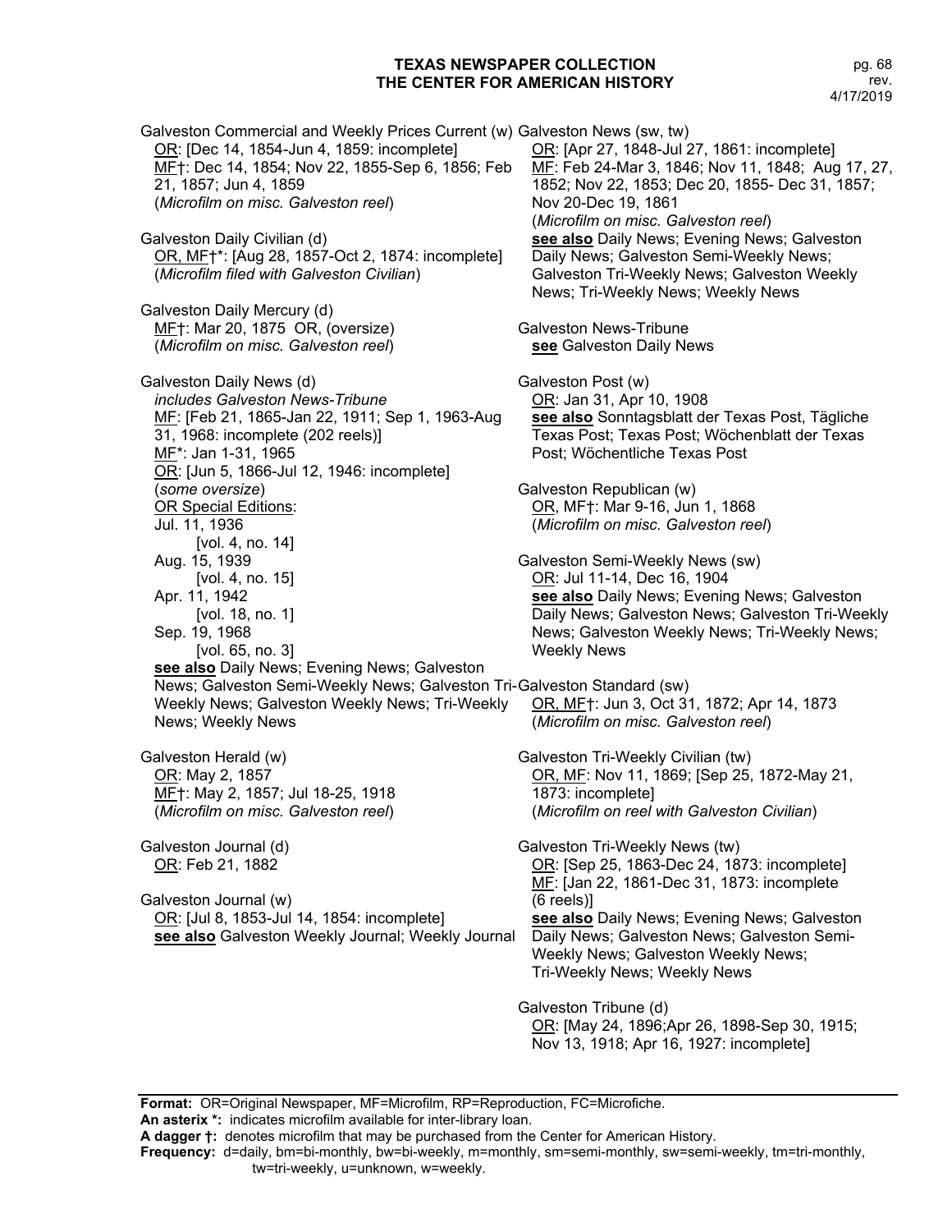Galveston Commercial and Weekly Prices Current (w)
OR: [Dec 14, 1854-Jun 4, 1859: incomplete]
MF†: Dec 14, 1854; Nov 22, 1855-Sep 6, 1856; Feb 21, 1857; Jun 4, 1859
(*Microfilm on misc. Galveston reel*)

Galveston Daily Civilian (d)
OR, MF†*: [Aug 28, 1857-Oct 2, 1874: incomplete]
(*Microfilm filed with Galveston Civilian*)

Galveston Daily Mercury (d)
MF†: Mar 20, 1875 OR, (oversize)
(*Microfilm on misc. Galveston reel*)

Galveston Daily News (d)
*includes Galveston News-Tribune*
MF: [Feb 21, 1865-Jan 22, 1911; Sep 1, 1963-Aug 31, 1968: incomplete (202 reels)]
MF*: Jan 1-31, 1965
OR: [Jun 5, 1866-Jul 12, 1946: incomplete]
(*some oversize*)
OR Special Editions:
Jul. 11, 1936
[vol. 4, no. 14]
Aug. 15, 1939
[vol. 4, no. 15]
Apr. 11, 1942
[vol. 18, no. 1]
Sep. 19, 1968
[vol. 65, no. 3]
**see also** Daily News; Evening News; Galveston News; Galveston Semi-Weekly News; Galveston Tri-Weekly News; Galveston Weekly News; Tri-Weekly News; Weekly News

Galveston Herald (w)
OR: May 2, 1857
MF†: May 2, 1857; Jul 18-25, 1918
(*Microfilm on misc. Galveston reel*)

Galveston Journal (d)
OR: Feb 21, 1882

Galveston Journal (w)
OR: [Jul 8, 1853-Jul 14, 1854: incomplete]
**see also** Galveston Weekly Journal; Weekly Journal

Galveston News (sw, tw)
OR: [Apr 27, 1848-Jul 27, 1861: incomplete]
MF: Feb 24-Mar 3, 1846; Nov 11, 1848; Aug 17, 27, 1852; Nov 22, 1853; Dec 20, 1855- Dec 31, 1857; Nov 20-Dec 19, 1861
(*Microfilm on misc. Galveston reel*)
**see also** Daily News; Evening News; Galveston Daily News; Galveston Semi-Weekly News; Galveston Tri-Weekly News; Galveston Weekly News; Tri-Weekly News; Weekly News

Galveston News-Tribune
**see** Galveston Daily News

Galveston Post (w)
OR: Jan 31, Apr 10, 1908
**see also** Sonntagsblatt der Texas Post, Tägliche Texas Post; Texas Post; Wöchenblatt der Texas Post; Wöchentliche Texas Post

Galveston Republican (w)
OR, MF†: Mar 9-16, Jun 1, 1868
(*Microfilm on misc. Galveston reel*)

Galveston Semi-Weekly News (sw)
OR: Jul 11-14, Dec 16, 1904
**see also** Daily News; Evening News; Galveston Daily News; Galveston News; Galveston Tri-Weekly News; Galveston Weekly News; Tri-Weekly News; Weekly News

Galveston Standard (sw)
OR, MF†: Jun 3, Oct 31, 1872; Apr 14, 1873
(*Microfilm on misc. Galveston reel*)

Galveston Tri-Weekly Civilian (tw)
OR, MF: Nov 11, 1869; [Sep 25, 1872-May 21, 1873: incomplete]
(*Microfilm on reel with Galveston Civilian*)

Galveston Tri-Weekly News (tw)
OR: [Sep 25, 1863-Dec 24, 1873: incomplete]
MF: [Jan 22, 1861-Dec 31, 1873: incomplete (6 reels)]
**see also** Daily News; Evening News; Galveston Daily News; Galveston News; Galveston Semi-Weekly News; Galveston Weekly News; Tri-Weekly News; Weekly News

Galveston Tribune (d)
OR: [May 24, 1896;Apr 26, 1898-Sep 30, 1915; Nov 13, 1918; Apr 16, 1927: incomplete]

**Format:** OR=Original Newspaper, MF=Microfilm, RP=Reproduction, FC=Microfiche.
**An asterix \*:** indicates microfilm available for inter-library loan.
**A dagger †:** denotes microfilm that may be purchased from the Center for American History.
**Frequency:** d=daily, bm=bi-monthly, bw=bi-weekly, m=monthly, sm=semi-monthly, sw=semi-weekly, tm=tri-monthly, tw=tri-weekly, u=unknown, w=weekly.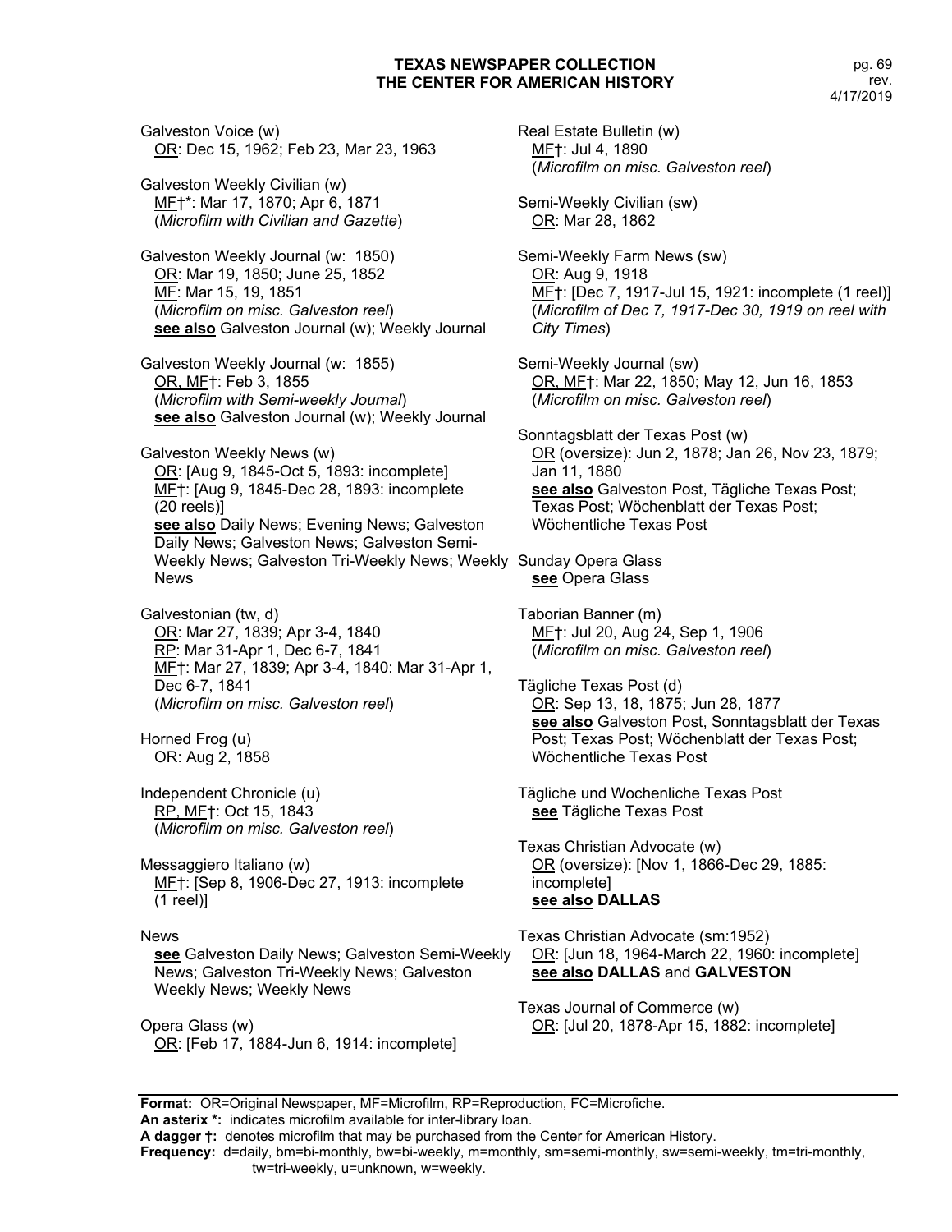Galveston Voice (w)
OR: Dec 15, 1962; Feb 23, Mar 23, 1963

Galveston Weekly Civilian (w)
MF†*: Mar 17, 1870; Apr 6, 1871
(*Microfilm with Civilian and Gazette*)

Galveston Weekly Journal (w: 1850)
OR: Mar 19, 1850; June 25, 1852
MF: Mar 15, 19, 1851
(*Microfilm on misc. Galveston reel*)
**see also** Galveston Journal (w); Weekly Journal

Galveston Weekly Journal (w: 1855)
OR, MF†: Feb 3, 1855
(*Microfilm with Semi-weekly Journal*)
**see also** Galveston Journal (w); Weekly Journal

Galveston Weekly News (w)
OR: [Aug 9, 1845-Oct 5, 1893: incomplete]
MF†: [Aug 9, 1845-Dec 28, 1893: incomplete (20 reels)]
**see also** Daily News; Evening News; Galveston Daily News; Galveston News; Galveston Semi-Weekly News; Galveston Tri-Weekly News; Weekly News

Galvestonian (tw, d)
OR: Mar 27, 1839; Apr 3-4, 1840
RP: Mar 31-Apr 1, Dec 6-7, 1841
MF†: Mar 27, 1839; Apr 3-4, 1840: Mar 31-Apr 1, Dec 6-7, 1841
(*Microfilm on misc. Galveston reel*)

Horned Frog (u)
OR: Aug 2, 1858

Independent Chronicle (u)
RP, MF†: Oct 15, 1843
(*Microfilm on misc. Galveston reel*)

Messaggiero Italiano (w)
MF†: [Sep 8, 1906-Dec 27, 1913: incomplete (1 reel)]

News
**see** Galveston Daily News; Galveston Semi-Weekly News; Galveston Tri-Weekly News; Galveston Weekly News; Weekly News

Opera Glass (w)
OR: [Feb 17, 1884-Jun 6, 1914: incomplete]

Real Estate Bulletin (w)
MF†: Jul 4, 1890
(*Microfilm on misc. Galveston reel*)

Semi-Weekly Civilian (sw)
OR: Mar 28, 1862

Semi-Weekly Farm News (sw)
OR: Aug 9, 1918
MF†: [Dec 7, 1917-Jul 15, 1921: incomplete (1 reel)]
(*Microfilm of Dec 7, 1917-Dec 30, 1919 on reel with City Times*)

Semi-Weekly Journal (sw)
OR, MF†: Mar 22, 1850; May 12, Jun 16, 1853
(*Microfilm on misc. Galveston reel*)

Sonntagsblatt der Texas Post (w)
OR (oversize): Jun 2, 1878; Jan 26, Nov 23, 1879; Jan 11, 1880
**see also** Galveston Post, Tägliche Texas Post; Texas Post; Wöchenblatt der Texas Post; Wöchentliche Texas Post

Sunday Opera Glass
**see** Opera Glass

Taborian Banner (m)
MF†: Jul 20, Aug 24, Sep 1, 1906
(*Microfilm on misc. Galveston reel*)

Tägliche Texas Post (d)
OR: Sep 13, 18, 1875; Jun 28, 1877
**see also** Galveston Post, Sonntagsblatt der Texas Post; Texas Post; Wöchenblatt der Texas Post; Wöchentliche Texas Post

Tägliche und Wochenliche Texas Post
**see** Tägliche Texas Post

Texas Christian Advocate (w)
OR (oversize): [Nov 1, 1866-Dec 29, 1885: incomplete]
**see also DALLAS**

Texas Christian Advocate (sm:1952)
OR: [Jun 18, 1964-March 22, 1960: incomplete]
**see also DALLAS** and **GALVESTON**

Texas Journal of Commerce (w)
OR: [Jul 20, 1878-Apr 15, 1882: incomplete]

---

**Format:** OR=Original Newspaper, MF=Microfilm, RP=Reproduction, FC=Microfiche.
**An asterix \*:** indicates microfilm available for inter-library loan.
**A dagger †:** denotes microfilm that may be purchased from the Center for American History.
**Frequency:** d=daily, bm=bi-monthly, bw=bi-weekly, m=monthly, sm=semi-monthly, sw=semi-weekly, tm=tri-monthly, tw=tri-weekly, u=unknown, w=weekly.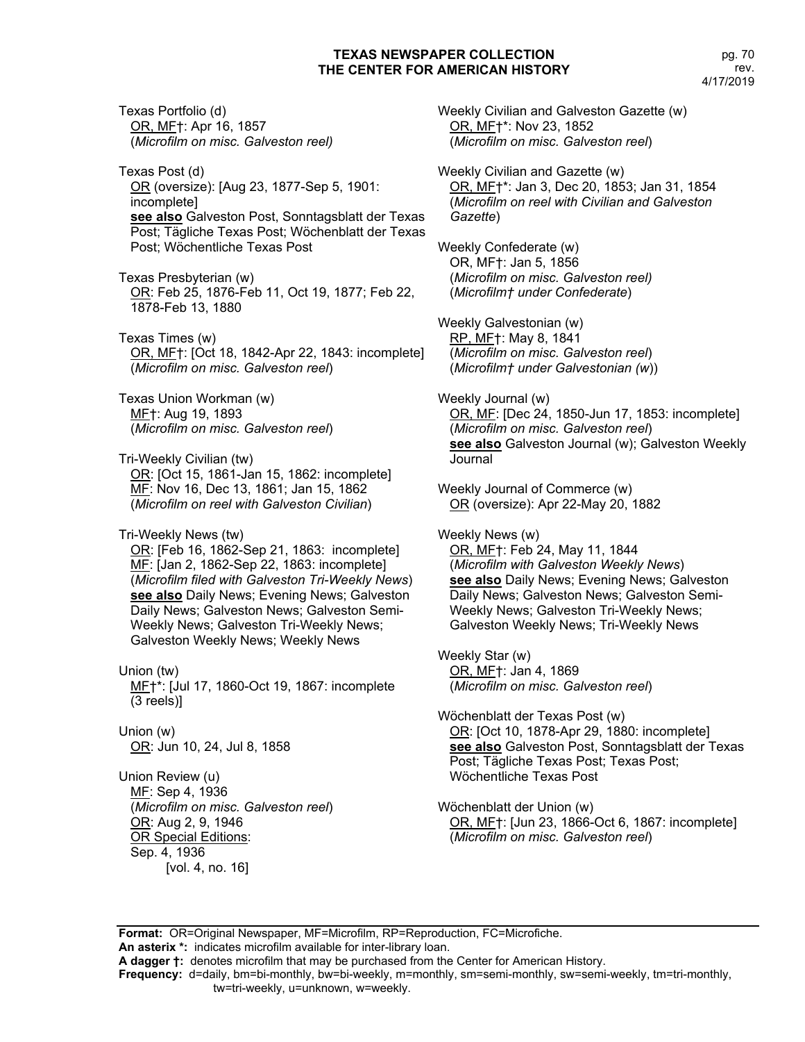Texas Portfolio (d)
OR, MF†: Apr 16, 1857
(*Microfilm on misc. Galveston reel)*

Texas Post (d)
OR (oversize): [Aug 23, 1877-Sep 5, 1901: incomplete]
**see also** Galveston Post, Sonntagsblatt der Texas Post; Tägliche Texas Post; Wöchenblatt der Texas Post; Wöchentliche Texas Post

Texas Presbyterian (w)
OR: Feb 25, 1876-Feb 11, Oct 19, 1877; Feb 22, 1878-Feb 13, 1880

Texas Times (w)
OR, MF†: [Oct 18, 1842-Apr 22, 1843: incomplete]
(*Microfilm on misc. Galveston reel*)

Texas Union Workman (w)
MF†: Aug 19, 1893
(*Microfilm on misc. Galveston reel*)

Tri-Weekly Civilian (tw)
OR: [Oct 15, 1861-Jan 15, 1862: incomplete]
MF: Nov 16, Dec 13, 1861; Jan 15, 1862
(*Microfilm on reel with Galveston Civilian*)

Tri-Weekly News (tw)
OR: [Feb 16, 1862-Sep 21, 1863: incomplete]
MF: [Jan 2, 1862-Sep 22, 1863: incomplete]
(*Microfilm filed with Galveston Tri-Weekly News*)
**see also** Daily News; Evening News; Galveston Daily News; Galveston News; Galveston Semi-Weekly News; Galveston Tri-Weekly News; Galveston Weekly News; Weekly News

Union (tw)
MF†*: [Jul 17, 1860-Oct 19, 1867: incomplete (3 reels)]

Union (w)
OR: Jun 10, 24, Jul 8, 1858

Union Review (u)
MF: Sep 4, 1936
(*Microfilm on misc. Galveston reel*)
OR: Aug 2, 9, 1946
OR Special Editions:
Sep. 4, 1936
[vol. 4, no. 16]

Weekly Civilian and Galveston Gazette (w)
OR, MF†*: Nov 23, 1852
(*Microfilm on misc. Galveston reel*)

Weekly Civilian and Gazette (w)
OR, MF†*: Jan 3, Dec 20, 1853; Jan 31, 1854
(*Microfilm on reel with Civilian and Galveston Gazette*)

Weekly Confederate (w)
OR, MF†: Jan 5, 1856
(*Microfilm on misc. Galveston reel)*
(*Microfilm† under Confederate*)

Weekly Galvestonian (w)
RP, MF†: May 8, 1841
(*Microfilm on misc. Galveston reel*)
(*Microfilm† under Galvestonian (w*))

Weekly Journal (w)
OR, MF: [Dec 24, 1850-Jun 17, 1853: incomplete]
(*Microfilm on misc. Galveston reel*)
**see also** Galveston Journal (w); Galveston Weekly Journal

Weekly Journal of Commerce (w)
OR (oversize): Apr 22-May 20, 1882

Weekly News (w)
OR, MF†: Feb 24, May 11, 1844
(*Microfilm with Galveston Weekly News*)
**see also** Daily News; Evening News; Galveston Daily News; Galveston News; Galveston Semi-Weekly News; Galveston Tri-Weekly News; Galveston Weekly News; Tri-Weekly News

Weekly Star (w)
OR, MF†: Jan 4, 1869
(*Microfilm on misc. Galveston reel*)

Wöchenblatt der Texas Post (w)
OR: [Oct 10, 1878-Apr 29, 1880: incomplete]
**see also** Galveston Post, Sonntagsblatt der Texas Post; Tägliche Texas Post; Texas Post; Wöchentliche Texas Post

Wöchenblatt der Union (w)
OR, MF†: [Jun 23, 1866-Oct 6, 1867: incomplete]
(*Microfilm on misc. Galveston reel*)

---

**Format:** OR=Original Newspaper, MF=Microfilm, RP=Reproduction, FC=Microfiche.
**An asterix *:** indicates microfilm available for inter-library loan.
**A dagger †:** denotes microfilm that may be purchased from the Center for American History.
**Frequency:** d=daily, bm=bi-monthly, bw=bi-weekly, m=monthly, sm=semi-monthly, sw=semi-weekly, tm=tri-monthly, tw=tri-weekly, u=unknown, w=weekly.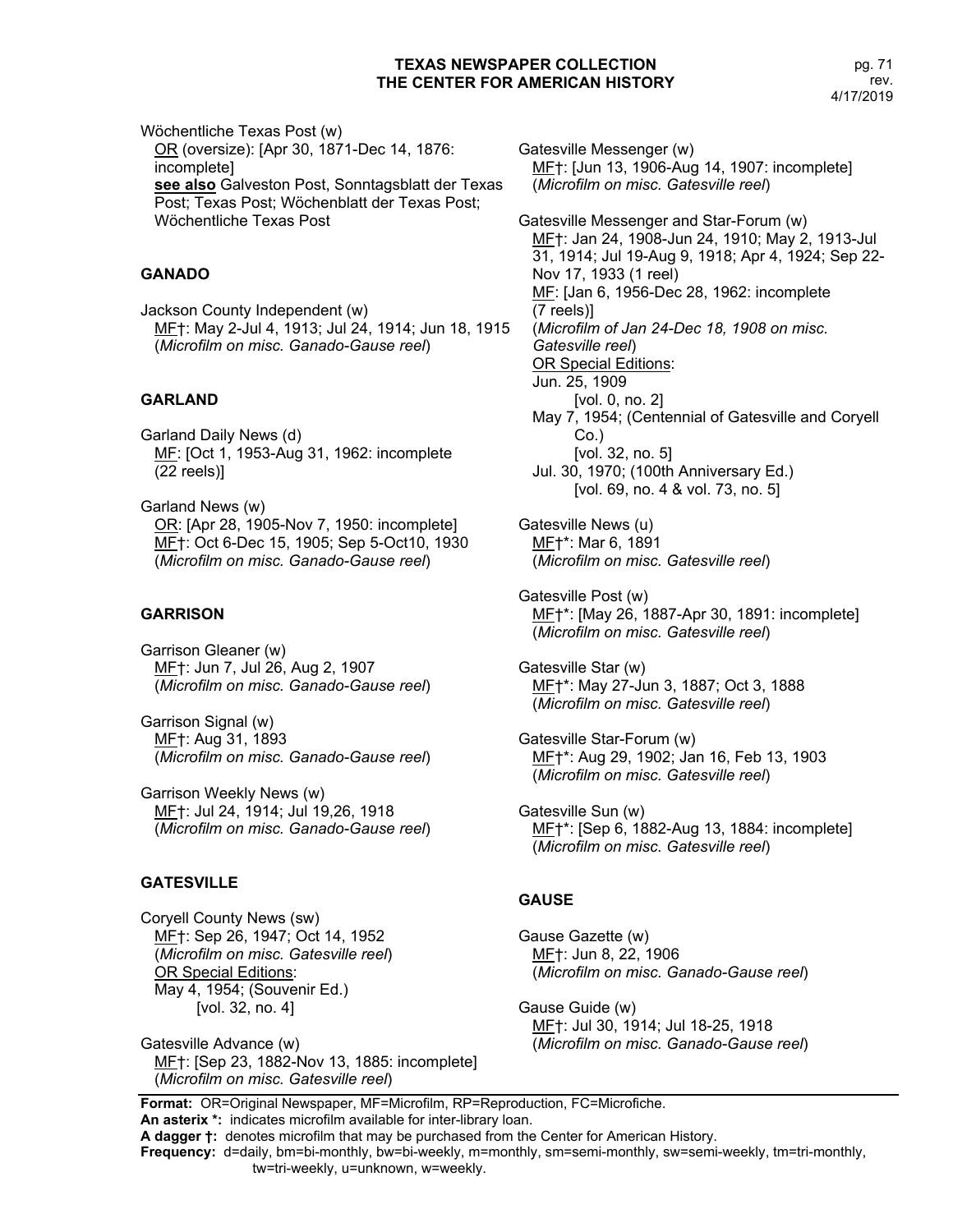Wöchentliche Texas Post (w)
OR (oversize): [Apr 30, 1871-Dec 14, 1876: incomplete]
**see also** Galveston Post, Sonntagsblatt der Texas Post; Texas Post; Wöchenblatt der Texas Post; Wöchentliche Texas Post

## GANADO

Jackson County Independent (w)
MF†: May 2-Jul 4, 1913; Jul 24, 1914; Jun 18, 1915
(*Microfilm on misc. Ganado-Gause reel*)

## GARLAND

Garland Daily News (d)
MF: [Oct 1, 1953-Aug 31, 1962: incomplete (22 reels)]

Garland News (w)
OR: [Apr 28, 1905-Nov 7, 1950: incomplete]
MF†: Oct 6-Dec 15, 1905; Sep 5-Oct10, 1930
(*Microfilm on misc. Ganado-Gause reel*)

## GARRISON

Garrison Gleaner (w)
MF†: Jun 7, Jul 26, Aug 2, 1907
(*Microfilm on misc. Ganado-Gause reel*)

Garrison Signal (w)
MF†: Aug 31, 1893
(*Microfilm on misc. Ganado-Gause reel*)

Garrison Weekly News (w)
MF†: Jul 24, 1914; Jul 19,26, 1918
(*Microfilm on misc. Ganado-Gause reel*)

## GATESVILLE

Coryell County News (sw)
MF†: Sep 26, 1947; Oct 14, 1952
(*Microfilm on misc. Gatesville reel*)
OR Special Editions:
May 4, 1954; (Souvenir Ed.)
[vol. 32, no. 4]

Gatesville Advance (w)
MF†: [Sep 23, 1882-Nov 13, 1885: incomplete]
(*Microfilm on misc. Gatesville reel*)

Gatesville Messenger (w)
MF†: [Jun 13, 1906-Aug 14, 1907: incomplete]
(*Microfilm on misc. Gatesville reel*)

Gatesville Messenger and Star-Forum (w)
MF†: Jan 24, 1908-Jun 24, 1910; May 2, 1913-Jul 31, 1914; Jul 19-Aug 9, 1918; Apr 4, 1924; Sep 22-Nov 17, 1933 (1 reel)
MF: [Jan 6, 1956-Dec 28, 1962: incomplete (7 reels)]
(*Microfilm of Jan 24-Dec 18, 1908 on misc. Gatesville reel*)
OR Special Editions:
Jun. 25, 1909
[vol. 0, no. 2]
May 7, 1954; (Centennial of Gatesville and Coryell Co.)
[vol. 32, no. 5]
Jul. 30, 1970; (100th Anniversary Ed.)
[vol. 69, no. 4 & vol. 73, no. 5]

Gatesville News (u)
MF†*: Mar 6, 1891
(*Microfilm on misc. Gatesville reel*)

Gatesville Post (w)
MF†*: [May 26, 1887-Apr 30, 1891: incomplete]
(*Microfilm on misc. Gatesville reel*)

Gatesville Star (w)
MF†*: May 27-Jun 3, 1887; Oct 3, 1888
(*Microfilm on misc. Gatesville reel*)

Gatesville Star-Forum (w)
MF†*: Aug 29, 1902; Jan 16, Feb 13, 1903
(*Microfilm on misc. Gatesville reel*)

Gatesville Sun (w)
MF†*: [Sep 6, 1882-Aug 13, 1884: incomplete]
(*Microfilm on misc. Gatesville reel*)

## GAUSE

Gause Gazette (w)
MF†: Jun 8, 22, 1906
(*Microfilm on misc. Ganado-Gause reel*)

Gause Guide (w)
MF†: Jul 30, 1914; Jul 18-25, 1918
(*Microfilm on misc. Ganado-Gause reel*)

**Format:** OR=Original Newspaper, MF=Microfilm, RP=Reproduction, FC=Microfiche.
**An asterix *:** indicates microfilm available for inter-library loan.
**A dagger †:** denotes microfilm that may be purchased from the Center for American History.
**Frequency:** d=daily, bm=bi-monthly, bw=bi-weekly, m=monthly, sm=semi-monthly, sw=semi-weekly, tm=tri-monthly, tw=tri-weekly, u=unknown, w=weekly.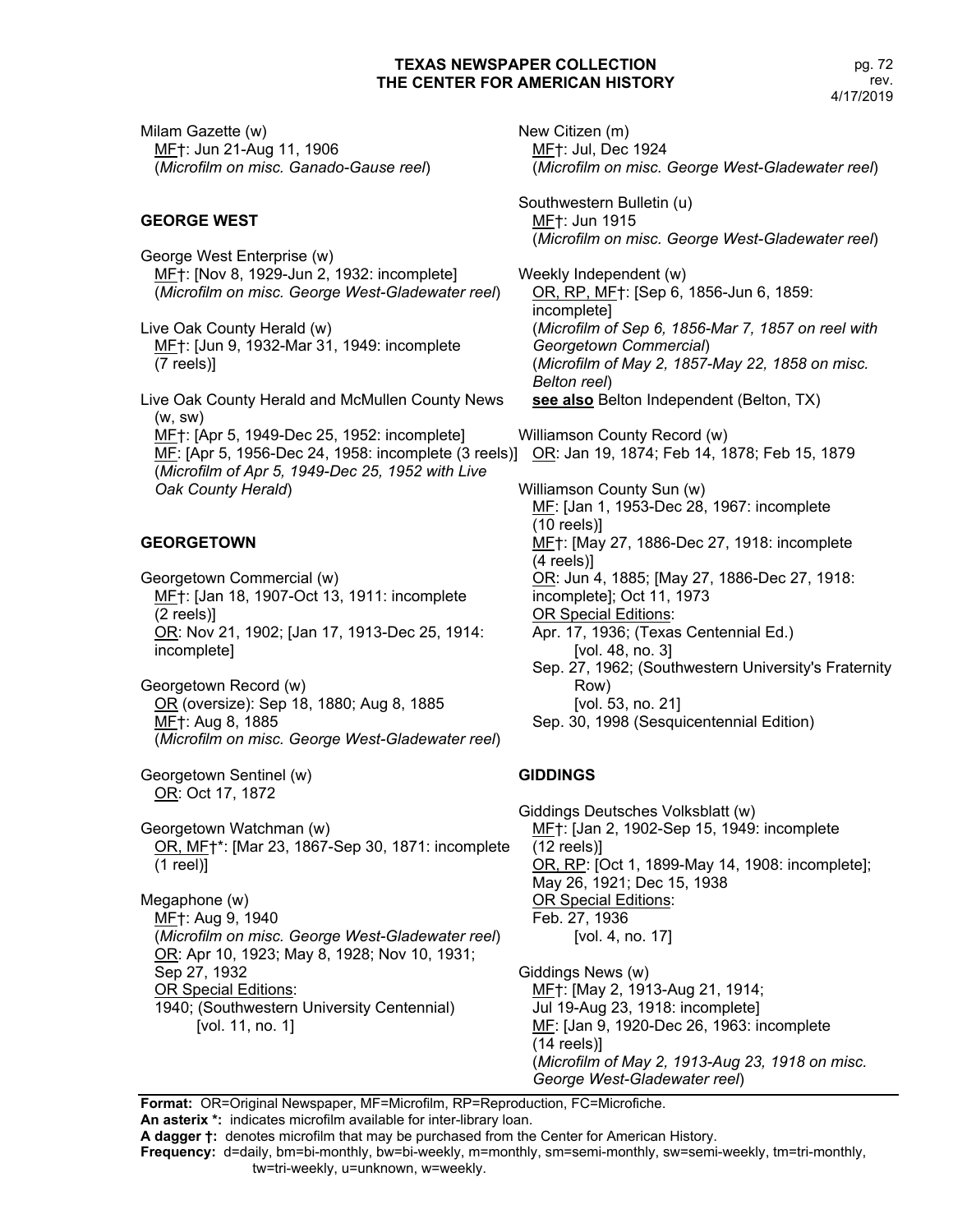Milam Gazette (w)
MF†: Jun 21-Aug 11, 1906
(*Microfilm on misc. Ganado-Gause reel*)

## GEORGE WEST

George West Enterprise (w)
MF†: [Nov 8, 1929-Jun 2, 1932: incomplete]
(*Microfilm on misc. George West-Gladewater reel*)

Live Oak County Herald (w)
MF†: [Jun 9, 1932-Mar 31, 1949: incomplete (7 reels)]

Live Oak County Herald and McMullen County News (w, sw)
MF†: [Apr 5, 1949-Dec 25, 1952: incomplete]
MF: [Apr 5, 1956-Dec 24, 1958: incomplete (3 reels)]
(*Microfilm of Apr 5, 1949-Dec 25, 1952 with Live Oak County Herald*)

## GEORGETOWN

Georgetown Commercial (w)
MF†: [Jan 18, 1907-Oct 13, 1911: incomplete (2 reels)]
OR: Nov 21, 1902; [Jan 17, 1913-Dec 25, 1914: incomplete]

Georgetown Record (w)
OR (oversize): Sep 18, 1880; Aug 8, 1885
MF†: Aug 8, 1885
(*Microfilm on misc. George West-Gladewater reel*)

Georgetown Sentinel (w)
OR: Oct 17, 1872

Georgetown Watchman (w)
OR, MF†*: [Mar 23, 1867-Sep 30, 1871: incomplete (1 reel)]

Megaphone (w)
MF†: Aug 9, 1940
(*Microfilm on misc. George West-Gladewater reel*)
OR: Apr 10, 1923; May 8, 1928; Nov 10, 1931; Sep 27, 1932
OR Special Editions:
1940; (Southwestern University Centennial)
[vol. 11, no. 1]

New Citizen (m)
MF†: Jul, Dec 1924
(*Microfilm on misc. George West-Gladewater reel*)

Southwestern Bulletin (u)
MF†: Jun 1915
(*Microfilm on misc. George West-Gladewater reel*)

Weekly Independent (w)
OR, RP, MF†: [Sep 6, 1856-Jun 6, 1859: incomplete]
(*Microfilm of Sep 6, 1856-Mar 7, 1857 on reel with Georgetown Commercial*)
(*Microfilm of May 2, 1857-May 22, 1858 on misc. Belton reel*)
**see also** Belton Independent (Belton, TX)

Williamson County Record (w)
OR: Jan 19, 1874; Feb 14, 1878; Feb 15, 1879

Williamson County Sun (w)
MF: [Jan 1, 1953-Dec 28, 1967: incomplete (10 reels)]
MF†: [May 27, 1886-Dec 27, 1918: incomplete (4 reels)]
OR: Jun 4, 1885; [May 27, 1886-Dec 27, 1918: incomplete]; Oct 11, 1973
OR Special Editions:
Apr. 17, 1936; (Texas Centennial Ed.)
[vol. 48, no. 3]
Sep. 27, 1962; (Southwestern University's Fraternity Row)
[vol. 53, no. 21]
Sep. 30, 1998 (Sesquicentennial Edition)

## GIDDINGS

Giddings Deutsches Volksblatt (w)
MF†: [Jan 2, 1902-Sep 15, 1949: incomplete (12 reels)]
OR, RP: [Oct 1, 1899-May 14, 1908: incomplete]; May 26, 1921; Dec 15, 1938
OR Special Editions:
Feb. 27, 1936
[vol. 4, no. 17]

Giddings News (w)
MF†: [May 2, 1913-Aug 21, 1914; Jul 19-Aug 23, 1918: incomplete]
MF: [Jan 9, 1920-Dec 26, 1963: incomplete (14 reels)]
(*Microfilm of May 2, 1913-Aug 23, 1918 on misc. George West-Gladewater reel*)

**Format:** OR=Original Newspaper, MF=Microfilm, RP=Reproduction, FC=Microfiche.
**An asterix \*:** indicates microfilm available for inter-library loan.
**A dagger †:** denotes microfilm that may be purchased from the Center for American History.
**Frequency:** d=daily, bm=bi-monthly, bw=bi-weekly, m=monthly, sm=semi-monthly, sw=semi-weekly, tm=tri-monthly, tw=tri-weekly, u=unknown, w=weekly.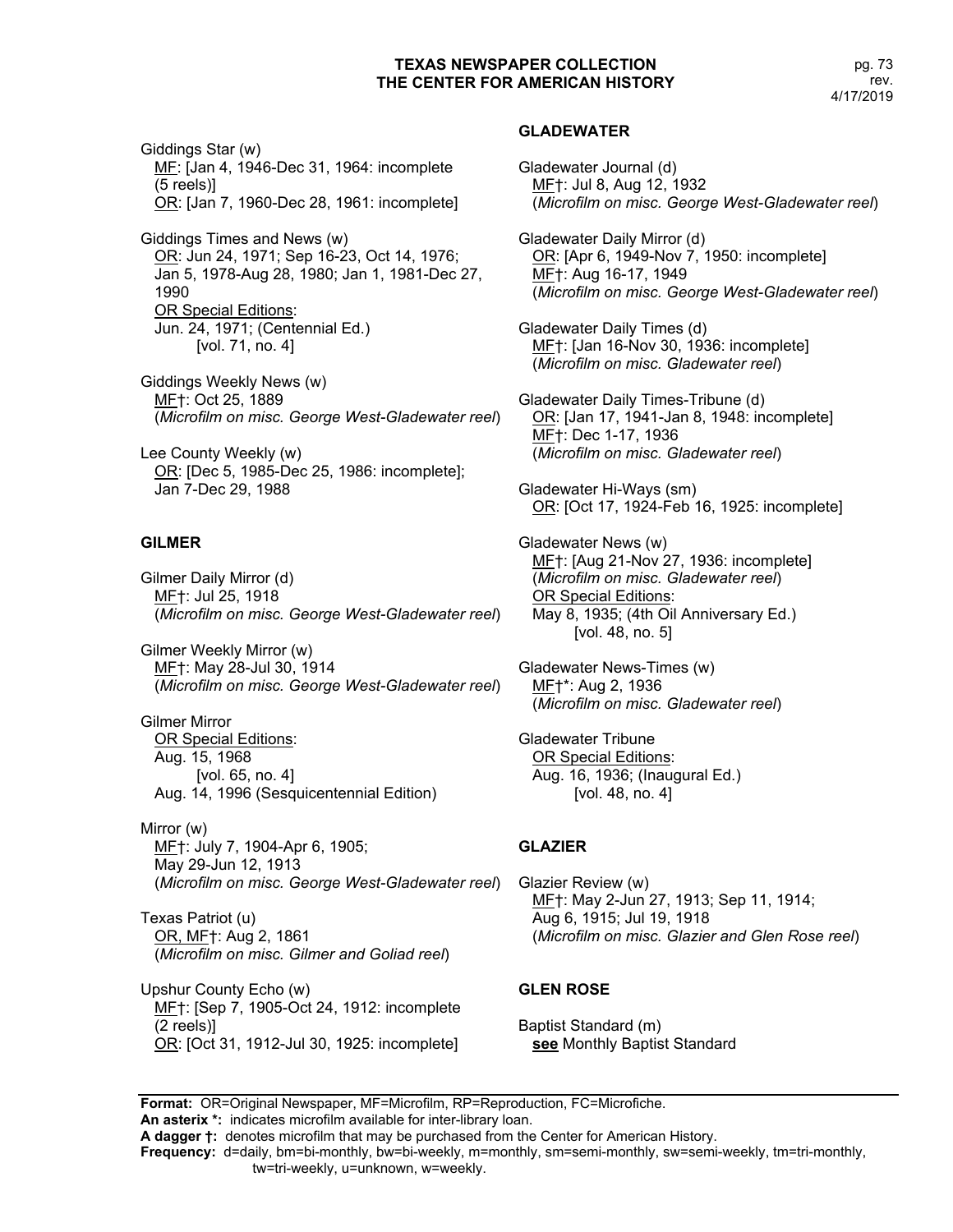Giddings Star (w)
MF: [Jan 4, 1946-Dec 31, 1964: incomplete (5 reels)]
OR: [Jan 7, 1960-Dec 28, 1961: incomplete]

Giddings Times and News (w)
OR: Jun 24, 1971; Sep 16-23, Oct 14, 1976; Jan 5, 1978-Aug 28, 1980; Jan 1, 1981-Dec 27, 1990
OR Special Editions:
Jun. 24, 1971; (Centennial Ed.)
[vol. 71, no. 4]

Giddings Weekly News (w)
MF†: Oct 25, 1889
(*Microfilm on misc. George West-Gladewater reel*)

Lee County Weekly (w)
OR: [Dec 5, 1985-Dec 25, 1986: incomplete]; Jan 7-Dec 29, 1988

## GILMER

Gilmer Daily Mirror (d)
MF†: Jul 25, 1918
(*Microfilm on misc. George West-Gladewater reel*)

Gilmer Weekly Mirror (w)
MF†: May 28-Jul 30, 1914
(*Microfilm on misc. George West-Gladewater reel*)

Gilmer Mirror
OR Special Editions:
Aug. 15, 1968
[vol. 65, no. 4]
Aug. 14, 1996 (Sesquicentennial Edition)

Mirror (w)
MF†: July 7, 1904-Apr 6, 1905; May 29-Jun 12, 1913
(*Microfilm on misc. George West-Gladewater reel*)

Texas Patriot (u)
OR, MF†: Aug 2, 1861
(*Microfilm on misc. Gilmer and Goliad reel*)

Upshur County Echo (w)
MF†: [Sep 7, 1905-Oct 24, 1912: incomplete (2 reels)]
OR: [Oct 31, 1912-Jul 30, 1925: incomplete]

## GLADEWATER

Gladewater Journal (d)
MF†: Jul 8, Aug 12, 1932
(*Microfilm on misc. George West-Gladewater reel*)

Gladewater Daily Mirror (d)
OR: [Apr 6, 1949-Nov 7, 1950: incomplete]
MF†: Aug 16-17, 1949
(*Microfilm on misc. George West-Gladewater reel*)

Gladewater Daily Times (d)
MF†: [Jan 16-Nov 30, 1936: incomplete]
(*Microfilm on misc. Gladewater reel*)

Gladewater Daily Times-Tribune (d)
OR: [Jan 17, 1941-Jan 8, 1948: incomplete]
MF†: Dec 1-17, 1936
(*Microfilm on misc. Gladewater reel*)

Gladewater Hi-Ways (sm)
OR: [Oct 17, 1924-Feb 16, 1925: incomplete]

Gladewater News (w)
MF†: [Aug 21-Nov 27, 1936: incomplete]
(*Microfilm on misc. Gladewater reel*)
OR Special Editions:
May 8, 1935; (4th Oil Anniversary Ed.)
[vol. 48, no. 5]

Gladewater News-Times (w)
MF†*: Aug 2, 1936
(*Microfilm on misc. Gladewater reel*)

Gladewater Tribune
OR Special Editions:
Aug. 16, 1936; (Inaugural Ed.)
[vol. 48, no. 4]

## GLAZIER

Glazier Review (w)
MF†: May 2-Jun 27, 1913; Sep 11, 1914; Aug 6, 1915; Jul 19, 1918
(*Microfilm on misc. Glazier and Glen Rose reel*)

## GLEN ROSE

Baptist Standard (m)
**see** Monthly Baptist Standard

---

**Format:** OR=Original Newspaper, MF=Microfilm, RP=Reproduction, FC=Microfiche.
**An asterix *:** indicates microfilm available for inter-library loan.
**A dagger †:** denotes microfilm that may be purchased from the Center for American History.
**Frequency:** d=daily, bm=bi-monthly, bw=bi-weekly, m=monthly, sm=semi-monthly, sw=semi-weekly, tm=tri-monthly, tw=tri-weekly, u=unknown, w=weekly.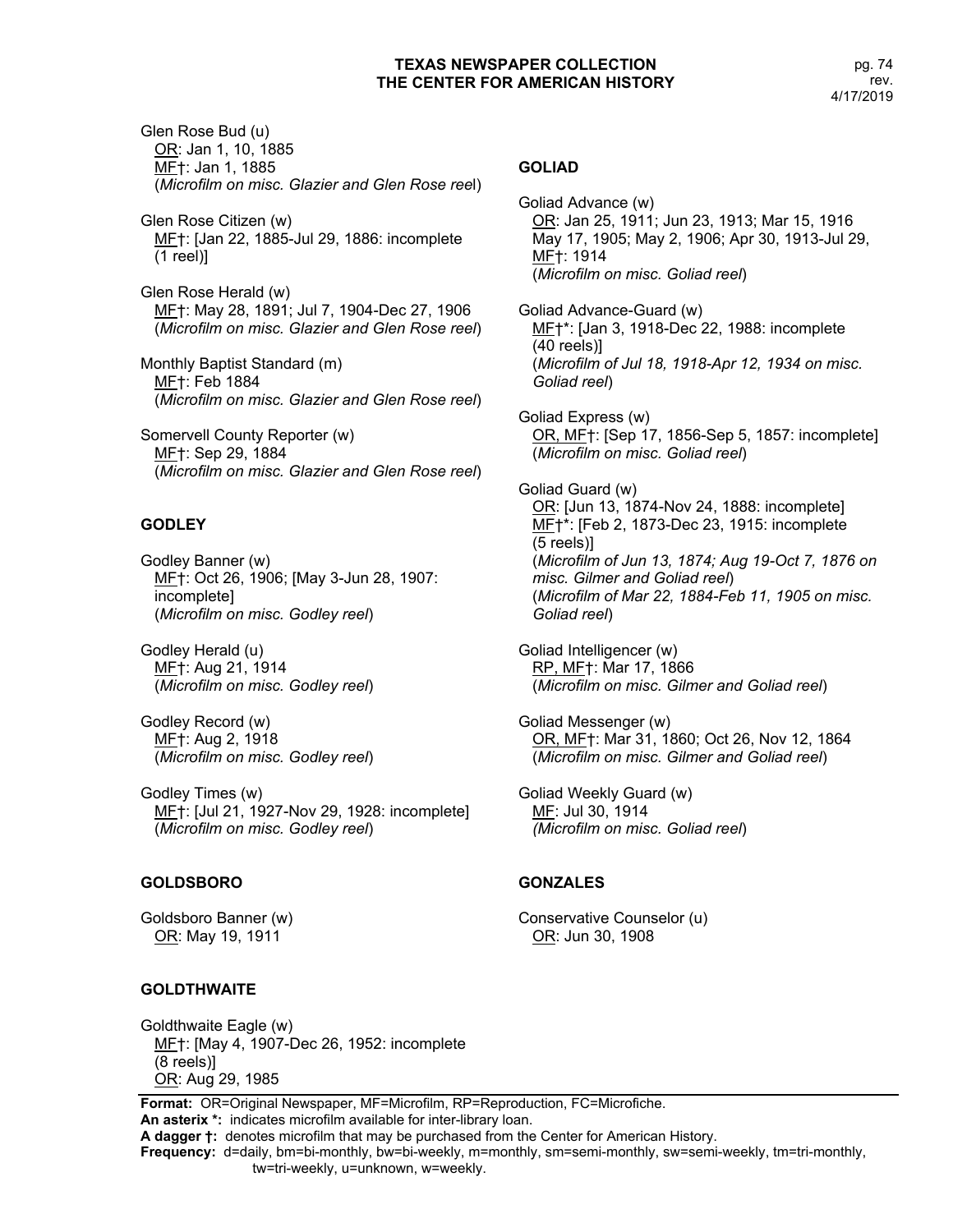Glen Rose Bud (u)
OR: Jan 1, 10, 1885
MF†: Jan 1, 1885
(*Microfilm on misc. Glazier and Glen Rose reel*)

Glen Rose Citizen (w)
MF†: [Jan 22, 1885-Jul 29, 1886: incomplete (1 reel)]

Glen Rose Herald (w)
MF†: May 28, 1891; Jul 7, 1904-Dec 27, 1906
(*Microfilm on misc. Glazier and Glen Rose reel*)

Monthly Baptist Standard (m)
MF†: Feb 1884
(*Microfilm on misc. Glazier and Glen Rose reel*)

Somervell County Reporter (w)
MF†: Sep 29, 1884
(*Microfilm on misc. Glazier and Glen Rose reel*)

## GODLEY

Godley Banner (w)
MF†: Oct 26, 1906; [May 3-Jun 28, 1907: incomplete]
(*Microfilm on misc. Godley reel*)

Godley Herald (u)
MF†: Aug 21, 1914
(*Microfilm on misc. Godley reel*)

Godley Record (w)
MF†: Aug 2, 1918
(*Microfilm on misc. Godley reel*)

Godley Times (w)
MF†: [Jul 21, 1927-Nov 29, 1928: incomplete]
(*Microfilm on misc. Godley reel*)

## GOLDSBORO

Goldsboro Banner (w)
OR: May 19, 1911

## GOLDTHWAITE

Goldthwaite Eagle (w)
MF†: [May 4, 1907-Dec 26, 1952: incomplete (8 reels)]
OR: Aug 29, 1985

## GOLIAD

Goliad Advance (w)
OR: Jan 25, 1911; Jun 23, 1913; Mar 15, 1916
May 17, 1905; May 2, 1906; Apr 30, 1913-Jul 29,
MF†: 1914
(*Microfilm on misc. Goliad reel*)

Goliad Advance-Guard (w)
MF†*: [Jan 3, 1918-Dec 22, 1988: incomplete (40 reels)]
(*Microfilm of Jul 18, 1918-Apr 12, 1934 on misc. Goliad reel*)

Goliad Express (w)
OR, MF†: [Sep 17, 1856-Sep 5, 1857: incomplete]
(*Microfilm on misc. Goliad reel*)

Goliad Guard (w)
OR: [Jun 13, 1874-Nov 24, 1888: incomplete]
MF†*: [Feb 2, 1873-Dec 23, 1915: incomplete (5 reels)]
(*Microfilm of Jun 13, 1874; Aug 19-Oct 7, 1876 on misc. Gilmer and Goliad reel*)
(*Microfilm of Mar 22, 1884-Feb 11, 1905 on misc. Goliad reel*)

Goliad Intelligencer (w)
RP, MF†: Mar 17, 1866
(*Microfilm on misc. Gilmer and Goliad reel*)

Goliad Messenger (w)
OR, MF†: Mar 31, 1860; Oct 26, Nov 12, 1864
(*Microfilm on misc. Gilmer and Goliad reel*)

Goliad Weekly Guard (w)
MF: Jul 30, 1914
(*Microfilm on misc. Goliad reel*)

## GONZALES

Conservative Counselor (u)
OR: Jun 30, 1908

**Format:** OR=Original Newspaper, MF=Microfilm, RP=Reproduction, FC=Microfiche.
**An asterix \*:** indicates microfilm available for inter-library loan.
**A dagger †:** denotes microfilm that may be purchased from the Center for American History.
**Frequency:** d=daily, bm=bi-monthly, bw=bi-weekly, m=monthly, sm=semi-monthly, sw=semi-weekly, tm=tri-monthly, tw=tri-weekly, u=unknown, w=weekly.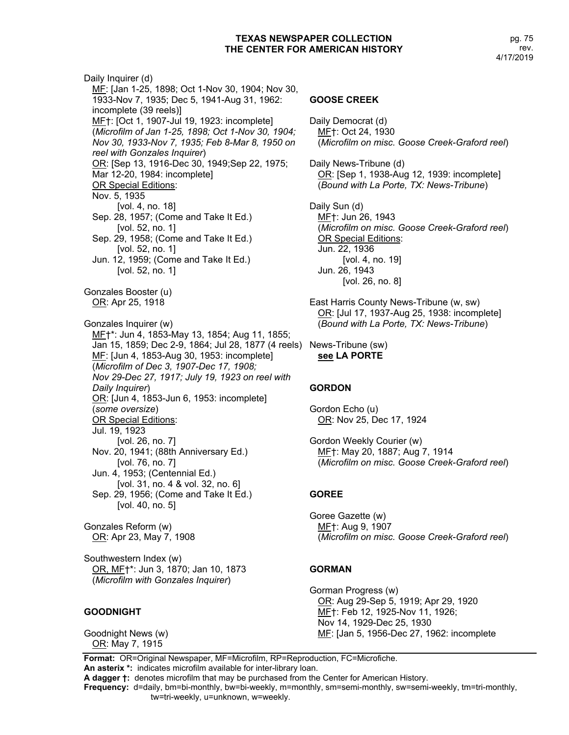Daily Inquirer (d)
MF: [Jan 1-25, 1898; Oct 1-Nov 30, 1904; Nov 30, 1933-Nov 7, 1935; Dec 5, 1941-Aug 31, 1962: incomplete (39 reels)]
MF†: [Oct 1, 1907-Jul 19, 1923: incomplete]
(*Microfilm of Jan 1-25, 1898; Oct 1-Nov 30, 1904; Nov 30, 1933-Nov 7, 1935; Feb 8-Mar 8, 1950 on reel with Gonzales Inquirer*)
OR: [Sep 13, 1916-Dec 30, 1949;Sep 22, 1975; Mar 12-20, 1984: incomplete]
OR Special Editions:
Nov. 5, 1935
[vol. 4, no. 18]
Sep. 28, 1957; (Come and Take It Ed.)
[vol. 52, no. 1]
Sep. 29, 1958; (Come and Take It Ed.)
[vol. 52, no. 1]
Jun. 12, 1959; (Come and Take It Ed.)
[vol. 52, no. 1]

Gonzales Booster (u)
OR: Apr 25, 1918

Gonzales Inquirer (w)
MF†*: Jun 4, 1853-May 13, 1854; Aug 11, 1855; Jan 15, 1859; Dec 2-9, 1864; Jul 28, 1877 (4 reels)
MF: [Jun 4, 1853-Aug 30, 1953: incomplete]
(*Microfilm of Dec 3, 1907-Dec 17, 1908; Nov 29-Dec 27, 1917; July 19, 1923 on reel with Daily Inquirer*)
OR: [Jun 4, 1853-Jun 6, 1953: incomplete]
(*some oversize*)
OR Special Editions:
Jul. 19, 1923
[vol. 26, no. 7]
Nov. 20, 1941; (88th Anniversary Ed.)
[vol. 76, no. 7]
Jun. 4, 1953; (Centennial Ed.)
[vol. 31, no. 4 & vol. 32, no. 6]
Sep. 29, 1956; (Come and Take It Ed.)
[vol. 40, no. 5]

Gonzales Reform (w)
OR: Apr 23, May 7, 1908

Southwestern Index (w)
OR, MF†*: Jun 3, 1870; Jan 10, 1873
(*Microfilm with Gonzales Inquirer*)

### GOODNIGHT

Goodnight News (w)
OR: May 7, 1915

### GOOSE CREEK

Daily Democrat (d)
MF†: Oct 24, 1930
(*Microfilm on misc. Goose Creek-Graford reel*)

Daily News-Tribune (d)
OR: [Sep 1, 1938-Aug 12, 1939: incomplete]
(*Bound with La Porte, TX: News-Tribune*)

Daily Sun (d)
MF†: Jun 26, 1943
(*Microfilm on misc. Goose Creek-Graford reel*)
OR Special Editions:
Jun. 22, 1936
[vol. 4, no. 19]
Jun. 26, 1943
[vol. 26, no. 8]

East Harris County News-Tribune (w, sw)
OR: [Jul 17, 1937-Aug 25, 1938: incomplete]
(*Bound with La Porte, TX: News-Tribune*)

News-Tribune (sw)
**see LA PORTE**

### GORDON

Gordon Echo (u)
OR: Nov 25, Dec 17, 1924

Gordon Weekly Courier (w)
MF†: May 20, 1887; Aug 7, 1914
(*Microfilm on misc. Goose Creek-Graford reel*)

### GOREE

Goree Gazette (w)
MF†: Aug 9, 1907
(*Microfilm on misc. Goose Creek-Graford reel*)

### GORMAN

Gorman Progress (w)
OR: Aug 29-Sep 5, 1919; Apr 29, 1920
MF†: Feb 12, 1925-Nov 11, 1926; Nov 14, 1929-Dec 25, 1930
MF: [Jan 5, 1956-Dec 27, 1962: incomplete

**Format:** OR=Original Newspaper, MF=Microfilm, RP=Reproduction, FC=Microfiche.
**An asterix *:** indicates microfilm available for inter-library loan.
**A dagger †:** denotes microfilm that may be purchased from the Center for American History.
**Frequency:** d=daily, bm=bi-monthly, bw=bi-weekly, m=monthly, sm=semi-monthly, sw=semi-weekly, tm=tri-monthly, tw=tri-weekly, u=unknown, w=weekly.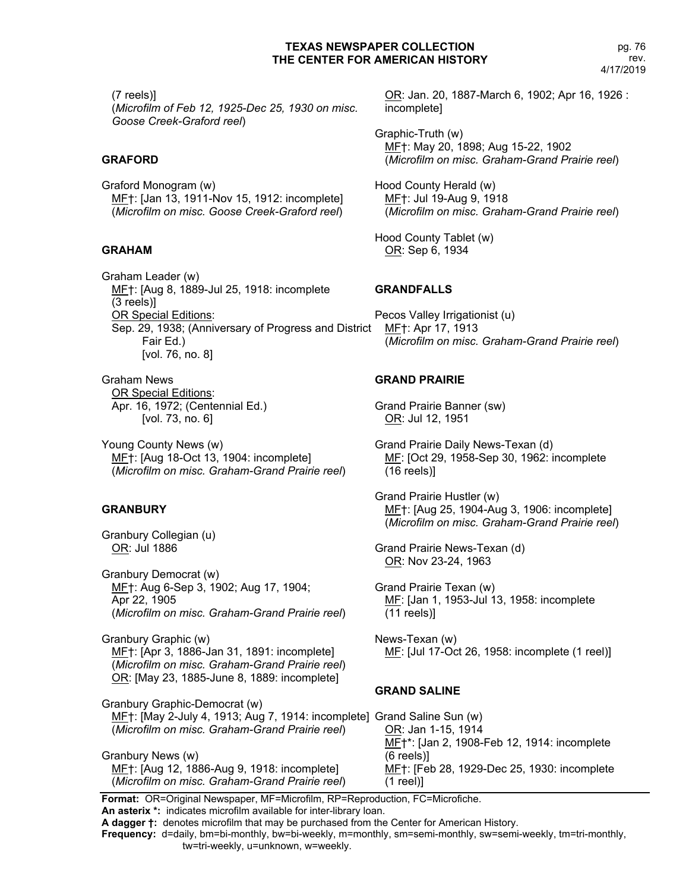(7 reels)]
(*Microfilm of Feb 12, 1925-Dec 25, 1930 on misc. Goose Creek-Graford reel*)

### GRAFORD

Graford Monogram (w)
MF†: [Jan 13, 1911-Nov 15, 1912: incomplete]
(*Microfilm on misc. Goose Creek-Graford reel*)

### GRAHAM

Graham Leader (w)
MF†: [Aug 8, 1889-Jul 25, 1918: incomplete (3 reels)]
OR Special Editions:
Sep. 29, 1938; (Anniversary of Progress and District Fair Ed.)
[vol. 76, no. 8]

Graham News
OR Special Editions:
Apr. 16, 1972; (Centennial Ed.)
[vol. 73, no. 6]

Young County News (w)
MF†: [Aug 18-Oct 13, 1904: incomplete]
(*Microfilm on misc. Graham-Grand Prairie reel*)

### GRANBURY

Granbury Collegian (u)
OR: Jul 1886

Granbury Democrat (w)
MF†: Aug 6-Sep 3, 1902; Aug 17, 1904; Apr 22, 1905
(*Microfilm on misc. Graham-Grand Prairie reel*)

Granbury Graphic (w)
MF†: [Apr 3, 1886-Jan 31, 1891: incomplete]
(*Microfilm on misc. Graham-Grand Prairie reel*)
OR: [May 23, 1885-June 8, 1889: incomplete]

Granbury Graphic-Democrat (w)
MF†: [May 2-July 4, 1913; Aug 7, 1914: incomplete]
(*Microfilm on misc. Graham-Grand Prairie reel*)

Granbury News (w)
MF†: [Aug 12, 1886-Aug 9, 1918: incomplete]
(*Microfilm on misc. Graham-Grand Prairie reel*)
OR: Jan. 20, 1887-March 6, 1902; Apr 16, 1926 : incomplete]

Graphic-Truth (w)
MF†: May 20, 1898; Aug 15-22, 1902
(*Microfilm on misc. Graham-Grand Prairie reel*)

Hood County Herald (w)
MF†: Jul 19-Aug 9, 1918
(*Microfilm on misc. Graham-Grand Prairie reel*)

Hood County Tablet (w)
OR: Sep 6, 1934

### GRANDFALLS

Pecos Valley Irrigationist (u)
MF†: Apr 17, 1913
(*Microfilm on misc. Graham-Grand Prairie reel*)

### GRAND PRAIRIE

Grand Prairie Banner (sw)
OR: Jul 12, 1951

Grand Prairie Daily News-Texan (d)
MF: [Oct 29, 1958-Sep 30, 1962: incomplete (16 reels)]

Grand Prairie Hustler (w)
MF†: [Aug 25, 1904-Aug 3, 1906: incomplete]
(*Microfilm on misc. Graham-Grand Prairie reel*)

Grand Prairie News-Texan (d)
OR: Nov 23-24, 1963

Grand Prairie Texan (w)
MF: [Jan 1, 1953-Jul 13, 1958: incomplete (11 reels)]

News-Texan (w)
MF: [Jul 17-Oct 26, 1958: incomplete (1 reel)]

### GRAND SALINE

Grand Saline Sun (w)
OR: Jan 1-15, 1914
MF†*: [Jan 2, 1908-Feb 12, 1914: incomplete (6 reels)]
MF†: [Feb 28, 1929-Dec 25, 1930: incomplete (1 reel)]

**Format:** OR=Original Newspaper, MF=Microfilm, RP=Reproduction, FC=Microfiche.
**An asterix *:** indicates microfilm available for inter-library loan.
**A dagger †:** denotes microfilm that may be purchased from the Center for American History.
**Frequency:** d=daily, bm=bi-monthly, bw=bi-weekly, m=monthly, sm=semi-monthly, sw=semi-weekly, tm=tri-monthly, tw=tri-weekly, u=unknown, w=weekly.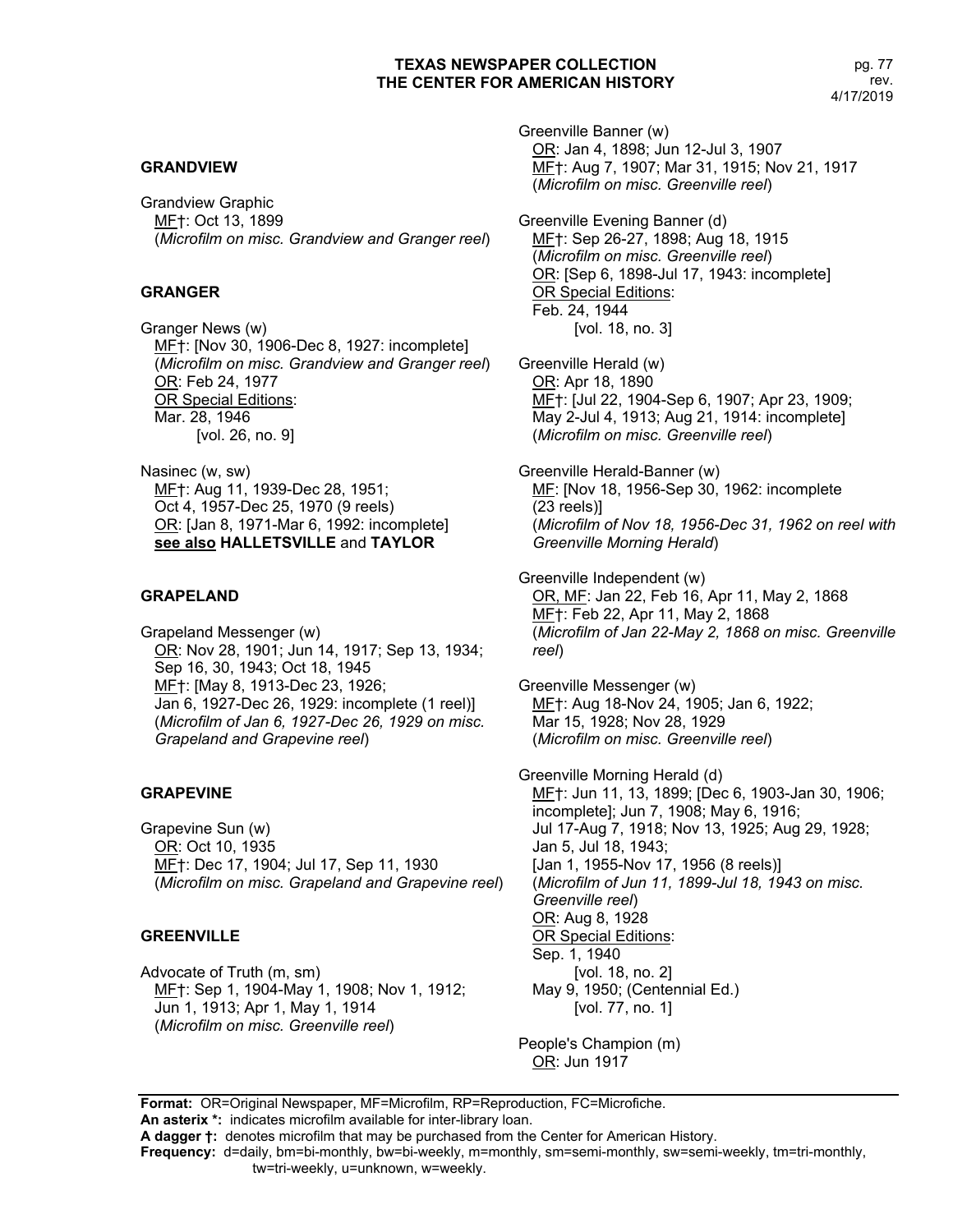## GRANDVIEW

Grandview Graphic
MF†: Oct 13, 1899
(*Microfilm on misc. Grandview and Granger reel*)

## GRANGER

Granger News (w)
MF†: [Nov 30, 1906-Dec 8, 1927: incomplete]
(*Microfilm on misc. Grandview and Granger reel*)
OR: Feb 24, 1977
OR Special Editions:
Mar. 28, 1946
[vol. 26, no. 9]

Nasinec (w, sw)
MF†: Aug 11, 1939-Dec 28, 1951;
Oct 4, 1957-Dec 25, 1970 (9 reels)
OR: [Jan 8, 1971-Mar 6, 1992: incomplete]
**see also HALLETSVILLE** and **TAYLOR**

## GRAPELAND

Grapeland Messenger (w)
OR: Nov 28, 1901; Jun 14, 1917; Sep 13, 1934;
Sep 16, 30, 1943; Oct 18, 1945
MF†: [May 8, 1913-Dec 23, 1926;
Jan 6, 1927-Dec 26, 1929: incomplete (1 reel)]
(*Microfilm of Jan 6, 1927-Dec 26, 1929 on misc. Grapeland and Grapevine reel*)

## GRAPEVINE

Grapevine Sun (w)
OR: Oct 10, 1935
MF†: Dec 17, 1904; Jul 17, Sep 11, 1930
(*Microfilm on misc. Grapeland and Grapevine reel*)

## GREENVILLE

Advocate of Truth (m, sm)
MF†: Sep 1, 1904-May 1, 1908; Nov 1, 1912;
Jun 1, 1913; Apr 1, May 1, 1914
(*Microfilm on misc. Greenville reel*)

Greenville Banner (w)
OR: Jan 4, 1898; Jun 12-Jul 3, 1907
MF†: Aug 7, 1907; Mar 31, 1915; Nov 21, 1917
(*Microfilm on misc. Greenville reel*)

Greenville Evening Banner (d)
MF†: Sep 26-27, 1898; Aug 18, 1915
(*Microfilm on misc. Greenville reel*)
OR: [Sep 6, 1898-Jul 17, 1943: incomplete]
OR Special Editions:
Feb. 24, 1944
[vol. 18, no. 3]

Greenville Herald (w)
OR: Apr 18, 1890
MF†: [Jul 22, 1904-Sep 6, 1907; Apr 23, 1909;
May 2-Jul 4, 1913; Aug 21, 1914: incomplete]
(*Microfilm on misc. Greenville reel*)

Greenville Herald-Banner (w)
MF: [Nov 18, 1956-Sep 30, 1962: incomplete
(23 reels)]
(*Microfilm of Nov 18, 1956-Dec 31, 1962 on reel with Greenville Morning Herald*)

Greenville Independent (w)
OR, MF: Jan 22, Feb 16, Apr 11, May 2, 1868
MF†: Feb 22, Apr 11, May 2, 1868
(*Microfilm of Jan 22-May 2, 1868 on misc. Greenville reel*)

Greenville Messenger (w)
MF†: Aug 18-Nov 24, 1905; Jan 6, 1922;
Mar 15, 1928; Nov 28, 1929
(*Microfilm on misc. Greenville reel*)

Greenville Morning Herald (d)
MF†: Jun 11, 13, 1899; [Dec 6, 1903-Jan 30, 1906;
incomplete]; Jun 7, 1908; May 6, 1916;
Jul 17-Aug 7, 1918; Nov 13, 1925; Aug 29, 1928;
Jan 5, Jul 18, 1943;
[Jan 1, 1955-Nov 17, 1956 (8 reels)]
(*Microfilm of Jun 11, 1899-Jul 18, 1943 on misc. Greenville reel*)
OR: Aug 8, 1928
OR Special Editions:
Sep. 1, 1940
[vol. 18, no. 2]
May 9, 1950; (Centennial Ed.)
[vol. 77, no. 1]

People's Champion (m)
OR: Jun 1917

---

**Format:** OR=Original Newspaper, MF=Microfilm, RP=Reproduction, FC=Microfiche.
**An asterix *:** indicates microfilm available for inter-library loan.
**A dagger †:** denotes microfilm that may be purchased from the Center for American History.
**Frequency:** d=daily, bm=bi-monthly, bw=bi-weekly, m=monthly, sm=semi-monthly, sw=semi-weekly, tm=tri-monthly, tw=tri-weekly, u=unknown, w=weekly.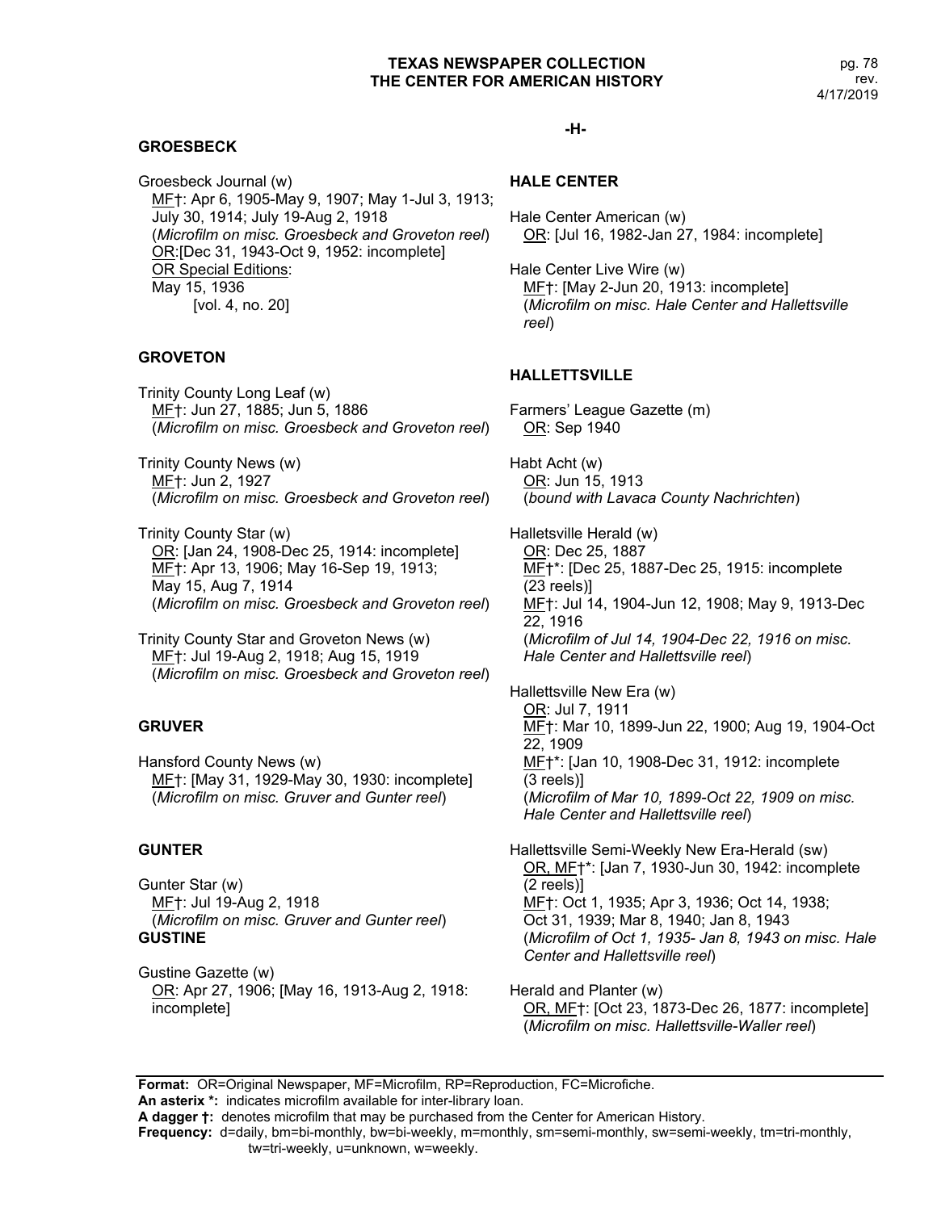## GROESBECK

Groesbeck Journal (w)
MF†: Apr 6, 1905-May 9, 1907; May 1-Jul 3, 1913; July 30, 1914; July 19-Aug 2, 1918
(*Microfilm on misc. Groesbeck and Groveton reel*)
OR:[Dec 31, 1943-Oct 9, 1952: incomplete]
OR Special Editions:
May 15, 1936
[vol. 4, no. 20]

## GROVETON

Trinity County Long Leaf (w)
MF†: Jun 27, 1885; Jun 5, 1886
(*Microfilm on misc. Groesbeck and Groveton reel*)

Trinity County News (w)
MF†: Jun 2, 1927
(*Microfilm on misc. Groesbeck and Groveton reel*)

Trinity County Star (w)
OR: [Jan 24, 1908-Dec 25, 1914: incomplete]
MF†: Apr 13, 1906; May 16-Sep 19, 1913; May 15, Aug 7, 1914
(*Microfilm on misc. Groesbeck and Groveton reel*)

Trinity County Star and Groveton News (w)
MF†: Jul 19-Aug 2, 1918; Aug 15, 1919
(*Microfilm on misc. Groesbeck and Groveton reel*)

## GRUVER

Hansford County News (w)
MF†: [May 31, 1929-May 30, 1930: incomplete]
(*Microfilm on misc. Gruver and Gunter reel*)

## GUNTER

Gunter Star (w)
MF†: Jul 19-Aug 2, 1918
(*Microfilm on misc. Gruver and Gunter reel*)

## GUSTINE

Gustine Gazette (w)
OR: Apr 27, 1906; [May 16, 1913-Aug 2, 1918: incomplete]

# -H-

## HALE CENTER

Hale Center American (w)
OR: [Jul 16, 1982-Jan 27, 1984: incomplete]

Hale Center Live Wire (w)
MF†: [May 2-Jun 20, 1913: incomplete]
(*Microfilm on misc. Hale Center and Hallettsville reel*)

## HALLETTSVILLE

Farmers' League Gazette (m)
OR: Sep 1940

Habt Acht (w)
OR: Jun 15, 1913
(*bound with Lavaca County Nachrichten*)

Halletsville Herald (w)
OR: Dec 25, 1887
MF†*: [Dec 25, 1887-Dec 25, 1915: incomplete (23 reels)]
MF†: Jul 14, 1904-Jun 12, 1908; May 9, 1913-Dec 22, 1916
(*Microfilm of Jul 14, 1904-Dec 22, 1916 on misc. Hale Center and Hallettsville reel*)

Hallettsville New Era (w)
OR: Jul 7, 1911
MF†: Mar 10, 1899-Jun 22, 1900; Aug 19, 1904-Oct 22, 1909
MF†*: [Jan 10, 1908-Dec 31, 1912: incomplete (3 reels)]
(*Microfilm of Mar 10, 1899-Oct 22, 1909 on misc. Hale Center and Hallettsville reel*)

Hallettsville Semi-Weekly New Era-Herald (sw)
OR, MF†*: [Jan 7, 1930-Jun 30, 1942: incomplete (2 reels)]
MF†: Oct 1, 1935; Apr 3, 1936; Oct 14, 1938; Oct 31, 1939; Mar 8, 1940; Jan 8, 1943
(*Microfilm of Oct 1, 1935- Jan 8, 1943 on misc. Hale Center and Hallettsville reel*)

Herald and Planter (w)
OR, MF†: [Oct 23, 1873-Dec 26, 1877: incomplete]
(*Microfilm on misc. Hallettsville-Waller reel*)

**Format:** OR=Original Newspaper, MF=Microfilm, RP=Reproduction, FC=Microfiche.
**An asterix *:** indicates microfilm available for inter-library loan.
**A dagger †:** denotes microfilm that may be purchased from the Center for American History.
**Frequency:** d=daily, bm=bi-monthly, bw=bi-weekly, m=monthly, sm=semi-monthly, sw=semi-weekly, tm=tri-monthly, tw=tri-weekly, u=unknown, w=weekly.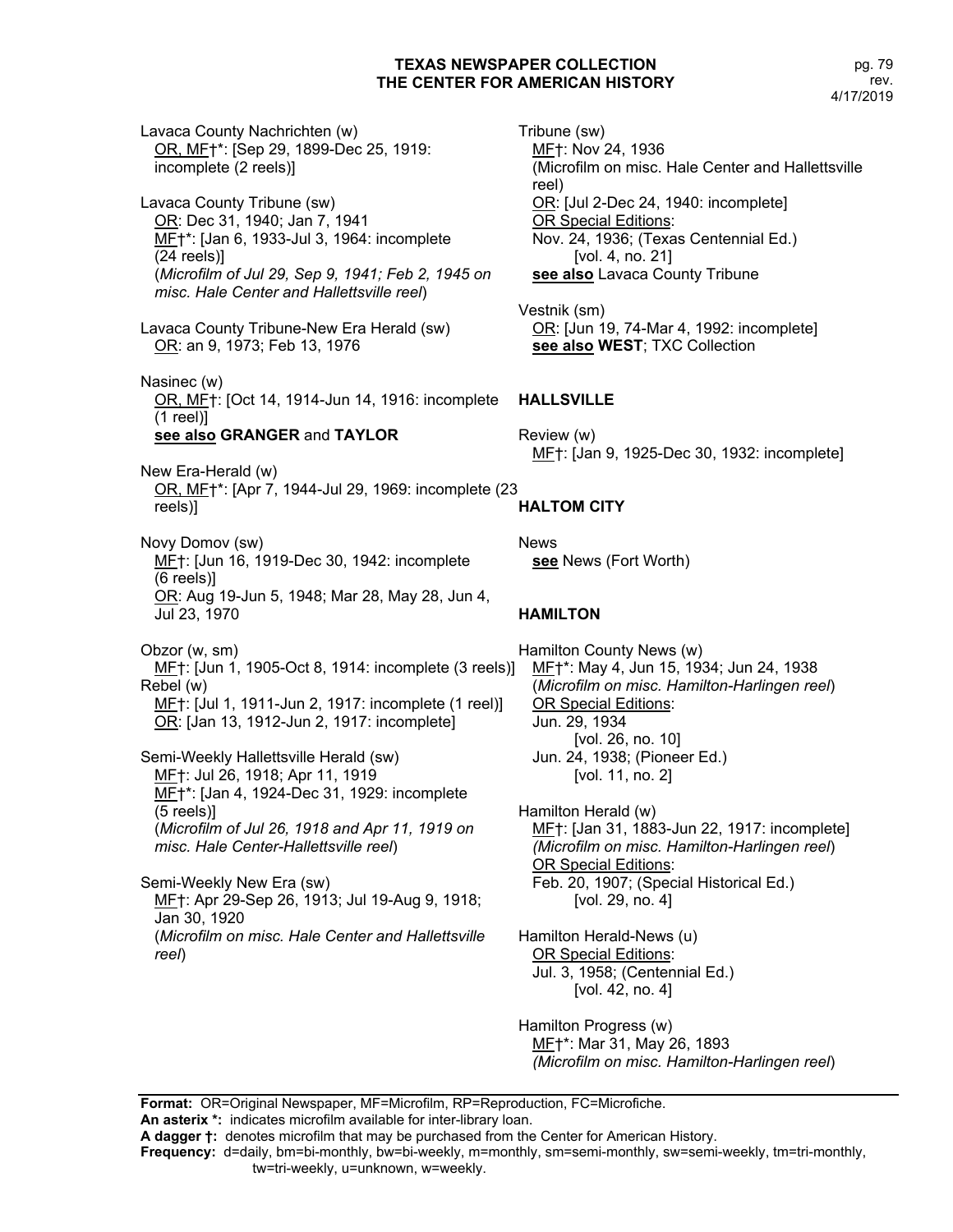Lavaca County Nachrichten (w)
OR, MF†*: [Sep 29, 1899-Dec 25, 1919: incomplete (2 reels)]

Lavaca County Tribune (sw)
OR: Dec 31, 1940; Jan 7, 1941
MF†*: [Jan 6, 1933-Jul 3, 1964: incomplete (24 reels)]
(*Microfilm of Jul 29, Sep 9, 1941; Feb 2, 1945 on misc. Hale Center and Hallettsville reel*)

Lavaca County Tribune-New Era Herald (sw)
OR: an 9, 1973; Feb 13, 1976

Nasinec (w)
OR, MF†: [Oct 14, 1914-Jun 14, 1916: incomplete (1 reel)]
**see also GRANGER** and **TAYLOR**

New Era-Herald (w)
OR, MF†*: [Apr 7, 1944-Jul 29, 1969: incomplete (23 reels)]

Novy Domov (sw)
MF†: [Jun 16, 1919-Dec 30, 1942: incomplete (6 reels)]
OR: Aug 19-Jun 5, 1948; Mar 28, May 28, Jun 4, Jul 23, 1970

Obzor (w, sm)
MF†: [Jun 1, 1905-Oct 8, 1914: incomplete (3 reels)]

Rebel (w)
MF†: [Jul 1, 1911-Jun 2, 1917: incomplete (1 reel)]
OR: [Jan 13, 1912-Jun 2, 1917: incomplete]

Semi-Weekly Hallettsville Herald (sw)
MF†: Jul 26, 1918; Apr 11, 1919
MF†*: [Jan 4, 1924-Dec 31, 1929: incomplete (5 reels)]
(*Microfilm of Jul 26, 1918 and Apr 11, 1919 on misc. Hale Center-Hallettsville reel*)

Semi-Weekly New Era (sw)
MF†: Apr 29-Sep 26, 1913; Jul 19-Aug 9, 1918; Jan 30, 1920
(*Microfilm on misc. Hale Center and Hallettsville reel*)

Tribune (sw)
MF†: Nov 24, 1936
(Microfilm on misc. Hale Center and Hallettsville reel)
OR: [Jul 2-Dec 24, 1940: incomplete]
OR Special Editions:
Nov. 24, 1936; (Texas Centennial Ed.)
[vol. 4, no. 21]
**see also** Lavaca County Tribune

Vestnik (sm)
OR: [Jun 19, 74-Mar 4, 1992: incomplete]
**see also WEST**; TXC Collection

## HALLSVILLE

Review (w)
MF†: [Jan 9, 1925-Dec 30, 1932: incomplete]

## HALTOM CITY

News
**see** News (Fort Worth)

## HAMILTON

Hamilton County News (w)
MF†*: May 4, Jun 15, 1934; Jun 24, 1938
(*Microfilm on misc. Hamilton-Harlingen reel*)
OR Special Editions:
Jun. 29, 1934
[vol. 26, no. 10]
Jun. 24, 1938; (Pioneer Ed.)
[vol. 11, no. 2]

Hamilton Herald (w)
MF†: [Jan 31, 1883-Jun 22, 1917: incomplete]
(*Microfilm on misc. Hamilton-Harlingen reel*)
OR Special Editions:
Feb. 20, 1907; (Special Historical Ed.)
[vol. 29, no. 4]

Hamilton Herald-News (u)
OR Special Editions:
Jul. 3, 1958; (Centennial Ed.)
[vol. 42, no. 4]

Hamilton Progress (w)
MF†*: Mar 31, May 26, 1893
(*Microfilm on misc. Hamilton-Harlingen reel*)

**Format:** OR=Original Newspaper, MF=Microfilm, RP=Reproduction, FC=Microfiche.
**An asterix *:** indicates microfilm available for inter-library loan.
**A dagger †:** denotes microfilm that may be purchased from the Center for American History.
**Frequency:** d=daily, bm=bi-monthly, bw=bi-weekly, m=monthly, sm=semi-monthly, sw=semi-weekly, tm=tri-monthly, tw=tri-weekly, u=unknown, w=weekly.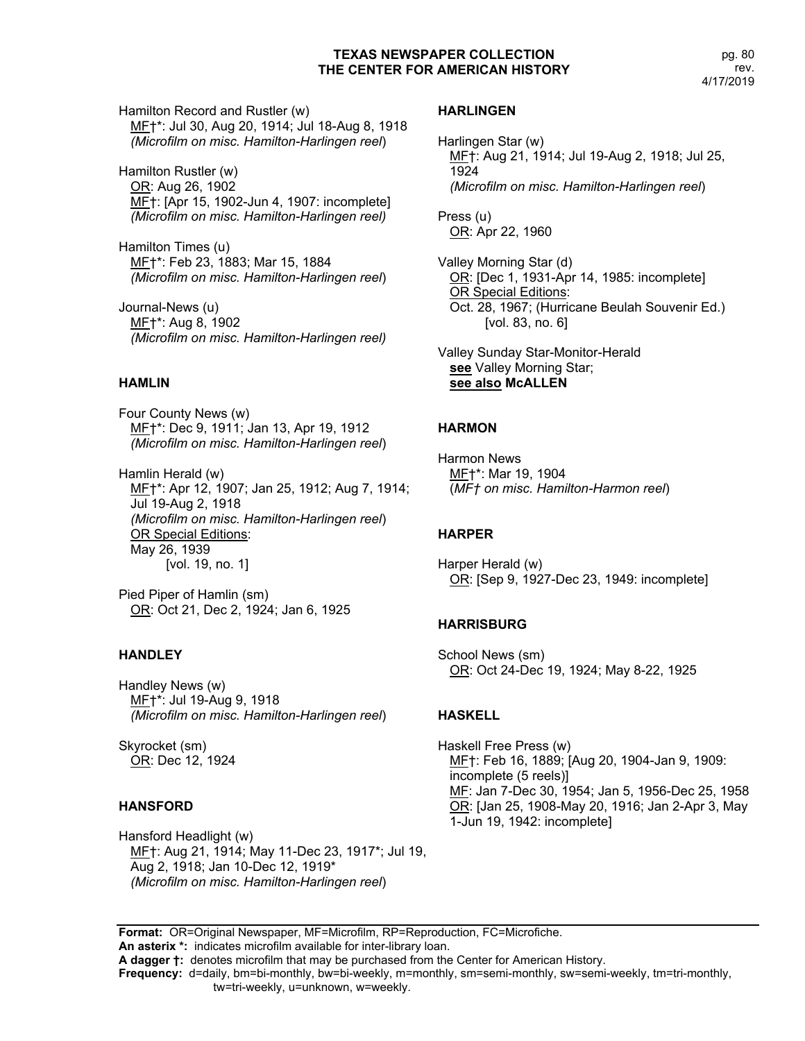Hamilton Record and Rustler (w)
MF†*: Jul 30, Aug 20, 1914; Jul 18-Aug 8, 1918
*(Microfilm on misc. Hamilton-Harlingen reel)*

Hamilton Rustler (w)
OR: Aug 26, 1902
MF†: [Apr 15, 1902-Jun 4, 1907: incomplete]
*(Microfilm on misc. Hamilton-Harlingen reel)*

Hamilton Times (u)
MF†*: Feb 23, 1883; Mar 15, 1884
*(Microfilm on misc. Hamilton-Harlingen reel)*

Journal-News (u)
MF†*: Aug 8, 1902
*(Microfilm on misc. Hamilton-Harlingen reel)*

### HAMLIN

Four County News (w)
MF†*: Dec 9, 1911; Jan 13, Apr 19, 1912
*(Microfilm on misc. Hamilton-Harlingen reel)*

Hamlin Herald (w)
MF†*: Apr 12, 1907; Jan 25, 1912; Aug 7, 1914; Jul 19-Aug 2, 1918
*(Microfilm on misc. Hamilton-Harlingen reel)*
OR Special Editions:
May 26, 1939
[vol. 19, no. 1]

Pied Piper of Hamlin (sm)
OR: Oct 21, Dec 2, 1924; Jan 6, 1925

### HANDLEY

Handley News (w)
MF†*: Jul 19-Aug 9, 1918
*(Microfilm on misc. Hamilton-Harlingen reel)*

Skyrocket (sm)
OR: Dec 12, 1924

### HANSFORD

Hansford Headlight (w)
MF†: Aug 21, 1914; May 11-Dec 23, 1917*; Jul 19, Aug 2, 1918; Jan 10-Dec 12, 1919*
*(Microfilm on misc. Hamilton-Harlingen reel)*

### HARLINGEN

Harlingen Star (w)
MF†: Aug 21, 1914; Jul 19-Aug 2, 1918; Jul 25, 1924
*(Microfilm on misc. Hamilton-Harlingen reel)*

Press (u)
OR: Apr 22, 1960

Valley Morning Star (d)
OR: [Dec 1, 1931-Apr 14, 1985: incomplete]
OR Special Editions:
Oct. 28, 1967; (Hurricane Beulah Souvenir Ed.)
[vol. 83, no. 6]

Valley Sunday Star-Monitor-Herald
**see** Valley Morning Star;
**see also McALLEN**

### HARMON

Harmon News
MF†*: Mar 19, 1904
(*MF† on misc. Hamilton-Harmon reel*)

### HARPER

Harper Herald (w)
OR: [Sep 9, 1927-Dec 23, 1949: incomplete]

### HARRISBURG

School News (sm)
OR: Oct 24-Dec 19, 1924; May 8-22, 1925

### HASKELL

Haskell Free Press (w)
MF†: Feb 16, 1889; [Aug 20, 1904-Jan 9, 1909: incomplete (5 reels)]
MF: Jan 7-Dec 30, 1954; Jan 5, 1956-Dec 25, 1958
OR: [Jan 25, 1908-May 20, 1916; Jan 2-Apr 3, May 1-Jun 19, 1942: incomplete]

**Format:** OR=Original Newspaper, MF=Microfilm, RP=Reproduction, FC=Microfiche.
**An asterix *:** indicates microfilm available for inter-library loan.
**A dagger †:** denotes microfilm that may be purchased from the Center for American History.
**Frequency:** d=daily, bm=bi-monthly, bw=bi-weekly, m=monthly, sm=semi-monthly, sw=semi-weekly, tm=tri-monthly, tw=tri-weekly, u=unknown, w=weekly.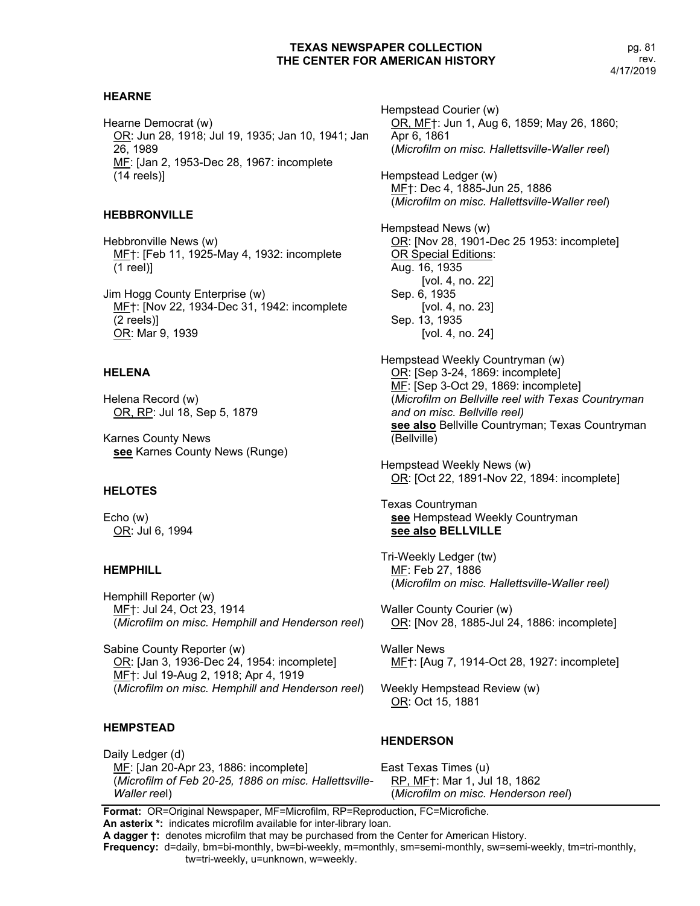## HEARNE

Hearne Democrat (w)
<u>OR</u>: Jun 28, 1918; Jul 19, 1935; Jan 10, 1941; Jan 26, 1989
<u>MF</u>: [Jan 2, 1953-Dec 28, 1967: incomplete (14 reels)]

## HEBBRONVILLE

Hebbronville News (w)
<u>MF</u>†: [Feb 11, 1925-May 4, 1932: incomplete (1 reel)]

Jim Hogg County Enterprise (w)
<u>MF</u>†: [Nov 22, 1934-Dec 31, 1942: incomplete (2 reels)]
<u>OR</u>: Mar 9, 1939

## HELENA

Helena Record (w)
<u>OR, RP</u>: Jul 18, Sep 5, 1879

Karnes County News
**<u>see</u>** Karnes County News (Runge)

## HELOTES

Echo (w)
<u>OR</u>: Jul 6, 1994

## HEMPHILL

Hemphill Reporter (w)
<u>MF</u>†: Jul 24, Oct 23, 1914
(*Microfilm on misc. Hemphill and Henderson reel*)

Sabine County Reporter (w)
<u>OR</u>: [Jan 3, 1936-Dec 24, 1954: incomplete]
<u>MF</u>†: Jul 19-Aug 2, 1918; Apr 4, 1919
(*Microfilm on misc. Hemphill and Henderson reel*)

## HEMPSTEAD

Daily Ledger (d)
<u>MF</u>: [Jan 20-Apr 23, 1886: incomplete]
(*Microfilm of Feb 20-25, 1886 on misc. Hallettsville-Waller reel*)

Hempstead Courier (w)
<u>OR, MF</u>†: Jun 1, Aug 6, 1859; May 26, 1860; Apr 6, 1861
(*Microfilm on misc. Hallettsville-Waller reel*)

Hempstead Ledger (w)
<u>MF</u>†: Dec 4, 1885-Jun 25, 1886
(*Microfilm on misc. Hallettsville-Waller reel*)

Hempstead News (w)
<u>OR</u>: [Nov 28, 1901-Dec 25 1953: incomplete]
<u>OR Special Editions</u>:
Aug. 16, 1935
[vol. 4, no. 22]
Sep. 6, 1935
[vol. 4, no. 23]
Sep. 13, 1935
[vol. 4, no. 24]

Hempstead Weekly Countryman (w)
<u>OR</u>: [Sep 3-24, 1869: incomplete]
<u>MF</u>: [Sep 3-Oct 29, 1869: incomplete]
(*Microfilm on Bellville reel with Texas Countryman and on misc. Bellville reel)*
**<u>see also</u>** Bellville Countryman; Texas Countryman (Bellville)

Hempstead Weekly News (w)
<u>OR</u>: [Oct 22, 1891-Nov 22, 1894: incomplete]

Texas Countryman
**<u>see</u>** Hempstead Weekly Countryman
**<u>see also</u> BELLVILLE**

Tri-Weekly Ledger (tw)
<u>MF</u>: Feb 27, 1886
(*Microfilm on misc. Hallettsville-Waller reel)*

Waller County Courier (w)
<u>OR</u>: [Nov 28, 1885-Jul 24, 1886: incomplete]

Waller News
<u>MF</u>†: [Aug 7, 1914-Oct 28, 1927: incomplete]

Weekly Hempstead Review (w)
<u>OR</u>: Oct 15, 1881

## HENDERSON

East Texas Times (u)
<u>RP, MF</u>†: Mar 1, Jul 18, 1862
(*Microfilm on misc. Henderson reel*)

**Format:** OR=Original Newspaper, MF=Microfilm, RP=Reproduction, FC=Microfiche.
**An asterix \*:** indicates microfilm available for inter-library loan.
**A dagger †:** denotes microfilm that may be purchased from the Center for American History.
**Frequency:** d=daily, bm=bi-monthly, bw=bi-weekly, m=monthly, sm=semi-monthly, sw=semi-weekly, tm=tri-monthly, tw=tri-weekly, u=unknown, w=weekly.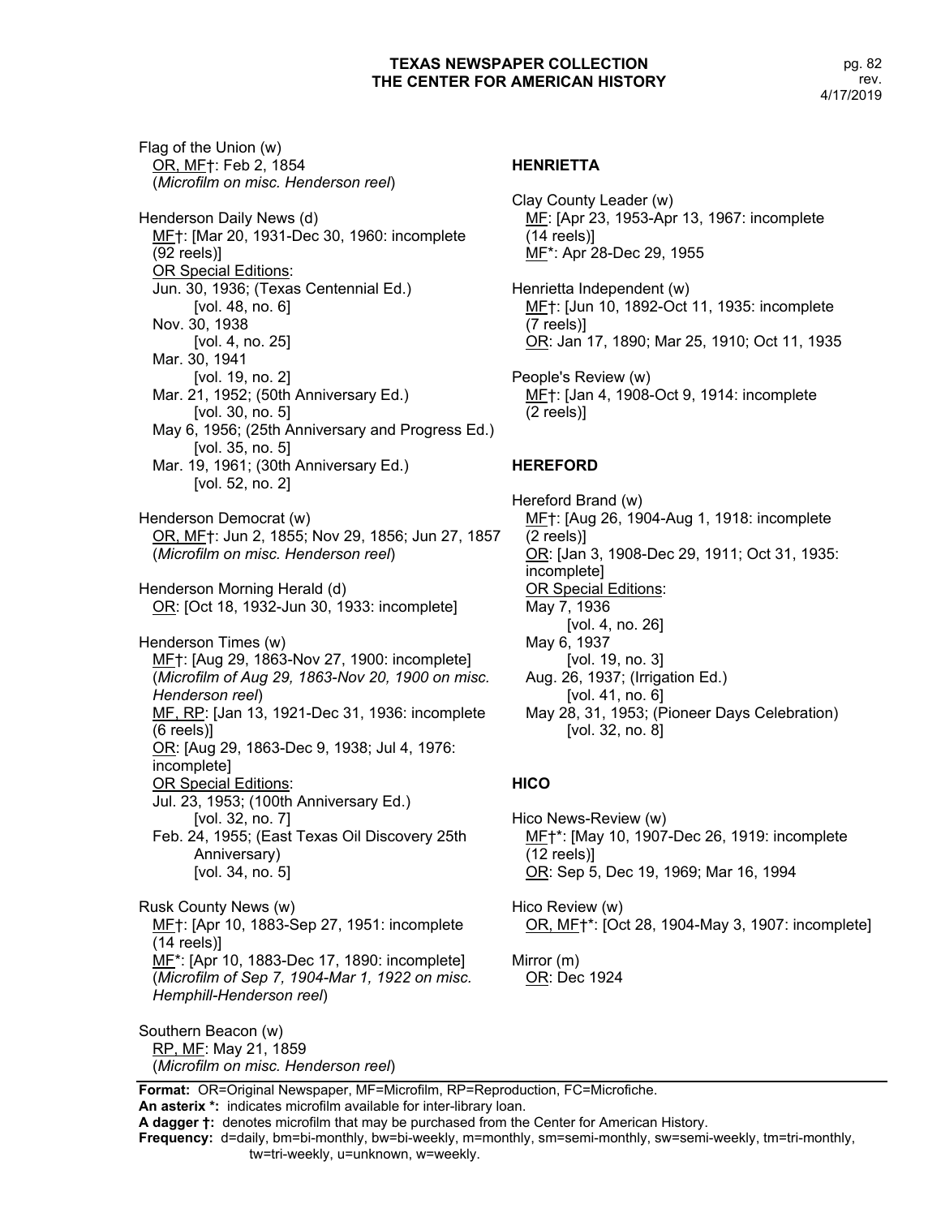Flag of the Union (w)
  OR, MF†: Feb 2, 1854
  (*Microfilm on misc. Henderson reel*)

Henderson Daily News (d)
  MF†: [Mar 20, 1931-Dec 30, 1960: incomplete (92 reels)]
  OR Special Editions:
  Jun. 30, 1936; (Texas Centennial Ed.)
    [vol. 48, no. 6]
  Nov. 30, 1938
    [vol. 4, no. 25]
  Mar. 30, 1941
    [vol. 19, no. 2]
  Mar. 21, 1952; (50th Anniversary Ed.)
    [vol. 30, no. 5]
  May 6, 1956; (25th Anniversary and Progress Ed.)
    [vol. 35, no. 5]
  Mar. 19, 1961; (30th Anniversary Ed.)
    [vol. 52, no. 2]

Henderson Democrat (w)
  OR, MF†: Jun 2, 1855; Nov 29, 1856; Jun 27, 1857
  (*Microfilm on misc. Henderson reel*)

Henderson Morning Herald (d)
  OR: [Oct 18, 1932-Jun 30, 1933: incomplete]

Henderson Times (w)
  MF†: [Aug 29, 1863-Nov 27, 1900: incomplete]
  (*Microfilm of Aug 29, 1863-Nov 20, 1900 on misc. Henderson reel*)
  MF, RP: [Jan 13, 1921-Dec 31, 1936: incomplete (6 reels)]
  OR: [Aug 29, 1863-Dec 9, 1938; Jul 4, 1976: incomplete]
  OR Special Editions:
  Jul. 23, 1953; (100th Anniversary Ed.)
    [vol. 32, no. 7]
  Feb. 24, 1955; (East Texas Oil Discovery 25th Anniversary)
    [vol. 34, no. 5]

Rusk County News (w)
  MF†: [Apr 10, 1883-Sep 27, 1951: incomplete (14 reels)]
  MF*: [Apr 10, 1883-Dec 17, 1890: incomplete]
  (*Microfilm of Sep 7, 1904-Mar 1, 1922 on misc. Hemphill-Henderson reel*)

Southern Beacon (w)
  RP, MF: May 21, 1859
  (*Microfilm on misc. Henderson reel*)

### HENRIETTA

Clay County Leader (w)
  MF: [Apr 23, 1953-Apr 13, 1967: incomplete (14 reels)]
  MF*: Apr 28-Dec 29, 1955

Henrietta Independent (w)
  MF†: [Jun 10, 1892-Oct 11, 1935: incomplete (7 reels)]
  OR: Jan 17, 1890; Mar 25, 1910; Oct 11, 1935

People's Review (w)
  MF†: [Jan 4, 1908-Oct 9, 1914: incomplete (2 reels)]

### HEREFORD

Hereford Brand (w)
  MF†: [Aug 26, 1904-Aug 1, 1918: incomplete (2 reels)]
  OR: [Jan 3, 1908-Dec 29, 1911; Oct 31, 1935: incomplete]
  OR Special Editions:
  May 7, 1936
    [vol. 4, no. 26]
  May 6, 1937
    [vol. 19, no. 3]
  Aug. 26, 1937; (Irrigation Ed.)
    [vol. 41, no. 6]
  May 28, 31, 1953; (Pioneer Days Celebration)
    [vol. 32, no. 8]

### HICO

Hico News-Review (w)
  MF†*: [May 10, 1907-Dec 26, 1919: incomplete (12 reels)]
  OR: Sep 5, Dec 19, 1969; Mar 16, 1994

Hico Review (w)
  OR, MF†*: [Oct 28, 1904-May 3, 1907: incomplete]

Mirror (m)
  OR: Dec 1924

**Format:** OR=Original Newspaper, MF=Microfilm, RP=Reproduction, FC=Microfiche.
**An asterix *:** indicates microfilm available for inter-library loan.
**A dagger †:** denotes microfilm that may be purchased from the Center for American History.
**Frequency:** d=daily, bm=bi-monthly, bw=bi-weekly, m=monthly, sm=semi-monthly, sw=semi-weekly, tm=tri-monthly, tw=tri-weekly, u=unknown, w=weekly.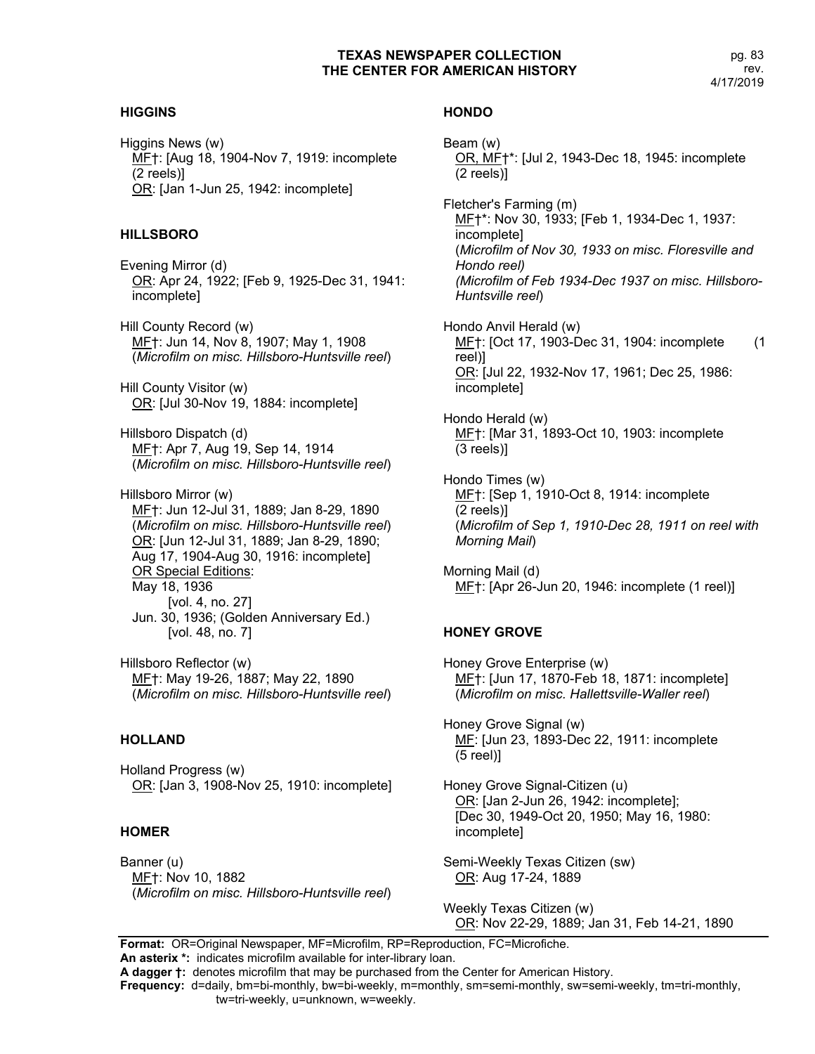## HIGGINS

Higgins News (w)
MF†: [Aug 18, 1904-Nov 7, 1919: incomplete (2 reels)]
OR: [Jan 1-Jun 25, 1942: incomplete]

## HILLSBORO

Evening Mirror (d)
OR: Apr 24, 1922; [Feb 9, 1925-Dec 31, 1941: incomplete]

Hill County Record (w)
MF†: Jun 14, Nov 8, 1907; May 1, 1908
(*Microfilm on misc. Hillsboro-Huntsville reel*)

Hill County Visitor (w)
OR: [Jul 30-Nov 19, 1884: incomplete]

Hillsboro Dispatch (d)
MF†: Apr 7, Aug 19, Sep 14, 1914
(*Microfilm on misc. Hillsboro-Huntsville reel*)

Hillsboro Mirror (w)
MF†: Jun 12-Jul 31, 1889; Jan 8-29, 1890
(*Microfilm on misc. Hillsboro-Huntsville reel*)
OR: [Jun 12-Jul 31, 1889; Jan 8-29, 1890; Aug 17, 1904-Aug 30, 1916: incomplete]
OR Special Editions:
May 18, 1936
[vol. 4, no. 27]
Jun. 30, 1936; (Golden Anniversary Ed.)
[vol. 48, no. 7]

Hillsboro Reflector (w)
MF†: May 19-26, 1887; May 22, 1890
(*Microfilm on misc. Hillsboro-Huntsville reel*)

## HOLLAND

Holland Progress (w)
OR: [Jan 3, 1908-Nov 25, 1910: incomplete]

## HOMER

Banner (u)
MF†: Nov 10, 1882
(*Microfilm on misc. Hillsboro-Huntsville reel*)

## HONDO

Beam (w)
OR, MF†*: [Jul 2, 1943-Dec 18, 1945: incomplete (2 reels)]

Fletcher's Farming (m)
MF†*: Nov 30, 1933; [Feb 1, 1934-Dec 1, 1937: incomplete]
(*Microfilm of Nov 30, 1933 on misc. Floresville and Hondo reel)*
*(Microfilm of Feb 1934-Dec 1937 on misc. Hillsboro-Huntsville reel*)

Hondo Anvil Herald (w)
MF†: [Oct 17, 1903-Dec 31, 1904: incomplete (1 reel)]
OR: [Jul 22, 1932-Nov 17, 1961; Dec 25, 1986: incomplete]

Hondo Herald (w)
MF†: [Mar 31, 1893-Oct 10, 1903: incomplete (3 reels)]

Hondo Times (w)
MF†: [Sep 1, 1910-Oct 8, 1914: incomplete (2 reels)]
(*Microfilm of Sep 1, 1910-Dec 28, 1911 on reel with Morning Mail*)

Morning Mail (d)
MF†: [Apr 26-Jun 20, 1946: incomplete (1 reel)]

## HONEY GROVE

Honey Grove Enterprise (w)
MF†: [Jun 17, 1870-Feb 18, 1871: incomplete]
(*Microfilm on misc. Hallettsville-Waller reel*)

Honey Grove Signal (w)
MF: [Jun 23, 1893-Dec 22, 1911: incomplete (5 reel)]

Honey Grove Signal-Citizen (u)
OR: [Jan 2-Jun 26, 1942: incomplete]; [Dec 30, 1949-Oct 20, 1950; May 16, 1980: incomplete]

Semi-Weekly Texas Citizen (sw)
OR: Aug 17-24, 1889

Weekly Texas Citizen (w)
OR: Nov 22-29, 1889; Jan 31, Feb 14-21, 1890

**Format:** OR=Original Newspaper, MF=Microfilm, RP=Reproduction, FC=Microfiche.
**An asterix \*:** indicates microfilm available for inter-library loan.
**A dagger †:** denotes microfilm that may be purchased from the Center for American History.
**Frequency:** d=daily, bm=bi-monthly, bw=bi-weekly, m=monthly, sm=semi-monthly, sw=semi-weekly, tm=tri-monthly, tw=tri-weekly, u=unknown, w=weekly.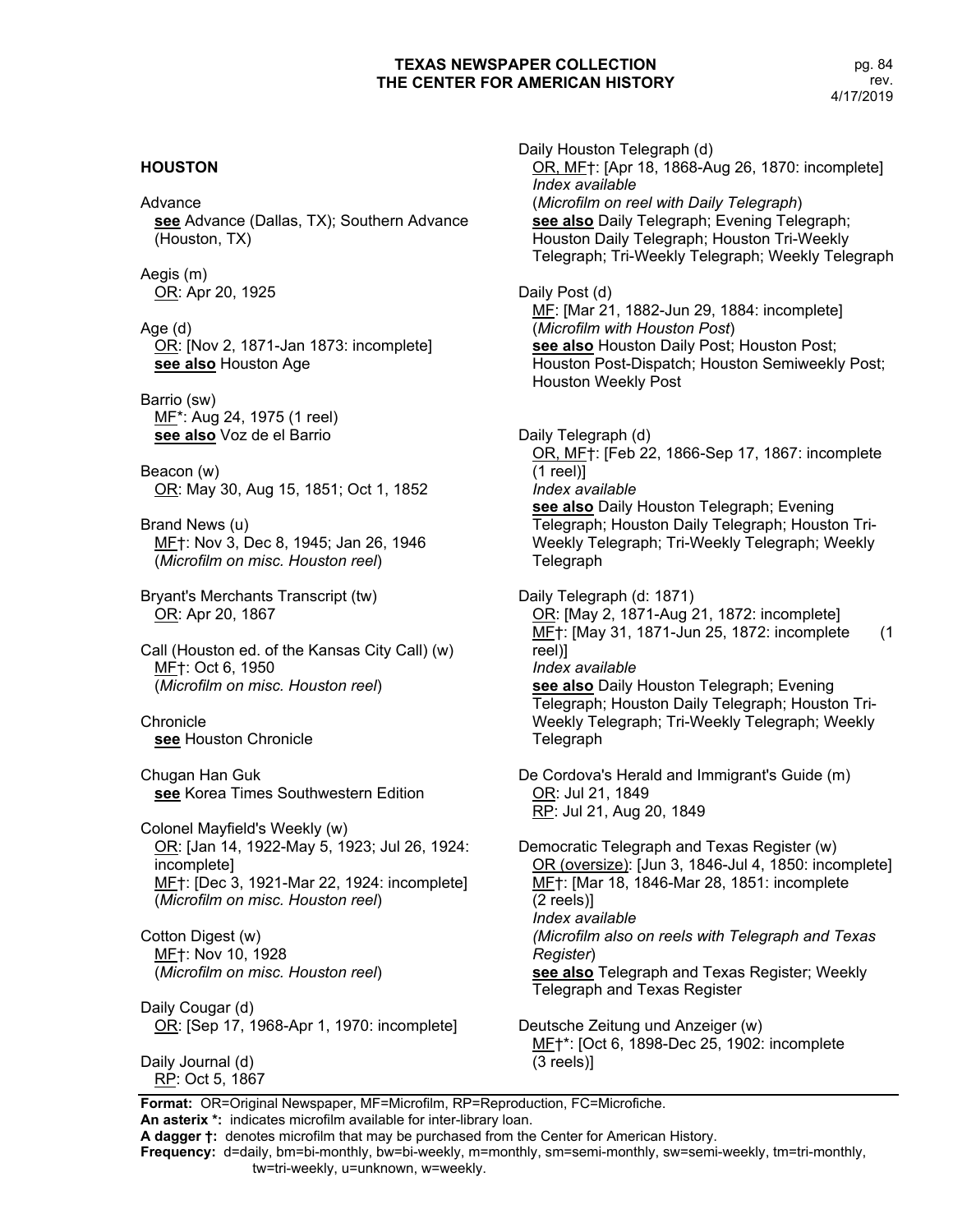## HOUSTON

Advance
  **see** Advance (Dallas, TX); Southern Advance (Houston, TX)

Aegis (m)
  OR: Apr 20, 1925

Age (d)
  OR: [Nov 2, 1871-Jan 1873: incomplete]
  **see also** Houston Age

Barrio (sw)
  MF*: Aug 24, 1975 (1 reel)
  **see also** Voz de el Barrio

Beacon (w)
  OR: May 30, Aug 15, 1851; Oct 1, 1852

Brand News (u)
  MF†: Nov 3, Dec 8, 1945; Jan 26, 1946
  (*Microfilm on misc. Houston reel*)

Bryant's Merchants Transcript (tw)
  OR: Apr 20, 1867

Call (Houston ed. of the Kansas City Call) (w)
  MF†: Oct 6, 1950
  (*Microfilm on misc. Houston reel*)

Chronicle
  **see** Houston Chronicle

Chugan Han Guk
  **see** Korea Times Southwestern Edition

Colonel Mayfield's Weekly (w)
  OR: [Jan 14, 1922-May 5, 1923; Jul 26, 1924: incomplete]
  MF†: [Dec 3, 1921-Mar 22, 1924: incomplete]
  (*Microfilm on misc. Houston reel*)

Cotton Digest (w)
  MF†: Nov 10, 1928
  (*Microfilm on misc. Houston reel*)

Daily Cougar (d)
  OR: [Sep 17, 1968-Apr 1, 1970: incomplete]

Daily Journal (d)
  RP: Oct 5, 1867

Daily Houston Telegraph (d)
  OR, MF†: [Apr 18, 1868-Aug 26, 1870: incomplete]
  *Index available*
  (*Microfilm on reel with Daily Telegraph*)
  **see also** Daily Telegraph; Evening Telegraph; Houston Daily Telegraph; Houston Tri-Weekly Telegraph; Tri-Weekly Telegraph; Weekly Telegraph

Daily Post (d)
  MF: [Mar 21, 1882-Jun 29, 1884: incomplete]
  (*Microfilm with Houston Post*)
  **see also** Houston Daily Post; Houston Post; Houston Post-Dispatch; Houston Semiweekly Post; Houston Weekly Post

Daily Telegraph (d)
  OR, MF†: [Feb 22, 1866-Sep 17, 1867: incomplete (1 reel)]
  *Index available*
  **see also** Daily Houston Telegraph; Evening Telegraph; Houston Daily Telegraph; Houston Tri-Weekly Telegraph; Tri-Weekly Telegraph; Weekly Telegraph

Daily Telegraph (d: 1871)
  OR: [May 2, 1871-Aug 21, 1872: incomplete]
  MF†: [May 31, 1871-Jun 25, 1872: incomplete (1 reel)]
  *Index available*
  **see also** Daily Houston Telegraph; Evening Telegraph; Houston Daily Telegraph; Houston Tri-Weekly Telegraph; Tri-Weekly Telegraph; Weekly Telegraph

De Cordova's Herald and Immigrant's Guide (m)
  OR: Jul 21, 1849
  RP: Jul 21, Aug 20, 1849

Democratic Telegraph and Texas Register (w)
  OR (oversize): [Jun 3, 1846-Jul 4, 1850: incomplete]
  MF†: [Mar 18, 1846-Mar 28, 1851: incomplete (2 reels)]
  *Index available*
  (*Microfilm also on reels with Telegraph and Texas Register*)
  **see also** Telegraph and Texas Register; Weekly Telegraph and Texas Register

Deutsche Zeitung und Anzeiger (w)
  MF†*: [Oct 6, 1898-Dec 25, 1902: incomplete (3 reels)]

**Format:** OR=Original Newspaper, MF=Microfilm, RP=Reproduction, FC=Microfiche.
**An asterix *:** indicates microfilm available for inter-library loan.
**A dagger †:** denotes microfilm that may be purchased from the Center for American History.
**Frequency:** d=daily, bm=bi-monthly, bw=bi-weekly, m=monthly, sm=semi-monthly, sw=semi-weekly, tm=tri-monthly, tw=tri-weekly, u=unknown, w=weekly.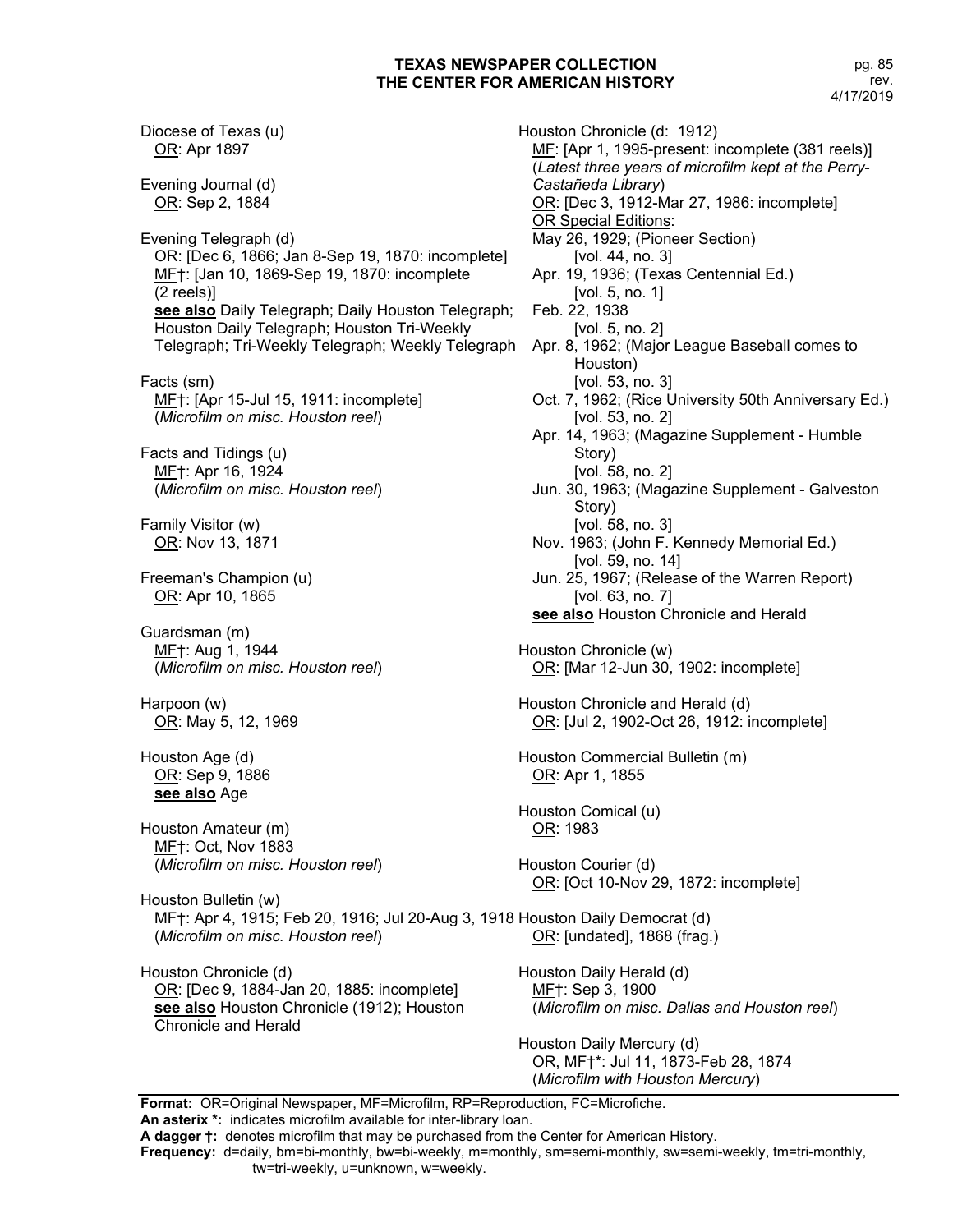Diocese of Texas (u)
  OR: Apr 1897

Evening Journal (d)
  OR: Sep 2, 1884

Evening Telegraph (d)
  OR: [Dec 6, 1866; Jan 8-Sep 19, 1870: incomplete]
  MF†: [Jan 10, 1869-Sep 19, 1870: incomplete (2 reels)]
  **see also** Daily Telegraph; Daily Houston Telegraph; Houston Daily Telegraph; Houston Tri-Weekly Telegraph; Tri-Weekly Telegraph; Weekly Telegraph

Facts (sm)
  MF†: [Apr 15-Jul 15, 1911: incomplete]
  (*Microfilm on misc. Houston reel*)

Facts and Tidings (u)
  MF†: Apr 16, 1924
  (*Microfilm on misc. Houston reel*)

Family Visitor (w)
  OR: Nov 13, 1871

Freeman's Champion (u)
  OR: Apr 10, 1865

Guardsman (m)
  MF†: Aug 1, 1944
  (*Microfilm on misc. Houston reel*)

Harpoon (w)
  OR: May 5, 12, 1969

Houston Age (d)
  OR: Sep 9, 1886
  **see also** Age

Houston Amateur (m)
  MF†: Oct, Nov 1883
  (*Microfilm on misc. Houston reel*)

Houston Bulletin (w)
  MF†: Apr 4, 1915; Feb 20, 1916; Jul 20-Aug 3, 1918
  (*Microfilm on misc. Houston reel*)

Houston Chronicle (d)
  OR: [Dec 9, 1884-Jan 20, 1885: incomplete]
  **see also** Houston Chronicle (1912); Houston Chronicle and Herald

Houston Chronicle (d: 1912)
  MF: [Apr 1, 1995-present: incomplete (381 reels)]
  (*Latest three years of microfilm kept at the Perry-Castañeda Library*)
  OR: [Dec 3, 1912-Mar 27, 1986: incomplete]
  OR Special Editions:
  May 26, 1929; (Pioneer Section)
    [vol. 44, no. 3]
  Apr. 19, 1936; (Texas Centennial Ed.)
    [vol. 5, no. 1]
  Feb. 22, 1938
    [vol. 5, no. 2]
  Apr. 8, 1962; (Major League Baseball comes to Houston)
    [vol. 53, no. 3]
  Oct. 7, 1962; (Rice University 50th Anniversary Ed.)
    [vol. 53, no. 2]
  Apr. 14, 1963; (Magazine Supplement - Humble Story)
    [vol. 58, no. 2]
  Jun. 30, 1963; (Magazine Supplement - Galveston Story)
    [vol. 58, no. 3]
  Nov. 1963; (John F. Kennedy Memorial Ed.)
    [vol. 59, no. 14]
  Jun. 25, 1967; (Release of the Warren Report)
    [vol. 63, no. 7]
  **see also** Houston Chronicle and Herald

Houston Chronicle (w)
  OR: [Mar 12-Jun 30, 1902: incomplete]

Houston Chronicle and Herald (d)
  OR: [Jul 2, 1902-Oct 26, 1912: incomplete]

Houston Commercial Bulletin (m)
  OR: Apr 1, 1855

Houston Comical (u)
  OR: 1983

Houston Courier (d)
  OR: [Oct 10-Nov 29, 1872: incomplete]

Houston Daily Democrat (d)
  OR: [undated], 1868 (frag.)

Houston Daily Herald (d)
  MF†: Sep 3, 1900
  (*Microfilm on misc. Dallas and Houston reel*)

Houston Daily Mercury (d)
  OR, MF†*: Jul 11, 1873-Feb 28, 1874
  (*Microfilm with Houston Mercury*)

**Format:** OR=Original Newspaper, MF=Microfilm, RP=Reproduction, FC=Microfiche.
**An asterix *:** indicates microfilm available for inter-library loan.
**A dagger †:** denotes microfilm that may be purchased from the Center for American History.
**Frequency:** d=daily, bm=bi-monthly, bw=bi-weekly, m=monthly, sm=semi-monthly, sw=semi-weekly, tm=tri-monthly, tw=tri-weekly, u=unknown, w=weekly.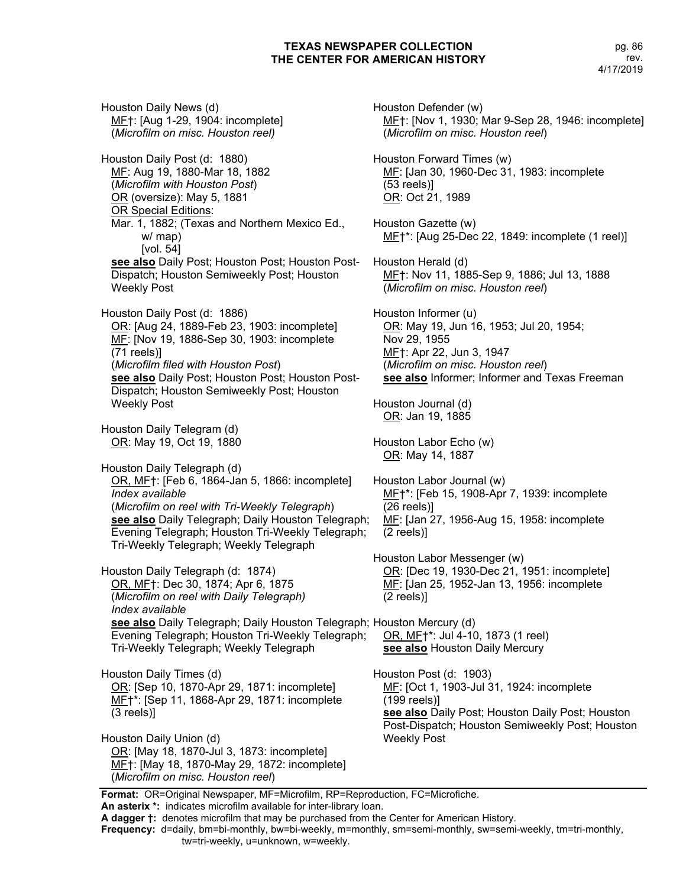Houston Daily News (d)
<u>MF</u>†: [Aug 1-29, 1904: incomplete]
(*Microfilm on misc. Houston reel)*

Houston Daily Post (d: 1880)
<u>MF</u>: Aug 19, 1880-Mar 18, 1882
(*Microfilm with Houston Post*)
<u>OR</u> (oversize): May 5, 1881
<u>OR Special Editions</u>:
Mar. 1, 1882; (Texas and Northern Mexico Ed., w/ map)
[vol. 54]
**<u>see also</u>** Daily Post; Houston Post; Houston Post-Dispatch; Houston Semiweekly Post; Houston Weekly Post

Houston Daily Post (d: 1886)
<u>OR</u>: [Aug 24, 1889-Feb 23, 1903: incomplete]
<u>MF</u>: [Nov 19, 1886-Sep 30, 1903: incomplete (71 reels)]
(*Microfilm filed with Houston Post*)
**<u>see also</u>** Daily Post; Houston Post; Houston Post-Dispatch; Houston Semiweekly Post; Houston Weekly Post

Houston Daily Telegram (d)
<u>OR</u>: May 19, Oct 19, 1880

Houston Daily Telegraph (d)
<u>OR, MF</u>†: [Feb 6, 1864-Jan 5, 1866: incomplete]
*Index available*
(*Microfilm on reel with Tri-Weekly Telegraph*)
**<u>see also</u>** Daily Telegraph; Daily Houston Telegraph; Evening Telegraph; Houston Tri-Weekly Telegraph; Tri-Weekly Telegraph; Weekly Telegraph

Houston Daily Telegraph (d: 1874)
<u>OR, MF</u>†: Dec 30, 1874; Apr 6, 1875
(*Microfilm on reel with Daily Telegraph)*
*Index available*
**<u>see also</u>** Daily Telegraph; Daily Houston Telegraph; Evening Telegraph; Houston Tri-Weekly Telegraph; Tri-Weekly Telegraph; Weekly Telegraph

Houston Daily Times (d)
<u>OR</u>: [Sep 10, 1870-Apr 29, 1871: incomplete]
<u>MF</u>†*: [Sep 11, 1868-Apr 29, 1871: incomplete (3 reels)]

Houston Daily Union (d)
<u>OR</u>: [May 18, 1870-Jul 3, 1873: incomplete]
<u>MF</u>†: [May 18, 1870-May 29, 1872: incomplete]
(*Microfilm on misc. Houston reel*)

Houston Defender (w)
<u>MF</u>†: [Nov 1, 1930; Mar 9-Sep 28, 1946: incomplete]
(*Microfilm on misc. Houston reel*)

Houston Forward Times (w)
<u>MF</u>: [Jan 30, 1960-Dec 31, 1983: incomplete (53 reels)]
<u>OR</u>: Oct 21, 1989

Houston Gazette (w)
<u>MF</u>†*: [Aug 25-Dec 22, 1849: incomplete (1 reel)]

Houston Herald (d)
<u>MF</u>†: Nov 11, 1885-Sep 9, 1886; Jul 13, 1888
(*Microfilm on misc. Houston reel*)

Houston Informer (u)
<u>OR</u>: May 19, Jun 16, 1953; Jul 20, 1954; Nov 29, 1955
<u>MF</u>†: Apr 22, Jun 3, 1947
(*Microfilm on misc. Houston reel*)
**<u>see also</u>** Informer; Informer and Texas Freeman

Houston Journal (d)
<u>OR</u>: Jan 19, 1885

Houston Labor Echo (w)
<u>OR</u>: May 14, 1887

Houston Labor Journal (w)
<u>MF</u>†*: [Feb 15, 1908-Apr 7, 1939: incomplete (26 reels)]
<u>MF</u>: [Jan 27, 1956-Aug 15, 1958: incomplete (2 reels)]

Houston Labor Messenger (w)
<u>OR</u>: [Dec 19, 1930-Dec 21, 1951: incomplete]
<u>MF</u>: [Jan 25, 1952-Jan 13, 1956: incomplete (2 reels)]

Houston Mercury (d)
<u>OR, MF</u>†*: Jul 4-10, 1873 (1 reel)
**<u>see also</u>** Houston Daily Mercury

Houston Post (d: 1903)
<u>MF</u>: [Oct 1, 1903-Jul 31, 1924: incomplete (199 reels)]
**<u>see also</u>** Daily Post; Houston Daily Post; Houston Post-Dispatch; Houston Semiweekly Post; Houston Weekly Post

**Format:** OR=Original Newspaper, MF=Microfilm, RP=Reproduction, FC=Microfiche.
**An asterix \*:** indicates microfilm available for inter-library loan.
**A dagger †:** denotes microfilm that may be purchased from the Center for American History.
**Frequency:** d=daily, bm=bi-monthly, bw=bi-weekly, m=monthly, sm=semi-monthly, sw=semi-weekly, tm=tri-monthly, tw=tri-weekly, u=unknown, w=weekly.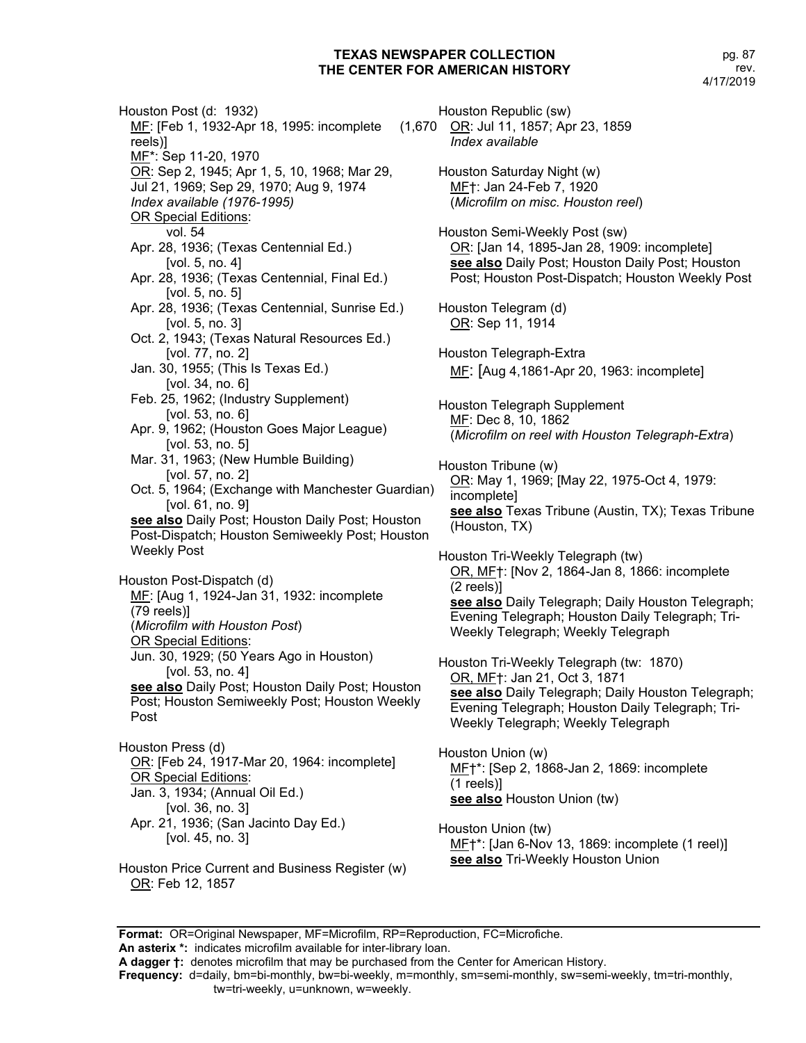Houston Post (d: 1932)
MF: [Feb 1, 1932-Apr 18, 1995: incomplete (1,670 reels)]
MF*: Sep 11-20, 1970
OR: Sep 2, 1945; Apr 1, 5, 10, 1968; Mar 29, Jul 21, 1969; Sep 29, 1970; Aug 9, 1974
*Index available (1976-1995)*
OR Special Editions:
vol. 54
Apr. 28, 1936; (Texas Centennial Ed.) [vol. 5, no. 4]
Apr. 28, 1936; (Texas Centennial, Final Ed.) [vol. 5, no. 5]
Apr. 28, 1936; (Texas Centennial, Sunrise Ed.) [vol. 5, no. 3]
Oct. 2, 1943; (Texas Natural Resources Ed.) [vol. 77, no. 2]
Jan. 30, 1955; (This Is Texas Ed.) [vol. 34, no. 6]
Feb. 25, 1962; (Industry Supplement) [vol. 53, no. 6]
Apr. 9, 1962; (Houston Goes Major League) [vol. 53, no. 5]
Mar. 31, 1963; (New Humble Building) [vol. 57, no. 2]
Oct. 5, 1964; (Exchange with Manchester Guardian) [vol. 61, no. 9]
**see also** Daily Post; Houston Daily Post; Houston Post-Dispatch; Houston Semiweekly Post; Houston Weekly Post

Houston Post-Dispatch (d)
MF: [Aug 1, 1924-Jan 31, 1932: incomplete (79 reels)]
(*Microfilm with Houston Post*)
OR Special Editions:
Jun. 30, 1929; (50 Years Ago in Houston) [vol. 53, no. 4]
**see also** Daily Post; Houston Daily Post; Houston Post; Houston Semiweekly Post; Houston Weekly Post

Houston Press (d)
OR: [Feb 24, 1917-Mar 20, 1964: incomplete]
OR Special Editions:
Jan. 3, 1934; (Annual Oil Ed.) [vol. 36, no. 3]
Apr. 21, 1936; (San Jacinto Day Ed.) [vol. 45, no. 3]

Houston Price Current and Business Register (w)
OR: Feb 12, 1857

Houston Republic (sw)
OR: Jul 11, 1857; Apr 23, 1859
*Index available*

Houston Saturday Night (w)
MF†: Jan 24-Feb 7, 1920
(*Microfilm on misc. Houston reel*)

Houston Semi-Weekly Post (sw)
OR: [Jan 14, 1895-Jan 28, 1909: incomplete]
**see also** Daily Post; Houston Daily Post; Houston Post; Houston Post-Dispatch; Houston Weekly Post

Houston Telegram (d)
OR: Sep 11, 1914

Houston Telegraph-Extra
MF: [Aug 4,1861-Apr 20, 1963: incomplete]

Houston Telegraph Supplement
MF: Dec 8, 10, 1862
(*Microfilm on reel with Houston Telegraph-Extra*)

Houston Tribune (w)
OR: May 1, 1969; [May 22, 1975-Oct 4, 1979: incomplete]
**see also** Texas Tribune (Austin, TX); Texas Tribune (Houston, TX)

Houston Tri-Weekly Telegraph (tw)
OR, MF†: [Nov 2, 1864-Jan 8, 1866: incomplete (2 reels)]
**see also** Daily Telegraph; Daily Houston Telegraph; Evening Telegraph; Houston Daily Telegraph; Tri-Weekly Telegraph; Weekly Telegraph

Houston Tri-Weekly Telegraph (tw: 1870)
OR, MF†: Jan 21, Oct 3, 1871
**see also** Daily Telegraph; Daily Houston Telegraph; Evening Telegraph; Houston Daily Telegraph; Tri-Weekly Telegraph; Weekly Telegraph

Houston Union (w)
MF†*: [Sep 2, 1868-Jan 2, 1869: incomplete (1 reels)]
**see also** Houston Union (tw)

Houston Union (tw)
MF†*: [Jan 6-Nov 13, 1869: incomplete (1 reel)]
**see also** Tri-Weekly Houston Union

**Format:** OR=Original Newspaper, MF=Microfilm, RP=Reproduction, FC=Microfiche.
**An asterix *:** indicates microfilm available for inter-library loan.
**A dagger †:** denotes microfilm that may be purchased from the Center for American History.
**Frequency:** d=daily, bm=bi-monthly, bw=bi-weekly, m=monthly, sm=semi-monthly, sw=semi-weekly, tm=tri-monthly, tw=tri-weekly, u=unknown, w=weekly.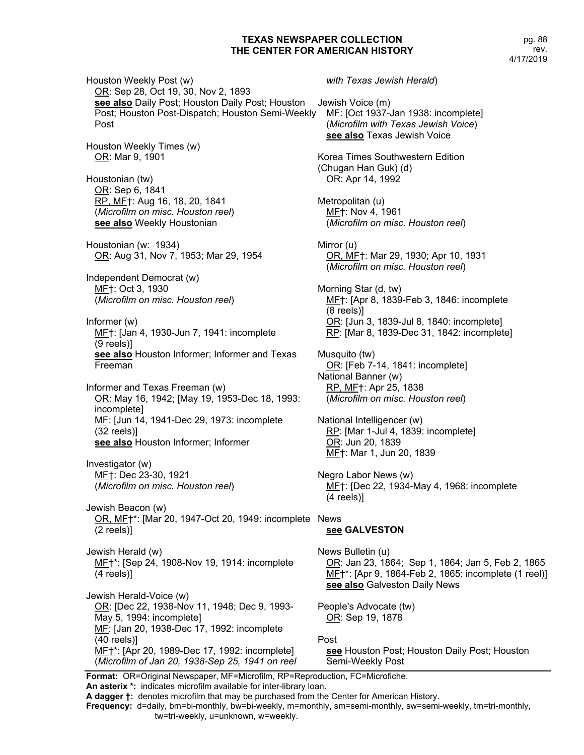Houston Weekly Post (w)
<u>OR</u>: Sep 28, Oct 19, 30, Nov 2, 1893
**<u>see also</u>** Daily Post; Houston Daily Post; Houston Post; Houston Post-Dispatch; Houston Semi-Weekly Post

Houston Weekly Times (w)
<u>OR</u>: Mar 9, 1901

Houstonian (tw)
<u>OR</u>: Sep 6, 1841
<u>RP, MF</u>†: Aug 16, 18, 20, 1841
(*Microfilm on misc. Houston reel*)
**<u>see also</u>** Weekly Houstonian

Houstonian (w: 1934)
<u>OR</u>: Aug 31, Nov 7, 1953; Mar 29, 1954

Independent Democrat (w)
<u>MF</u>†: Oct 3, 1930
(*Microfilm on misc. Houston reel*)

Informer (w)
<u>MF</u>†: [Jan 4, 1930-Jun 7, 1941: incomplete (9 reels)]
**<u>see also</u>** Houston Informer; Informer and Texas Freeman

Informer and Texas Freeman (w)
<u>OR</u>: May 16, 1942; [May 19, 1953-Dec 18, 1993: incomplete]
<u>MF</u>: [Jun 14, 1941-Dec 29, 1973: incomplete (32 reels)]
**<u>see also</u>** Houston Informer; Informer

Investigator (w)
<u>MF</u>†: Dec 23-30, 1921
(*Microfilm on misc. Houston reel*)

Jewish Beacon (w)
<u>OR, MF</u>†*: [Mar 20, 1947-Oct 20, 1949: incomplete (2 reels)]

Jewish Herald (w)
<u>MF</u>†*: [Sep 24, 1908-Nov 19, 1914: incomplete (4 reels)]

Jewish Herald-Voice (w)
<u>OR</u>: [Dec 22, 1938-Nov 11, 1948; Dec 9, 1993-May 5, 1994: incomplete]
<u>MF</u>: [Jan 20, 1938-Dec 17, 1992: incomplete (40 reels)]
<u>MF</u>†*: [Apr 20, 1989-Dec 17, 1992: incomplete]
(*Microfilm of Jan 20, 1938-Sep 25, 1941 on reel with Texas Jewish Herald*)

Jewish Voice (m)
<u>MF</u>: [Oct 1937-Jan 1938: incomplete]
(*Microfilm with Texas Jewish Voice*)
**<u>see also</u>** Texas Jewish Voice

Korea Times Southwestern Edition (Chugan Han Guk) (d)
<u>OR</u>: Apr 14, 1992

Metropolitan (u)
<u>MF</u>†: Nov 4, 1961
(*Microfilm on misc. Houston reel*)

Mirror (u)
<u>OR, MF</u>†: Mar 29, 1930; Apr 10, 1931
(*Microfilm on misc. Houston reel*)

Morning Star (d, tw)
<u>MF</u>†: [Apr 8, 1839-Feb 3, 1846: incomplete (8 reels)]
<u>OR</u>: [Jun 3, 1839-Jul 8, 1840: incomplete]
<u>RP</u>: [Mar 8, 1839-Dec 31, 1842: incomplete]

Musquito (tw)
<u>OR</u>: [Feb 7-14, 1841: incomplete]

National Banner (w)
<u>RP, MF</u>†: Apr 25, 1838
(*Microfilm on misc. Houston reel*)

National Intelligencer (w)
<u>RP</u>: [Mar 1-Jul 4, 1839: incomplete]
<u>OR</u>: Jun 20, 1839
<u>MF</u>†: Mar 1, Jun 20, 1839

Negro Labor News (w)
<u>MF</u>†: [Dec 22, 1934-May 4, 1968: incomplete (4 reels)]

News
**<u>see</u> GALVESTON**

News Bulletin (u)
<u>OR</u>: Jan 23, 1864; Sep 1, 1864; Jan 5, Feb 2, 1865
<u>MF</u>†*: [Apr 9, 1864-Feb 2, 1865: incomplete (1 reel)]
**<u>see also</u>** Galveston Daily News

People's Advocate (tw)
<u>OR</u>: Sep 19, 1878

Post
**<u>see</u>** Houston Post; Houston Daily Post; Houston Semi-Weekly Post

---

**Format:** OR=Original Newspaper, MF=Microfilm, RP=Reproduction, FC=Microfiche.
**An asterix *:** indicates microfilm available for inter-library loan.
**A dagger †:** denotes microfilm that may be purchased from the Center for American History.
**Frequency:** d=daily, bm=bi-monthly, bw=bi-weekly, m=monthly, sm=semi-monthly, sw=semi-weekly, tm=tri-monthly, tw=tri-weekly, u=unknown, w=weekly.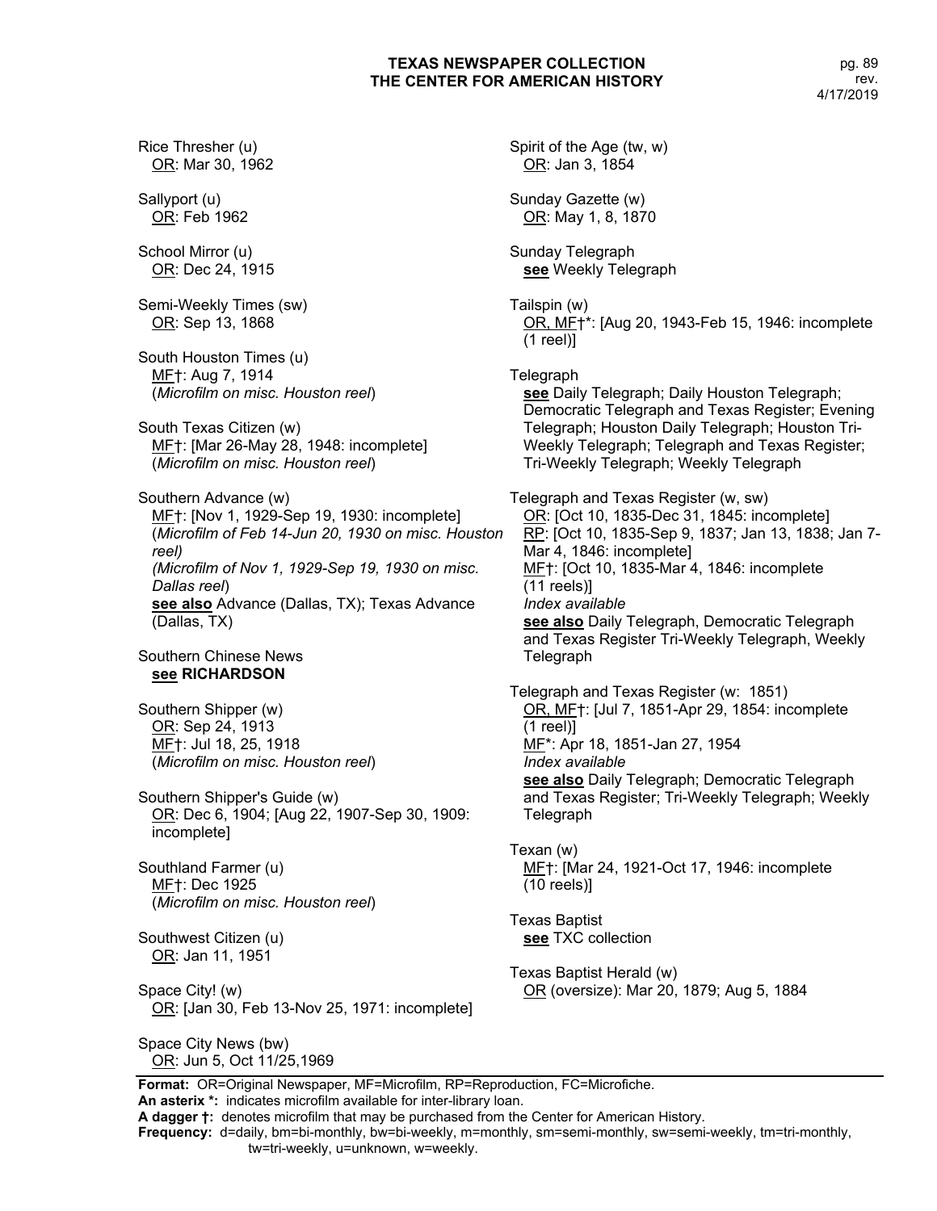Rice Thresher (u)
 OR: Mar 30, 1962

Sallyport (u)
 OR: Feb 1962

School Mirror (u)
 OR: Dec 24, 1915

Semi-Weekly Times (sw)
 OR: Sep 13, 1868

South Houston Times (u)
 MF†: Aug 7, 1914
 (*Microfilm on misc. Houston reel*)

South Texas Citizen (w)
 MF†: [Mar 26-May 28, 1948: incomplete]
 (*Microfilm on misc. Houston reel*)

Southern Advance (w)
 MF†: [Nov 1, 1929-Sep 19, 1930: incomplete]
 (*Microfilm of Feb 14-Jun 20, 1930 on misc. Houston reel)*
 *(Microfilm of Nov 1, 1929-Sep 19, 1930 on misc. Dallas reel*)
 **see also** Advance (Dallas, TX); Texas Advance (Dallas, TX)

Southern Chinese News
 **see RICHARDSON**

Southern Shipper (w)
 OR: Sep 24, 1913
 MF†: Jul 18, 25, 1918
 (*Microfilm on misc. Houston reel*)

Southern Shipper's Guide (w)
 OR: Dec 6, 1904; [Aug 22, 1907-Sep 30, 1909: incomplete]

Southland Farmer (u)
 MF†: Dec 1925
 (*Microfilm on misc. Houston reel*)

Southwest Citizen (u)
 OR: Jan 11, 1951

Space City! (w)
 OR: [Jan 30, Feb 13-Nov 25, 1971: incomplete]

Space City News (bw)
 OR: Jun 5, Oct 11/25,1969

Spirit of the Age (tw, w)
 OR: Jan 3, 1854

Sunday Gazette (w)
 OR: May 1, 8, 1870

Sunday Telegraph
 **see** Weekly Telegraph

Tailspin (w)
 OR, MF†*: [Aug 20, 1943-Feb 15, 1946: incomplete (1 reel)]

Telegraph
 **see** Daily Telegraph; Daily Houston Telegraph; Democratic Telegraph and Texas Register; Evening Telegraph; Houston Daily Telegraph; Houston Tri-Weekly Telegraph; Telegraph and Texas Register; Tri-Weekly Telegraph; Weekly Telegraph

Telegraph and Texas Register (w, sw)
 OR: [Oct 10, 1835-Dec 31, 1845: incomplete]
 RP: [Oct 10, 1835-Sep 9, 1837; Jan 13, 1838; Jan 7-Mar 4, 1846: incomplete]
 MF†: [Oct 10, 1835-Mar 4, 1846: incomplete (11 reels)]
 *Index available*
 **see also** Daily Telegraph, Democratic Telegraph and Texas Register Tri-Weekly Telegraph, Weekly Telegraph

Telegraph and Texas Register (w: 1851)
 OR, MF†: [Jul 7, 1851-Apr 29, 1854: incomplete (1 reel)]
 MF*: Apr 18, 1851-Jan 27, 1954
 *Index available*
 **see also** Daily Telegraph; Democratic Telegraph and Texas Register; Tri-Weekly Telegraph; Weekly Telegraph

Texan (w)
 MF†: [Mar 24, 1921-Oct 17, 1946: incomplete (10 reels)]

Texas Baptist
 **see** TXC collection

Texas Baptist Herald (w)
 OR (oversize): Mar 20, 1879; Aug 5, 1884

**Format:** OR=Original Newspaper, MF=Microfilm, RP=Reproduction, FC=Microfiche.
**An asterix *:** indicates microfilm available for inter-library loan.
**A dagger †:** denotes microfilm that may be purchased from the Center for American History.
**Frequency:** d=daily, bm=bi-monthly, bw=bi-weekly, m=monthly, sm=semi-monthly, sw=semi-weekly, tm=tri-monthly, tw=tri-weekly, u=unknown, w=weekly.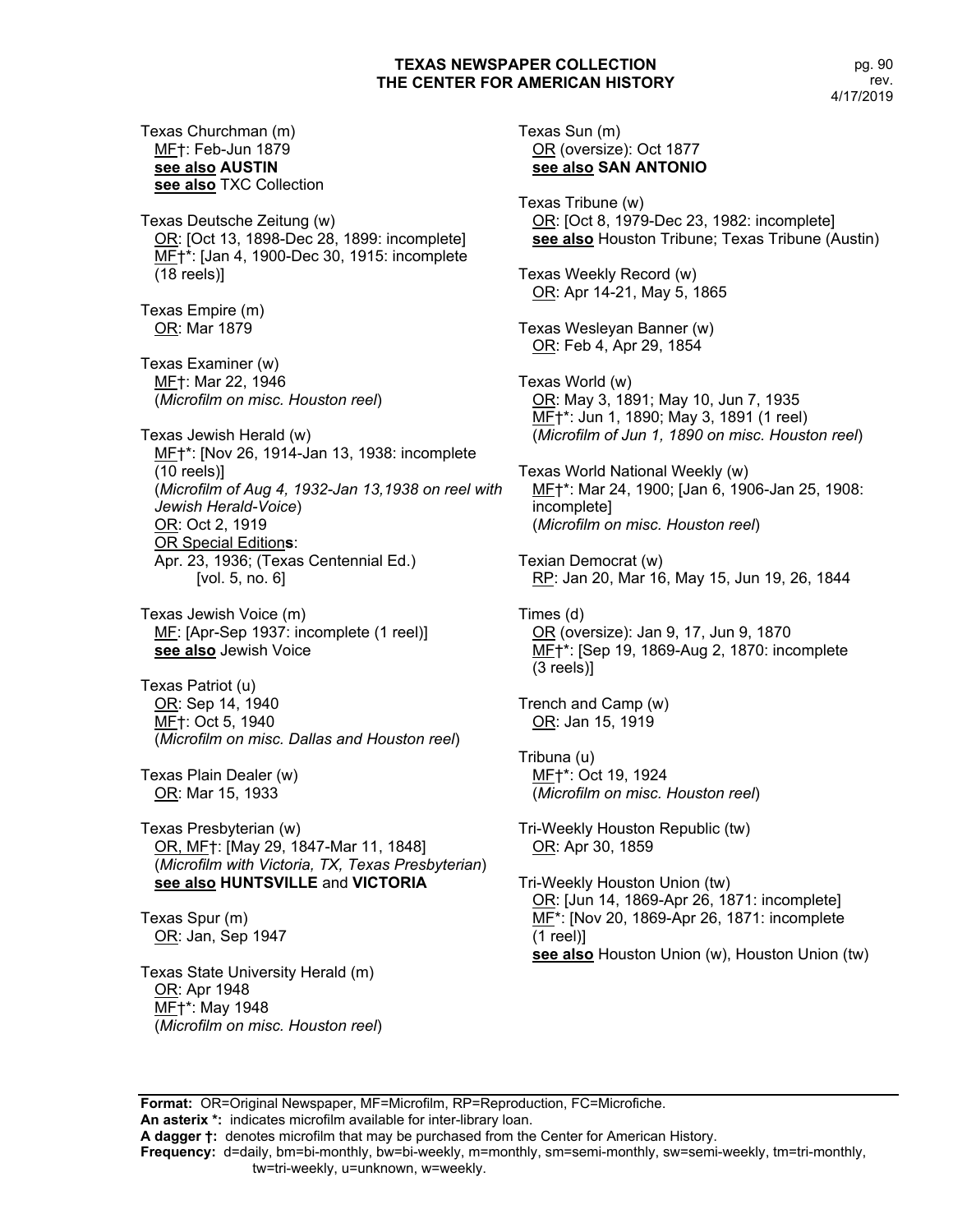Texas Churchman (m)
MF†: Feb-Jun 1879
**see also AUSTIN**
**see also** TXC Collection

Texas Deutsche Zeitung (w)
OR: [Oct 13, 1898-Dec 28, 1899: incomplete]
MF†*: [Jan 4, 1900-Dec 30, 1915: incomplete (18 reels)]

Texas Empire (m)
OR: Mar 1879

Texas Examiner (w)
MF†: Mar 22, 1946
(*Microfilm on misc. Houston reel*)

Texas Jewish Herald (w)
MF†*: [Nov 26, 1914-Jan 13, 1938: incomplete (10 reels)]
(*Microfilm of Aug 4, 1932-Jan 13,1938 on reel with Jewish Herald-Voice*)
OR: Oct 2, 1919
OR Special Editions:
Apr. 23, 1936; (Texas Centennial Ed.) [vol. 5, no. 6]

Texas Jewish Voice (m)
MF: [Apr-Sep 1937: incomplete (1 reel)]
**see also** Jewish Voice

Texas Patriot (u)
OR: Sep 14, 1940
MF†: Oct 5, 1940
(*Microfilm on misc. Dallas and Houston reel*)

Texas Plain Dealer (w)
OR: Mar 15, 1933

Texas Presbyterian (w)
OR, MF†: [May 29, 1847-Mar 11, 1848]
(*Microfilm with Victoria, TX, Texas Presbyterian*)
**see also HUNTSVILLE** and **VICTORIA**

Texas Spur (m)
OR: Jan, Sep 1947

Texas State University Herald (m)
OR: Apr 1948
MF†*: May 1948
(*Microfilm on misc. Houston reel*)

Texas Sun (m)
OR (oversize): Oct 1877
**see also SAN ANTONIO**

Texas Tribune (w)
OR: [Oct 8, 1979-Dec 23, 1982: incomplete]
**see also** Houston Tribune; Texas Tribune (Austin)

Texas Weekly Record (w)
OR: Apr 14-21, May 5, 1865

Texas Wesleyan Banner (w)
OR: Feb 4, Apr 29, 1854

Texas World (w)
OR: May 3, 1891; May 10, Jun 7, 1935
MF†*: Jun 1, 1890; May 3, 1891 (1 reel)
(*Microfilm of Jun 1, 1890 on misc. Houston reel*)

Texas World National Weekly (w)
MF†*: Mar 24, 1900; [Jan 6, 1906-Jan 25, 1908: incomplete]
(*Microfilm on misc. Houston reel*)

Texian Democrat (w)
RP: Jan 20, Mar 16, May 15, Jun 19, 26, 1844

Times (d)
OR (oversize): Jan 9, 17, Jun 9, 1870
MF†*: [Sep 19, 1869-Aug 2, 1870: incomplete (3 reels)]

Trench and Camp (w)
OR: Jan 15, 1919

Tribuna (u)
MF†*: Oct 19, 1924
(*Microfilm on misc. Houston reel*)

Tri-Weekly Houston Republic (tw)
OR: Apr 30, 1859

Tri-Weekly Houston Union (tw)
OR: [Jun 14, 1869-Apr 26, 1871: incomplete]
MF*: [Nov 20, 1869-Apr 26, 1871: incomplete (1 reel)]
**see also** Houston Union (w), Houston Union (tw)

**Format:** OR=Original Newspaper, MF=Microfilm, RP=Reproduction, FC=Microfiche.
**An asterix *:** indicates microfilm available for inter-library loan.
**A dagger †:** denotes microfilm that may be purchased from the Center for American History.
**Frequency:** d=daily, bm=bi-monthly, bw=bi-weekly, m=monthly, sm=semi-monthly, sw=semi-weekly, tm=tri-monthly, tw=tri-weekly, u=unknown, w=weekly.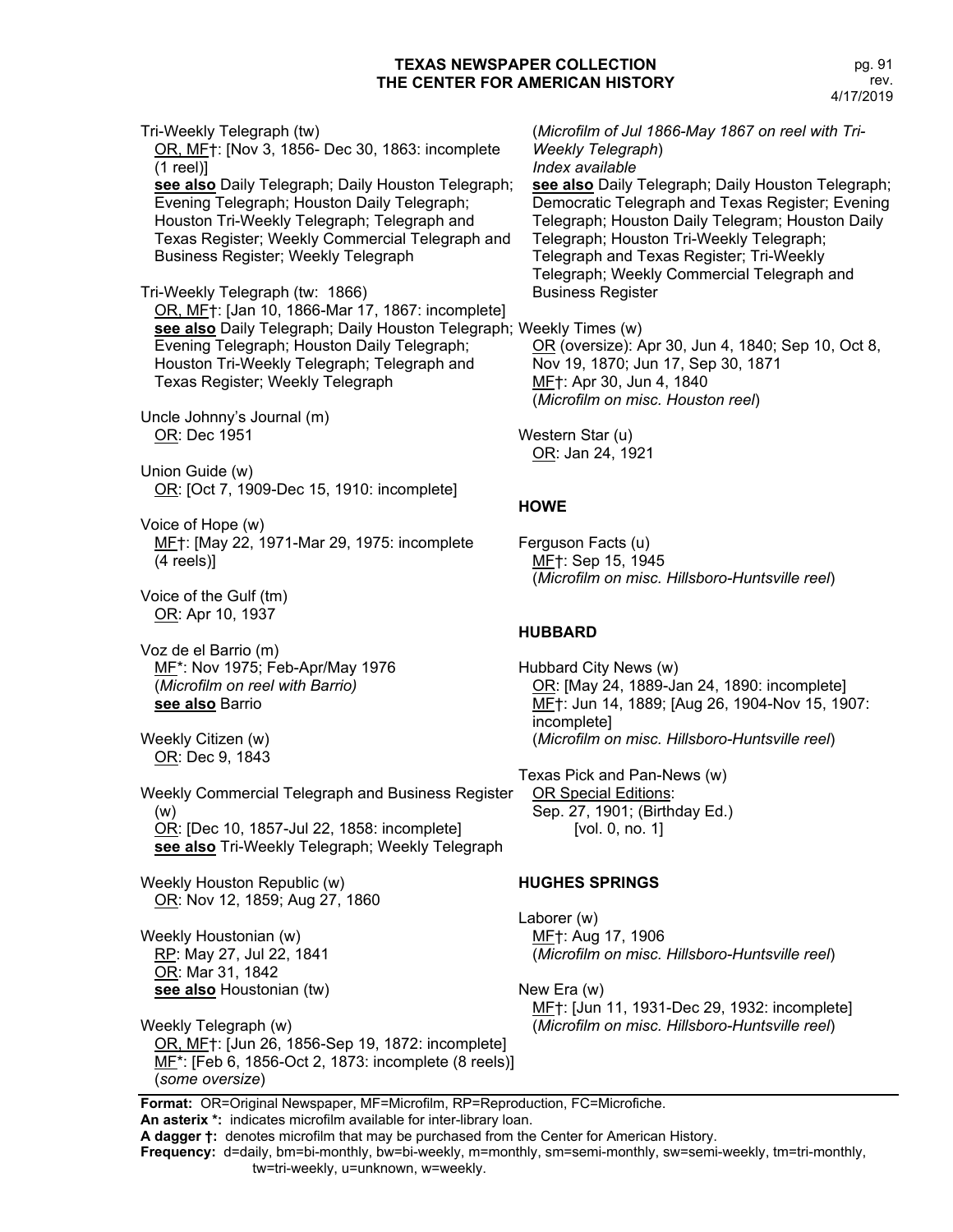Tri-Weekly Telegraph (tw)
OR, MF†: [Nov 3, 1856- Dec 30, 1863: incomplete (1 reel)]
**see also** Daily Telegraph; Daily Houston Telegraph; Evening Telegraph; Houston Daily Telegraph; Houston Tri-Weekly Telegraph; Telegraph and Texas Register; Weekly Commercial Telegraph and Business Register; Weekly Telegraph

Tri-Weekly Telegraph (tw: 1866)
OR, MF†: [Jan 10, 1866-Mar 17, 1867: incomplete]
**see also** Daily Telegraph; Daily Houston Telegraph; Evening Telegraph; Houston Daily Telegraph; Houston Tri-Weekly Telegraph; Telegraph and Texas Register; Weekly Telegraph

Uncle Johnny's Journal (m)
OR: Dec 1951

Union Guide (w)
OR: [Oct 7, 1909-Dec 15, 1910: incomplete]

Voice of Hope (w)
MF†: [May 22, 1971-Mar 29, 1975: incomplete (4 reels)]

Voice of the Gulf (tm)
OR: Apr 10, 1937

Voz de el Barrio (m)
MF*: Nov 1975; Feb-Apr/May 1976
(*Microfilm on reel with Barrio)*
**see also** Barrio

Weekly Citizen (w)
OR: Dec 9, 1843

Weekly Commercial Telegraph and Business Register (w)
OR: [Dec 10, 1857-Jul 22, 1858: incomplete]
**see also** Tri-Weekly Telegraph; Weekly Telegraph

Weekly Houston Republic (w)
OR: Nov 12, 1859; Aug 27, 1860

Weekly Houstonian (w)
RP: May 27, Jul 22, 1841
OR: Mar 31, 1842
**see also** Houstonian (tw)

Weekly Telegraph (w)
OR, MF†: [Jun 26, 1856-Sep 19, 1872: incomplete]
MF*: [Feb 6, 1856-Oct 2, 1873: incomplete (8 reels)]
(*some oversize*)
(*Microfilm of Jul 1866-May 1867 on reel with Tri-Weekly Telegraph*)
*Index available*
**see also** Daily Telegraph; Daily Houston Telegraph; Democratic Telegraph and Texas Register; Evening Telegraph; Houston Daily Telegram; Houston Daily Telegraph; Houston Tri-Weekly Telegraph; Telegraph and Texas Register; Tri-Weekly Telegraph; Weekly Commercial Telegraph and Business Register

Weekly Times (w)
OR (oversize): Apr 30, Jun 4, 1840; Sep 10, Oct 8, Nov 19, 1870; Jun 17, Sep 30, 1871
MF†: Apr 30, Jun 4, 1840
(*Microfilm on misc. Houston reel*)

Western Star (u)
OR: Jan 24, 1921

## HOWE

Ferguson Facts (u)
MF†: Sep 15, 1945
(*Microfilm on misc. Hillsboro-Huntsville reel*)

## HUBBARD

Hubbard City News (w)
OR: [May 24, 1889-Jan 24, 1890: incomplete]
MF†: Jun 14, 1889; [Aug 26, 1904-Nov 15, 1907: incomplete]
(*Microfilm on misc. Hillsboro-Huntsville reel*)

Texas Pick and Pan-News (w)
OR Special Editions:
Sep. 27, 1901; (Birthday Ed.)
[vol. 0, no. 1]

## HUGHES SPRINGS

Laborer (w)
MF†: Aug 17, 1906
(*Microfilm on misc. Hillsboro-Huntsville reel*)

New Era (w)
MF†: [Jun 11, 1931-Dec 29, 1932: incomplete]
(*Microfilm on misc. Hillsboro-Huntsville reel*)

**Format:** OR=Original Newspaper, MF=Microfilm, RP=Reproduction, FC=Microfiche.
**An asterix *:** indicates microfilm available for inter-library loan.
**A dagger †:** denotes microfilm that may be purchased from the Center for American History.
**Frequency:** d=daily, bm=bi-monthly, bw=bi-weekly, m=monthly, sm=semi-monthly, sw=semi-weekly, tm=tri-monthly, tw=tri-weekly, u=unknown, w=weekly.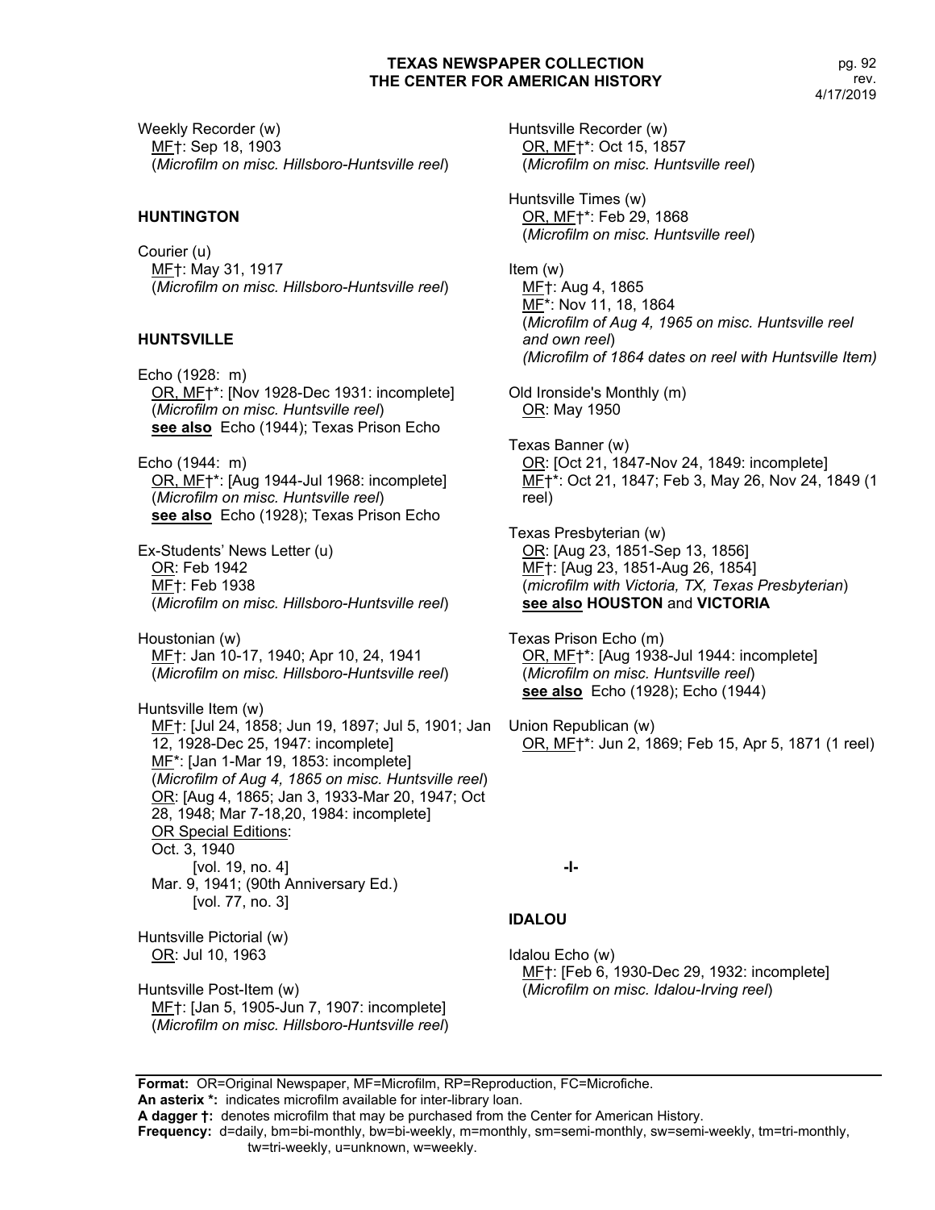Weekly Recorder (w)
MF†: Sep 18, 1903
(*Microfilm on misc. Hillsboro-Huntsville reel*)

## HUNTINGTON

Courier (u)
MF†: May 31, 1917
(*Microfilm on misc. Hillsboro-Huntsville reel*)

## HUNTSVILLE

Echo (1928: m)
OR, MF†*: [Nov 1928-Dec 1931: incomplete]
(*Microfilm on misc. Huntsville reel*)
**see also** Echo (1944); Texas Prison Echo

Echo (1944: m)
OR, MF†*: [Aug 1944-Jul 1968: incomplete]
(*Microfilm on misc. Huntsville reel*)
**see also** Echo (1928); Texas Prison Echo

Ex-Students' News Letter (u)
OR: Feb 1942
MF†: Feb 1938
(*Microfilm on misc. Hillsboro-Huntsville reel*)

Houstonian (w)
MF†: Jan 10-17, 1940; Apr 10, 24, 1941
(*Microfilm on misc. Hillsboro-Huntsville reel*)

Huntsville Item (w)
MF†: [Jul 24, 1858; Jun 19, 1897; Jul 5, 1901; Jan 12, 1928-Dec 25, 1947: incomplete]
MF*: [Jan 1-Mar 19, 1853: incomplete]
(*Microfilm of Aug 4, 1865 on misc. Huntsville reel*)
OR: [Aug 4, 1865; Jan 3, 1933-Mar 20, 1947; Oct 28, 1948; Mar 7-18,20, 1984: incomplete]
OR Special Editions:
Oct. 3, 1940
[vol. 19, no. 4]
Mar. 9, 1941; (90th Anniversary Ed.)
[vol. 77, no. 3]

Huntsville Pictorial (w)
OR: Jul 10, 1963

Huntsville Post-Item (w)
MF†: [Jan 5, 1905-Jun 7, 1907: incomplete]
(*Microfilm on misc. Hillsboro-Huntsville reel*)

Huntsville Recorder (w)
OR, MF†*: Oct 15, 1857
(*Microfilm on misc. Huntsville reel*)

Huntsville Times (w)
OR, MF†*: Feb 29, 1868
(*Microfilm on misc. Huntsville reel*)

Item (w)
MF†: Aug 4, 1865
MF*: Nov 11, 18, 1864
(*Microfilm of Aug 4, 1965 on misc. Huntsville reel and own reel*)
*(Microfilm of 1864 dates on reel with Huntsville Item)*

Old Ironside's Monthly (m)
OR: May 1950

Texas Banner (w)
OR: [Oct 21, 1847-Nov 24, 1849: incomplete]
MF†*: Oct 21, 1847; Feb 3, May 26, Nov 24, 1849 (1 reel)

Texas Presbyterian (w)
OR: [Aug 23, 1851-Sep 13, 1856]
MF†: [Aug 23, 1851-Aug 26, 1854]
(*microfilm with Victoria, TX, Texas Presbyterian*)
**see also HOUSTON** and **VICTORIA**

Texas Prison Echo (m)
OR, MF†*: [Aug 1938-Jul 1944: incomplete]
(*Microfilm on misc. Huntsville reel*)
**see also** Echo (1928); Echo (1944)

Union Republican (w)
OR, MF†*: Jun 2, 1869; Feb 15, Apr 5, 1871 (1 reel)

**-I-**

## IDALOU

Idalou Echo (w)
MF†: [Feb 6, 1930-Dec 29, 1932: incomplete]
(*Microfilm on misc. Idalou-Irving reel*)

**Format:** OR=Original Newspaper, MF=Microfilm, RP=Reproduction, FC=Microfiche.
**An asterix *:** indicates microfilm available for inter-library loan.
**A dagger †:** denotes microfilm that may be purchased from the Center for American History.
**Frequency:** d=daily, bm=bi-monthly, bw=bi-weekly, m=monthly, sm=semi-monthly, sw=semi-weekly, tm=tri-monthly, tw=tri-weekly, u=unknown, w=weekly.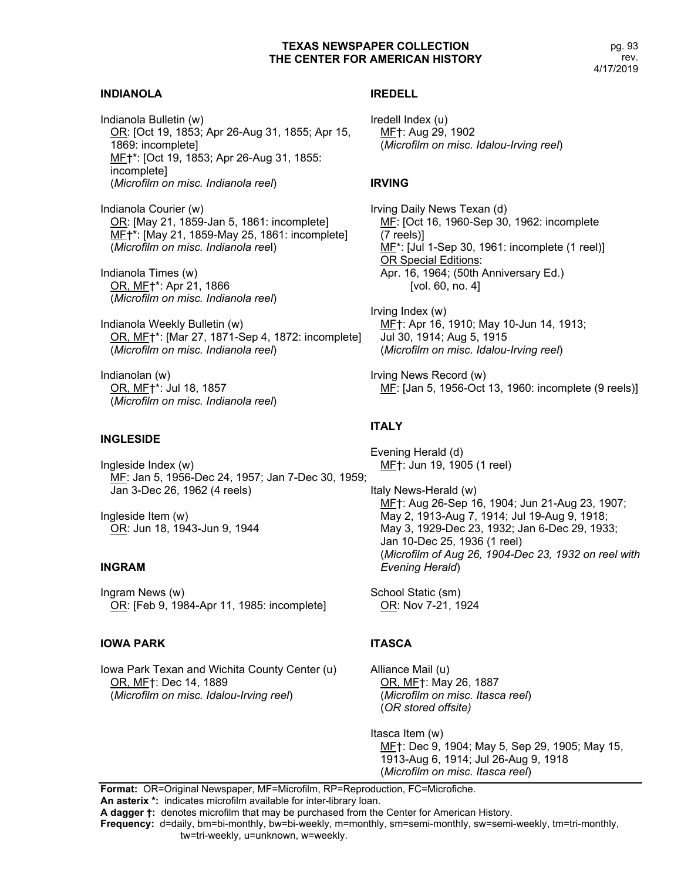## INDIANOLA

Indianola Bulletin (w)
OR: [Oct 19, 1853; Apr 26-Aug 31, 1855; Apr 15, 1869: incomplete]
MF†*: [Oct 19, 1853; Apr 26-Aug 31, 1855: incomplete]
(*Microfilm on misc. Indianola reel*)

Indianola Courier (w)
OR: [May 21, 1859-Jan 5, 1861: incomplete]
MF†*: [May 21, 1859-May 25, 1861: incomplete]
(*Microfilm on misc. Indianola reel*)

Indianola Times (w)
OR, MF†*: Apr 21, 1866
(*Microfilm on misc. Indianola reel*)

Indianola Weekly Bulletin (w)
OR, MF†*: [Mar 27, 1871-Sep 4, 1872: incomplete]
(*Microfilm on misc. Indianola reel*)

Indianolan (w)
OR, MF†*: Jul 18, 1857
(*Microfilm on misc. Indianola reel*)

## INGLESIDE

Ingleside Index (w)
MF: Jan 5, 1956-Dec 24, 1957; Jan 7-Dec 30, 1959; Jan 3-Dec 26, 1962 (4 reels)

Ingleside Item (w)
OR: Jun 18, 1943-Jun 9, 1944

## INGRAM

Ingram News (w)
OR: [Feb 9, 1984-Apr 11, 1985: incomplete]

## IOWA PARK

Iowa Park Texan and Wichita County Center (u)
OR, MF†: Dec 14, 1889
(*Microfilm on misc. Idalou-Irving reel*)

## IREDELL

Iredell Index (u)
MF†: Aug 29, 1902
(*Microfilm on misc. Idalou-Irving reel*)

## IRVING

Irving Daily News Texan (d)
MF: [Oct 16, 1960-Sep 30, 1962: incomplete (7 reels)]
MF*: [Jul 1-Sep 30, 1961: incomplete (1 reel)]
OR Special Editions:
Apr. 16, 1964; (50th Anniversary Ed.) [vol. 60, no. 4]

Irving Index (w)
MF†: Apr 16, 1910; May 10-Jun 14, 1913; Jul 30, 1914; Aug 5, 1915
(*Microfilm on misc. Idalou-Irving reel*)

Irving News Record (w)
MF: [Jan 5, 1956-Oct 13, 1960: incomplete (9 reels)]

## ITALY

Evening Herald (d)
MF†: Jun 19, 1905 (1 reel)

Italy News-Herald (w)
MF†: Aug 26-Sep 16, 1904; Jun 21-Aug 23, 1907; May 2, 1913-Aug 7, 1914; Jul 19-Aug 9, 1918; May 3, 1929-Dec 23, 1932; Jan 6-Dec 29, 1933; Jan 10-Dec 25, 1936 (1 reel)
(*Microfilm of Aug 26, 1904-Dec 23, 1932 on reel with Evening Herald*)

School Static (sm)
OR: Nov 7-21, 1924

## ITASCA

Alliance Mail (u)
OR, MF†: May 26, 1887
(*Microfilm on misc. Itasca reel*)
(*OR stored offsite)*

Itasca Item (w)
MF†: Dec 9, 1904; May 5, Sep 29, 1905; May 15, 1913-Aug 6, 1914; Jul 26-Aug 9, 1918
(*Microfilm on misc. Itasca reel*)

**Format:** OR=Original Newspaper, MF=Microfilm, RP=Reproduction, FC=Microfiche.
**An asterix *:** indicates microfilm available for inter-library loan.
**A dagger †:** denotes microfilm that may be purchased from the Center for American History.
**Frequency:** d=daily, bm=bi-monthly, bw=bi-weekly, m=monthly, sm=semi-monthly, sw=semi-weekly, tm=tri-monthly, tw=tri-weekly, u=unknown, w=weekly.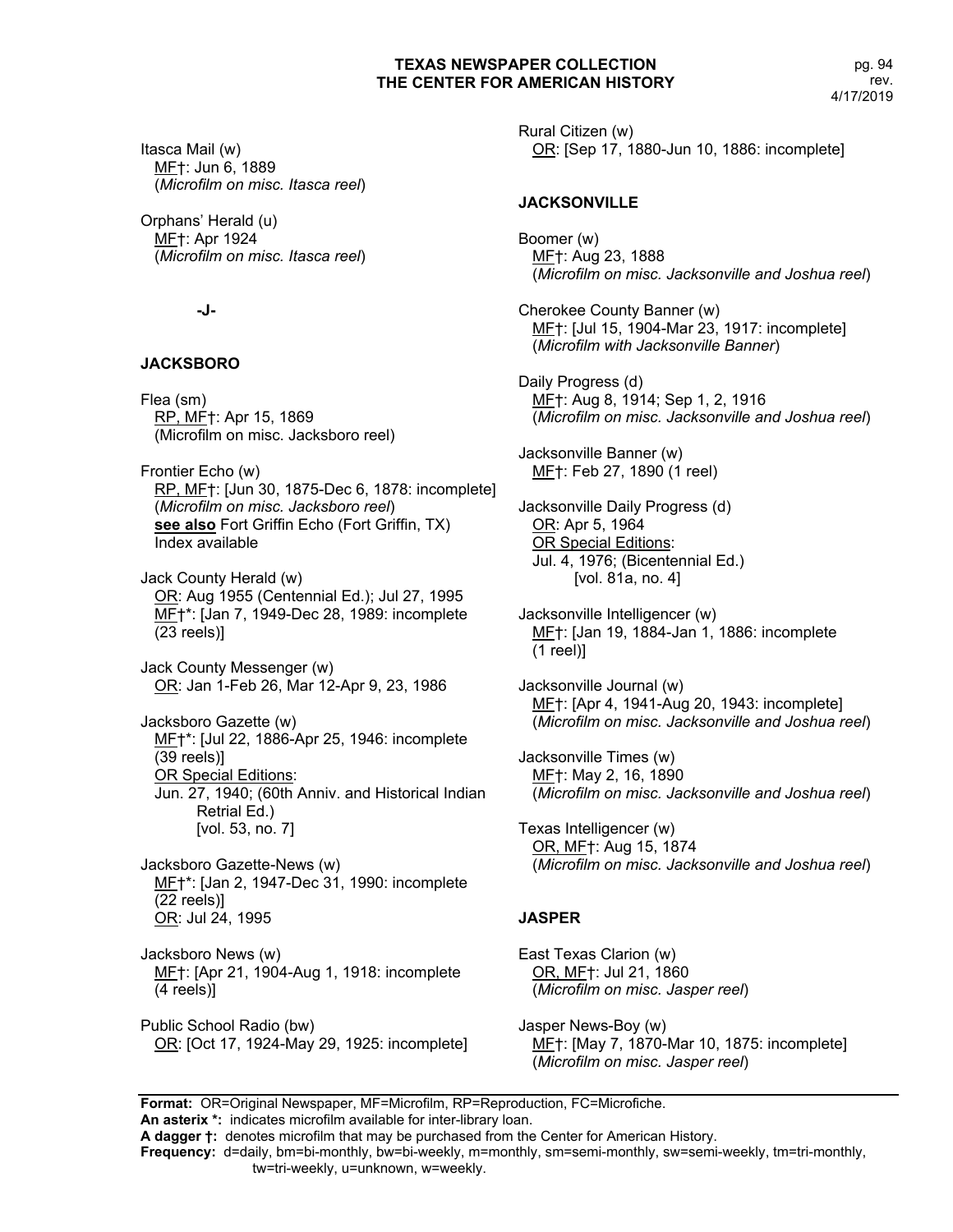Itasca Mail (w)
MF†: Jun 6, 1889
(*Microfilm on misc. Itasca reel*)

Orphans' Herald (u)
MF†: Apr 1924
(*Microfilm on misc. Itasca reel*)

**-J-**

## JACKSBORO

Flea (sm)
RP, MF†: Apr 15, 1869
(Microfilm on misc. Jacksboro reel)

Frontier Echo (w)
RP, MF†: [Jun 30, 1875-Dec 6, 1878: incomplete]
(*Microfilm on misc. Jacksboro reel*)
**see also** Fort Griffin Echo (Fort Griffin, TX)
Index available

Jack County Herald (w)
OR: Aug 1955 (Centennial Ed.); Jul 27, 1995
MF†*: [Jan 7, 1949-Dec 28, 1989: incomplete (23 reels)]

Jack County Messenger (w)
OR: Jan 1-Feb 26, Mar 12-Apr 9, 23, 1986

Jacksboro Gazette (w)
MF†*: [Jul 22, 1886-Apr 25, 1946: incomplete (39 reels)]
OR Special Editions:
Jun. 27, 1940; (60th Anniv. and Historical Indian Retrial Ed.)
[vol. 53, no. 7]

Jacksboro Gazette-News (w)
MF†*: [Jan 2, 1947-Dec 31, 1990: incomplete (22 reels)]
OR: Jul 24, 1995

Jacksboro News (w)
MF†: [Apr 21, 1904-Aug 1, 1918: incomplete (4 reels)]

Public School Radio (bw)
OR: [Oct 17, 1924-May 29, 1925: incomplete]

Rural Citizen (w)
OR: [Sep 17, 1880-Jun 10, 1886: incomplete]

## JACKSONVILLE

Boomer (w)
MF†: Aug 23, 1888
(*Microfilm on misc. Jacksonville and Joshua reel*)

Cherokee County Banner (w)
MF†: [Jul 15, 1904-Mar 23, 1917: incomplete]
(*Microfilm with Jacksonville Banner*)

Daily Progress (d)
MF†: Aug 8, 1914; Sep 1, 2, 1916
(*Microfilm on misc. Jacksonville and Joshua reel*)

Jacksonville Banner (w)
MF†: Feb 27, 1890 (1 reel)

Jacksonville Daily Progress (d)
OR: Apr 5, 1964
OR Special Editions:
Jul. 4, 1976; (Bicentennial Ed.)
[vol. 81a, no. 4]

Jacksonville Intelligencer (w)
MF†: [Jan 19, 1884-Jan 1, 1886: incomplete (1 reel)]

Jacksonville Journal (w)
MF†: [Apr 4, 1941-Aug 20, 1943: incomplete]
(*Microfilm on misc. Jacksonville and Joshua reel*)

Jacksonville Times (w)
MF†: May 2, 16, 1890
(*Microfilm on misc. Jacksonville and Joshua reel*)

Texas Intelligencer (w)
OR, MF†: Aug 15, 1874
(*Microfilm on misc. Jacksonville and Joshua reel*)

## JASPER

East Texas Clarion (w)
OR, MF†: Jul 21, 1860
(*Microfilm on misc. Jasper reel*)

Jasper News-Boy (w)
MF†: [May 7, 1870-Mar 10, 1875: incomplete]
(*Microfilm on misc. Jasper reel*)

**Format:** OR=Original Newspaper, MF=Microfilm, RP=Reproduction, FC=Microfiche.
**An asterix *:** indicates microfilm available for inter-library loan.
**A dagger †:** denotes microfilm that may be purchased from the Center for American History.
**Frequency:** d=daily, bm=bi-monthly, bw=bi-weekly, m=monthly, sm=semi-monthly, sw=semi-weekly, tm=tri-monthly, tw=tri-weekly, u=unknown, w=weekly.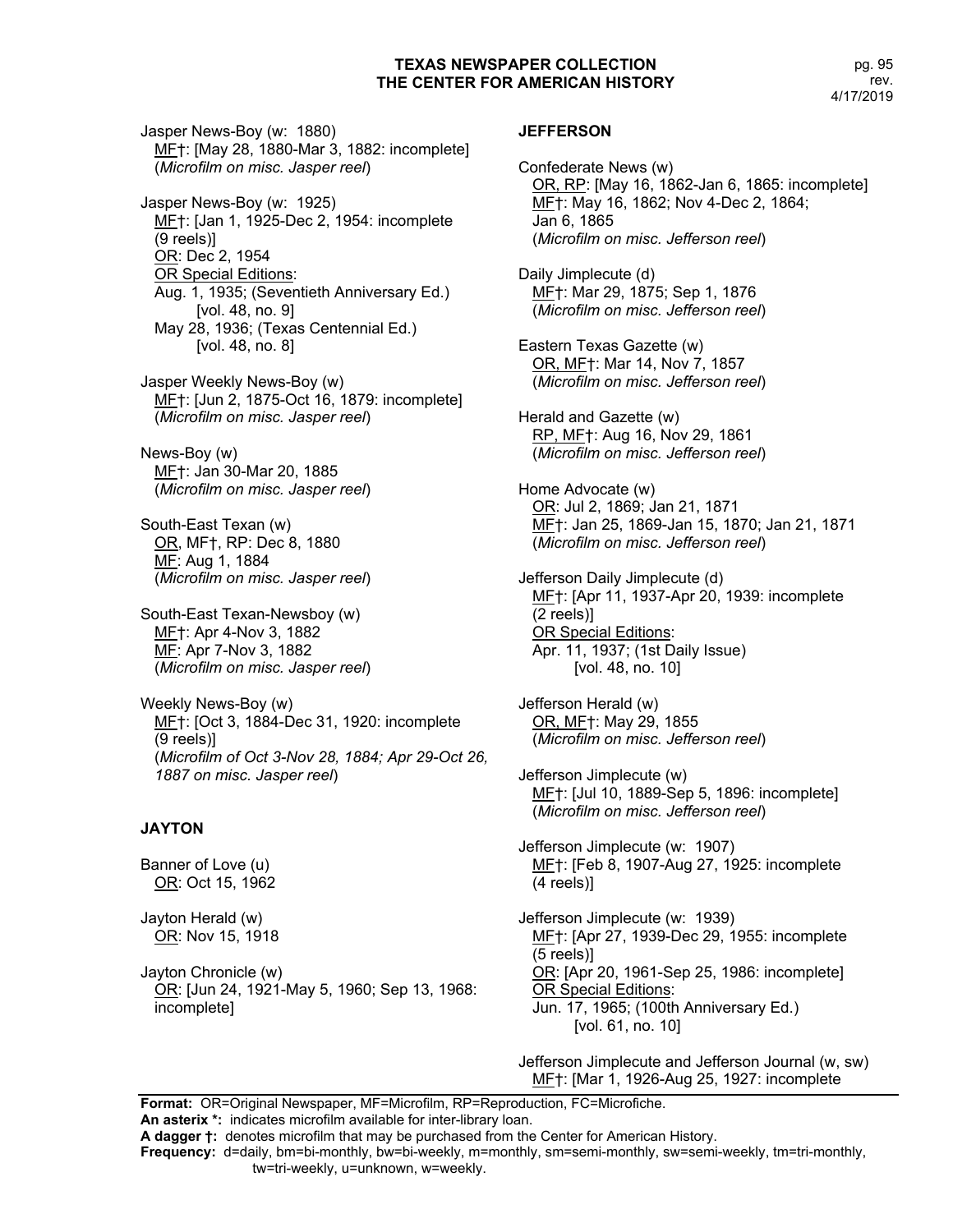Jasper News-Boy (w: 1880)
MF†: [May 28, 1880-Mar 3, 1882: incomplete]
(*Microfilm on misc. Jasper reel*)

Jasper News-Boy (w: 1925)
MF†: [Jan 1, 1925-Dec 2, 1954: incomplete (9 reels)]
OR: Dec 2, 1954
OR Special Editions:
Aug. 1, 1935; (Seventieth Anniversary Ed.) [vol. 48, no. 9]
May 28, 1936; (Texas Centennial Ed.) [vol. 48, no. 8]

Jasper Weekly News-Boy (w)
MF†: [Jun 2, 1875-Oct 16, 1879: incomplete]
(*Microfilm on misc. Jasper reel*)

News-Boy (w)
MF†: Jan 30-Mar 20, 1885
(*Microfilm on misc. Jasper reel*)

South-East Texan (w)
OR, MF†, RP: Dec 8, 1880
MF: Aug 1, 1884
(*Microfilm on misc. Jasper reel*)

South-East Texan-Newsboy (w)
MF†: Apr 4-Nov 3, 1882
MF: Apr 7-Nov 3, 1882
(*Microfilm on misc. Jasper reel*)

Weekly News-Boy (w)
MF†: [Oct 3, 1884-Dec 31, 1920: incomplete (9 reels)]
(*Microfilm of Oct 3-Nov 28, 1884; Apr 29-Oct 26, 1887 on misc. Jasper reel*)

## JAYTON

Banner of Love (u)
OR: Oct 15, 1962

Jayton Herald (w)
OR: Nov 15, 1918

Jayton Chronicle (w)
OR: [Jun 24, 1921-May 5, 1960; Sep 13, 1968: incomplete]

## JEFFERSON

Confederate News (w)
OR, RP: [May 16, 1862-Jan 6, 1865: incomplete]
MF†: May 16, 1862; Nov 4-Dec 2, 1864; Jan 6, 1865
(*Microfilm on misc. Jefferson reel*)

Daily Jimplecute (d)
MF†: Mar 29, 1875; Sep 1, 1876
(*Microfilm on misc. Jefferson reel*)

Eastern Texas Gazette (w)
OR, MF†: Mar 14, Nov 7, 1857
(*Microfilm on misc. Jefferson reel*)

Herald and Gazette (w)
RP, MF†: Aug 16, Nov 29, 1861
(*Microfilm on misc. Jefferson reel*)

Home Advocate (w)
OR: Jul 2, 1869; Jan 21, 1871
MF†: Jan 25, 1869-Jan 15, 1870; Jan 21, 1871
(*Microfilm on misc. Jefferson reel*)

Jefferson Daily Jimplecute (d)
MF†: [Apr 11, 1937-Apr 20, 1939: incomplete (2 reels)]
OR Special Editions:
Apr. 11, 1937; (1st Daily Issue) [vol. 48, no. 10]

Jefferson Herald (w)
OR, MF†: May 29, 1855
(*Microfilm on misc. Jefferson reel*)

Jefferson Jimplecute (w)
MF†: [Jul 10, 1889-Sep 5, 1896: incomplete]
(*Microfilm on misc. Jefferson reel*)

Jefferson Jimplecute (w: 1907)
MF†: [Feb 8, 1907-Aug 27, 1925: incomplete (4 reels)]

Jefferson Jimplecute (w: 1939)
MF†: [Apr 27, 1939-Dec 29, 1955: incomplete (5 reels)]
OR: [Apr 20, 1961-Sep 25, 1986: incomplete]
OR Special Editions:
Jun. 17, 1965; (100th Anniversary Ed.) [vol. 61, no. 10]

Jefferson Jimplecute and Jefferson Journal (w, sw)
MF†: [Mar 1, 1926-Aug 25, 1927: incomplete

**Format:** OR=Original Newspaper, MF=Microfilm, RP=Reproduction, FC=Microfiche.
**An asterix \*:** indicates microfilm available for inter-library loan.
**A dagger †:** denotes microfilm that may be purchased from the Center for American History.
**Frequency:** d=daily, bm=bi-monthly, bw=bi-weekly, m=monthly, sm=semi-monthly, sw=semi-weekly, tm=tri-monthly, tw=tri-weekly, u=unknown, w=weekly.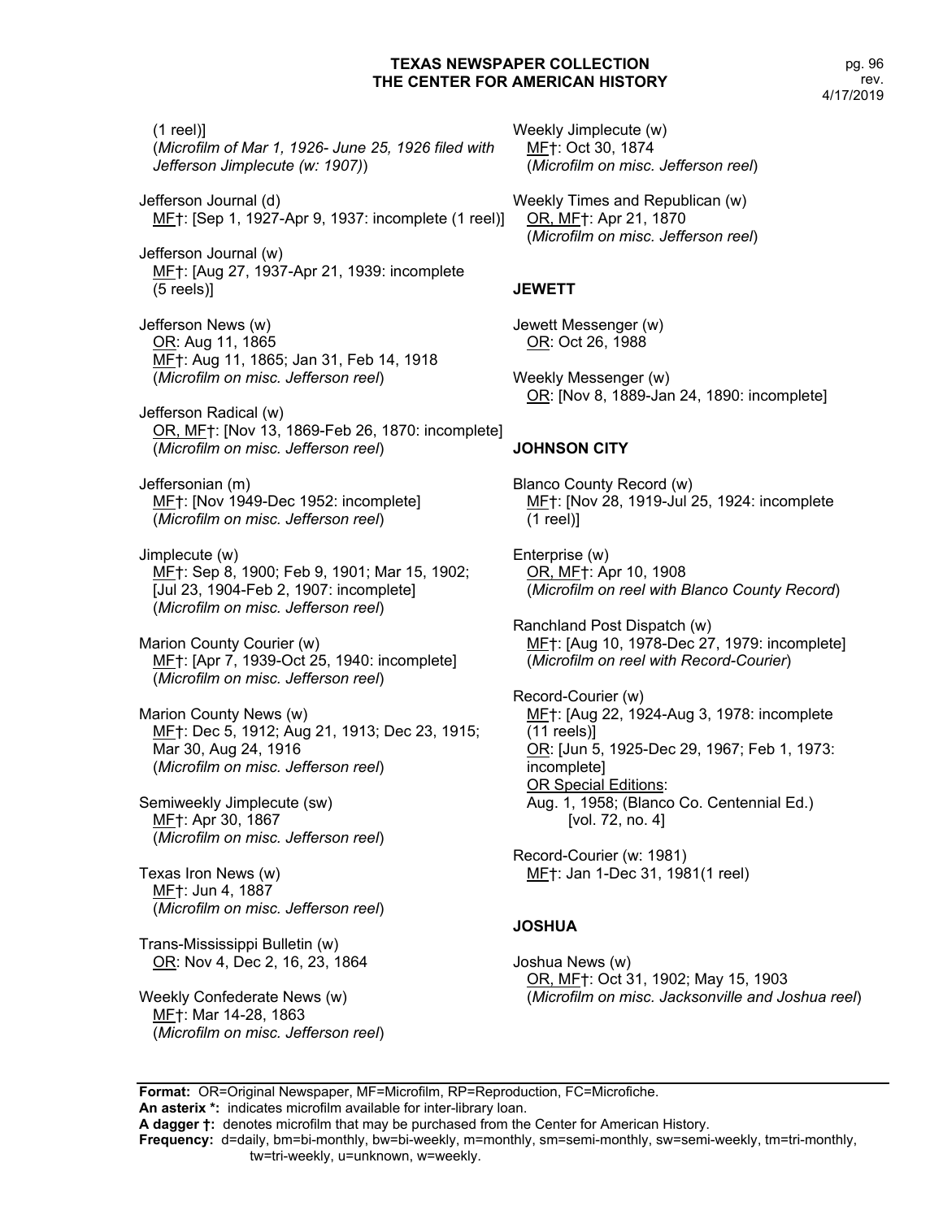(1 reel)]
(*Microfilm of Mar 1, 1926- June 25, 1926 filed with Jefferson Jimplecute (w: 1907)*)

Jefferson Journal (d)
MF†: [Sep 1, 1927-Apr 9, 1937: incomplete (1 reel)]

Jefferson Journal (w)
MF†: [Aug 27, 1937-Apr 21, 1939: incomplete (5 reels)]

Jefferson News (w)
OR: Aug 11, 1865
MF†: Aug 11, 1865; Jan 31, Feb 14, 1918
(*Microfilm on misc. Jefferson reel*)

Jefferson Radical (w)
OR, MF†: [Nov 13, 1869-Feb 26, 1870: incomplete]
(*Microfilm on misc. Jefferson reel*)

Jeffersonian (m)
MF†: [Nov 1949-Dec 1952: incomplete]
(*Microfilm on misc. Jefferson reel*)

Jimplecute (w)
MF†: Sep 8, 1900; Feb 9, 1901; Mar 15, 1902; [Jul 23, 1904-Feb 2, 1907: incomplete]
(*Microfilm on misc. Jefferson reel*)

Marion County Courier (w)
MF†: [Apr 7, 1939-Oct 25, 1940: incomplete]
(*Microfilm on misc. Jefferson reel*)

Marion County News (w)
MF†: Dec 5, 1912; Aug 21, 1913; Dec 23, 1915; Mar 30, Aug 24, 1916
(*Microfilm on misc. Jefferson reel*)

Semiweekly Jimplecute (sw)
MF†: Apr 30, 1867
(*Microfilm on misc. Jefferson reel*)

Texas Iron News (w)
MF†: Jun 4, 1887
(*Microfilm on misc. Jefferson reel*)

Trans-Mississippi Bulletin (w)
OR: Nov 4, Dec 2, 16, 23, 1864

Weekly Confederate News (w)
MF†: Mar 14-28, 1863
(*Microfilm on misc. Jefferson reel*)

Weekly Jimplecute (w)
MF†: Oct 30, 1874
(*Microfilm on misc. Jefferson reel*)

Weekly Times and Republican (w)
OR, MF†: Apr 21, 1870
(*Microfilm on misc. Jefferson reel*)

## JEWETT

Jewett Messenger (w)
OR: Oct 26, 1988

Weekly Messenger (w)
OR: [Nov 8, 1889-Jan 24, 1890: incomplete]

## JOHNSON CITY

Blanco County Record (w)
MF†: [Nov 28, 1919-Jul 25, 1924: incomplete (1 reel)]

Enterprise (w)
OR, MF†: Apr 10, 1908
(*Microfilm on reel with Blanco County Record*)

Ranchland Post Dispatch (w)
MF†: [Aug 10, 1978-Dec 27, 1979: incomplete]
(*Microfilm on reel with Record-Courier*)

Record-Courier (w)
MF†: [Aug 22, 1924-Aug 3, 1978: incomplete (11 reels)]
OR: [Jun 5, 1925-Dec 29, 1967; Feb 1, 1973: incomplete]
OR Special Editions:
Aug. 1, 1958; (Blanco Co. Centennial Ed.) [vol. 72, no. 4]

Record-Courier (w: 1981)
MF†: Jan 1-Dec 31, 1981(1 reel)

## JOSHUA

Joshua News (w)
OR, MF†: Oct 31, 1902; May 15, 1903
(*Microfilm on misc. Jacksonville and Joshua reel*)

**Format:** OR=Original Newspaper, MF=Microfilm, RP=Reproduction, FC=Microfiche.
**An asterix \*:** indicates microfilm available for inter-library loan.
**A dagger †:** denotes microfilm that may be purchased from the Center for American History.
**Frequency:** d=daily, bm=bi-monthly, bw=bi-weekly, m=monthly, sm=semi-monthly, sw=semi-weekly, tm=tri-monthly, tw=tri-weekly, u=unknown, w=weekly.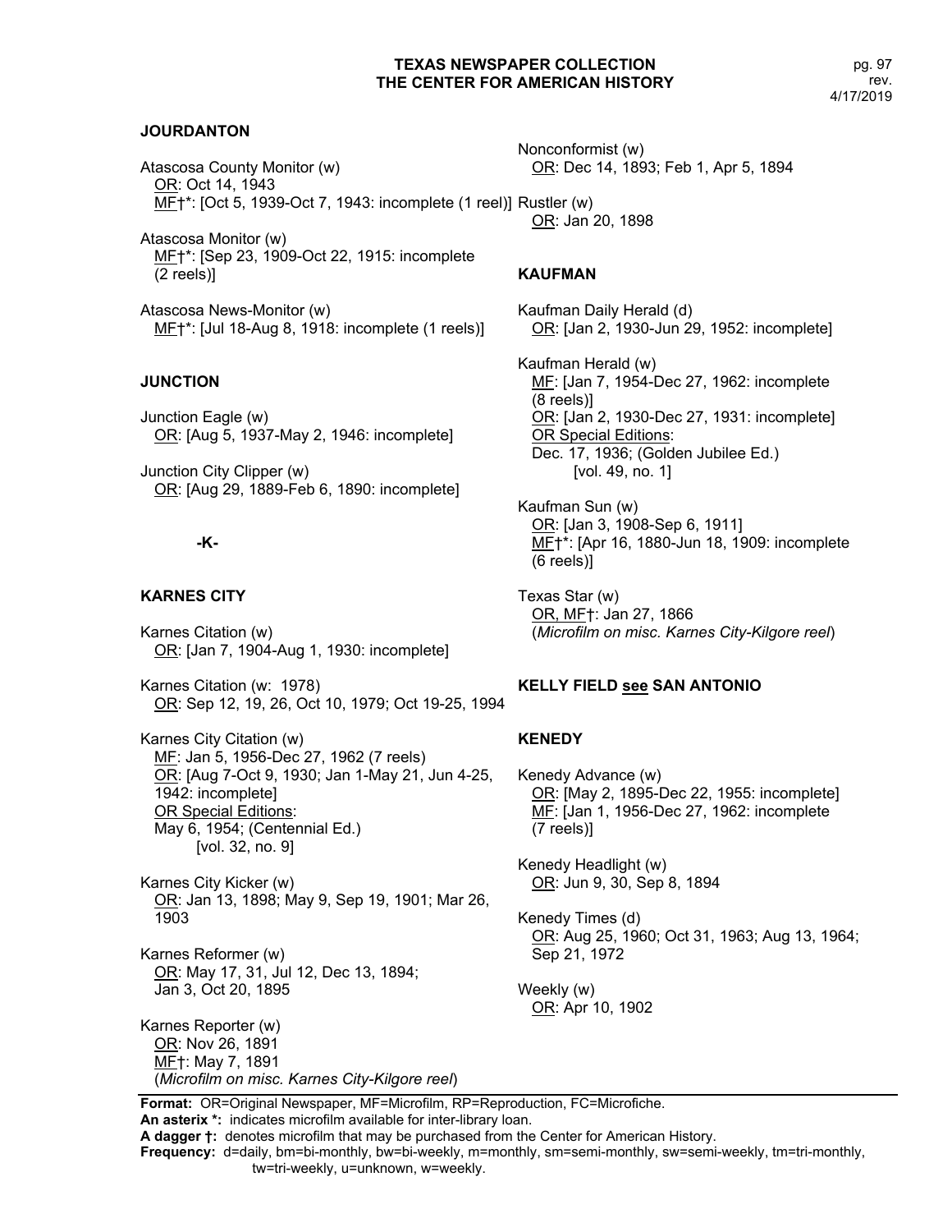### JOURDANTON

Atascosa County Monitor (w)
<u>OR</u>: Oct 14, 1943
<u>MF</u>†*: [Oct 5, 1939-Oct 7, 1943: incomplete (1 reel)]

Atascosa Monitor (w)
<u>MF</u>†*: [Sep 23, 1909-Oct 22, 1915: incomplete (2 reels)]

Atascosa News-Monitor (w)
<u>MF</u>†*: [Jul 18-Aug 8, 1918: incomplete (1 reels)]

### JUNCTION

Junction Eagle (w)
<u>OR</u>: [Aug 5, 1937-May 2, 1946: incomplete]

Junction City Clipper (w)
<u>OR</u>: [Aug 29, 1889-Feb 6, 1890: incomplete]

## -K-

### KARNES CITY

Karnes Citation (w)
<u>OR</u>: [Jan 7, 1904-Aug 1, 1930: incomplete]

Karnes Citation (w: 1978)
<u>OR</u>: Sep 12, 19, 26, Oct 10, 1979; Oct 19-25, 1994

Karnes City Citation (w)
<u>MF</u>: Jan 5, 1956-Dec 27, 1962 (7 reels)
<u>OR</u>: [Aug 7-Oct 9, 1930; Jan 1-May 21, Jun 4-25, 1942: incomplete]
<u>OR Special Editions</u>:
May 6, 1954; (Centennial Ed.)
[vol. 32, no. 9]

Karnes City Kicker (w)
<u>OR</u>: Jan 13, 1898; May 9, Sep 19, 1901; Mar 26, 1903

Karnes Reformer (w)
<u>OR</u>: May 17, 31, Jul 12, Dec 13, 1894; Jan 3, Oct 20, 1895

Karnes Reporter (w)
<u>OR</u>: Nov 26, 1891
<u>MF</u>†: May 7, 1891
(*Microfilm on misc. Karnes City-Kilgore reel*)

Nonconformist (w)
<u>OR</u>: Dec 14, 1893; Feb 1, Apr 5, 1894

Rustler (w)
<u>OR</u>: Jan 20, 1898

### KAUFMAN

Kaufman Daily Herald (d)
<u>OR</u>: [Jan 2, 1930-Jun 29, 1952: incomplete]

Kaufman Herald (w)
<u>MF</u>: [Jan 7, 1954-Dec 27, 1962: incomplete (8 reels)]
<u>OR</u>: [Jan 2, 1930-Dec 27, 1931: incomplete]
<u>OR Special Editions</u>:
Dec. 17, 1936; (Golden Jubilee Ed.)
[vol. 49, no. 1]

Kaufman Sun (w)
<u>OR</u>: [Jan 3, 1908-Sep 6, 1911]
<u>MF</u>†*: [Apr 16, 1880-Jun 18, 1909: incomplete (6 reels)]

Texas Star (w)
<u>OR, MF</u>†: Jan 27, 1866
(*Microfilm on misc. Karnes City-Kilgore reel*)

### KELLY FIELD <u>see</u> SAN ANTONIO

### KENEDY

Kenedy Advance (w)
<u>OR</u>: [May 2, 1895-Dec 22, 1955: incomplete]
<u>MF</u>: [Jan 1, 1956-Dec 27, 1962: incomplete (7 reels)]

Kenedy Headlight (w)
<u>OR</u>: Jun 9, 30, Sep 8, 1894

Kenedy Times (d)
<u>OR</u>: Aug 25, 1960; Oct 31, 1963; Aug 13, 1964; Sep 21, 1972

Weekly (w)
<u>OR</u>: Apr 10, 1902

**Format:** OR=Original Newspaper, MF=Microfilm, RP=Reproduction, FC=Microfiche.
**An asterix \*:** indicates microfilm available for inter-library loan.
**A dagger †:** denotes microfilm that may be purchased from the Center for American History.
**Frequency:** d=daily, bm=bi-monthly, bw=bi-weekly, m=monthly, sm=semi-monthly, sw=semi-weekly, tm=tri-monthly, tw=tri-weekly, u=unknown, w=weekly.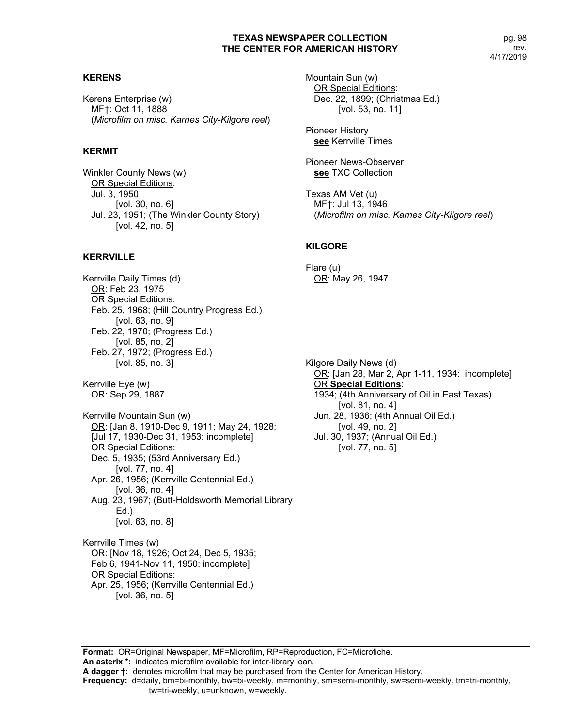## KERENS

Kerens Enterprise (w)
MF†: Oct 11, 1888
(*Microfilm on misc. Karnes City-Kilgore reel*)

## KERMIT

Winkler County News (w)
OR Special Editions:
Jul. 3, 1950
[vol. 30, no. 6]
Jul. 23, 1951; (The Winkler County Story)
[vol. 42, no. 5]

## KERRVILLE

Kerrville Daily Times (d)
OR: Feb 23, 1975
OR Special Editions:
Feb. 25, 1968; (Hill Country Progress Ed.)
[vol. 63, no. 9]
Feb. 22, 1970; (Progress Ed.)
[vol. 85, no. 2]
Feb. 27, 1972; (Progress Ed.)
[vol. 85, no. 3]

Kerrville Eye (w)
OR: Sep 29, 1887

Kerrville Mountain Sun (w)
OR: [Jan 8, 1910-Dec 9, 1911; May 24, 1928;
[Jul 17, 1930-Dec 31, 1953: incomplete]
OR Special Editions:
Dec. 5, 1935; (53rd Anniversary Ed.)
[vol. 77, no. 4]
Apr. 26, 1956; (Kerrville Centennial Ed.)
[vol. 36, no. 4]
Aug. 23, 1967; (Butt-Holdsworth Memorial Library Ed.)
[vol. 63, no. 8]

Kerrville Times (w)
OR: [Nov 18, 1926; Oct 24, Dec 5, 1935;
Feb 6, 1941-Nov 11, 1950: incomplete]
OR Special Editions:
Apr. 25, 1956; (Kerrville Centennial Ed.)
[vol. 36, no. 5]

Mountain Sun (w)
OR Special Editions:
Dec. 22, 1899; (Christmas Ed.)
[vol. 53, no. 11]

Pioneer History
**see** Kerrville Times

Pioneer News-Observer
**see** TXC Collection

Texas AM Vet (u)
MF†: Jul 13, 1946
(*Microfilm on misc. Karnes City-Kilgore reel*)

## KILGORE

Flare (u)
OR: May 26, 1947

Kilgore Daily News (d)
OR: [Jan 28, Mar 2, Apr 1-11, 1934: incomplete]
OR **Special Editions**:
1934; (4th Anniversary of Oil in East Texas)
[vol. 81, no. 4]
Jun. 28, 1936; (4th Annual Oil Ed.)
[vol. 49, no. 2]
Jul. 30, 1937; (Annual Oil Ed.)
[vol. 77, no. 5]

**Format:** OR=Original Newspaper, MF=Microfilm, RP=Reproduction, FC=Microfiche.
**An asterix \*:** indicates microfilm available for inter-library loan.
**A dagger †:** denotes microfilm that may be purchased from the Center for American History.
**Frequency:** d=daily, bm=bi-monthly, bw=bi-weekly, m=monthly, sm=semi-monthly, sw=semi-weekly, tm=tri-monthly, tw=tri-weekly, u=unknown, w=weekly.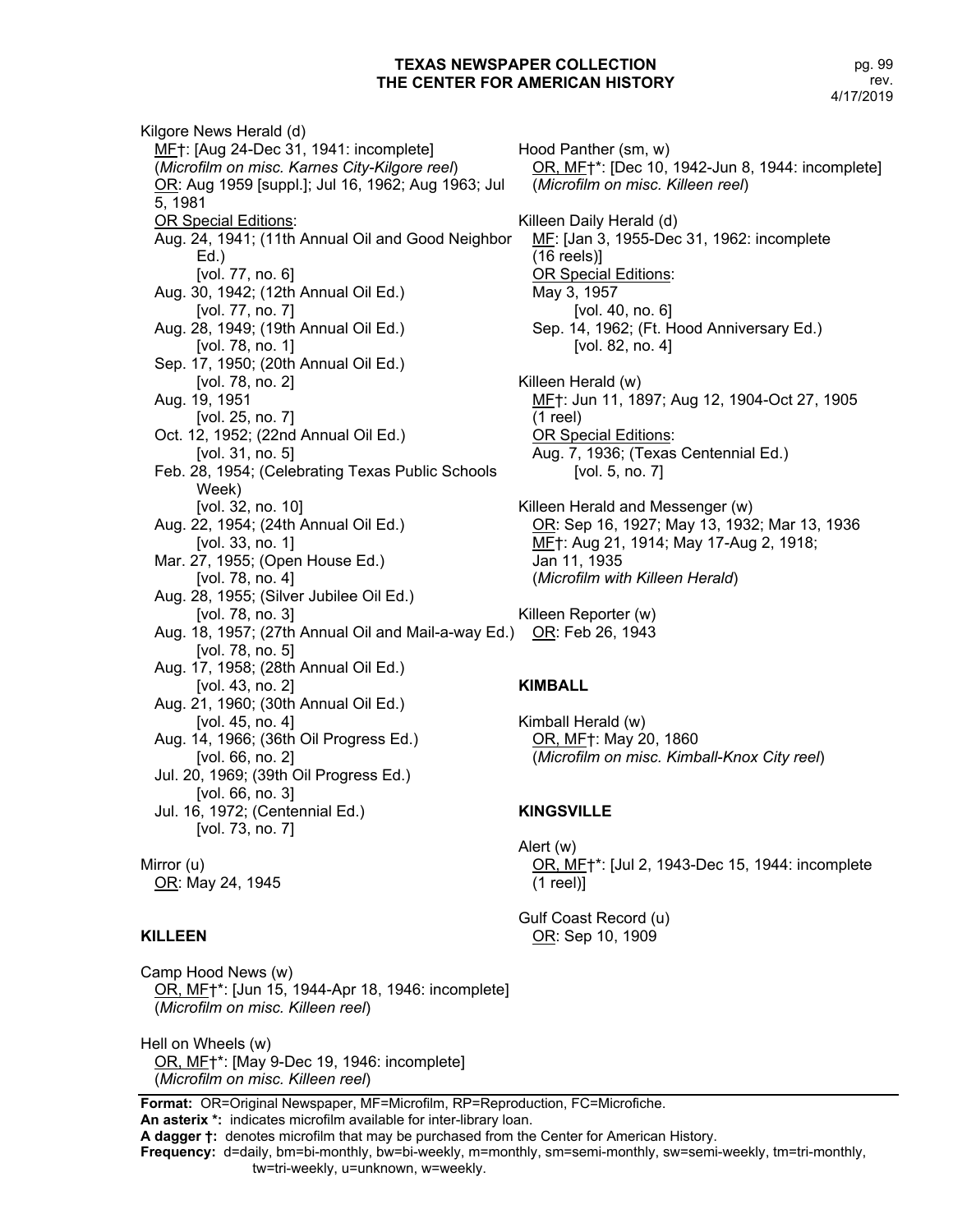Kilgore News Herald (d)
MF†: [Aug 24-Dec 31, 1941: incomplete] (*Microfilm on misc. Karnes City-Kilgore reel*)
OR: Aug 1959 [suppl.]; Jul 16, 1962; Aug 1963; Jul 5, 1981
OR Special Editions:
Aug. 24, 1941; (11th Annual Oil and Good Neighbor Ed.)
[vol. 77, no. 6]
Aug. 30, 1942; (12th Annual Oil Ed.)
[vol. 77, no. 7]
Aug. 28, 1949; (19th Annual Oil Ed.)
[vol. 78, no. 1]
Sep. 17, 1950; (20th Annual Oil Ed.)
[vol. 78, no. 2]
Aug. 19, 1951
[vol. 25, no. 7]
Oct. 12, 1952; (22nd Annual Oil Ed.)
[vol. 31, no. 5]
Feb. 28, 1954; (Celebrating Texas Public Schools Week)
[vol. 32, no. 10]
Aug. 22, 1954; (24th Annual Oil Ed.)
[vol. 33, no. 1]
Mar. 27, 1955; (Open House Ed.)
[vol. 78, no. 4]
Aug. 28, 1955; (Silver Jubilee Oil Ed.)
[vol. 78, no. 3]
Aug. 18, 1957; (27th Annual Oil and Mail-a-way Ed.)
[vol. 78, no. 5]
Aug. 17, 1958; (28th Annual Oil Ed.)
[vol. 43, no. 2]
Aug. 21, 1960; (30th Annual Oil Ed.)
[vol. 45, no. 4]
Aug. 14, 1966; (36th Oil Progress Ed.)
[vol. 66, no. 2]
Jul. 20, 1969; (39th Oil Progress Ed.)
[vol. 66, no. 3]
Jul. 16, 1972; (Centennial Ed.)
[vol. 73, no. 7]

Mirror (u)
OR: May 24, 1945

### KILLEEN

Camp Hood News (w)
OR, MF†*: [Jun 15, 1944-Apr 18, 1946: incomplete] (*Microfilm on misc. Killeen reel*)

Hell on Wheels (w)
OR, MF†*: [May 9-Dec 19, 1946: incomplete] (*Microfilm on misc. Killeen reel*)

Hood Panther (sm, w)
OR, MF†*: [Dec 10, 1942-Jun 8, 1944: incomplete] (*Microfilm on misc. Killeen reel*)

Killeen Daily Herald (d)
MF: [Jan 3, 1955-Dec 31, 1962: incomplete (16 reels)]
OR Special Editions:
May 3, 1957
[vol. 40, no. 6]
Sep. 14, 1962; (Ft. Hood Anniversary Ed.)
[vol. 82, no. 4]

Killeen Herald (w)
MF†: Jun 11, 1897; Aug 12, 1904-Oct 27, 1905 (1 reel)
OR Special Editions:
Aug. 7, 1936; (Texas Centennial Ed.)
[vol. 5, no. 7]

Killeen Herald and Messenger (w)
OR: Sep 16, 1927; May 13, 1932; Mar 13, 1936
MF†: Aug 21, 1914; May 17-Aug 2, 1918; Jan 11, 1935
(*Microfilm with Killeen Herald*)

Killeen Reporter (w)
OR: Feb 26, 1943

### KIMBALL

Kimball Herald (w)
OR, MF†: May 20, 1860
(*Microfilm on misc. Kimball-Knox City reel*)

### KINGSVILLE

Alert (w)
OR, MF†*: [Jul 2, 1943-Dec 15, 1944: incomplete (1 reel)]

Gulf Coast Record (u)
OR: Sep 10, 1909

**Format:** OR=Original Newspaper, MF=Microfilm, RP=Reproduction, FC=Microfiche.
**An asterix *:** indicates microfilm available for inter-library loan.
**A dagger †:** denotes microfilm that may be purchased from the Center for American History.
**Frequency:** d=daily, bm=bi-monthly, bw=bi-weekly, m=monthly, sm=semi-monthly, sw=semi-weekly, tm=tri-monthly, tw=tri-weekly, u=unknown, w=weekly.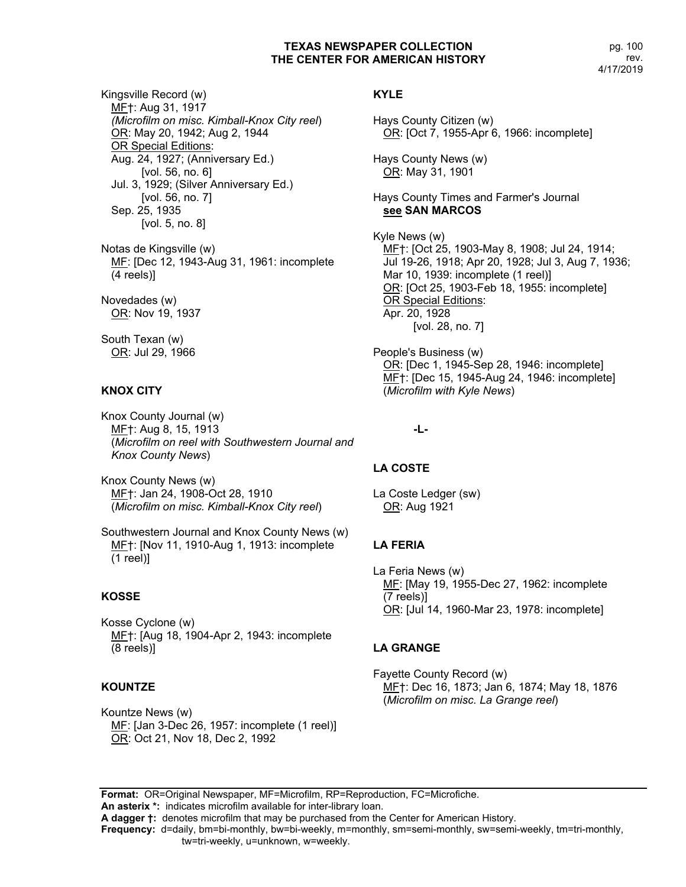Kingsville Record (w)
MF†: Aug 31, 1917
*(Microfilm on misc. Kimball-Knox City reel)*
OR: May 20, 1942; Aug 2, 1944
OR Special Editions:
Aug. 24, 1927; (Anniversary Ed.)
[vol. 56, no. 6]
Jul. 3, 1929; (Silver Anniversary Ed.)
[vol. 56, no. 7]
Sep. 25, 1935
[vol. 5, no. 8]

Notas de Kingsville (w)
MF: [Dec 12, 1943-Aug 31, 1961: incomplete (4 reels)]

Novedades (w)
OR: Nov 19, 1937

South Texan (w)
OR: Jul 29, 1966

**KNOX CITY**

Knox County Journal (w)
MF†: Aug 8, 15, 1913
(*Microfilm on reel with Southwestern Journal and Knox County News*)

Knox County News (w)
MF†: Jan 24, 1908-Oct 28, 1910
(*Microfilm on misc. Kimball-Knox City reel*)

Southwestern Journal and Knox County News (w)
MF†: [Nov 11, 1910-Aug 1, 1913: incomplete (1 reel)]

**KOSSE**

Kosse Cyclone (w)
MF†: [Aug 18, 1904-Apr 2, 1943: incomplete (8 reels)]

**KOUNTZE**

Kountze News (w)
MF: [Jan 3-Dec 26, 1957: incomplete (1 reel)]
OR: Oct 21, Nov 18, Dec 2, 1992

**KYLE**

Hays County Citizen (w)
OR: [Oct 7, 1955-Apr 6, 1966: incomplete]

Hays County News (w)
OR: May 31, 1901

Hays County Times and Farmer's Journal
**see SAN MARCOS**

Kyle News (w)
MF†: [Oct 25, 1903-May 8, 1908; Jul 24, 1914; Jul 19-26, 1918; Apr 20, 1928; Jul 3, Aug 7, 1936; Mar 10, 1939: incomplete (1 reel)]
OR: [Oct 25, 1903-Feb 18, 1955: incomplete]
OR Special Editions:
Apr. 20, 1928
[vol. 28, no. 7]

People's Business (w)
OR: [Dec 1, 1945-Sep 28, 1946: incomplete]
MF†: [Dec 15, 1945-Aug 24, 1946: incomplete]
(*Microfilm with Kyle News*)

**-L-**

**LA COSTE**

La Coste Ledger (sw)
OR: Aug 1921

**LA FERIA**

La Feria News (w)
MF: [May 19, 1955-Dec 27, 1962: incomplete (7 reels)]
OR: [Jul 14, 1960-Mar 23, 1978: incomplete]

**LA GRANGE**

Fayette County Record (w)
MF†: Dec 16, 1873; Jan 6, 1874; May 18, 1876
(*Microfilm on misc. La Grange reel*)

**Format:** OR=Original Newspaper, MF=Microfilm, RP=Reproduction, FC=Microfiche.
**An asterix \*:** indicates microfilm available for inter-library loan.
**A dagger †:** denotes microfilm that may be purchased from the Center for American History.
**Frequency:** d=daily, bm=bi-monthly, bw=bi-weekly, m=monthly, sm=semi-monthly, sw=semi-weekly, tm=tri-monthly, tw=tri-weekly, u=unknown, w=weekly.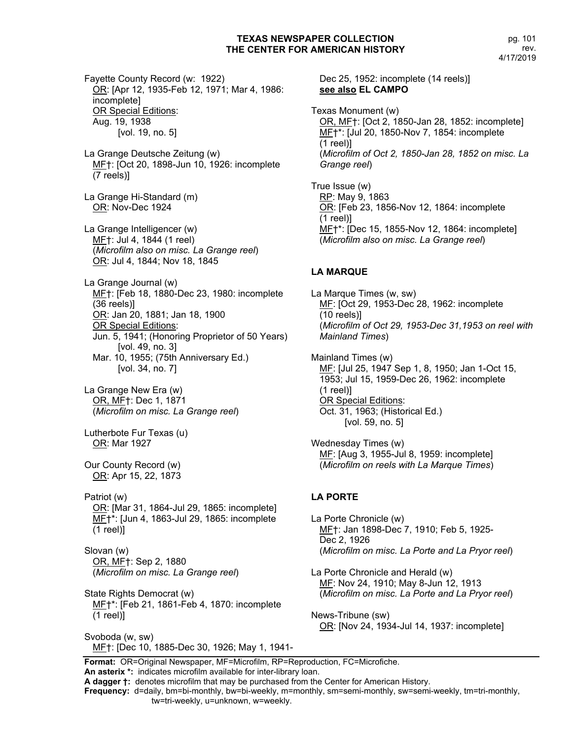Fayette County Record (w: 1922)
OR: [Apr 12, 1935-Feb 12, 1971; Mar 4, 1986: incomplete]
OR Special Editions:
Aug. 19, 1938
[vol. 19, no. 5]

La Grange Deutsche Zeitung (w)
MF†: [Oct 20, 1898-Jun 10, 1926: incomplete (7 reels)]

La Grange Hi-Standard (m)
OR: Nov-Dec 1924

La Grange Intelligencer (w)
MF†: Jul 4, 1844 (1 reel)
(*Microfilm also on misc. La Grange reel*)
OR: Jul 4, 1844; Nov 18, 1845

La Grange Journal (w)
MF†: [Feb 18, 1880-Dec 23, 1980: incomplete (36 reels)]
OR: Jan 20, 1881; Jan 18, 1900
OR Special Editions:
Jun. 5, 1941; (Honoring Proprietor of 50 Years)
[vol. 49, no. 3]
Mar. 10, 1955; (75th Anniversary Ed.)
[vol. 34, no. 7]

La Grange New Era (w)
OR, MF†: Dec 1, 1871
(*Microfilm on misc. La Grange reel*)

Lutherbote Fur Texas (u)
OR: Mar 1927

Our County Record (w)
OR: Apr 15, 22, 1873

Patriot (w)
OR: [Mar 31, 1864-Jul 29, 1865: incomplete]
MF†*: [Jun 4, 1863-Jul 29, 1865: incomplete (1 reel)]

Slovan (w)
OR, MF†: Sep 2, 1880
(*Microfilm on misc. La Grange reel*)

State Rights Democrat (w)
MF†*: [Feb 21, 1861-Feb 4, 1870: incomplete (1 reel)]

Svoboda (w, sw)
MF†: [Dec 10, 1885-Dec 30, 1926; May 1, 1941-Dec 25, 1952: incomplete (14 reels)]
**see also EL CAMPO**

Texas Monument (w)
OR, MF†: [Oct 2, 1850-Jan 28, 1852: incomplete]
MF†*: [Jul 20, 1850-Nov 7, 1854: incomplete (1 reel)]
(*Microfilm of Oct 2, 1850-Jan 28, 1852 on misc. La Grange reel*)

True Issue (w)
RP: May 9, 1863
OR: [Feb 23, 1856-Nov 12, 1864: incomplete (1 reel)]
MF†*: [Dec 15, 1855-Nov 12, 1864: incomplete]
(*Microfilm also on misc. La Grange reel*)

## LA MARQUE

La Marque Times (w, sw)
MF: [Oct 29, 1953-Dec 28, 1962: incomplete (10 reels)]
(*Microfilm of Oct 29, 1953-Dec 31,1953 on reel with Mainland Times*)

Mainland Times (w)
MF: [Jul 25, 1947 Sep 1, 8, 1950; Jan 1-Oct 15, 1953; Jul 15, 1959-Dec 26, 1962: incomplete (1 reel)]
OR Special Editions:
Oct. 31, 1963; (Historical Ed.)
[vol. 59, no. 5]

Wednesday Times (w)
MF: [Aug 3, 1955-Jul 8, 1959: incomplete]
(*Microfilm on reels with La Marque Times*)

## LA PORTE

La Porte Chronicle (w)
MF†: Jan 1898-Dec 7, 1910; Feb 5, 1925-Dec 2, 1926
(*Microfilm on misc. La Porte and La Pryor reel*)

La Porte Chronicle and Herald (w)
MF: Nov 24, 1910; May 8-Jun 12, 1913
(*Microfilm on misc. La Porte and La Pryor reel*)

News-Tribune (sw)
OR: [Nov 24, 1934-Jul 14, 1937: incomplete]

**Format:** OR=Original Newspaper, MF=Microfilm, RP=Reproduction, FC=Microfiche.
**An asterix \*:** indicates microfilm available for inter-library loan.
**A dagger †:** denotes microfilm that may be purchased from the Center for American History.
**Frequency:** d=daily, bm=bi-monthly, bw=bi-weekly, m=monthly, sm=semi-monthly, sw=semi-weekly, tm=tri-monthly, tw=tri-weekly, u=unknown, w=weekly.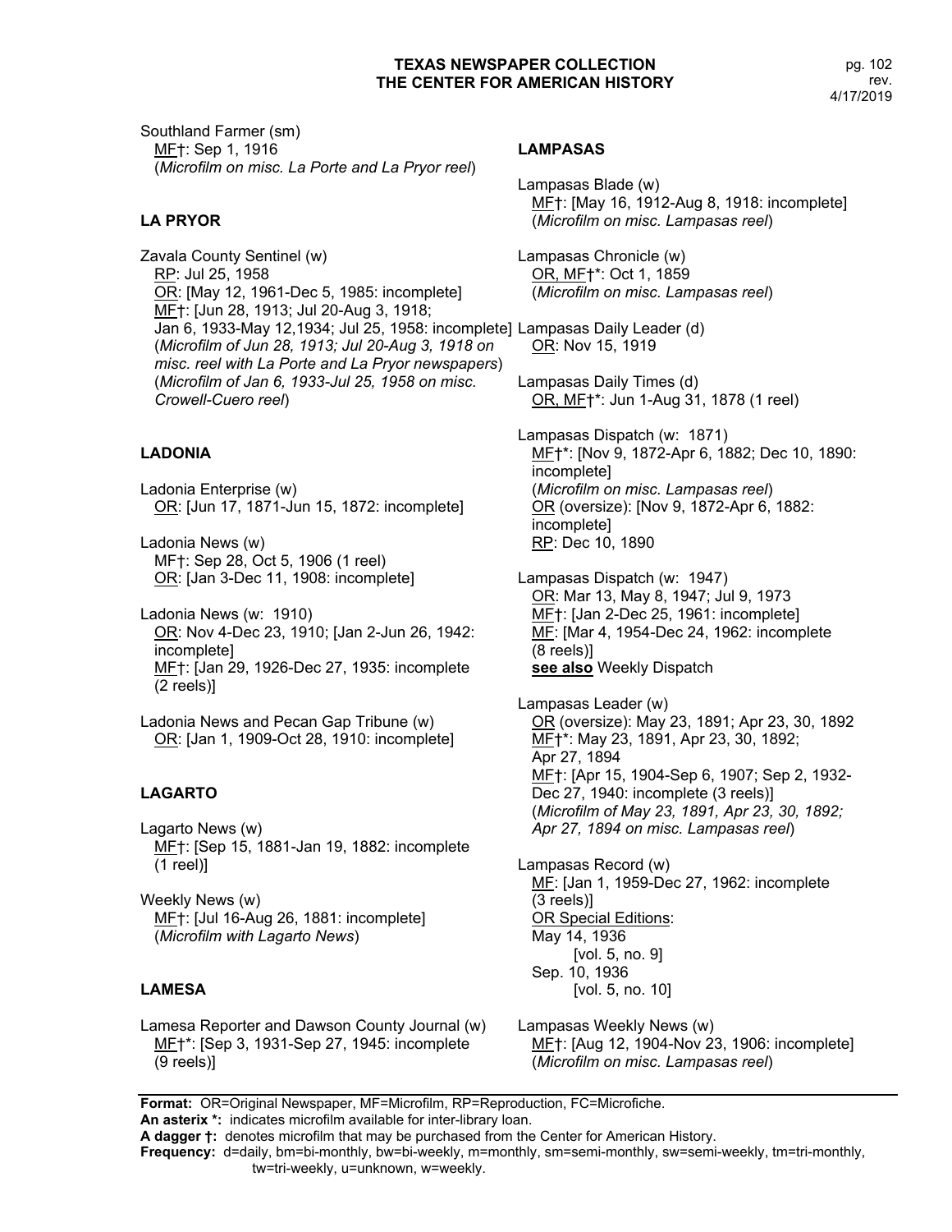Southland Farmer (sm)
<u>MF</u>†: Sep 1, 1916
(*Microfilm on misc. La Porte and La Pryor reel*)

## LA PRYOR

Zavala County Sentinel (w)
<u>RP</u>: Jul 25, 1958
<u>OR</u>: [May 12, 1961-Dec 5, 1985: incomplete]
<u>MF</u>†: [Jun 28, 1913; Jul 20-Aug 3, 1918; Jan 6, 1933-May 12,1934; Jul 25, 1958: incomplete]
(*Microfilm of Jun 28, 1913; Jul 20-Aug 3, 1918 on misc. reel with La Porte and La Pryor newspapers*)
(*Microfilm of Jan 6, 1933-Jul 25, 1958 on misc. Crowell-Cuero reel*)

## LADONIA

Ladonia Enterprise (w)
<u>OR</u>: [Jun 17, 1871-Jun 15, 1872: incomplete]

Ladonia News (w)
MF†: Sep 28, Oct 5, 1906 (1 reel)
<u>OR</u>: [Jan 3-Dec 11, 1908: incomplete]

Ladonia News (w: 1910)
<u>OR</u>: Nov 4-Dec 23, 1910; [Jan 2-Jun 26, 1942: incomplete]
<u>MF</u>†: [Jan 29, 1926-Dec 27, 1935: incomplete (2 reels)]

Ladonia News and Pecan Gap Tribune (w)
<u>OR</u>: [Jan 1, 1909-Oct 28, 1910: incomplete]

## LAGARTO

Lagarto News (w)
<u>MF</u>†: [Sep 15, 1881-Jan 19, 1882: incomplete (1 reel)]

Weekly News (w)
<u>MF</u>†: [Jul 16-Aug 26, 1881: incomplete]
(*Microfilm with Lagarto News*)

## LAMESA

Lamesa Reporter and Dawson County Journal (w)
<u>MF</u>†*: [Sep 3, 1931-Sep 27, 1945: incomplete (9 reels)]

## LAMPASAS

Lampasas Blade (w)
<u>MF</u>†: [May 16, 1912-Aug 8, 1918: incomplete]
(*Microfilm on misc. Lampasas reel*)

Lampasas Chronicle (w)
<u>OR, MF</u>†*: Oct 1, 1859
(*Microfilm on misc. Lampasas reel*)

Lampasas Daily Leader (d)
<u>OR</u>: Nov 15, 1919

Lampasas Daily Times (d)
<u>OR, MF</u>†*: Jun 1-Aug 31, 1878 (1 reel)

Lampasas Dispatch (w: 1871)
<u>MF</u>†*: [Nov 9, 1872-Apr 6, 1882; Dec 10, 1890: incomplete]
(*Microfilm on misc. Lampasas reel*)
<u>OR</u> (oversize): [Nov 9, 1872-Apr 6, 1882: incomplete]
<u>RP</u>: Dec 10, 1890

Lampasas Dispatch (w: 1947)
<u>OR</u>: Mar 13, May 8, 1947; Jul 9, 1973
<u>MF</u>†: [Jan 2-Dec 25, 1961: incomplete]
<u>MF</u>: [Mar 4, 1954-Dec 24, 1962: incomplete (8 reels)]
**<u>see also</u>** Weekly Dispatch

Lampasas Leader (w)
<u>OR</u> (oversize): May 23, 1891; Apr 23, 30, 1892
<u>MF</u>†*: May 23, 1891, Apr 23, 30, 1892; Apr 27, 1894
<u>MF</u>†: [Apr 15, 1904-Sep 6, 1907; Sep 2, 1932-Dec 27, 1940: incomplete (3 reels)]
(*Microfilm of May 23, 1891, Apr 23, 30, 1892; Apr 27, 1894 on misc. Lampasas reel*)

Lampasas Record (w)
<u>MF</u>: [Jan 1, 1959-Dec 27, 1962: incomplete (3 reels)]
<u>OR Special Editions</u>:
May 14, 1936
[vol. 5, no. 9]
Sep. 10, 1936
[vol. 5, no. 10]

Lampasas Weekly News (w)
<u>MF</u>†: [Aug 12, 1904-Nov 23, 1906: incomplete]
(*Microfilm on misc. Lampasas reel*)

---

**Format:** OR=Original Newspaper, MF=Microfilm, RP=Reproduction, FC=Microfiche.
**An asterix \*:** indicates microfilm available for inter-library loan.
**A dagger †:** denotes microfilm that may be purchased from the Center for American History.
**Frequency:** d=daily, bm=bi-monthly, bw=bi-weekly, m=monthly, sm=semi-monthly, sw=semi-weekly, tm=tri-monthly, tw=tri-weekly, u=unknown, w=weekly.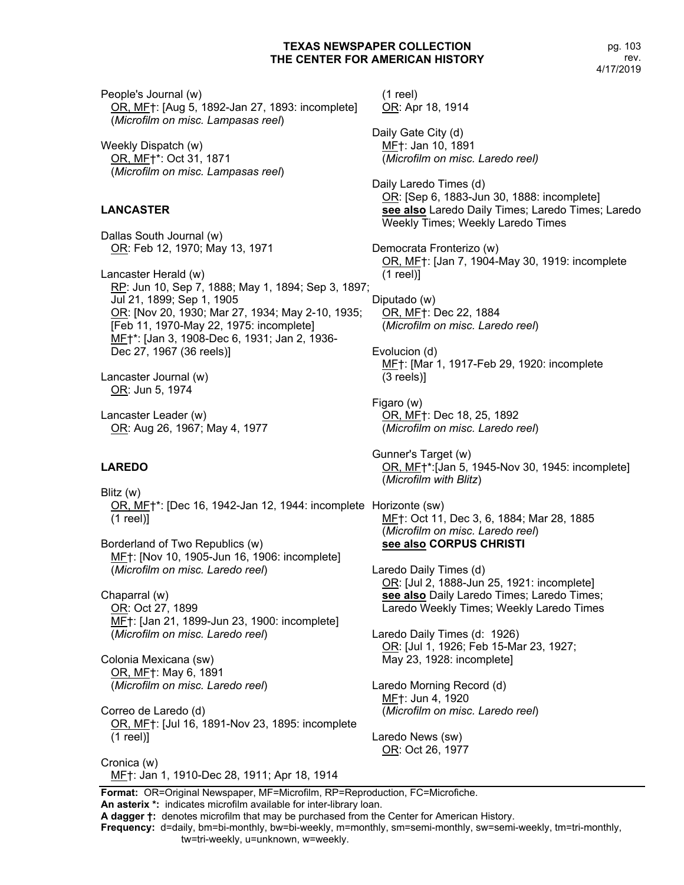People's Journal (w)
OR, MF†: [Aug 5, 1892-Jan 27, 1893: incomplete]
(*Microfilm on misc. Lampasas reel*)

Weekly Dispatch (w)
OR, MF†*: Oct 31, 1871
(*Microfilm on misc. Lampasas reel*)

### LANCASTER

Dallas South Journal (w)
OR: Feb 12, 1970; May 13, 1971

Lancaster Herald (w)
RP: Jun 10, Sep 7, 1888; May 1, 1894; Sep 3, 1897; Jul 21, 1899; Sep 1, 1905
OR: [Nov 20, 1930; Mar 27, 1934; May 2-10, 1935; [Feb 11, 1970-May 22, 1975: incomplete]
MF†*: [Jan 3, 1908-Dec 6, 1931; Jan 2, 1936-Dec 27, 1967 (36 reels)]

Lancaster Journal (w)
OR: Jun 5, 1974

Lancaster Leader (w)
OR: Aug 26, 1967; May 4, 1977

### LAREDO

Blitz (w)
OR, MF†*: [Dec 16, 1942-Jan 12, 1944: incomplete (1 reel)]

Borderland of Two Republics (w)
MF†: [Nov 10, 1905-Jun 16, 1906: incomplete]
(*Microfilm on misc. Laredo reel*)

Chaparral (w)
OR: Oct 27, 1899
MF†: [Jan 21, 1899-Jun 23, 1900: incomplete]
(*Microfilm on misc. Laredo reel*)

Colonia Mexicana (sw)
OR, MF†: May 6, 1891
(*Microfilm on misc. Laredo reel*)

Correo de Laredo (d)
OR, MF†: [Jul 16, 1891-Nov 23, 1895: incomplete (1 reel)]

Cronica (w)
MF†: Jan 1, 1910-Dec 28, 1911; Apr 18, 1914 (1 reel)
OR: Apr 18, 1914

Daily Gate City (d)
MF†: Jan 10, 1891
(*Microfilm on misc. Laredo reel)*

Daily Laredo Times (d)
OR: [Sep 6, 1883-Jun 30, 1888: incomplete]
**see also** Laredo Daily Times; Laredo Times; Laredo Weekly Times; Weekly Laredo Times

Democrata Fronterizo (w)
OR, MF†: [Jan 7, 1904-May 30, 1919: incomplete (1 reel)]

Diputado (w)
OR, MF†: Dec 22, 1884
(*Microfilm on misc. Laredo reel*)

Evolucion (d)
MF†: [Mar 1, 1917-Feb 29, 1920: incomplete (3 reels)]

Figaro (w)
OR, MF†: Dec 18, 25, 1892
(*Microfilm on misc. Laredo reel*)

Gunner's Target (w)
OR, MF†*:[Jan 5, 1945-Nov 30, 1945: incomplete]
(*Microfilm with Blitz*)

Horizonte (sw)
MF†: Oct 11, Dec 3, 6, 1884; Mar 28, 1885
(*Microfilm on misc. Laredo reel*)
**see also CORPUS CHRISTI**

Laredo Daily Times (d)
OR: [Jul 2, 1888-Jun 25, 1921: incomplete]
**see also** Daily Laredo Times; Laredo Times; Laredo Weekly Times; Weekly Laredo Times

Laredo Daily Times (d: 1926)
OR: [Jul 1, 1926; Feb 15-Mar 23, 1927; May 23, 1928: incomplete]

Laredo Morning Record (d)
MF†: Jun 4, 1920
(*Microfilm on misc. Laredo reel*)

Laredo News (sw)
OR: Oct 26, 1977

**Format:** OR=Original Newspaper, MF=Microfilm, RP=Reproduction, FC=Microfiche.
**An asterix *:** indicates microfilm available for inter-library loan.
**A dagger †:** denotes microfilm that may be purchased from the Center for American History.
**Frequency:** d=daily, bm=bi-monthly, bw=bi-weekly, m=monthly, sm=semi-monthly, sw=semi-weekly, tm=tri-monthly, tw=tri-weekly, u=unknown, w=weekly.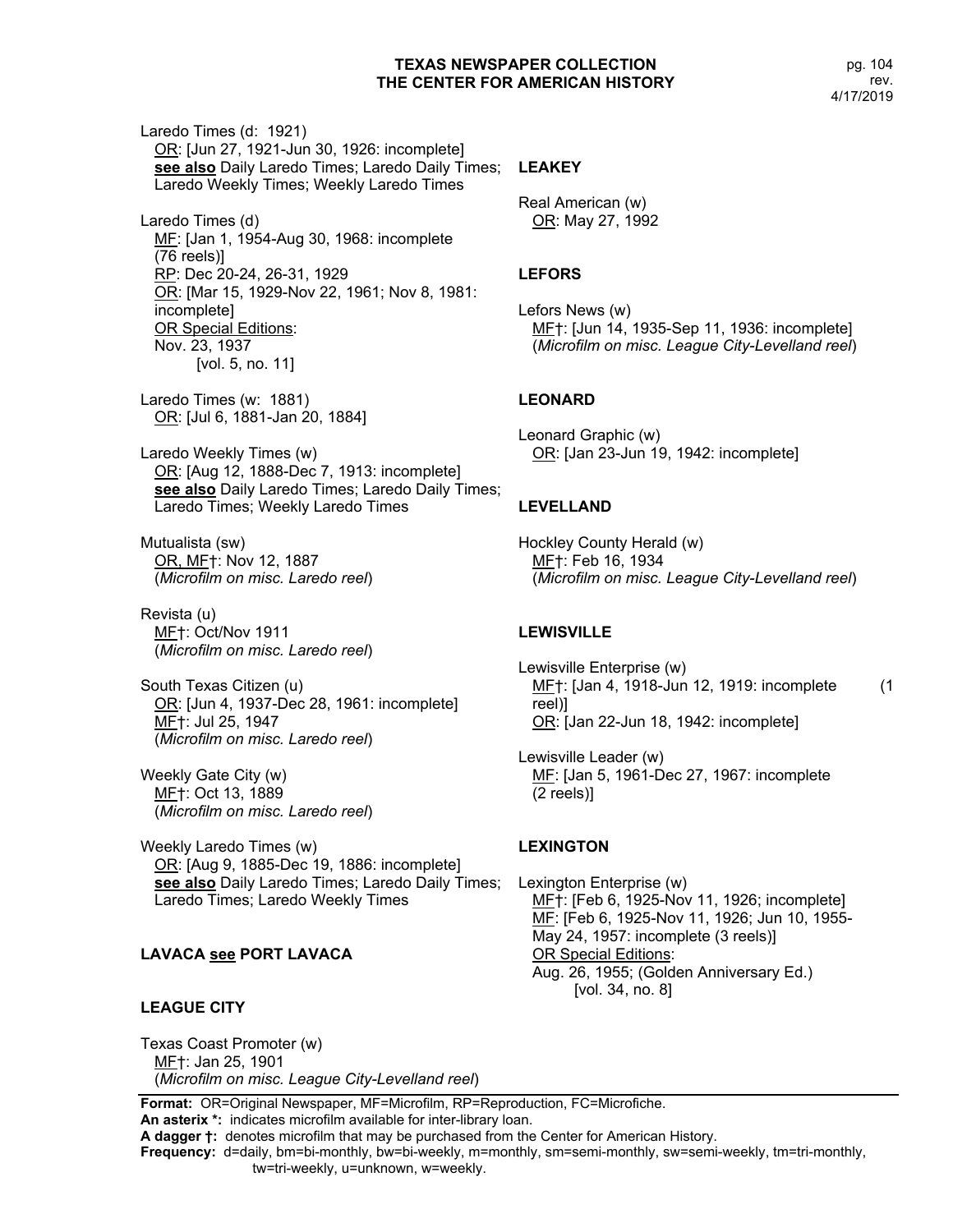Laredo Times (d: 1921)
  OR: [Jun 27, 1921-Jun 30, 1926: incomplete]
  **see also** Daily Laredo Times; Laredo Daily Times; Laredo Weekly Times; Weekly Laredo Times

Laredo Times (d)
  MF: [Jan 1, 1954-Aug 30, 1968: incomplete (76 reels)]
  RP: Dec 20-24, 26-31, 1929
  OR: [Mar 15, 1929-Nov 22, 1961; Nov 8, 1981: incomplete]
  OR Special Editions:
  Nov. 23, 1937
  [vol. 5, no. 11]

Laredo Times (w: 1881)
  OR: [Jul 6, 1881-Jan 20, 1884]

Laredo Weekly Times (w)
  OR: [Aug 12, 1888-Dec 7, 1913: incomplete]
  **see also** Daily Laredo Times; Laredo Daily Times; Laredo Times; Weekly Laredo Times

Mutualista (sw)
  OR, MF†: Nov 12, 1887
  (*Microfilm on misc. Laredo reel*)

Revista (u)
  MF†: Oct/Nov 1911
  (*Microfilm on misc. Laredo reel*)

South Texas Citizen (u)
  OR: [Jun 4, 1937-Dec 28, 1961: incomplete]
  MF†: Jul 25, 1947
  (*Microfilm on misc. Laredo reel*)

Weekly Gate City (w)
  MF†: Oct 13, 1889
  (*Microfilm on misc. Laredo reel*)

Weekly Laredo Times (w)
  OR: [Aug 9, 1885-Dec 19, 1886: incomplete]
  **see also** Daily Laredo Times; Laredo Daily Times; Laredo Times; Laredo Weekly Times

### LAVACA see PORT LAVACA

### LEAGUE CITY

Texas Coast Promoter (w)
  MF†: Jan 25, 1901
  (*Microfilm on misc. League City-Levelland reel*)

### LEAKEY

Real American (w)
  OR: May 27, 1992

### LEFORS

Lefors News (w)
  MF†: [Jun 14, 1935-Sep 11, 1936: incomplete]
  (*Microfilm on misc. League City-Levelland reel*)

### LEONARD

Leonard Graphic (w)
  OR: [Jan 23-Jun 19, 1942: incomplete]

### LEVELLAND

Hockley County Herald (w)
  MF†: Feb 16, 1934
  (*Microfilm on misc. League City-Levelland reel*)

### LEWISVILLE

Lewisville Enterprise (w)
  MF†: [Jan 4, 1918-Jun 12, 1919: incomplete (1 reel)]
  OR: [Jan 22-Jun 18, 1942: incomplete]

Lewisville Leader (w)
  MF: [Jan 5, 1961-Dec 27, 1967: incomplete (2 reels)]

### LEXINGTON

Lexington Enterprise (w)
  MF†: [Feb 6, 1925-Nov 11, 1926; incomplete]
  MF: [Feb 6, 1925-Nov 11, 1926; Jun 10, 1955-May 24, 1957: incomplete (3 reels)]
  OR Special Editions:
  Aug. 26, 1955; (Golden Anniversary Ed.)
  [vol. 34, no. 8]

**Format:** OR=Original Newspaper, MF=Microfilm, RP=Reproduction, FC=Microfiche.
**An asterix \*:** indicates microfilm available for inter-library loan.
**A dagger †:** denotes microfilm that may be purchased from the Center for American History.
**Frequency:** d=daily, bm=bi-monthly, bw=bi-weekly, m=monthly, sm=semi-monthly, sw=semi-weekly, tm=tri-monthly, tw=tri-weekly, u=unknown, w=weekly.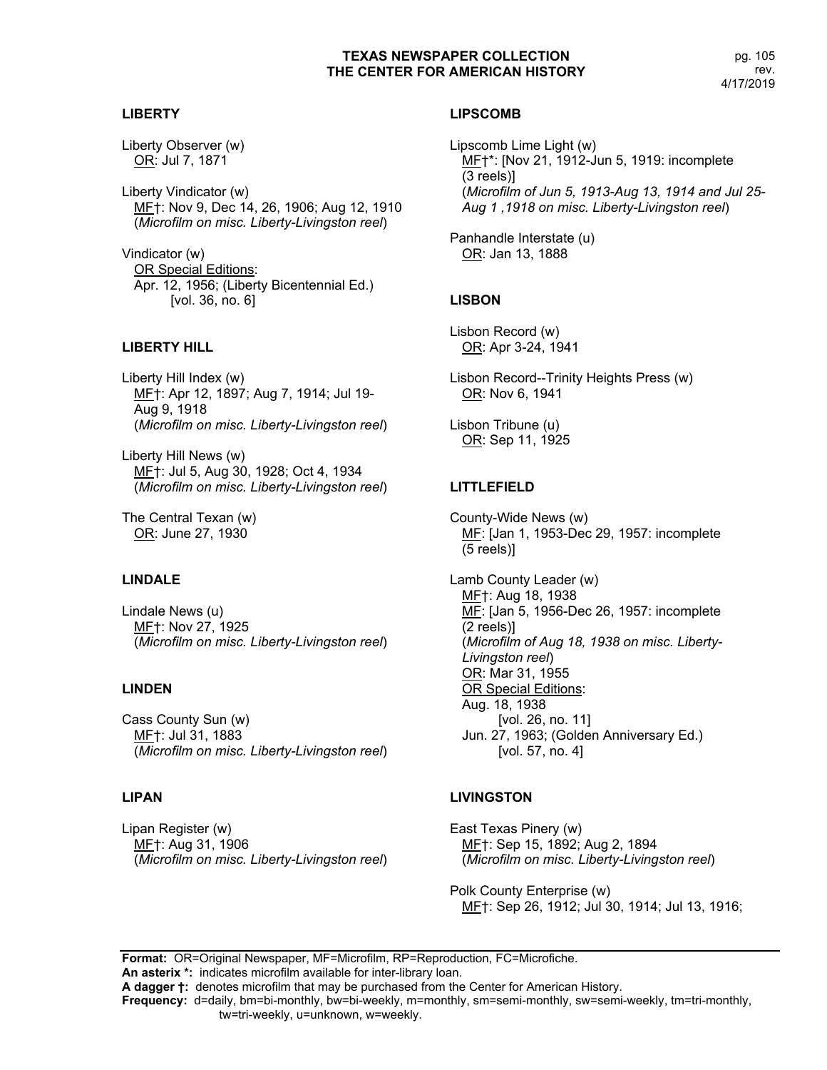## LIBERTY

Liberty Observer (w)
<u>OR</u>: Jul 7, 1871

Liberty Vindicator (w)
<u>MF</u>†: Nov 9, Dec 14, 26, 1906; Aug 12, 1910
(*Microfilm on misc. Liberty-Livingston reel*)

Vindicator (w)
<u>OR Special Editions</u>:
Apr. 12, 1956; (Liberty Bicentennial Ed.)
[vol. 36, no. 6]

## LIBERTY HILL

Liberty Hill Index (w)
<u>MF</u>†: Apr 12, 1897; Aug 7, 1914; Jul 19-Aug 9, 1918
(*Microfilm on misc. Liberty-Livingston reel*)

Liberty Hill News (w)
<u>MF</u>†: Jul 5, Aug 30, 1928; Oct 4, 1934
(*Microfilm on misc. Liberty-Livingston reel*)

The Central Texan (w)
<u>OR</u>: June 27, 1930

## LINDALE

Lindale News (u)
<u>MF</u>†: Nov 27, 1925
(*Microfilm on misc. Liberty-Livingston reel*)

## LINDEN

Cass County Sun (w)
<u>MF</u>†: Jul 31, 1883
(*Microfilm on misc. Liberty-Livingston reel*)

## LIPAN

Lipan Register (w)
<u>MF</u>†: Aug 31, 1906
(*Microfilm on misc. Liberty-Livingston reel*)

## LIPSCOMB

Lipscomb Lime Light (w)
<u>MF</u>†*: [Nov 21, 1912-Jun 5, 1919: incomplete (3 reels)]
(*Microfilm of Jun 5, 1913-Aug 13, 1914 and Jul 25-Aug 1 ,1918 on misc. Liberty-Livingston reel*)

Panhandle Interstate (u)
<u>OR</u>: Jan 13, 1888

## LISBON

Lisbon Record (w)
<u>OR</u>: Apr 3-24, 1941

Lisbon Record--Trinity Heights Press (w)
<u>OR</u>: Nov 6, 1941

Lisbon Tribune (u)
<u>OR</u>: Sep 11, 1925

## LITTLEFIELD

County-Wide News (w)
<u>MF</u>: [Jan 1, 1953-Dec 29, 1957: incomplete (5 reels)]

Lamb County Leader (w)
<u>MF</u>†: Aug 18, 1938
<u>MF</u>: [Jan 5, 1956-Dec 26, 1957: incomplete (2 reels)]
(*Microfilm of Aug 18, 1938 on misc. Liberty-Livingston reel*)
<u>OR</u>: Mar 31, 1955
<u>OR Special Editions</u>:
Aug. 18, 1938
[vol. 26, no. 11]
Jun. 27, 1963; (Golden Anniversary Ed.)
[vol. 57, no. 4]

## LIVINGSTON

East Texas Pinery (w)
<u>MF</u>†: Sep 15, 1892; Aug 2, 1894
(*Microfilm on misc. Liberty-Livingston reel*)

Polk County Enterprise (w)
<u>MF</u>†: Sep 26, 1912; Jul 30, 1914; Jul 13, 1916;

**Format:** OR=Original Newspaper, MF=Microfilm, RP=Reproduction, FC=Microfiche.
**An asterix *:** indicates microfilm available for inter-library loan.
**A dagger †:** denotes microfilm that may be purchased from the Center for American History.
**Frequency:** d=daily, bm=bi-monthly, bw=bi-weekly, m=monthly, sm=semi-monthly, sw=semi-weekly, tm=tri-monthly, tw=tri-weekly, u=unknown, w=weekly.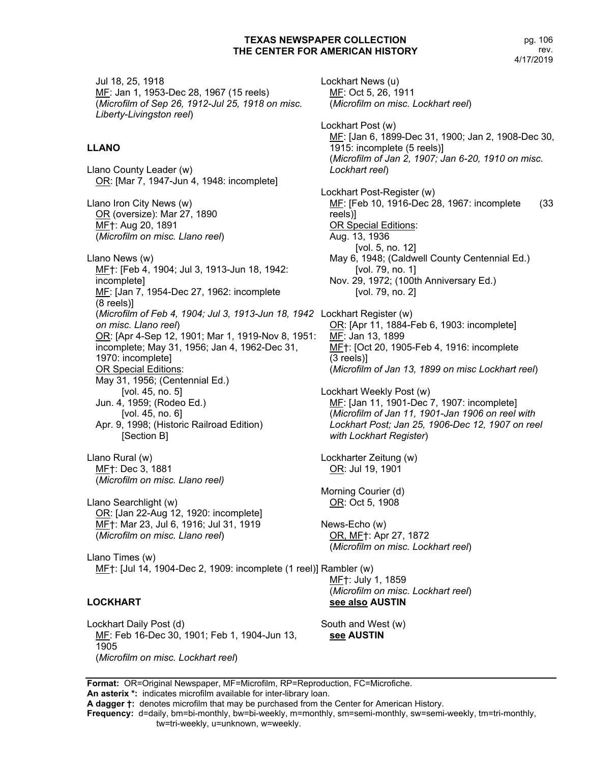Jul 18, 25, 1918
MF: Jan 1, 1953-Dec 28, 1967 (15 reels)
(*Microfilm of Sep 26, 1912-Jul 25, 1918 on misc. Liberty-Livingston reel*)

## LLANO

Llano County Leader (w)
OR: [Mar 7, 1947-Jun 4, 1948: incomplete]

Llano Iron City News (w)
OR (oversize): Mar 27, 1890
MF†: Aug 20, 1891
(*Microfilm on misc. Llano reel*)

Llano News (w)
MF†: [Feb 4, 1904; Jul 3, 1913-Jun 18, 1942: incomplete]
MF: [Jan 7, 1954-Dec 27, 1962: incomplete (8 reels)]
(*Microfilm of Feb 4, 1904; Jul 3, 1913-Jun 18, 1942 on misc. Llano reel*)
OR: [Apr 4-Sep 12, 1901; Mar 1, 1919-Nov 8, 1951: incomplete; May 31, 1956; Jan 4, 1962-Dec 31, 1970: incomplete]
OR Special Editions:
May 31, 1956; (Centennial Ed.)
[vol. 45, no. 5]
Jun. 4, 1959; (Rodeo Ed.)
[vol. 45, no. 6]
Apr. 9, 1998; (Historic Railroad Edition)
[Section B]

Llano Rural (w)
MF†: Dec 3, 1881
(*Microfilm on misc. Llano reel)*

Llano Searchlight (w)
OR: [Jan 22-Aug 12, 1920: incomplete]
MF†: Mar 23, Jul 6, 1916; Jul 31, 1919
(*Microfilm on misc. Llano reel*)

Llano Times (w)
MF†: [Jul 14, 1904-Dec 2, 1909: incomplete (1 reel)]

## LOCKHART

Lockhart Daily Post (d)
MF: Feb 16-Dec 30, 1901; Feb 1, 1904-Jun 13, 1905
(*Microfilm on misc. Lockhart reel*)

Lockhart News (u)
MF: Oct 5, 26, 1911
(*Microfilm on misc. Lockhart reel*)

Lockhart Post (w)
MF: [Jan 6, 1899-Dec 31, 1900; Jan 2, 1908-Dec 30, 1915: incomplete (5 reels)]
(*Microfilm of Jan 2, 1907; Jan 6-20, 1910 on misc. Lockhart reel*)

Lockhart Post-Register (w)
MF: [Feb 10, 1916-Dec 28, 1967: incomplete (33 reels)]
OR Special Editions:
Aug. 13, 1936
[vol. 5, no. 12]
May 6, 1948; (Caldwell County Centennial Ed.)
[vol. 79, no. 1]
Nov. 29, 1972; (100th Anniversary Ed.)
[vol. 79, no. 2]

Lockhart Register (w)
OR: [Apr 11, 1884-Feb 6, 1903: incomplete]
MF: Jan 13, 1899
MF†: [Oct 20, 1905-Feb 4, 1916: incomplete (3 reels)]
(*Microfilm of Jan 13, 1899 on misc Lockhart reel*)

Lockhart Weekly Post (w)
MF: [Jan 11, 1901-Dec 7, 1907: incomplete]
(*Microfilm of Jan 11, 1901-Jan 1906 on reel with Lockhart Post; Jan 25, 1906-Dec 12, 1907 on reel with Lockhart Register*)

Lockharter Zeitung (w)
OR: Jul 19, 1901

Morning Courier (d)
OR: Oct 5, 1908

News-Echo (w)
OR, MF†: Apr 27, 1872
(*Microfilm on misc. Lockhart reel*)

Rambler (w)
MF†: July 1, 1859
(*Microfilm on misc. Lockhart reel*)
**see also AUSTIN**

South and West (w)
**see AUSTIN**

**Format:** OR=Original Newspaper, MF=Microfilm, RP=Reproduction, FC=Microfiche.
**An asterix \*:** indicates microfilm available for inter-library loan.
**A dagger †:** denotes microfilm that may be purchased from the Center for American History.
**Frequency:** d=daily, bm=bi-monthly, bw=bi-weekly, m=monthly, sm=semi-monthly, sw=semi-weekly, tm=tri-monthly, tw=tri-weekly, u=unknown, w=weekly.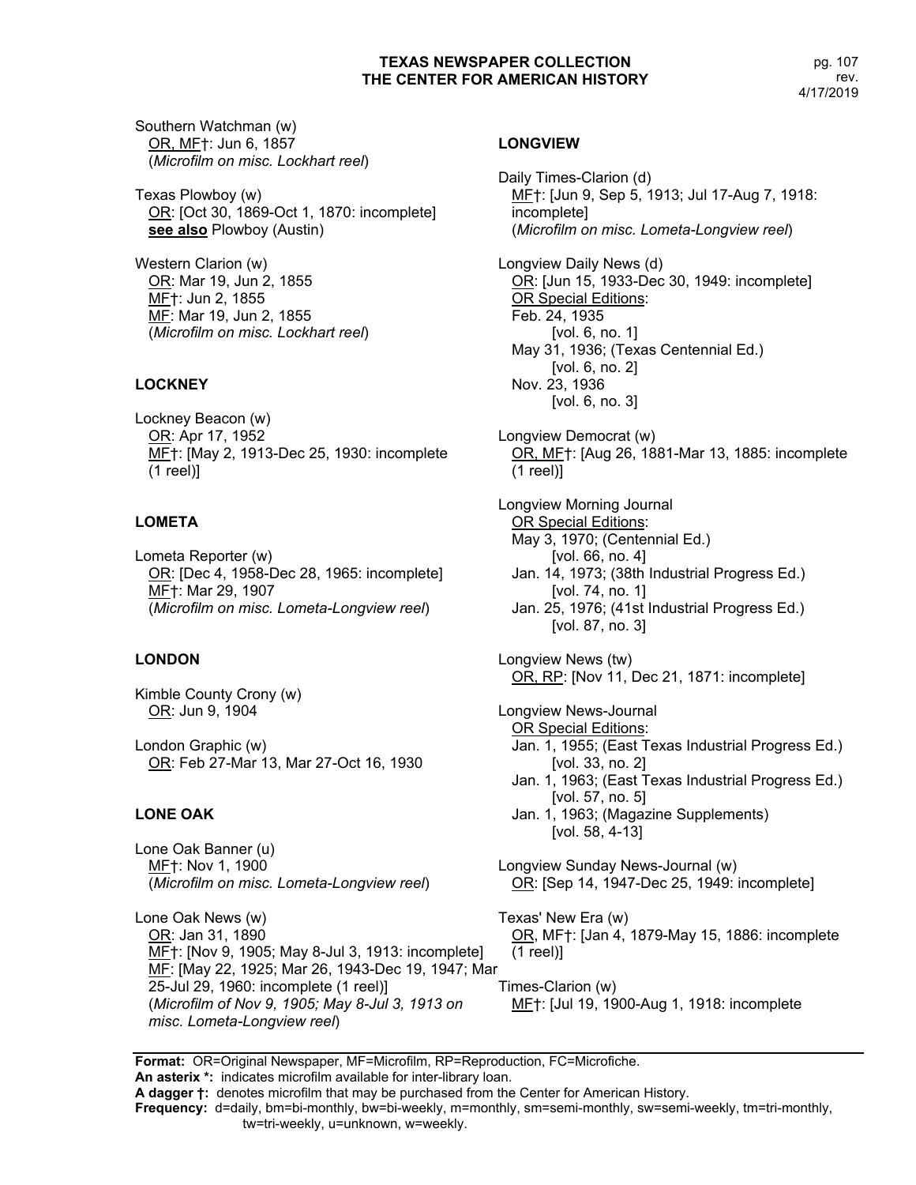Southern Watchman (w)
OR, MF†: Jun 6, 1857
(*Microfilm on misc. Lockhart reel*)

Texas Plowboy (w)
OR: [Oct 30, 1869-Oct 1, 1870: incomplete]
**see also** Plowboy (Austin)

Western Clarion (w)
OR: Mar 19, Jun 2, 1855
MF†: Jun 2, 1855
MF: Mar 19, Jun 2, 1855
(*Microfilm on misc. Lockhart reel*)

### LOCKNEY

Lockney Beacon (w)
OR: Apr 17, 1952
MF†: [May 2, 1913-Dec 25, 1930: incomplete (1 reel)]

### LOMETA

Lometa Reporter (w)
OR: [Dec 4, 1958-Dec 28, 1965: incomplete]
MF†: Mar 29, 1907
(*Microfilm on misc. Lometa-Longview reel*)

### LONDON

Kimble County Crony (w)
OR: Jun 9, 1904

London Graphic (w)
OR: Feb 27-Mar 13, Mar 27-Oct 16, 1930

### LONE OAK

Lone Oak Banner (u)
MF†: Nov 1, 1900
(*Microfilm on misc. Lometa-Longview reel*)

Lone Oak News (w)
OR: Jan 31, 1890
MF†: [Nov 9, 1905; May 8-Jul 3, 1913: incomplete]
MF: [May 22, 1925; Mar 26, 1943-Dec 19, 1947; Mar 25-Jul 29, 1960: incomplete (1 reel)]
(*Microfilm of Nov 9, 1905; May 8-Jul 3, 1913 on misc. Lometa-Longview reel*)

### LONGVIEW

Daily Times-Clarion (d)
MF†: [Jun 9, Sep 5, 1913; Jul 17-Aug 7, 1918: incomplete]
(*Microfilm on misc. Lometa-Longview reel*)

Longview Daily News (d)
OR: [Jun 15, 1933-Dec 30, 1949: incomplete]
OR Special Editions:
Feb. 24, 1935
[vol. 6, no. 1]
May 31, 1936; (Texas Centennial Ed.)
[vol. 6, no. 2]
Nov. 23, 1936
[vol. 6, no. 3]

Longview Democrat (w)
OR, MF†: [Aug 26, 1881-Mar 13, 1885: incomplete (1 reel)]

Longview Morning Journal
OR Special Editions:
May 3, 1970; (Centennial Ed.)
[vol. 66, no. 4]
Jan. 14, 1973; (38th Industrial Progress Ed.)
[vol. 74, no. 1]
Jan. 25, 1976; (41st Industrial Progress Ed.)
[vol. 87, no. 3]

Longview News (tw)
OR, RP: [Nov 11, Dec 21, 1871: incomplete]

Longview News-Journal
OR Special Editions:
Jan. 1, 1955; (East Texas Industrial Progress Ed.)
[vol. 33, no. 2]
Jan. 1, 1963; (East Texas Industrial Progress Ed.)
[vol. 57, no. 5]
Jan. 1, 1963; (Magazine Supplements)
[vol. 58, 4-13]

Longview Sunday News-Journal (w)
OR: [Sep 14, 1947-Dec 25, 1949: incomplete]

Texas' New Era (w)
OR, MF†: [Jan 4, 1879-May 15, 1886: incomplete (1 reel)]

Times-Clarion (w)
MF†: [Jul 19, 1900-Aug 1, 1918: incomplete

**Format:** OR=Original Newspaper, MF=Microfilm, RP=Reproduction, FC=Microfiche.
**An asterix \*:** indicates microfilm available for inter-library loan.
**A dagger †:** denotes microfilm that may be purchased from the Center for American History.
**Frequency:** d=daily, bm=bi-monthly, bw=bi-weekly, m=monthly, sm=semi-monthly, sw=semi-weekly, tm=tri-monthly, tw=tri-weekly, u=unknown, w=weekly.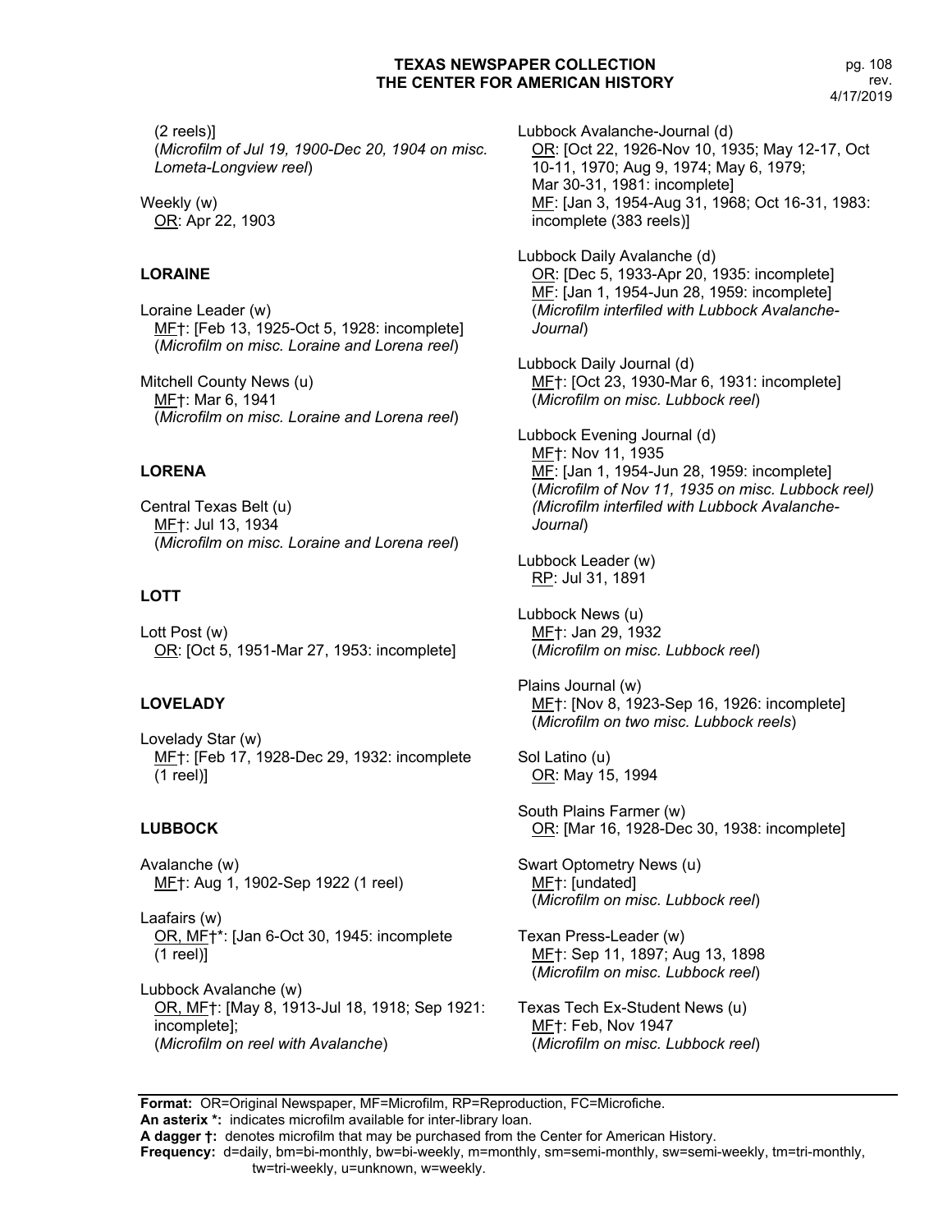(2 reels)]
(*Microfilm of Jul 19, 1900-Dec 20, 1904 on misc. Lometa-Longview reel*)

Weekly (w)
OR: Apr 22, 1903

### LORAINE

Loraine Leader (w)
MF†: [Feb 13, 1925-Oct 5, 1928: incomplete]
(*Microfilm on misc. Loraine and Lorena reel*)

Mitchell County News (u)
MF†: Mar 6, 1941
(*Microfilm on misc. Loraine and Lorena reel*)

### LORENA

Central Texas Belt (u)
MF†: Jul 13, 1934
(*Microfilm on misc. Loraine and Lorena reel*)

### LOTT

Lott Post (w)
OR: [Oct 5, 1951-Mar 27, 1953: incomplete]

### LOVELADY

Lovelady Star (w)
MF†: [Feb 17, 1928-Dec 29, 1932: incomplete (1 reel)]

### LUBBOCK

Avalanche (w)
MF†: Aug 1, 1902-Sep 1922 (1 reel)

Laafairs (w)
OR, MF†*: [Jan 6-Oct 30, 1945: incomplete (1 reel)]

Lubbock Avalanche (w)
OR, MF†: [May 8, 1913-Jul 18, 1918; Sep 1921: incomplete];
(*Microfilm on reel with Avalanche*)

Lubbock Avalanche-Journal (d)
OR: [Oct 22, 1926-Nov 10, 1935; May 12-17, Oct 10-11, 1970; Aug 9, 1974; May 6, 1979; Mar 30-31, 1981: incomplete]
MF: [Jan 3, 1954-Aug 31, 1968; Oct 16-31, 1983: incomplete (383 reels)]

Lubbock Daily Avalanche (d)
OR: [Dec 5, 1933-Apr 20, 1935: incomplete]
MF: [Jan 1, 1954-Jun 28, 1959: incomplete]
(*Microfilm interfiled with Lubbock Avalanche-Journal*)

Lubbock Daily Journal (d)
MF†: [Oct 23, 1930-Mar 6, 1931: incomplete]
(*Microfilm on misc. Lubbock reel*)

Lubbock Evening Journal (d)
MF†: Nov 11, 1935
MF: [Jan 1, 1954-Jun 28, 1959: incomplete]
(*Microfilm of Nov 11, 1935 on misc. Lubbock reel*)
(*Microfilm interfiled with Lubbock Avalanche-Journal*)

Lubbock Leader (w)
RP: Jul 31, 1891

Lubbock News (u)
MF†: Jan 29, 1932
(*Microfilm on misc. Lubbock reel*)

Plains Journal (w)
MF†: [Nov 8, 1923-Sep 16, 1926: incomplete]
(*Microfilm on two misc. Lubbock reels*)

Sol Latino (u)
OR: May 15, 1994

South Plains Farmer (w)
OR: [Mar 16, 1928-Dec 30, 1938: incomplete]

Swart Optometry News (u)
MF†: [undated]
(*Microfilm on misc. Lubbock reel*)

Texan Press-Leader (w)
MF†: Sep 11, 1897; Aug 13, 1898
(*Microfilm on misc. Lubbock reel*)

Texas Tech Ex-Student News (u)
MF†: Feb, Nov 1947
(*Microfilm on misc. Lubbock reel*)

**Format:** OR=Original Newspaper, MF=Microfilm, RP=Reproduction, FC=Microfiche.
**An asterix *:** indicates microfilm available for inter-library loan.
**A dagger †:** denotes microfilm that may be purchased from the Center for American History.
**Frequency:** d=daily, bm=bi-monthly, bw=bi-weekly, m=monthly, sm=semi-monthly, sw=semi-weekly, tm=tri-monthly, tw=tri-weekly, u=unknown, w=weekly.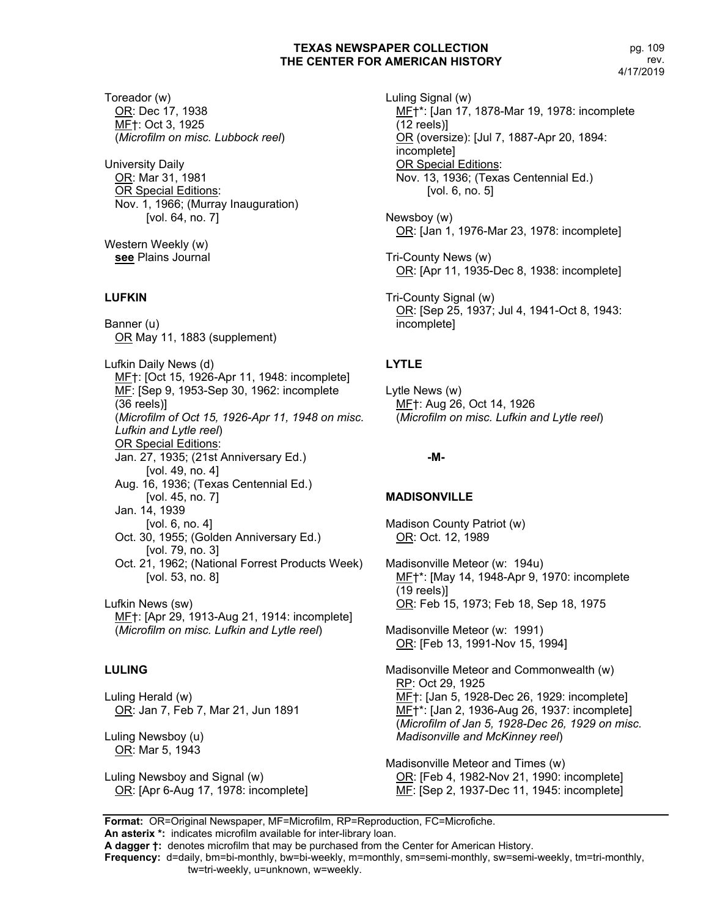Toreador (w)
OR: Dec 17, 1938
MF†: Oct 3, 1925
(*Microfilm on misc. Lubbock reel*)

University Daily
OR: Mar 31, 1981
OR Special Editions:
Nov. 1, 1966; (Murray Inauguration)
[vol. 64, no. 7]

Western Weekly (w)
**see** Plains Journal

### LUFKIN

Banner (u)
OR May 11, 1883 (supplement)

Lufkin Daily News (d)
MF†: [Oct 15, 1926-Apr 11, 1948: incomplete]
MF: [Sep 9, 1953-Sep 30, 1962: incomplete (36 reels)]
(*Microfilm of Oct 15, 1926-Apr 11, 1948 on misc. Lufkin and Lytle reel*)
OR Special Editions:
Jan. 27, 1935; (21st Anniversary Ed.)
[vol. 49, no. 4]
Aug. 16, 1936; (Texas Centennial Ed.)
[vol. 45, no. 7]
Jan. 14, 1939
[vol. 6, no. 4]
Oct. 30, 1955; (Golden Anniversary Ed.)
[vol. 79, no. 3]
Oct. 21, 1962; (National Forrest Products Week)
[vol. 53, no. 8]

Lufkin News (sw)
MF†: [Apr 29, 1913-Aug 21, 1914: incomplete]
(*Microfilm on misc. Lufkin and Lytle reel*)

### LULING

Luling Herald (w)
OR: Jan 7, Feb 7, Mar 21, Jun 1891

Luling Newsboy (u)
OR: Mar 5, 1943

Luling Newsboy and Signal (w)
OR: [Apr 6-Aug 17, 1978: incomplete]

Luling Signal (w)
MF†*: [Jan 17, 1878-Mar 19, 1978: incomplete (12 reels)]
OR (oversize): [Jul 7, 1887-Apr 20, 1894: incomplete]
OR Special Editions:
Nov. 13, 1936; (Texas Centennial Ed.)
[vol. 6, no. 5]

Newsboy (w)
OR: [Jan 1, 1976-Mar 23, 1978: incomplete]

Tri-County News (w)
OR: [Apr 11, 1935-Dec 8, 1938: incomplete]

Tri-County Signal (w)
OR: [Sep 25, 1937; Jul 4, 1941-Oct 8, 1943: incomplete]

### LYTLE

Lytle News (w)
MF†: Aug 26, Oct 14, 1926
(*Microfilm on misc. Lufkin and Lytle reel*)

## -M-

### MADISONVILLE

Madison County Patriot (w)
OR: Oct. 12, 1989

Madisonville Meteor (w: 194u)
MF†*: [May 14, 1948-Apr 9, 1970: incomplete (19 reels)]
OR: Feb 15, 1973; Feb 18, Sep 18, 1975

Madisonville Meteor (w: 1991)
OR: [Feb 13, 1991-Nov 15, 1994]

Madisonville Meteor and Commonwealth (w)
RP: Oct 29, 1925
MF†: [Jan 5, 1928-Dec 26, 1929: incomplete]
MF†*: [Jan 2, 1936-Aug 26, 1937: incomplete]
(*Microfilm of Jan 5, 1928-Dec 26, 1929 on misc. Madisonville and McKinney reel*)

Madisonville Meteor and Times (w)
OR: [Feb 4, 1982-Nov 21, 1990: incomplete]
MF: [Sep 2, 1937-Dec 11, 1945: incomplete]

---

**Format:** OR=Original Newspaper, MF=Microfilm, RP=Reproduction, FC=Microfiche.
**An asterix *:** indicates microfilm available for inter-library loan.
**A dagger †:** denotes microfilm that may be purchased from the Center for American History.
**Frequency:** d=daily, bm=bi-monthly, bw=bi-weekly, m=monthly, sm=semi-monthly, sw=semi-weekly, tm=tri-monthly, tw=tri-weekly, u=unknown, w=weekly.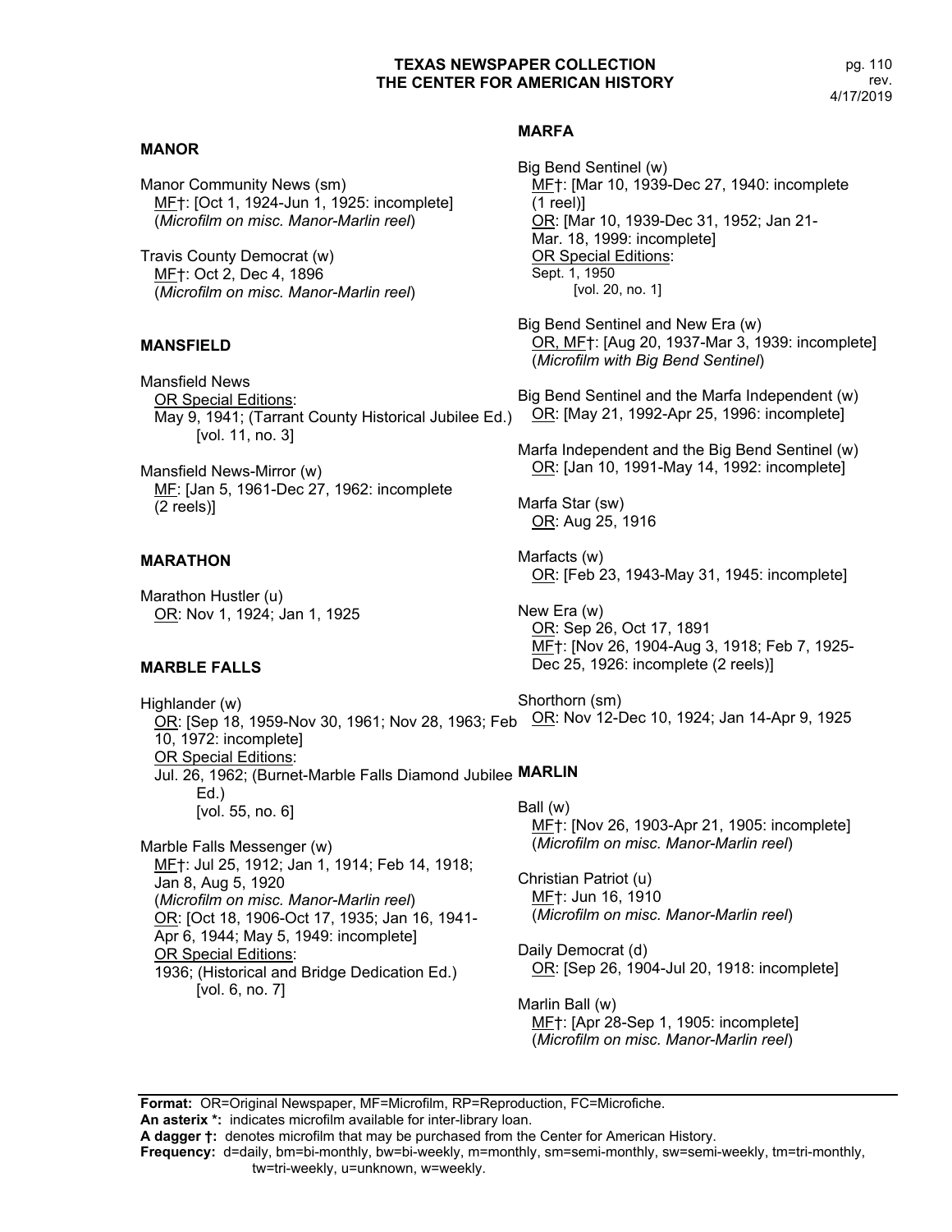## MANOR

Manor Community News (sm)
MF†: [Oct 1, 1924-Jun 1, 1925: incomplete]
(*Microfilm on misc. Manor-Marlin reel*)

Travis County Democrat (w)
MF†: Oct 2, Dec 4, 1896
(*Microfilm on misc. Manor-Marlin reel*)

## MANSFIELD

Mansfield News
OR Special Editions:
May 9, 1941; (Tarrant County Historical Jubilee Ed.)
[vol. 11, no. 3]

Mansfield News-Mirror (w)
MF: [Jan 5, 1961-Dec 27, 1962: incomplete (2 reels)]

## MARATHON

Marathon Hustler (u)
OR: Nov 1, 1924; Jan 1, 1925

## MARBLE FALLS

Highlander (w)
OR: [Sep 18, 1959-Nov 30, 1961; Nov 28, 1963; Feb 10, 1972: incomplete]
OR Special Editions:
Jul. 26, 1962; (Burnet-Marble Falls Diamond Jubilee Ed.)
[vol. 55, no. 6]

Marble Falls Messenger (w)
MF†: Jul 25, 1912; Jan 1, 1914; Feb 14, 1918; Jan 8, Aug 5, 1920
(*Microfilm on misc. Manor-Marlin reel*)
OR: [Oct 18, 1906-Oct 17, 1935; Jan 16, 1941-Apr 6, 1944; May 5, 1949: incomplete]
OR Special Editions:
1936; (Historical and Bridge Dedication Ed.)
[vol. 6, no. 7]

## MARFA

Big Bend Sentinel (w)
MF†: [Mar 10, 1939-Dec 27, 1940: incomplete (1 reel)]
OR: [Mar 10, 1939-Dec 31, 1952; Jan 21-Mar. 18, 1999: incomplete]
OR Special Editions:
Sept. 1, 1950
[vol. 20, no. 1]

Big Bend Sentinel and New Era (w)
OR, MF†: [Aug 20, 1937-Mar 3, 1939: incomplete]
(*Microfilm with Big Bend Sentinel*)

Big Bend Sentinel and the Marfa Independent (w)
OR: [May 21, 1992-Apr 25, 1996: incomplete]

Marfa Independent and the Big Bend Sentinel (w)
OR: [Jan 10, 1991-May 14, 1992: incomplete]

Marfa Star (sw)
OR: Aug 25, 1916

Marfacts (w)
OR: [Feb 23, 1943-May 31, 1945: incomplete]

New Era (w)
OR: Sep 26, Oct 17, 1891
MF†: [Nov 26, 1904-Aug 3, 1918; Feb 7, 1925-Dec 25, 1926: incomplete (2 reels)]

Shorthorn (sm)
OR: Nov 12-Dec 10, 1924; Jan 14-Apr 9, 1925

## MARLIN

Ball (w)
MF†: [Nov 26, 1903-Apr 21, 1905: incomplete]
(*Microfilm on misc. Manor-Marlin reel*)

Christian Patriot (u)
MF†: Jun 16, 1910
(*Microfilm on misc. Manor-Marlin reel*)

Daily Democrat (d)
OR: [Sep 26, 1904-Jul 20, 1918: incomplete]

Marlin Ball (w)
MF†: [Apr 28-Sep 1, 1905: incomplete]
(*Microfilm on misc. Manor-Marlin reel*)

**Format:** OR=Original Newspaper, MF=Microfilm, RP=Reproduction, FC=Microfiche.
**An asterix \*:** indicates microfilm available for inter-library loan.
**A dagger †:** denotes microfilm that may be purchased from the Center for American History.
**Frequency:** d=daily, bm=bi-monthly, bw=bi-weekly, m=monthly, sm=semi-monthly, sw=semi-weekly, tm=tri-monthly, tw=tri-weekly, u=unknown, w=weekly.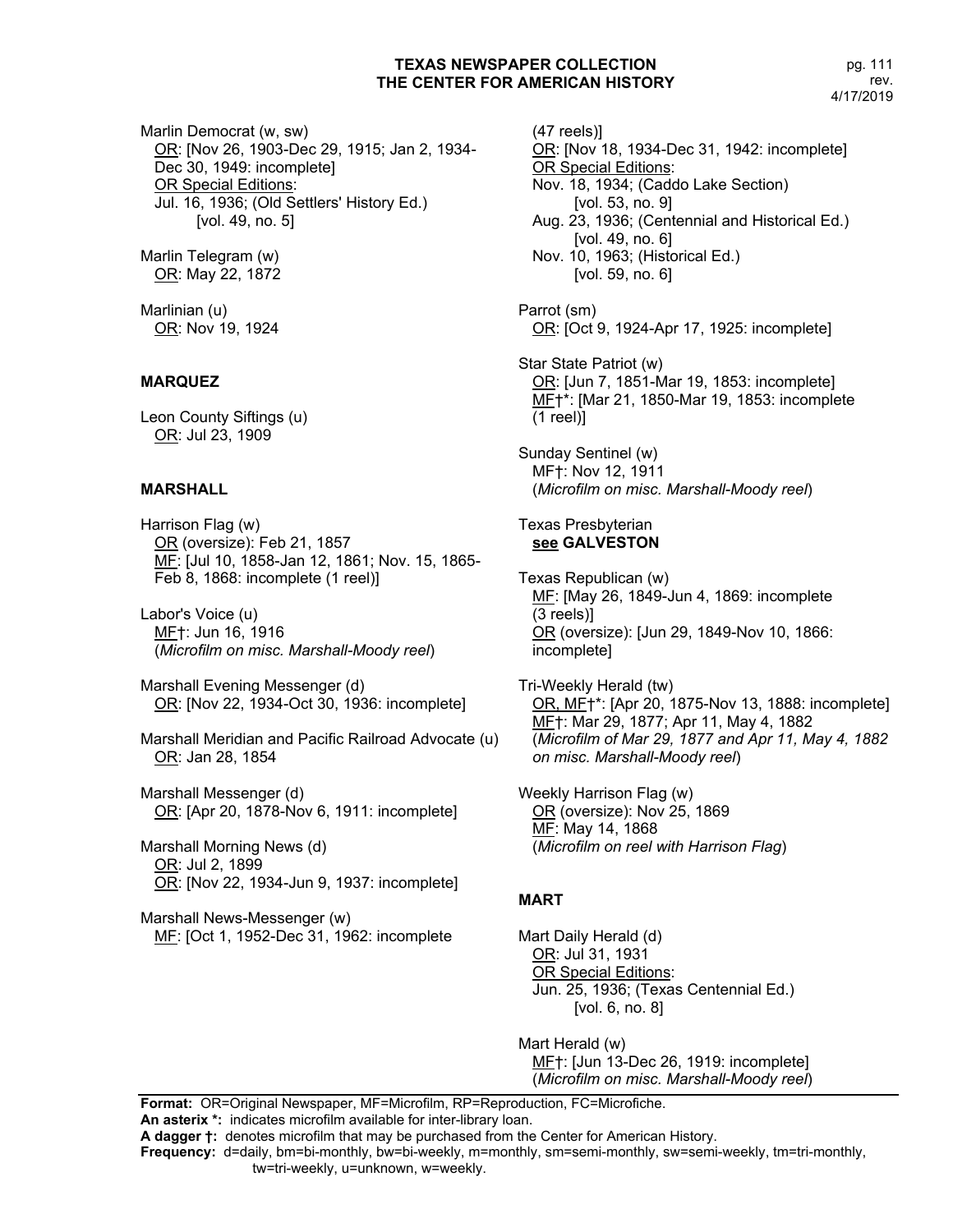Marlin Democrat (w, sw)
OR: [Nov 26, 1903-Dec 29, 1915; Jan 2, 1934-Dec 30, 1949: incomplete]
OR Special Editions:
Jul. 16, 1936; (Old Settlers' History Ed.)
[vol. 49, no. 5]

Marlin Telegram (w)
OR: May 22, 1872

Marlinian (u)
OR: Nov 19, 1924

### MARQUEZ

Leon County Siftings (u)
OR: Jul 23, 1909

### MARSHALL

Harrison Flag (w)
OR (oversize): Feb 21, 1857
MF: [Jul 10, 1858-Jan 12, 1861; Nov. 15, 1865-Feb 8, 1868: incomplete (1 reel)]

Labor's Voice (u)
MF†: Jun 16, 1916
(*Microfilm on misc. Marshall-Moody reel*)

Marshall Evening Messenger (d)
OR: [Nov 22, 1934-Oct 30, 1936: incomplete]

Marshall Meridian and Pacific Railroad Advocate (u)
OR: Jan 28, 1854

Marshall Messenger (d)
OR: [Apr 20, 1878-Nov 6, 1911: incomplete]

Marshall Morning News (d)
OR: Jul 2, 1899
OR: [Nov 22, 1934-Jun 9, 1937: incomplete]

Marshall News-Messenger (w)
MF: [Oct 1, 1952-Dec 31, 1962: incomplete (47 reels)]
OR: [Nov 18, 1934-Dec 31, 1942: incomplete]
OR Special Editions:
Nov. 18, 1934; (Caddo Lake Section)
[vol. 53, no. 9]
Aug. 23, 1936; (Centennial and Historical Ed.)
[vol. 49, no. 6]
Nov. 10, 1963; (Historical Ed.)
[vol. 59, no. 6]

Parrot (sm)
OR: [Oct 9, 1924-Apr 17, 1925: incomplete]

Star State Patriot (w)
OR: [Jun 7, 1851-Mar 19, 1853: incomplete]
MF†*: [Mar 21, 1850-Mar 19, 1853: incomplete (1 reel)]

Sunday Sentinel (w)
MF†: Nov 12, 1911
(*Microfilm on misc. Marshall-Moody reel*)

Texas Presbyterian
**see GALVESTON**

Texas Republican (w)
MF: [May 26, 1849-Jun 4, 1869: incomplete (3 reels)]
OR (oversize): [Jun 29, 1849-Nov 10, 1866: incomplete]

Tri-Weekly Herald (tw)
OR, MF†*: [Apr 20, 1875-Nov 13, 1888: incomplete]
MF†: Mar 29, 1877; Apr 11, May 4, 1882
(*Microfilm of Mar 29, 1877 and Apr 11, May 4, 1882 on misc. Marshall-Moody reel*)

Weekly Harrison Flag (w)
OR (oversize): Nov 25, 1869
MF: May 14, 1868
(*Microfilm on reel with Harrison Flag*)

### MART

Mart Daily Herald (d)
OR: Jul 31, 1931
OR Special Editions:
Jun. 25, 1936; (Texas Centennial Ed.)
[vol. 6, no. 8]

Mart Herald (w)
MF†: [Jun 13-Dec 26, 1919: incomplete]
(*Microfilm on misc. Marshall-Moody reel*)

**Format:** OR=Original Newspaper, MF=Microfilm, RP=Reproduction, FC=Microfiche.
**An asterix \*:** indicates microfilm available for inter-library loan.
**A dagger †:** denotes microfilm that may be purchased from the Center for American History.
**Frequency:** d=daily, bm=bi-monthly, bw=bi-weekly, m=monthly, sm=semi-monthly, sw=semi-weekly, tm=tri-monthly, tw=tri-weekly, u=unknown, w=weekly.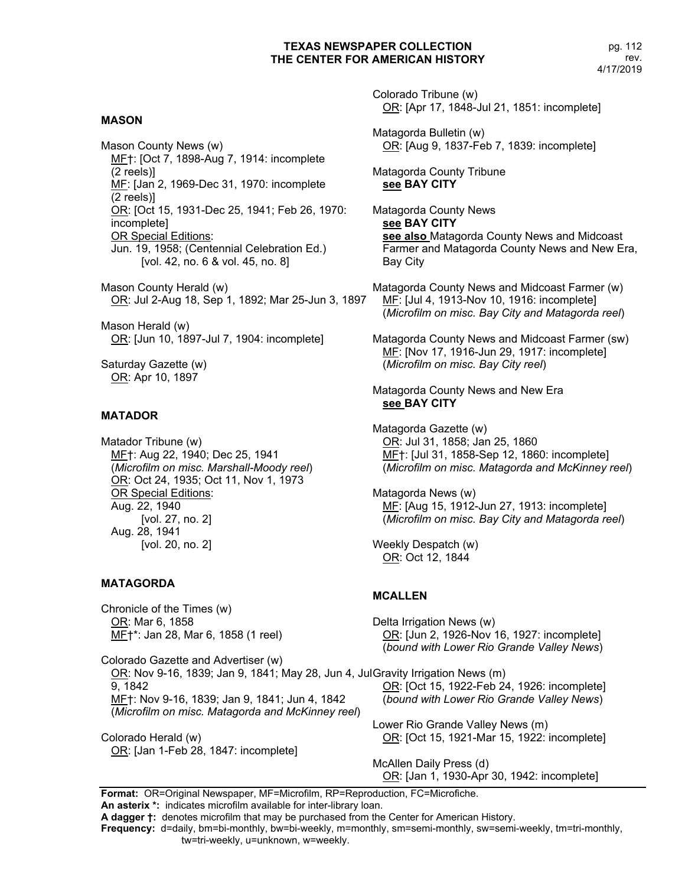## MASON

Mason County News (w)
<u>MF</u>†: [Oct 7, 1898-Aug 7, 1914: incomplete (2 reels)]
<u>MF</u>: [Jan 2, 1969-Dec 31, 1970: incomplete (2 reels)]
<u>OR</u>: [Oct 15, 1931-Dec 25, 1941; Feb 26, 1970: incomplete]
<u>OR Special Editions</u>:
Jun. 19, 1958; (Centennial Celebration Ed.)
[vol. 42, no. 6 & vol. 45, no. 8]

Mason County Herald (w)
<u>OR</u>: Jul 2-Aug 18, Sep 1, 1892; Mar 25-Jun 3, 1897

Mason Herald (w)
<u>OR</u>: [Jun 10, 1897-Jul 7, 1904: incomplete]

Saturday Gazette (w)
<u>OR</u>: Apr 10, 1897

## MATADOR

Matador Tribune (w)
<u>MF</u>†: Aug 22, 1940; Dec 25, 1941
(*Microfilm on misc. Marshall-Moody reel*)
<u>OR</u>: Oct 24, 1935; Oct 11, Nov 1, 1973
<u>OR Special Editions</u>:
Aug. 22, 1940
[vol. 27, no. 2]
Aug. 28, 1941
[vol. 20, no. 2]

## MATAGORDA

Chronicle of the Times (w)
<u>OR</u>: Mar 6, 1858
<u>MF</u>†*: Jan 28, Mar 6, 1858 (1 reel)

Colorado Gazette and Advertiser (w)
<u>OR</u>: Nov 9-16, 1839; Jan 9, 1841; May 28, Jun 4, Jul 9, 1842
<u>MF</u>†: Nov 9-16, 1839; Jan 9, 1841; Jun 4, 1842
(*Microfilm on misc. Matagorda and McKinney reel*)

Colorado Herald (w)
<u>OR</u>: [Jan 1-Feb 28, 1847: incomplete]

Colorado Tribune (w)
<u>OR</u>: [Apr 17, 1848-Jul 21, 1851: incomplete]

Matagorda Bulletin (w)
<u>OR</u>: [Aug 9, 1837-Feb 7, 1839: incomplete]

Matagorda County Tribune
**<u>see</u> BAY CITY**

Matagorda County News
**<u>see</u> BAY CITY**
**<u>see also</u>** Matagorda County News and Midcoast Farmer and Matagorda County News and New Era, Bay City

Matagorda County News and Midcoast Farmer (w)
<u>MF</u>: [Jul 4, 1913-Nov 10, 1916: incomplete]
(*Microfilm on misc. Bay City and Matagorda reel*)

Matagorda County News and Midcoast Farmer (sw)
<u>MF</u>: [Nov 17, 1916-Jun 29, 1917: incomplete]
(*Microfilm on misc. Bay City reel*)

Matagorda County News and New Era
**<u>see</u> BAY CITY**

Matagorda Gazette (w)
<u>OR</u>: Jul 31, 1858; Jan 25, 1860
<u>MF</u>†: [Jul 31, 1858-Sep 12, 1860: incomplete]
(*Microfilm on misc. Matagorda and McKinney reel*)

Matagorda News (w)
<u>MF</u>: [Aug 15, 1912-Jun 27, 1913: incomplete]
(*Microfilm on misc. Bay City and Matagorda reel*)

Weekly Despatch (w)
<u>OR</u>: Oct 12, 1844

## MCALLEN

Delta Irrigation News (w)
<u>OR</u>: [Jun 2, 1926-Nov 16, 1927: incomplete]
(*bound with Lower Rio Grande Valley News*)

Gravity Irrigation News (m)
<u>OR</u>: [Oct 15, 1922-Feb 24, 1926: incomplete]
(*bound with Lower Rio Grande Valley News*)

Lower Rio Grande Valley News (m)
<u>OR</u>: [Oct 15, 1921-Mar 15, 1922: incomplete]

McAllen Daily Press (d)
<u>OR</u>: [Jan 1, 1930-Apr 30, 1942: incomplete]

**Format:** OR=Original Newspaper, MF=Microfilm, RP=Reproduction, FC=Microfiche.
**An asterix *:** indicates microfilm available for inter-library loan.
**A dagger †:** denotes microfilm that may be purchased from the Center for American History.
**Frequency:** d=daily, bm=bi-monthly, bw=bi-weekly, m=monthly, sm=semi-monthly, sw=semi-weekly, tm=tri-monthly, tw=tri-weekly, u=unknown, w=weekly.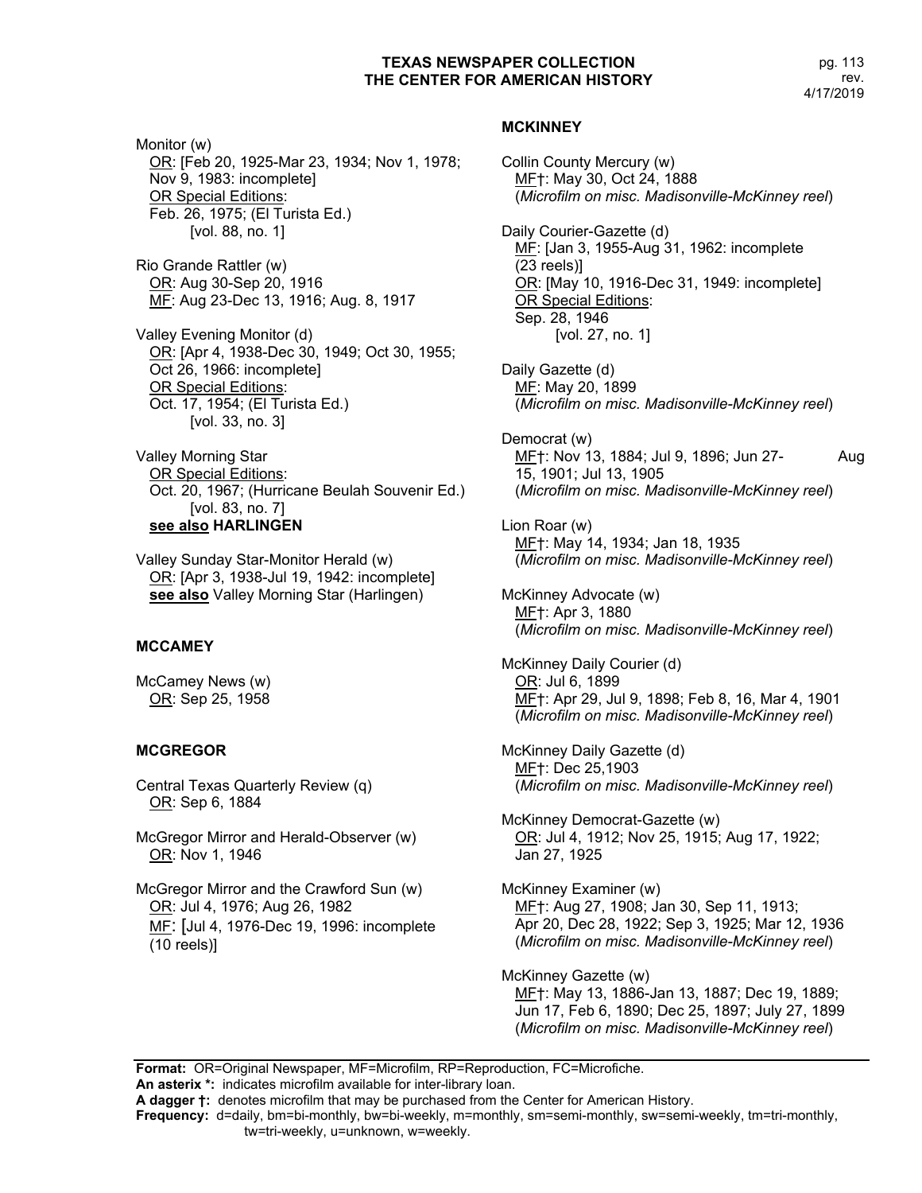Monitor (w)
OR: [Feb 20, 1925-Mar 23, 1934; Nov 1, 1978; Nov 9, 1983: incomplete]
OR Special Editions:
Feb. 26, 1975; (El Turista Ed.)
[vol. 88, no. 1]

Rio Grande Rattler (w)
OR: Aug 30-Sep 20, 1916
MF: Aug 23-Dec 13, 1916; Aug. 8, 1917

Valley Evening Monitor (d)
OR: [Apr 4, 1938-Dec 30, 1949; Oct 30, 1955; Oct 26, 1966: incomplete]
OR Special Editions:
Oct. 17, 1954; (El Turista Ed.)
[vol. 33, no. 3]

Valley Morning Star
OR Special Editions:
Oct. 20, 1967; (Hurricane Beulah Souvenir Ed.)
[vol. 83, no. 7]
**see also HARLINGEN**

Valley Sunday Star-Monitor Herald (w)
OR: [Apr 3, 1938-Jul 19, 1942: incomplete]
**see also** Valley Morning Star (Harlingen)

## MCCAMEY

McCamey News (w)
OR: Sep 25, 1958

## MCGREGOR

Central Texas Quarterly Review (q)
OR: Sep 6, 1884

McGregor Mirror and Herald-Observer (w)
OR: Nov 1, 1946

McGregor Mirror and the Crawford Sun (w)
OR: Jul 4, 1976; Aug 26, 1982
MF: [Jul 4, 1976-Dec 19, 1996: incomplete (10 reels)]

## MCKINNEY

Collin County Mercury (w)
MF†: May 30, Oct 24, 1888
(*Microfilm on misc. Madisonville-McKinney reel*)

Daily Courier-Gazette (d)
MF: [Jan 3, 1955-Aug 31, 1962: incomplete (23 reels)]
OR: [May 10, 1916-Dec 31, 1949: incomplete]
OR Special Editions:
Sep. 28, 1946
[vol. 27, no. 1]

Daily Gazette (d)
MF: May 20, 1899
(*Microfilm on misc. Madisonville-McKinney reel*)

Democrat (w)
MF†: Nov 13, 1884; Jul 9, 1896; Jun 27- Aug 15, 1901; Jul 13, 1905
(*Microfilm on misc. Madisonville-McKinney reel*)

Lion Roar (w)
MF†: May 14, 1934; Jan 18, 1935
(*Microfilm on misc. Madisonville-McKinney reel*)

McKinney Advocate (w)
MF†: Apr 3, 1880
(*Microfilm on misc. Madisonville-McKinney reel*)

McKinney Daily Courier (d)
OR: Jul 6, 1899
MF†: Apr 29, Jul 9, 1898; Feb 8, 16, Mar 4, 1901
(*Microfilm on misc. Madisonville-McKinney reel*)

McKinney Daily Gazette (d)
MF†: Dec 25,1903
(*Microfilm on misc. Madisonville-McKinney reel*)

McKinney Democrat-Gazette (w)
OR: Jul 4, 1912; Nov 25, 1915; Aug 17, 1922; Jan 27, 1925

McKinney Examiner (w)
MF†: Aug 27, 1908; Jan 30, Sep 11, 1913; Apr 20, Dec 28, 1922; Sep 3, 1925; Mar 12, 1936
(*Microfilm on misc. Madisonville-McKinney reel*)

McKinney Gazette (w)
MF†: May 13, 1886-Jan 13, 1887; Dec 19, 1889; Jun 17, Feb 6, 1890; Dec 25, 1897; July 27, 1899
(*Microfilm on misc. Madisonville-McKinney reel*)

**Format:** OR=Original Newspaper, MF=Microfilm, RP=Reproduction, FC=Microfiche.
**An asterix \*:** indicates microfilm available for inter-library loan.
**A dagger †:** denotes microfilm that may be purchased from the Center for American History.
**Frequency:** d=daily, bm=bi-monthly, bw=bi-weekly, m=monthly, sm=semi-monthly, sw=semi-weekly, tm=tri-monthly, tw=tri-weekly, u=unknown, w=weekly.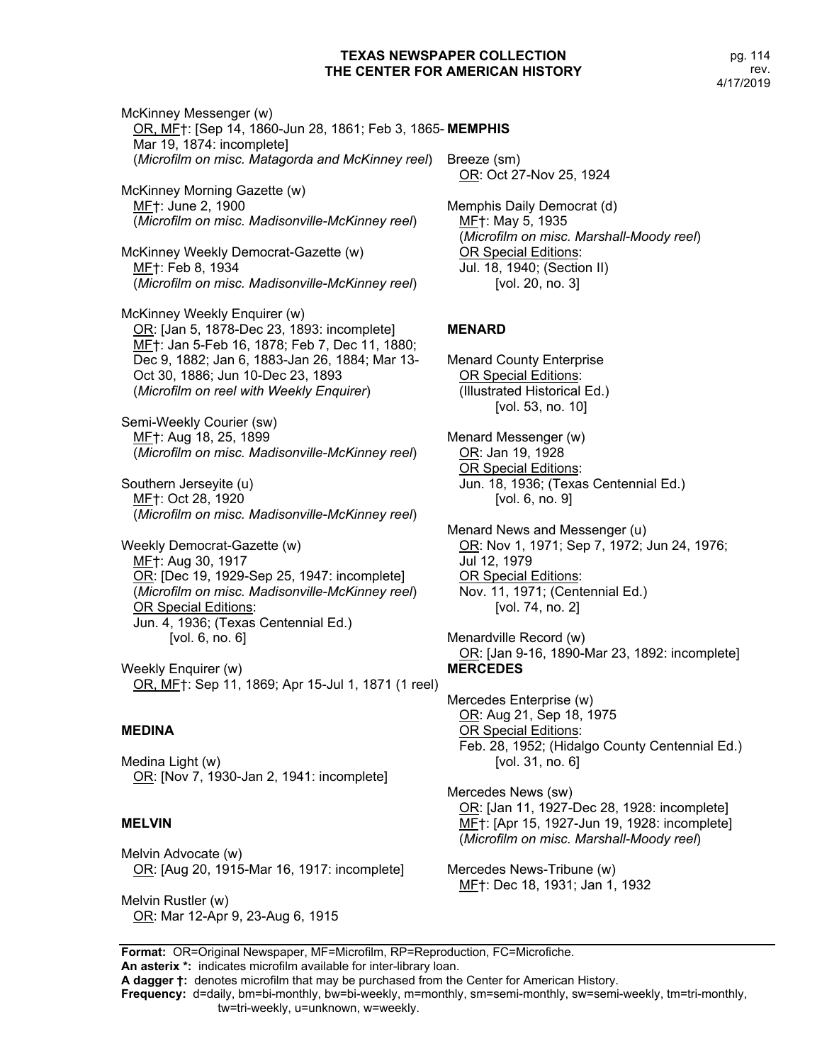McKinney Messenger (w)
OR, MF†: [Sep 14, 1860-Jun 28, 1861; Feb 3, 1865-Mar 19, 1874: incomplete]
(*Microfilm on misc. Matagorda and McKinney reel*)

McKinney Morning Gazette (w)
MF†: June 2, 1900
(*Microfilm on misc. Madisonville-McKinney reel*)

McKinney Weekly Democrat-Gazette (w)
MF†: Feb 8, 1934
(*Microfilm on misc. Madisonville-McKinney reel*)

McKinney Weekly Enquirer (w)
OR: [Jan 5, 1878-Dec 23, 1893: incomplete]
MF†: Jan 5-Feb 16, 1878; Feb 7, Dec 11, 1880; Dec 9, 1882; Jan 6, 1883-Jan 26, 1884; Mar 13-Oct 30, 1886; Jun 10-Dec 23, 1893
(*Microfilm on reel with Weekly Enquirer*)

Semi-Weekly Courier (sw)
MF†: Aug 18, 25, 1899
(*Microfilm on misc. Madisonville-McKinney reel*)

Southern Jerseyite (u)
MF†: Oct 28, 1920
(*Microfilm on misc. Madisonville-McKinney reel*)

Weekly Democrat-Gazette (w)
MF†: Aug 30, 1917
OR: [Dec 19, 1929-Sep 25, 1947: incomplete]
(*Microfilm on misc. Madisonville-McKinney reel*)
OR Special Editions:
Jun. 4, 1936; (Texas Centennial Ed.)
[vol. 6, no. 6]

Weekly Enquirer (w)
OR, MF†: Sep 11, 1869; Apr 15-Jul 1, 1871 (1 reel)

**MEDINA**

Medina Light (w)
OR: [Nov 7, 1930-Jan 2, 1941: incomplete]

**MELVIN**

Melvin Advocate (w)
OR: [Aug 20, 1915-Mar 16, 1917: incomplete]

Melvin Rustler (w)
OR: Mar 12-Apr 9, 23-Aug 6, 1915

**MEMPHIS**

Breeze (sm)
OR: Oct 27-Nov 25, 1924

Memphis Daily Democrat (d)
MF†: May 5, 1935
(*Microfilm on misc. Marshall-Moody reel*)
OR Special Editions:
Jul. 18, 1940; (Section II)
[vol. 20, no. 3]

**MENARD**

Menard County Enterprise
OR Special Editions:
(Illustrated Historical Ed.)
[vol. 53, no. 10]

Menard Messenger (w)
OR: Jan 19, 1928
OR Special Editions:
Jun. 18, 1936; (Texas Centennial Ed.)
[vol. 6, no. 9]

Menard News and Messenger (u)
OR: Nov 1, 1971; Sep 7, 1972; Jun 24, 1976; Jul 12, 1979
OR Special Editions:
Nov. 11, 1971; (Centennial Ed.)
[vol. 74, no. 2]

Menardville Record (w)
OR: [Jan 9-16, 1890-Mar 23, 1892: incomplete]

**MERCEDES**

Mercedes Enterprise (w)
OR: Aug 21, Sep 18, 1975
OR Special Editions:
Feb. 28, 1952; (Hidalgo County Centennial Ed.)
[vol. 31, no. 6]

Mercedes News (sw)
OR: [Jan 11, 1927-Dec 28, 1928: incomplete]
MF†: [Apr 15, 1927-Jun 19, 1928: incomplete]
(*Microfilm on misc. Marshall-Moody reel*)

Mercedes News-Tribune (w)
MF†: Dec 18, 1931; Jan 1, 1932

**Format:** OR=Original Newspaper, MF=Microfilm, RP=Reproduction, FC=Microfiche.
**An asterix \*:** indicates microfilm available for inter-library loan.
**A dagger †:** denotes microfilm that may be purchased from the Center for American History.
**Frequency:** d=daily, bm=bi-monthly, bw=bi-weekly, m=monthly, sm=semi-monthly, sw=semi-weekly, tm=tri-monthly, tw=tri-weekly, u=unknown, w=weekly.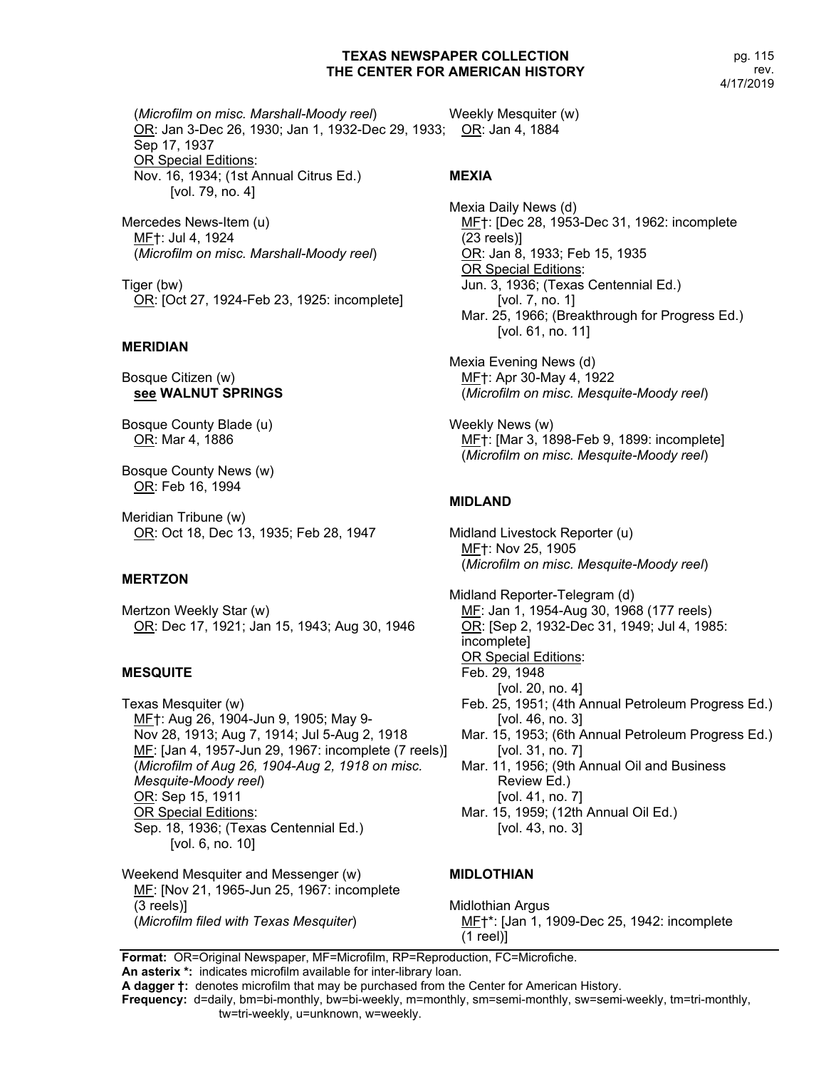(*Microfilm on misc. Marshall-Moody reel*)
OR: Jan 3-Dec 26, 1930; Jan 1, 1932-Dec 29, 1933; Sep 17, 1937
OR Special Editions:
Nov. 16, 1934; (1st Annual Citrus Ed.)
[vol. 79, no. 4]

Mercedes News-Item (u)
MF†: Jul 4, 1924
(*Microfilm on misc. Marshall-Moody reel*)

Tiger (bw)
OR: [Oct 27, 1924-Feb 23, 1925: incomplete]

### MERIDIAN

Bosque Citizen (w)
**see WALNUT SPRINGS**

Bosque County Blade (u)
OR: Mar 4, 1886

Bosque County News (w)
OR: Feb 16, 1994

Meridian Tribune (w)
OR: Oct 18, Dec 13, 1935; Feb 28, 1947

### MERTZON

Mertzon Weekly Star (w)
OR: Dec 17, 1921; Jan 15, 1943; Aug 30, 1946

### MESQUITE

Texas Mesquiter (w)
MF†: Aug 26, 1904-Jun 9, 1905; May 9-Nov 28, 1913; Aug 7, 1914; Jul 5-Aug 2, 1918
MF: [Jan 4, 1957-Jun 29, 1967: incomplete (7 reels)]
(*Microfilm of Aug 26, 1904-Aug 2, 1918 on misc. Mesquite-Moody reel*)
OR: Sep 15, 1911
OR Special Editions:
Sep. 18, 1936; (Texas Centennial Ed.)
[vol. 6, no. 10]

Weekend Mesquiter and Messenger (w)
MF: [Nov 21, 1965-Jun 25, 1967: incomplete (3 reels)]
(*Microfilm filed with Texas Mesquiter*)

Weekly Mesquiter (w)
OR: Jan 4, 1884

### MEXIA

Mexia Daily News (d)
MF†: [Dec 28, 1953-Dec 31, 1962: incomplete (23 reels)]
OR: Jan 8, 1933; Feb 15, 1935
OR Special Editions:
Jun. 3, 1936; (Texas Centennial Ed.)
[vol. 7, no. 1]
Mar. 25, 1966; (Breakthrough for Progress Ed.)
[vol. 61, no. 11]

Mexia Evening News (d)
MF†: Apr 30-May 4, 1922
(*Microfilm on misc. Mesquite-Moody reel*)

Weekly News (w)
MF†: [Mar 3, 1898-Feb 9, 1899: incomplete]
(*Microfilm on misc. Mesquite-Moody reel*)

### MIDLAND

Midland Livestock Reporter (u)
MF†: Nov 25, 1905
(*Microfilm on misc. Mesquite-Moody reel*)

Midland Reporter-Telegram (d)
MF: Jan 1, 1954-Aug 30, 1968 (177 reels)
OR: [Sep 2, 1932-Dec 31, 1949; Jul 4, 1985: incomplete]
OR Special Editions:
Feb. 29, 1948
[vol. 20, no. 4]
Feb. 25, 1951; (4th Annual Petroleum Progress Ed.)
[vol. 46, no. 3]
Mar. 15, 1953; (6th Annual Petroleum Progress Ed.)
[vol. 31, no. 7]
Mar. 11, 1956; (9th Annual Oil and Business Review Ed.)
[vol. 41, no. 7]
Mar. 15, 1959; (12th Annual Oil Ed.)
[vol. 43, no. 3]

### MIDLOTHIAN

Midlothian Argus
MF†*: [Jan 1, 1909-Dec 25, 1942: incomplete (1 reel)]

**Format:** OR=Original Newspaper, MF=Microfilm, RP=Reproduction, FC=Microfiche.
**An asterix \*:** indicates microfilm available for inter-library loan.
**A dagger †:** denotes microfilm that may be purchased from the Center for American History.
**Frequency:** d=daily, bm=bi-monthly, bw=bi-weekly, m=monthly, sm=semi-monthly, sw=semi-weekly, tm=tri-monthly, tw=tri-weekly, u=unknown, w=weekly.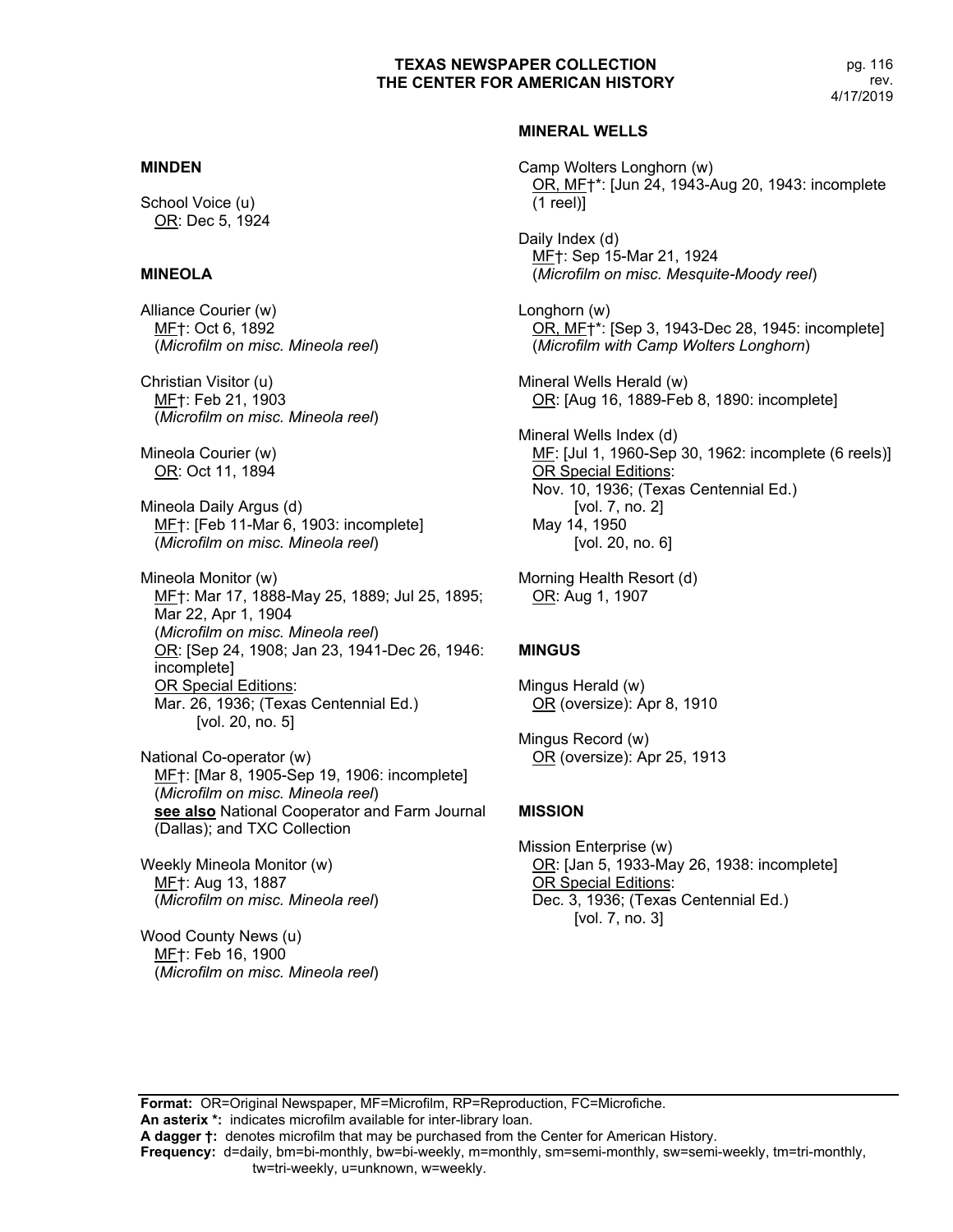# TEXAS NEWSPAPER COLLECTION
# THE CENTER FOR AMERICAN HISTORY

rev. 4/17/2019

## MINDEN

School Voice (u)
OR: Dec 5, 1924

## MINEOLA

Alliance Courier (w)
MF†: Oct 6, 1892
(*Microfilm on misc. Mineola reel*)

Christian Visitor (u)
MF†: Feb 21, 1903
(*Microfilm on misc. Mineola reel*)

Mineola Courier (w)
OR: Oct 11, 1894

Mineola Daily Argus (d)
MF†: [Feb 11-Mar 6, 1903: incomplete]
(*Microfilm on misc. Mineola reel*)

Mineola Monitor (w)
MF†: Mar 17, 1888-May 25, 1889; Jul 25, 1895; Mar 22, Apr 1, 1904
(*Microfilm on misc. Mineola reel*)
OR: [Sep 24, 1908; Jan 23, 1941-Dec 26, 1946: incomplete]
OR Special Editions:
Mar. 26, 1936; (Texas Centennial Ed.)
[vol. 20, no. 5]

National Co-operator (w)
MF†: [Mar 8, 1905-Sep 19, 1906: incomplete]
(*Microfilm on misc. Mineola reel*)
**see also** National Cooperator and Farm Journal (Dallas); and TXC Collection

Weekly Mineola Monitor (w)
MF†: Aug 13, 1887
(*Microfilm on misc. Mineola reel*)

Wood County News (u)
MF†: Feb 16, 1900
(*Microfilm on misc. Mineola reel*)

## MINERAL WELLS

Camp Wolters Longhorn (w)
OR, MF†*: [Jun 24, 1943-Aug 20, 1943: incomplete (1 reel)]

Daily Index (d)
MF†: Sep 15-Mar 21, 1924
(*Microfilm on misc. Mesquite-Moody reel*)

Longhorn (w)
OR, MF†*: [Sep 3, 1943-Dec 28, 1945: incomplete]
(*Microfilm with Camp Wolters Longhorn*)

Mineral Wells Herald (w)
OR: [Aug 16, 1889-Feb 8, 1890: incomplete]

Mineral Wells Index (d)
MF: [Jul 1, 1960-Sep 30, 1962: incomplete (6 reels)]
OR Special Editions:
Nov. 10, 1936; (Texas Centennial Ed.)
[vol. 7, no. 2]
May 14, 1950
[vol. 20, no. 6]

Morning Health Resort (d)
OR: Aug 1, 1907

## MINGUS

Mingus Herald (w)
OR (oversize): Apr 8, 1910

Mingus Record (w)
OR (oversize): Apr 25, 1913

## MISSION

Mission Enterprise (w)
OR: [Jan 5, 1933-May 26, 1938: incomplete]
OR Special Editions:
Dec. 3, 1936; (Texas Centennial Ed.)
[vol. 7, no. 3]

**Format:** OR=Original Newspaper, MF=Microfilm, RP=Reproduction, FC=Microfiche.
**An asterix *:** indicates microfilm available for inter-library loan.
**A dagger †:** denotes microfilm that may be purchased from the Center for American History.
**Frequency:** d=daily, bm=bi-monthly, bw=bi-weekly, m=monthly, sm=semi-monthly, sw=semi-weekly, tm=tri-monthly, tw=tri-weekly, u=unknown, w=weekly.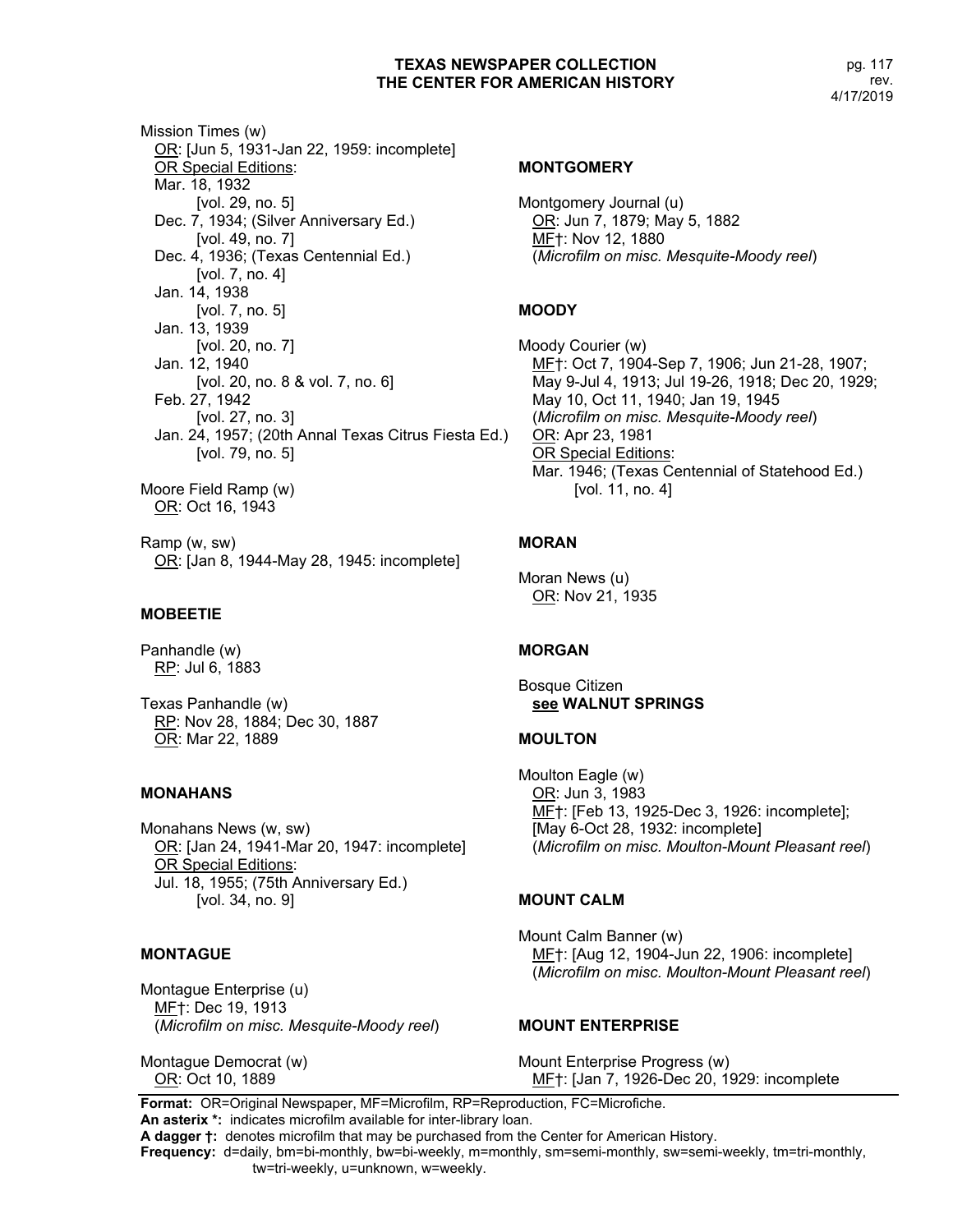Mission Times (w)
OR: [Jun 5, 1931-Jan 22, 1959: incomplete]
OR Special Editions:
Mar. 18, 1932
[vol. 29, no. 5]
Dec. 7, 1934; (Silver Anniversary Ed.)
[vol. 49, no. 7]
Dec. 4, 1936; (Texas Centennial Ed.)
[vol. 7, no. 4]
Jan. 14, 1938
[vol. 7, no. 5]
Jan. 13, 1939
[vol. 20, no. 7]
Jan. 12, 1940
[vol. 20, no. 8 & vol. 7, no. 6]
Feb. 27, 1942
[vol. 27, no. 3]
Jan. 24, 1957; (20th Annal Texas Citrus Fiesta Ed.)
[vol. 79, no. 5]

Moore Field Ramp (w)
OR: Oct 16, 1943

Ramp (w, sw)
OR: [Jan 8, 1944-May 28, 1945: incomplete]

**MOBEETIE**

Panhandle (w)
RP: Jul 6, 1883

Texas Panhandle (w)
RP: Nov 28, 1884; Dec 30, 1887
OR: Mar 22, 1889

**MONAHANS**

Monahans News (w, sw)
OR: [Jan 24, 1941-Mar 20, 1947: incomplete]
OR Special Editions:
Jul. 18, 1955; (75th Anniversary Ed.)
[vol. 34, no. 9]

**MONTAGUE**

Montague Enterprise (u)
MF†: Dec 19, 1913
(*Microfilm on misc. Mesquite-Moody reel*)

Montague Democrat (w)
OR: Oct 10, 1889

**MONTGOMERY**

Montgomery Journal (u)
OR: Jun 7, 1879; May 5, 1882
MF†: Nov 12, 1880
(*Microfilm on misc. Mesquite-Moody reel*)

**MOODY**

Moody Courier (w)
MF†: Oct 7, 1904-Sep 7, 1906; Jun 21-28, 1907; May 9-Jul 4, 1913; Jul 19-26, 1918; Dec 20, 1929; May 10, Oct 11, 1940; Jan 19, 1945
(*Microfilm on misc. Mesquite-Moody reel*)
OR: Apr 23, 1981
OR Special Editions:
Mar. 1946; (Texas Centennial of Statehood Ed.)
[vol. 11, no. 4]

**MORAN**

Moran News (u)
OR: Nov 21, 1935

**MORGAN**

Bosque Citizen
**see WALNUT SPRINGS**

**MOULTON**

Moulton Eagle (w)
OR: Jun 3, 1983
MF†: [Feb 13, 1925-Dec 3, 1926: incomplete]; [May 6-Oct 28, 1932: incomplete]
(*Microfilm on misc. Moulton-Mount Pleasant reel*)

**MOUNT CALM**

Mount Calm Banner (w)
MF†: [Aug 12, 1904-Jun 22, 1906: incomplete]
(*Microfilm on misc. Moulton-Mount Pleasant reel*)

**MOUNT ENTERPRISE**

Mount Enterprise Progress (w)
MF†: [Jan 7, 1926-Dec 20, 1929: incomplete

**Format:** OR=Original Newspaper, MF=Microfilm, RP=Reproduction, FC=Microfiche.
**An asterix \*:** indicates microfilm available for inter-library loan.
**A dagger †:** denotes microfilm that may be purchased from the Center for American History.
**Frequency:** d=daily, bm=bi-monthly, bw=bi-weekly, m=monthly, sm=semi-monthly, sw=semi-weekly, tm=tri-monthly, tw=tri-weekly, u=unknown, w=weekly.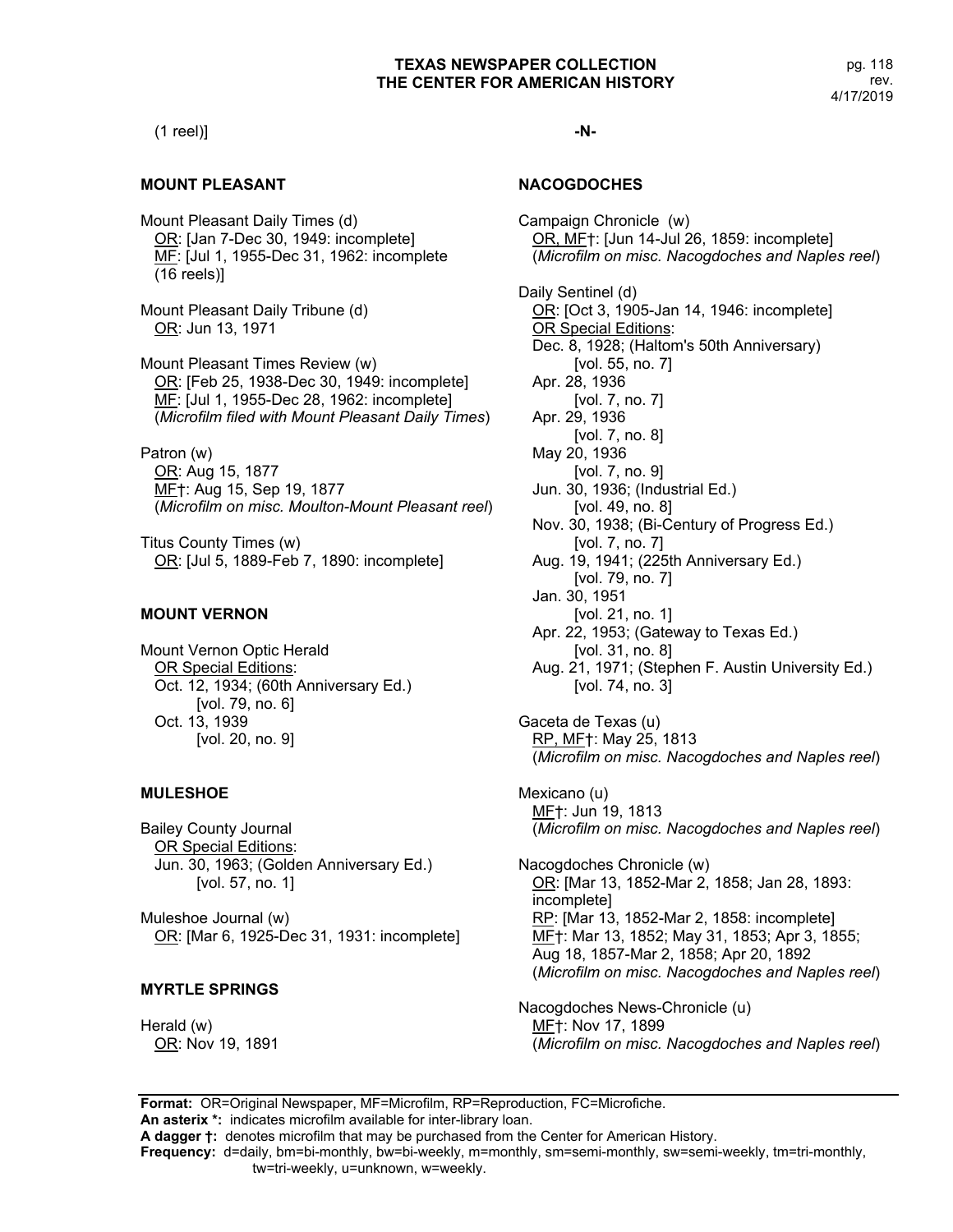(1 reel)]

## MOUNT PLEASANT

Mount Pleasant Daily Times (d)
OR: [Jan 7-Dec 30, 1949: incomplete]
MF: [Jul 1, 1955-Dec 31, 1962: incomplete (16 reels)]

Mount Pleasant Daily Tribune (d)
OR: Jun 13, 1971

Mount Pleasant Times Review (w)
OR: [Feb 25, 1938-Dec 30, 1949: incomplete]
MF: [Jul 1, 1955-Dec 28, 1962: incomplete]
(*Microfilm filed with Mount Pleasant Daily Times*)

Patron (w)
OR: Aug 15, 1877
MF†: Aug 15, Sep 19, 1877
(*Microfilm on misc. Moulton-Mount Pleasant reel*)

Titus County Times (w)
OR: [Jul 5, 1889-Feb 7, 1890: incomplete]

## MOUNT VERNON

Mount Vernon Optic Herald
OR Special Editions:
Oct. 12, 1934; (60th Anniversary Ed.)
[vol. 79, no. 6]
Oct. 13, 1939
[vol. 20, no. 9]

## MULESHOE

Bailey County Journal
OR Special Editions:
Jun. 30, 1963; (Golden Anniversary Ed.)
[vol. 57, no. 1]

Muleshoe Journal (w)
OR: [Mar 6, 1925-Dec 31, 1931: incomplete]

## MYRTLE SPRINGS

Herald (w)
OR: Nov 19, 1891

# -N-

## NACOGDOCHES

Campaign Chronicle (w)
OR, MF†: [Jun 14-Jul 26, 1859: incomplete]
(*Microfilm on misc. Nacogdoches and Naples reel*)

Daily Sentinel (d)
OR: [Oct 3, 1905-Jan 14, 1946: incomplete]
OR Special Editions:
Dec. 8, 1928; (Haltom's 50th Anniversary)
[vol. 55, no. 7]
Apr. 28, 1936
[vol. 7, no. 7]
Apr. 29, 1936
[vol. 7, no. 8]
May 20, 1936
[vol. 7, no. 9]
Jun. 30, 1936; (Industrial Ed.)
[vol. 49, no. 8]
Nov. 30, 1938; (Bi-Century of Progress Ed.)
[vol. 7, no. 7]
Aug. 19, 1941; (225th Anniversary Ed.)
[vol. 79, no. 7]
Jan. 30, 1951
[vol. 21, no. 1]
Apr. 22, 1953; (Gateway to Texas Ed.)
[vol. 31, no. 8]
Aug. 21, 1971; (Stephen F. Austin University Ed.)
[vol. 74, no. 3]

Gaceta de Texas (u)
RP, MF†: May 25, 1813
(*Microfilm on misc. Nacogdoches and Naples reel*)

Mexicano (u)
MF†: Jun 19, 1813
(*Microfilm on misc. Nacogdoches and Naples reel*)

Nacogdoches Chronicle (w)
OR: [Mar 13, 1852-Mar 2, 1858; Jan 28, 1893: incomplete]
RP: [Mar 13, 1852-Mar 2, 1858: incomplete]
MF†: Mar 13, 1852; May 31, 1853; Apr 3, 1855; Aug 18, 1857-Mar 2, 1858; Apr 20, 1892
(*Microfilm on misc. Nacogdoches and Naples reel*)

Nacogdoches News-Chronicle (u)
MF†: Nov 17, 1899
(*Microfilm on misc. Nacogdoches and Naples reel*)

**Format:** OR=Original Newspaper, MF=Microfilm, RP=Reproduction, FC=Microfiche.
**An asterix *:** indicates microfilm available for inter-library loan.
**A dagger †:** denotes microfilm that may be purchased from the Center for American History.
**Frequency:** d=daily, bm=bi-monthly, bw=bi-weekly, m=monthly, sm=semi-monthly, sw=semi-weekly, tm=tri-monthly, tw=tri-weekly, u=unknown, w=weekly.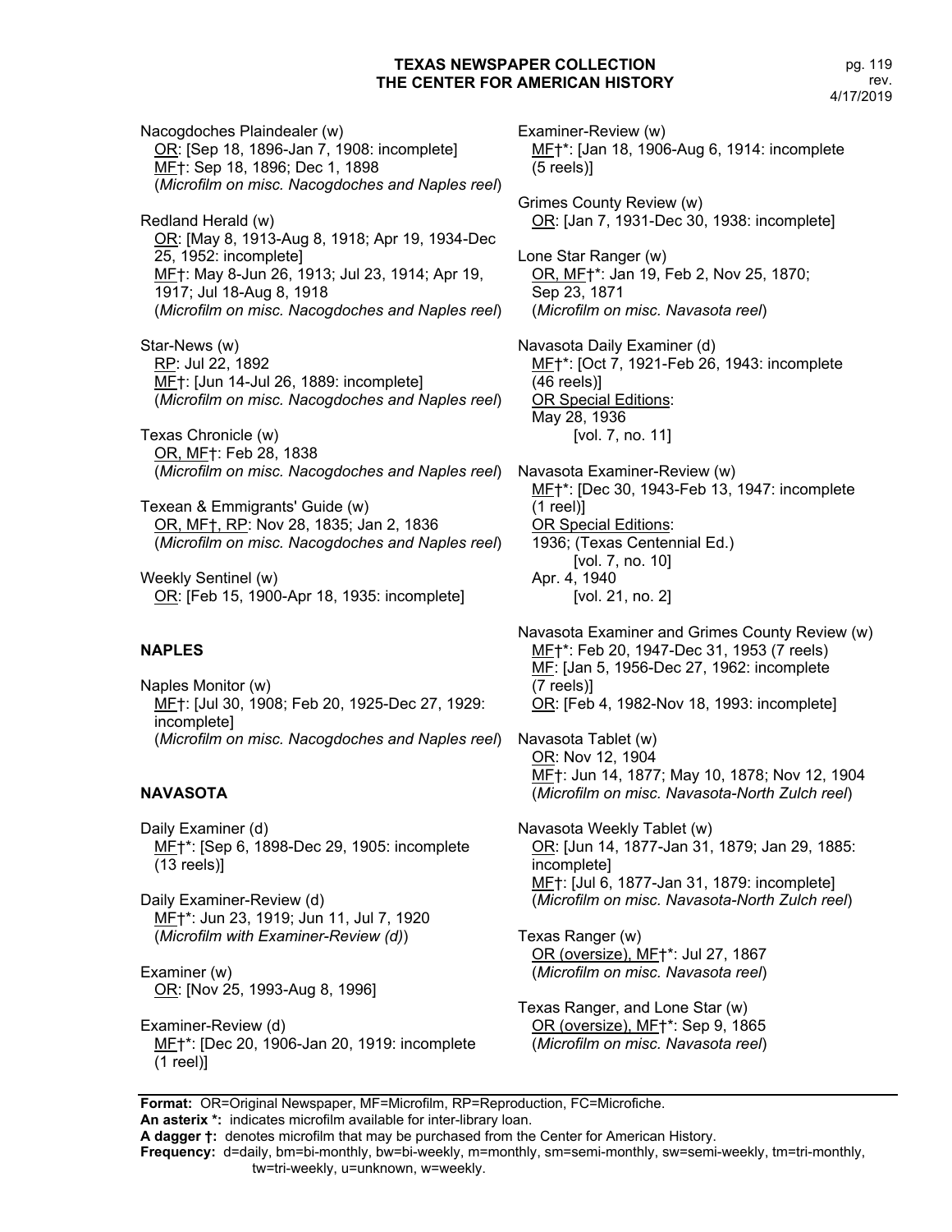Nacogdoches Plaindealer (w)
OR: [Sep 18, 1896-Jan 7, 1908: incomplete]
MF†: Sep 18, 1896; Dec 1, 1898
(*Microfilm on misc. Nacogdoches and Naples reel*)

Redland Herald (w)
OR: [May 8, 1913-Aug 8, 1918; Apr 19, 1934-Dec 25, 1952: incomplete]
MF†: May 8-Jun 26, 1913; Jul 23, 1914; Apr 19, 1917; Jul 18-Aug 8, 1918
(*Microfilm on misc. Nacogdoches and Naples reel*)

Star-News (w)
RP: Jul 22, 1892
MF†: [Jun 14-Jul 26, 1889: incomplete]
(*Microfilm on misc. Nacogdoches and Naples reel*)

Texas Chronicle (w)
OR, MF†: Feb 28, 1838
(*Microfilm on misc. Nacogdoches and Naples reel*)

Texean & Emmigrants' Guide (w)
OR, MF†, RP: Nov 28, 1835; Jan 2, 1836
(*Microfilm on misc. Nacogdoches and Naples reel*)

Weekly Sentinel (w)
OR: [Feb 15, 1900-Apr 18, 1935: incomplete]

### NAPLES

Naples Monitor (w)
MF†: [Jul 30, 1908; Feb 20, 1925-Dec 27, 1929: incomplete]
(*Microfilm on misc. Nacogdoches and Naples reel*)

### NAVASOTA

Daily Examiner (d)
MF†*: [Sep 6, 1898-Dec 29, 1905: incomplete (13 reels)]

Daily Examiner-Review (d)
MF†*: Jun 23, 1919; Jun 11, Jul 7, 1920
(*Microfilm with Examiner-Review (d)*)

Examiner (w)
OR: [Nov 25, 1993-Aug 8, 1996]

Examiner-Review (d)
MF†*: [Dec 20, 1906-Jan 20, 1919: incomplete (1 reel)]

Examiner-Review (w)
MF†*: [Jan 18, 1906-Aug 6, 1914: incomplete (5 reels)]

Grimes County Review (w)
OR: [Jan 7, 1931-Dec 30, 1938: incomplete]

Lone Star Ranger (w)
OR, MF†*: Jan 19, Feb 2, Nov 25, 1870; Sep 23, 1871
(*Microfilm on misc. Navasota reel*)

Navasota Daily Examiner (d)
MF†*: [Oct 7, 1921-Feb 26, 1943: incomplete (46 reels)]
OR Special Editions:
May 28, 1936
[vol. 7, no. 11]

Navasota Examiner-Review (w)
MF†*: [Dec 30, 1943-Feb 13, 1947: incomplete (1 reel)]
OR Special Editions:
1936; (Texas Centennial Ed.)
[vol. 7, no. 10]
Apr. 4, 1940
[vol. 21, no. 2]

Navasota Examiner and Grimes County Review (w)
MF†*: Feb 20, 1947-Dec 31, 1953 (7 reels)
MF: [Jan 5, 1956-Dec 27, 1962: incomplete (7 reels)]
OR: [Feb 4, 1982-Nov 18, 1993: incomplete]

Navasota Tablet (w)
OR: Nov 12, 1904
MF†: Jun 14, 1877; May 10, 1878; Nov 12, 1904
(*Microfilm on misc. Navasota-North Zulch reel*)

Navasota Weekly Tablet (w)
OR: [Jun 14, 1877-Jan 31, 1879; Jan 29, 1885: incomplete]
MF†: [Jul 6, 1877-Jan 31, 1879: incomplete]
(*Microfilm on misc. Navasota-North Zulch reel*)

Texas Ranger (w)
OR (oversize), MF†*: Jul 27, 1867
(*Microfilm on misc. Navasota reel*)

Texas Ranger, and Lone Star (w)
OR (oversize), MF†*: Sep 9, 1865
(*Microfilm on misc. Navasota reel*)

---

**Format:** OR=Original Newspaper, MF=Microfilm, RP=Reproduction, FC=Microfiche.
**An asterix *:** indicates microfilm available for inter-library loan.
**A dagger †:** denotes microfilm that may be purchased from the Center for American History.
**Frequency:** d=daily, bm=bi-monthly, bw=bi-weekly, m=monthly, sm=semi-monthly, sw=semi-weekly, tm=tri-monthly, tw=tri-weekly, u=unknown, w=weekly.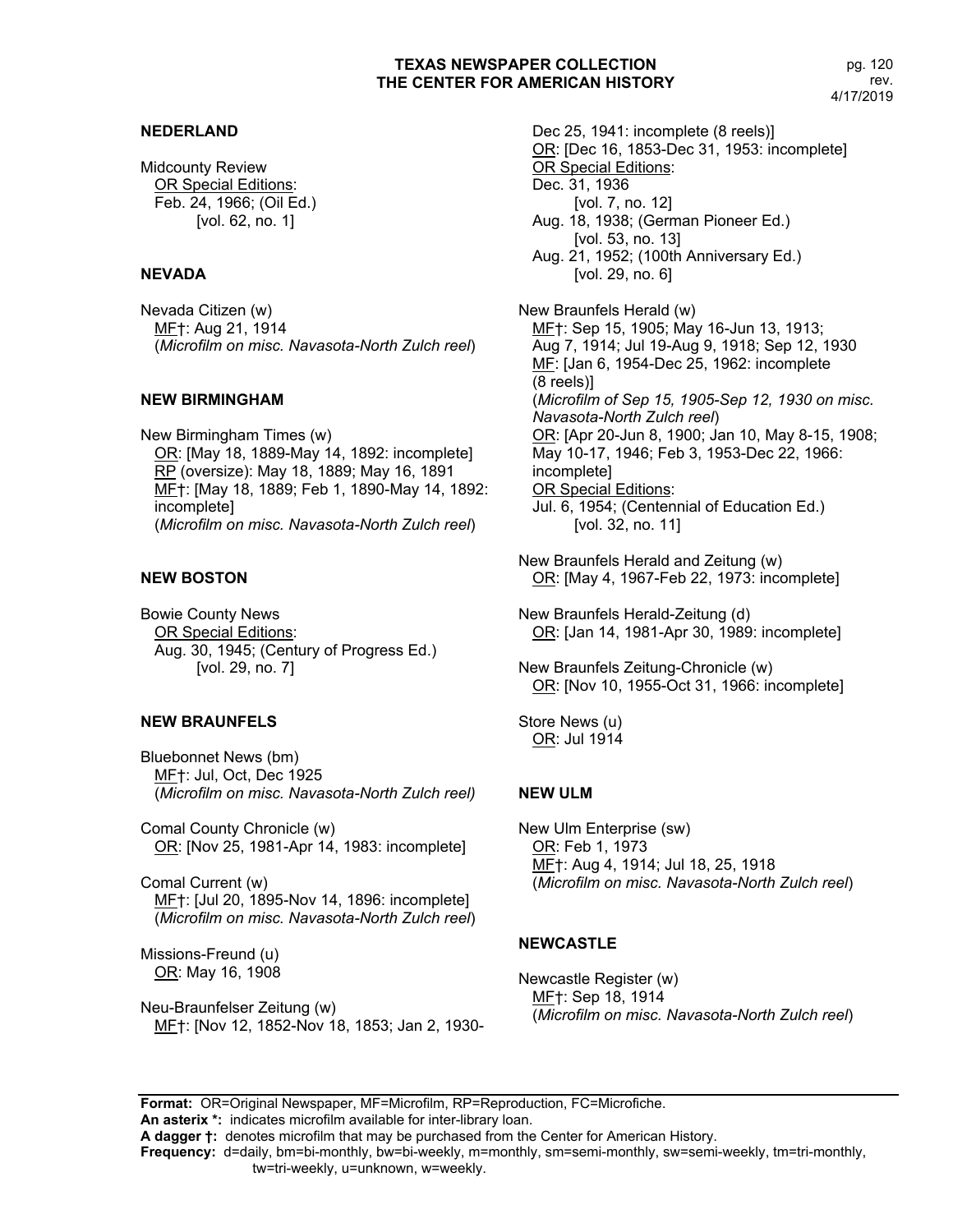## NEDERLAND

Midcounty Review
OR Special Editions:
Feb. 24, 1966; (Oil Ed.)
[vol. 62, no. 1]

## NEVADA

Nevada Citizen (w)
MF†: Aug 21, 1914
(*Microfilm on misc. Navasota-North Zulch reel*)

## NEW BIRMINGHAM

New Birmingham Times (w)
OR: [May 18, 1889-May 14, 1892: incomplete]
RP (oversize): May 18, 1889; May 16, 1891
MF†: [May 18, 1889; Feb 1, 1890-May 14, 1892: incomplete]
(*Microfilm on misc. Navasota-North Zulch reel*)

## NEW BOSTON

Bowie County News
OR Special Editions:
Aug. 30, 1945; (Century of Progress Ed.)
[vol. 29, no. 7]

## NEW BRAUNFELS

Bluebonnet News (bm)
MF†: Jul, Oct, Dec 1925
(*Microfilm on misc. Navasota-North Zulch reel)*

Comal County Chronicle (w)
OR: [Nov 25, 1981-Apr 14, 1983: incomplete]

Comal Current (w)
MF†: [Jul 20, 1895-Nov 14, 1896: incomplete]
(*Microfilm on misc. Navasota-North Zulch reel*)

Missions-Freund (u)
OR: May 16, 1908

Neu-Braunfelser Zeitung (w)
MF†: [Nov 12, 1852-Nov 18, 1853; Jan 2, 1930-Dec 25, 1941: incomplete (8 reels)]
OR: [Dec 16, 1853-Dec 31, 1953: incomplete]
OR Special Editions:
Dec. 31, 1936
[vol. 7, no. 12]
Aug. 18, 1938; (German Pioneer Ed.)
[vol. 53, no. 13]
Aug. 21, 1952; (100th Anniversary Ed.)
[vol. 29, no. 6]

New Braunfels Herald (w)
MF†: Sep 15, 1905; May 16-Jun 13, 1913; Aug 7, 1914; Jul 19-Aug 9, 1918; Sep 12, 1930
MF: [Jan 6, 1954-Dec 25, 1962: incomplete (8 reels)]
(*Microfilm of Sep 15, 1905-Sep 12, 1930 on misc. Navasota-North Zulch reel*)
OR: [Apr 20-Jun 8, 1900; Jan 10, May 8-15, 1908; May 10-17, 1946; Feb 3, 1953-Dec 22, 1966: incomplete]
OR Special Editions:
Jul. 6, 1954; (Centennial of Education Ed.)
[vol. 32, no. 11]

New Braunfels Herald and Zeitung (w)
OR: [May 4, 1967-Feb 22, 1973: incomplete]

New Braunfels Herald-Zeitung (d)
OR: [Jan 14, 1981-Apr 30, 1989: incomplete]

New Braunfels Zeitung-Chronicle (w)
OR: [Nov 10, 1955-Oct 31, 1966: incomplete]

Store News (u)
OR: Jul 1914

## NEW ULM

New Ulm Enterprise (sw)
OR: Feb 1, 1973
MF†: Aug 4, 1914; Jul 18, 25, 1918
(*Microfilm on misc. Navasota-North Zulch reel*)

## NEWCASTLE

Newcastle Register (w)
MF†: Sep 18, 1914
(*Microfilm on misc. Navasota-North Zulch reel*)

**Format:** OR=Original Newspaper, MF=Microfilm, RP=Reproduction, FC=Microfiche.
**An asterix *:** indicates microfilm available for inter-library loan.
**A dagger †:** denotes microfilm that may be purchased from the Center for American History.
**Frequency:** d=daily, bm=bi-monthly, bw=bi-weekly, m=monthly, sm=semi-monthly, sw=semi-weekly, tm=tri-monthly, tw=tri-weekly, u=unknown, w=weekly.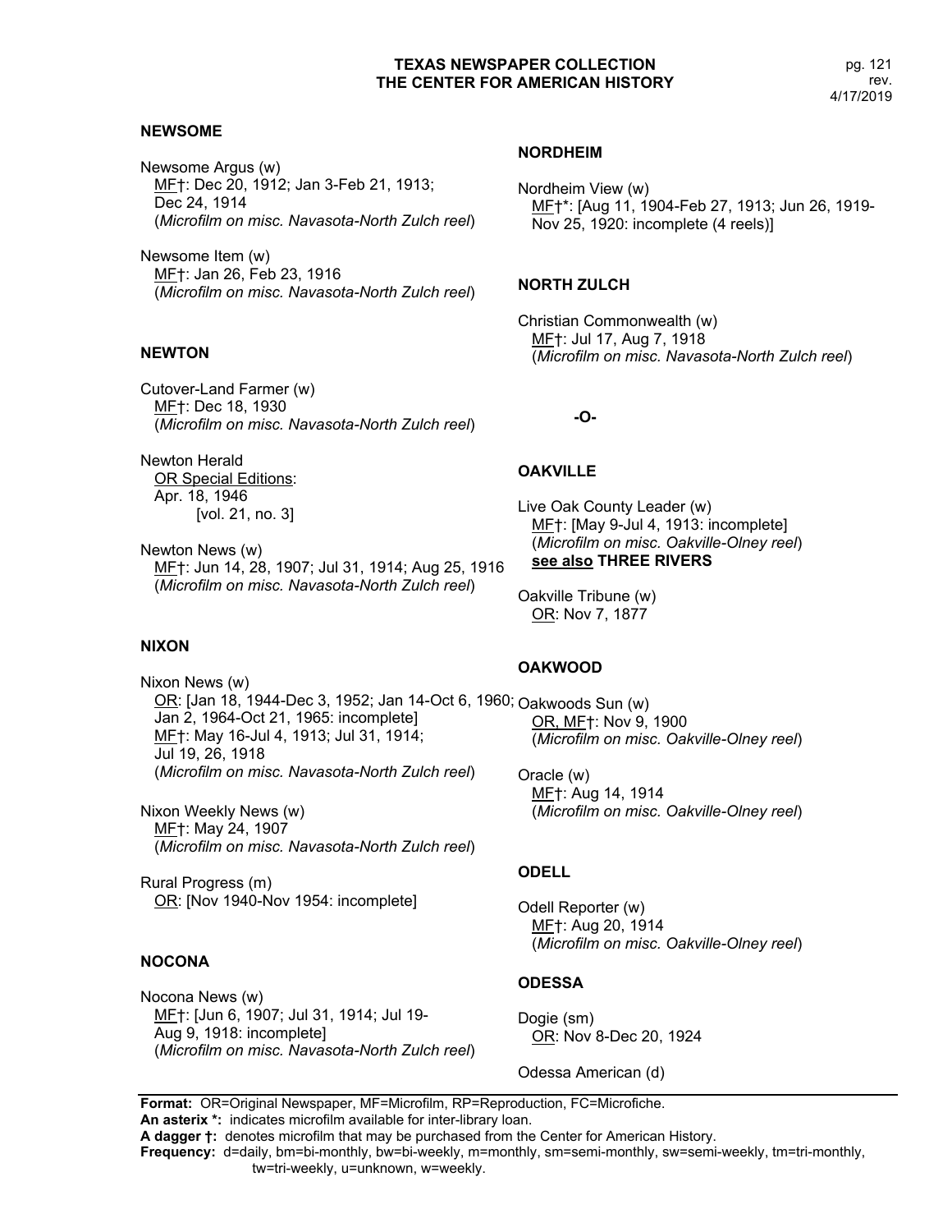### NEWSOME

Newsome Argus (w)
MF†: Dec 20, 1912; Jan 3-Feb 21, 1913; Dec 24, 1914
(*Microfilm on misc. Navasota-North Zulch reel*)

Newsome Item (w)
MF†: Jan 26, Feb 23, 1916
(*Microfilm on misc. Navasota-North Zulch reel*)

### NEWTON

Cutover-Land Farmer (w)
MF†: Dec 18, 1930
(*Microfilm on misc. Navasota-North Zulch reel*)

Newton Herald
OR Special Editions:
Apr. 18, 1946
[vol. 21, no. 3]

Newton News (w)
MF†: Jun 14, 28, 1907; Jul 31, 1914; Aug 25, 1916
(*Microfilm on misc. Navasota-North Zulch reel*)

### NIXON

Nixon News (w)
OR: [Jan 18, 1944-Dec 3, 1952; Jan 14-Oct 6, 1960; Jan 2, 1964-Oct 21, 1965: incomplete]
MF†: May 16-Jul 4, 1913; Jul 31, 1914; Jul 19, 26, 1918
(*Microfilm on misc. Navasota-North Zulch reel*)

Nixon Weekly News (w)
MF†: May 24, 1907
(*Microfilm on misc. Navasota-North Zulch reel*)

Rural Progress (m)
OR: [Nov 1940-Nov 1954: incomplete]

### NOCONA

Nocona News (w)
MF†: [Jun 6, 1907; Jul 31, 1914; Jul 19-Aug 9, 1918: incomplete]
(*Microfilm on misc. Navasota-North Zulch reel*)

### NORDHEIM

Nordheim View (w)
MF†*: [Aug 11, 1904-Feb 27, 1913; Jun 26, 1919-Nov 25, 1920: incomplete (4 reels)]

### NORTH ZULCH

Christian Commonwealth (w)
MF†: Jul 17, Aug 7, 1918
(*Microfilm on misc. Navasota-North Zulch reel*)

**-O-**

### OAKVILLE

Live Oak County Leader (w)
MF†: [May 9-Jul 4, 1913: incomplete]
(*Microfilm on misc. Oakville-Olney reel*)
**see also THREE RIVERS**

Oakville Tribune (w)
OR: Nov 7, 1877

### OAKWOOD

Oakwoods Sun (w)
OR, MF†: Nov 9, 1900
(*Microfilm on misc. Oakville-Olney reel*)

Oracle (w)
MF†: Aug 14, 1914
(*Microfilm on misc. Oakville-Olney reel*)

### ODELL

Odell Reporter (w)
MF†: Aug 20, 1914
(*Microfilm on misc. Oakville-Olney reel*)

### ODESSA

Dogie (sm)
OR: Nov 8-Dec 20, 1924

Odessa American (d)

---

**Format:** OR=Original Newspaper, MF=Microfilm, RP=Reproduction, FC=Microfiche.
**An asterix \*:** indicates microfilm available for inter-library loan.
**A dagger †:** denotes microfilm that may be purchased from the Center for American History.
**Frequency:** d=daily, bm=bi-monthly, bw=bi-weekly, m=monthly, sm=semi-monthly, sw=semi-weekly, tm=tri-monthly, tw=tri-weekly, u=unknown, w=weekly.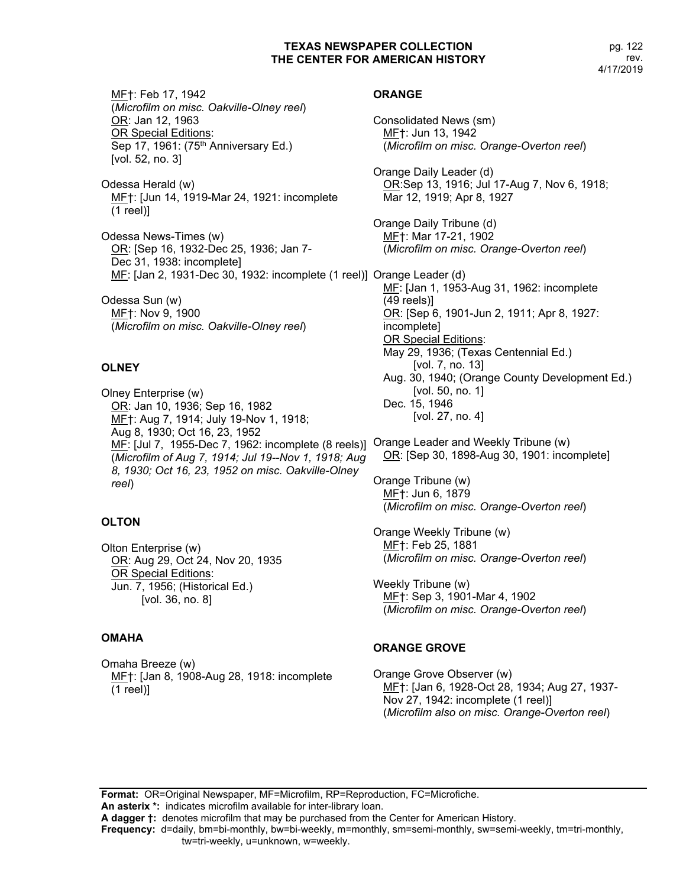MF†: Feb 17, 1942
(*Microfilm on misc. Oakville-Olney reel*)
OR: Jan 12, 1963
OR Special Editions:
Sep 17, 1961: (75th Anniversary Ed.)
[vol. 52, no. 3]

Odessa Herald (w)
MF†: [Jun 14, 1919-Mar 24, 1921: incomplete (1 reel)]

Odessa News-Times (w)
OR: [Sep 16, 1932-Dec 25, 1936; Jan 7-Dec 31, 1938: incomplete]
MF: [Jan 2, 1931-Dec 30, 1932: incomplete (1 reel)]

Odessa Sun (w)
MF†: Nov 9, 1900
(*Microfilm on misc. Oakville-Olney reel*)

### OLNEY

Olney Enterprise (w)
OR: Jan 10, 1936; Sep 16, 1982
MF†: Aug 7, 1914; July 19-Nov 1, 1918; Aug 8, 1930; Oct 16, 23, 1952
MF: [Jul 7, 1955-Dec 7, 1962: incomplete (8 reels)]
(*Microfilm of Aug 7, 1914; Jul 19--Nov 1, 1918; Aug 8, 1930; Oct 16, 23, 1952 on misc. Oakville-Olney reel*)

### OLTON

Olton Enterprise (w)
OR: Aug 29, Oct 24, Nov 20, 1935
OR Special Editions:
Jun. 7, 1956; (Historical Ed.)
[vol. 36, no. 8]

### OMAHA

Omaha Breeze (w)
MF†: [Jan 8, 1908-Aug 28, 1918: incomplete (1 reel)]

### ORANGE

Consolidated News (sm)
MF†: Jun 13, 1942
(*Microfilm on misc. Orange-Overton reel*)

Orange Daily Leader (d)
OR:Sep 13, 1916; Jul 17-Aug 7, Nov 6, 1918; Mar 12, 1919; Apr 8, 1927

Orange Daily Tribune (d)
MF†: Mar 17-21, 1902
(*Microfilm on misc. Orange-Overton reel*)

Orange Leader (d)
MF: [Jan 1, 1953-Aug 31, 1962: incomplete (49 reels)]
OR: [Sep 6, 1901-Jun 2, 1911; Apr 8, 1927: incomplete]
OR Special Editions:
May 29, 1936; (Texas Centennial Ed.)
[vol. 7, no. 13]
Aug. 30, 1940; (Orange County Development Ed.)
[vol. 50, no. 1]
Dec. 15, 1946
[vol. 27, no. 4]

Orange Leader and Weekly Tribune (w)
OR: [Sep 30, 1898-Aug 30, 1901: incomplete]

Orange Tribune (w)
MF†: Jun 6, 1879
(*Microfilm on misc. Orange-Overton reel*)

Orange Weekly Tribune (w)
MF†: Feb 25, 1881
(*Microfilm on misc. Orange-Overton reel*)

Weekly Tribune (w)
MF†: Sep 3, 1901-Mar 4, 1902
(*Microfilm on misc. Orange-Overton reel*)

### ORANGE GROVE

Orange Grove Observer (w)
MF†: [Jan 6, 1928-Oct 28, 1934; Aug 27, 1937-Nov 27, 1942: incomplete (1 reel)]
(*Microfilm also on misc. Orange-Overton reel*)

**Format:** OR=Original Newspaper, MF=Microfilm, RP=Reproduction, FC=Microfiche.
**An asterix *:** indicates microfilm available for inter-library loan.
**A dagger †:** denotes microfilm that may be purchased from the Center for American History.
**Frequency:** d=daily, bm=bi-monthly, bw=bi-weekly, m=monthly, sm=semi-monthly, sw=semi-weekly, tm=tri-monthly, tw=tri-weekly, u=unknown, w=weekly.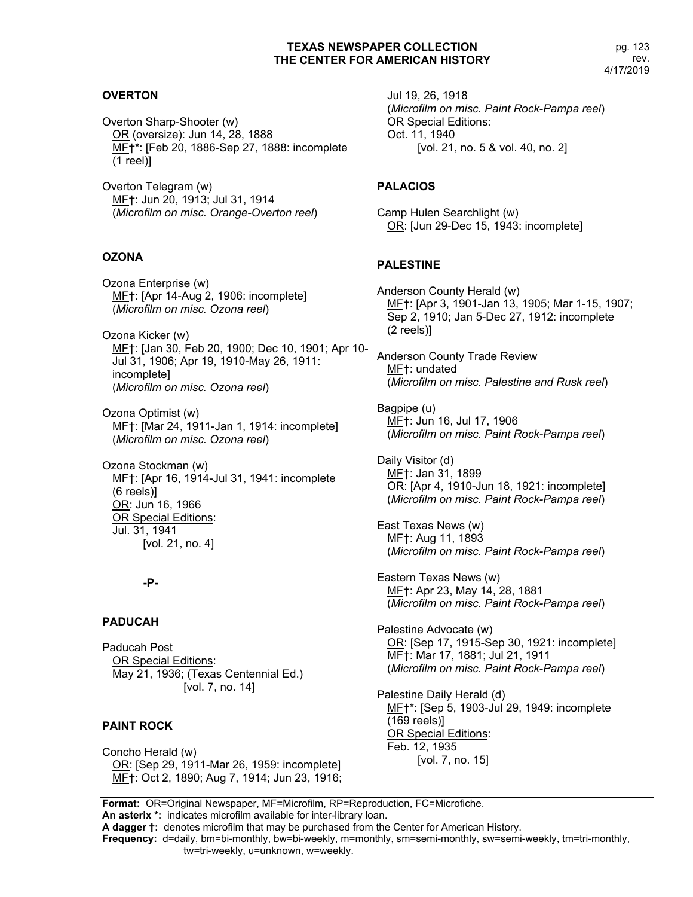## OVERTON

Overton Sharp-Shooter (w)
OR (oversize): Jun 14, 28, 1888
MF†*: [Feb 20, 1886-Sep 27, 1888: incomplete (1 reel)]

Overton Telegram (w)
MF†: Jun 20, 1913; Jul 31, 1914
(*Microfilm on misc. Orange-Overton reel*)

## OZONA

Ozona Enterprise (w)
MF†: [Apr 14-Aug 2, 1906: incomplete]
(*Microfilm on misc. Ozona reel*)

Ozona Kicker (w)
MF†: [Jan 30, Feb 20, 1900; Dec 10, 1901; Apr 10-Jul 31, 1906; Apr 19, 1910-May 26, 1911: incomplete]
(*Microfilm on misc. Ozona reel*)

Ozona Optimist (w)
MF†: [Mar 24, 1911-Jan 1, 1914: incomplete]
(*Microfilm on misc. Ozona reel*)

Ozona Stockman (w)
MF†: [Apr 16, 1914-Jul 31, 1941: incomplete (6 reels)]
OR: Jun 16, 1966
OR Special Editions:
Jul. 31, 1941
[vol. 21, no. 4]

# -P-

## PADUCAH

Paducah Post
OR Special Editions:
May 21, 1936; (Texas Centennial Ed.)
[vol. 7, no. 14]

## PAINT ROCK

Concho Herald (w)
OR: [Sep 29, 1911-Mar 26, 1959: incomplete]
MF†: Oct 2, 1890; Aug 7, 1914; Jun 23, 1916; Jul 19, 26, 1918
(*Microfilm on misc. Paint Rock-Pampa reel*)
OR Special Editions:
Oct. 11, 1940
[vol. 21, no. 5 & vol. 40, no. 2]

## PALACIOS

Camp Hulen Searchlight (w)
OR: [Jun 29-Dec 15, 1943: incomplete]

## PALESTINE

Anderson County Herald (w)
MF†: [Apr 3, 1901-Jan 13, 1905; Mar 1-15, 1907; Sep 2, 1910; Jan 5-Dec 27, 1912: incomplete (2 reels)]

Anderson County Trade Review
MF†: undated
(*Microfilm on misc. Palestine and Rusk reel*)

Bagpipe (u)
MF†: Jun 16, Jul 17, 1906
(*Microfilm on misc. Paint Rock-Pampa reel*)

Daily Visitor (d)
MF†: Jan 31, 1899
OR: [Apr 4, 1910-Jun 18, 1921: incomplete]
(*Microfilm on misc. Paint Rock-Pampa reel*)

East Texas News (w)
MF†: Aug 11, 1893
(*Microfilm on misc. Paint Rock-Pampa reel*)

Eastern Texas News (w)
MF†: Apr 23, May 14, 28, 1881
(*Microfilm on misc. Paint Rock-Pampa reel*)

Palestine Advocate (w)
OR: [Sep 17, 1915-Sep 30, 1921: incomplete]
MF†: Mar 17, 1881; Jul 21, 1911
(*Microfilm on misc. Paint Rock-Pampa reel*)

Palestine Daily Herald (d)
MF†*: [Sep 5, 1903-Jul 29, 1949: incomplete (169 reels)]
OR Special Editions:
Feb. 12, 1935
[vol. 7, no. 15]

**Format:** OR=Original Newspaper, MF=Microfilm, RP=Reproduction, FC=Microfiche.
**An asterix \*:** indicates microfilm available for inter-library loan.
**A dagger †:** denotes microfilm that may be purchased from the Center for American History.
**Frequency:** d=daily, bm=bi-monthly, bw=bi-weekly, m=monthly, sm=semi-monthly, sw=semi-weekly, tm=tri-monthly, tw=tri-weekly, u=unknown, w=weekly.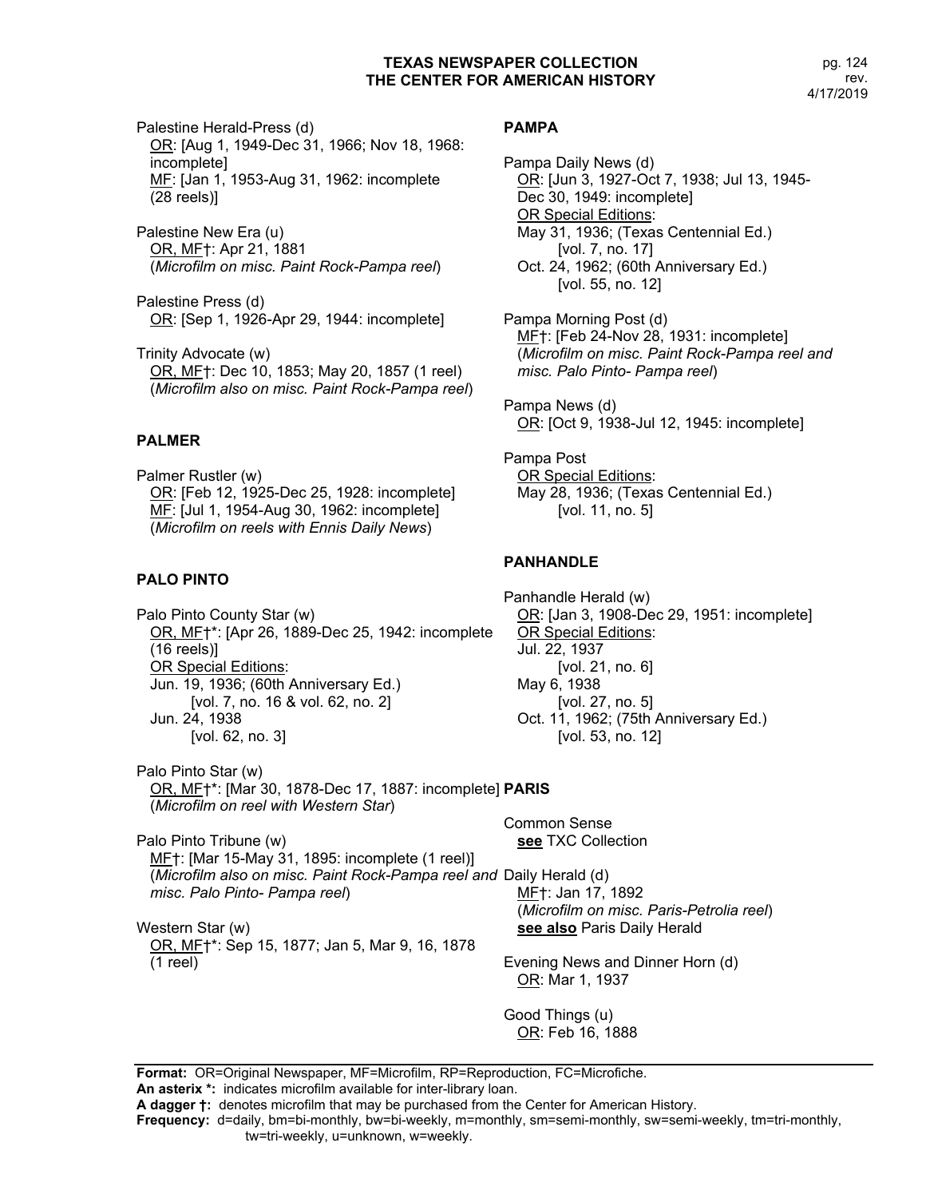Palestine Herald-Press (d)
OR: [Aug 1, 1949-Dec 31, 1966; Nov 18, 1968: incomplete]
MF: [Jan 1, 1953-Aug 31, 1962: incomplete (28 reels)]

Palestine New Era (u)
OR, MF†: Apr 21, 1881
(*Microfilm on misc. Paint Rock-Pampa reel*)

Palestine Press (d)
OR: [Sep 1, 1926-Apr 29, 1944: incomplete]

Trinity Advocate (w)
OR, MF†: Dec 10, 1853; May 20, 1857 (1 reel)
(*Microfilm also on misc. Paint Rock-Pampa reel*)

## PALMER

Palmer Rustler (w)
OR: [Feb 12, 1925-Dec 25, 1928: incomplete]
MF: [Jul 1, 1954-Aug 30, 1962: incomplete]
(*Microfilm on reels with Ennis Daily News*)

## PALO PINTO

Palo Pinto County Star (w)
OR, MF†*: [Apr 26, 1889-Dec 25, 1942: incomplete (16 reels)]
OR Special Editions:
Jun. 19, 1936; (60th Anniversary Ed.)
[vol. 7, no. 16 & vol. 62, no. 2]
Jun. 24, 1938
[vol. 62, no. 3]

Palo Pinto Star (w)
OR, MF†*: [Mar 30, 1878-Dec 17, 1887: incomplete]
(*Microfilm on reel with Western Star*)

Palo Pinto Tribune (w)
MF†: [Mar 15-May 31, 1895: incomplete (1 reel)]
(*Microfilm also on misc. Paint Rock-Pampa reel and misc. Palo Pinto- Pampa reel*)

Western Star (w)
OR, MF†*: Sep 15, 1877; Jan 5, Mar 9, 16, 1878 (1 reel)

## PAMPA

Pampa Daily News (d)
OR: [Jun 3, 1927-Oct 7, 1938; Jul 13, 1945-Dec 30, 1949: incomplete]
OR Special Editions:
May 31, 1936; (Texas Centennial Ed.)
[vol. 7, no. 17]
Oct. 24, 1962; (60th Anniversary Ed.)
[vol. 55, no. 12]

Pampa Morning Post (d)
MF†: [Feb 24-Nov 28, 1931: incomplete]
(*Microfilm on misc. Paint Rock-Pampa reel and misc. Palo Pinto- Pampa reel*)

Pampa News (d)
OR: [Oct 9, 1938-Jul 12, 1945: incomplete]

Pampa Post
OR Special Editions:
May 28, 1936; (Texas Centennial Ed.)
[vol. 11, no. 5]

## PANHANDLE

Panhandle Herald (w)
OR: [Jan 3, 1908-Dec 29, 1951: incomplete]
OR Special Editions:
Jul. 22, 1937
[vol. 21, no. 6]
May 6, 1938
[vol. 27, no. 5]
Oct. 11, 1962; (75th Anniversary Ed.)
[vol. 53, no. 12]

## PARIS

Common Sense
**see** TXC Collection

Daily Herald (d)
MF†: Jan 17, 1892
(*Microfilm on misc. Paris-Petrolia reel*)
**see also** Paris Daily Herald

Evening News and Dinner Horn (d)
OR: Mar 1, 1937

Good Things (u)
OR: Feb 16, 1888

**Format:** OR=Original Newspaper, MF=Microfilm, RP=Reproduction, FC=Microfiche.
**An asterix *:** indicates microfilm available for inter-library loan.
**A dagger †:** denotes microfilm that may be purchased from the Center for American History.
**Frequency:** d=daily, bm=bi-monthly, bw=bi-weekly, m=monthly, sm=semi-monthly, sw=semi-weekly, tm=tri-monthly, tw=tri-weekly, u=unknown, w=weekly.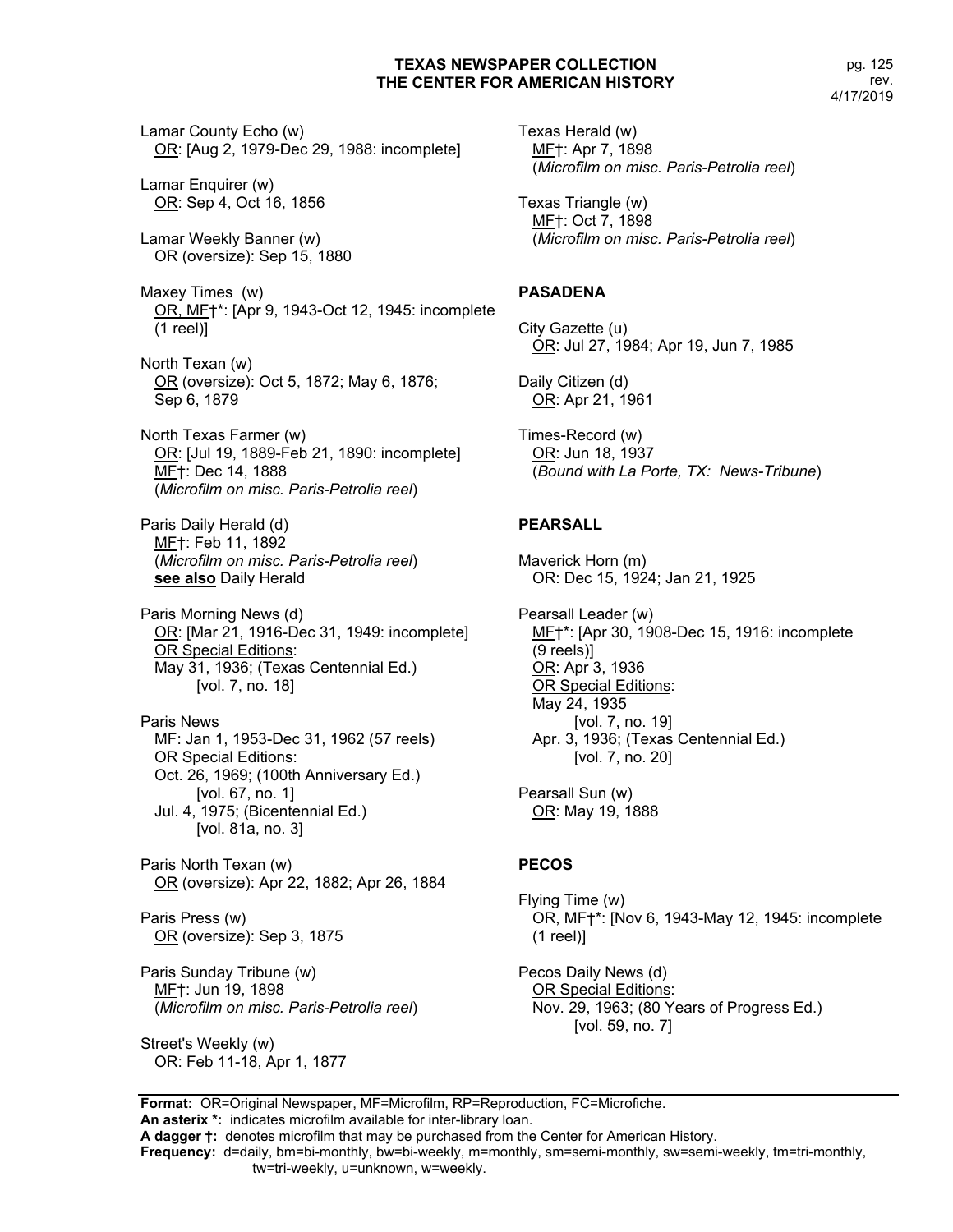Lamar County Echo (w)
<u>OR</u>: [Aug 2, 1979-Dec 29, 1988: incomplete]

Lamar Enquirer (w)
<u>OR</u>: Sep 4, Oct 16, 1856

Lamar Weekly Banner (w)
<u>OR</u> (oversize): Sep 15, 1880

Maxey Times (w)
<u>OR, MF</u>†*: [Apr 9, 1943-Oct 12, 1945: incomplete (1 reel)]

North Texan (w)
<u>OR</u> (oversize): Oct 5, 1872; May 6, 1876; Sep 6, 1879

North Texas Farmer (w)
<u>OR</u>: [Jul 19, 1889-Feb 21, 1890: incomplete]
<u>MF</u>†: Dec 14, 1888
(*Microfilm on misc. Paris-Petrolia reel*)

Paris Daily Herald (d)
<u>MF</u>†: Feb 11, 1892
(*Microfilm on misc. Paris-Petrolia reel*)
**see also** Daily Herald

Paris Morning News (d)
<u>OR</u>: [Mar 21, 1916-Dec 31, 1949: incomplete]
<u>OR Special Editions</u>:
May 31, 1936; (Texas Centennial Ed.)
[vol. 7, no. 18]

Paris News
<u>MF</u>: Jan 1, 1953-Dec 31, 1962 (57 reels)
<u>OR Special Editions</u>:
Oct. 26, 1969; (100th Anniversary Ed.)
[vol. 67, no. 1]
Jul. 4, 1975; (Bicentennial Ed.)
[vol. 81a, no. 3]

Paris North Texan (w)
<u>OR</u> (oversize): Apr 22, 1882; Apr 26, 1884

Paris Press (w)
<u>OR</u> (oversize): Sep 3, 1875

Paris Sunday Tribune (w)
<u>MF</u>†: Jun 19, 1898
(*Microfilm on misc. Paris-Petrolia reel*)

Street's Weekly (w)
<u>OR</u>: Feb 11-18, Apr 1, 1877

Texas Herald (w)
<u>MF</u>†: Apr 7, 1898
(*Microfilm on misc. Paris-Petrolia reel*)

Texas Triangle (w)
<u>MF</u>†: Oct 7, 1898
(*Microfilm on misc. Paris-Petrolia reel*)

**PASADENA**

City Gazette (u)
<u>OR</u>: Jul 27, 1984; Apr 19, Jun 7, 1985

Daily Citizen (d)
<u>OR</u>: Apr 21, 1961

Times-Record (w)
<u>OR</u>: Jun 18, 1937
(*Bound with La Porte, TX: News-Tribune*)

**PEARSALL**

Maverick Horn (m)
<u>OR</u>: Dec 15, 1924; Jan 21, 1925

Pearsall Leader (w)
<u>MF</u>†*: [Apr 30, 1908-Dec 15, 1916: incomplete (9 reels)]
<u>OR</u>: Apr 3, 1936
<u>OR Special Editions</u>:
May 24, 1935
[vol. 7, no. 19]
Apr. 3, 1936; (Texas Centennial Ed.)
[vol. 7, no. 20]

Pearsall Sun (w)
<u>OR</u>: May 19, 1888

**PECOS**

Flying Time (w)
<u>OR, MF</u>†*: [Nov 6, 1943-May 12, 1945: incomplete (1 reel)]

Pecos Daily News (d)
<u>OR Special Editions</u>:
Nov. 29, 1963; (80 Years of Progress Ed.)
[vol. 59, no. 7]

**Format:** OR=Original Newspaper, MF=Microfilm, RP=Reproduction, FC=Microfiche.
**An asterix \*:** indicates microfilm available for inter-library loan.
**A dagger †:** denotes microfilm that may be purchased from the Center for American History.
**Frequency:** d=daily, bm=bi-monthly, bw=bi-weekly, m=monthly, sm=semi-monthly, sw=semi-weekly, tm=tri-monthly, tw=tri-weekly, u=unknown, w=weekly.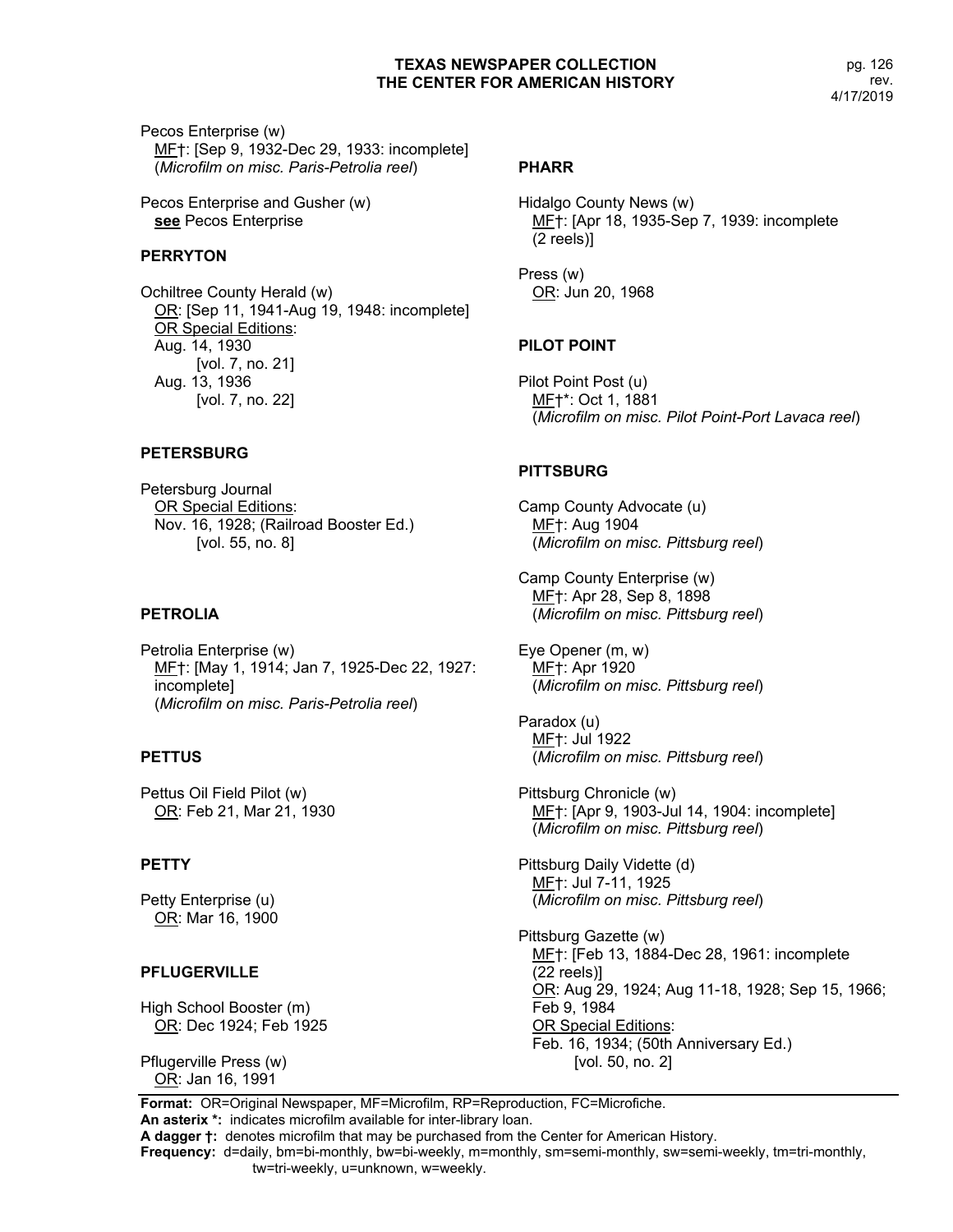Pecos Enterprise (w)
MF†: [Sep 9, 1932-Dec 29, 1933: incomplete]
(*Microfilm on misc. Paris-Petrolia reel*)

Pecos Enterprise and Gusher (w)
**see** Pecos Enterprise

### PERRYTON

Ochiltree County Herald (w)
OR: [Sep 11, 1941-Aug 19, 1948: incomplete]
OR Special Editions:
Aug. 14, 1930
[vol. 7, no. 21]
Aug. 13, 1936
[vol. 7, no. 22]

### PETERSBURG

Petersburg Journal
OR Special Editions:
Nov. 16, 1928; (Railroad Booster Ed.)
[vol. 55, no. 8]

### PETROLIA

Petrolia Enterprise (w)
MF†: [May 1, 1914; Jan 7, 1925-Dec 22, 1927: incomplete]
(*Microfilm on misc. Paris-Petrolia reel*)

### PETTUS

Pettus Oil Field Pilot (w)
OR: Feb 21, Mar 21, 1930

### PETTY

Petty Enterprise (u)
OR: Mar 16, 1900

### PFLUGERVILLE

High School Booster (m)
OR: Dec 1924; Feb 1925

Pflugerville Press (w)
OR: Jan 16, 1991

### PHARR

Hidalgo County News (w)
MF†: [Apr 18, 1935-Sep 7, 1939: incomplete (2 reels)]

Press (w)
OR: Jun 20, 1968

### PILOT POINT

Pilot Point Post (u)
MF†*: Oct 1, 1881
(*Microfilm on misc. Pilot Point-Port Lavaca reel*)

### PITTSBURG

Camp County Advocate (u)
MF†: Aug 1904
(*Microfilm on misc. Pittsburg reel*)

Camp County Enterprise (w)
MF†: Apr 28, Sep 8, 1898
(*Microfilm on misc. Pittsburg reel*)

Eye Opener (m, w)
MF†: Apr 1920
(*Microfilm on misc. Pittsburg reel*)

Paradox (u)
MF†: Jul 1922
(*Microfilm on misc. Pittsburg reel*)

Pittsburg Chronicle (w)
MF†: [Apr 9, 1903-Jul 14, 1904: incomplete]
(*Microfilm on misc. Pittsburg reel*)

Pittsburg Daily Vidette (d)
MF†: Jul 7-11, 1925
(*Microfilm on misc. Pittsburg reel*)

Pittsburg Gazette (w)
MF†: [Feb 13, 1884-Dec 28, 1961: incomplete (22 reels)]
OR: Aug 29, 1924; Aug 11-18, 1928; Sep 15, 1966; Feb 9, 1984
OR Special Editions:
Feb. 16, 1934; (50th Anniversary Ed.)
[vol. 50, no. 2]

**Format:** OR=Original Newspaper, MF=Microfilm, RP=Reproduction, FC=Microfiche.
**An asterix *:** indicates microfilm available for inter-library loan.
**A dagger †:** denotes microfilm that may be purchased from the Center for American History.
**Frequency:** d=daily, bm=bi-monthly, bw=bi-weekly, m=monthly, sm=semi-monthly, sw=semi-weekly, tm=tri-monthly, tw=tri-weekly, u=unknown, w=weekly.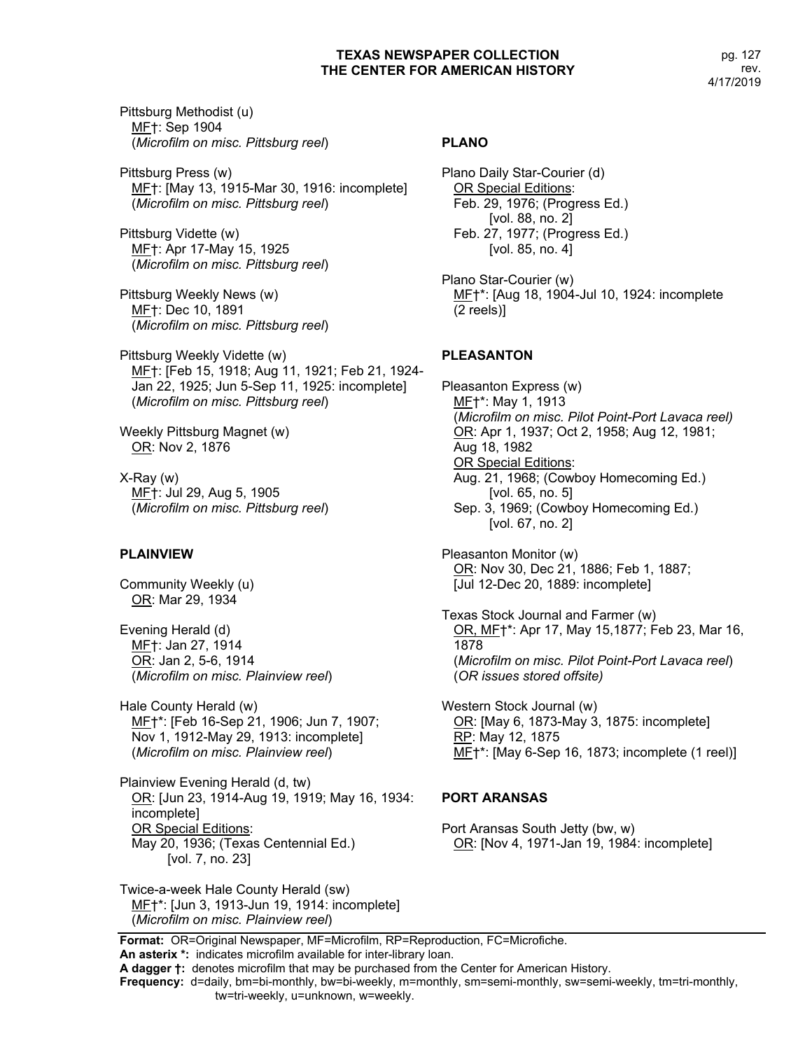Pittsburg Methodist (u)
MF†: Sep 1904
(*Microfilm on misc. Pittsburg reel*)

Pittsburg Press (w)
MF†: [May 13, 1915-Mar 30, 1916: incomplete]
(*Microfilm on misc. Pittsburg reel*)

Pittsburg Vidette (w)
MF†: Apr 17-May 15, 1925
(*Microfilm on misc. Pittsburg reel*)

Pittsburg Weekly News (w)
MF†: Dec 10, 1891
(*Microfilm on misc. Pittsburg reel*)

Pittsburg Weekly Vidette (w)
MF†: [Feb 15, 1918; Aug 11, 1921; Feb 21, 1924-Jan 22, 1925; Jun 5-Sep 11, 1925: incomplete]
(*Microfilm on misc. Pittsburg reel*)

Weekly Pittsburg Magnet (w)
OR: Nov 2, 1876

X-Ray (w)
MF†: Jul 29, Aug 5, 1905
(*Microfilm on misc. Pittsburg reel*)

**PLAINVIEW**

Community Weekly (u)
OR: Mar 29, 1934

Evening Herald (d)
MF†: Jan 27, 1914
OR: Jan 2, 5-6, 1914
(*Microfilm on misc. Plainview reel*)

Hale County Herald (w)
MF†*: [Feb 16-Sep 21, 1906; Jun 7, 1907; Nov 1, 1912-May 29, 1913: incomplete]
(*Microfilm on misc. Plainview reel*)

Plainview Evening Herald (d, tw)
OR: [Jun 23, 1914-Aug 19, 1919; May 16, 1934: incomplete]
OR Special Editions:
May 20, 1936; (Texas Centennial Ed.)
[vol. 7, no. 23]

Twice-a-week Hale County Herald (sw)
MF†*: [Jun 3, 1913-Jun 19, 1914: incomplete]
(*Microfilm on misc. Plainview reel*)

**PLANO**

Plano Daily Star-Courier (d)
OR Special Editions:
Feb. 29, 1976; (Progress Ed.)
[vol. 88, no. 2]
Feb. 27, 1977; (Progress Ed.)
[vol. 85, no. 4]

Plano Star-Courier (w)
MF†*: [Aug 18, 1904-Jul 10, 1924: incomplete (2 reels)]

**PLEASANTON**

Pleasanton Express (w)
MF†*: May 1, 1913
(*Microfilm on misc. Pilot Point-Port Lavaca reel)*
OR: Apr 1, 1937; Oct 2, 1958; Aug 12, 1981; Aug 18, 1982
OR Special Editions:
Aug. 21, 1968; (Cowboy Homecoming Ed.)
[vol. 65, no. 5]
Sep. 3, 1969; (Cowboy Homecoming Ed.)
[vol. 67, no. 2]

Pleasanton Monitor (w)
OR: Nov 30, Dec 21, 1886; Feb 1, 1887; [Jul 12-Dec 20, 1889: incomplete]

Texas Stock Journal and Farmer (w)
OR, MF†*: Apr 17, May 15,1877; Feb 23, Mar 16, 1878
(*Microfilm on misc. Pilot Point-Port Lavaca reel*)
(*OR issues stored offsite)*

Western Stock Journal (w)
OR: [May 6, 1873-May 3, 1875: incomplete]
RP: May 12, 1875
MF†*: [May 6-Sep 16, 1873; incomplete (1 reel)]

**PORT ARANSAS**

Port Aransas South Jetty (bw, w)
OR: [Nov 4, 1971-Jan 19, 1984: incomplete]

**Format:** OR=Original Newspaper, MF=Microfilm, RP=Reproduction, FC=Microfiche.
**An asterix *:** indicates microfilm available for inter-library loan.
**A dagger †:** denotes microfilm that may be purchased from the Center for American History.
**Frequency:** d=daily, bm=bi-monthly, bw=bi-weekly, m=monthly, sm=semi-monthly, sw=semi-weekly, tm=tri-monthly, tw=tri-weekly, u=unknown, w=weekly.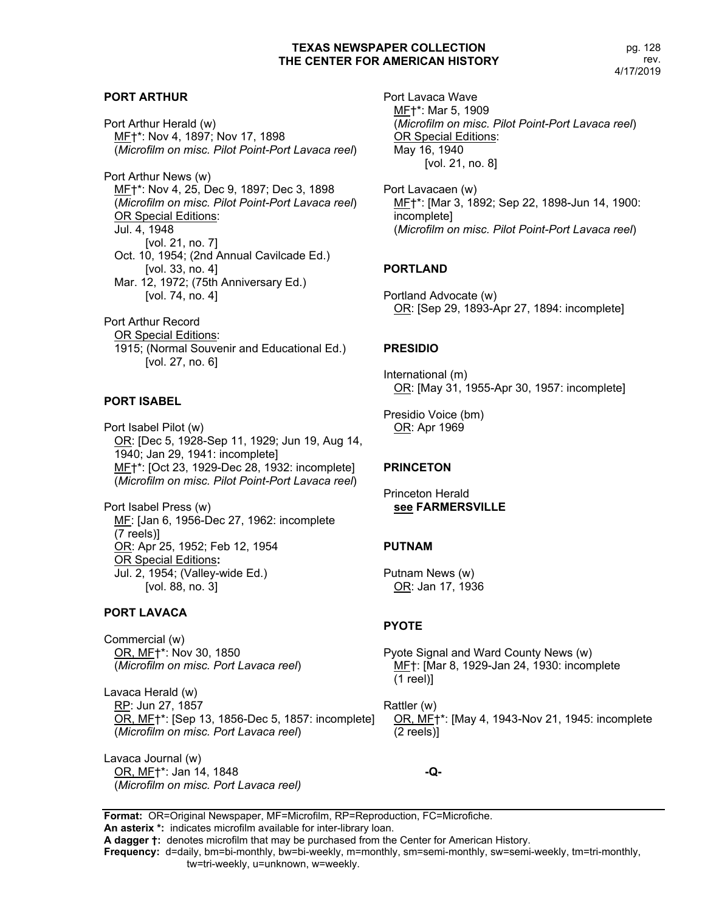## PORT ARTHUR

Port Arthur Herald (w)
MF†*: Nov 4, 1897; Nov 17, 1898
(*Microfilm on misc. Pilot Point-Port Lavaca reel*)

Port Arthur News (w)
MF†*: Nov 4, 25, Dec 9, 1897; Dec 3, 1898
(*Microfilm on misc. Pilot Point-Port Lavaca reel*)
OR Special Editions:
Jul. 4, 1948
[vol. 21, no. 7]
Oct. 10, 1954; (2nd Annual Cavilcade Ed.)
[vol. 33, no. 4]
Mar. 12, 1972; (75th Anniversary Ed.)
[vol. 74, no. 4]

Port Arthur Record
OR Special Editions:
1915; (Normal Souvenir and Educational Ed.)
[vol. 27, no. 6]

## PORT ISABEL

Port Isabel Pilot (w)
OR: [Dec 5, 1928-Sep 11, 1929; Jun 19, Aug 14, 1940; Jan 29, 1941: incomplete]
MF†*: [Oct 23, 1929-Dec 28, 1932: incomplete]
(*Microfilm on misc. Pilot Point-Port Lavaca reel*)

Port Isabel Press (w)
MF: [Jan 6, 1956-Dec 27, 1962: incomplete (7 reels)]
OR: Apr 25, 1952; Feb 12, 1954
OR Special Editions**:**
Jul. 2, 1954; (Valley-wide Ed.)
[vol. 88, no. 3]

## PORT LAVACA

Commercial (w)
OR, MF†*: Nov 30, 1850
(*Microfilm on misc. Port Lavaca reel*)

Lavaca Herald (w)
RP: Jun 27, 1857
OR, MF†*: [Sep 13, 1856-Dec 5, 1857: incomplete]
(*Microfilm on misc. Port Lavaca reel*)

Lavaca Journal (w)
OR, MF†*: Jan 14, 1848
(*Microfilm on misc. Port Lavaca reel)*

Port Lavaca Wave
MF†*: Mar 5, 1909
(*Microfilm on misc. Pilot Point-Port Lavaca reel*)
OR Special Editions:
May 16, 1940
[vol. 21, no. 8]

Port Lavacaen (w)
MF†*: [Mar 3, 1892; Sep 22, 1898-Jun 14, 1900: incomplete]
(*Microfilm on misc. Pilot Point-Port Lavaca reel*)

## PORTLAND

Portland Advocate (w)
OR: [Sep 29, 1893-Apr 27, 1894: incomplete]

## PRESIDIO

International (m)
OR: [May 31, 1955-Apr 30, 1957: incomplete]

Presidio Voice (bm)
OR: Apr 1969

## PRINCETON

Princeton Herald
**see FARMERSVILLE**

## PUTNAM

Putnam News (w)
OR: Jan 17, 1936

## PYOTE

Pyote Signal and Ward County News (w)
MF†: [Mar 8, 1929-Jan 24, 1930: incomplete (1 reel)]

Rattler (w)
OR, MF†*: [May 4, 1943-Nov 21, 1945: incomplete (2 reels)]

**-Q-**

**Format:** OR=Original Newspaper, MF=Microfilm, RP=Reproduction, FC=Microfiche.
**An asterix *:** indicates microfilm available for inter-library loan.
**A dagger †:** denotes microfilm that may be purchased from the Center for American History.
**Frequency:** d=daily, bm=bi-monthly, bw=bi-weekly, m=monthly, sm=semi-monthly, sw=semi-weekly, tm=tri-monthly, tw=tri-weekly, u=unknown, w=weekly.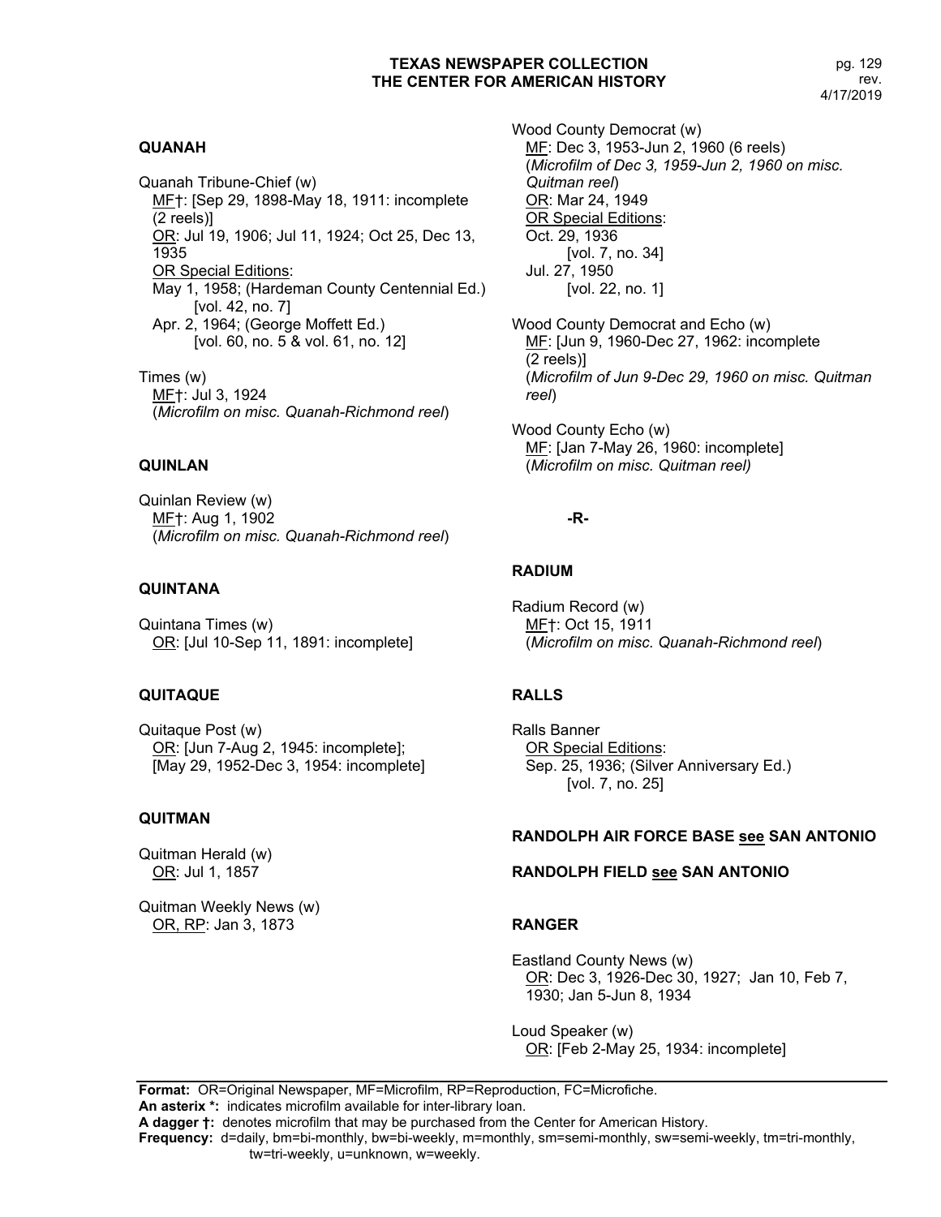## QUANAH

Quanah Tribune-Chief (w)
MF†: [Sep 29, 1898-May 18, 1911: incomplete (2 reels)]
OR: Jul 19, 1906; Jul 11, 1924; Oct 25, Dec 13, 1935
OR Special Editions:
May 1, 1958; (Hardeman County Centennial Ed.) [vol. 42, no. 7]
Apr. 2, 1964; (George Moffett Ed.) [vol. 60, no. 5 & vol. 61, no. 12]

Times (w)
MF†: Jul 3, 1924
(*Microfilm on misc. Quanah-Richmond reel*)

## QUINLAN

Quinlan Review (w)
MF†: Aug 1, 1902
(*Microfilm on misc. Quanah-Richmond reel*)

## QUINTANA

Quintana Times (w)
OR: [Jul 10-Sep 11, 1891: incomplete]

## QUITAQUE

Quitaque Post (w)
OR: [Jun 7-Aug 2, 1945: incomplete]; [May 29, 1952-Dec 3, 1954: incomplete]

## QUITMAN

Quitman Herald (w)
OR: Jul 1, 1857

Quitman Weekly News (w)
OR, RP: Jan 3, 1873

Wood County Democrat (w)
MF: Dec 3, 1953-Jun 2, 1960 (6 reels)
(*Microfilm of Dec 3, 1959-Jun 2, 1960 on misc. Quitman reel*)
OR: Mar 24, 1949
OR Special Editions:
Oct. 29, 1936 [vol. 7, no. 34]
Jul. 27, 1950 [vol. 22, no. 1]

Wood County Democrat and Echo (w)
MF: [Jun 9, 1960-Dec 27, 1962: incomplete (2 reels)]
(*Microfilm of Jun 9-Dec 29, 1960 on misc. Quitman reel*)

Wood County Echo (w)
MF: [Jan 7-May 26, 1960: incomplete]
(*Microfilm on misc. Quitman reel)*

# -R-

## RADIUM

Radium Record (w)
MF†: Oct 15, 1911
(*Microfilm on misc. Quanah-Richmond reel*)

## RALLS

Ralls Banner
OR Special Editions:
Sep. 25, 1936; (Silver Anniversary Ed.) [vol. 7, no. 25]

## RANDOLPH AIR FORCE BASE see SAN ANTONIO

## RANDOLPH FIELD see SAN ANTONIO

## RANGER

Eastland County News (w)
OR: Dec 3, 1926-Dec 30, 1927; Jan 10, Feb 7, 1930; Jan 5-Jun 8, 1934

Loud Speaker (w)
OR: [Feb 2-May 25, 1934: incomplete]

**Format:** OR=Original Newspaper, MF=Microfilm, RP=Reproduction, FC=Microfiche.
**An asterix \*:** indicates microfilm available for inter-library loan.
**A dagger †:** denotes microfilm that may be purchased from the Center for American History.
**Frequency:** d=daily, bm=bi-monthly, bw=bi-weekly, m=monthly, sm=semi-monthly, sw=semi-weekly, tm=tri-monthly, tw=tri-weekly, u=unknown, w=weekly.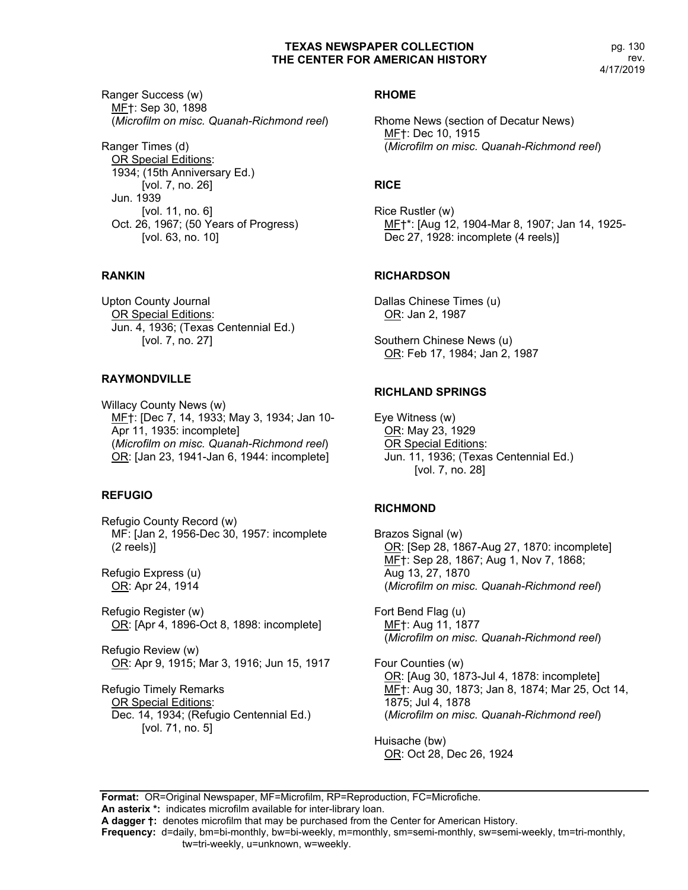Ranger Success (w)
MF†: Sep 30, 1898
(*Microfilm on misc. Quanah-Richmond reel*)

Ranger Times (d)
OR Special Editions:
1934; (15th Anniversary Ed.)
[vol. 7, no. 26]
Jun. 1939
[vol. 11, no. 6]
Oct. 26, 1967; (50 Years of Progress)
[vol. 63, no. 10]

### RANKIN

Upton County Journal
OR Special Editions:
Jun. 4, 1936; (Texas Centennial Ed.)
[vol. 7, no. 27]

### RAYMONDVILLE

Willacy County News (w)
MF†: [Dec 7, 14, 1933; May 3, 1934; Jan 10-Apr 11, 1935: incomplete]
(*Microfilm on misc. Quanah-Richmond reel*)
OR: [Jan 23, 1941-Jan 6, 1944: incomplete]

### REFUGIO

Refugio County Record (w)
MF: [Jan 2, 1956-Dec 30, 1957: incomplete (2 reels)]

Refugio Express (u)
OR: Apr 24, 1914

Refugio Register (w)
OR: [Apr 4, 1896-Oct 8, 1898: incomplete]

Refugio Review (w)
OR: Apr 9, 1915; Mar 3, 1916; Jun 15, 1917

Refugio Timely Remarks
OR Special Editions:
Dec. 14, 1934; (Refugio Centennial Ed.)
[vol. 71, no. 5]

### RHOME

Rhome News (section of Decatur News)
MF†: Dec 10, 1915
(*Microfilm on misc. Quanah-Richmond reel*)

### RICE

Rice Rustler (w)
MF†*: [Aug 12, 1904-Mar 8, 1907; Jan 14, 1925-Dec 27, 1928: incomplete (4 reels)]

### RICHARDSON

Dallas Chinese Times (u)
OR: Jan 2, 1987

Southern Chinese News (u)
OR: Feb 17, 1984; Jan 2, 1987

### RICHLAND SPRINGS

Eye Witness (w)
OR: May 23, 1929
OR Special Editions:
Jun. 11, 1936; (Texas Centennial Ed.)
[vol. 7, no. 28]

### RICHMOND

Brazos Signal (w)
OR: [Sep 28, 1867-Aug 27, 1870: incomplete]
MF†: Sep 28, 1867; Aug 1, Nov 7, 1868; Aug 13, 27, 1870
(*Microfilm on misc. Quanah-Richmond reel*)

Fort Bend Flag (u)
MF†: Aug 11, 1877
(*Microfilm on misc. Quanah-Richmond reel*)

Four Counties (w)
OR: [Aug 30, 1873-Jul 4, 1878: incomplete]
MF†: Aug 30, 1873; Jan 8, 1874; Mar 25, Oct 14, 1875; Jul 4, 1878
(*Microfilm on misc. Quanah-Richmond reel*)

Huisache (bw)
OR: Oct 28, Dec 26, 1924

---

**Format:** OR=Original Newspaper, MF=Microfilm, RP=Reproduction, FC=Microfiche.
**An asterix *:** indicates microfilm available for inter-library loan.
**A dagger †:** denotes microfilm that may be purchased from the Center for American History.
**Frequency:** d=daily, bm=bi-monthly, bw=bi-weekly, m=monthly, sm=semi-monthly, sw=semi-weekly, tm=tri-monthly, tw=tri-weekly, u=unknown, w=weekly.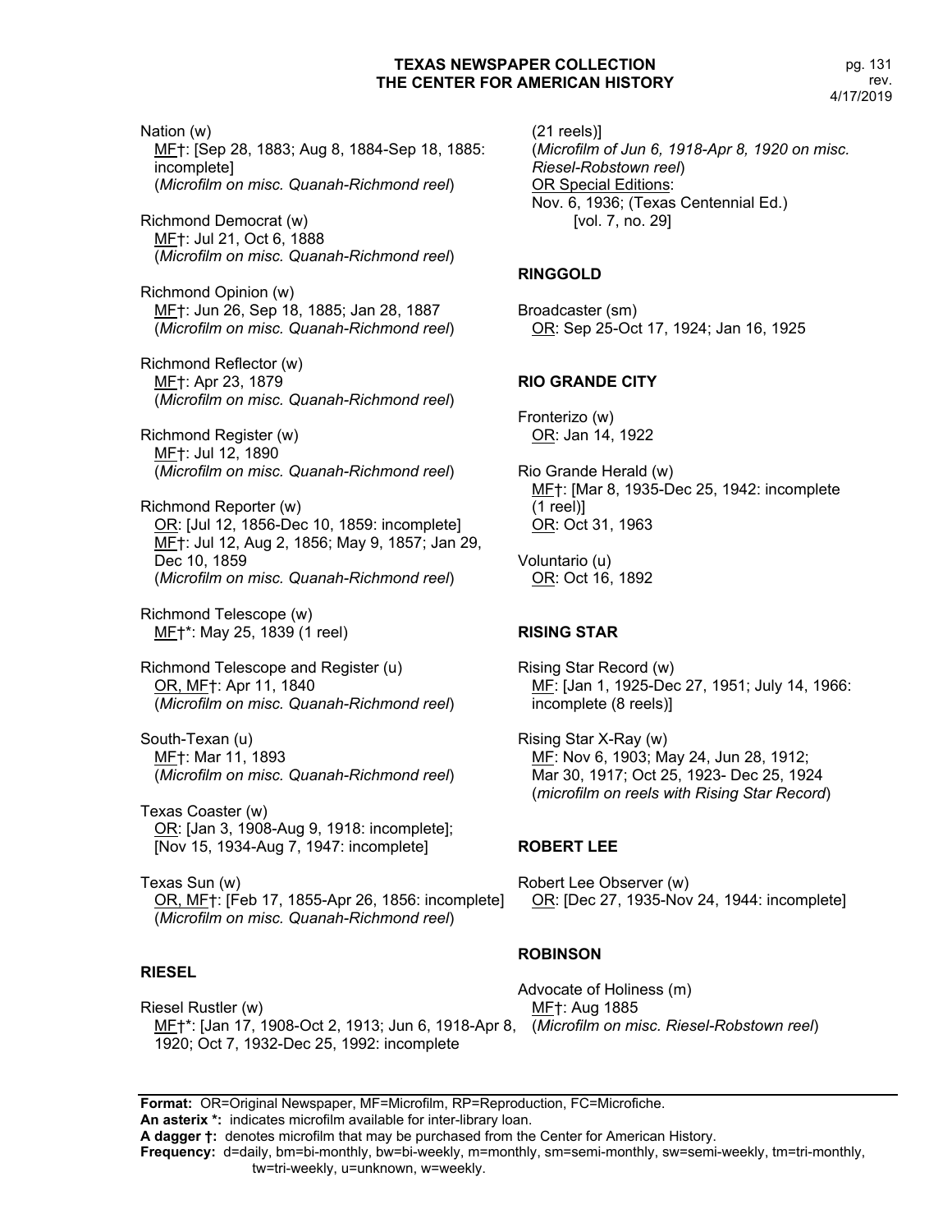Nation (w)
MF†: [Sep 28, 1883; Aug 8, 1884-Sep 18, 1885: incomplete]
(*Microfilm on misc. Quanah-Richmond reel*)

Richmond Democrat (w)
MF†: Jul 21, Oct 6, 1888
(*Microfilm on misc. Quanah-Richmond reel*)

Richmond Opinion (w)
MF†: Jun 26, Sep 18, 1885; Jan 28, 1887
(*Microfilm on misc. Quanah-Richmond reel*)

Richmond Reflector (w)
MF†: Apr 23, 1879
(*Microfilm on misc. Quanah-Richmond reel*)

Richmond Register (w)
MF†: Jul 12, 1890
(*Microfilm on misc. Quanah-Richmond reel*)

Richmond Reporter (w)
OR: [Jul 12, 1856-Dec 10, 1859: incomplete]
MF†: Jul 12, Aug 2, 1856; May 9, 1857; Jan 29, Dec 10, 1859
(*Microfilm on misc. Quanah-Richmond reel*)

Richmond Telescope (w)
MF†*: May 25, 1839 (1 reel)

Richmond Telescope and Register (u)
OR, MF†: Apr 11, 1840
(*Microfilm on misc. Quanah-Richmond reel*)

South-Texan (u)
MF†: Mar 11, 1893
(*Microfilm on misc. Quanah-Richmond reel*)

Texas Coaster (w)
OR: [Jan 3, 1908-Aug 9, 1918: incomplete]; [Nov 15, 1934-Aug 7, 1947: incomplete]

Texas Sun (w)
OR, MF†: [Feb 17, 1855-Apr 26, 1856: incomplete]
(*Microfilm on misc. Quanah-Richmond reel*)

## RIESEL

Riesel Rustler (w)
MF†*: [Jan 17, 1908-Oct 2, 1913; Jun 6, 1918-Apr 8, 1920; Oct 7, 1932-Dec 25, 1992: incomplete (21 reels)]
(*Microfilm of Jun 6, 1918-Apr 8, 1920 on misc. Riesel-Robstown reel*)
OR Special Editions:
Nov. 6, 1936; (Texas Centennial Ed.) [vol. 7, no. 29]

## RINGGOLD

Broadcaster (sm)
OR: Sep 25-Oct 17, 1924; Jan 16, 1925

## RIO GRANDE CITY

Fronterizo (w)
OR: Jan 14, 1922

Rio Grande Herald (w)
MF†: [Mar 8, 1935-Dec 25, 1942: incomplete (1 reel)]
OR: Oct 31, 1963

Voluntario (u)
OR: Oct 16, 1892

## RISING STAR

Rising Star Record (w)
MF: [Jan 1, 1925-Dec 27, 1951; July 14, 1966: incomplete (8 reels)]

Rising Star X-Ray (w)
MF: Nov 6, 1903; May 24, Jun 28, 1912; Mar 30, 1917; Oct 25, 1923- Dec 25, 1924
(*microfilm on reels with Rising Star Record*)

## ROBERT LEE

Robert Lee Observer (w)
OR: [Dec 27, 1935-Nov 24, 1944: incomplete]

## ROBINSON

Advocate of Holiness (m)
MF†: Aug 1885
(*Microfilm on misc. Riesel-Robstown reel*)

**Format:** OR=Original Newspaper, MF=Microfilm, RP=Reproduction, FC=Microfiche.
**An asterix *:** indicates microfilm available for inter-library loan.
**A dagger †:** denotes microfilm that may be purchased from the Center for American History.
**Frequency:** d=daily, bm=bi-monthly, bw=bi-weekly, m=monthly, sm=semi-monthly, sw=semi-weekly, tm=tri-monthly, tw=tri-weekly, u=unknown, w=weekly.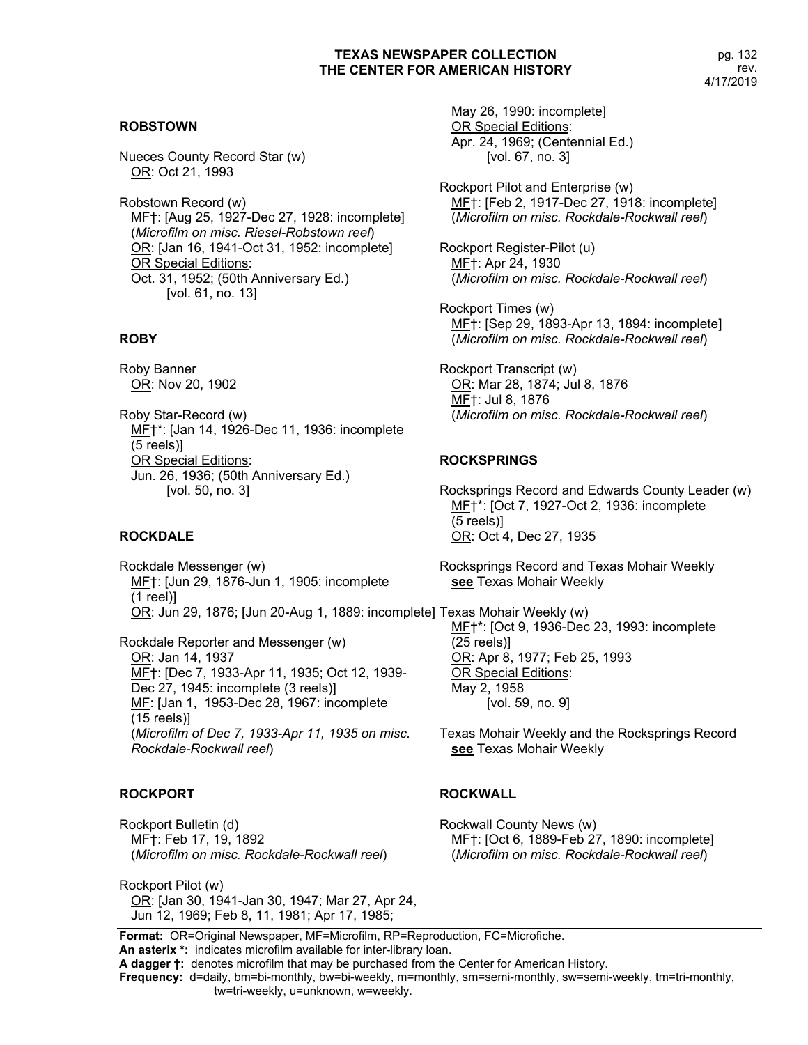## ROBSTOWN

Nueces County Record Star (w)
OR: Oct 21, 1993

Robstown Record (w)
MF†: [Aug 25, 1927-Dec 27, 1928: incomplete]
(*Microfilm on misc. Riesel-Robstown reel*)
OR: [Jan 16, 1941-Oct 31, 1952: incomplete]
OR Special Editions:
Oct. 31, 1952; (50th Anniversary Ed.)
[vol. 61, no. 13]

## ROBY

Roby Banner
OR: Nov 20, 1902

Roby Star-Record (w)
MF†*: [Jan 14, 1926-Dec 11, 1936: incomplete (5 reels)]
OR Special Editions:
Jun. 26, 1936; (50th Anniversary Ed.)
[vol. 50, no. 3]

## ROCKDALE

Rockdale Messenger (w)
MF†: [Jun 29, 1876-Jun 1, 1905: incomplete (1 reel)]
OR: Jun 29, 1876; [Jun 20-Aug 1, 1889: incomplete]

Rockdale Reporter and Messenger (w)
OR: Jan 14, 1937
MF†: [Dec 7, 1933-Apr 11, 1935; Oct 12, 1939-Dec 27, 1945: incomplete (3 reels)]
MF: [Jan 1, 1953-Dec 28, 1967: incomplete (15 reels)]
(*Microfilm of Dec 7, 1933-Apr 11, 1935 on misc. Rockdale-Rockwall reel*)

## ROCKPORT

Rockport Bulletin (d)
MF†: Feb 17, 19, 1892
(*Microfilm on misc. Rockdale-Rockwall reel*)

Rockport Pilot (w)
OR: [Jan 30, 1941-Jan 30, 1947; Mar 27, Apr 24, Jun 12, 1969; Feb 8, 11, 1981; Apr 17, 1985; May 26, 1990: incomplete]
OR Special Editions:
Apr. 24, 1969; (Centennial Ed.)
[vol. 67, no. 3]

Rockport Pilot and Enterprise (w)
MF†: [Feb 2, 1917-Dec 27, 1918: incomplete]
(*Microfilm on misc. Rockdale-Rockwall reel*)

Rockport Register-Pilot (u)
MF†: Apr 24, 1930
(*Microfilm on misc. Rockdale-Rockwall reel*)

Rockport Times (w)
MF†: [Sep 29, 1893-Apr 13, 1894: incomplete]
(*Microfilm on misc. Rockdale-Rockwall reel*)

Rockport Transcript (w)
OR: Mar 28, 1874; Jul 8, 1876
MF†: Jul 8, 1876
(*Microfilm on misc. Rockdale-Rockwall reel*)

## ROCKSPRINGS

Rocksprings Record and Edwards County Leader (w)
MF†*: [Oct 7, 1927-Oct 2, 1936: incomplete (5 reels)]
OR: Oct 4, Dec 27, 1935

Rocksprings Record and Texas Mohair Weekly
**see** Texas Mohair Weekly

Texas Mohair Weekly (w)
MF†*: [Oct 9, 1936-Dec 23, 1993: incomplete (25 reels)]
OR: Apr 8, 1977; Feb 25, 1993
OR Special Editions:
May 2, 1958
[vol. 59, no. 9]

Texas Mohair Weekly and the Rocksprings Record
**see** Texas Mohair Weekly

## ROCKWALL

Rockwall County News (w)
MF†: [Oct 6, 1889-Feb 27, 1890: incomplete]
(*Microfilm on misc. Rockdale-Rockwall reel*)

**Format:** OR=Original Newspaper, MF=Microfilm, RP=Reproduction, FC=Microfiche.
**An asterix *:** indicates microfilm available for inter-library loan.
**A dagger †:** denotes microfilm that may be purchased from the Center for American History.
**Frequency:** d=daily, bm=bi-monthly, bw=bi-weekly, m=monthly, sm=semi-monthly, sw=semi-weekly, tm=tri-monthly, tw=tri-weekly, u=unknown, w=weekly.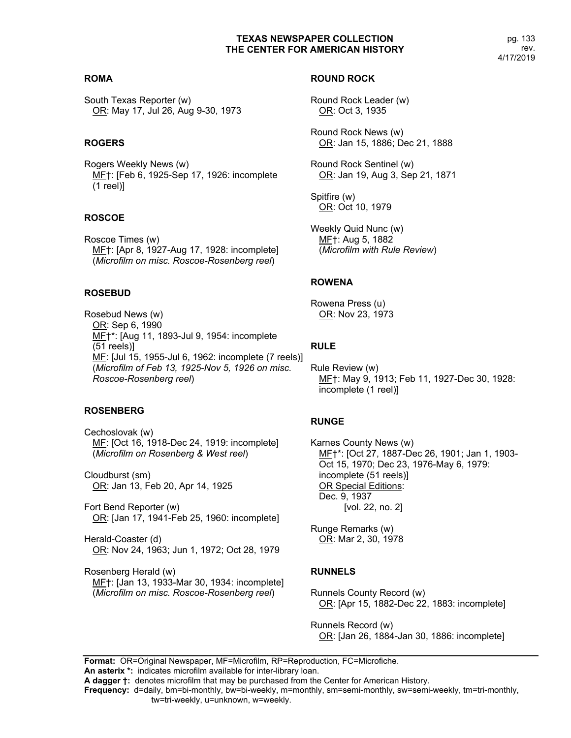## ROMA

South Texas Reporter (w)
OR: May 17, Jul 26, Aug 9-30, 1973

## ROGERS

Rogers Weekly News (w)
MF†: [Feb 6, 1925-Sep 17, 1926: incomplete (1 reel)]

## ROSCOE

Roscoe Times (w)
MF†: [Apr 8, 1927-Aug 17, 1928: incomplete]
(*Microfilm on misc. Roscoe-Rosenberg reel*)

## ROSEBUD

Rosebud News (w)
OR: Sep 6, 1990
MF†*: [Aug 11, 1893-Jul 9, 1954: incomplete (51 reels)]
MF: [Jul 15, 1955-Jul 6, 1962: incomplete (7 reels)]
(*Microfilm of Feb 13, 1925-Nov 5, 1926 on misc. Roscoe-Rosenberg reel*)

## ROSENBERG

Cechoslovak (w)
MF: [Oct 16, 1918-Dec 24, 1919: incomplete]
(*Microfilm on Rosenberg & West reel*)

Cloudburst (sm)
OR: Jan 13, Feb 20, Apr 14, 1925

Fort Bend Reporter (w)
OR: [Jan 17, 1941-Feb 25, 1960: incomplete]

Herald-Coaster (d)
OR: Nov 24, 1963; Jun 1, 1972; Oct 28, 1979

Rosenberg Herald (w)
MF†: [Jan 13, 1933-Mar 30, 1934: incomplete]
(*Microfilm on misc. Roscoe-Rosenberg reel*)

## ROUND ROCK

Round Rock Leader (w)
OR: Oct 3, 1935

Round Rock News (w)
OR: Jan 15, 1886; Dec 21, 1888

Round Rock Sentinel (w)
OR: Jan 19, Aug 3, Sep 21, 1871

Spitfire (w)
OR: Oct 10, 1979

Weekly Quid Nunc (w)
MF†: Aug 5, 1882
(*Microfilm with Rule Review*)

## ROWENA

Rowena Press (u)
OR: Nov 23, 1973

## RULE

Rule Review (w)
MF†: May 9, 1913; Feb 11, 1927-Dec 30, 1928: incomplete (1 reel)]

## RUNGE

Karnes County News (w)
MF†*: [Oct 27, 1887-Dec 26, 1901; Jan 1, 1903-Oct 15, 1970; Dec 23, 1976-May 6, 1979: incomplete (51 reels)]
OR Special Editions:
Dec. 9, 1937
[vol. 22, no. 2]

Runge Remarks (w)
OR: Mar 2, 30, 1978

## RUNNELS

Runnels County Record (w)
OR: [Apr 15, 1882-Dec 22, 1883: incomplete]

Runnels Record (w)
OR: [Jan 26, 1884-Jan 30, 1886: incomplete]

---

**Format:** OR=Original Newspaper, MF=Microfilm, RP=Reproduction, FC=Microfiche.
**An asterix *:** indicates microfilm available for inter-library loan.
**A dagger †:** denotes microfilm that may be purchased from the Center for American History.
**Frequency:** d=daily, bm=bi-monthly, bw=bi-weekly, m=monthly, sm=semi-monthly, sw=semi-weekly, tm=tri-monthly, tw=tri-weekly, u=unknown, w=weekly.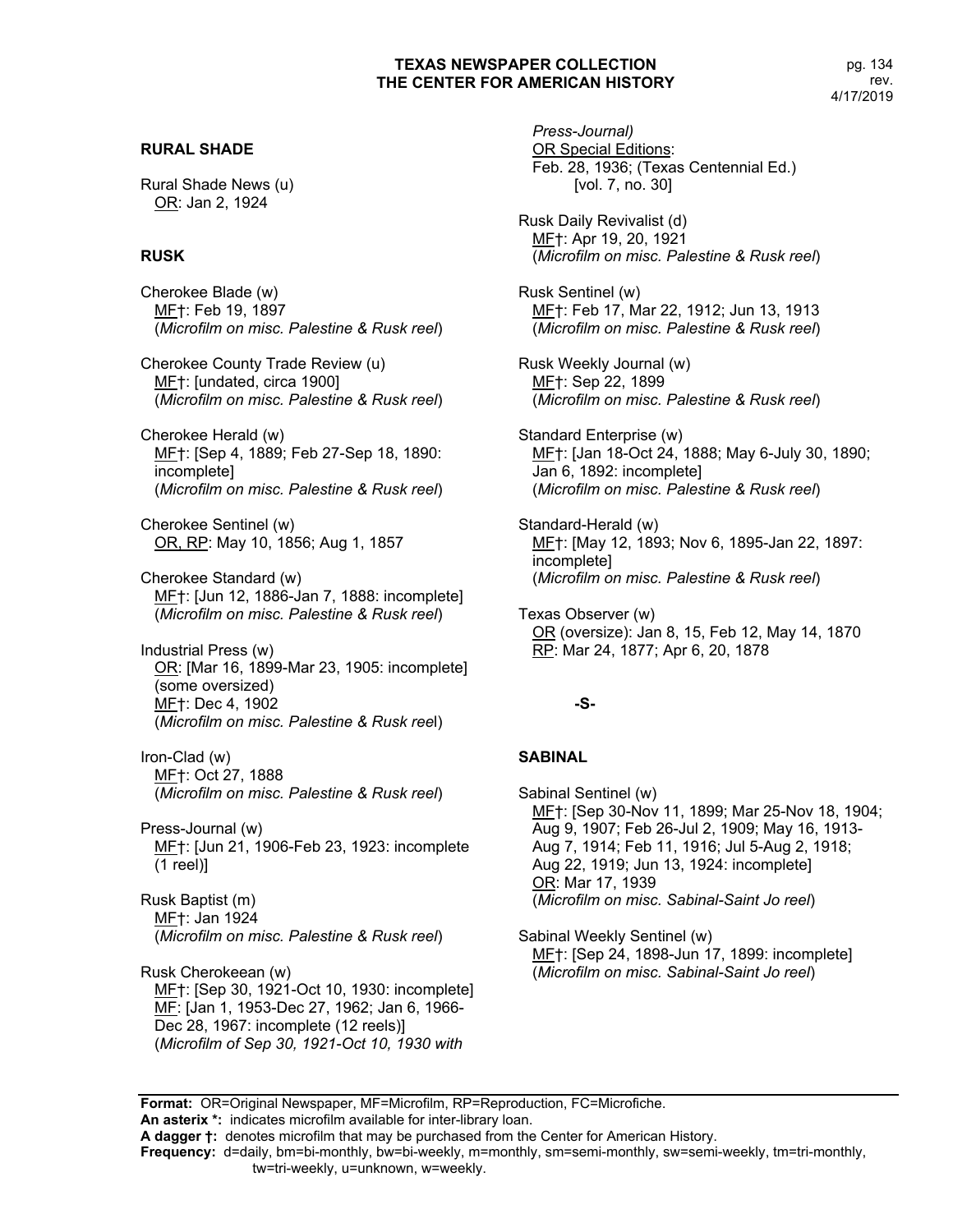## RURAL SHADE

Rural Shade News (u)
<u>OR</u>: Jan 2, 1924

## RUSK

Cherokee Blade (w)
<u>MF</u>†: Feb 19, 1897
(*Microfilm on misc. Palestine & Rusk reel*)

Cherokee County Trade Review (u)
<u>MF</u>†: [undated, circa 1900]
(*Microfilm on misc. Palestine & Rusk reel*)

Cherokee Herald (w)
<u>MF</u>†: [Sep 4, 1889; Feb 27-Sep 18, 1890: incomplete]
(*Microfilm on misc. Palestine & Rusk reel*)

Cherokee Sentinel (w)
<u>OR, RP</u>: May 10, 1856; Aug 1, 1857

Cherokee Standard (w)
<u>MF</u>†: [Jun 12, 1886-Jan 7, 1888: incomplete]
(*Microfilm on misc. Palestine & Rusk reel*)

Industrial Press (w)
<u>OR</u>: [Mar 16, 1899-Mar 23, 1905: incomplete] (some oversized)
<u>MF</u>†: Dec 4, 1902
(*Microfilm on misc. Palestine & Rusk ree*l)

Iron-Clad (w)
<u>MF</u>†: Oct 27, 1888
(*Microfilm on misc. Palestine & Rusk reel*)

Press-Journal (w)
<u>MF</u>†: [Jun 21, 1906-Feb 23, 1923: incomplete (1 reel)]

Rusk Baptist (m)
<u>MF</u>†: Jan 1924
(*Microfilm on misc. Palestine & Rusk reel*)

Rusk Cherokeean (w)
<u>MF</u>†: [Sep 30, 1921-Oct 10, 1930: incomplete]
<u>MF</u>: [Jan 1, 1953-Dec 27, 1962; Jan 6, 1966-Dec 28, 1967: incomplete (12 reels)]
(*Microfilm of Sep 30, 1921-Oct 10, 1930 with Press-Journal)*
<u>OR Special Editions</u>:
Feb. 28, 1936; (Texas Centennial Ed.) [vol. 7, no. 30]

Rusk Daily Revivalist (d)
<u>MF</u>†: Apr 19, 20, 1921
(*Microfilm on misc. Palestine & Rusk reel*)

Rusk Sentinel (w)
<u>MF</u>†: Feb 17, Mar 22, 1912; Jun 13, 1913
(*Microfilm on misc. Palestine & Rusk reel*)

Rusk Weekly Journal (w)
<u>MF</u>†: Sep 22, 1899
(*Microfilm on misc. Palestine & Rusk reel*)

Standard Enterprise (w)
<u>MF</u>†: [Jan 18-Oct 24, 1888; May 6-July 30, 1890; Jan 6, 1892: incomplete]
(*Microfilm on misc. Palestine & Rusk reel*)

Standard-Herald (w)
<u>MF</u>†: [May 12, 1893; Nov 6, 1895-Jan 22, 1897: incomplete]
(*Microfilm on misc. Palestine & Rusk reel*)

Texas Observer (w)
<u>OR</u> (oversize): Jan 8, 15, Feb 12, May 14, 1870
<u>RP</u>: Mar 24, 1877; Apr 6, 20, 1878

**-S-**

## SABINAL

Sabinal Sentinel (w)
<u>MF</u>†: [Sep 30-Nov 11, 1899; Mar 25-Nov 18, 1904; Aug 9, 1907; Feb 26-Jul 2, 1909; May 16, 1913-Aug 7, 1914; Feb 11, 1916; Jul 5-Aug 2, 1918; Aug 22, 1919; Jun 13, 1924: incomplete]
<u>OR</u>: Mar 17, 1939
(*Microfilm on misc. Sabinal-Saint Jo reel*)

Sabinal Weekly Sentinel (w)
<u>MF</u>†: [Sep 24, 1898-Jun 17, 1899: incomplete]
(*Microfilm on misc. Sabinal-Saint Jo reel*)

**Format:** OR=Original Newspaper, MF=Microfilm, RP=Reproduction, FC=Microfiche.
**An asterix \*:** indicates microfilm available for inter-library loan.
**A dagger †:** denotes microfilm that may be purchased from the Center for American History.
**Frequency:** d=daily, bm=bi-monthly, bw=bi-weekly, m=monthly, sm=semi-monthly, sw=semi-weekly, tm=tri-monthly, tw=tri-weekly, u=unknown, w=weekly.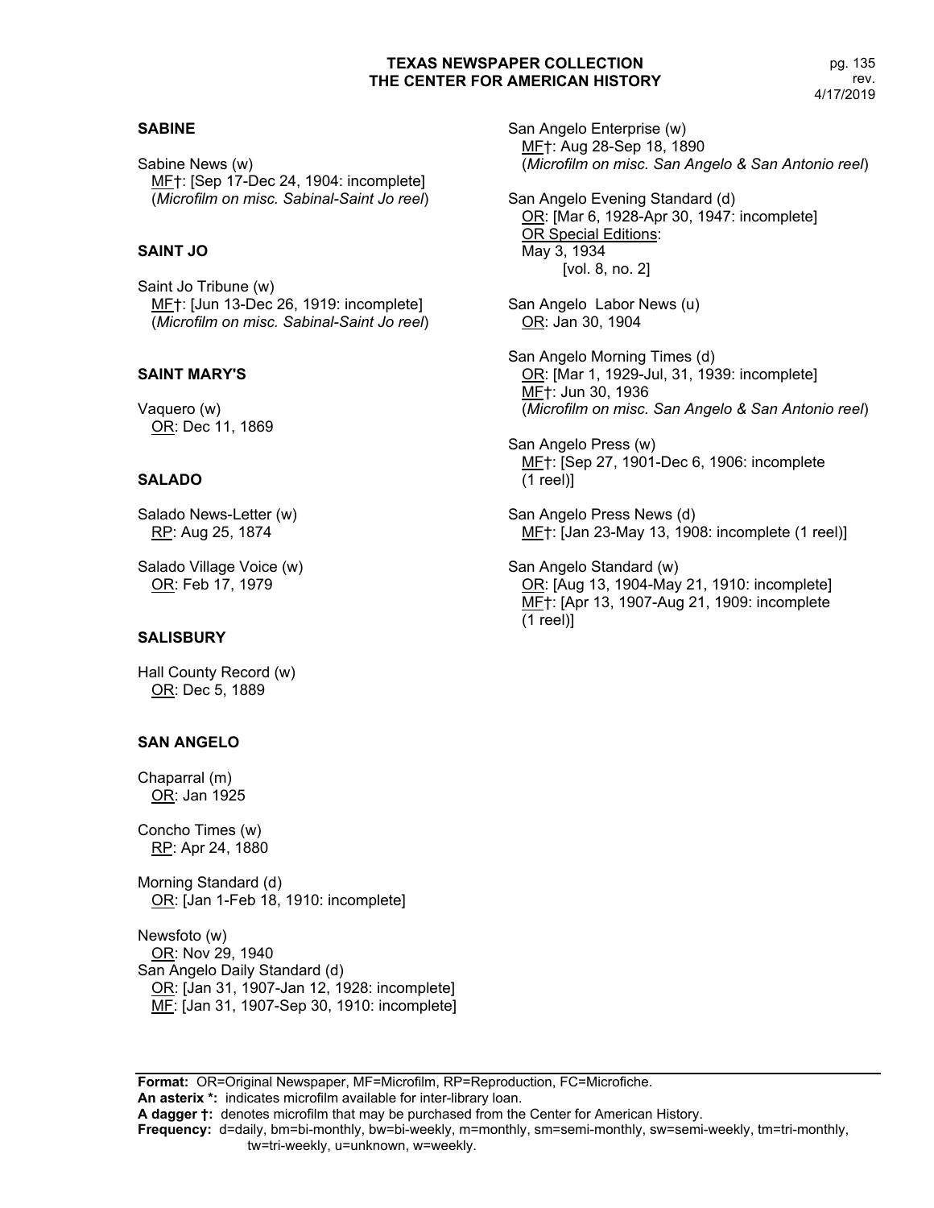## SABINE

Sabine News (w)
MF†: [Sep 17-Dec 24, 1904: incomplete]
(*Microfilm on misc. Sabinal-Saint Jo reel*)

## SAINT JO

Saint Jo Tribune (w)
MF†: [Jun 13-Dec 26, 1919: incomplete]
(*Microfilm on misc. Sabinal-Saint Jo reel*)

## SAINT MARY'S

Vaquero (w)
OR: Dec 11, 1869

## SALADO

Salado News-Letter (w)
RP: Aug 25, 1874

Salado Village Voice (w)
OR: Feb 17, 1979

## SALISBURY

Hall County Record (w)
OR: Dec 5, 1889

## SAN ANGELO

Chaparral (m)
OR: Jan 1925

Concho Times (w)
RP: Apr 24, 1880

Morning Standard (d)
OR: [Jan 1-Feb 18, 1910: incomplete]

Newsfoto (w)
OR: Nov 29, 1940

San Angelo Daily Standard (d)
OR: [Jan 31, 1907-Jan 12, 1928: incomplete]
MF: [Jan 31, 1907-Sep 30, 1910: incomplete]

San Angelo Enterprise (w)
MF†: Aug 28-Sep 18, 1890
(*Microfilm on misc. San Angelo & San Antonio reel*)

San Angelo Evening Standard (d)
OR: [Mar 6, 1928-Apr 30, 1947: incomplete]
OR Special Editions:
May 3, 1934
[vol. 8, no. 2]

San Angelo Labor News (u)
OR: Jan 30, 1904

San Angelo Morning Times (d)
OR: [Mar 1, 1929-Jul, 31, 1939: incomplete]
MF†: Jun 30, 1936
(*Microfilm on misc. San Angelo & San Antonio reel*)

San Angelo Press (w)
MF†: [Sep 27, 1901-Dec 6, 1906: incomplete (1 reel)]

San Angelo Press News (d)
MF†: [Jan 23-May 13, 1908: incomplete (1 reel)]

San Angelo Standard (w)
OR: [Aug 13, 1904-May 21, 1910: incomplete]
MF†: [Apr 13, 1907-Aug 21, 1909: incomplete (1 reel)]

**Format:** OR=Original Newspaper, MF=Microfilm, RP=Reproduction, FC=Microfiche.
**An asterix *:** indicates microfilm available for inter-library loan.
**A dagger †:** denotes microfilm that may be purchased from the Center for American History.
**Frequency:** d=daily, bm=bi-monthly, bw=bi-weekly, m=monthly, sm=semi-monthly, sw=semi-weekly, tm=tri-monthly, tw=tri-weekly, u=unknown, w=weekly.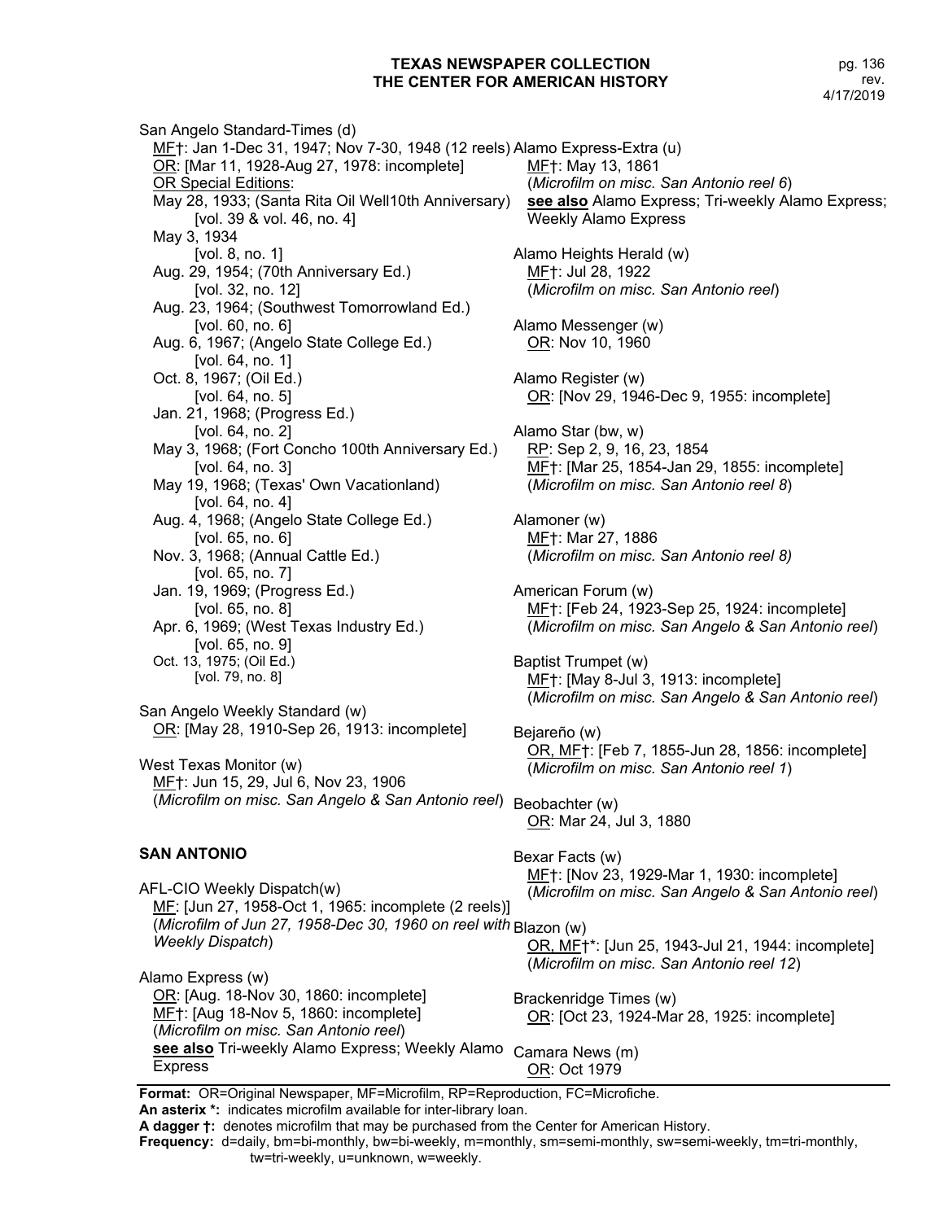San Angelo Standard-Times (d)
MF†: Jan 1-Dec 31, 1947; Nov 7-30, 1948 (12 reels)
OR: [Mar 11, 1928-Aug 27, 1978: incomplete]
OR Special Editions:
May 28, 1933; (Santa Rita Oil Well10th Anniversary) [vol. 39 & vol. 46, no. 4]
May 3, 1934 [vol. 8, no. 1]
Aug. 29, 1954; (70th Anniversary Ed.) [vol. 32, no. 12]
Aug. 23, 1964; (Southwest Tomorrowland Ed.) [vol. 60, no. 6]
Aug. 6, 1967; (Angelo State College Ed.) [vol. 64, no. 1]
Oct. 8, 1967; (Oil Ed.) [vol. 64, no. 5]
Jan. 21, 1968; (Progress Ed.) [vol. 64, no. 2]
May 3, 1968; (Fort Concho 100th Anniversary Ed.) [vol. 64, no. 3]
May 19, 1968; (Texas' Own Vacationland) [vol. 64, no. 4]
Aug. 4, 1968; (Angelo State College Ed.) [vol. 65, no. 6]
Nov. 3, 1968; (Annual Cattle Ed.) [vol. 65, no. 7]
Jan. 19, 1969; (Progress Ed.) [vol. 65, no. 8]
Apr. 6, 1969; (West Texas Industry Ed.) [vol. 65, no. 9]
Oct. 13, 1975; (Oil Ed.) [vol. 79, no. 8]

San Angelo Weekly Standard (w)
OR: [May 28, 1910-Sep 26, 1913: incomplete]

West Texas Monitor (w)
MF†: Jun 15, 29, Jul 6, Nov 23, 1906
(*Microfilm on misc. San Angelo & San Antonio reel*)

## SAN ANTONIO

AFL-CIO Weekly Dispatch(w)
MF: [Jun 27, 1958-Oct 1, 1965: incomplete (2 reels)]
(*Microfilm of Jun 27, 1958-Dec 30, 1960 on reel with Weekly Dispatch*)

Alamo Express (w)
OR: [Aug. 18-Nov 30, 1860: incomplete]
MF†: [Aug 18-Nov 5, 1860: incomplete]
(*Microfilm on misc. San Antonio reel*)
**see also** Tri-weekly Alamo Express; Weekly Alamo Express

Alamo Express-Extra (u)
MF†: May 13, 1861
(*Microfilm on misc. San Antonio reel 6*)
**see also** Alamo Express; Tri-weekly Alamo Express; Weekly Alamo Express

Alamo Heights Herald (w)
MF†: Jul 28, 1922
(*Microfilm on misc. San Antonio reel*)

Alamo Messenger (w)
OR: Nov 10, 1960

Alamo Register (w)
OR: [Nov 29, 1946-Dec 9, 1955: incomplete]

Alamo Star (bw, w)
RP: Sep 2, 9, 16, 23, 1854
MF†: [Mar 25, 1854-Jan 29, 1855: incomplete]
(*Microfilm on misc. San Antonio reel 8*)

Alamoner (w)
MF†: Mar 27, 1886
(*Microfilm on misc. San Antonio reel 8)*

American Forum (w)
MF†: [Feb 24, 1923-Sep 25, 1924: incomplete]
(*Microfilm on misc. San Angelo & San Antonio reel*)

Baptist Trumpet (w)
MF†: [May 8-Jul 3, 1913: incomplete]
(*Microfilm on misc. San Angelo & San Antonio reel*)

Bejareño (w)
OR, MF†: [Feb 7, 1855-Jun 28, 1856: incomplete]
(*Microfilm on misc. San Antonio reel 1*)

Beobachter (w)
OR: Mar 24, Jul 3, 1880

Bexar Facts (w)
MF†: [Nov 23, 1929-Mar 1, 1930: incomplete]
(*Microfilm on misc. San Angelo & San Antonio reel*)

Blazon (w)
OR, MF†*: [Jun 25, 1943-Jul 21, 1944: incomplete]
(*Microfilm on misc. San Antonio reel 12*)

Brackenridge Times (w)
OR: [Oct 23, 1924-Mar 28, 1925: incomplete]

Camara News (m)
OR: Oct 1979

**Format:** OR=Original Newspaper, MF=Microfilm, RP=Reproduction, FC=Microfiche.
**An asterix \*:** indicates microfilm available for inter-library loan.
**A dagger †:** denotes microfilm that may be purchased from the Center for American History.
**Frequency:** d=daily, bm=bi-monthly, bw=bi-weekly, m=monthly, sm=semi-monthly, sw=semi-weekly, tm=tri-monthly, tw=tri-weekly, u=unknown, w=weekly.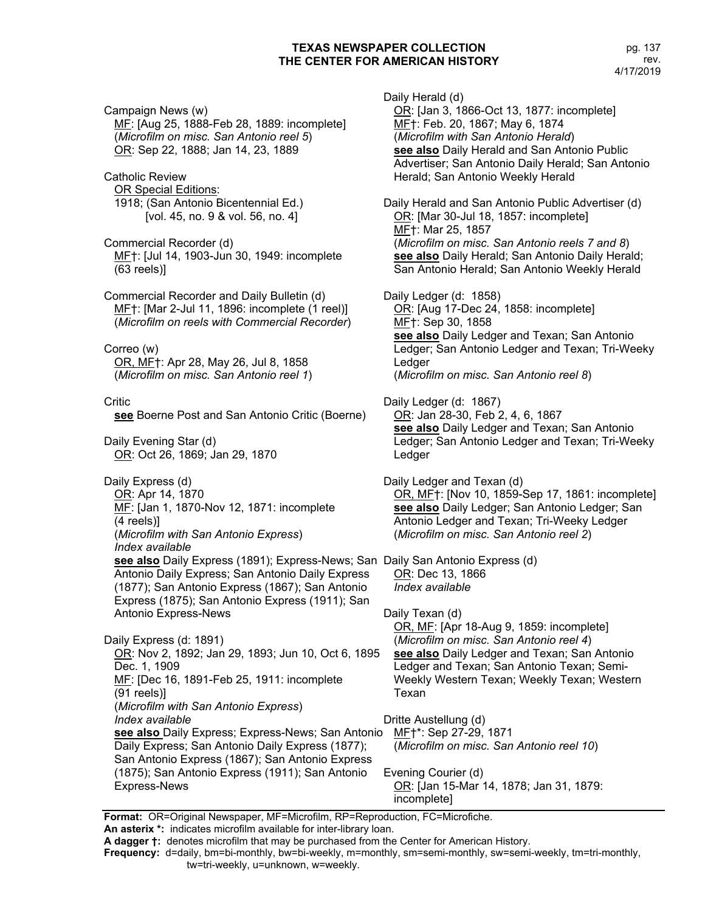**TEXAS NEWSPAPER COLLECTION**
**THE CENTER FOR AMERICAN HISTORY**

Campaign News (w)
MF: [Aug 25, 1888-Feb 28, 1889: incomplete]
(*Microfilm on misc. San Antonio reel 5*)
OR: Sep 22, 1888; Jan 14, 23, 1889

Catholic Review
OR Special Editions:
1918; (San Antonio Bicentennial Ed.)
[vol. 45, no. 9 & vol. 56, no. 4]

Commercial Recorder (d)
MF†: [Jul 14, 1903-Jun 30, 1949: incomplete (63 reels)]

Commercial Recorder and Daily Bulletin (d)
MF†: [Mar 2-Jul 11, 1896: incomplete (1 reel)]
(*Microfilm on reels with Commercial Recorder*)

Correo (w)
OR, MF†: Apr 28, May 26, Jul 8, 1858
(*Microfilm on misc. San Antonio reel 1*)

Critic
**see** Boerne Post and San Antonio Critic (Boerne)

Daily Evening Star (d)
OR: Oct 26, 1869; Jan 29, 1870

Daily Express (d)
OR: Apr 14, 1870
MF: [Jan 1, 1870-Nov 12, 1871: incomplete (4 reels)]
(*Microfilm with San Antonio Express*)
*Index available*
**see also** Daily Express (1891); Express-News; San Antonio Daily Express; San Antonio Daily Express (1877); San Antonio Express (1867); San Antonio Express (1875); San Antonio Express (1911); San Antonio Express-News

Daily Express (d: 1891)
OR: Nov 2, 1892; Jan 29, 1893; Jun 10, Oct 6, 1895 Dec. 1, 1909
MF: [Dec 16, 1891-Feb 25, 1911: incomplete (91 reels)]
(*Microfilm with San Antonio Express*)
*Index available*
**see also** Daily Express; Express-News; San Antonio Daily Express; San Antonio Daily Express (1877); San Antonio Express (1867); San Antonio Express (1875); San Antonio Express (1911); San Antonio Express-News

Daily Herald (d)
OR: [Jan 3, 1866-Oct 13, 1877: incomplete]
MF†: Feb. 20, 1867; May 6, 1874
(*Microfilm with San Antonio Herald*)
**see also** Daily Herald and San Antonio Public Advertiser; San Antonio Daily Herald; San Antonio Herald; San Antonio Weekly Herald

Daily Herald and San Antonio Public Advertiser (d)
OR: [Mar 30-Jul 18, 1857: incomplete]
MF†: Mar 25, 1857
(*Microfilm on misc. San Antonio reels 7 and 8*)
**see also** Daily Herald; San Antonio Daily Herald; San Antonio Herald; San Antonio Weekly Herald

Daily Ledger (d: 1858)
OR: [Aug 17-Dec 24, 1858: incomplete]
MF†: Sep 30, 1858
**see also** Daily Ledger and Texan; San Antonio Ledger; San Antonio Ledger and Texan; Tri-Weeky Ledger
(*Microfilm on misc. San Antonio reel 8*)

Daily Ledger (d: 1867)
OR: Jan 28-30, Feb 2, 4, 6, 1867
**see also** Daily Ledger and Texan; San Antonio Ledger; San Antonio Ledger and Texan; Tri-Weeky Ledger

Daily Ledger and Texan (d)
OR, MF†: [Nov 10, 1859-Sep 17, 1861: incomplete]
**see also** Daily Ledger; San Antonio Ledger; San Antonio Ledger and Texan; Tri-Weeky Ledger
(*Microfilm on misc. San Antonio reel 2*)

Daily San Antonio Express (d)
OR: Dec 13, 1866
*Index available*

Daily Texan (d)
OR, MF: [Apr 18-Aug 9, 1859: incomplete]
(*Microfilm on misc. San Antonio reel 4*)
**see also** Daily Ledger and Texan; San Antonio Ledger and Texan; San Antonio Texan; Semi-Weekly Western Texan; Weekly Texan; Western Texan

Dritte Austellung (d)
MF†*: Sep 27-29, 1871
(*Microfilm on misc. San Antonio reel 10*)

Evening Courier (d)
OR: [Jan 15-Mar 14, 1878; Jan 31, 1879: incomplete]

**Format:** OR=Original Newspaper, MF=Microfilm, RP=Reproduction, FC=Microfiche.
**An asterix *:** indicates microfilm available for inter-library loan.
**A dagger †:** denotes microfilm that may be purchased from the Center for American History.
**Frequency:** d=daily, bm=bi-monthly, bw=bi-weekly, m=monthly, sm=semi-monthly, sw=semi-weekly, tm=tri-monthly, tw=tri-weekly, u=unknown, w=weekly.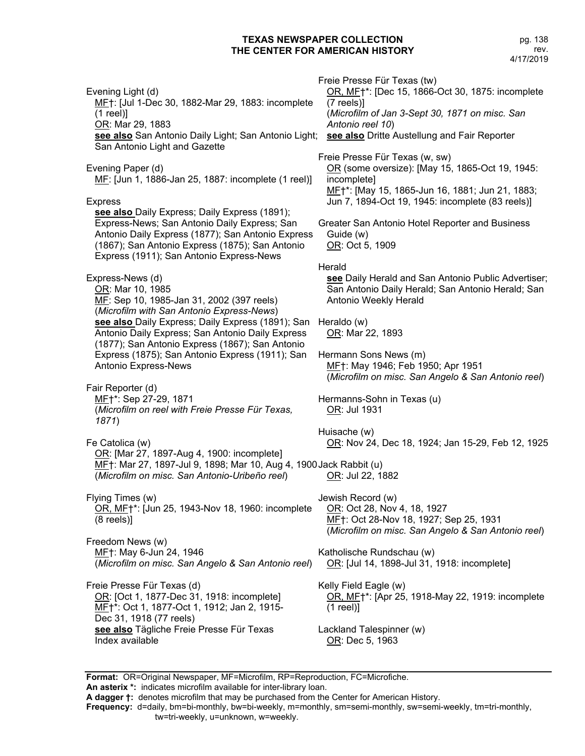Evening Light (d)
MF†: [Jul 1-Dec 30, 1882-Mar 29, 1883: incomplete (1 reel)]
OR: Mar 29, 1883
**see also** San Antonio Daily Light; San Antonio Light; San Antonio Light and Gazette

Evening Paper (d)
MF: [Jun 1, 1886-Jan 25, 1887: incomplete (1 reel)]

Express
**see also** Daily Express; Daily Express (1891); Express-News; San Antonio Daily Express; San Antonio Daily Express (1877); San Antonio Express (1867); San Antonio Express (1875); San Antonio Express (1911); San Antonio Express-News

Express-News (d)
OR: Mar 10, 1985
MF: Sep 10, 1985-Jan 31, 2002 (397 reels)
(*Microfilm with San Antonio Express-News*)
**see also** Daily Express; Daily Express (1891); San Antonio Daily Express; San Antonio Daily Express (1877); San Antonio Express (1867); San Antonio Express (1875); San Antonio Express (1911); San Antonio Express-News

Fair Reporter (d)
MF†*: Sep 27-29, 1871
(*Microfilm on reel with Freie Presse Für Texas, 1871*)

Fe Catolica (w)
OR: [Mar 27, 1897-Aug 4, 1900: incomplete]
MF†: Mar 27, 1897-Jul 9, 1898; Mar 10, Aug 4, 1900
(*Microfilm on misc. San Antonio-Uribeño reel*)

Flying Times (w)
OR, MF†*: [Jun 25, 1943-Nov 18, 1960: incomplete (8 reels)]

Freedom News (w)
MF†: May 6-Jun 24, 1946
(*Microfilm on misc. San Angelo & San Antonio reel*)

Freie Presse Für Texas (d)
OR: [Oct 1, 1877-Dec 31, 1918: incomplete]
MF†*: Oct 1, 1877-Oct 1, 1912; Jan 2, 1915-Dec 31, 1918 (77 reels)
**see also** Tägliche Freie Presse Für Texas
Index available

Freie Presse Für Texas (tw)
OR, MF†*: [Dec 15, 1866-Oct 30, 1875: incomplete (7 reels)]
(*Microfilm of Jan 3-Sept 30, 1871 on misc. San Antonio reel 10*)
**see also** Dritte Austellung and Fair Reporter

Freie Presse Für Texas (w, sw)
OR (some oversize): [May 15, 1865-Oct 19, 1945: incomplete]
MF†*: [May 15, 1865-Jun 16, 1881; Jun 21, 1883; Jun 7, 1894-Oct 19, 1945: incomplete (83 reels)]

Greater San Antonio Hotel Reporter and Business Guide (w)
OR: Oct 5, 1909

Herald
**see** Daily Herald and San Antonio Public Advertiser; San Antonio Daily Herald; San Antonio Herald; San Antonio Weekly Herald

Heraldo (w)
OR: Mar 22, 1893

Hermann Sons News (m)
MF†: May 1946; Feb 1950; Apr 1951
(*Microfilm on misc. San Angelo & San Antonio reel*)

Hermanns-Sohn in Texas (u)
OR: Jul 1931

Huisache (w)
OR: Nov 24, Dec 18, 1924; Jan 15-29, Feb 12, 1925

Jack Rabbit (u)
OR: Jul 22, 1882

Jewish Record (w)
OR: Oct 28, Nov 4, 18, 1927
MF†: Oct 28-Nov 18, 1927; Sep 25, 1931
(*Microfilm on misc. San Angelo & San Antonio reel*)

Katholische Rundschau (w)
OR: [Jul 14, 1898-Jul 31, 1918: incomplete]

Kelly Field Eagle (w)
OR, MF†*: [Apr 25, 1918-May 22, 1919: incomplete (1 reel)]

Lackland Talespinner (w)
OR: Dec 5, 1963

**Format:** OR=Original Newspaper, MF=Microfilm, RP=Reproduction, FC=Microfiche.
**An asterix *:** indicates microfilm available for inter-library loan.
**A dagger †:** denotes microfilm that may be purchased from the Center for American History.
**Frequency:** d=daily, bm=bi-monthly, bw=bi-weekly, m=monthly, sm=semi-monthly, sw=semi-weekly, tm=tri-monthly, tw=tri-weekly, u=unknown, w=weekly.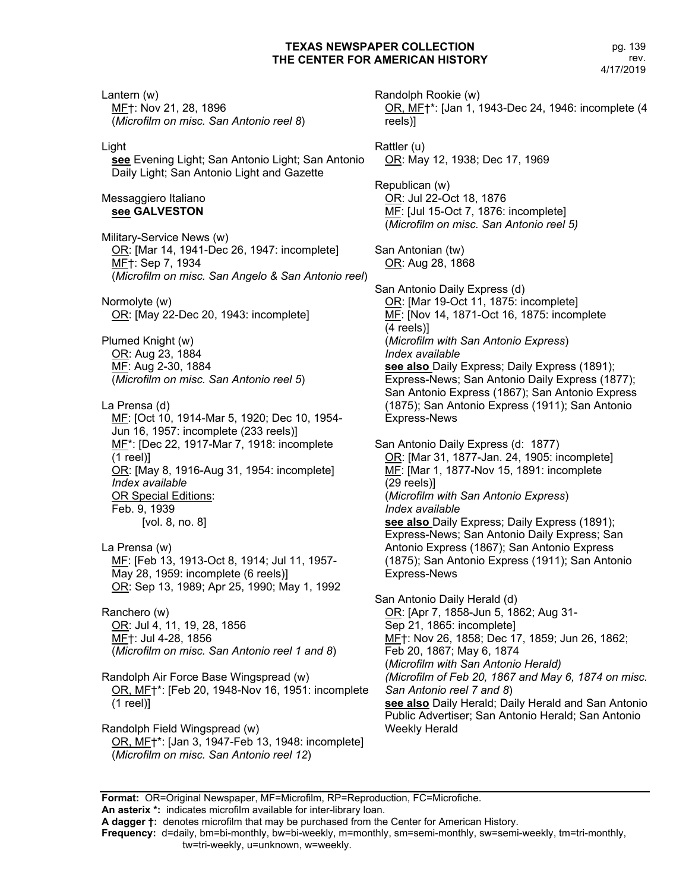Lantern (w)
MF†: Nov 21, 28, 1896
(*Microfilm on misc. San Antonio reel 8*)

Light
**see** Evening Light; San Antonio Light; San Antonio Daily Light; San Antonio Light and Gazette

Messaggiero Italiano
**see GALVESTON**

Military-Service News (w)
OR: [Mar 14, 1941-Dec 26, 1947: incomplete]
MF†: Sep 7, 1934
(*Microfilm on misc. San Angelo & San Antonio reel*)

Normolyte (w)
OR: [May 22-Dec 20, 1943: incomplete]

Plumed Knight (w)
OR: Aug 23, 1884
MF: Aug 2-30, 1884
(*Microfilm on misc. San Antonio reel 5*)

La Prensa (d)
MF: [Oct 10, 1914-Mar 5, 1920; Dec 10, 1954-Jun 16, 1957: incomplete (233 reels)]
MF*: [Dec 22, 1917-Mar 7, 1918: incomplete (1 reel)]
OR: [May 8, 1916-Aug 31, 1954: incomplete]
*Index available*
OR Special Editions:
Feb. 9, 1939
[vol. 8, no. 8]

La Prensa (w)
MF: [Feb 13, 1913-Oct 8, 1914; Jul 11, 1957-May 28, 1959: incomplete (6 reels)]
OR: Sep 13, 1989; Apr 25, 1990; May 1, 1992

Ranchero (w)
OR: Jul 4, 11, 19, 28, 1856
MF†: Jul 4-28, 1856
(*Microfilm on misc. San Antonio reel 1 and 8*)

Randolph Air Force Base Wingspread (w)
OR, MF†*: [Feb 20, 1948-Nov 16, 1951: incomplete (1 reel)]

Randolph Field Wingspread (w)
OR, MF†*: [Jan 3, 1947-Feb 13, 1948: incomplete]
(*Microfilm on misc. San Antonio reel 12*)

Randolph Rookie (w)
OR, MF†*: [Jan 1, 1943-Dec 24, 1946: incomplete (4 reels)]

Rattler (u)
OR: May 12, 1938; Dec 17, 1969

Republican (w)
OR: Jul 22-Oct 18, 1876
MF: [Jul 15-Oct 7, 1876: incomplete]
(*Microfilm on misc. San Antonio reel 5)*

San Antonian (tw)
OR: Aug 28, 1868

San Antonio Daily Express (d)
OR: [Mar 19-Oct 11, 1875: incomplete]
MF: [Nov 14, 1871-Oct 16, 1875: incomplete (4 reels)]
(*Microfilm with San Antonio Express*)
*Index available*
**see also** Daily Express; Daily Express (1891); Express-News; San Antonio Daily Express (1877); San Antonio Express (1867); San Antonio Express (1875); San Antonio Express (1911); San Antonio Express-News

San Antonio Daily Express (d: 1877)
OR: [Mar 31, 1877-Jan. 24, 1905: incomplete]
MF: [Mar 1, 1877-Nov 15, 1891: incomplete (29 reels)]
(*Microfilm with San Antonio Express*)
*Index available*
**see also** Daily Express; Daily Express (1891); Express-News; San Antonio Daily Express; San Antonio Express (1867); San Antonio Express (1875); San Antonio Express (1911); San Antonio Express-News

San Antonio Daily Herald (d)
OR: [Apr 7, 1858-Jun 5, 1862; Aug 31-Sep 21, 1865: incomplete]
MF†: Nov 26, 1858; Dec 17, 1859; Jun 26, 1862; Feb 20, 1867; May 6, 1874
(*Microfilm with San Antonio Herald)*
*(Microfilm of Feb 20, 1867 and May 6, 1874 on misc. San Antonio reel 7 and 8*)
**see also** Daily Herald; Daily Herald and San Antonio Public Advertiser; San Antonio Herald; San Antonio Weekly Herald

**Format:** OR=Original Newspaper, MF=Microfilm, RP=Reproduction, FC=Microfiche.
**An asterix *:** indicates microfilm available for inter-library loan.
**A dagger †:** denotes microfilm that may be purchased from the Center for American History.
**Frequency:** d=daily, bm=bi-monthly, bw=bi-weekly, m=monthly, sm=semi-monthly, sw=semi-weekly, tm=tri-monthly, tw=tri-weekly, u=unknown, w=weekly.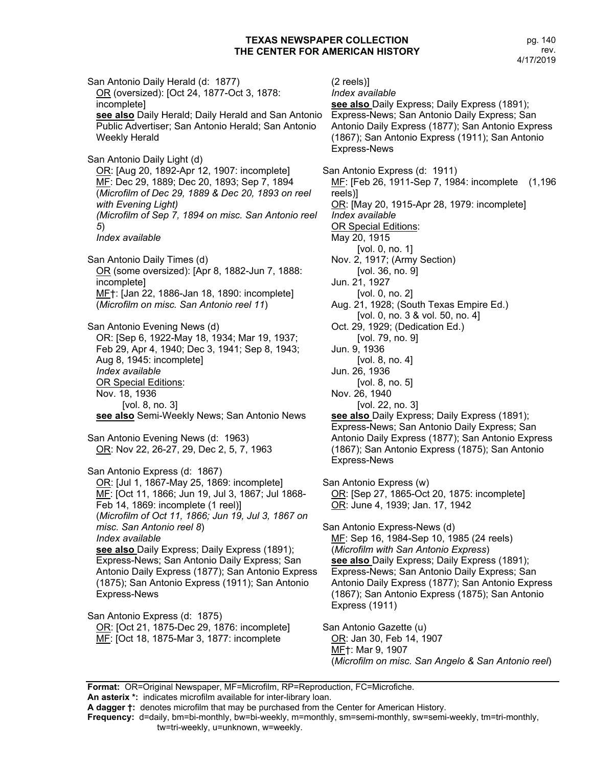San Antonio Daily Herald (d: 1877)
OR (oversized): [Oct 24, 1877-Oct 3, 1878: incomplete]
**see also** Daily Herald; Daily Herald and San Antonio Public Advertiser; San Antonio Herald; San Antonio Weekly Herald

San Antonio Daily Light (d)
OR: [Aug 20, 1892-Apr 12, 1907: incomplete]
MF: Dec 29, 1889; Dec 20, 1893; Sep 7, 1894
(*Microfilm of Dec 29, 1889 & Dec 20, 1893 on reel with Evening Light)*
*(Microfilm of Sep 7, 1894 on misc. San Antonio reel 5*)
*Index available*

San Antonio Daily Times (d)
OR (some oversized): [Apr 8, 1882-Jun 7, 1888: incomplete]
MF†: [Jan 22, 1886-Jan 18, 1890: incomplete]
(*Microfilm on misc. San Antonio reel 11*)

San Antonio Evening News (d)
OR: [Sep 6, 1922-May 18, 1934; Mar 19, 1937; Feb 29, Apr 4, 1940; Dec 3, 1941; Sep 8, 1943; Aug 8, 1945: incomplete]
*Index available*
OR Special Editions:
Nov. 18, 1936
[vol. 8, no. 3]
**see also** Semi-Weekly News; San Antonio News

San Antonio Evening News (d: 1963)
OR: Nov 22, 26-27, 29, Dec 2, 5, 7, 1963

San Antonio Express (d: 1867)
OR: [Jul 1, 1867-May 25, 1869: incomplete]
MF: [Oct 11, 1866; Jun 19, Jul 3, 1867; Jul 1868-Feb 14, 1869: incomplete (1 reel)]
(*Microfilm of Oct 11, 1866; Jun 19, Jul 3, 1867 on misc. San Antonio reel 8*)
*Index available*
**see also** Daily Express; Daily Express (1891); Express-News; San Antonio Daily Express; San Antonio Daily Express (1877); San Antonio Express (1875); San Antonio Express (1911); San Antonio Express-News

San Antonio Express (d: 1875)
OR: [Oct 21, 1875-Dec 29, 1876: incomplete]
MF: [Oct 18, 1875-Mar 3, 1877: incomplete (2 reels)]
*Index available*
**see also** Daily Express; Daily Express (1891); Express-News; San Antonio Daily Express; San Antonio Daily Express (1877); San Antonio Express (1867); San Antonio Express (1911); San Antonio Express-News

San Antonio Express (d: 1911)
MF: [Feb 26, 1911-Sep 7, 1984: incomplete (1,196 reels)]
OR: [May 20, 1915-Apr 28, 1979: incomplete]
*Index available*
OR Special Editions:
May 20, 1915
[vol. 0, no. 1]
Nov. 2, 1917; (Army Section)
[vol. 36, no. 9]
Jun. 21, 1927
[vol. 0, no. 2]
Aug. 21, 1928; (South Texas Empire Ed.)
[vol. 0, no. 3 & vol. 50, no. 4]
Oct. 29, 1929; (Dedication Ed.)
[vol. 79, no. 9]
Jun. 9, 1936
[vol. 8, no. 4]
Jun. 26, 1936
[vol. 8, no. 5]
Nov. 26, 1940
[vol. 22, no. 3]
**see also** Daily Express; Daily Express (1891); Express-News; San Antonio Daily Express; San Antonio Daily Express (1877); San Antonio Express (1867); San Antonio Express (1875); San Antonio Express-News

San Antonio Express (w)
OR: [Sep 27, 1865-Oct 20, 1875: incomplete]
OR: June 4, 1939; Jan. 17, 1942

San Antonio Express-News (d)
MF: Sep 16, 1984-Sep 10, 1985 (24 reels)
(*Microfilm with San Antonio Express*)
**see also** Daily Express; Daily Express (1891); Express-News; San Antonio Daily Express; San Antonio Daily Express (1877); San Antonio Express (1867); San Antonio Express (1875); San Antonio Express (1911)

San Antonio Gazette (u)
OR: Jan 30, Feb 14, 1907
MF†: Mar 9, 1907
(*Microfilm on misc. San Angelo & San Antonio reel*)

**Format:** OR=Original Newspaper, MF=Microfilm, RP=Reproduction, FC=Microfiche.
**An asterix \*:** indicates microfilm available for inter-library loan.
**A dagger †:** denotes microfilm that may be purchased from the Center for American History.
**Frequency:** d=daily, bm=bi-monthly, bw=bi-weekly, m=monthly, sm=semi-monthly, sw=semi-weekly, tm=tri-monthly, tw=tri-weekly, u=unknown, w=weekly.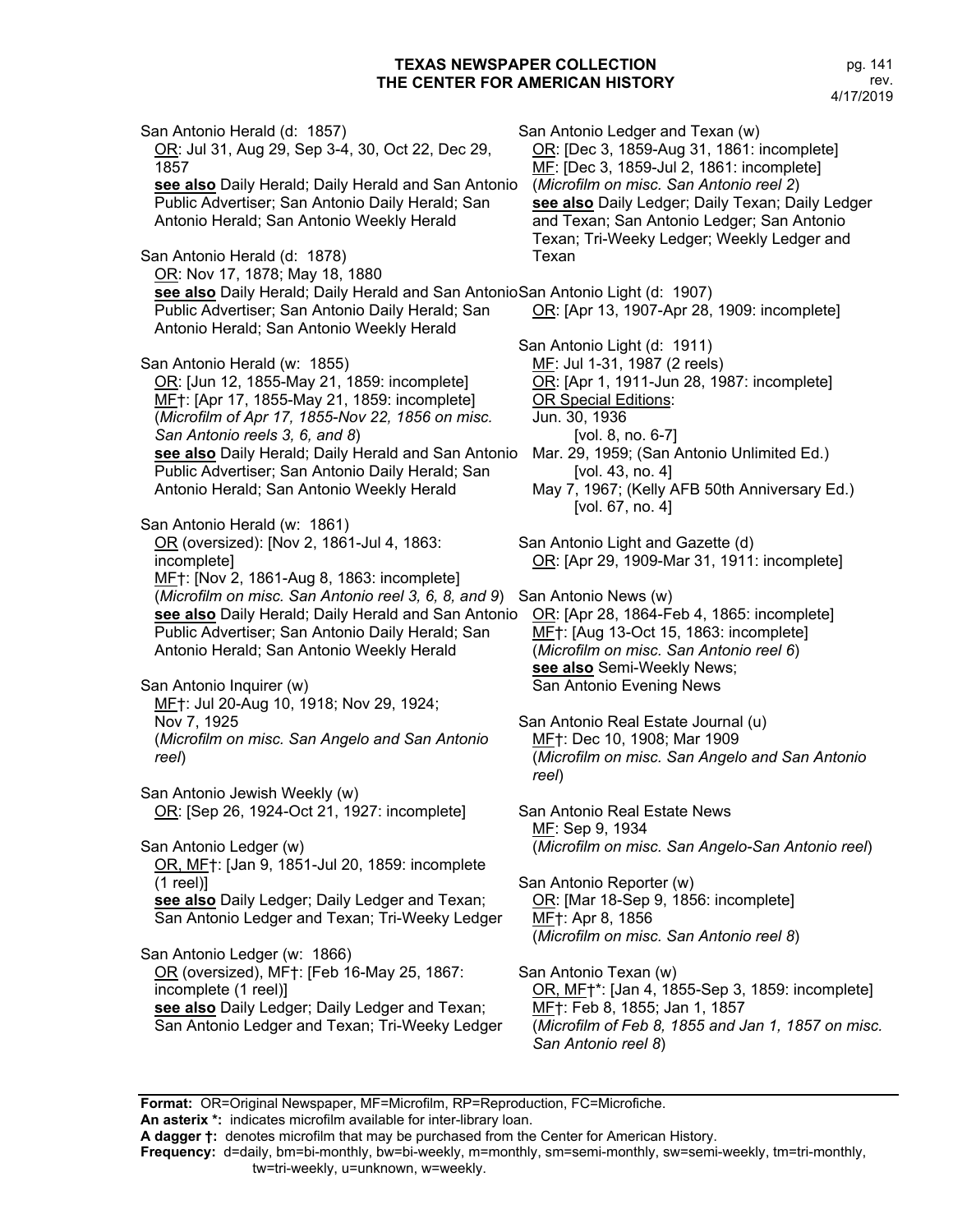San Antonio Herald (d: 1857)
OR: Jul 31, Aug 29, Sep 3-4, 30, Oct 22, Dec 29, 1857
**see also** Daily Herald; Daily Herald and San Antonio Public Advertiser; San Antonio Daily Herald; San Antonio Herald; San Antonio Weekly Herald

San Antonio Herald (d: 1878)
OR: Nov 17, 1878; May 18, 1880
**see also** Daily Herald; Daily Herald and San Antonio Public Advertiser; San Antonio Daily Herald; San Antonio Herald; San Antonio Weekly Herald

San Antonio Herald (w: 1855)
OR: [Jun 12, 1855-May 21, 1859: incomplete]
MF†: [Apr 17, 1855-May 21, 1859: incomplete]
(*Microfilm of Apr 17, 1855-Nov 22, 1856 on misc. San Antonio reels 3, 6, and 8*)
**see also** Daily Herald; Daily Herald and San Antonio Public Advertiser; San Antonio Daily Herald; San Antonio Herald; San Antonio Weekly Herald

San Antonio Herald (w: 1861)
OR (oversized): [Nov 2, 1861-Jul 4, 1863: incomplete]
MF†: [Nov 2, 1861-Aug 8, 1863: incomplete]
(*Microfilm on misc. San Antonio reel 3, 6, 8, and 9*)
**see also** Daily Herald; Daily Herald and San Antonio Public Advertiser; San Antonio Daily Herald; San Antonio Herald; San Antonio Weekly Herald

San Antonio Inquirer (w)
MF†: Jul 20-Aug 10, 1918; Nov 29, 1924; Nov 7, 1925
(*Microfilm on misc. San Angelo and San Antonio reel*)

San Antonio Jewish Weekly (w)
OR: [Sep 26, 1924-Oct 21, 1927: incomplete]

San Antonio Ledger (w)
OR, MF†: [Jan 9, 1851-Jul 20, 1859: incomplete (1 reel)]
**see also** Daily Ledger; Daily Ledger and Texan; San Antonio Ledger and Texan; Tri-Weeky Ledger

San Antonio Ledger (w: 1866)
OR (oversized), MF†: [Feb 16-May 25, 1867: incomplete (1 reel)]
**see also** Daily Ledger; Daily Ledger and Texan; San Antonio Ledger and Texan; Tri-Weeky Ledger

San Antonio Ledger and Texan (w)
OR: [Dec 3, 1859-Aug 31, 1861: incomplete]
MF: [Dec 3, 1859-Jul 2, 1861: incomplete]
(*Microfilm on misc. San Antonio reel 2*)
**see also** Daily Ledger; Daily Texan; Daily Ledger and Texan; San Antonio Ledger; San Antonio Texan; Tri-Weeky Ledger; Weekly Ledger and Texan

San Antonio Light (d: 1907)
OR: [Apr 13, 1907-Apr 28, 1909: incomplete]

San Antonio Light (d: 1911)
MF: Jul 1-31, 1987 (2 reels)
OR: [Apr 1, 1911-Jun 28, 1987: incomplete]
OR Special Editions:
Jun. 30, 1936
[vol. 8, no. 6-7]
Mar. 29, 1959; (San Antonio Unlimited Ed.)
[vol. 43, no. 4]
May 7, 1967; (Kelly AFB 50th Anniversary Ed.)
[vol. 67, no. 4]

San Antonio Light and Gazette (d)
OR: [Apr 29, 1909-Mar 31, 1911: incomplete]

San Antonio News (w)
OR: [Apr 28, 1864-Feb 4, 1865: incomplete]
MF†: [Aug 13-Oct 15, 1863: incomplete]
(*Microfilm on misc. San Antonio reel 6*)
**see also** Semi-Weekly News; San Antonio Evening News

San Antonio Real Estate Journal (u)
MF†: Dec 10, 1908; Mar 1909
(*Microfilm on misc. San Angelo and San Antonio reel*)

San Antonio Real Estate News
MF: Sep 9, 1934
(*Microfilm on misc. San Angelo-San Antonio reel*)

San Antonio Reporter (w)
OR: [Mar 18-Sep 9, 1856: incomplete]
MF†: Apr 8, 1856
(*Microfilm on misc. San Antonio reel 8*)

San Antonio Texan (w)
OR, MF†*: [Jan 4, 1855-Sep 3, 1859: incomplete]
MF†: Feb 8, 1855; Jan 1, 1857
(*Microfilm of Feb 8, 1855 and Jan 1, 1857 on misc. San Antonio reel 8*)

**Format:** OR=Original Newspaper, MF=Microfilm, RP=Reproduction, FC=Microfiche.
**An asterix *:** indicates microfilm available for inter-library loan.
**A dagger †:** denotes microfilm that may be purchased from the Center for American History.
**Frequency:** d=daily, bm=bi-monthly, bw=bi-weekly, m=monthly, sm=semi-monthly, sw=semi-weekly, tm=tri-monthly, tw=tri-weekly, u=unknown, w=weekly.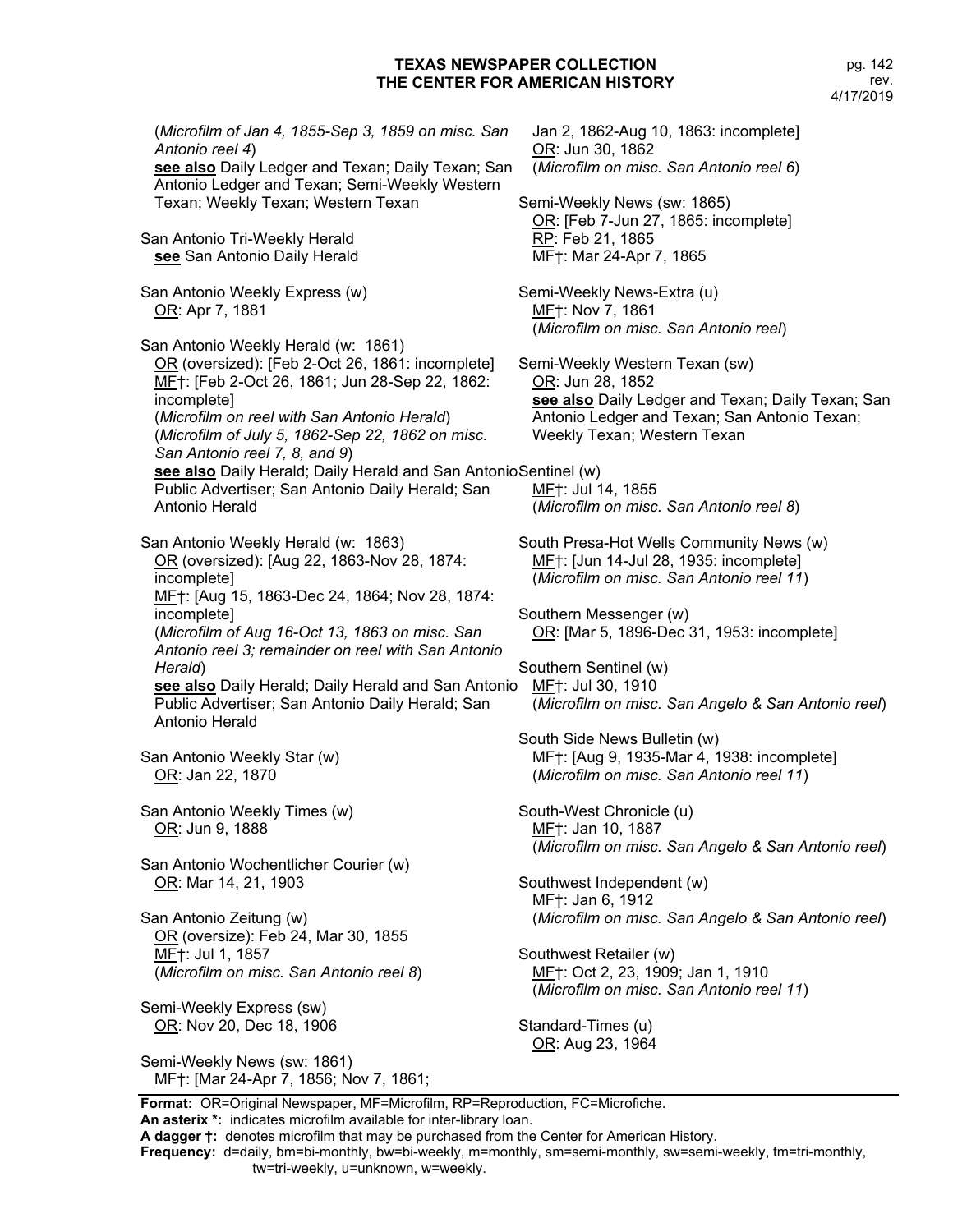(*Microfilm of Jan 4, 1855-Sep 3, 1859 on misc. San Antonio reel 4*)
**see also** Daily Ledger and Texan; Daily Texan; San Antonio Ledger and Texan; Semi-Weekly Western Texan; Weekly Texan; Western Texan

San Antonio Tri-Weekly Herald
**see** San Antonio Daily Herald

San Antonio Weekly Express (w)
OR: Apr 7, 1881

San Antonio Weekly Herald (w: 1861)
OR (oversized): [Feb 2-Oct 26, 1861: incomplete]
MF†: [Feb 2-Oct 26, 1861; Jun 28-Sep 22, 1862: incomplete]
(*Microfilm on reel with San Antonio Herald*)
(*Microfilm of July 5, 1862-Sep 22, 1862 on misc. San Antonio reel 7, 8, and 9*)
**see also** Daily Herald; Daily Herald and San Antonio Public Advertiser; San Antonio Daily Herald; San Antonio Herald

San Antonio Weekly Herald (w: 1863)
OR (oversized): [Aug 22, 1863-Nov 28, 1874: incomplete]
MF†: [Aug 15, 1863-Dec 24, 1864; Nov 28, 1874: incomplete]
(*Microfilm of Aug 16-Oct 13, 1863 on misc. San Antonio reel 3; remainder on reel with San Antonio Herald*)
**see also** Daily Herald; Daily Herald and San Antonio Public Advertiser; San Antonio Daily Herald; San Antonio Herald

San Antonio Weekly Star (w)
OR: Jan 22, 1870

San Antonio Weekly Times (w)
OR: Jun 9, 1888

San Antonio Wochentlicher Courier (w)
OR: Mar 14, 21, 1903

San Antonio Zeitung (w)
OR (oversize): Feb 24, Mar 30, 1855
MF†: Jul 1, 1857
(*Microfilm on misc. San Antonio reel 8*)

Semi-Weekly Express (sw)
OR: Nov 20, Dec 18, 1906

Semi-Weekly News (sw: 1861)
MF†: [Mar 24-Apr 7, 1856; Nov 7, 1861; Jan 2, 1862-Aug 10, 1863: incomplete]
OR: Jun 30, 1862
(*Microfilm on misc. San Antonio reel 6*)

Semi-Weekly News (sw: 1865)
OR: [Feb 7-Jun 27, 1865: incomplete]
RP: Feb 21, 1865
MF†: Mar 24-Apr 7, 1865

Semi-Weekly News-Extra (u)
MF†: Nov 7, 1861
(*Microfilm on misc. San Antonio reel*)

Semi-Weekly Western Texan (sw)
OR: Jun 28, 1852
**see also** Daily Ledger and Texan; Daily Texan; San Antonio Ledger and Texan; San Antonio Texan; Weekly Texan; Western Texan

Sentinel (w)
MF†: Jul 14, 1855
(*Microfilm on misc. San Antonio reel 8*)

South Presa-Hot Wells Community News (w)
MF†: [Jun 14-Jul 28, 1935: incomplete]
(*Microfilm on misc. San Antonio reel 11*)

Southern Messenger (w)
OR: [Mar 5, 1896-Dec 31, 1953: incomplete]

Southern Sentinel (w)
MF†: Jul 30, 1910
(*Microfilm on misc. San Angelo & San Antonio reel*)

South Side News Bulletin (w)
MF†: [Aug 9, 1935-Mar 4, 1938: incomplete]
(*Microfilm on misc. San Antonio reel 11*)

South-West Chronicle (u)
MF†: Jan 10, 1887
(*Microfilm on misc. San Angelo & San Antonio reel*)

Southwest Independent (w)
MF†: Jan 6, 1912
(*Microfilm on misc. San Angelo & San Antonio reel*)

Southwest Retailer (w)
MF†: Oct 2, 23, 1909; Jan 1, 1910
(*Microfilm on misc. San Antonio reel 11*)

Standard-Times (u)
OR: Aug 23, 1964

**Format:** OR=Original Newspaper, MF=Microfilm, RP=Reproduction, FC=Microfiche.
**An asterix \*:** indicates microfilm available for inter-library loan.
**A dagger †:** denotes microfilm that may be purchased from the Center for American History.
**Frequency:** d=daily, bm=bi-monthly, bw=bi-weekly, m=monthly, sm=semi-monthly, sw=semi-weekly, tm=tri-monthly, tw=tri-weekly, u=unknown, w=weekly.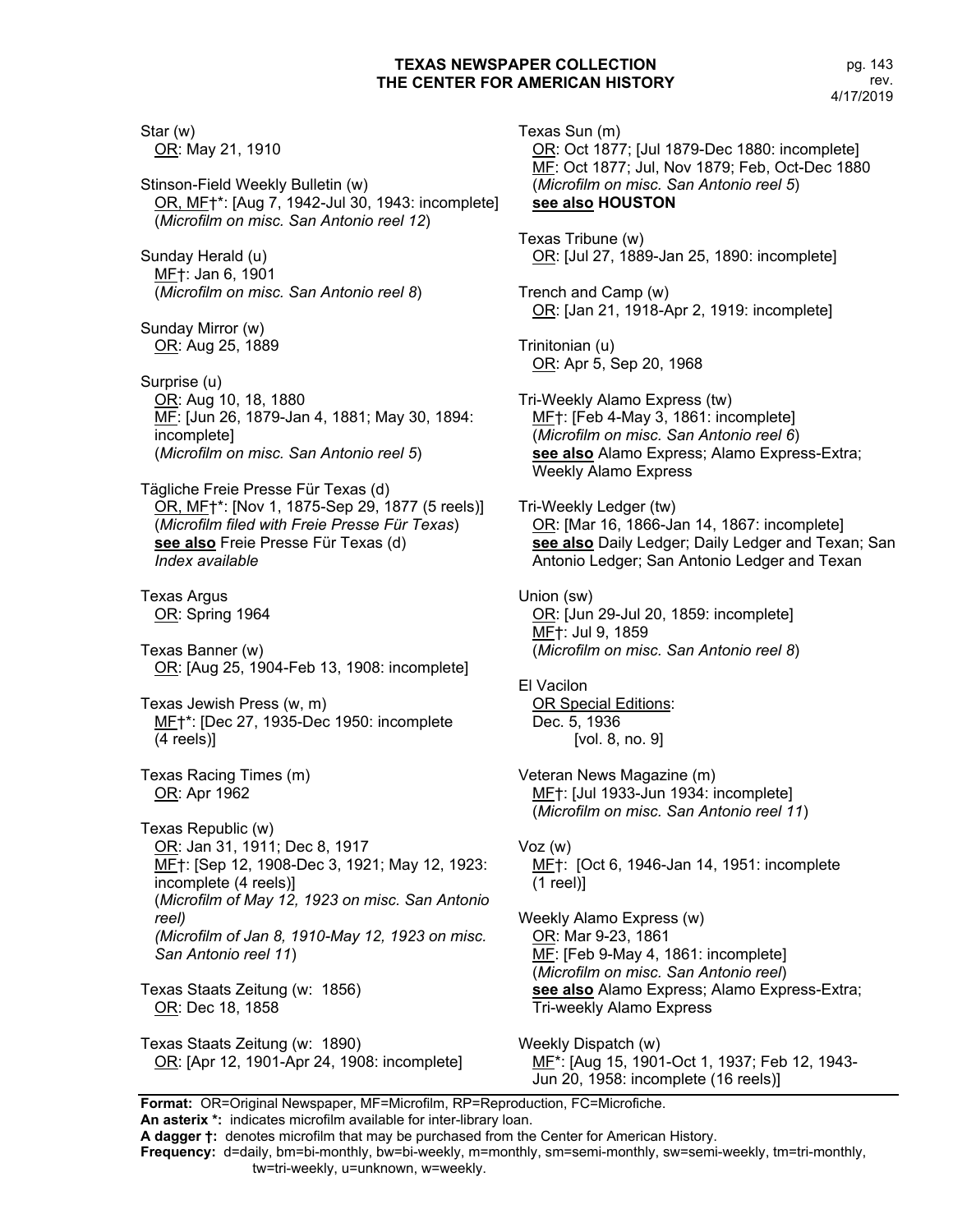Star (w)
OR: May 21, 1910

Stinson-Field Weekly Bulletin (w)
OR, MF†*: [Aug 7, 1942-Jul 30, 1943: incomplete]
(*Microfilm on misc. San Antonio reel 12*)

Sunday Herald (u)
MF†: Jan 6, 1901
(*Microfilm on misc. San Antonio reel 8*)

Sunday Mirror (w)
OR: Aug 25, 1889

Surprise (u)
OR: Aug 10, 18, 1880
MF: [Jun 26, 1879-Jan 4, 1881; May 30, 1894: incomplete]
(*Microfilm on misc. San Antonio reel 5*)

Tägliche Freie Presse Für Texas (d)
OR, MF†*: [Nov 1, 1875-Sep 29, 1877 (5 reels)]
(*Microfilm filed with Freie Presse Für Texas*)
**see also** Freie Presse Für Texas (d)
*Index available*

Texas Argus
OR: Spring 1964

Texas Banner (w)
OR: [Aug 25, 1904-Feb 13, 1908: incomplete]

Texas Jewish Press (w, m)
MF†*: [Dec 27, 1935-Dec 1950: incomplete (4 reels)]

Texas Racing Times (m)
OR: Apr 1962

Texas Republic (w)
OR: Jan 31, 1911; Dec 8, 1917
MF†: [Sep 12, 1908-Dec 3, 1921; May 12, 1923: incomplete (4 reels)]
(*Microfilm of May 12, 1923 on misc. San Antonio reel)*
*(Microfilm of Jan 8, 1910-May 12, 1923 on misc. San Antonio reel 11*)

Texas Staats Zeitung (w: 1856)
OR: Dec 18, 1858

Texas Staats Zeitung (w: 1890)
OR: [Apr 12, 1901-Apr 24, 1908: incomplete]

Texas Sun (m)
OR: Oct 1877; [Jul 1879-Dec 1880: incomplete]
MF: Oct 1877; Jul, Nov 1879; Feb, Oct-Dec 1880
(*Microfilm on misc. San Antonio reel 5*)
**see also HOUSTON**

Texas Tribune (w)
OR: [Jul 27, 1889-Jan 25, 1890: incomplete]

Trench and Camp (w)
OR: [Jan 21, 1918-Apr 2, 1919: incomplete]

Trinitonian (u)
OR: Apr 5, Sep 20, 1968

Tri-Weekly Alamo Express (tw)
MF†: [Feb 4-May 3, 1861: incomplete]
(*Microfilm on misc. San Antonio reel 6*)
**see also** Alamo Express; Alamo Express-Extra; Weekly Alamo Express

Tri-Weekly Ledger (tw)
OR: [Mar 16, 1866-Jan 14, 1867: incomplete]
**see also** Daily Ledger; Daily Ledger and Texan; San Antonio Ledger; San Antonio Ledger and Texan

Union (sw)
OR: [Jun 29-Jul 20, 1859: incomplete]
MF†: Jul 9, 1859
(*Microfilm on misc. San Antonio reel 8*)

El Vacilon
OR Special Editions:
Dec. 5, 1936
[vol. 8, no. 9]

Veteran News Magazine (m)
MF†: [Jul 1933-Jun 1934: incomplete]
(*Microfilm on misc. San Antonio reel 11*)

Voz (w)
MF†: [Oct 6, 1946-Jan 14, 1951: incomplete (1 reel)]

Weekly Alamo Express (w)
OR: Mar 9-23, 1861
MF: [Feb 9-May 4, 1861: incomplete]
(*Microfilm on misc. San Antonio reel*)
**see also** Alamo Express; Alamo Express-Extra; Tri-weekly Alamo Express

Weekly Dispatch (w)
MF*: [Aug 15, 1901-Oct 1, 1937; Feb 12, 1943-Jun 20, 1958: incomplete (16 reels)]

**Format:** OR=Original Newspaper, MF=Microfilm, RP=Reproduction, FC=Microfiche.
**An asterix *:** indicates microfilm available for inter-library loan.
**A dagger †:** denotes microfilm that may be purchased from the Center for American History.
**Frequency:** d=daily, bm=bi-monthly, bw=bi-weekly, m=monthly, sm=semi-monthly, sw=semi-weekly, tm=tri-monthly, tw=tri-weekly, u=unknown, w=weekly.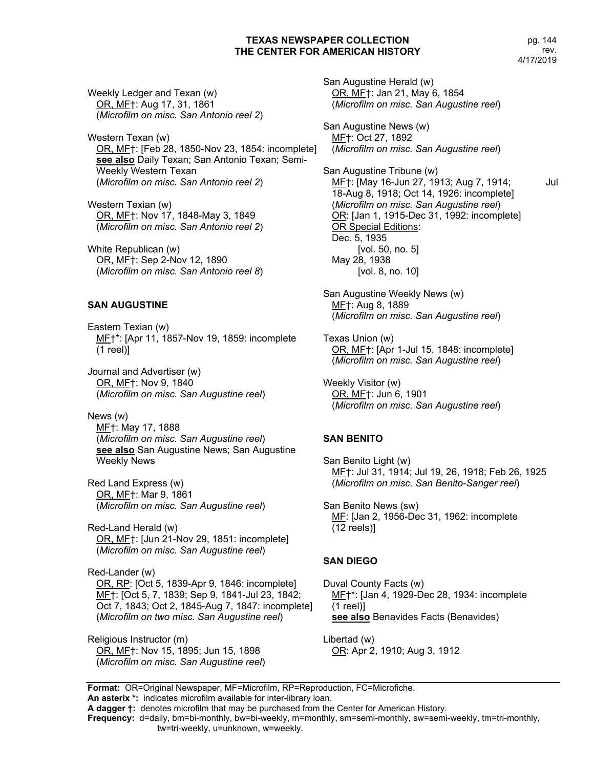Weekly Ledger and Texan (w)
OR, MF†: Aug 17, 31, 1861
(*Microfilm on misc. San Antonio reel 2*)

Western Texan (w)
OR, MF†: [Feb 28, 1850-Nov 23, 1854: incomplete]
**see also** Daily Texan; San Antonio Texan; Semi-Weekly Western Texan
(*Microfilm on misc. San Antonio reel 2*)

Western Texian (w)
OR, MF†: Nov 17, 1848-May 3, 1849
(*Microfilm on misc. San Antonio reel 2*)

White Republican (w)
OR, MF†: Sep 2-Nov 12, 1890
(*Microfilm on misc. San Antonio reel 8*)

## SAN AUGUSTINE

Eastern Texian (w)
MF†*: [Apr 11, 1857-Nov 19, 1859: incomplete (1 reel)]

Journal and Advertiser (w)
OR, MF†: Nov 9, 1840
(*Microfilm on misc. San Augustine reel*)

News (w)
MF†: May 17, 1888
(*Microfilm on misc. San Augustine reel*)
**see also** San Augustine News; San Augustine Weekly News

Red Land Express (w)
OR, MF†: Mar 9, 1861
(*Microfilm on misc. San Augustine reel*)

Red-Land Herald (w)
OR, MF†: [Jun 21-Nov 29, 1851: incomplete]
(*Microfilm on misc. San Augustine reel*)

Red-Lander (w)
OR, RP: [Oct 5, 1839-Apr 9, 1846: incomplete]
MF†: [Oct 5, 7, 1839; Sep 9, 1841-Jul 23, 1842; Oct 7, 1843; Oct 2, 1845-Aug 7, 1847: incomplete]
(*Microfilm on two misc. San Augustine reel*)

Religious Instructor (m)
OR, MF†: Nov 15, 1895; Jun 15, 1898
(*Microfilm on misc. San Augustine reel*)

San Augustine Herald (w)
OR, MF†: Jan 21, May 6, 1854
(*Microfilm on misc. San Augustine reel*)

San Augustine News (w)
MF†: Oct 27, 1892
(*Microfilm on misc. San Augustine reel*)

San Augustine Tribune (w)
MF†: [May 16-Jun 27, 1913; Aug 7, 1914; Jul 18-Aug 8, 1918; Oct 14, 1926: incomplete]
(*Microfilm on misc. San Augustine reel*)
OR: [Jan 1, 1915-Dec 31, 1992: incomplete]
OR Special Editions:
Dec. 5, 1935
[vol. 50, no. 5]
May 28, 1938
[vol. 8, no. 10]

San Augustine Weekly News (w)
MF†: Aug 8, 1889
(*Microfilm on misc. San Augustine reel*)

Texas Union (w)
OR, MF†: [Apr 1-Jul 15, 1848: incomplete]
(*Microfilm on misc. San Augustine reel*)

Weekly Visitor (w)
OR, MF†: Jun 6, 1901
(*Microfilm on misc. San Augustine reel*)

## SAN BENITO

San Benito Light (w)
MF†: Jul 31, 1914; Jul 19, 26, 1918; Feb 26, 1925
(*Microfilm on misc. San Benito-Sanger reel*)

San Benito News (sw)
MF: [Jan 2, 1956-Dec 31, 1962: incomplete (12 reels)]

## SAN DIEGO

Duval County Facts (w)
MF†*: [Jan 4, 1929-Dec 28, 1934: incomplete (1 reel)]
**see also** Benavides Facts (Benavides)

Libertad (w)
OR: Apr 2, 1910; Aug 3, 1912

**Format:** OR=Original Newspaper, MF=Microfilm, RP=Reproduction, FC=Microfiche.
**An asterix \*:** indicates microfilm available for inter-library loan.
**A dagger †:** denotes microfilm that may be purchased from the Center for American History.
**Frequency:** d=daily, bm=bi-monthly, bw=bi-weekly, m=monthly, sm=semi-monthly, sw=semi-weekly, tm=tri-monthly, tw=tri-weekly, u=unknown, w=weekly.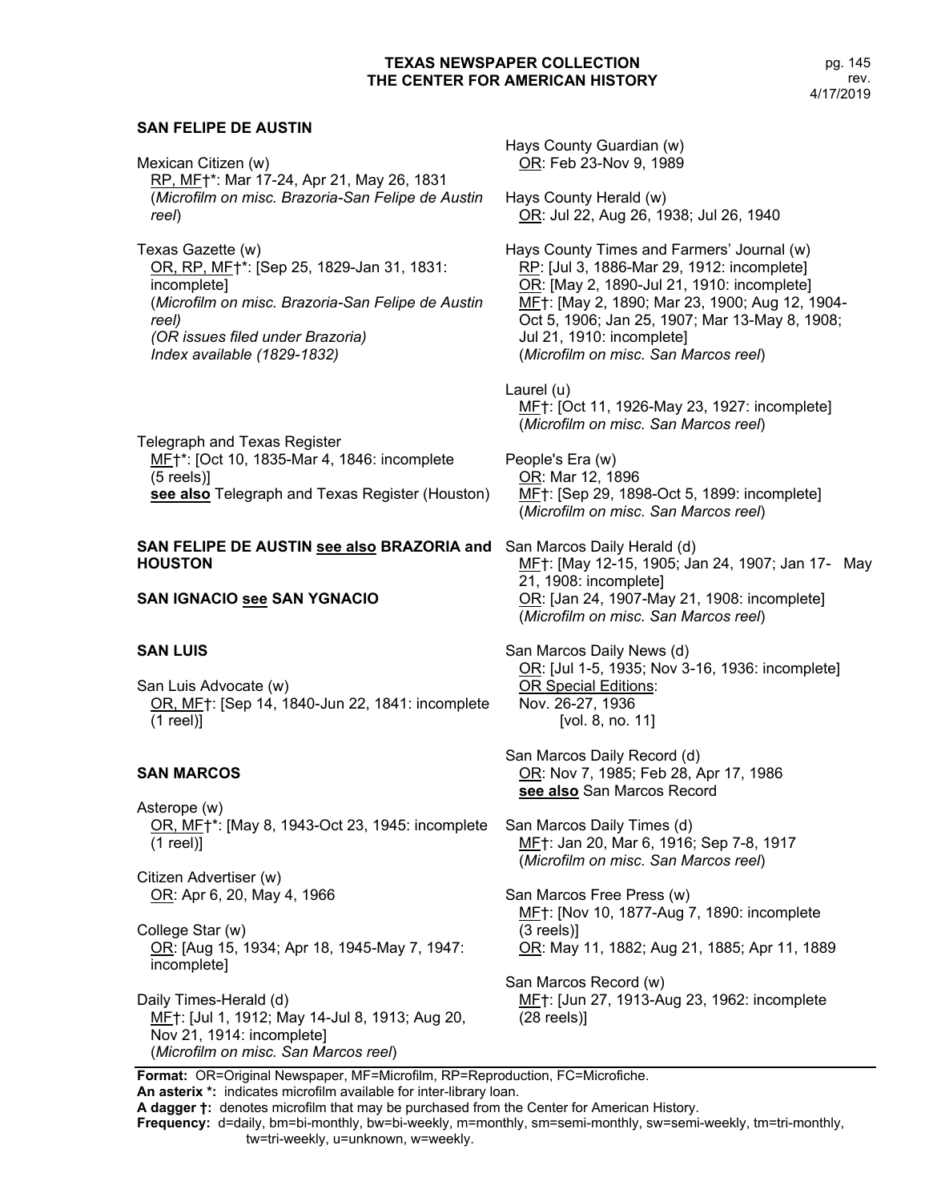## SAN FELIPE DE AUSTIN

Mexican Citizen (w)
RP, MF†*: Mar 17-24, Apr 21, May 26, 1831
(*Microfilm on misc. Brazoria-San Felipe de Austin reel*)

Texas Gazette (w)
OR, RP, MF†*: [Sep 25, 1829-Jan 31, 1831: incomplete]
(*Microfilm on misc. Brazoria-San Felipe de Austin reel)*
*(OR issues filed under Brazoria)*
*Index available (1829-1832)*

Telegraph and Texas Register
MF†*: [Oct 10, 1835-Mar 4, 1846: incomplete (5 reels)]
**see also** Telegraph and Texas Register (Houston)

## SAN FELIPE DE AUSTIN see also BRAZORIA and HOUSTON

## SAN IGNACIO see SAN YGNACIO

## SAN LUIS

San Luis Advocate (w)
OR, MF†: [Sep 14, 1840-Jun 22, 1841: incomplete (1 reel)]

## SAN MARCOS

Asterope (w)
OR, MF†*: [May 8, 1943-Oct 23, 1945: incomplete (1 reel)]

Citizen Advertiser (w)
OR: Apr 6, 20, May 4, 1966

College Star (w)
OR: [Aug 15, 1934; Apr 18, 1945-May 7, 1947: incomplete]

Daily Times-Herald (d)
MF†: [Jul 1, 1912; May 14-Jul 8, 1913; Aug 20, Nov 21, 1914: incomplete]
(*Microfilm on misc. San Marcos reel*)

Hays County Guardian (w)
OR: Feb 23-Nov 9, 1989

Hays County Herald (w)
OR: Jul 22, Aug 26, 1938; Jul 26, 1940

Hays County Times and Farmers' Journal (w)
RP: [Jul 3, 1886-Mar 29, 1912: incomplete]
OR: [May 2, 1890-Jul 21, 1910: incomplete]
MF†: [May 2, 1890; Mar 23, 1900; Aug 12, 1904-Oct 5, 1906; Jan 25, 1907; Mar 13-May 8, 1908; Jul 21, 1910: incomplete]
(*Microfilm on misc. San Marcos reel*)

Laurel (u)
MF†: [Oct 11, 1926-May 23, 1927: incomplete]
(*Microfilm on misc. San Marcos reel*)

People's Era (w)
OR: Mar 12, 1896
MF†: [Sep 29, 1898-Oct 5, 1899: incomplete]
(*Microfilm on misc. San Marcos reel*)

San Marcos Daily Herald (d)
MF†: [May 12-15, 1905; Jan 24, 1907; Jan 17- May 21, 1908: incomplete]
OR: [Jan 24, 1907-May 21, 1908: incomplete]
(*Microfilm on misc. San Marcos reel*)

San Marcos Daily News (d)
OR: [Jul 1-5, 1935; Nov 3-16, 1936: incomplete]
OR Special Editions:
Nov. 26-27, 1936
[vol. 8, no. 11]

San Marcos Daily Record (d)
OR: Nov 7, 1985; Feb 28, Apr 17, 1986
**see also** San Marcos Record

San Marcos Daily Times (d)
MF†: Jan 20, Mar 6, 1916; Sep 7-8, 1917
(*Microfilm on misc. San Marcos reel*)

San Marcos Free Press (w)
MF†: [Nov 10, 1877-Aug 7, 1890: incomplete (3 reels)]
OR: May 11, 1882; Aug 21, 1885; Apr 11, 1889

San Marcos Record (w)
MF†: [Jun 27, 1913-Aug 23, 1962: incomplete (28 reels)]

**Format:** OR=Original Newspaper, MF=Microfilm, RP=Reproduction, FC=Microfiche.
**An asterix \*:** indicates microfilm available for inter-library loan.
**A dagger †:** denotes microfilm that may be purchased from the Center for American History.
**Frequency:** d=daily, bm=bi-monthly, bw=bi-weekly, m=monthly, sm=semi-monthly, sw=semi-weekly, tm=tri-monthly, tw=tri-weekly, u=unknown, w=weekly.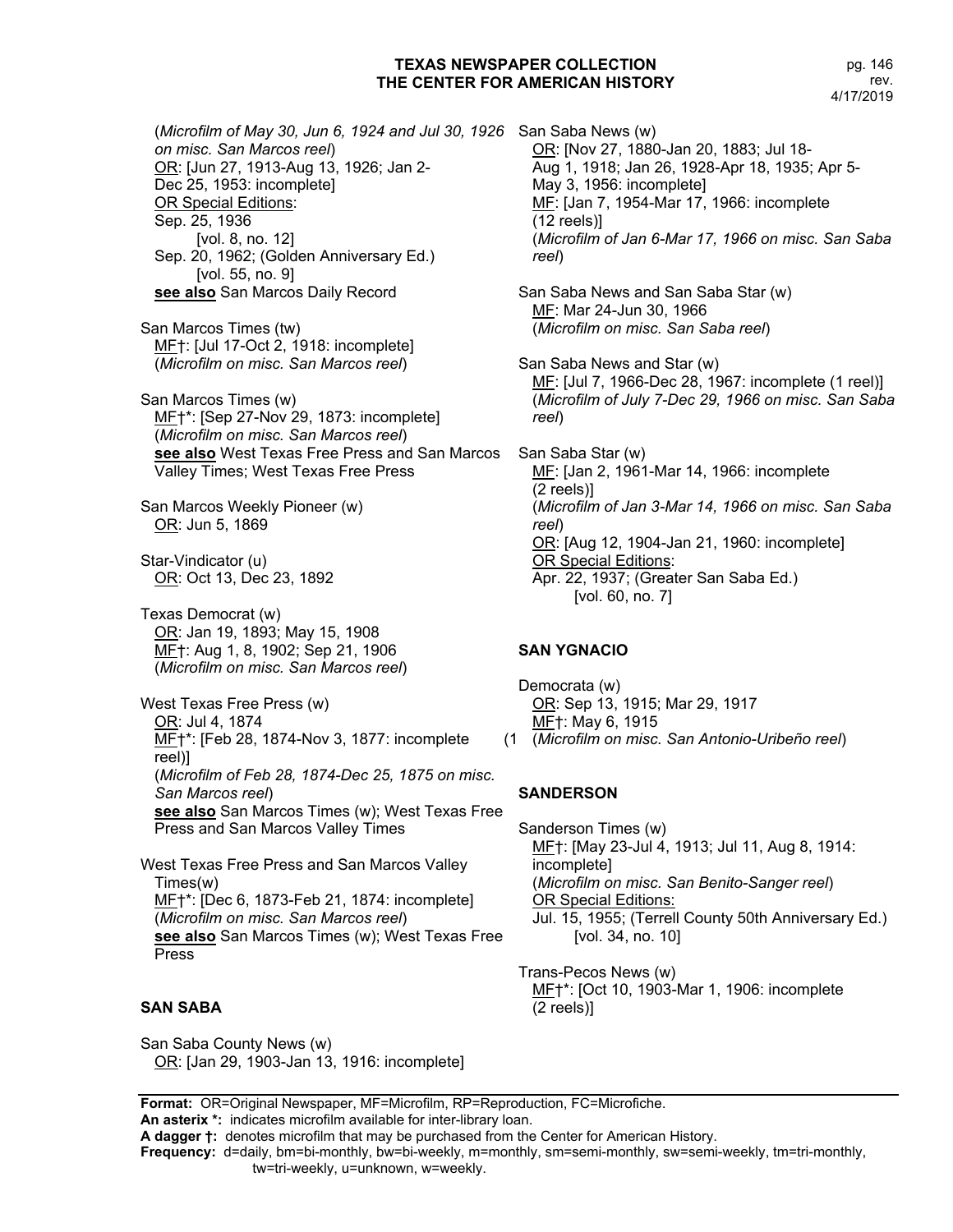(*Microfilm of May 30, Jun 6, 1924 and Jul 30, 1926 on misc. San Marcos reel*)
OR: [Jun 27, 1913-Aug 13, 1926; Jan 2-Dec 25, 1953: incomplete]
OR Special Editions:
Sep. 25, 1936
[vol. 8, no. 12]
Sep. 20, 1962; (Golden Anniversary Ed.)
[vol. 55, no. 9]
**see also** San Marcos Daily Record

San Marcos Times (tw)
MF†: [Jul 17-Oct 2, 1918: incomplete]
(*Microfilm on misc. San Marcos reel*)

San Marcos Times (w)
MF†*: [Sep 27-Nov 29, 1873: incomplete]
(*Microfilm on misc. San Marcos reel*)
**see also** West Texas Free Press and San Marcos Valley Times; West Texas Free Press

San Marcos Weekly Pioneer (w)
OR: Jun 5, 1869

Star-Vindicator (u)
OR: Oct 13, Dec 23, 1892

Texas Democrat (w)
OR: Jan 19, 1893; May 15, 1908
MF†: Aug 1, 8, 1902; Sep 21, 1906
(*Microfilm on misc. San Marcos reel*)

West Texas Free Press (w)
OR: Jul 4, 1874
MF†*: [Feb 28, 1874-Nov 3, 1877: incomplete (1 reel)]
(*Microfilm of Feb 28, 1874-Dec 25, 1875 on misc. San Marcos reel*)
**see also** San Marcos Times (w); West Texas Free Press and San Marcos Valley Times

West Texas Free Press and San Marcos Valley Times(w)
MF†*: [Dec 6, 1873-Feb 21, 1874: incomplete]
(*Microfilm on misc. San Marcos reel*)
**see also** San Marcos Times (w); West Texas Free Press

## SAN SABA

San Saba County News (w)
OR: [Jan 29, 1903-Jan 13, 1916: incomplete]

San Saba News (w)
OR: [Nov 27, 1880-Jan 20, 1883; Jul 18-Aug 1, 1918; Jan 26, 1928-Apr 18, 1935; Apr 5-May 3, 1956: incomplete]
MF: [Jan 7, 1954-Mar 17, 1966: incomplete (12 reels)]
(*Microfilm of Jan 6-Mar 17, 1966 on misc. San Saba reel*)

San Saba News and San Saba Star (w)
MF: Mar 24-Jun 30, 1966
(*Microfilm on misc. San Saba reel*)

San Saba News and Star (w)
MF: [Jul 7, 1966-Dec 28, 1967: incomplete (1 reel)]
(*Microfilm of July 7-Dec 29, 1966 on misc. San Saba reel*)

San Saba Star (w)
MF: [Jan 2, 1961-Mar 14, 1966: incomplete (2 reels)]
(*Microfilm of Jan 3-Mar 14, 1966 on misc. San Saba reel*)
OR: [Aug 12, 1904-Jan 21, 1960: incomplete]
OR Special Editions:
Apr. 22, 1937; (Greater San Saba Ed.)
[vol. 60, no. 7]

## SAN YGNACIO

Democrata (w)
OR: Sep 13, 1915; Mar 29, 1917
MF†: May 6, 1915
(*Microfilm on misc. San Antonio-Uribeño reel*)

## SANDERSON

Sanderson Times (w)
MF†: [May 23-Jul 4, 1913; Jul 11, Aug 8, 1914: incomplete]
(*Microfilm on misc. San Benito-Sanger reel*)
OR Special Editions:
Jul. 15, 1955; (Terrell County 50th Anniversary Ed.)
[vol. 34, no. 10]

Trans-Pecos News (w)
MF†*: [Oct 10, 1903-Mar 1, 1906: incomplete (2 reels)]

**Format:** OR=Original Newspaper, MF=Microfilm, RP=Reproduction, FC=Microfiche.
**An asterix *:** indicates microfilm available for inter-library loan.
**A dagger †:** denotes microfilm that may be purchased from the Center for American History.
**Frequency:** d=daily, bm=bi-monthly, bw=bi-weekly, m=monthly, sm=semi-monthly, sw=semi-weekly, tm=tri-monthly, tw=tri-weekly, u=unknown, w=weekly.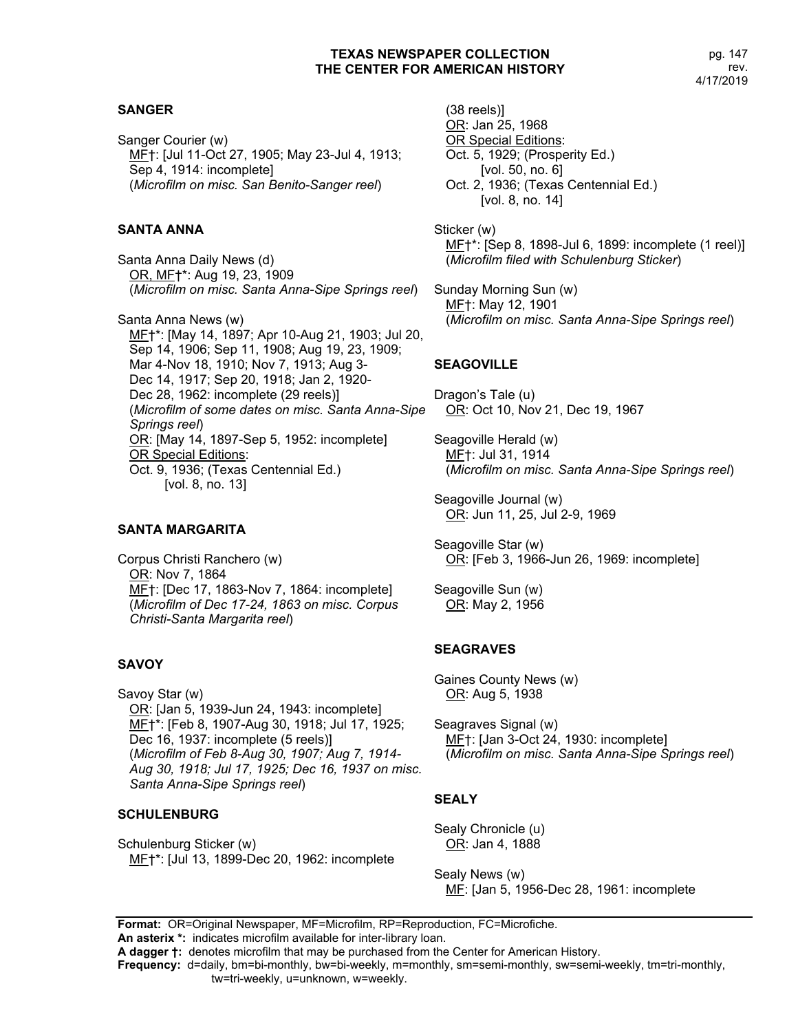## SANGER

Sanger Courier (w)
MF†: [Jul 11-Oct 27, 1905; May 23-Jul 4, 1913; Sep 4, 1914: incomplete]
(*Microfilm on misc. San Benito-Sanger reel*)

## SANTA ANNA

Santa Anna Daily News (d)
OR, MF†*: Aug 19, 23, 1909
(*Microfilm on misc. Santa Anna-Sipe Springs reel*)

Santa Anna News (w)
MF†*: [May 14, 1897; Apr 10-Aug 21, 1903; Jul 20, Sep 14, 1906; Sep 11, 1908; Aug 19, 23, 1909; Mar 4-Nov 18, 1910; Nov 7, 1913; Aug 3-Dec 14, 1917; Sep 20, 1918; Jan 2, 1920-Dec 28, 1962: incomplete (29 reels)]
(*Microfilm of some dates on misc. Santa Anna-Sipe Springs reel*)
OR: [May 14, 1897-Sep 5, 1952: incomplete]
OR Special Editions:
Oct. 9, 1936; (Texas Centennial Ed.) [vol. 8, no. 13]

## SANTA MARGARITA

Corpus Christi Ranchero (w)
OR: Nov 7, 1864
MF†: [Dec 17, 1863-Nov 7, 1864: incomplete]
(*Microfilm of Dec 17-24, 1863 on misc. Corpus Christi-Santa Margarita reel*)

## SAVOY

Savoy Star (w)
OR: [Jan 5, 1939-Jun 24, 1943: incomplete]
MF†*: [Feb 8, 1907-Aug 30, 1918; Jul 17, 1925; Dec 16, 1937: incomplete (5 reels)]
(*Microfilm of Feb 8-Aug 30, 1907; Aug 7, 1914-Aug 30, 1918; Jul 17, 1925; Dec 16, 1937 on misc. Santa Anna-Sipe Springs reel*)

## SCHULENBURG

Schulenburg Sticker (w)
MF†*: [Jul 13, 1899-Dec 20, 1962: incomplete (38 reels)]
OR: Jan 25, 1968
OR Special Editions:
Oct. 5, 1929; (Prosperity Ed.) [vol. 50, no. 6]
Oct. 2, 1936; (Texas Centennial Ed.) [vol. 8, no. 14]

Sticker (w)
MF†*: [Sep 8, 1898-Jul 6, 1899: incomplete (1 reel)]
(*Microfilm filed with Schulenburg Sticker*)

Sunday Morning Sun (w)
MF†: May 12, 1901
(*Microfilm on misc. Santa Anna-Sipe Springs reel*)

## SEAGOVILLE

Dragon's Tale (u)
OR: Oct 10, Nov 21, Dec 19, 1967

Seagoville Herald (w)
MF†: Jul 31, 1914
(*Microfilm on misc. Santa Anna-Sipe Springs reel*)

Seagoville Journal (w)
OR: Jun 11, 25, Jul 2-9, 1969

Seagoville Star (w)
OR: [Feb 3, 1966-Jun 26, 1969: incomplete]

Seagoville Sun (w)
OR: May 2, 1956

## SEAGRAVES

Gaines County News (w)
OR: Aug 5, 1938

Seagraves Signal (w)
MF†: [Jan 3-Oct 24, 1930: incomplete]
(*Microfilm on misc. Santa Anna-Sipe Springs reel*)

## SEALY

Sealy Chronicle (u)
OR: Jan 4, 1888

Sealy News (w)
MF: [Jan 5, 1956-Dec 28, 1961: incomplete

**Format:** OR=Original Newspaper, MF=Microfilm, RP=Reproduction, FC=Microfiche.
**An asterix *:** indicates microfilm available for inter-library loan.
**A dagger †:** denotes microfilm that may be purchased from the Center for American History.
**Frequency:** d=daily, bm=bi-monthly, bw=bi-weekly, m=monthly, sm=semi-monthly, sw=semi-weekly, tm=tri-monthly, tw=tri-weekly, u=unknown, w=weekly.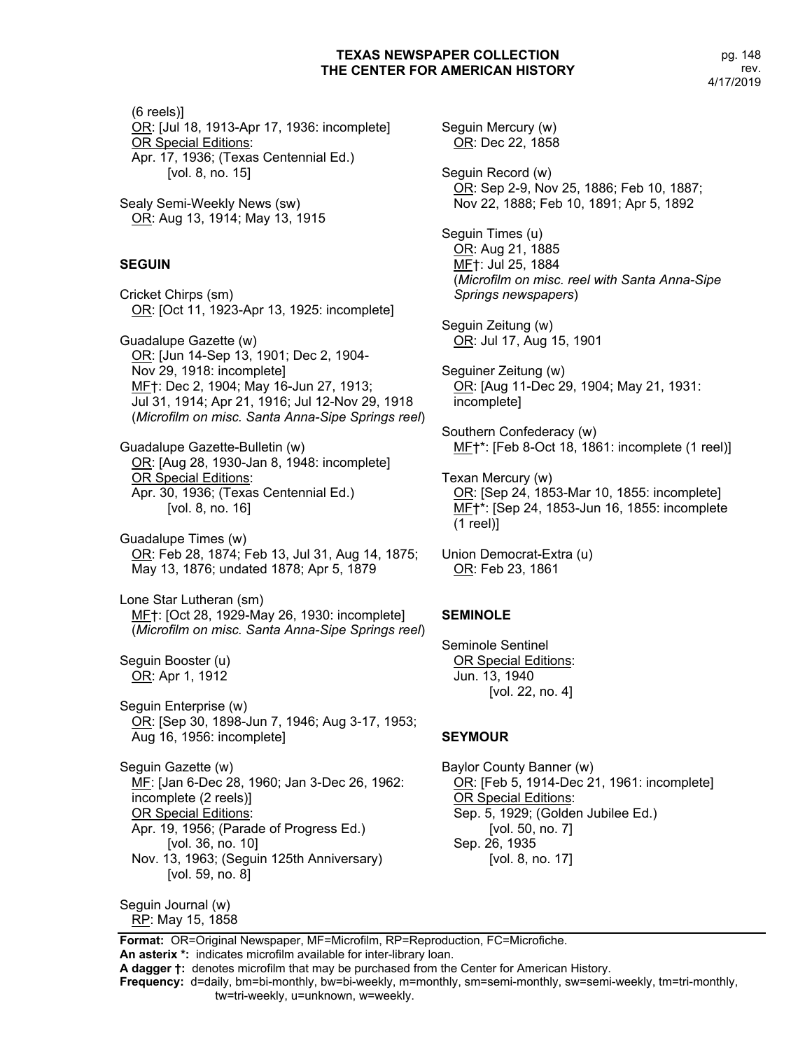(6 reels)]
OR: [Jul 18, 1913-Apr 17, 1936: incomplete]
OR Special Editions:
Apr. 17, 1936; (Texas Centennial Ed.)
[vol. 8, no. 15]

Sealy Semi-Weekly News (sw)
OR: Aug 13, 1914; May 13, 1915

### SEGUIN

Cricket Chirps (sm)
OR: [Oct 11, 1923-Apr 13, 1925: incomplete]

Guadalupe Gazette (w)
OR: [Jun 14-Sep 13, 1901; Dec 2, 1904-Nov 29, 1918: incomplete]
MF†: Dec 2, 1904; May 16-Jun 27, 1913; Jul 31, 1914; Apr 21, 1916; Jul 12-Nov 29, 1918
(*Microfilm on misc. Santa Anna-Sipe Springs reel*)

Guadalupe Gazette-Bulletin (w)
OR: [Aug 28, 1930-Jan 8, 1948: incomplete]
OR Special Editions:
Apr. 30, 1936; (Texas Centennial Ed.)
[vol. 8, no. 16]

Guadalupe Times (w)
OR: Feb 28, 1874; Feb 13, Jul 31, Aug 14, 1875; May 13, 1876; undated 1878; Apr 5, 1879

Lone Star Lutheran (sm)
MF†: [Oct 28, 1929-May 26, 1930: incomplete]
(*Microfilm on misc. Santa Anna-Sipe Springs reel*)

Seguin Booster (u)
OR: Apr 1, 1912

Seguin Enterprise (w)
OR: [Sep 30, 1898-Jun 7, 1946; Aug 3-17, 1953; Aug 16, 1956: incomplete]

Seguin Gazette (w)
MF: [Jan 6-Dec 28, 1960; Jan 3-Dec 26, 1962: incomplete (2 reels)]
OR Special Editions:
Apr. 19, 1956; (Parade of Progress Ed.)
[vol. 36, no. 10]
Nov. 13, 1963; (Seguin 125th Anniversary)
[vol. 59, no. 8]

Seguin Journal (w)
RP: May 15, 1858

Seguin Mercury (w)
OR: Dec 22, 1858

Seguin Record (w)
OR: Sep 2-9, Nov 25, 1886; Feb 10, 1887; Nov 22, 1888; Feb 10, 1891; Apr 5, 1892

Seguin Times (u)
OR: Aug 21, 1885
MF†: Jul 25, 1884
(*Microfilm on misc. reel with Santa Anna-Sipe Springs newspapers*)

Seguin Zeitung (w)
OR: Jul 17, Aug 15, 1901

Seguiner Zeitung (w)
OR: [Aug 11-Dec 29, 1904; May 21, 1931: incomplete]

Southern Confederacy (w)
MF†*: [Feb 8-Oct 18, 1861: incomplete (1 reel)]

Texan Mercury (w)
OR: [Sep 24, 1853-Mar 10, 1855: incomplete]
MF†*: [Sep 24, 1853-Jun 16, 1855: incomplete (1 reel)]

Union Democrat-Extra (u)
OR: Feb 23, 1861

### SEMINOLE

Seminole Sentinel
OR Special Editions:
Jun. 13, 1940
[vol. 22, no. 4]

### SEYMOUR

Baylor County Banner (w)
OR: [Feb 5, 1914-Dec 21, 1961: incomplete]
OR Special Editions:
Sep. 5, 1929; (Golden Jubilee Ed.)
[vol. 50, no. 7]
Sep. 26, 1935
[vol. 8, no. 17]

**Format:** OR=Original Newspaper, MF=Microfilm, RP=Reproduction, FC=Microfiche.
**An asterix *:** indicates microfilm available for inter-library loan.
**A dagger †:** denotes microfilm that may be purchased from the Center for American History.
**Frequency:** d=daily, bm=bi-monthly, bw=bi-weekly, m=monthly, sm=semi-monthly, sw=semi-weekly, tm=tri-monthly, tw=tri-weekly, u=unknown, w=weekly.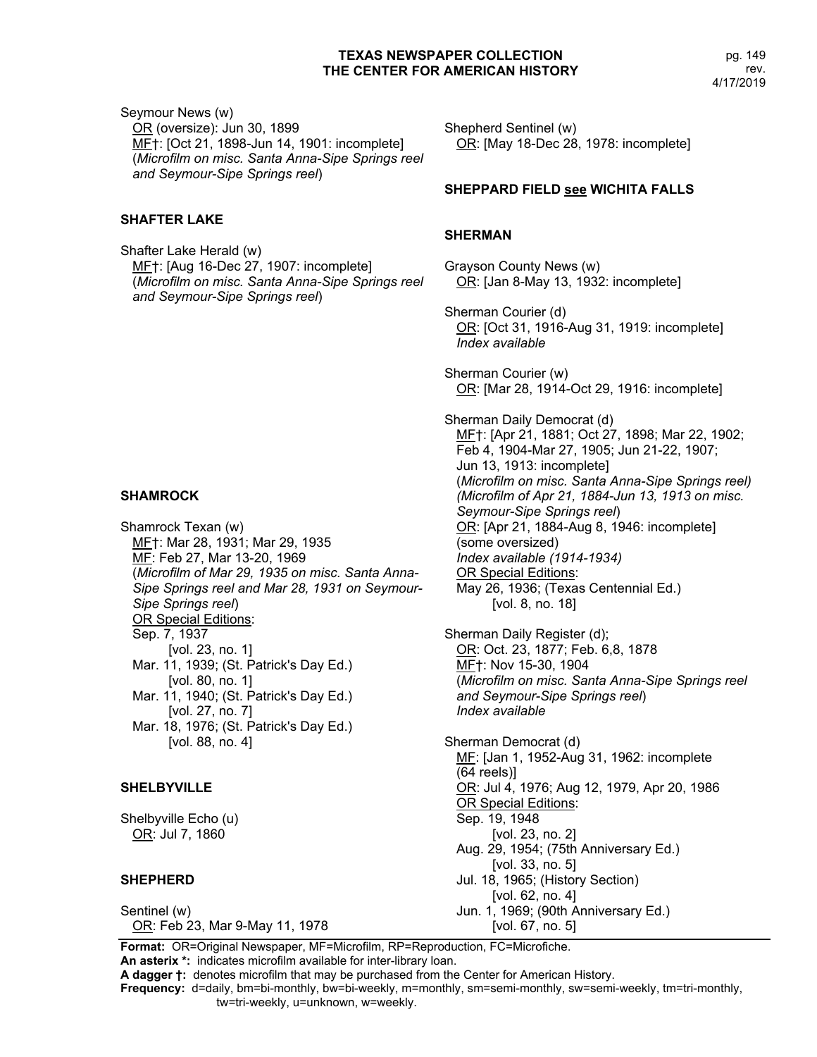Seymour News (w)
OR (oversize): Jun 30, 1899
MF†: [Oct 21, 1898-Jun 14, 1901: incomplete]
(*Microfilm on misc. Santa Anna-Sipe Springs reel and Seymour-Sipe Springs reel*)

## SHAFTER LAKE

Shafter Lake Herald (w)
MF†: [Aug 16-Dec 27, 1907: incomplete]
(*Microfilm on misc. Santa Anna-Sipe Springs reel and Seymour-Sipe Springs reel*)

## SHAMROCK

Shamrock Texan (w)
MF†: Mar 28, 1931; Mar 29, 1935
MF: Feb 27, Mar 13-20, 1969
(*Microfilm of Mar 29, 1935 on misc. Santa Anna-Sipe Springs reel and Mar 28, 1931 on Seymour-Sipe Springs reel*)
OR Special Editions:
Sep. 7, 1937
[vol. 23, no. 1]
Mar. 11, 1939; (St. Patrick's Day Ed.)
[vol. 80, no. 1]
Mar. 11, 1940; (St. Patrick's Day Ed.)
[vol. 27, no. 7]
Mar. 18, 1976; (St. Patrick's Day Ed.)
[vol. 88, no. 4]

## SHELBYVILLE

Shelbyville Echo (u)
OR: Jul 7, 1860

## SHEPHERD

Sentinel (w)
OR: Feb 23, Mar 9-May 11, 1978

Shepherd Sentinel (w)
OR: [May 18-Dec 28, 1978: incomplete]

## SHEPPARD FIELD see WICHITA FALLS

## SHERMAN

Grayson County News (w)
OR: [Jan 8-May 13, 1932: incomplete]

Sherman Courier (d)
OR: [Oct 31, 1916-Aug 31, 1919: incomplete]
*Index available*

Sherman Courier (w)
OR: [Mar 28, 1914-Oct 29, 1916: incomplete]

Sherman Daily Democrat (d)
MF†: [Apr 21, 1881; Oct 27, 1898; Mar 22, 1902; Feb 4, 1904-Mar 27, 1905; Jun 21-22, 1907; Jun 13, 1913: incomplete]
(*Microfilm on misc. Santa Anna-Sipe Springs reel) (Microfilm of Apr 21, 1884-Jun 13, 1913 on misc. Seymour-Sipe Springs reel*)
OR: [Apr 21, 1884-Aug 8, 1946: incomplete]
(some oversized)
*Index available (1914-1934)*
OR Special Editions:
May 26, 1936; (Texas Centennial Ed.)
[vol. 8, no. 18]

Sherman Daily Register (d);
OR: Oct. 23, 1877; Feb. 6,8, 1878
MF†: Nov 15-30, 1904
(*Microfilm on misc. Santa Anna-Sipe Springs reel and Seymour-Sipe Springs reel*)
*Index available*

Sherman Democrat (d)
MF: [Jan 1, 1952-Aug 31, 1962: incomplete (64 reels)]
OR: Jul 4, 1976; Aug 12, 1979, Apr 20, 1986
OR Special Editions:
Sep. 19, 1948
[vol. 23, no. 2]
Aug. 29, 1954; (75th Anniversary Ed.)
[vol. 33, no. 5]
Jul. 18, 1965; (History Section)
[vol. 62, no. 4]
Jun. 1, 1969; (90th Anniversary Ed.)
[vol. 67, no. 5]

**Format:** OR=Original Newspaper, MF=Microfilm, RP=Reproduction, FC=Microfiche.
**An asterix \*:** indicates microfilm available for inter-library loan.
**A dagger †:** denotes microfilm that may be purchased from the Center for American History.
**Frequency:** d=daily, bm=bi-monthly, bw=bi-weekly, m=monthly, sm=semi-monthly, sw=semi-weekly, tm=tri-monthly, tw=tri-weekly, u=unknown, w=weekly.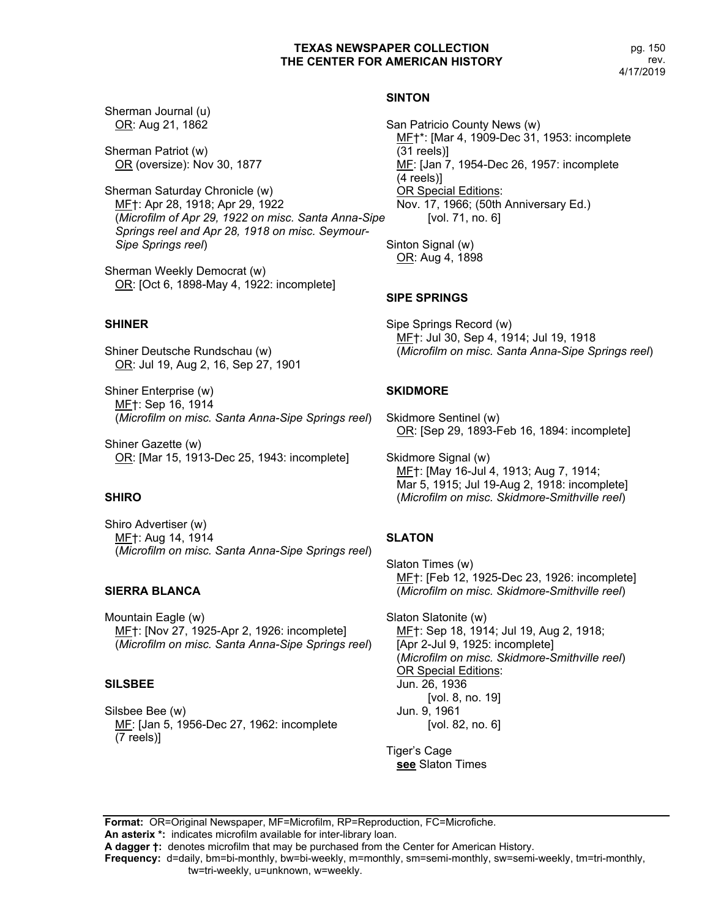Sherman Journal (u)
OR: Aug 21, 1862

Sherman Patriot (w)
OR (oversize): Nov 30, 1877

Sherman Saturday Chronicle (w)
MF†: Apr 28, 1918; Apr 29, 1922
(*Microfilm of Apr 29, 1922 on misc. Santa Anna-Sipe Springs reel and Apr 28, 1918 on misc. Seymour-Sipe Springs reel*)

Sherman Weekly Democrat (w)
OR: [Oct 6, 1898-May 4, 1922: incomplete]

### SHINER

Shiner Deutsche Rundschau (w)
OR: Jul 19, Aug 2, 16, Sep 27, 1901

Shiner Enterprise (w)
MF†: Sep 16, 1914
(*Microfilm on misc. Santa Anna-Sipe Springs reel*)

Shiner Gazette (w)
OR: [Mar 15, 1913-Dec 25, 1943: incomplete]

### SHIRO

Shiro Advertiser (w)
MF†: Aug 14, 1914
(*Microfilm on misc. Santa Anna-Sipe Springs reel*)

### SIERRA BLANCA

Mountain Eagle (w)
MF†: [Nov 27, 1925-Apr 2, 1926: incomplete]
(*Microfilm on misc. Santa Anna-Sipe Springs reel*)

### SILSBEE

Silsbee Bee (w)
MF: [Jan 5, 1956-Dec 27, 1962: incomplete (7 reels)]

### SINTON

San Patricio County News (w)
MF†*: [Mar 4, 1909-Dec 31, 1953: incomplete (31 reels)]
MF: [Jan 7, 1954-Dec 26, 1957: incomplete (4 reels)]
OR Special Editions:
Nov. 17, 1966; (50th Anniversary Ed.)
[vol. 71, no. 6]

Sinton Signal (w)
OR: Aug 4, 1898

### SIPE SPRINGS

Sipe Springs Record (w)
MF†: Jul 30, Sep 4, 1914; Jul 19, 1918
(*Microfilm on misc. Santa Anna-Sipe Springs reel*)

### SKIDMORE

Skidmore Sentinel (w)
OR: [Sep 29, 1893-Feb 16, 1894: incomplete]

Skidmore Signal (w)
MF†: [May 16-Jul 4, 1913; Aug 7, 1914; Mar 5, 1915; Jul 19-Aug 2, 1918: incomplete]
(*Microfilm on misc. Skidmore-Smithville reel*)

### SLATON

Slaton Times (w)
MF†: [Feb 12, 1925-Dec 23, 1926: incomplete]
(*Microfilm on misc. Skidmore-Smithville reel*)

Slaton Slatonite (w)
MF†: Sep 18, 1914; Jul 19, Aug 2, 1918; [Apr 2-Jul 9, 1925: incomplete]
(*Microfilm on misc. Skidmore-Smithville reel*)
OR Special Editions:
Jun. 26, 1936
[vol. 8, no. 19]
Jun. 9, 1961
[vol. 82, no. 6]

Tiger's Cage
**see** Slaton Times

**Format:** OR=Original Newspaper, MF=Microfilm, RP=Reproduction, FC=Microfiche.
**An asterix *:** indicates microfilm available for inter-library loan.
**A dagger †:** denotes microfilm that may be purchased from the Center for American History.
**Frequency:** d=daily, bm=bi-monthly, bw=bi-weekly, m=monthly, sm=semi-monthly, sw=semi-weekly, tm=tri-monthly, tw=tri-weekly, u=unknown, w=weekly.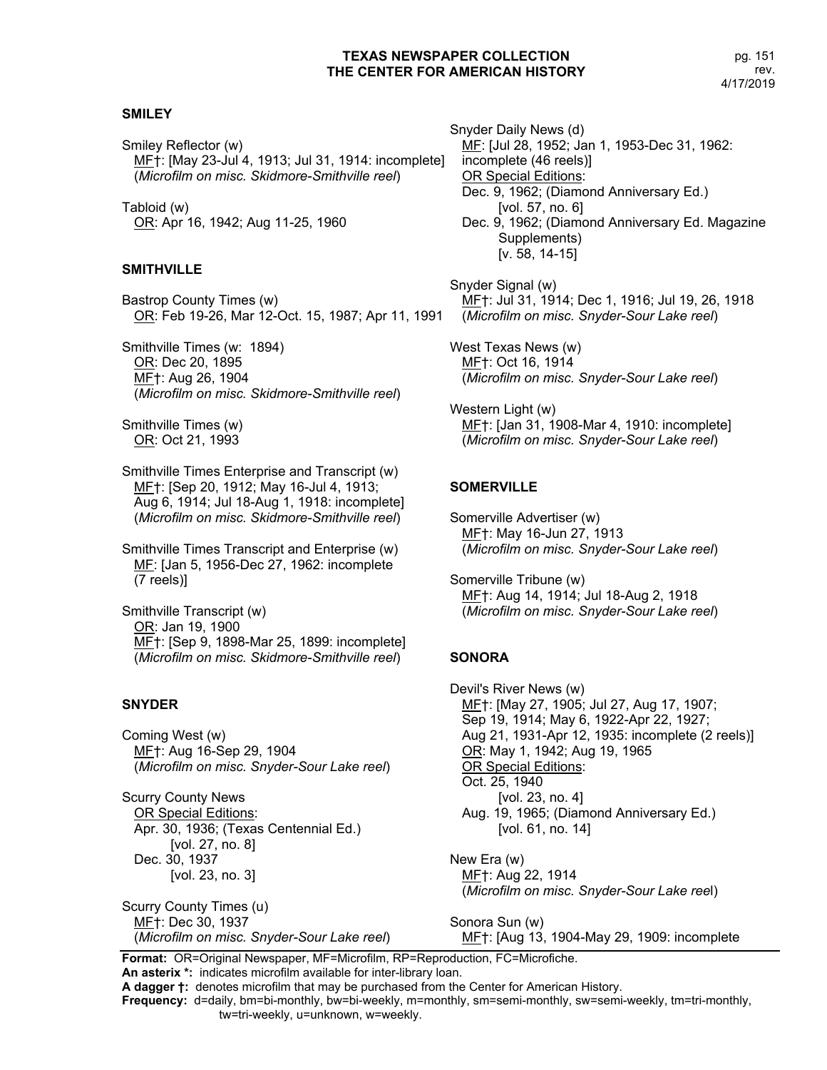## SMILEY

Smiley Reflector (w)
MF†: [May 23-Jul 4, 1913; Jul 31, 1914: incomplete]
(*Microfilm on misc. Skidmore-Smithville reel*)

Tabloid (w)
OR: Apr 16, 1942; Aug 11-25, 1960

## SMITHVILLE

Bastrop County Times (w)
OR: Feb 19-26, Mar 12-Oct. 15, 1987; Apr 11, 1991

Smithville Times (w: 1894)
OR: Dec 20, 1895
MF†: Aug 26, 1904
(*Microfilm on misc. Skidmore-Smithville reel*)

Smithville Times (w)
OR: Oct 21, 1993

Smithville Times Enterprise and Transcript (w)
MF†: [Sep 20, 1912; May 16-Jul 4, 1913; Aug 6, 1914; Jul 18-Aug 1, 1918: incomplete]
(*Microfilm on misc. Skidmore-Smithville reel*)

Smithville Times Transcript and Enterprise (w)
MF: [Jan 5, 1956-Dec 27, 1962: incomplete (7 reels)]

Smithville Transcript (w)
OR: Jan 19, 1900
MF†: [Sep 9, 1898-Mar 25, 1899: incomplete]
(*Microfilm on misc. Skidmore-Smithville reel*)

## SNYDER

Coming West (w)
MF†: Aug 16-Sep 29, 1904
(*Microfilm on misc. Snyder-Sour Lake reel*)

Scurry County News
OR Special Editions:
Apr. 30, 1936; (Texas Centennial Ed.)
[vol. 27, no. 8]
Dec. 30, 1937
[vol. 23, no. 3]

Scurry County Times (u)
MF†: Dec 30, 1937
(*Microfilm on misc. Snyder-Sour Lake reel*)

Snyder Daily News (d)
MF: [Jul 28, 1952; Jan 1, 1953-Dec 31, 1962: incomplete (46 reels)]
OR Special Editions:
Dec. 9, 1962; (Diamond Anniversary Ed.)
[vol. 57, no. 6]
Dec. 9, 1962; (Diamond Anniversary Ed. Magazine Supplements)
[v. 58, 14-15]

Snyder Signal (w)
MF†: Jul 31, 1914; Dec 1, 1916; Jul 19, 26, 1918
(*Microfilm on misc. Snyder-Sour Lake reel*)

West Texas News (w)
MF†: Oct 16, 1914
(*Microfilm on misc. Snyder-Sour Lake reel*)

Western Light (w)
MF†: [Jan 31, 1908-Mar 4, 1910: incomplete]
(*Microfilm on misc. Snyder-Sour Lake reel*)

## SOMERVILLE

Somerville Advertiser (w)
MF†: May 16-Jun 27, 1913
(*Microfilm on misc. Snyder-Sour Lake reel*)

Somerville Tribune (w)
MF†: Aug 14, 1914; Jul 18-Aug 2, 1918
(*Microfilm on misc. Snyder-Sour Lake reel*)

## SONORA

Devil's River News (w)
MF†: [May 27, 1905; Jul 27, Aug 17, 1907; Sep 19, 1914; May 6, 1922-Apr 22, 1927; Aug 21, 1931-Apr 12, 1935: incomplete (2 reels)]
OR: May 1, 1942; Aug 19, 1965
OR Special Editions:
Oct. 25, 1940
[vol. 23, no. 4]
Aug. 19, 1965; (Diamond Anniversary Ed.)
[vol. 61, no. 14]

New Era (w)
MF†: Aug 22, 1914
(*Microfilm on misc. Snyder-Sour Lake reel*)

Sonora Sun (w)
MF†: [Aug 13, 1904-May 29, 1909: incomplete

**Format:** OR=Original Newspaper, MF=Microfilm, RP=Reproduction, FC=Microfiche.
**An asterix \*:** indicates microfilm available for inter-library loan.
**A dagger †:** denotes microfilm that may be purchased from the Center for American History.
**Frequency:** d=daily, bm=bi-monthly, bw=bi-weekly, m=monthly, sm=semi-monthly, sw=semi-weekly, tm=tri-monthly, tw=tri-weekly, u=unknown, w=weekly.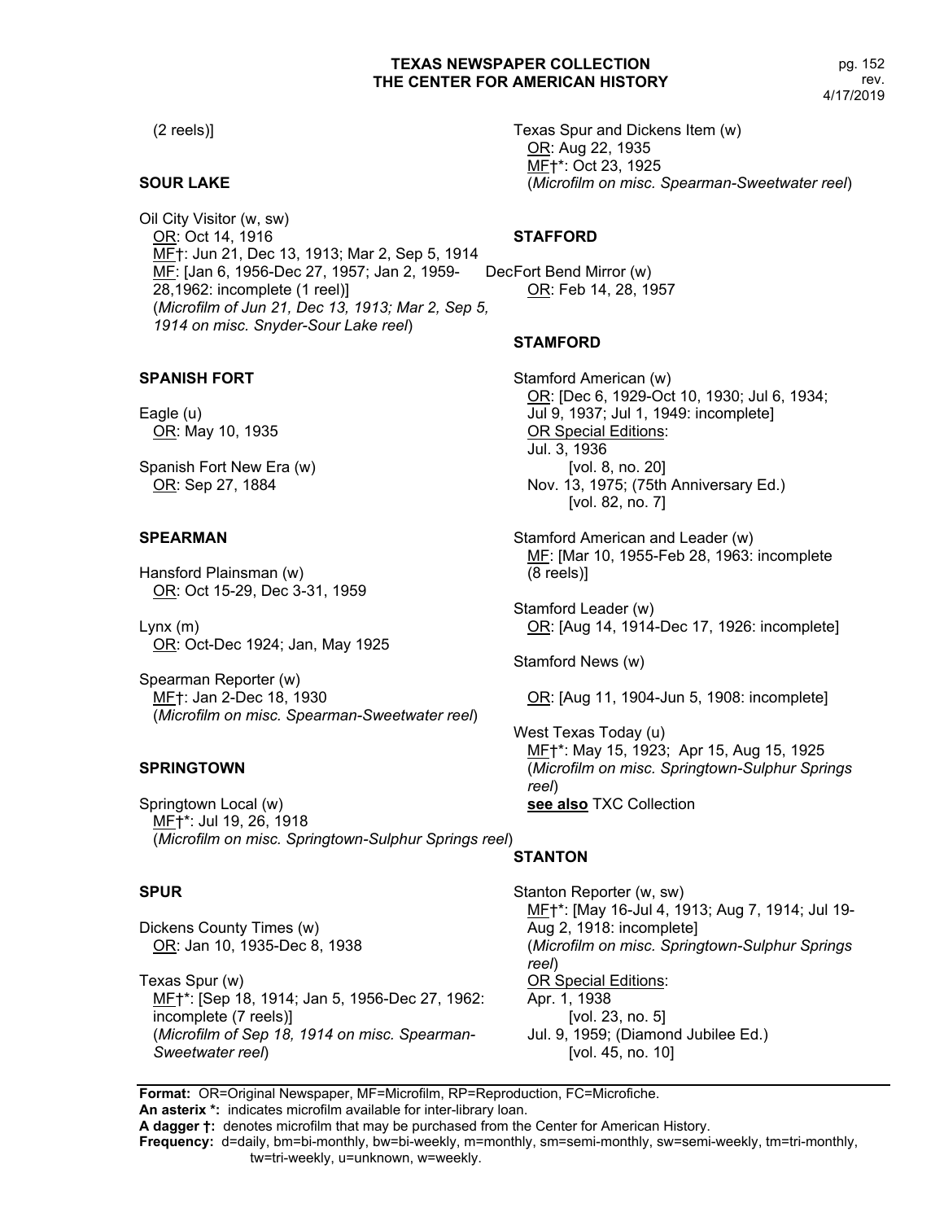(2 reels)]

## SOUR LAKE

Oil City Visitor (w, sw)
OR: Oct 14, 1916
MF†: Jun 21, Dec 13, 1913; Mar 2, Sep 5, 1914
MF: [Jan 6, 1956-Dec 27, 1957; Jan 2, 1959-Dec 28,1962: incomplete (1 reel)]
(*Microfilm of Jun 21, Dec 13, 1913; Mar 2, Sep 5, 1914 on misc. Snyder-Sour Lake reel*)

## SPANISH FORT

Eagle (u)
OR: May 10, 1935

Spanish Fort New Era (w)
OR: Sep 27, 1884

## SPEARMAN

Hansford Plainsman (w)
OR: Oct 15-29, Dec 3-31, 1959

Lynx (m)
OR: Oct-Dec 1924; Jan, May 1925

Spearman Reporter (w)
MF†: Jan 2-Dec 18, 1930
(*Microfilm on misc. Spearman-Sweetwater reel*)

## SPRINGTOWN

Springtown Local (w)
MF†*: Jul 19, 26, 1918
(*Microfilm on misc. Springtown-Sulphur Springs reel*)

## SPUR

Dickens County Times (w)
OR: Jan 10, 1935-Dec 8, 1938

Texas Spur (w)
MF†*: [Sep 18, 1914; Jan 5, 1956-Dec 27, 1962: incomplete (7 reels)]
(*Microfilm of Sep 18, 1914 on misc. Spearman-Sweetwater reel*)

Texas Spur and Dickens Item (w)
OR: Aug 22, 1935
MF†*: Oct 23, 1925
(*Microfilm on misc. Spearman-Sweetwater reel*)

## STAFFORD

Fort Bend Mirror (w)
OR: Feb 14, 28, 1957

## STAMFORD

Stamford American (w)
OR: [Dec 6, 1929-Oct 10, 1930; Jul 6, 1934; Jul 9, 1937; Jul 1, 1949: incomplete]
OR Special Editions:
Jul. 3, 1936
[vol. 8, no. 20]
Nov. 13, 1975; (75th Anniversary Ed.)
[vol. 82, no. 7]

Stamford American and Leader (w)
MF: [Mar 10, 1955-Feb 28, 1963: incomplete (8 reels)]

Stamford Leader (w)
OR: [Aug 14, 1914-Dec 17, 1926: incomplete]

Stamford News (w)

OR: [Aug 11, 1904-Jun 5, 1908: incomplete]

West Texas Today (u)
MF†*: May 15, 1923; Apr 15, Aug 15, 1925
(*Microfilm on misc. Springtown-Sulphur Springs reel*)
**see also** TXC Collection

## STANTON

Stanton Reporter (w, sw)
MF†*: [May 16-Jul 4, 1913; Aug 7, 1914; Jul 19-Aug 2, 1918: incomplete]
(*Microfilm on misc. Springtown-Sulphur Springs reel*)
OR Special Editions:
Apr. 1, 1938
[vol. 23, no. 5]
Jul. 9, 1959; (Diamond Jubilee Ed.)
[vol. 45, no. 10]

**Format:** OR=Original Newspaper, MF=Microfilm, RP=Reproduction, FC=Microfiche.
**An asterix *:** indicates microfilm available for inter-library loan.
**A dagger †:** denotes microfilm that may be purchased from the Center for American History.
**Frequency:** d=daily, bm=bi-monthly, bw=bi-weekly, m=monthly, sm=semi-monthly, sw=semi-weekly, tm=tri-monthly, tw=tri-weekly, u=unknown, w=weekly.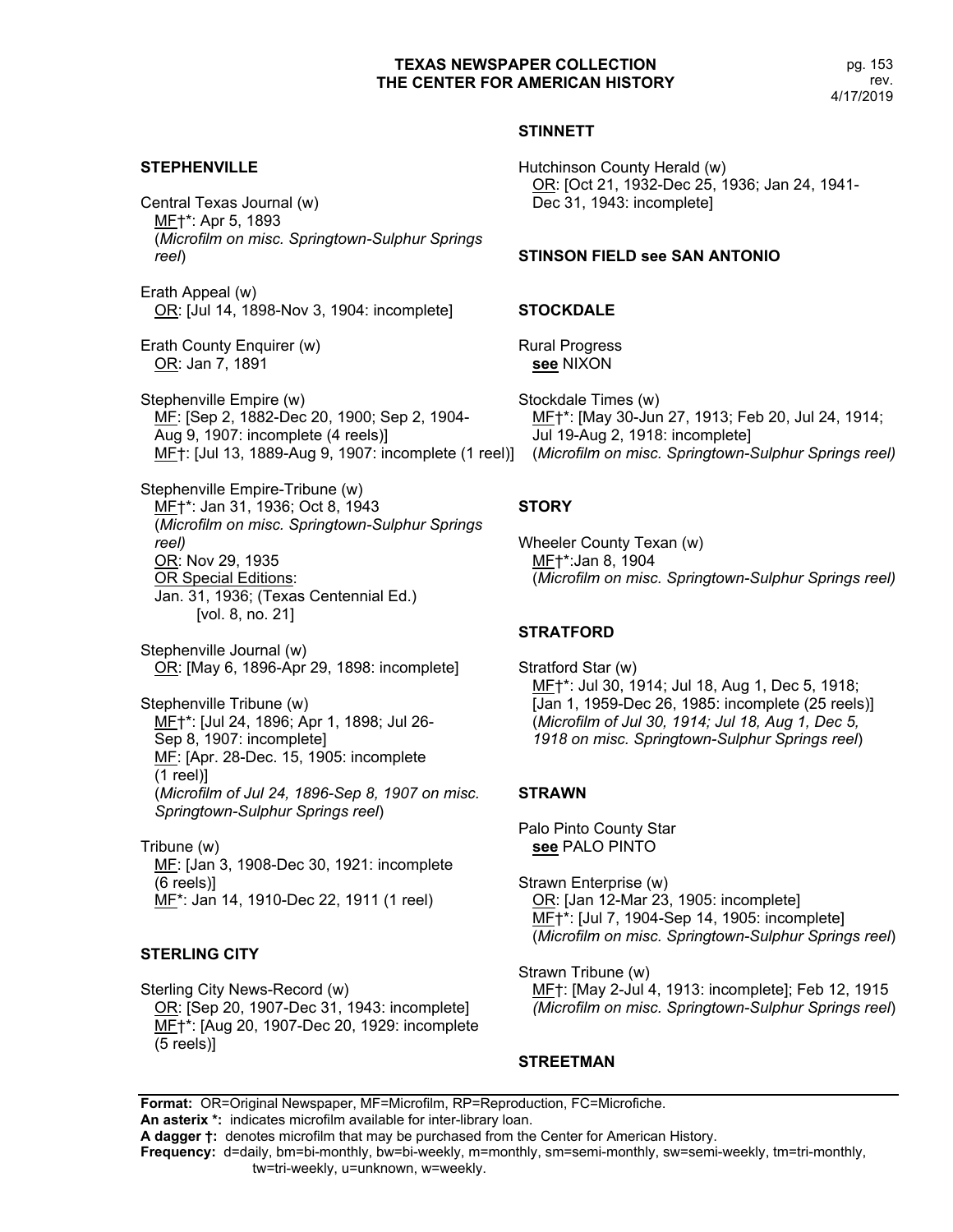## STEPHENVILLE

Central Texas Journal (w)
MF†*: Apr 5, 1893
(*Microfilm on misc. Springtown-Sulphur Springs reel*)

Erath Appeal (w)
OR: [Jul 14, 1898-Nov 3, 1904: incomplete]

Erath County Enquirer (w)
OR: Jan 7, 1891

Stephenville Empire (w)
MF: [Sep 2, 1882-Dec 20, 1900; Sep 2, 1904-Aug 9, 1907: incomplete (4 reels)]
MF†: [Jul 13, 1889-Aug 9, 1907: incomplete (1 reel)]

Stephenville Empire-Tribune (w)
MF†*: Jan 31, 1936; Oct 8, 1943
(*Microfilm on misc. Springtown-Sulphur Springs reel)*
OR: Nov 29, 1935
OR Special Editions:
Jan. 31, 1936; (Texas Centennial Ed.)
[vol. 8, no. 21]

Stephenville Journal (w)
OR: [May 6, 1896-Apr 29, 1898: incomplete]

Stephenville Tribune (w)
MF†*: [Jul 24, 1896; Apr 1, 1898; Jul 26-Sep 8, 1907: incomplete]
MF: [Apr. 28-Dec. 15, 1905: incomplete (1 reel)]
(*Microfilm of Jul 24, 1896-Sep 8, 1907 on misc. Springtown-Sulphur Springs reel*)

Tribune (w)
MF: [Jan 3, 1908-Dec 30, 1921: incomplete (6 reels)]
MF*: Jan 14, 1910-Dec 22, 1911 (1 reel)

## STERLING CITY

Sterling City News-Record (w)
OR: [Sep 20, 1907-Dec 31, 1943: incomplete]
MF†*: [Aug 20, 1907-Dec 20, 1929: incomplete (5 reels)]

## STINNETT

Hutchinson County Herald (w)
OR: [Oct 21, 1932-Dec 25, 1936; Jan 24, 1941-Dec 31, 1943: incomplete]

## STINSON FIELD see SAN ANTONIO

## STOCKDALE

Rural Progress
**see** NIXON

Stockdale Times (w)
MF†*: [May 30-Jun 27, 1913; Feb 20, Jul 24, 1914; Jul 19-Aug 2, 1918: incomplete]
(*Microfilm on misc. Springtown-Sulphur Springs reel)*

## STORY

Wheeler County Texan (w)
MF†*:Jan 8, 1904
(*Microfilm on misc. Springtown-Sulphur Springs reel)*

## STRATFORD

Stratford Star (w)
MF†*: Jul 30, 1914; Jul 18, Aug 1, Dec 5, 1918; [Jan 1, 1959-Dec 26, 1985: incomplete (25 reels)]
(*Microfilm of Jul 30, 1914; Jul 18, Aug 1, Dec 5, 1918 on misc. Springtown-Sulphur Springs reel*)

## STRAWN

Palo Pinto County Star
**see** PALO PINTO

Strawn Enterprise (w)
OR: [Jan 12-Mar 23, 1905: incomplete]
MF†*: [Jul 7, 1904-Sep 14, 1905: incomplete]
(*Microfilm on misc. Springtown-Sulphur Springs reel*)

Strawn Tribune (w)
MF†: [May 2-Jul 4, 1913: incomplete]; Feb 12, 1915
*(Microfilm on misc. Springtown-Sulphur Springs reel*)

## STREETMAN

**Format:** OR=Original Newspaper, MF=Microfilm, RP=Reproduction, FC=Microfiche.
**An asterix *:** indicates microfilm available for inter-library loan.
**A dagger †:** denotes microfilm that may be purchased from the Center for American History.
**Frequency:** d=daily, bm=bi-monthly, bw=bi-weekly, m=monthly, sm=semi-monthly, sw=semi-weekly, tm=tri-monthly, tw=tri-weekly, u=unknown, w=weekly.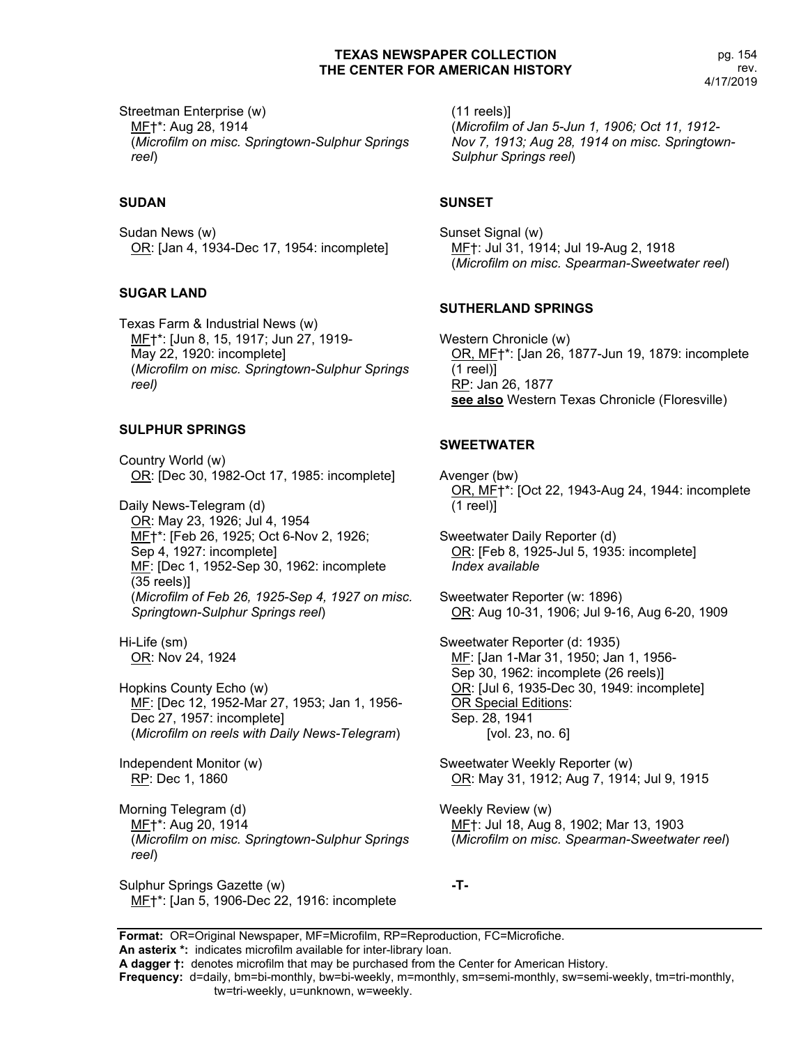Streetman Enterprise (w)
MF†*: Aug 28, 1914
(*Microfilm on misc. Springtown-Sulphur Springs reel*)

### SUDAN

Sudan News (w)
OR: [Jan 4, 1934-Dec 17, 1954: incomplete]

### SUGAR LAND

Texas Farm & Industrial News (w)
MF†*: [Jun 8, 15, 1917; Jun 27, 1919-May 22, 1920: incomplete]
(*Microfilm on misc. Springtown-Sulphur Springs reel)*

### SULPHUR SPRINGS

Country World (w)
OR: [Dec 30, 1982-Oct 17, 1985: incomplete]

Daily News-Telegram (d)
OR: May 23, 1926; Jul 4, 1954
MF†*: [Feb 26, 1925; Oct 6-Nov 2, 1926; Sep 4, 1927: incomplete]
MF: [Dec 1, 1952-Sep 30, 1962: incomplete (35 reels)]
(*Microfilm of Feb 26, 1925-Sep 4, 1927 on misc. Springtown-Sulphur Springs reel*)

Hi-Life (sm)
OR: Nov 24, 1924

Hopkins County Echo (w)
MF: [Dec 12, 1952-Mar 27, 1953; Jan 1, 1956-Dec 27, 1957: incomplete]
(*Microfilm on reels with Daily News-Telegram*)

Independent Monitor (w)
RP: Dec 1, 1860

Morning Telegram (d)
MF†*: Aug 20, 1914
(*Microfilm on misc. Springtown-Sulphur Springs reel*)

Sulphur Springs Gazette (w)
MF†*: [Jan 5, 1906-Dec 22, 1916: incomplete (11 reels)]
(*Microfilm of Jan 5-Jun 1, 1906; Oct 11, 1912-Nov 7, 1913; Aug 28, 1914 on misc. Springtown-Sulphur Springs reel*)

### SUNSET

Sunset Signal (w)
MF†: Jul 31, 1914; Jul 19-Aug 2, 1918
(*Microfilm on misc. Spearman-Sweetwater reel*)

### SUTHERLAND SPRINGS

Western Chronicle (w)
OR, MF†*: [Jan 26, 1877-Jun 19, 1879: incomplete (1 reel)]
RP: Jan 26, 1877
**see also** Western Texas Chronicle (Floresville)

### SWEETWATER

Avenger (bw)
OR, MF†*: [Oct 22, 1943-Aug 24, 1944: incomplete (1 reel)]

Sweetwater Daily Reporter (d)
OR: [Feb 8, 1925-Jul 5, 1935: incomplete]
*Index available*

Sweetwater Reporter (w: 1896)
OR: Aug 10-31, 1906; Jul 9-16, Aug 6-20, 1909

Sweetwater Reporter (d: 1935)
MF: [Jan 1-Mar 31, 1950; Jan 1, 1956-Sep 30, 1962: incomplete (26 reels)]
OR: [Jul 6, 1935-Dec 30, 1949: incomplete]
OR Special Editions:
Sep. 28, 1941
[vol. 23, no. 6]

Sweetwater Weekly Reporter (w)
OR: May 31, 1912; Aug 7, 1914; Jul 9, 1915

Weekly Review (w)
MF†: Jul 18, Aug 8, 1902; Mar 13, 1903
(*Microfilm on misc. Spearman-Sweetwater reel*)

**-T-**

**Format:** OR=Original Newspaper, MF=Microfilm, RP=Reproduction, FC=Microfiche.
**An asterix *:** indicates microfilm available for inter-library loan.
**A dagger †:** denotes microfilm that may be purchased from the Center for American History.
**Frequency:** d=daily, bm=bi-monthly, bw=bi-weekly, m=monthly, sm=semi-monthly, sw=semi-weekly, tm=tri-monthly, tw=tri-weekly, u=unknown, w=weekly.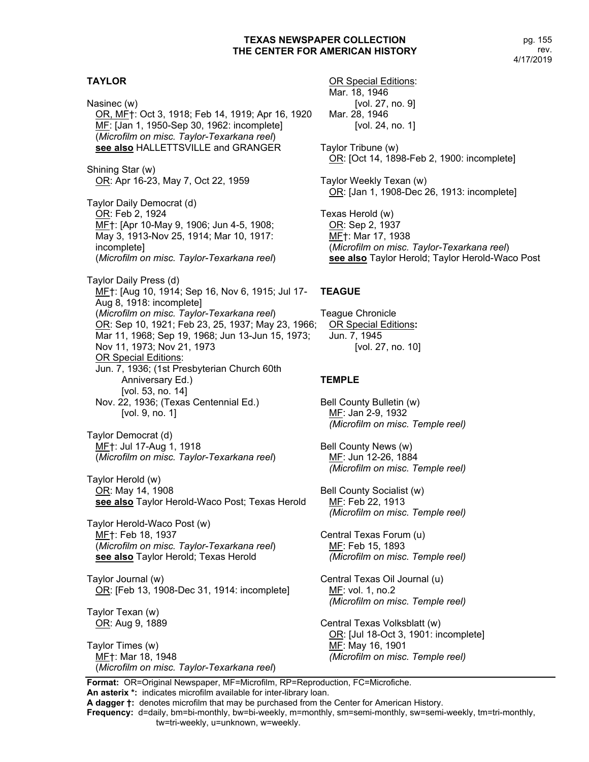## TAYLOR

Nasinec (w)
OR, MF†: Oct 3, 1918; Feb 14, 1919; Apr 16, 1920
MF: [Jan 1, 1950-Sep 30, 1962: incomplete]
(*Microfilm on misc. Taylor-Texarkana reel*)
**see also** HALLETTSVILLE and GRANGER

Shining Star (w)
OR: Apr 16-23, May 7, Oct 22, 1959

Taylor Daily Democrat (d)
OR: Feb 2, 1924
MF†: [Apr 10-May 9, 1906; Jun 4-5, 1908; May 3, 1913-Nov 25, 1914; Mar 10, 1917: incomplete]
(*Microfilm on misc. Taylor-Texarkana reel*)

Taylor Daily Press (d)
MF†: [Aug 10, 1914; Sep 16, Nov 6, 1915; Jul 17-Aug 8, 1918: incomplete]
(*Microfilm on misc. Taylor-Texarkana reel*)
OR: Sep 10, 1921; Feb 23, 25, 1937; May 23, 1966; Mar 11, 1968; Sep 19, 1968; Jun 13-Jun 15, 1973; Nov 11, 1973; Nov 21, 1973
OR Special Editions:
Jun. 7, 1936; (1st Presbyterian Church 60th Anniversary Ed.)
[vol. 53, no. 14]
Nov. 22, 1936; (Texas Centennial Ed.)
[vol. 9, no. 1]

Taylor Democrat (d)
MF†: Jul 17-Aug 1, 1918
(*Microfilm on misc. Taylor-Texarkana reel*)

Taylor Herold (w)
OR: May 14, 1908
**see also** Taylor Herold-Waco Post; Texas Herold

Taylor Herold-Waco Post (w)
MF†: Feb 18, 1937
(*Microfilm on misc. Taylor-Texarkana reel*)
**see also** Taylor Herold; Texas Herold

Taylor Journal (w)
OR: [Feb 13, 1908-Dec 31, 1914: incomplete]

Taylor Texan (w)
OR: Aug 9, 1889

Taylor Times (w)
MF†: Mar 18, 1948
(*Microfilm on misc. Taylor-Texarkana reel*)
OR Special Editions:
Mar. 18, 1946
[vol. 27, no. 9]
Mar. 28, 1946
[vol. 24, no. 1]

Taylor Tribune (w)
OR: [Oct 14, 1898-Feb 2, 1900: incomplete]

Taylor Weekly Texan (w)
OR: [Jan 1, 1908-Dec 26, 1913: incomplete]

Texas Herold (w)
OR: Sep 2, 1937
MF†: Mar 17, 1938
(*Microfilm on misc. Taylor-Texarkana reel*)
**see also** Taylor Herold; Taylor Herold-Waco Post

## TEAGUE

Teague Chronicle
OR Special Editions**:**
Jun. 7, 1945
[vol. 27, no. 10]

## TEMPLE

Bell County Bulletin (w)
MF: Jan 2-9, 1932
*(Microfilm on misc. Temple reel)*

Bell County News (w)
MF: Jun 12-26, 1884
*(Microfilm on misc. Temple reel)*

Bell County Socialist (w)
MF: Feb 22, 1913
*(Microfilm on misc. Temple reel)*

Central Texas Forum (u)
MF: Feb 15, 1893
*(Microfilm on misc. Temple reel)*

Central Texas Oil Journal (u)
MF: vol. 1, no.2
*(Microfilm on misc. Temple reel)*

Central Texas Volksblatt (w)
OR: [Jul 18-Oct 3, 1901: incomplete]
MF: May 16, 1901
*(Microfilm on misc. Temple reel)*

**Format:** OR=Original Newspaper, MF=Microfilm, RP=Reproduction, FC=Microfiche.
**An asterix \*:** indicates microfilm available for inter-library loan.
**A dagger †:** denotes microfilm that may be purchased from the Center for American History.
**Frequency:** d=daily, bm=bi-monthly, bw=bi-weekly, m=monthly, sm=semi-monthly, sw=semi-weekly, tm=tri-monthly, tw=tri-weekly, u=unknown, w=weekly.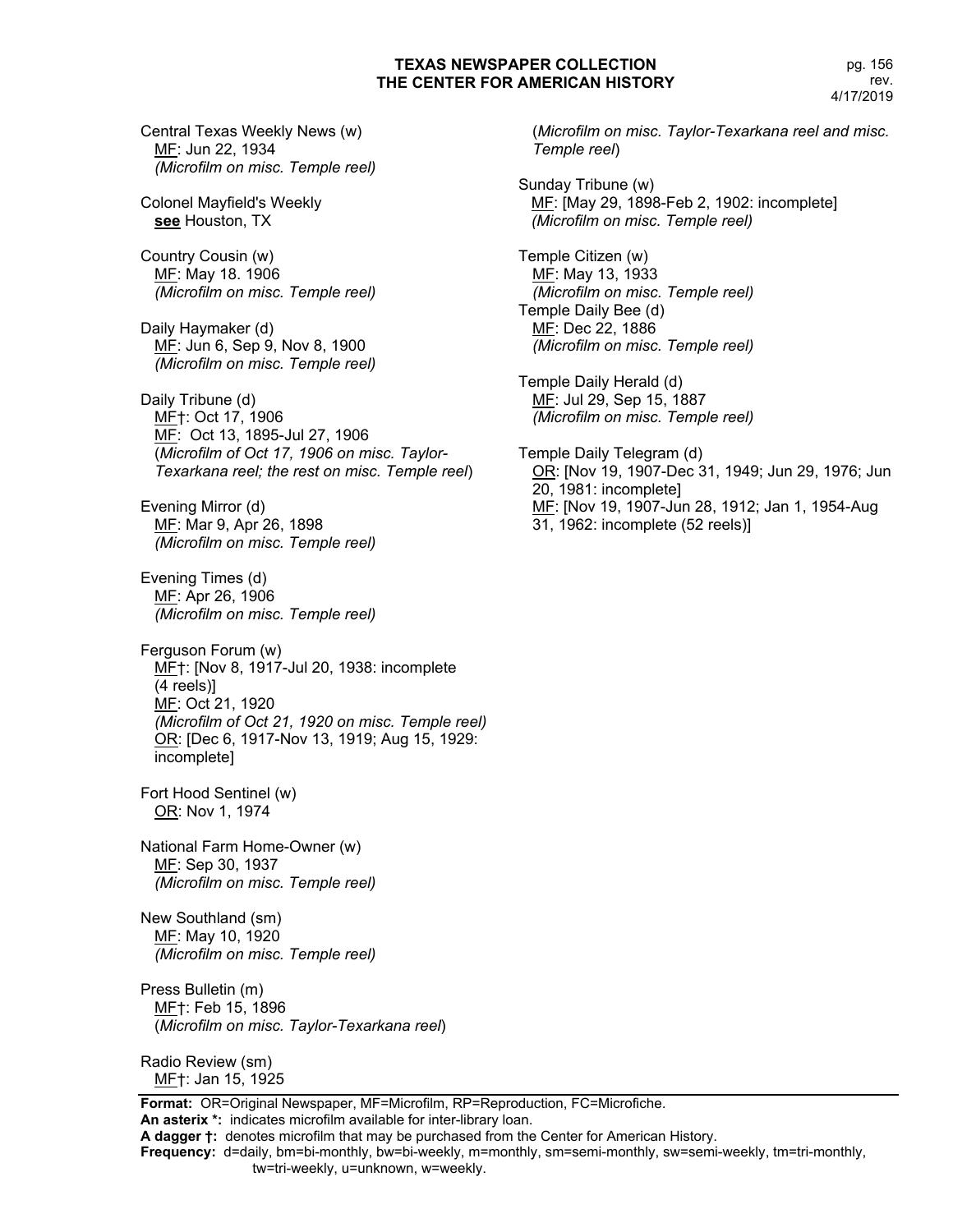Central Texas Weekly News (w)
MF: Jun 22, 1934
*(Microfilm on misc. Temple reel)*

Colonel Mayfield's Weekly
**see** Houston, TX

Country Cousin (w)
MF: May 18. 1906
*(Microfilm on misc. Temple reel)*

Daily Haymaker (d)
MF: Jun 6, Sep 9, Nov 8, 1900
*(Microfilm on misc. Temple reel)*

Daily Tribune (d)
MF†: Oct 17, 1906
MF: Oct 13, 1895-Jul 27, 1906
(*Microfilm of Oct 17, 1906 on misc. Taylor-Texarkana reel; the rest on misc. Temple reel*)

Evening Mirror (d)
MF: Mar 9, Apr 26, 1898
*(Microfilm on misc. Temple reel)*

Evening Times (d)
MF: Apr 26, 1906
*(Microfilm on misc. Temple reel)*

Ferguson Forum (w)
MF†: [Nov 8, 1917-Jul 20, 1938: incomplete (4 reels)]
MF: Oct 21, 1920
*(Microfilm of Oct 21, 1920 on misc. Temple reel)*
OR: [Dec 6, 1917-Nov 13, 1919; Aug 15, 1929: incomplete]

Fort Hood Sentinel (w)
OR: Nov 1, 1974

National Farm Home-Owner (w)
MF: Sep 30, 1937
*(Microfilm on misc. Temple reel)*

New Southland (sm)
MF: May 10, 1920
*(Microfilm on misc. Temple reel)*

Press Bulletin (m)
MF†: Feb 15, 1896
(*Microfilm on misc. Taylor-Texarkana reel*)

Radio Review (sm)
MF†: Jan 15, 1925
(*Microfilm on misc. Taylor-Texarkana reel and misc. Temple reel*)

Sunday Tribune (w)
MF: [May 29, 1898-Feb 2, 1902: incomplete]
*(Microfilm on misc. Temple reel)*

Temple Citizen (w)
MF: May 13, 1933
*(Microfilm on misc. Temple reel)*

Temple Daily Bee (d)
MF: Dec 22, 1886
*(Microfilm on misc. Temple reel)*

Temple Daily Herald (d)
MF: Jul 29, Sep 15, 1887
*(Microfilm on misc. Temple reel)*

Temple Daily Telegram (d)
OR: [Nov 19, 1907-Dec 31, 1949; Jun 29, 1976; Jun 20, 1981: incomplete]
MF: [Nov 19, 1907-Jun 28, 1912; Jan 1, 1954-Aug 31, 1962: incomplete (52 reels)]

**Format:** OR=Original Newspaper, MF=Microfilm, RP=Reproduction, FC=Microfiche.
**An asterix \*:** indicates microfilm available for inter-library loan.
**A dagger †:** denotes microfilm that may be purchased from the Center for American History.
**Frequency:** d=daily, bm=bi-monthly, bw=bi-weekly, m=monthly, sm=semi-monthly, sw=semi-weekly, tm=tri-monthly, tw=tri-weekly, u=unknown, w=weekly.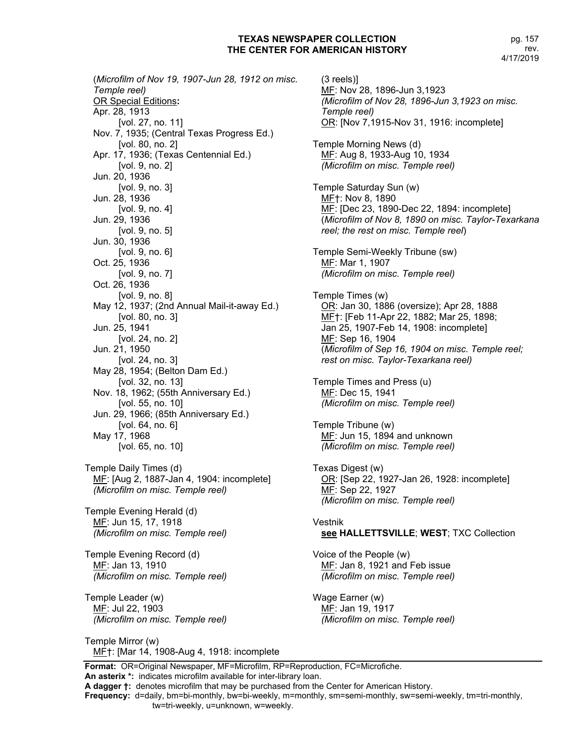(*Microfilm of Nov 19, 1907-Jun 28, 1912 on misc. Temple reel)*
<u>OR Special Editions</u>**:**
Apr. 28, 1913
[vol. 27, no. 11]
Nov. 7, 1935; (Central Texas Progress Ed.)
[vol. 80, no. 2]
Apr. 17, 1936; (Texas Centennial Ed.)
[vol. 9, no. 2]
Jun. 20, 1936
[vol. 9, no. 3]
Jun. 28, 1936
[vol. 9, no. 4]
Jun. 29, 1936
[vol. 9, no. 5]
Jun. 30, 1936
[vol. 9, no. 6]
Oct. 25, 1936
[vol. 9, no. 7]
Oct. 26, 1936
[vol. 9, no. 8]
May 12, 1937; (2nd Annual Mail-it-away Ed.)
[vol. 80, no. 3]
Jun. 25, 1941
[vol. 24, no. 2]
Jun. 21, 1950
[vol. 24, no. 3]
May 28, 1954; (Belton Dam Ed.)
[vol. 32, no. 13]
Nov. 18, 1962; (55th Anniversary Ed.)
[vol. 55, no. 10]
Jun. 29, 1966; (85th Anniversary Ed.)
[vol. 64, no. 6]
May 17, 1968
[vol. 65, no. 10]

Temple Daily Times (d)
<u>MF</u>: [Aug 2, 1887-Jan 4, 1904: incomplete]
*(Microfilm on misc. Temple reel)*

Temple Evening Herald (d)
<u>MF</u>: Jun 15, 17, 1918
*(Microfilm on misc. Temple reel)*

Temple Evening Record (d)
<u>MF</u>: Jan 13, 1910
*(Microfilm on misc. Temple reel)*

Temple Leader (w)
<u>MF</u>: Jul 22, 1903
*(Microfilm on misc. Temple reel)*

Temple Mirror (w)
<u>MF</u>†: [Mar 14, 1908-Aug 4, 1918: incomplete (3 reels)]
<u>MF</u>: Nov 28, 1896-Jun 3,1923
*(Microfilm of Nov 28, 1896-Jun 3,1923 on misc. Temple reel)*
<u>OR</u>: [Nov 7,1915-Nov 31, 1916: incomplete]

Temple Morning News (d)
<u>MF</u>: Aug 8, 1933-Aug 10, 1934
*(Microfilm on misc. Temple reel)*

Temple Saturday Sun (w)
<u>MF</u>†: Nov 8, 1890
<u>MF</u>: [Dec 23, 1890-Dec 22, 1894: incomplete]
(*Microfilm of Nov 8, 1890 on misc. Taylor-Texarkana reel; the rest on misc. Temple reel*)

Temple Semi-Weekly Tribune (sw)
<u>MF</u>: Mar 1, 1907
*(Microfilm on misc. Temple reel)*

Temple Times (w)
<u>OR</u>: Jan 30, 1886 (oversize); Apr 28, 1888
<u>MF</u>†: [Feb 11-Apr 22, 1882; Mar 25, 1898; Jan 25, 1907-Feb 14, 1908: incomplete]
<u>MF</u>: Sep 16, 1904
(*Microfilm of Sep 16, 1904 on misc. Temple reel; rest on misc. Taylor-Texarkana reel)*

Temple Times and Press (u)
<u>MF</u>: Dec 15, 1941
*(Microfilm on misc. Temple reel)*

Temple Tribune (w)
<u>MF</u>: Jun 15, 1894 and unknown
*(Microfilm on misc. Temple reel)*

Texas Digest (w)
<u>OR</u>: [Sep 22, 1927-Jan 26, 1928: incomplete]
<u>MF</u>: Sep 22, 1927
*(Microfilm on misc. Temple reel)*

Vestnik
**<u>see</u> HALLETTSVILLE**; **WEST**; TXC Collection

Voice of the People (w)
<u>MF</u>: Jan 8, 1921 and Feb issue
*(Microfilm on misc. Temple reel)*

Wage Earner (w)
<u>MF</u>: Jan 19, 1917
*(Microfilm on misc. Temple reel)*

**Format:** OR=Original Newspaper, MF=Microfilm, RP=Reproduction, FC=Microfiche.
**An asterix \*:** indicates microfilm available for inter-library loan.
**A dagger †:** denotes microfilm that may be purchased from the Center for American History.
**Frequency:** d=daily, bm=bi-monthly, bw=bi-weekly, m=monthly, sm=semi-monthly, sw=semi-weekly, tm=tri-monthly, tw=tri-weekly, u=unknown, w=weekly.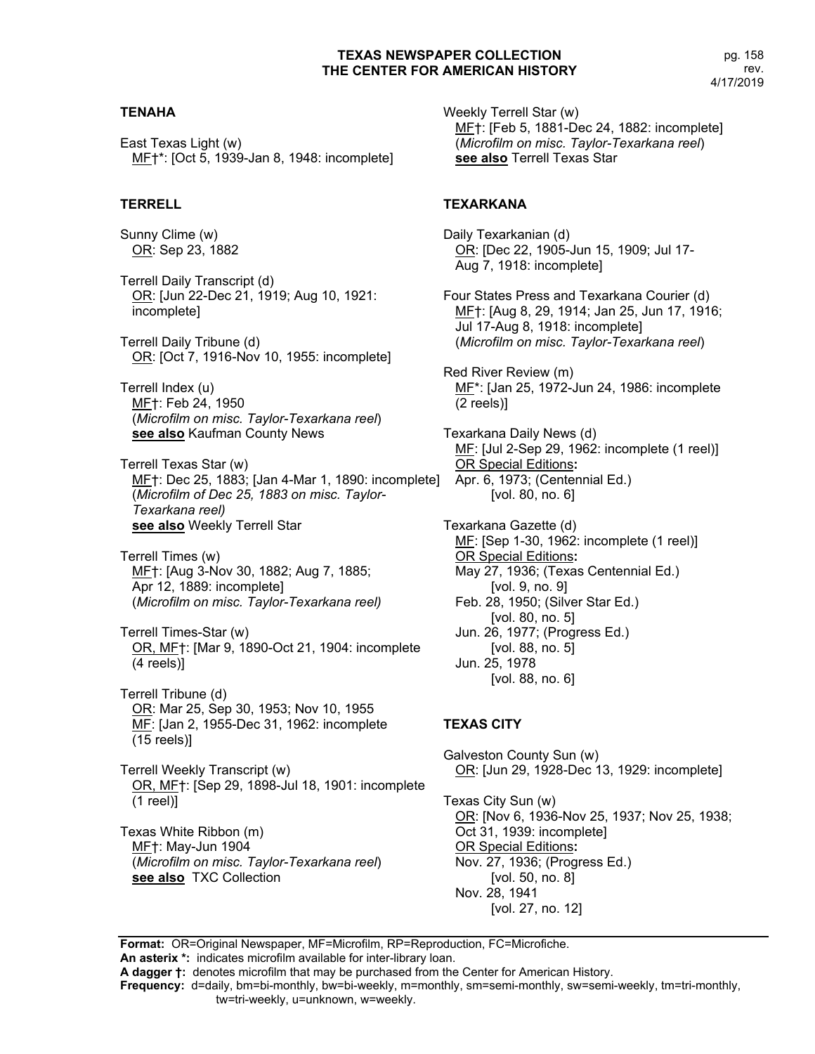## TENAHA

East Texas Light (w)
MF†*: [Oct 5, 1939-Jan 8, 1948: incomplete]

## TERRELL

Sunny Clime (w)
OR: Sep 23, 1882

Terrell Daily Transcript (d)
OR: [Jun 22-Dec 21, 1919; Aug 10, 1921: incomplete]

Terrell Daily Tribune (d)
OR: [Oct 7, 1916-Nov 10, 1955: incomplete]

Terrell Index (u)
MF†: Feb 24, 1950
(*Microfilm on misc. Taylor-Texarkana reel*)
**see also** Kaufman County News

Terrell Texas Star (w)
MF†: Dec 25, 1883; [Jan 4-Mar 1, 1890: incomplete]
(*Microfilm of Dec 25, 1883 on misc. Taylor-Texarkana reel)*
**see also** Weekly Terrell Star

Terrell Times (w)
MF†: [Aug 3-Nov 30, 1882; Aug 7, 1885; Apr 12, 1889: incomplete]
(*Microfilm on misc. Taylor-Texarkana reel)*

Terrell Times-Star (w)
OR, MF†: [Mar 9, 1890-Oct 21, 1904: incomplete (4 reels)]

Terrell Tribune (d)
OR: Mar 25, Sep 30, 1953; Nov 10, 1955
MF: [Jan 2, 1955-Dec 31, 1962: incomplete (15 reels)]

Terrell Weekly Transcript (w)
OR, MF†: [Sep 29, 1898-Jul 18, 1901: incomplete (1 reel)]

Texas White Ribbon (m)
MF†: May-Jun 1904
(*Microfilm on misc. Taylor-Texarkana reel*)
**see also** TXC Collection

Weekly Terrell Star (w)
MF†: [Feb 5, 1881-Dec 24, 1882: incomplete]
(*Microfilm on misc. Taylor-Texarkana reel*)
**see also** Terrell Texas Star

## TEXARKANA

Daily Texarkanian (d)
OR: [Dec 22, 1905-Jun 15, 1909; Jul 17-Aug 7, 1918: incomplete]

Four States Press and Texarkana Courier (d)
MF†: [Aug 8, 29, 1914; Jan 25, Jun 17, 1916; Jul 17-Aug 8, 1918: incomplete]
(*Microfilm on misc. Taylor-Texarkana reel*)

Red River Review (m)
MF*: [Jan 25, 1972-Jun 24, 1986: incomplete (2 reels)]

Texarkana Daily News (d)
MF: [Jul 2-Sep 29, 1962: incomplete (1 reel)]
OR Special Editions**:**
Apr. 6, 1973; (Centennial Ed.)
[vol. 80, no. 6]

Texarkana Gazette (d)
MF: [Sep 1-30, 1962: incomplete (1 reel)]
OR Special Editions**:**
May 27, 1936; (Texas Centennial Ed.)
[vol. 9, no. 9]
Feb. 28, 1950; (Silver Star Ed.)
[vol. 80, no. 5]
Jun. 26, 1977; (Progress Ed.)
[vol. 88, no. 5]
Jun. 25, 1978
[vol. 88, no. 6]

## TEXAS CITY

Galveston County Sun (w)
OR: [Jun 29, 1928-Dec 13, 1929: incomplete]

Texas City Sun (w)
OR: [Nov 6, 1936-Nov 25, 1937; Nov 25, 1938; Oct 31, 1939: incomplete]
OR Special Editions**:**
Nov. 27, 1936; (Progress Ed.)
[vol. 50, no. 8]
Nov. 28, 1941
[vol. 27, no. 12]

**Format:** OR=Original Newspaper, MF=Microfilm, RP=Reproduction, FC=Microfiche.
**An asterix \*:** indicates microfilm available for inter-library loan.
**A dagger †:** denotes microfilm that may be purchased from the Center for American History.
**Frequency:** d=daily, bm=bi-monthly, bw=bi-weekly, m=monthly, sm=semi-monthly, sw=semi-weekly, tm=tri-monthly, tw=tri-weekly, u=unknown, w=weekly.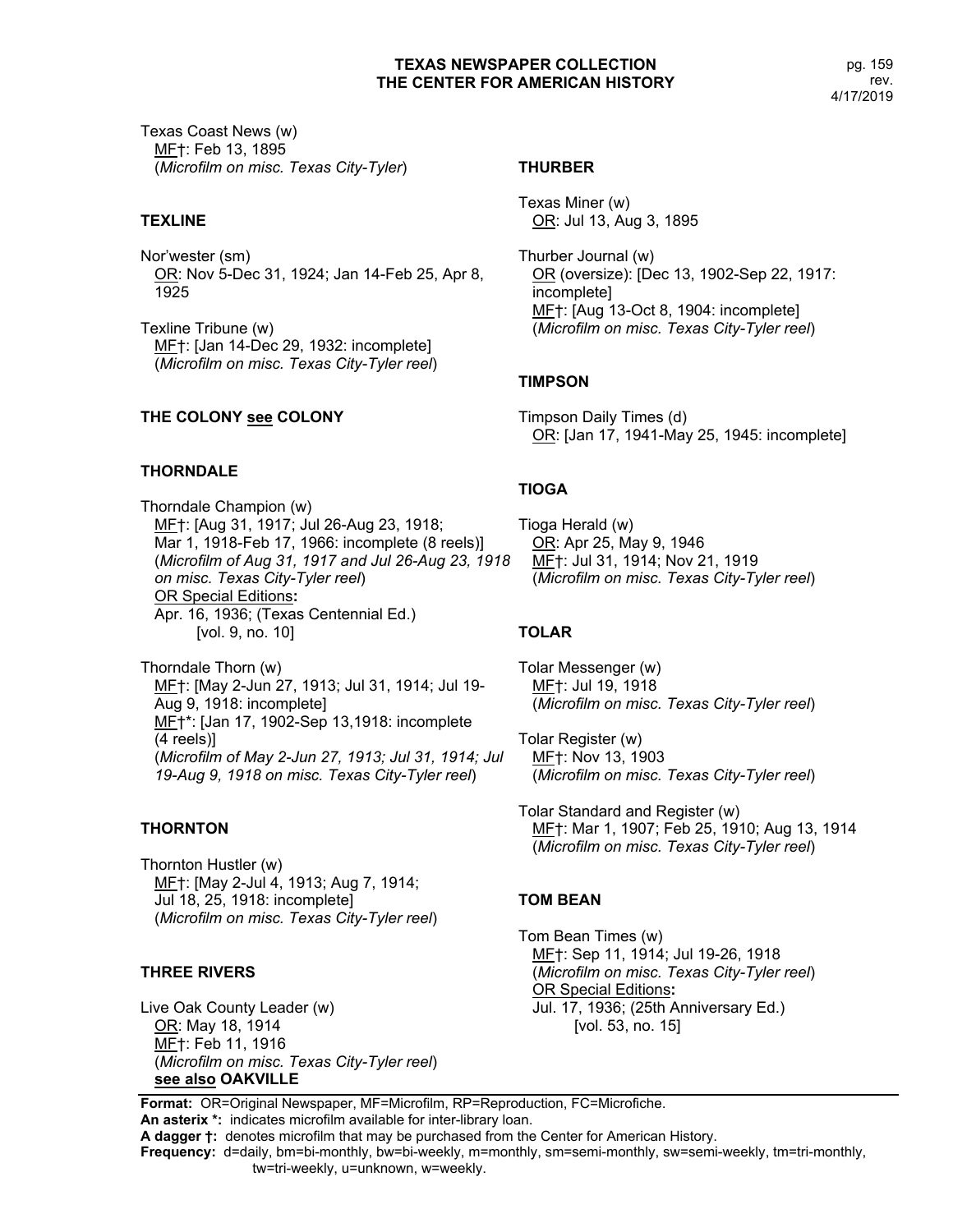Texas Coast News (w)
<u>MF</u>†: Feb 13, 1895
(*Microfilm on misc. Texas City-Tyler*)

## TEXLINE

Nor'wester (sm)
<u>OR</u>: Nov 5-Dec 31, 1924; Jan 14-Feb 25, Apr 8, 1925

Texline Tribune (w)
<u>MF</u>†: [Jan 14-Dec 29, 1932: incomplete]
(*Microfilm on misc. Texas City-Tyler reel*)

## THE COLONY <u>see</u> COLONY

## THORNDALE

Thorndale Champion (w)
<u>MF</u>†: [Aug 31, 1917; Jul 26-Aug 23, 1918; Mar 1, 1918-Feb 17, 1966: incomplete (8 reels)]
(*Microfilm of Aug 31, 1917 and Jul 26-Aug 23, 1918 on misc. Texas City-Tyler reel*)
<u>OR Special Editions</u>**:**
Apr. 16, 1936; (Texas Centennial Ed.)
[vol. 9, no. 10]

Thorndale Thorn (w)
<u>MF</u>†: [May 2-Jun 27, 1913; Jul 31, 1914; Jul 19-Aug 9, 1918: incomplete]
<u>MF</u>†*: [Jan 17, 1902-Sep 13,1918: incomplete (4 reels)]
(*Microfilm of May 2-Jun 27, 1913; Jul 31, 1914; Jul 19-Aug 9, 1918 on misc. Texas City-Tyler reel*)

## THORNTON

Thornton Hustler (w)
<u>MF</u>†: [May 2-Jul 4, 1913; Aug 7, 1914; Jul 18, 25, 1918: incomplete]
(*Microfilm on misc. Texas City-Tyler reel*)

## THREE RIVERS

Live Oak County Leader (w)
<u>OR</u>: May 18, 1914
<u>MF</u>†: Feb 11, 1916
(*Microfilm on misc. Texas City-Tyler reel*)
**<u>see also</u> OAKVILLE**

## THURBER

Texas Miner (w)
<u>OR</u>: Jul 13, Aug 3, 1895

Thurber Journal (w)
<u>OR</u> (oversize): [Dec 13, 1902-Sep 22, 1917: incomplete]
<u>MF</u>†: [Aug 13-Oct 8, 1904: incomplete]
(*Microfilm on misc. Texas City-Tyler reel*)

## TIMPSON

Timpson Daily Times (d)
<u>OR</u>: [Jan 17, 1941-May 25, 1945: incomplete]

## TIOGA

Tioga Herald (w)
<u>OR</u>: Apr 25, May 9, 1946
<u>MF</u>†: Jul 31, 1914; Nov 21, 1919
(*Microfilm on misc. Texas City-Tyler reel*)

## TOLAR

Tolar Messenger (w)
<u>MF</u>†: Jul 19, 1918
(*Microfilm on misc. Texas City-Tyler reel*)

Tolar Register (w)
<u>MF</u>†: Nov 13, 1903
(*Microfilm on misc. Texas City-Tyler reel*)

Tolar Standard and Register (w)
<u>MF</u>†: Mar 1, 1907; Feb 25, 1910; Aug 13, 1914
(*Microfilm on misc. Texas City-Tyler reel*)

## TOM BEAN

Tom Bean Times (w)
<u>MF</u>†: Sep 11, 1914; Jul 19-26, 1918
(*Microfilm on misc. Texas City-Tyler reel*)
<u>OR Special Editions</u>**:**
Jul. 17, 1936; (25th Anniversary Ed.)
[vol. 53, no. 15]

**Format:** OR=Original Newspaper, MF=Microfilm, RP=Reproduction, FC=Microfiche.
**An asterix *:** indicates microfilm available for inter-library loan.
**A dagger †:** denotes microfilm that may be purchased from the Center for American History.
**Frequency:** d=daily, bm=bi-monthly, bw=bi-weekly, m=monthly, sm=semi-monthly, sw=semi-weekly, tm=tri-monthly, tw=tri-weekly, u=unknown, w=weekly.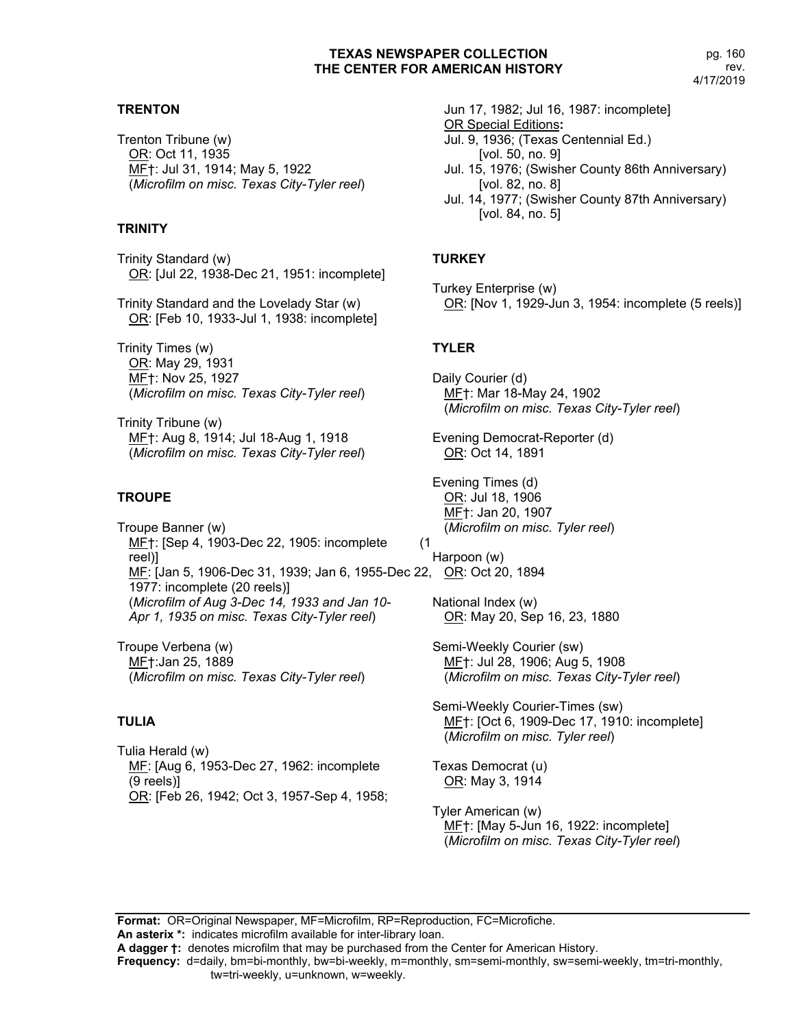## TRENTON

Trenton Tribune (w)
<u>OR</u>: Oct 11, 1935
<u>MF</u>†: Jul 31, 1914; May 5, 1922
(*Microfilm on misc. Texas City-Tyler reel*)

## TRINITY

Trinity Standard (w)
<u>OR</u>: [Jul 22, 1938-Dec 21, 1951: incomplete]

Trinity Standard and the Lovelady Star (w)
<u>OR</u>: [Feb 10, 1933-Jul 1, 1938: incomplete]

Trinity Times (w)
<u>OR</u>: May 29, 1931
<u>MF</u>†: Nov 25, 1927
(*Microfilm on misc. Texas City-Tyler reel*)

Trinity Tribune (w)
<u>MF</u>†: Aug 8, 1914; Jul 18-Aug 1, 1918
(*Microfilm on misc. Texas City-Tyler reel*)

## TROUPE

Troupe Banner (w)
<u>MF</u>†: [Sep 4, 1903-Dec 22, 1905: incomplete (1 reel)]
<u>MF</u>: [Jan 5, 1906-Dec 31, 1939; Jan 6, 1955-Dec 22, 1977: incomplete (20 reels)]
(*Microfilm of Aug 3-Dec 14, 1933 and Jan 10-Apr 1, 1935 on misc. Texas City-Tyler reel*)

Troupe Verbena (w)
<u>MF</u>†:Jan 25, 1889
(*Microfilm on misc. Texas City-Tyler reel*)

## TULIA

Tulia Herald (w)
<u>MF</u>: [Aug 6, 1953-Dec 27, 1962: incomplete (9 reels)]
<u>OR</u>: [Feb 26, 1942; Oct 3, 1957-Sep 4, 1958; Jun 17, 1982; Jul 16, 1987: incomplete]
<u>OR Special Editions</u>**:**
Jul. 9, 1936; (Texas Centennial Ed.) [vol. 50, no. 9]
Jul. 15, 1976; (Swisher County 86th Anniversary) [vol. 82, no. 8]
Jul. 14, 1977; (Swisher County 87th Anniversary) [vol. 84, no. 5]

## TURKEY

Turkey Enterprise (w)
<u>OR</u>: [Nov 1, 1929-Jun 3, 1954: incomplete (5 reels)]

## TYLER

Daily Courier (d)
<u>MF</u>†: Mar 18-May 24, 1902
(*Microfilm on misc. Texas City-Tyler reel*)

Evening Democrat-Reporter (d)
<u>OR</u>: Oct 14, 1891

Evening Times (d)
<u>OR</u>: Jul 18, 1906
<u>MF</u>†: Jan 20, 1907
(*Microfilm on misc. Tyler reel*)

Harpoon (w)
<u>OR</u>: Oct 20, 1894

National Index (w)
<u>OR</u>: May 20, Sep 16, 23, 1880

Semi-Weekly Courier (sw)
<u>MF</u>†: Jul 28, 1906; Aug 5, 1908
(*Microfilm on misc. Texas City-Tyler reel*)

Semi-Weekly Courier-Times (sw)
<u>MF</u>†: [Oct 6, 1909-Dec 17, 1910: incomplete]
(*Microfilm on misc. Tyler reel*)

Texas Democrat (u)
<u>OR</u>: May 3, 1914

Tyler American (w)
<u>MF</u>†: [May 5-Jun 16, 1922: incomplete]
(*Microfilm on misc. Texas City-Tyler reel*)

---

**Format:** OR=Original Newspaper, MF=Microfilm, RP=Reproduction, FC=Microfiche.
**An asterix *:** indicates microfilm available for inter-library loan.
**A dagger †:** denotes microfilm that may be purchased from the Center for American History.
**Frequency:** d=daily, bm=bi-monthly, bw=bi-weekly, m=monthly, sm=semi-monthly, sw=semi-weekly, tm=tri-monthly, tw=tri-weekly, u=unknown, w=weekly.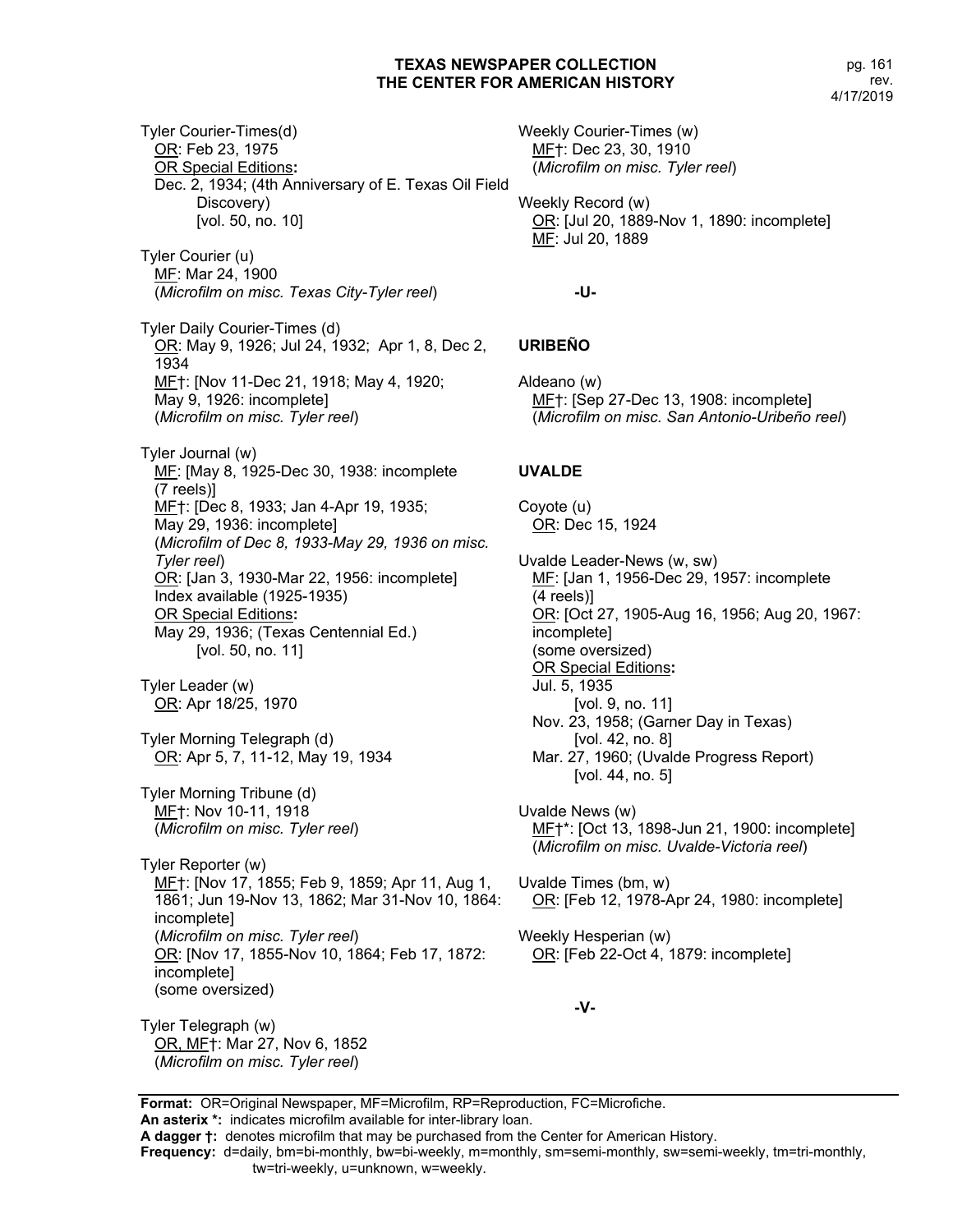Tyler Courier-Times(d)
  OR: Feb 23, 1975
  OR Special Editions:
  Dec. 2, 1934; (4th Anniversary of E. Texas Oil Field Discovery)
  [vol. 50, no. 10]

Tyler Courier (u)
  MF: Mar 24, 1900
  (*Microfilm on misc. Texas City-Tyler reel*)

Tyler Daily Courier-Times (d)
  OR: May 9, 1926; Jul 24, 1932; Apr 1, 8, Dec 2, 1934
  MF†: [Nov 11-Dec 21, 1918; May 4, 1920; May 9, 1926: incomplete]
  (*Microfilm on misc. Tyler reel*)

Tyler Journal (w)
  MF: [May 8, 1925-Dec 30, 1938: incomplete (7 reels)]
  MF†: [Dec 8, 1933; Jan 4-Apr 19, 1935; May 29, 1936: incomplete]
  (*Microfilm of Dec 8, 1933-May 29, 1936 on misc. Tyler reel*)
  OR: [Jan 3, 1930-Mar 22, 1956: incomplete]
  Index available (1925-1935)
  OR Special Editions:
  May 29, 1936; (Texas Centennial Ed.)
  [vol. 50, no. 11]

Tyler Leader (w)
  OR: Apr 18/25, 1970

Tyler Morning Telegraph (d)
  OR: Apr 5, 7, 11-12, May 19, 1934

Tyler Morning Tribune (d)
  MF†: Nov 10-11, 1918
  (*Microfilm on misc. Tyler reel*)

Tyler Reporter (w)
  MF†: [Nov 17, 1855; Feb 9, 1859; Apr 11, Aug 1, 1861; Jun 19-Nov 13, 1862; Mar 31-Nov 10, 1864: incomplete]
  (*Microfilm on misc. Tyler reel*)
  OR: [Nov 17, 1855-Nov 10, 1864; Feb 17, 1872: incomplete]
  (some oversized)

Tyler Telegraph (w)
  OR, MF†: Mar 27, Nov 6, 1852
  (*Microfilm on misc. Tyler reel*)

Weekly Courier-Times (w)
  MF†: Dec 23, 30, 1910
  (*Microfilm on misc. Tyler reel*)

Weekly Record (w)
  OR: [Jul 20, 1889-Nov 1, 1890: incomplete]
  MF: Jul 20, 1889

**-U-**

## URIBEÑO

Aldeano (w)
  MF†: [Sep 27-Dec 13, 1908: incomplete]
  (*Microfilm on misc. San Antonio-Uribeño reel*)

## UVALDE

Coyote (u)
  OR: Dec 15, 1924

Uvalde Leader-News (w, sw)
  MF: [Jan 1, 1956-Dec 29, 1957: incomplete (4 reels)]
  OR: [Oct 27, 1905-Aug 16, 1956; Aug 20, 1967: incomplete]
  (some oversized)
  OR Special Editions:
  Jul. 5, 1935
  [vol. 9, no. 11]
  Nov. 23, 1958; (Garner Day in Texas)
  [vol. 42, no. 8]
  Mar. 27, 1960; (Uvalde Progress Report)
  [vol. 44, no. 5]

Uvalde News (w)
  MF†*: [Oct 13, 1898-Jun 21, 1900: incomplete]
  (*Microfilm on misc. Uvalde-Victoria reel*)

Uvalde Times (bm, w)
  OR: [Feb 12, 1978-Apr 24, 1980: incomplete]

Weekly Hesperian (w)
  OR: [Feb 22-Oct 4, 1879: incomplete]

**-V-**

**Format:** OR=Original Newspaper, MF=Microfilm, RP=Reproduction, FC=Microfiche.
**An asterix \*:** indicates microfilm available for inter-library loan.
**A dagger †:** denotes microfilm that may be purchased from the Center for American History.
**Frequency:** d=daily, bm=bi-monthly, bw=bi-weekly, m=monthly, sm=semi-monthly, sw=semi-weekly, tm=tri-monthly, tw=tri-weekly, u=unknown, w=weekly.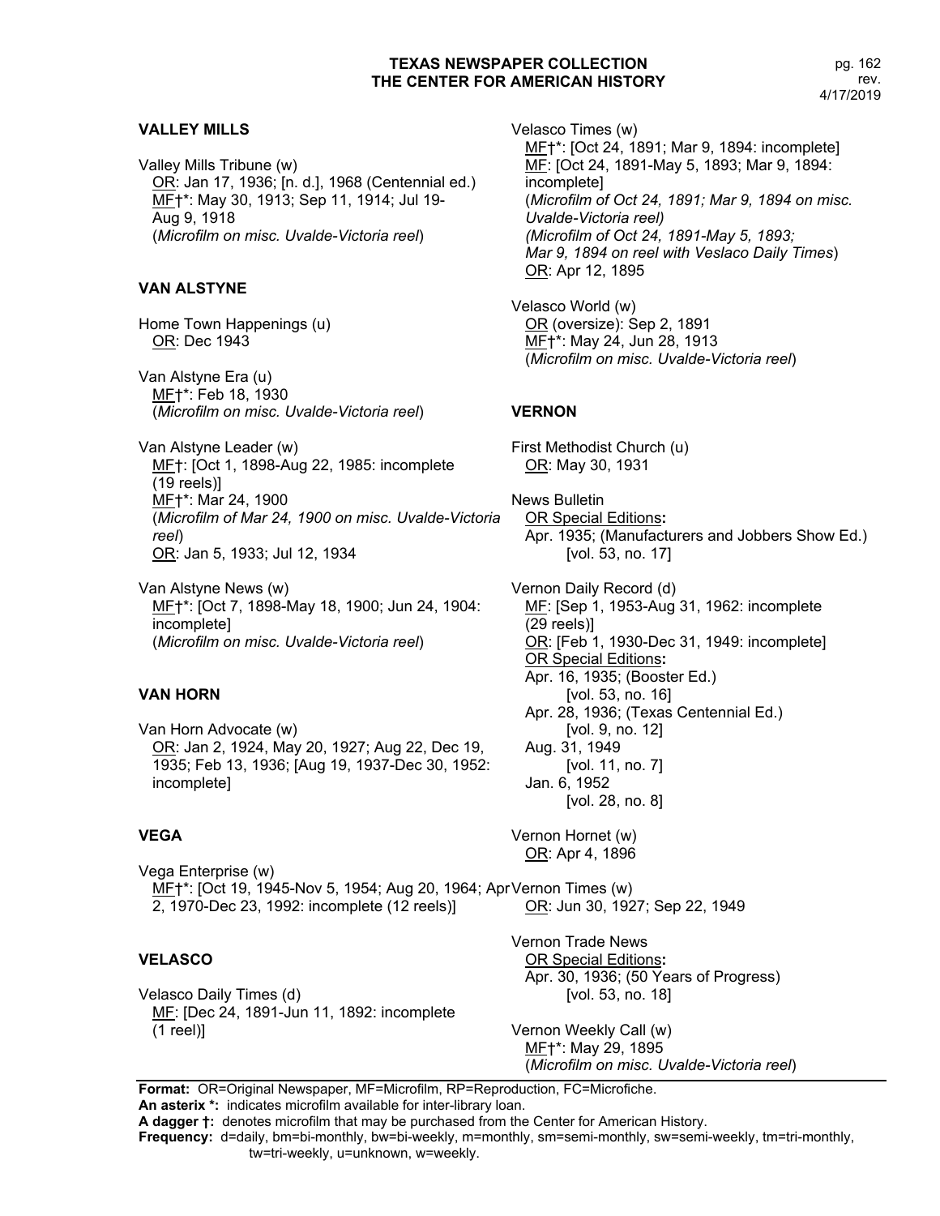## VALLEY MILLS

Valley Mills Tribune (w)
<u>OR</u>: Jan 17, 1936; [n. d.], 1968 (Centennial ed.)
<u>MF</u>†*: May 30, 1913; Sep 11, 1914; Jul 19-Aug 9, 1918
(*Microfilm on misc. Uvalde-Victoria reel*)

## VAN ALSTYNE

Home Town Happenings (u)
<u>OR</u>: Dec 1943

Van Alstyne Era (u)
<u>MF</u>†*: Feb 18, 1930
(*Microfilm on misc. Uvalde-Victoria reel*)

Van Alstyne Leader (w)
<u>MF</u>†: [Oct 1, 1898-Aug 22, 1985: incomplete (19 reels)]
<u>MF</u>†*: Mar 24, 1900
(*Microfilm of Mar 24, 1900 on misc. Uvalde-Victoria reel*)
<u>OR</u>: Jan 5, 1933; Jul 12, 1934

Van Alstyne News (w)
<u>MF</u>†*: [Oct 7, 1898-May 18, 1900; Jun 24, 1904: incomplete]
(*Microfilm on misc. Uvalde-Victoria reel*)

## VAN HORN

Van Horn Advocate (w)
<u>OR</u>: Jan 2, 1924, May 20, 1927; Aug 22, Dec 19, 1935; Feb 13, 1936; [Aug 19, 1937-Dec 30, 1952: incomplete]

## VEGA

Vega Enterprise (w)
<u>MF</u>†*: [Oct 19, 1945-Nov 5, 1954; Aug 20, 1964; Apr 2, 1970-Dec 23, 1992: incomplete (12 reels)]

## VELASCO

Velasco Daily Times (d)
<u>MF</u>: [Dec 24, 1891-Jun 11, 1892: incomplete (1 reel)]

Velasco Times (w)
<u>MF</u>†*: [Oct 24, 1891; Mar 9, 1894: incomplete]
<u>MF</u>: [Oct 24, 1891-May 5, 1893; Mar 9, 1894: incomplete]
(*Microfilm of Oct 24, 1891; Mar 9, 1894 on misc. Uvalde-Victoria reel)*
*(Microfilm of Oct 24, 1891-May 5, 1893; Mar 9, 1894 on reel with Veslaco Daily Times*)
<u>OR</u>: Apr 12, 1895

Velasco World (w)
<u>OR</u> (oversize): Sep 2, 1891
<u>MF</u>†*: May 24, Jun 28, 1913
(*Microfilm on misc. Uvalde-Victoria reel*)

## VERNON

First Methodist Church (u)
<u>OR</u>: May 30, 1931

News Bulletin
<u>OR Special Editions</u>**:**
Apr. 1935; (Manufacturers and Jobbers Show Ed.) [vol. 53, no. 17]

Vernon Daily Record (d)
<u>MF</u>: [Sep 1, 1953-Aug 31, 1962: incomplete (29 reels)]
<u>OR</u>: [Feb 1, 1930-Dec 31, 1949: incomplete]
<u>OR Special Editions</u>**:**
Apr. 16, 1935; (Booster Ed.) [vol. 53, no. 16]
Apr. 28, 1936; (Texas Centennial Ed.) [vol. 9, no. 12]
Aug. 31, 1949 [vol. 11, no. 7]
Jan. 6, 1952 [vol. 28, no. 8]

Vernon Hornet (w)
<u>OR</u>: Apr 4, 1896

Vernon Times (w)
<u>OR</u>: Jun 30, 1927; Sep 22, 1949

Vernon Trade News
<u>OR Special Editions</u>**:**
Apr. 30, 1936; (50 Years of Progress) [vol. 53, no. 18]

Vernon Weekly Call (w)
<u>MF</u>†*: May 29, 1895
(*Microfilm on misc. Uvalde-Victoria reel*)

---

**Format:** OR=Original Newspaper, MF=Microfilm, RP=Reproduction, FC=Microfiche.
**An asterix \*:** indicates microfilm available for inter-library loan.
**A dagger †:** denotes microfilm that may be purchased from the Center for American History.
**Frequency:** d=daily, bm=bi-monthly, bw=bi-weekly, m=monthly, sm=semi-monthly, sw=semi-weekly, tm=tri-monthly, tw=tri-weekly, u=unknown, w=weekly.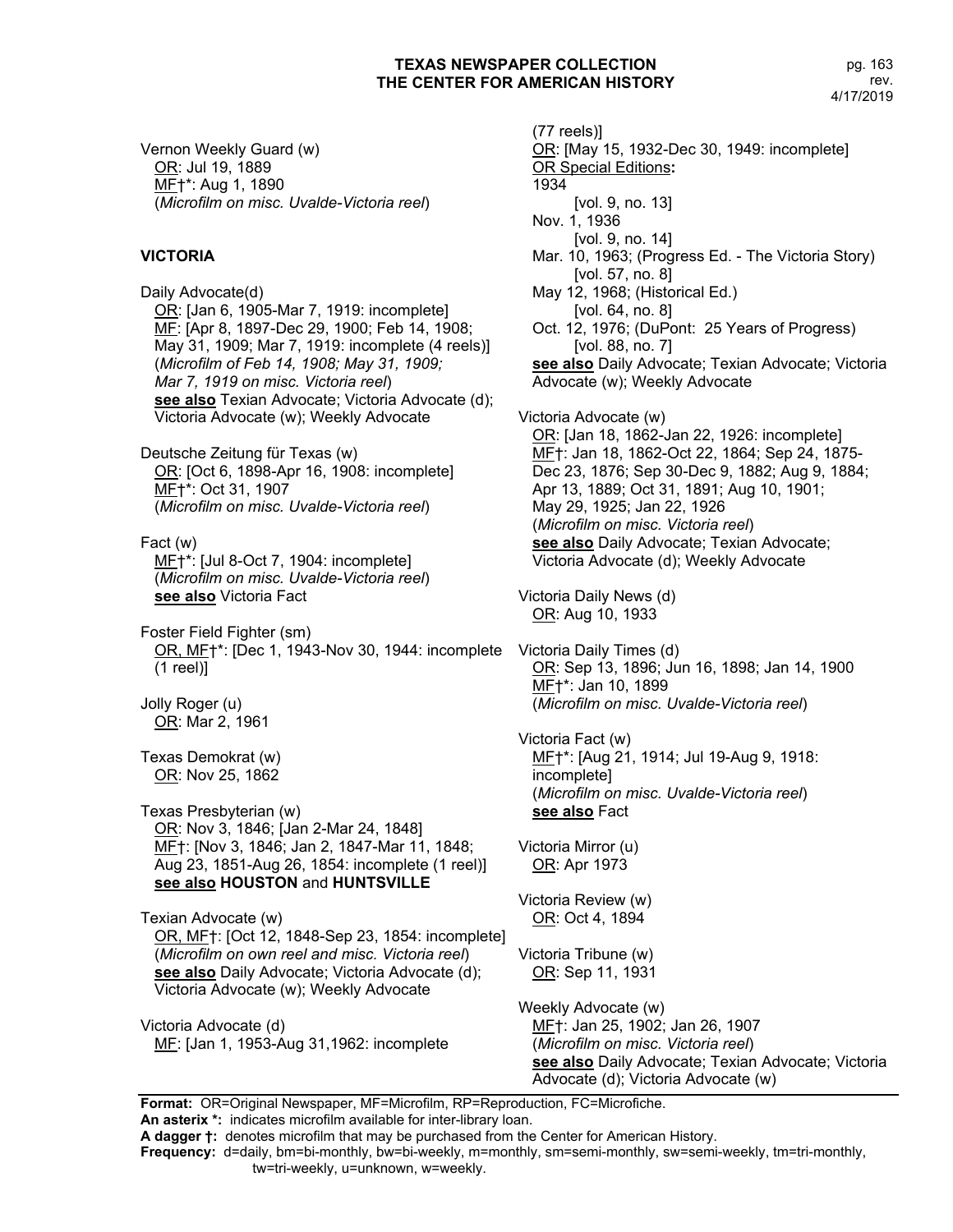Vernon Weekly Guard (w)
OR: Jul 19, 1889
MF†*: Aug 1, 1890
(*Microfilm on misc. Uvalde-Victoria reel*)

## VICTORIA

Daily Advocate(d)
OR: [Jan 6, 1905-Mar 7, 1919: incomplete]
MF: [Apr 8, 1897-Dec 29, 1900; Feb 14, 1908; May 31, 1909; Mar 7, 1919: incomplete (4 reels)]
(*Microfilm of Feb 14, 1908; May 31, 1909; Mar 7, 1919 on misc. Victoria reel*)
**see also** Texian Advocate; Victoria Advocate (d); Victoria Advocate (w); Weekly Advocate

Deutsche Zeitung für Texas (w)
OR: [Oct 6, 1898-Apr 16, 1908: incomplete]
MF†*: Oct 31, 1907
(*Microfilm on misc. Uvalde-Victoria reel*)

Fact (w)
MF†*: [Jul 8-Oct 7, 1904: incomplete]
(*Microfilm on misc. Uvalde-Victoria reel*)
**see also** Victoria Fact

Foster Field Fighter (sm)
OR, MF†*: [Dec 1, 1943-Nov 30, 1944: incomplete (1 reel)]

Jolly Roger (u)
OR: Mar 2, 1961

Texas Demokrat (w)
OR: Nov 25, 1862

Texas Presbyterian (w)
OR: Nov 3, 1846; [Jan 2-Mar 24, 1848]
MF†: [Nov 3, 1846; Jan 2, 1847-Mar 11, 1848; Aug 23, 1851-Aug 26, 1854: incomplete (1 reel)]
**see also HOUSTON** and **HUNTSVILLE**

Texian Advocate (w)
OR, MF†: [Oct 12, 1848-Sep 23, 1854: incomplete]
(*Microfilm on own reel and misc. Victoria reel*)
**see also** Daily Advocate; Victoria Advocate (d); Victoria Advocate (w); Weekly Advocate

Victoria Advocate (d)
MF: [Jan 1, 1953-Aug 31,1962: incomplete (77 reels)]
OR: [May 15, 1932-Dec 30, 1949: incomplete]
OR Special Editions**:**
1934
[vol. 9, no. 13]
Nov. 1, 1936
[vol. 9, no. 14]
Mar. 10, 1963; (Progress Ed. - The Victoria Story)
[vol. 57, no. 8]
May 12, 1968; (Historical Ed.)
[vol. 64, no. 8]
Oct. 12, 1976; (DuPont: 25 Years of Progress)
[vol. 88, no. 7]
**see also** Daily Advocate; Texian Advocate; Victoria Advocate (w); Weekly Advocate

Victoria Advocate (w)
OR: [Jan 18, 1862-Jan 22, 1926: incomplete]
MF†: Jan 18, 1862-Oct 22, 1864; Sep 24, 1875-Dec 23, 1876; Sep 30-Dec 9, 1882; Aug 9, 1884; Apr 13, 1889; Oct 31, 1891; Aug 10, 1901; May 29, 1925; Jan 22, 1926
(*Microfilm on misc. Victoria reel*)
**see also** Daily Advocate; Texian Advocate; Victoria Advocate (d); Weekly Advocate

Victoria Daily News (d)
OR: Aug 10, 1933

Victoria Daily Times (d)
OR: Sep 13, 1896; Jun 16, 1898; Jan 14, 1900
MF†*: Jan 10, 1899
(*Microfilm on misc. Uvalde-Victoria reel*)

Victoria Fact (w)
MF†*: [Aug 21, 1914; Jul 19-Aug 9, 1918: incomplete]
(*Microfilm on misc. Uvalde-Victoria reel*)
**see also** Fact

Victoria Mirror (u)
OR: Apr 1973

Victoria Review (w)
OR: Oct 4, 1894

Victoria Tribune (w)
OR: Sep 11, 1931

Weekly Advocate (w)
MF†: Jan 25, 1902; Jan 26, 1907
(*Microfilm on misc. Victoria reel*)
**see also** Daily Advocate; Texian Advocate; Victoria Advocate (d); Victoria Advocate (w)

---

**Format:** OR=Original Newspaper, MF=Microfilm, RP=Reproduction, FC=Microfiche.
**An asterix *:** indicates microfilm available for inter-library loan.
**A dagger †:** denotes microfilm that may be purchased from the Center for American History.
**Frequency:** d=daily, bm=bi-monthly, bw=bi-weekly, m=monthly, sm=semi-monthly, sw=semi-weekly, tm=tri-monthly, tw=tri-weekly, u=unknown, w=weekly.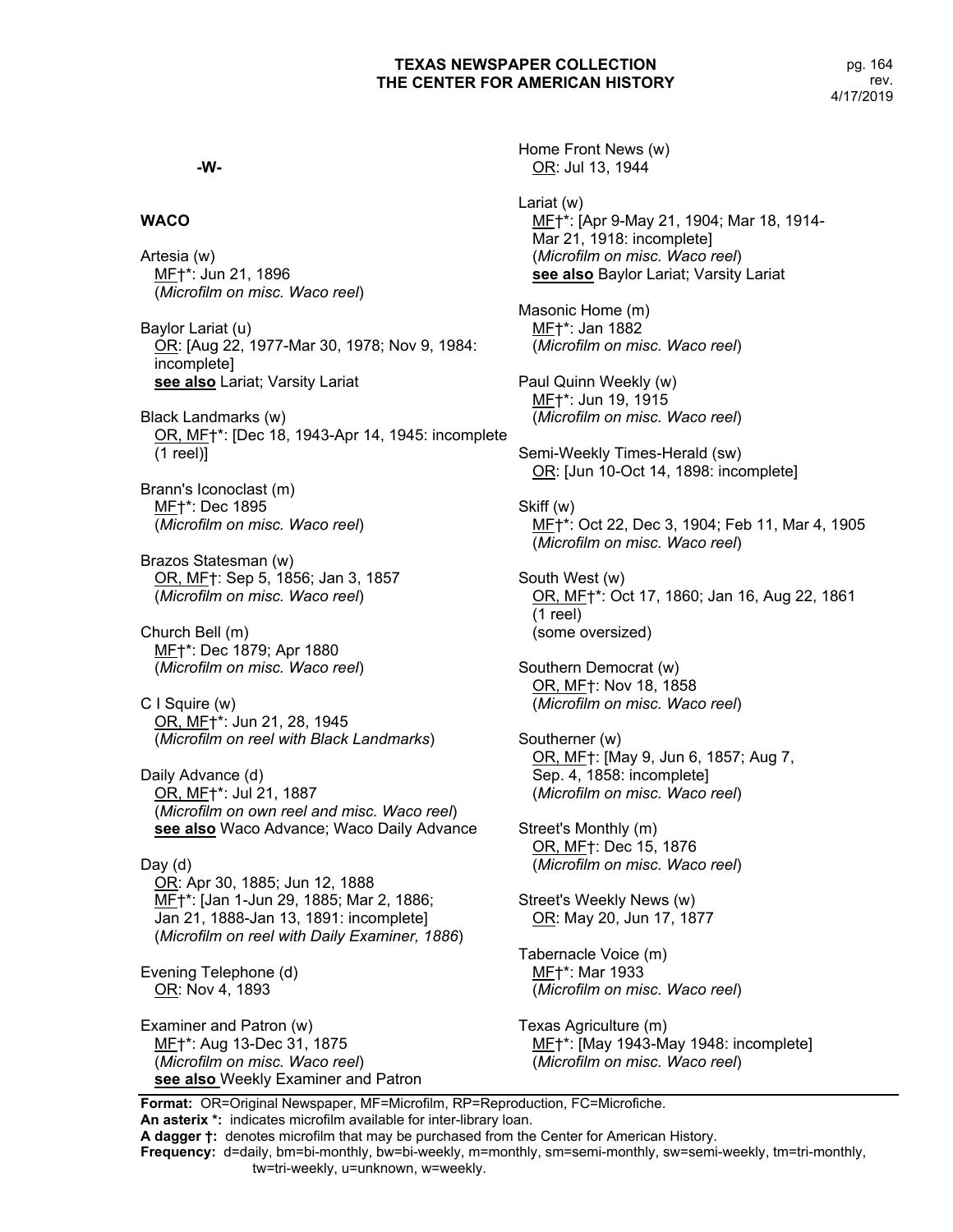## -W-

### WACO

Artesia (w)
<u>MF</u>†*: Jun 21, 1896
(*Microfilm on misc. Waco reel*)

Baylor Lariat (u)
<u>OR</u>: [Aug 22, 1977-Mar 30, 1978; Nov 9, 1984: incomplete]
**<u>see also</u>** Lariat; Varsity Lariat

Black Landmarks (w)
<u>OR, MF</u>†*: [Dec 18, 1943-Apr 14, 1945: incomplete (1 reel)]

Brann's Iconoclast (m)
<u>MF</u>†*: Dec 1895
(*Microfilm on misc. Waco reel*)

Brazos Statesman (w)
<u>OR, MF</u>†: Sep 5, 1856; Jan 3, 1857
(*Microfilm on misc. Waco reel*)

Church Bell (m)
<u>MF</u>†*: Dec 1879; Apr 1880
(*Microfilm on misc. Waco reel*)

C I Squire (w)
<u>OR, MF</u>†*: Jun 21, 28, 1945
(*Microfilm on reel with Black Landmarks*)

Daily Advance (d)
<u>OR, MF</u>†*: Jul 21, 1887
(*Microfilm on own reel and misc. Waco reel*)
**<u>see also</u>** Waco Advance; Waco Daily Advance

Day (d)
<u>OR</u>: Apr 30, 1885; Jun 12, 1888
<u>MF</u>†*: [Jan 1-Jun 29, 1885; Mar 2, 1886; Jan 21, 1888-Jan 13, 1891: incomplete]
(*Microfilm on reel with Daily Examiner, 1886*)

Evening Telephone (d)
<u>OR</u>: Nov 4, 1893

Examiner and Patron (w)
<u>MF</u>†*: Aug 13-Dec 31, 1875
(*Microfilm on misc. Waco reel*)
**<u>see also</u>** Weekly Examiner and Patron

Home Front News (w)
<u>OR</u>: Jul 13, 1944

Lariat (w)
<u>MF</u>†*: [Apr 9-May 21, 1904; Mar 18, 1914-Mar 21, 1918: incomplete]
(*Microfilm on misc. Waco reel*)
**<u>see also</u>** Baylor Lariat; Varsity Lariat

Masonic Home (m)
<u>MF</u>†*: Jan 1882
(*Microfilm on misc. Waco reel*)

Paul Quinn Weekly (w)
<u>MF</u>†*: Jun 19, 1915
(*Microfilm on misc. Waco reel*)

Semi-Weekly Times-Herald (sw)
<u>OR</u>: [Jun 10-Oct 14, 1898: incomplete]

Skiff (w)
<u>MF</u>†*: Oct 22, Dec 3, 1904; Feb 11, Mar 4, 1905
(*Microfilm on misc. Waco reel*)

South West (w)
<u>OR, MF</u>†*: Oct 17, 1860; Jan 16, Aug 22, 1861 (1 reel)
(some oversized)

Southern Democrat (w)
<u>OR, MF</u>†: Nov 18, 1858
(*Microfilm on misc. Waco reel*)

Southerner (w)
<u>OR, MF</u>†: [May 9, Jun 6, 1857; Aug 7, Sep. 4, 1858: incomplete]
(*Microfilm on misc. Waco reel*)

Street's Monthly (m)
<u>OR, MF</u>†: Dec 15, 1876
(*Microfilm on misc. Waco reel*)

Street's Weekly News (w)
<u>OR</u>: May 20, Jun 17, 1877

Tabernacle Voice (m)
<u>MF</u>†*: Mar 1933
(*Microfilm on misc. Waco reel*)

Texas Agriculture (m)
<u>MF</u>†*: [May 1943-May 1948: incomplete]
(*Microfilm on misc. Waco reel*)

**Format:** OR=Original Newspaper, MF=Microfilm, RP=Reproduction, FC=Microfiche.
**An asterix *:** indicates microfilm available for inter-library loan.
**A dagger †:** denotes microfilm that may be purchased from the Center for American History.
**Frequency:** d=daily, bm=bi-monthly, bw=bi-weekly, m=monthly, sm=semi-monthly, sw=semi-weekly, tm=tri-monthly, tw=tri-weekly, u=unknown, w=weekly.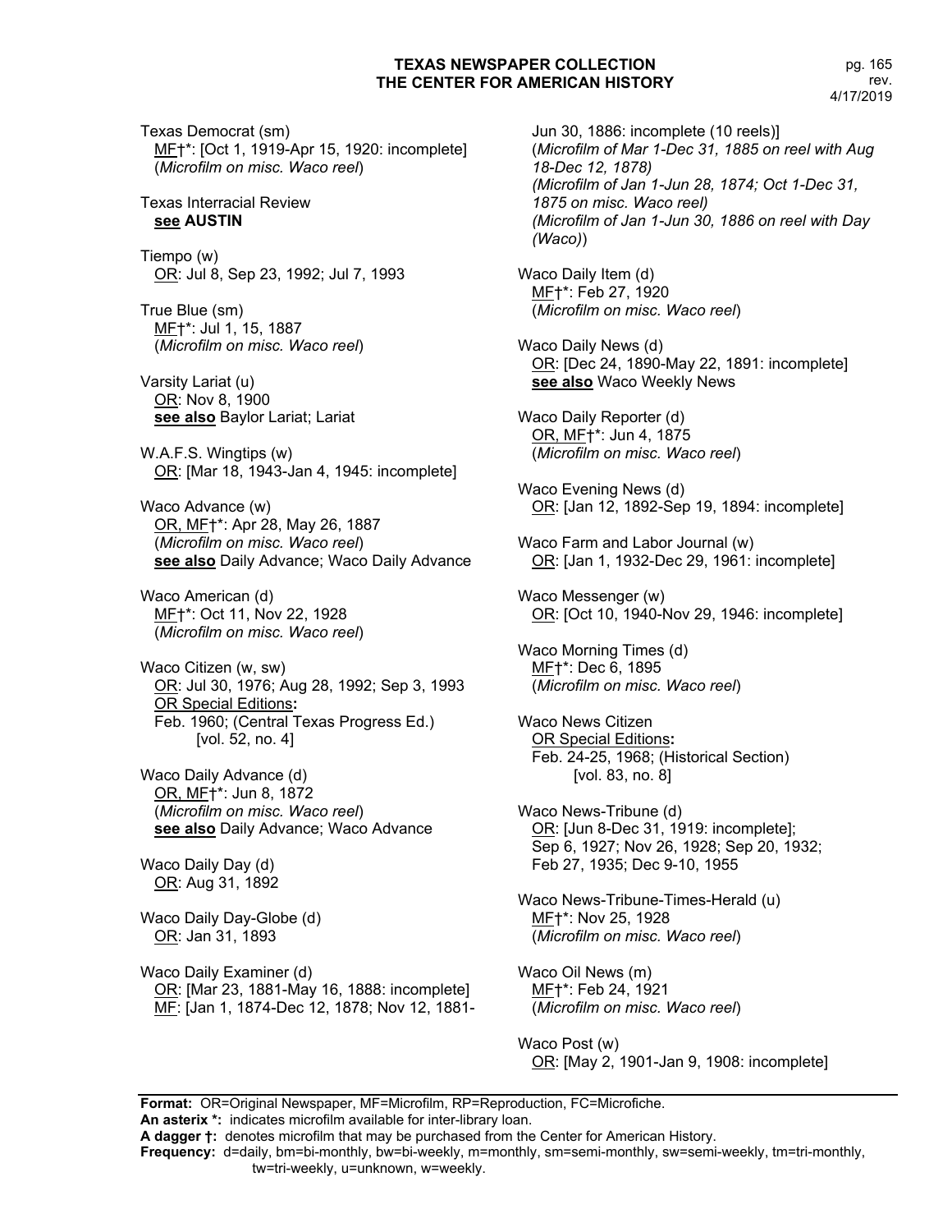Texas Democrat (sm)
MF†*: [Oct 1, 1919-Apr 15, 1920: incomplete]
(*Microfilm on misc. Waco reel*)

Texas Interracial Review
**see AUSTIN**

Tiempo (w)
OR: Jul 8, Sep 23, 1992; Jul 7, 1993

True Blue (sm)
MF†*: Jul 1, 15, 1887
(*Microfilm on misc. Waco reel*)

Varsity Lariat (u)
OR: Nov 8, 1900
**see also** Baylor Lariat; Lariat

W.A.F.S. Wingtips (w)
OR: [Mar 18, 1943-Jan 4, 1945: incomplete]

Waco Advance (w)
OR, MF†*: Apr 28, May 26, 1887
(*Microfilm on misc. Waco reel*)
**see also** Daily Advance; Waco Daily Advance

Waco American (d)
MF†*: Oct 11, Nov 22, 1928
(*Microfilm on misc. Waco reel*)

Waco Citizen (w, sw)
OR: Jul 30, 1976; Aug 28, 1992; Sep 3, 1993
OR Special Editions**:**
Feb. 1960; (Central Texas Progress Ed.)
[vol. 52, no. 4]

Waco Daily Advance (d)
OR, MF†*: Jun 8, 1872
(*Microfilm on misc. Waco reel*)
**see also** Daily Advance; Waco Advance

Waco Daily Day (d)
OR: Aug 31, 1892

Waco Daily Day-Globe (d)
OR: Jan 31, 1893

Waco Daily Examiner (d)
OR: [Mar 23, 1881-May 16, 1888: incomplete]
MF: [Jan 1, 1874-Dec 12, 1878; Nov 12, 1881-Jun 30, 1886: incomplete (10 reels)]
(*Microfilm of Mar 1-Dec 31, 1885 on reel with Aug 18-Dec 12, 1878)*
*(Microfilm of Jan 1-Jun 28, 1874; Oct 1-Dec 31, 1875 on misc. Waco reel)*
*(Microfilm of Jan 1-Jun 30, 1886 on reel with Day (Waco)*)

Waco Daily Item (d)
MF†*: Feb 27, 1920
(*Microfilm on misc. Waco reel*)

Waco Daily News (d)
OR: [Dec 24, 1890-May 22, 1891: incomplete]
**see also** Waco Weekly News

Waco Daily Reporter (d)
OR, MF†*: Jun 4, 1875
(*Microfilm on misc. Waco reel*)

Waco Evening News (d)
OR: [Jan 12, 1892-Sep 19, 1894: incomplete]

Waco Farm and Labor Journal (w)
OR: [Jan 1, 1932-Dec 29, 1961: incomplete]

Waco Messenger (w)
OR: [Oct 10, 1940-Nov 29, 1946: incomplete]

Waco Morning Times (d)
MF†*: Dec 6, 1895
(*Microfilm on misc. Waco reel*)

Waco News Citizen
OR Special Editions**:**
Feb. 24-25, 1968; (Historical Section)
[vol. 83, no. 8]

Waco News-Tribune (d)
OR: [Jun 8-Dec 31, 1919: incomplete];
Sep 6, 1927; Nov 26, 1928; Sep 20, 1932;
Feb 27, 1935; Dec 9-10, 1955

Waco News-Tribune-Times-Herald (u)
MF†*: Nov 25, 1928
(*Microfilm on misc. Waco reel*)

Waco Oil News (m)
MF†*: Feb 24, 1921
(*Microfilm on misc. Waco reel*)

Waco Post (w)
OR: [May 2, 1901-Jan 9, 1908: incomplete]

**Format:** OR=Original Newspaper, MF=Microfilm, RP=Reproduction, FC=Microfiche.
**An asterix *:** indicates microfilm available for inter-library loan.
**A dagger †:** denotes microfilm that may be purchased from the Center for American History.
**Frequency:** d=daily, bm=bi-monthly, bw=bi-weekly, m=monthly, sm=semi-monthly, sw=semi-weekly, tm=tri-monthly, tw=tri-weekly, u=unknown, w=weekly.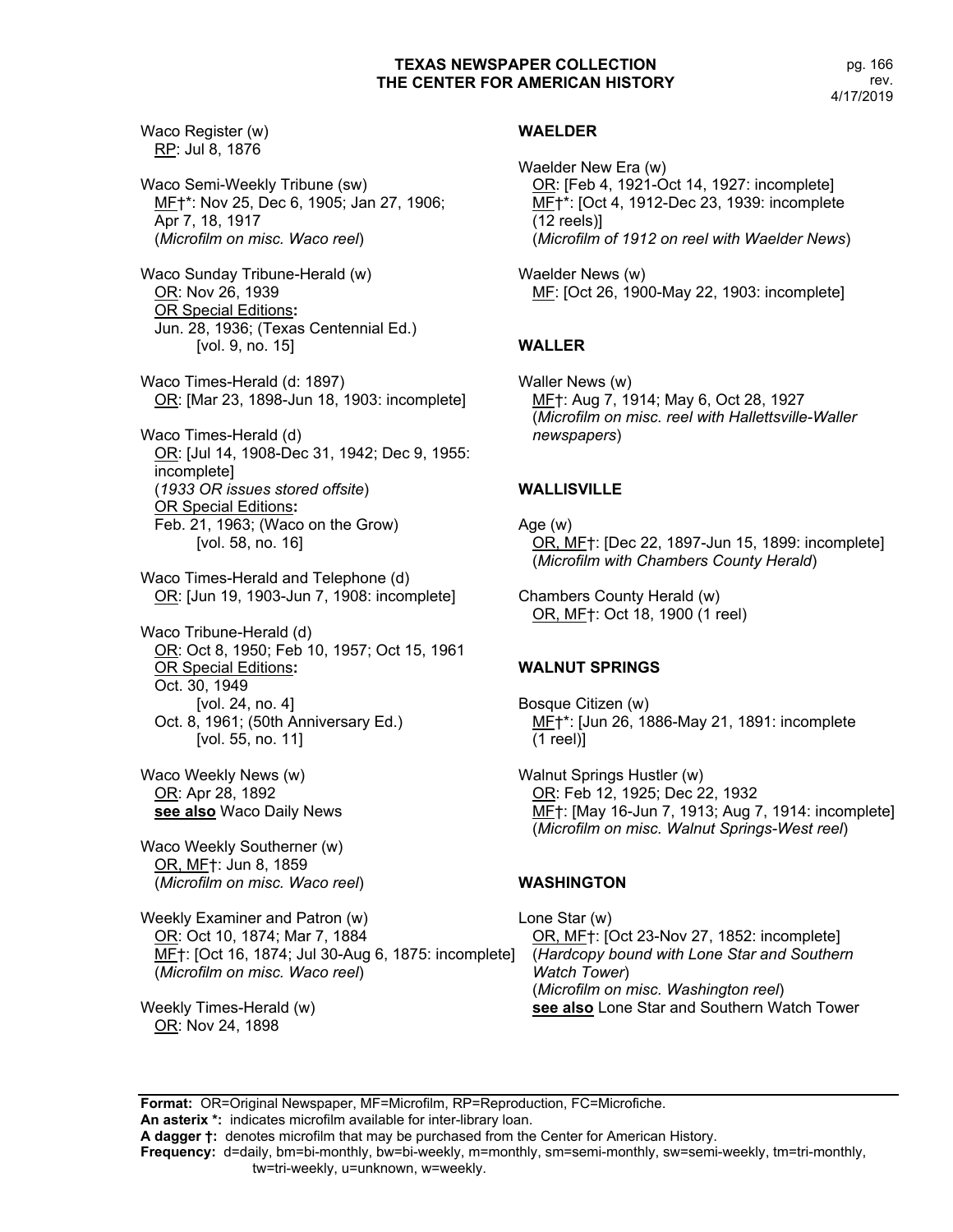Waco Register (w)
RP: Jul 8, 1876

Waco Semi-Weekly Tribune (sw)
MF†*: Nov 25, Dec 6, 1905; Jan 27, 1906; Apr 7, 18, 1917
(*Microfilm on misc. Waco reel*)

Waco Sunday Tribune-Herald (w)
OR: Nov 26, 1939
OR Special Editions**:**
Jun. 28, 1936; (Texas Centennial Ed.)
[vol. 9, no. 15]

Waco Times-Herald (d: 1897)
OR: [Mar 23, 1898-Jun 18, 1903: incomplete]

Waco Times-Herald (d)
OR: [Jul 14, 1908-Dec 31, 1942; Dec 9, 1955: incomplete]
(*1933 OR issues stored offsite*)
OR Special Editions**:**
Feb. 21, 1963; (Waco on the Grow)
[vol. 58, no. 16]

Waco Times-Herald and Telephone (d)
OR: [Jun 19, 1903-Jun 7, 1908: incomplete]

Waco Tribune-Herald (d)
OR: Oct 8, 1950; Feb 10, 1957; Oct 15, 1961
OR Special Editions**:**
Oct. 30, 1949
[vol. 24, no. 4]
Oct. 8, 1961; (50th Anniversary Ed.)
[vol. 55, no. 11]

Waco Weekly News (w)
OR: Apr 28, 1892
**see also** Waco Daily News

Waco Weekly Southerner (w)
OR, MF†: Jun 8, 1859
(*Microfilm on misc. Waco reel*)

Weekly Examiner and Patron (w)
OR: Oct 10, 1874; Mar 7, 1884
MF†: [Oct 16, 1874; Jul 30-Aug 6, 1875: incomplete]
(*Microfilm on misc. Waco reel*)

Weekly Times-Herald (w)
OR: Nov 24, 1898

### WAELDER

Waelder New Era (w)
OR: [Feb 4, 1921-Oct 14, 1927: incomplete]
MF†*: [Oct 4, 1912-Dec 23, 1939: incomplete (12 reels)]
(*Microfilm of 1912 on reel with Waelder News*)

Waelder News (w)
MF: [Oct 26, 1900-May 22, 1903: incomplete]

### WALLER

Waller News (w)
MF†: Aug 7, 1914; May 6, Oct 28, 1927
(*Microfilm on misc. reel with Hallettsville-Waller newspapers*)

### WALLISVILLE

Age (w)
OR, MF†: [Dec 22, 1897-Jun 15, 1899: incomplete]
(*Microfilm with Chambers County Herald*)

Chambers County Herald (w)
OR, MF†: Oct 18, 1900 (1 reel)

### WALNUT SPRINGS

Bosque Citizen (w)
MF†*: [Jun 26, 1886-May 21, 1891: incomplete (1 reel)]

Walnut Springs Hustler (w)
OR: Feb 12, 1925; Dec 22, 1932
MF†: [May 16-Jun 7, 1913; Aug 7, 1914: incomplete]
(*Microfilm on misc. Walnut Springs-West reel*)

### WASHINGTON

Lone Star (w)
OR, MF†: [Oct 23-Nov 27, 1852: incomplete]
(*Hardcopy bound with Lone Star and Southern Watch Tower*)
(*Microfilm on misc. Washington reel*)
**see also** Lone Star and Southern Watch Tower

---

**Format:** OR=Original Newspaper, MF=Microfilm, RP=Reproduction, FC=Microfiche.
**An asterix \*:** indicates microfilm available for inter-library loan.
**A dagger †:** denotes microfilm that may be purchased from the Center for American History.
**Frequency:** d=daily, bm=bi-monthly, bw=bi-weekly, m=monthly, sm=semi-monthly, sw=semi-weekly, tm=tri-monthly, tw=tri-weekly, u=unknown, w=weekly.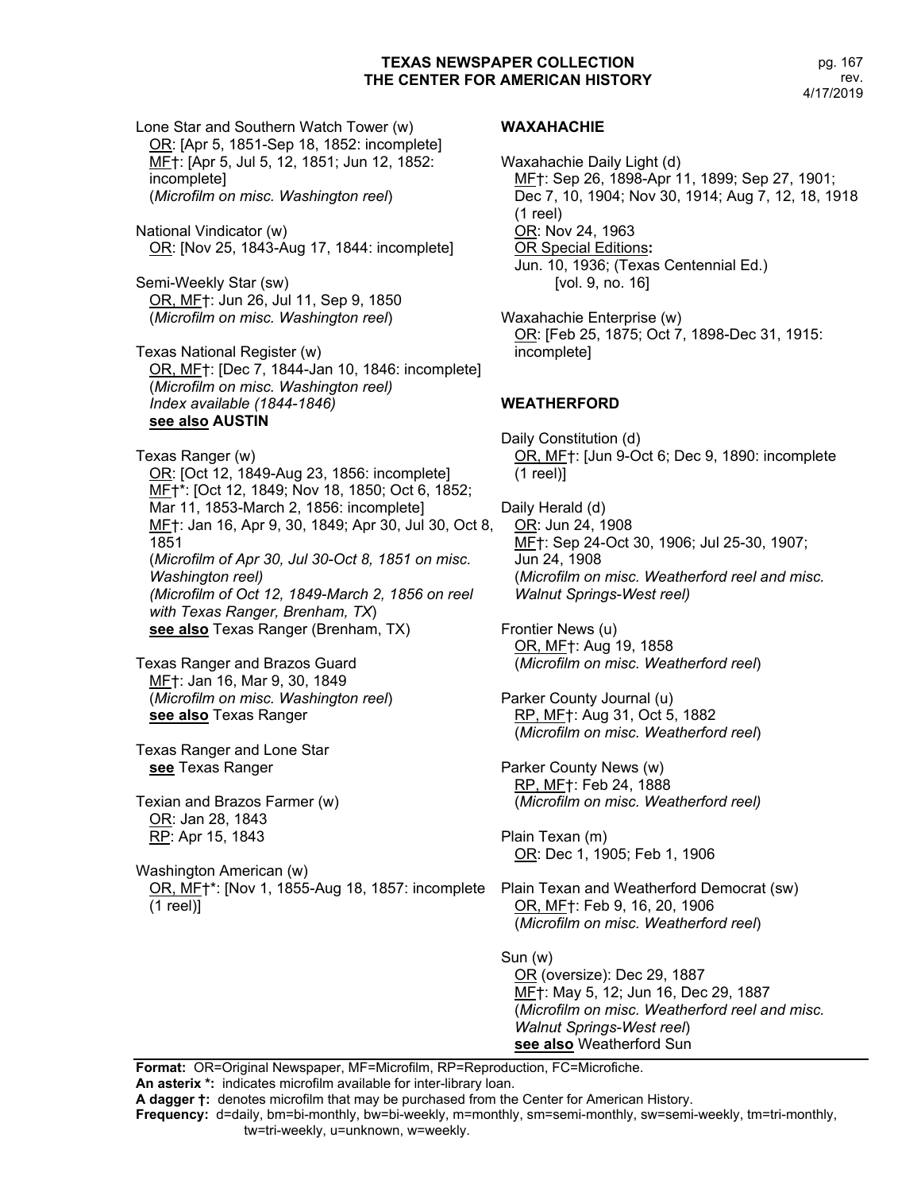Lone Star and Southern Watch Tower (w)
OR: [Apr 5, 1851-Sep 18, 1852: incomplete]
MF†: [Apr 5, Jul 5, 12, 1851; Jun 12, 1852: incomplete]
(*Microfilm on misc. Washington reel*)

National Vindicator (w)
OR: [Nov 25, 1843-Aug 17, 1844: incomplete]

Semi-Weekly Star (sw)
OR, MF†: Jun 26, Jul 11, Sep 9, 1850
(*Microfilm on misc. Washington reel*)

Texas National Register (w)
OR, MF†: [Dec 7, 1844-Jan 10, 1846: incomplete]
(*Microfilm on misc. Washington reel)*
*Index available (1844-1846)*
**see also AUSTIN**

Texas Ranger (w)
OR: [Oct 12, 1849-Aug 23, 1856: incomplete]
MF†*: [Oct 12, 1849; Nov 18, 1850; Oct 6, 1852; Mar 11, 1853-March 2, 1856: incomplete]
MF†: Jan 16, Apr 9, 30, 1849; Apr 30, Jul 30, Oct 8, 1851
(*Microfilm of Apr 30, Jul 30-Oct 8, 1851 on misc. Washington reel)*
*(Microfilm of Oct 12, 1849-March 2, 1856 on reel with Texas Ranger, Brenham, TX*)
**see also** Texas Ranger (Brenham, TX)

Texas Ranger and Brazos Guard
MF†: Jan 16, Mar 9, 30, 1849
(*Microfilm on misc. Washington reel*)
**see also** Texas Ranger

Texas Ranger and Lone Star
**see** Texas Ranger

Texian and Brazos Farmer (w)
OR: Jan 28, 1843
RP: Apr 15, 1843

Washington American (w)
OR, MF†*: [Nov 1, 1855-Aug 18, 1857: incomplete (1 reel)]

## WAXAHACHIE

Waxahachie Daily Light (d)
MF†: Sep 26, 1898-Apr 11, 1899; Sep 27, 1901; Dec 7, 10, 1904; Nov 30, 1914; Aug 7, 12, 18, 1918 (1 reel)
OR: Nov 24, 1963
OR Special Editions**:**
Jun. 10, 1936; (Texas Centennial Ed.)
[vol. 9, no. 16]

Waxahachie Enterprise (w)
OR: [Feb 25, 1875; Oct 7, 1898-Dec 31, 1915: incomplete]

## WEATHERFORD

Daily Constitution (d)
OR, MF†: [Jun 9-Oct 6; Dec 9, 1890: incomplete (1 reel)]

Daily Herald (d)
OR: Jun 24, 1908
MF†: Sep 24-Oct 30, 1906; Jul 25-30, 1907; Jun 24, 1908
(*Microfilm on misc. Weatherford reel and misc. Walnut Springs-West reel)*

Frontier News (u)
OR, MF†: Aug 19, 1858
(*Microfilm on misc. Weatherford reel*)

Parker County Journal (u)
RP, MF†: Aug 31, Oct 5, 1882
(*Microfilm on misc. Weatherford reel*)

Parker County News (w)
RP, MF†: Feb 24, 1888
(*Microfilm on misc. Weatherford reel)*

Plain Texan (m)
OR: Dec 1, 1905; Feb 1, 1906

Plain Texan and Weatherford Democrat (sw)
OR, MF†: Feb 9, 16, 20, 1906
(*Microfilm on misc. Weatherford reel*)

Sun (w)
OR (oversize): Dec 29, 1887
MF†: May 5, 12; Jun 16, Dec 29, 1887
(*Microfilm on misc. Weatherford reel and misc. Walnut Springs-West reel*)
**see also** Weatherford Sun

**Format:** OR=Original Newspaper, MF=Microfilm, RP=Reproduction, FC=Microfiche.
**An asterix *:** indicates microfilm available for inter-library loan.
**A dagger †:** denotes microfilm that may be purchased from the Center for American History.
**Frequency:** d=daily, bm=bi-monthly, bw=bi-weekly, m=monthly, sm=semi-monthly, sw=semi-weekly, tm=tri-monthly, tw=tri-weekly, u=unknown, w=weekly.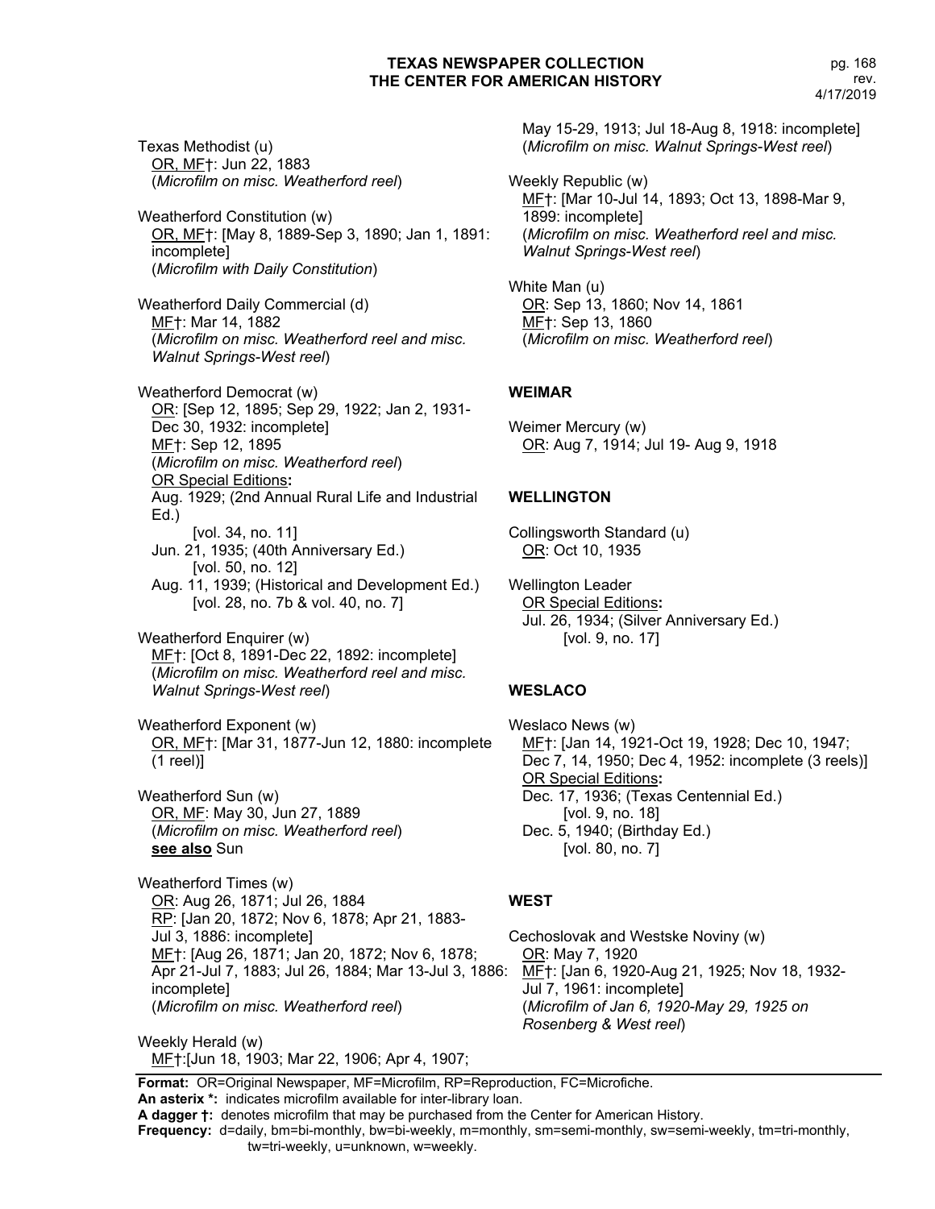Texas Methodist (u)
OR, MF†: Jun 22, 1883
(*Microfilm on misc. Weatherford reel*)

Weatherford Constitution (w)
OR, MF†: [May 8, 1889-Sep 3, 1890; Jan 1, 1891: incomplete]
(*Microfilm with Daily Constitution*)

Weatherford Daily Commercial (d)
MF†: Mar 14, 1882
(*Microfilm on misc. Weatherford reel and misc. Walnut Springs-West reel*)

Weatherford Democrat (w)
OR: [Sep 12, 1895; Sep 29, 1922; Jan 2, 1931-Dec 30, 1932: incomplete]
MF†: Sep 12, 1895
(*Microfilm on misc. Weatherford reel*)
OR Special Editions**:**
Aug. 1929; (2nd Annual Rural Life and Industrial Ed.)
[vol. 34, no. 11]
Jun. 21, 1935; (40th Anniversary Ed.)
[vol. 50, no. 12]
Aug. 11, 1939; (Historical and Development Ed.)
[vol. 28, no. 7b & vol. 40, no. 7]

Weatherford Enquirer (w)
MF†: [Oct 8, 1891-Dec 22, 1892: incomplete]
(*Microfilm on misc. Weatherford reel and misc. Walnut Springs-West reel*)

Weatherford Exponent (w)
OR, MF†: [Mar 31, 1877-Jun 12, 1880: incomplete (1 reel)]

Weatherford Sun (w)
OR, MF: May 30, Jun 27, 1889
(*Microfilm on misc. Weatherford reel*)
**see also** Sun

Weatherford Times (w)
OR: Aug 26, 1871; Jul 26, 1884
RP: [Jan 20, 1872; Nov 6, 1878; Apr 21, 1883-Jul 3, 1886: incomplete]
MF†: [Aug 26, 1871; Jan 20, 1872; Nov 6, 1878; Apr 21-Jul 7, 1883; Jul 26, 1884; Mar 13-Jul 3, 1886: incomplete]
(*Microfilm on misc. Weatherford reel*)

Weekly Herald (w)
MF†:[Jun 18, 1903; Mar 22, 1906; Apr 4, 1907; May 15-29, 1913; Jul 18-Aug 8, 1918: incomplete]
(*Microfilm on misc. Walnut Springs-West reel*)

Weekly Republic (w)
MF†: [Mar 10-Jul 14, 1893; Oct 13, 1898-Mar 9, 1899: incomplete]
(*Microfilm on misc. Weatherford reel and misc. Walnut Springs-West reel*)

White Man (u)
OR: Sep 13, 1860; Nov 14, 1861
MF†: Sep 13, 1860
(*Microfilm on misc. Weatherford reel*)

## WEIMAR

Weimer Mercury (w)
OR: Aug 7, 1914; Jul 19- Aug 9, 1918

## WELLINGTON

Collingsworth Standard (u)
OR: Oct 10, 1935

Wellington Leader
OR Special Editions**:**
Jul. 26, 1934; (Silver Anniversary Ed.)
[vol. 9, no. 17]

## WESLACO

Weslaco News (w)
MF†: [Jan 14, 1921-Oct 19, 1928; Dec 10, 1947; Dec 7, 14, 1950; Dec 4, 1952: incomplete (3 reels)]
OR Special Editions**:**
Dec. 17, 1936; (Texas Centennial Ed.)
[vol. 9, no. 18]
Dec. 5, 1940; (Birthday Ed.)
[vol. 80, no. 7]

## WEST

Cechoslovak and Westske Noviny (w)
OR: May 7, 1920
MF†: [Jan 6, 1920-Aug 21, 1925; Nov 18, 1932-Jul 7, 1961: incomplete]
(*Microfilm of Jan 6, 1920-May 29, 1925 on Rosenberg & West reel*)

**Format:** OR=Original Newspaper, MF=Microfilm, RP=Reproduction, FC=Microfiche.
**An asterix \*:** indicates microfilm available for inter-library loan.
**A dagger †:** denotes microfilm that may be purchased from the Center for American History.
**Frequency:** d=daily, bm=bi-monthly, bw=bi-weekly, m=monthly, sm=semi-monthly, sw=semi-weekly, tm=tri-monthly, tw=tri-weekly, u=unknown, w=weekly.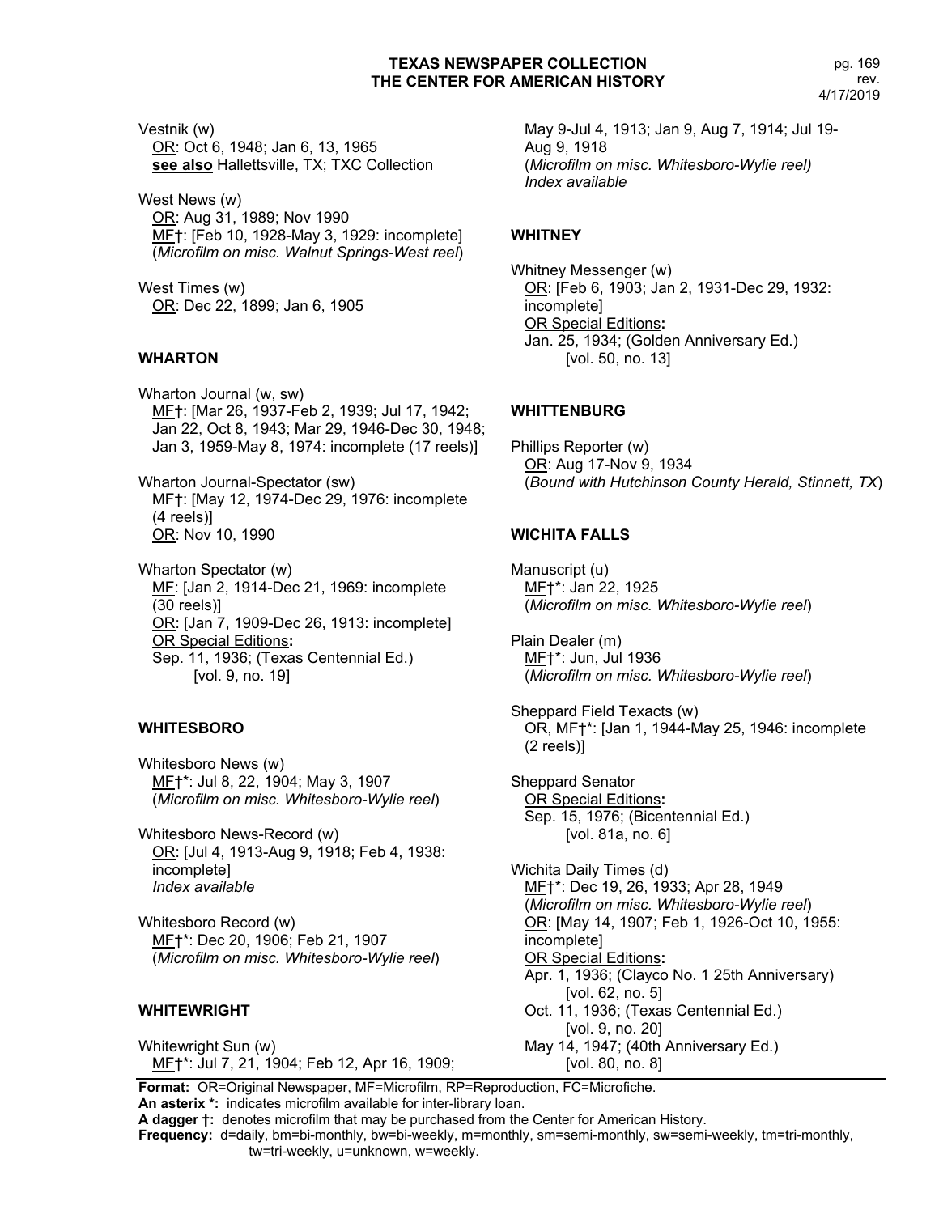Vestnik (w)
OR: Oct 6, 1948; Jan 6, 13, 1965
**see also** Hallettsville, TX; TXC Collection

West News (w)
OR: Aug 31, 1989; Nov 1990
MF†: [Feb 10, 1928-May 3, 1929: incomplete]
(*Microfilm on misc. Walnut Springs-West reel*)

West Times (w)
OR: Dec 22, 1899; Jan 6, 1905

### WHARTON

Wharton Journal (w, sw)
MF†: [Mar 26, 1937-Feb 2, 1939; Jul 17, 1942; Jan 22, Oct 8, 1943; Mar 29, 1946-Dec 30, 1948; Jan 3, 1959-May 8, 1974: incomplete (17 reels)]

Wharton Journal-Spectator (sw)
MF†: [May 12, 1974-Dec 29, 1976: incomplete (4 reels)]
OR: Nov 10, 1990

Wharton Spectator (w)
MF: [Jan 2, 1914-Dec 21, 1969: incomplete (30 reels)]
OR: [Jan 7, 1909-Dec 26, 1913: incomplete]
OR Special Editions**:**
Sep. 11, 1936; (Texas Centennial Ed.) [vol. 9, no. 19]

### WHITESBORO

Whitesboro News (w)
MF†*: Jul 8, 22, 1904; May 3, 1907
(*Microfilm on misc. Whitesboro-Wylie reel*)

Whitesboro News-Record (w)
OR: [Jul 4, 1913-Aug 9, 1918; Feb 4, 1938: incomplete]
*Index available*

Whitesboro Record (w)
MF†*: Dec 20, 1906; Feb 21, 1907
(*Microfilm on misc. Whitesboro-Wylie reel*)

### WHITEWRIGHT

Whitewright Sun (w)
MF†*: Jul 7, 21, 1904; Feb 12, Apr 16, 1909; May 9-Jul 4, 1913; Jan 9, Aug 7, 1914; Jul 19-Aug 9, 1918
(*Microfilm on misc. Whitesboro-Wylie reel)*
*Index available*

### WHITNEY

Whitney Messenger (w)
OR: [Feb 6, 1903; Jan 2, 1931-Dec 29, 1932: incomplete]
OR Special Editions**:**
Jan. 25, 1934; (Golden Anniversary Ed.) [vol. 50, no. 13]

### WHITTENBURG

Phillips Reporter (w)
OR: Aug 17-Nov 9, 1934
(*Bound with Hutchinson County Herald, Stinnett, TX*)

### WICHITA FALLS

Manuscript (u)
MF†*: Jan 22, 1925
(*Microfilm on misc. Whitesboro-Wylie reel*)

Plain Dealer (m)
MF†*: Jun, Jul 1936
(*Microfilm on misc. Whitesboro-Wylie reel*)

Sheppard Field Texacts (w)
OR, MF†*: [Jan 1, 1944-May 25, 1946: incomplete (2 reels)]

Sheppard Senator
OR Special Editions**:**
Sep. 15, 1976; (Bicentennial Ed.) [vol. 81a, no. 6]

Wichita Daily Times (d)
MF†*: Dec 19, 26, 1933; Apr 28, 1949
(*Microfilm on misc. Whitesboro-Wylie reel*)
OR: [May 14, 1907; Feb 1, 1926-Oct 10, 1955: incomplete]
OR Special Editions**:**
Apr. 1, 1936; (Clayco No. 1 25th Anniversary) [vol. 62, no. 5]
Oct. 11, 1936; (Texas Centennial Ed.) [vol. 9, no. 20]
May 14, 1947; (40th Anniversary Ed.) [vol. 80, no. 8]

**Format:** OR=Original Newspaper, MF=Microfilm, RP=Reproduction, FC=Microfiche.
**An asterix *:** indicates microfilm available for inter-library loan.
**A dagger †:** denotes microfilm that may be purchased from the Center for American History.
**Frequency:** d=daily, bm=bi-monthly, bw=bi-weekly, m=monthly, sm=semi-monthly, sw=semi-weekly, tm=tri-monthly, tw=tri-weekly, u=unknown, w=weekly.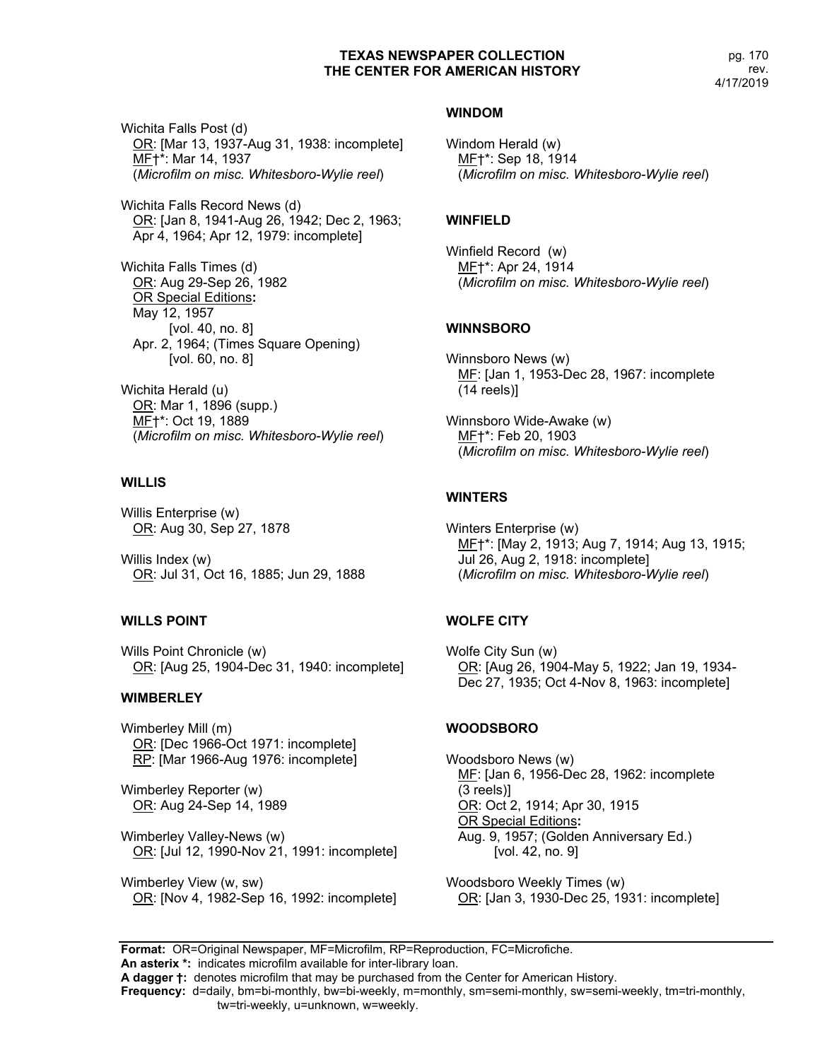Wichita Falls Post (d)
OR: [Mar 13, 1937-Aug 31, 1938: incomplete]
MF†*: Mar 14, 1937
(*Microfilm on misc. Whitesboro-Wylie reel*)

Wichita Falls Record News (d)
OR: [Jan 8, 1941-Aug 26, 1942; Dec 2, 1963; Apr 4, 1964; Apr 12, 1979: incomplete]

Wichita Falls Times (d)
OR: Aug 29-Sep 26, 1982
OR Special Editions**:**
May 12, 1957
[vol. 40, no. 8]
Apr. 2, 1964; (Times Square Opening)
[vol. 60, no. 8]

Wichita Herald (u)
OR: Mar 1, 1896 (supp.)
MF†*: Oct 19, 1889
(*Microfilm on misc. Whitesboro-Wylie reel*)

### WILLIS

Willis Enterprise (w)
OR: Aug 30, Sep 27, 1878

Willis Index (w)
OR: Jul 31, Oct 16, 1885; Jun 29, 1888

### WILLS POINT

Wills Point Chronicle (w)
OR: [Aug 25, 1904-Dec 31, 1940: incomplete]

### WIMBERLEY

Wimberley Mill (m)
OR: [Dec 1966-Oct 1971: incomplete]
RP: [Mar 1966-Aug 1976: incomplete]

Wimberley Reporter (w)
OR: Aug 24-Sep 14, 1989

Wimberley Valley-News (w)
OR: [Jul 12, 1990-Nov 21, 1991: incomplete]

Wimberley View (w, sw)
OR: [Nov 4, 1982-Sep 16, 1992: incomplete]

### WINDOM

Windom Herald (w)
MF†*: Sep 18, 1914
(*Microfilm on misc. Whitesboro-Wylie reel*)

### WINFIELD

Winfield Record (w)
MF†*: Apr 24, 1914
(*Microfilm on misc. Whitesboro-Wylie reel*)

### WINNSBORO

Winnsboro News (w)
MF: [Jan 1, 1953-Dec 28, 1967: incomplete (14 reels)]

Winnsboro Wide-Awake (w)
MF†*: Feb 20, 1903
(*Microfilm on misc. Whitesboro-Wylie reel*)

### WINTERS

Winters Enterprise (w)
MF†*: [May 2, 1913; Aug 7, 1914; Aug 13, 1915; Jul 26, Aug 2, 1918: incomplete]
(*Microfilm on misc. Whitesboro-Wylie reel*)

### WOLFE CITY

Wolfe City Sun (w)
OR: [Aug 26, 1904-May 5, 1922; Jan 19, 1934-Dec 27, 1935; Oct 4-Nov 8, 1963: incomplete]

### WOODSBORO

Woodsboro News (w)
MF: [Jan 6, 1956-Dec 28, 1962: incomplete (3 reels)]
OR: Oct 2, 1914; Apr 30, 1915
OR Special Editions**:**
Aug. 9, 1957; (Golden Anniversary Ed.)
[vol. 42, no. 9]

Woodsboro Weekly Times (w)
OR: [Jan 3, 1930-Dec 25, 1931: incomplete]

**Format:** OR=Original Newspaper, MF=Microfilm, RP=Reproduction, FC=Microfiche.
**An asterix *:** indicates microfilm available for inter-library loan.
**A dagger †:** denotes microfilm that may be purchased from the Center for American History.
**Frequency:** d=daily, bm=bi-monthly, bw=bi-weekly, m=monthly, sm=semi-monthly, sw=semi-weekly, tm=tri-monthly, tw=tri-weekly, u=unknown, w=weekly.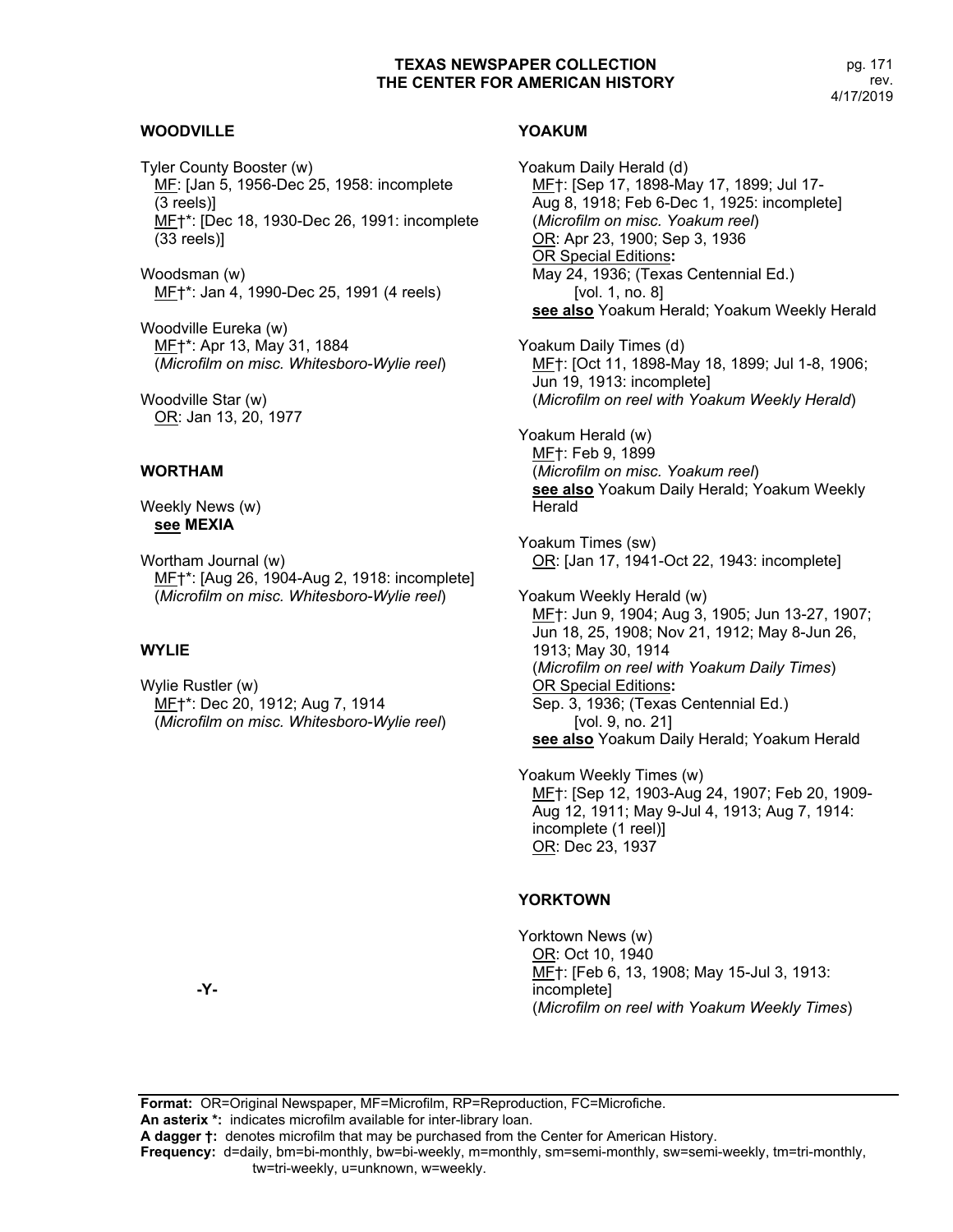## WOODVILLE

Tyler County Booster (w)
MF: [Jan 5, 1956-Dec 25, 1958: incomplete (3 reels)]
MF†*: [Dec 18, 1930-Dec 26, 1991: incomplete (33 reels)]

Woodsman (w)
MF†*: Jan 4, 1990-Dec 25, 1991 (4 reels)

Woodville Eureka (w)
MF†*: Apr 13, May 31, 1884
(*Microfilm on misc. Whitesboro-Wylie reel*)

Woodville Star (w)
OR: Jan 13, 20, 1977

## WORTHAM

Weekly News (w)
**see MEXIA**

Wortham Journal (w)
MF†*: [Aug 26, 1904-Aug 2, 1918: incomplete]
(*Microfilm on misc. Whitesboro-Wylie reel*)

## WYLIE

Wylie Rustler (w)
MF†*: Dec 20, 1912; Aug 7, 1914
(*Microfilm on misc. Whitesboro-Wylie reel*)

**-Y-**

## YOAKUM

Yoakum Daily Herald (d)
MF†: [Sep 17, 1898-May 17, 1899; Jul 17-Aug 8, 1918; Feb 6-Dec 1, 1925: incomplete]
(*Microfilm on misc. Yoakum reel*)
OR: Apr 23, 1900; Sep 3, 1936
OR Special Editions**:**
May 24, 1936; (Texas Centennial Ed.)
[vol. 1, no. 8]
**see also** Yoakum Herald; Yoakum Weekly Herald

Yoakum Daily Times (d)
MF†: [Oct 11, 1898-May 18, 1899; Jul 1-8, 1906; Jun 19, 1913: incomplete]
(*Microfilm on reel with Yoakum Weekly Herald*)

Yoakum Herald (w)
MF†: Feb 9, 1899
(*Microfilm on misc. Yoakum reel*)
**see also** Yoakum Daily Herald; Yoakum Weekly Herald

Yoakum Times (sw)
OR: [Jan 17, 1941-Oct 22, 1943: incomplete]

Yoakum Weekly Herald (w)
MF†: Jun 9, 1904; Aug 3, 1905; Jun 13-27, 1907; Jun 18, 25, 1908; Nov 21, 1912; May 8-Jun 26, 1913; May 30, 1914
(*Microfilm on reel with Yoakum Daily Times*)
OR Special Editions**:**
Sep. 3, 1936; (Texas Centennial Ed.)
[vol. 9, no. 21]
**see also** Yoakum Daily Herald; Yoakum Herald

Yoakum Weekly Times (w)
MF†: [Sep 12, 1903-Aug 24, 1907; Feb 20, 1909-Aug 12, 1911; May 9-Jul 4, 1913; Aug 7, 1914: incomplete (1 reel)]
OR: Dec 23, 1937

## YORKTOWN

Yorktown News (w)
OR: Oct 10, 1940
MF†: [Feb 6, 13, 1908; May 15-Jul 3, 1913: incomplete]
(*Microfilm on reel with Yoakum Weekly Times*)

**Format:** OR=Original Newspaper, MF=Microfilm, RP=Reproduction, FC=Microfiche.
**An asterix *:** indicates microfilm available for inter-library loan.
**A dagger †:** denotes microfilm that may be purchased from the Center for American History.
**Frequency:** d=daily, bm=bi-monthly, bw=bi-weekly, m=monthly, sm=semi-monthly, sw=semi-weekly, tm=tri-monthly, tw=tri-weekly, u=unknown, w=weekly.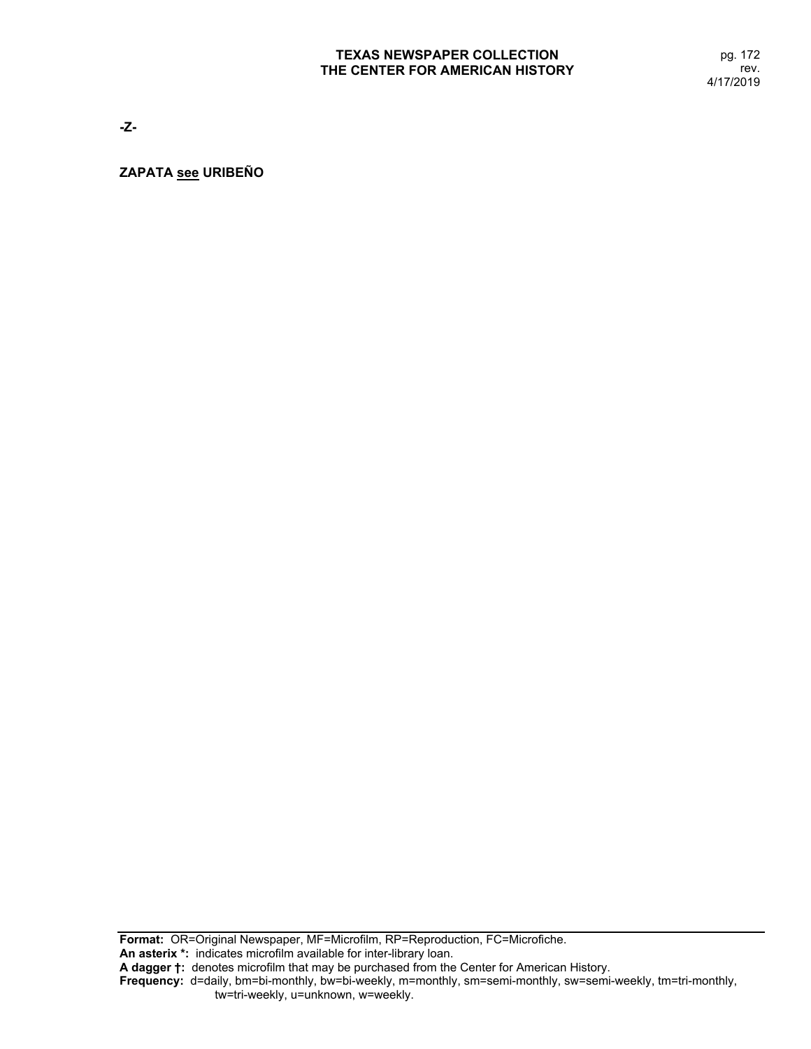**-Z-**

**ZAPATA see URIBEÑO**